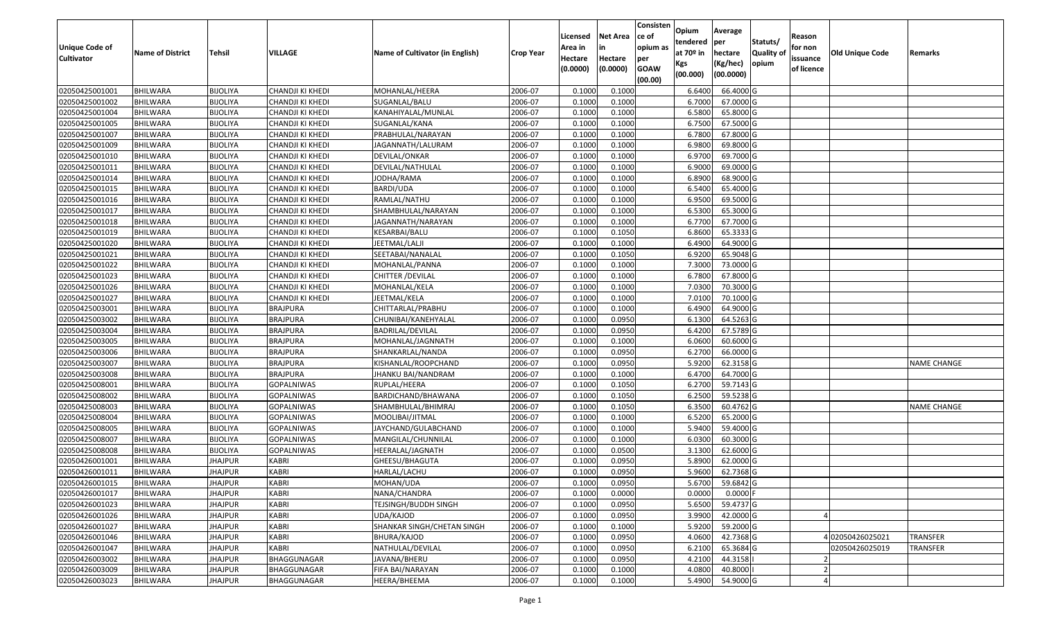| Unique Code of Cultivator | Name of District | Tehsil | VILLAGE | Name of Cultivator (in English) | Crop Year | Licensed Area in Hectare (0.0000) | Net Area in Hectare (0.0000) | Consistence of opium as per GOAW (00.00) | Opium tendered at 70º in Kgs (00.000) | Average per hectare (Kg/hec) (00.0000) | Statuts/ Quality of opium | Reason for non issuance of licence | Old Unique Code | Remarks |
|---|---|---|---|---|---|---|---|---|---|---|---|---|---|---|
| 02050425001001 | BHILWARA | BIJOLIYA | CHANDJI KI KHEDI | MOHANLAL/HEERA | 2006-07 | 0.1000 | 0.1000 | | 6.6400 | 66.4000 | G | | | |
| 02050425001002 | BHILWARA | BIJOLIYA | CHANDJI KI KHEDI | SUGANLAL/BALU | 2006-07 | 0.1000 | 0.1000 | | 6.7000 | 67.0000 | G | | | |
| 02050425001004 | BHILWARA | BIJOLIYA | CHANDJI KI KHEDI | KANAHIYALAL/MUNLAL | 2006-07 | 0.1000 | 0.1000 | | 6.5800 | 65.8000 | G | | | |
| 02050425001005 | BHILWARA | BIJOLIYA | CHANDJI KI KHEDI | SUGANLAL/KANA | 2006-07 | 0.1000 | 0.1000 | | 6.7500 | 67.5000 | G | | | |
| 02050425001007 | BHILWARA | BIJOLIYA | CHANDJI KI KHEDI | PRABHULAL/NARAYAN | 2006-07 | 0.1000 | 0.1000 | | 6.7800 | 67.8000 | G | | | |
| 02050425001009 | BHILWARA | BIJOLIYA | CHANDJI KI KHEDI | JAGANNATH/LALURAM | 2006-07 | 0.1000 | 0.1000 | | 6.9800 | 69.8000 | G | | | |
| 02050425001010 | BHILWARA | BIJOLIYA | CHANDJI KI KHEDI | DEVILAL/ONKAR | 2006-07 | 0.1000 | 0.1000 | | 6.9700 | 69.7000 | G | | | |
| 02050425001011 | BHILWARA | BIJOLIYA | CHANDJI KI KHEDI | DEVILAL/NATHULAL | 2006-07 | 0.1000 | 0.1000 | | 6.9000 | 69.0000 | G | | | |
| 02050425001014 | BHILWARA | BIJOLIYA | CHANDJI KI KHEDI | JODHA/RAMA | 2006-07 | 0.1000 | 0.1000 | | 6.8900 | 68.9000 | G | | | |
| 02050425001015 | BHILWARA | BIJOLIYA | CHANDJI KI KHEDI | BARDI/UDA | 2006-07 | 0.1000 | 0.1000 | | 6.5400 | 65.4000 | G | | | |
| 02050425001016 | BHILWARA | BIJOLIYA | CHANDJI KI KHEDI | RAMLAL/NATHU | 2006-07 | 0.1000 | 0.1000 | | 6.9500 | 69.5000 | G | | | |
| 02050425001017 | BHILWARA | BIJOLIYA | CHANDJI KI KHEDI | SHAMBHULAL/NARAYAN | 2006-07 | 0.1000 | 0.1000 | | 6.5300 | 65.3000 | G | | | |
| 02050425001018 | BHILWARA | BIJOLIYA | CHANDJI KI KHEDI | JAGANNATH/NARAYAN | 2006-07 | 0.1000 | 0.1000 | | 6.7700 | 67.7000 | G | | | |
| 02050425001019 | BHILWARA | BIJOLIYA | CHANDJI KI KHEDI | KESARBAI/BALU | 2006-07 | 0.1000 | 0.1050 | | 6.8600 | 65.3333 | G | | | |
| 02050425001020 | BHILWARA | BIJOLIYA | CHANDJI KI KHEDI | JEETMAL/LALJI | 2006-07 | 0.1000 | 0.1000 | | 6.4900 | 64.9000 | G | | | |
| 02050425001021 | BHILWARA | BIJOLIYA | CHANDJI KI KHEDI | SEETABAI/NANALAL | 2006-07 | 0.1000 | 0.1050 | | 6.9200 | 65.9048 | G | | | |
| 02050425001022 | BHILWARA | BIJOLIYA | CHANDJI KI KHEDI | MOHANLAL/PANNA | 2006-07 | 0.1000 | 0.1000 | | 7.3000 | 73.0000 | G | | | |
| 02050425001023 | BHILWARA | BIJOLIYA | CHANDJI KI KHEDI | CHITTER /DEVILAL | 2006-07 | 0.1000 | 0.1000 | | 6.7800 | 67.8000 | G | | | |
| 02050425001026 | BHILWARA | BIJOLIYA | CHANDJI KI KHEDI | MOHANLAL/KELA | 2006-07 | 0.1000 | 0.1000 | | 7.0300 | 70.3000 | G | | | |
| 02050425001027 | BHILWARA | BIJOLIYA | CHANDJI KI KHEDI | JEETMAL/KELA | 2006-07 | 0.1000 | 0.1000 | | 7.0100 | 70.1000 | G | | | |
| 02050425003001 | BHILWARA | BIJOLIYA | BRAJPURA | CHITTARLAL/PRABHU | 2006-07 | 0.1000 | 0.1000 | | 6.4900 | 64.9000 | G | | | |
| 02050425003002 | BHILWARA | BIJOLIYA | BRAJPURA | CHUNIBAI/KANEHYALAL | 2006-07 | 0.1000 | 0.0950 | | 6.1300 | 64.5263 | G | | | |
| 02050425003004 | BHILWARA | BIJOLIYA | BRAJPURA | BADRILAL/DEVILAL | 2006-07 | 0.1000 | 0.0950 | | 6.4200 | 67.5789 | G | | | |
| 02050425003005 | BHILWARA | BIJOLIYA | BRAJPURA | MOHANLAL/JAGNNATH | 2006-07 | 0.1000 | 0.1000 | | 6.0600 | 60.6000 | G | | | |
| 02050425003006 | BHILWARA | BIJOLIYA | BRAJPURA | SHANKARLAL/NANDA | 2006-07 | 0.1000 | 0.0950 | | 6.2700 | 66.0000 | G | | | |
| 02050425003007 | BHILWARA | BIJOLIYA | BRAJPURA | KISHANLAL/ROOPCHAND | 2006-07 | 0.1000 | 0.0950 | | 5.9200 | 62.3158 | G | | | NAME CHANGE |
| 02050425003008 | BHILWARA | BIJOLIYA | BRAJPURA | JHANKU BAI/NANDRAM | 2006-07 | 0.1000 | 0.1000 | | 6.4700 | 64.7000 | G | | | |
| 02050425008001 | BHILWARA | BIJOLIYA | GOPALNIWAS | RUPLAL/HEERA | 2006-07 | 0.1000 | 0.1050 | | 6.2700 | 59.7143 | G | | | |
| 02050425008002 | BHILWARA | BIJOLIYA | GOPALNIWAS | BARDICHAND/BHAWANA | 2006-07 | 0.1000 | 0.1050 | | 6.2500 | 59.5238 | G | | | |
| 02050425008003 | BHILWARA | BIJOLIYA | GOPALNIWAS | SHAMBHULAL/BHIMRAJ | 2006-07 | 0.1000 | 0.1050 | | 6.3500 | 60.4762 | G | | | NAME CHANGE |
| 02050425008004 | BHILWARA | BIJOLIYA | GOPALNIWAS | MOOLIBAI/JITMAL | 2006-07 | 0.1000 | 0.1000 | | 6.5200 | 65.2000 | G | | | |
| 02050425008005 | BHILWARA | BIJOLIYA | GOPALNIWAS | JAYCHAND/GULABCHAND | 2006-07 | 0.1000 | 0.1000 | | 5.9400 | 59.4000 | G | | | |
| 02050425008007 | BHILWARA | BIJOLIYA | GOPALNIWAS | MANGILAL/CHUNNILAL | 2006-07 | 0.1000 | 0.1000 | | 6.0300 | 60.3000 | G | | | |
| 02050425008008 | BHILWARA | BIJOLIYA | GOPALNIWAS | HEERALAL/JAGNATH | 2006-07 | 0.1000 | 0.0500 | | 3.1300 | 62.6000 | G | | | |
| 02050426001001 | BHILWARA | JHAJPUR | KABRI | GHEESU/BHAGUTA | 2006-07 | 0.1000 | 0.0950 | | 5.8900 | 62.0000 | G | | | |
| 02050426001011 | BHILWARA | JHAJPUR | KABRI | HARLAL/LACHU | 2006-07 | 0.1000 | 0.0950 | | 5.9600 | 62.7368 | G | | | |
| 02050426001015 | BHILWARA | JHAJPUR | KABRI | MOHAN/UDA | 2006-07 | 0.1000 | 0.0950 | | 5.6700 | 59.6842 | G | | | |
| 02050426001017 | BHILWARA | JHAJPUR | KABRI | NANA/CHANDRA | 2006-07 | 0.1000 | 0.0000 | | 0.0000 | 0.0000 | F | | | |
| 02050426001023 | BHILWARA | JHAJPUR | KABRI | TEJSINGH/BUDDH SINGH | 2006-07 | 0.1000 | 0.0950 | | 5.6500 | 59.4737 | G | | | |
| 02050426001026 | BHILWARA | JHAJPUR | KABRI | UDA/KAJOD | 2006-07 | 0.1000 | 0.0950 | | 3.9900 | 42.0000 | G | 4 | | |
| 02050426001027 | BHILWARA | JHAJPUR | KABRI | SHANKAR SINGH/CHETAN SINGH | 2006-07 | 0.1000 | 0.1000 | | 5.9200 | 59.2000 | G | | | |
| 02050426001046 | BHILWARA | JHAJPUR | KABRI | BHURA/KAJOD | 2006-07 | 0.1000 | 0.0950 | | 4.0600 | 42.7368 | G | 4 | 02050426025021 | TRANSFER |
| 02050426001047 | BHILWARA | JHAJPUR | KABRI | NATHULAL/DEVILAL | 2006-07 | 0.1000 | 0.0950 | | 6.2100 | 65.3684 | G | | 02050426025019 | TRANSFER |
| 02050426003002 | BHILWARA | JHAJPUR | BHAGGUNAGAR | JAVANA/BHERU | 2006-07 | 0.1000 | 0.0950 | | 4.2100 | 44.3158 | I | 2 | | |
| 02050426003009 | BHILWARA | JHAJPUR | BHAGGUNAGAR | FIFA BAI/NARAYAN | 2006-07 | 0.1000 | 0.1000 | | 4.0800 | 40.8000 | I | 2 | | |
| 02050426003023 | BHILWARA | JHAJPUR | BHAGGUNAGAR | HEERA/BHEEMA | 2006-07 | 0.1000 | 0.1000 | | 5.4900 | 54.9000 | G | 4 | | |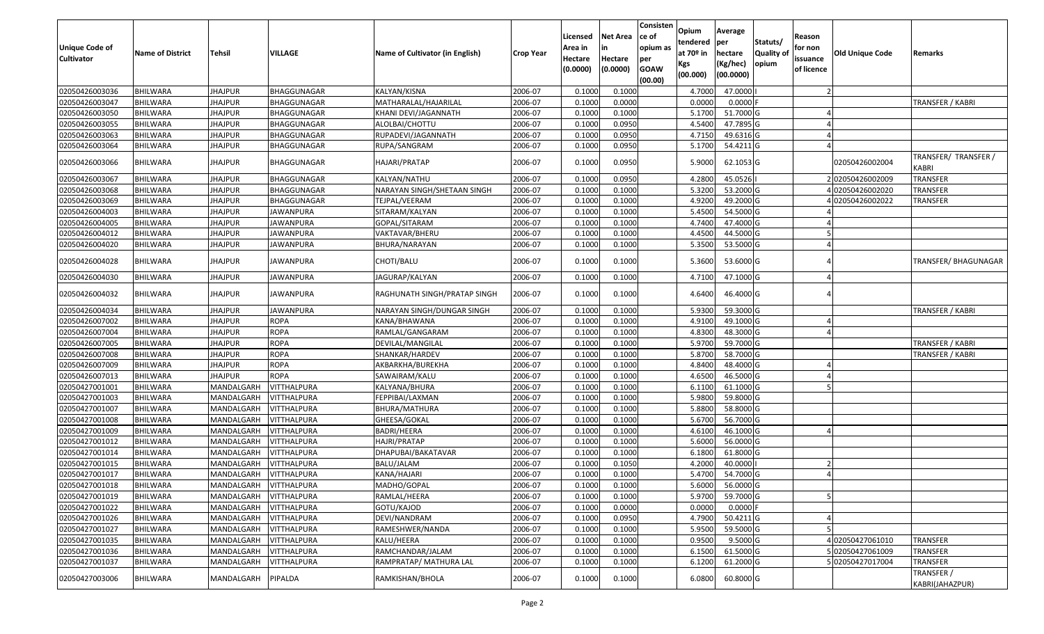| Unique Code of Cultivator | Name of District | Tehsil | VILLAGE | Name of Cultivator (in English) | Crop Year | Licensed Area in Hectare (0.0000) | Net Area in Hectare (0.0000) | Consistence of opium as per GOAW (00.00) | Opium tendered at 70º in Kgs (00.000) | Average per hectare (Kg/hec) (00.0000) | Statuts/ Quality of opium | Reason for non issuance of licence | Old Unique Code | Remarks |
|---|---|---|---|---|---|---|---|---|---|---|---|---|---|---|
| 02050426003036 | BHILWARA | JHAJPUR | BHAGGUNAGAR | KALYAN/KISNA | 2006-07 | 0.1000 | 0.1000 | | 4.7000 | 47.0000 | I | 2 | | |
| 02050426003047 | BHILWARA | JHAJPUR | BHAGGUNAGAR | MATHARALAL/HAJARILAL | 2006-07 | 0.1000 | 0.0000 | | 0.0000 | 0.0000 | F | | | TRANSFER / KABRI |
| 02050426003050 | BHILWARA | JHAJPUR | BHAGGUNAGAR | KHANI DEVI/JAGANNATH | 2006-07 | 0.1000 | 0.1000 | | 5.1700 | 51.7000 | G | 4 | | |
| 02050426003055 | BHILWARA | JHAJPUR | BHAGGUNAGAR | ALOLBAI/CHOTTU | 2006-07 | 0.1000 | 0.0950 | | 4.5400 | 47.7895 | G | 4 | | |
| 02050426003063 | BHILWARA | JHAJPUR | BHAGGUNAGAR | RUPADEVI/JAGANNATH | 2006-07 | 0.1000 | 0.0950 | | 4.7150 | 49.6316 | G | 4 | | |
| 02050426003064 | BHILWARA | JHAJPUR | BHAGGUNAGAR | RUPA/SANGRAM | 2006-07 | 0.1000 | 0.0950 | | 5.1700 | 54.4211 | G | 4 | | |
| 02050426003066 | BHILWARA | JHAJPUR | BHAGGUNAGAR | HAJARI/PRATAP | 2006-07 | 0.1000 | 0.0950 | | 5.9000 | 62.1053 | G | | 02050426002004 | TRANSFER/ TRANSFER / KABRI |
| 02050426003067 | BHILWARA | JHAJPUR | BHAGGUNAGAR | KALYAN/NATHU | 2006-07 | 0.1000 | 0.0950 | | 4.2800 | 45.0526 | I | 2 | 02050426002009 | TRANSFER |
| 02050426003068 | BHILWARA | JHAJPUR | BHAGGUNAGAR | NARAYAN SINGH/SHETAAN SINGH | 2006-07 | 0.1000 | 0.1000 | | 5.3200 | 53.2000 | G | 4 | 02050426002020 | TRANSFER |
| 02050426003069 | BHILWARA | JHAJPUR | BHAGGUNAGAR | TEJPAL/VEERAM | 2006-07 | 0.1000 | 0.1000 | | 4.9200 | 49.2000 | G | 4 | 02050426002022 | TRANSFER |
| 02050426004003 | BHILWARA | JHAJPUR | JAWANPURA | SITARAM/KALYAN | 2006-07 | 0.1000 | 0.1000 | | 5.4500 | 54.5000 | G | 4 | | |
| 02050426004005 | BHILWARA | JHAJPUR | JAWANPURA | GOPAL/SITARAM | 2006-07 | 0.1000 | 0.1000 | | 4.7400 | 47.4000 | G | 4 | | |
| 02050426004012 | BHILWARA | JHAJPUR | JAWANPURA | VAKTAVAR/BHERU | 2006-07 | 0.1000 | 0.1000 | | 4.4500 | 44.5000 | G | 5 | | |
| 02050426004020 | BHILWARA | JHAJPUR | JAWANPURA | BHURA/NARAYAN | 2006-07 | 0.1000 | 0.1000 | | 5.3500 | 53.5000 | G | 4 | | |
| 02050426004028 | BHILWARA | JHAJPUR | JAWANPURA | CHOTI/BALU | 2006-07 | 0.1000 | 0.1000 | | 5.3600 | 53.6000 | G | 4 | | TRANSFER/ BHAGUNAGAR |
| 02050426004030 | BHILWARA | JHAJPUR | JAWANPURA | JAGURAP/KALYAN | 2006-07 | 0.1000 | 0.1000 | | 4.7100 | 47.1000 | G | 4 | | |
| 02050426004032 | BHILWARA | JHAJPUR | JAWANPURA | RAGHUNATH SINGH/PRATAP SINGH | 2006-07 | 0.1000 | 0.1000 | | 4.6400 | 46.4000 | G | 4 | | |
| 02050426004034 | BHILWARA | JHAJPUR | JAWANPURA | NARAYAN SINGH/DUNGAR SINGH | 2006-07 | 0.1000 | 0.1000 | | 5.9300 | 59.3000 | G | | | TRANSFER / KABRI |
| 02050426007002 | BHILWARA | JHAJPUR | ROPA | KANA/BHAWANA | 2006-07 | 0.1000 | 0.1000 | | 4.9100 | 49.1000 | G | 4 | | |
| 02050426007004 | BHILWARA | JHAJPUR | ROPA | RAMLAL/GANGARAM | 2006-07 | 0.1000 | 0.1000 | | 4.8300 | 48.3000 | G | 4 | | |
| 02050426007005 | BHILWARA | JHAJPUR | ROPA | DEVILAL/MANGILAL | 2006-07 | 0.1000 | 0.1000 | | 5.9700 | 59.7000 | G | | | TRANSFER / KABRI |
| 02050426007008 | BHILWARA | JHAJPUR | ROPA | SHANKAR/HARDEV | 2006-07 | 0.1000 | 0.1000 | | 5.8700 | 58.7000 | G | | | TRANSFER / KABRI |
| 02050426007009 | BHILWARA | JHAJPUR | ROPA | AKBARKHA/BUREKHA | 2006-07 | 0.1000 | 0.1000 | | 4.8400 | 48.4000 | G | 4 | | |
| 02050426007013 | BHILWARA | JHAJPUR | ROPA | SAWAIRAM/KALU | 2006-07 | 0.1000 | 0.1000 | | 4.6500 | 46.5000 | G | 4 | | |
| 02050427001001 | BHILWARA | MANDALGARH | VITTHALPURA | KALYANA/BHURA | 2006-07 | 0.1000 | 0.1000 | | 6.1100 | 61.1000 | G | 5 | | |
| 02050427001003 | BHILWARA | MANDALGARH | VITTHALPURA | FEPPIBAI/LAXMAN | 2006-07 | 0.1000 | 0.1000 | | 5.9800 | 59.8000 | G | | | |
| 02050427001007 | BHILWARA | MANDALGARH | VITTHALPURA | BHURA/MATHURA | 2006-07 | 0.1000 | 0.1000 | | 5.8800 | 58.8000 | G | | | |
| 02050427001008 | BHILWARA | MANDALGARH | VITTHALPURA | GHEESA/GOKAL | 2006-07 | 0.1000 | 0.1000 | | 5.6700 | 56.7000 | G | | | |
| 02050427001009 | BHILWARA | MANDALGARH | VITTHALPURA | BADRI/HEERA | 2006-07 | 0.1000 | 0.1000 | | 4.6100 | 46.1000 | G | 4 | | |
| 02050427001012 | BHILWARA | MANDALGARH | VITTHALPURA | HAJRI/PRATAP | 2006-07 | 0.1000 | 0.1000 | | 5.6000 | 56.0000 | G | | | |
| 02050427001014 | BHILWARA | MANDALGARH | VITTHALPURA | DHAPUBAI/BAKATAVAR | 2006-07 | 0.1000 | 0.1000 | | 6.1800 | 61.8000 | G | | | |
| 02050427001015 | BHILWARA | MANDALGARH | VITTHALPURA | BALU/JALAM | 2006-07 | 0.1000 | 0.1050 | | 4.2000 | 40.0000 | I | 2 | | |
| 02050427001017 | BHILWARA | MANDALGARH | VITTHALPURA | KANA/HAJARI | 2006-07 | 0.1000 | 0.1000 | | 5.4700 | 54.7000 | G | 4 | | |
| 02050427001018 | BHILWARA | MANDALGARH | VITTHALPURA | MADHO/GOPAL | 2006-07 | 0.1000 | 0.1000 | | 5.6000 | 56.0000 | G | | | |
| 02050427001019 | BHILWARA | MANDALGARH | VITTHALPURA | RAMLAL/HEERA | 2006-07 | 0.1000 | 0.1000 | | 5.9700 | 59.7000 | G | 5 | | |
| 02050427001022 | BHILWARA | MANDALGARH | VITTHALPURA | GOTU/KAJOD | 2006-07 | 0.1000 | 0.0000 | | 0.0000 | 0.0000 | F | | | |
| 02050427001026 | BHILWARA | MANDALGARH | VITTHALPURA | DEVI/NANDRAM | 2006-07 | 0.1000 | 0.0950 | | 4.7900 | 50.4211 | G | 4 | | |
| 02050427001027 | BHILWARA | MANDALGARH | VITTHALPURA | RAMESHWER/NANDA | 2006-07 | 0.1000 | 0.1000 | | 5.9500 | 59.5000 | G | 5 | | |
| 02050427001035 | BHILWARA | MANDALGARH | VITTHALPURA | KALU/HEERA | 2006-07 | 0.1000 | 0.1000 | | 0.9500 | 9.5000 | G | 4 | 02050427061010 | TRANSFER |
| 02050427001036 | BHILWARA | MANDALGARH | VITTHALPURA | RAMCHANDAR/JALAM | 2006-07 | 0.1000 | 0.1000 | | 6.1500 | 61.5000 | G | 5 | 02050427061009 | TRANSFER |
| 02050427001037 | BHILWARA | MANDALGARH | VITTHALPURA | RAMPRATAP/ MATHURA LAL | 2006-07 | 0.1000 | 0.1000 | | 6.1200 | 61.2000 | G | 5 | 02050427017004 | TRANSFER |
| 02050427003006 | BHILWARA | MANDALGARH | PIPALDA | RAMKISHAN/BHOLA | 2006-07 | 0.1000 | 0.1000 | | 6.0800 | 60.8000 | G | | | TRANSFER / KABRI(JAHAZPUR) |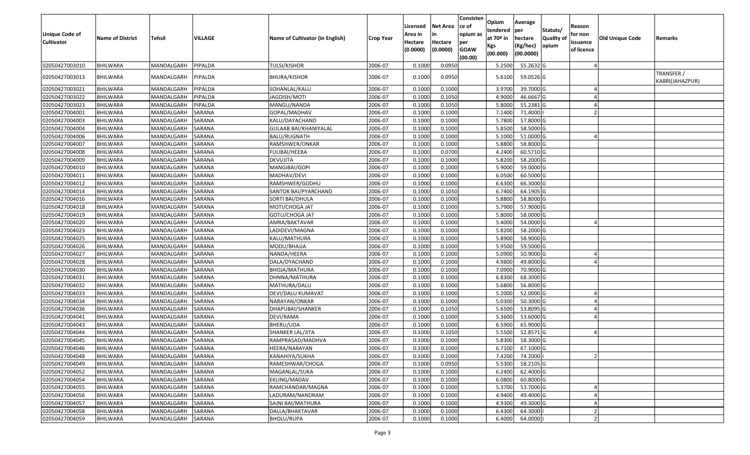| Unique Code of Cultivator | Name of District | Tehsil | VILLAGE | Name of Cultivator (in English) | Crop Year | Licensed Area in Hectare (0.0000) | Net Area in Hectare (0.0000) | Consistence of opium as per GOAW (00.00) | Opium tendered at 70º in Kgs (00.000) | Average per hectare (Kg/hec) (00.0000) | Statuts/ Quality of opium | Reason for non issuance of licence | Old Unique Code | Remarks |
|---|---|---|---|---|---|---|---|---|---|---|---|---|---|---|
| 02050427003010 | BHILWARA | MANDALGARH | PIPALDA | TULSI/KISHOR | 2006-07 | 0.1000 | 0.0950 | | 5.2500 | 55.2632 | G | 4 | | |
| 02050427003013 | BHILWARA | MANDALGARH | PIPALDA | BHURA/KISHOR | 2006-07 | 0.1000 | 0.0950 | | 5.6100 | 59.0526 | G | | | TRANSFER / KABRI(JAHAZPUR) |
| 02050427003021 | BHILWARA | MANDALGARH | PIPALDA | SOHANLAL/KALU | 2006-07 | 0.1000 | 0.1000 | | 3.9700 | 39.7000 | G | 4 | | |
| 02050427003022 | BHILWARA | MANDALGARH | PIPALDA | JAGDISH/MOTI | 2006-07 | 0.1000 | 0.1050 | | 4.9000 | 46.6667 | G | 4 | | |
| 02050427003023 | BHILWARA | MANDALGARH | PIPALDA | MANGU/NANDA | 2006-07 | 0.1000 | 0.1050 | | 5.8000 | 55.2381 | G | 4 | | |
| 02050427004001 | BHILWARA | MANDALGARH | SARANA | GOPAL/MADHAV | 2006-07 | 0.1000 | 0.1000 | | 7.1400 | 71.4000 | I | 2 | | |
| 02050427004003 | BHILWARA | MANDALGARH | SARANA | KALU/DAYACHAND | 2006-07 | 0.1000 | 0.1000 | | 5.7800 | 57.8000 | G | | | |
| 02050427004004 | BHILWARA | MANDALGARH | SARANA | GULAAB BAI/KHANIYALAL | 2006-07 | 0.1000 | 0.1000 | | 5.8500 | 58.5000 | G | | | |
| 02050427004006 | BHILWARA | MANDALGARH | SARANA | BALU/RUGNATH | 2006-07 | 0.1000 | 0.1000 | | 5.1000 | 51.0000 | G | 4 | | |
| 02050427004007 | BHILWARA | MANDALGARH | SARANA | RAMSHWER/ONKAR | 2006-07 | 0.1000 | 0.1000 | | 5.8800 | 58.8000 | G | | | |
| 02050427004008 | BHILWARA | MANDALGARH | SARANA | FULIBAI/HEERA | 2006-07 | 0.1000 | 0.0700 | | 4.2400 | 60.5710 | G | | | |
| 02050427004009 | BHILWARA | MANDALGARH | SARANA | DEVI/JITA | 2006-07 | 0.1000 | 0.1000 | | 5.8200 | 58.2000 | G | | | |
| 02050427004010 | BHILWARA | MANDALGARH | SARANA | MANGIBAI/GOPI | 2006-07 | 0.1000 | 0.1000 | | 5.9000 | 59.0000 | G | | | |
| 02050427004011 | BHILWARA | MANDALGARH | SARANA | MADHAV/DEVI | 2006-07 | 0.1000 | 0.1000 | | 6.0500 | 60.5000 | G | | | |
| 02050427004012 | BHILWARA | MANDALGARH | SARANA | RAMSHWER/GODHU | 2006-07 | 0.1000 | 0.1000 | | 6.6300 | 66.3000 | G | | | |
| 02050427004014 | BHILWARA | MANDALGARH | SARANA | SANTOK BAI/PYARCHAND | 2006-07 | 0.1000 | 0.1050 | | 6.7400 | 64.1905 | G | | | |
| 02050427004016 | BHILWARA | MANDALGARH | SARANA | SORTI BAI/DHULA | 2006-07 | 0.1000 | 0.1000 | | 5.8800 | 58.8000 | G | | | |
| 02050427004018 | BHILWARA | MANDALGARH | SARANA | MOTI/CHOGA JAT | 2006-07 | 0.1000 | 0.1000 | | 5.7900 | 57.9000 | G | | | |
| 02050427004019 | BHILWARA | MANDALGARH | SARANA | GOTU/CHOGA JAT | 2006-07 | 0.1000 | 0.1000 | | 5.8000 | 58.0000 | G | | | |
| 02050427004020 | BHILWARA | MANDALGARH | SARANA | AMRA/BAKTAVAR | 2006-07 | 0.1000 | 0.1000 | | 5.4000 | 54.0000 | G | 4 | | |
| 02050427004023 | BHILWARA | MANDALGARH | SARANA | LADIDEVI/MAGNA | 2006-07 | 0.1000 | 0.1000 | | 5.8200 | 58.2000 | G | | | |
| 02050427004025 | BHILWARA | MANDALGARH | SARANA | KALU/MATHURA | 2006-07 | 0.1000 | 0.1000 | | 5.8900 | 58.9000 | G | | | |
| 02050427004026 | BHILWARA | MANDALGARH | SARANA | MODU/BHAJJA | 2006-07 | 0.1000 | 0.1000 | | 5.9500 | 59.5000 | G | | | |
| 02050427004027 | BHILWARA | MANDALGARH | SARANA | NANDA/HEERA | 2006-07 | 0.1000 | 0.1000 | | 5.0900 | 50.9000 | G | 4 | | |
| 02050427004028 | BHILWARA | MANDALGARH | SARANA | DALA/DYACHAND | 2006-07 | 0.1000 | 0.1000 | | 4.9800 | 49.8000 | G | 4 | | |
| 02050427004030 | BHILWARA | MANDALGARH | SARANA | BHOJA/MATHURA | 2006-07 | 0.1000 | 0.1000 | | 7.0900 | 70.9000 | G | | | |
| 02050427004031 | BHILWARA | MANDALGARH | SARANA | DHNNA/MATHURA | 2006-07 | 0.1000 | 0.1000 | | 6.8300 | 68.3000 | G | | | |
| 02050427004032 | BHILWARA | MANDALGARH | SARANA | MATHURA/DALU | 2006-07 | 0.1000 | 0.1000 | | 5.6800 | 56.8000 | G | | | |
| 02050427004033 | BHILWARA | MANDALGARH | SARANA | DEVI/DALU KUMAVAT | 2006-07 | 0.1000 | 0.1000 | | 5.2000 | 52.0000 | G | 4 | | |
| 02050427004034 | BHILWARA | MANDALGARH | SARANA | NARAYAN/ONKAR | 2006-07 | 0.1000 | 0.1000 | | 5.0300 | 50.3000 | G | 4 | | |
| 02050427004036 | BHILWARA | MANDALGARH | SARANA | DHAPUBAI/SHANKER | 2006-07 | 0.1000 | 0.1050 | | 5.6500 | 53.8095 | G | 4 | | |
| 02050427004041 | BHILWARA | MANDALGARH | SARANA | DEVI/RAMA | 2006-07 | 0.1000 | 0.1000 | | 5.3600 | 53.6000 | G | 4 | | |
| 02050427004043 | BHILWARA | MANDALGARH | SARANA | BHERU/UDA | 2006-07 | 0.1000 | 0.1000 | | 6.5900 | 65.9000 | G | | | |
| 02050427004044 | BHILWARA | MANDALGARH | SARANA | SHANKER LAL/JITA | 2006-07 | 0.1000 | 0.1050 | | 5.5500 | 52.8571 | G | 4 | | |
| 02050427004045 | BHILWARA | MANDALGARH | SARANA | RAMPRASAD/MADHVA | 2006-07 | 0.1000 | 0.1000 | | 5.8300 | 58.3000 | G | | | |
| 02050427004046 | BHILWARA | MANDALGARH | SARANA | HEERA/NARAYAN | 2006-07 | 0.1000 | 0.1000 | | 6.7100 | 67.1000 | G | | | |
| 02050427004048 | BHILWARA | MANDALGARH | SARANA | KANAHIYA/SUKHA | 2006-07 | 0.1000 | 0.1000 | | 7.4200 | 74.2000 | I | 2 | | |
| 02050427004049 | BHILWARA | MANDALGARH | SARANA | RAMESHWAR/CHOGA | 2006-07 | 0.1000 | 0.0950 | | 5.5300 | 58.2105 | G | | | |
| 02050427004052 | BHILWARA | MANDALGARH | SARANA | MAGANLAL/SUKA | 2006-07 | 0.1000 | 0.1000 | | 6.2400 | 62.4000 | G | | | |
| 02050427004054 | BHILWARA | MANDALGARH | SARANA | EKLING/MADAV | 2006-07 | 0.1000 | 0.1000 | | 6.0800 | 60.8000 | G | | | |
| 02050427004055 | BHILWARA | MANDALGARH | SARANA | RAMCHANDAR/MAGNA | 2006-07 | 0.1000 | 0.1000 | | 5.3700 | 53.7000 | G | 4 | | |
| 02050427004056 | BHILWARA | MANDALGARH | SARANA | LADURAM/NANDRAM | 2006-07 | 0.1000 | 0.1000 | | 4.9400 | 49.4000 | G | 4 | | |
| 02050427004057 | BHILWARA | MANDALGARH | SARANA | SAJNI BAI/MATHURA | 2006-07 | 0.1000 | 0.1000 | | 4.9300 | 49.3000 | G | 4 | | |
| 02050427004058 | BHILWARA | MANDALGARH | SARANA | DALLA/BHAKTAVAR | 2006-07 | 0.1000 | 0.1000 | | 6.4300 | 64.3000 | I | 2 | | |
| 02050427004059 | BHILWARA | MANDALGARH | SARANA | BHOLU/RUPA | 2006-07 | 0.1000 | 0.1000 | | 6.4000 | 64.0000 | I | 2 | | |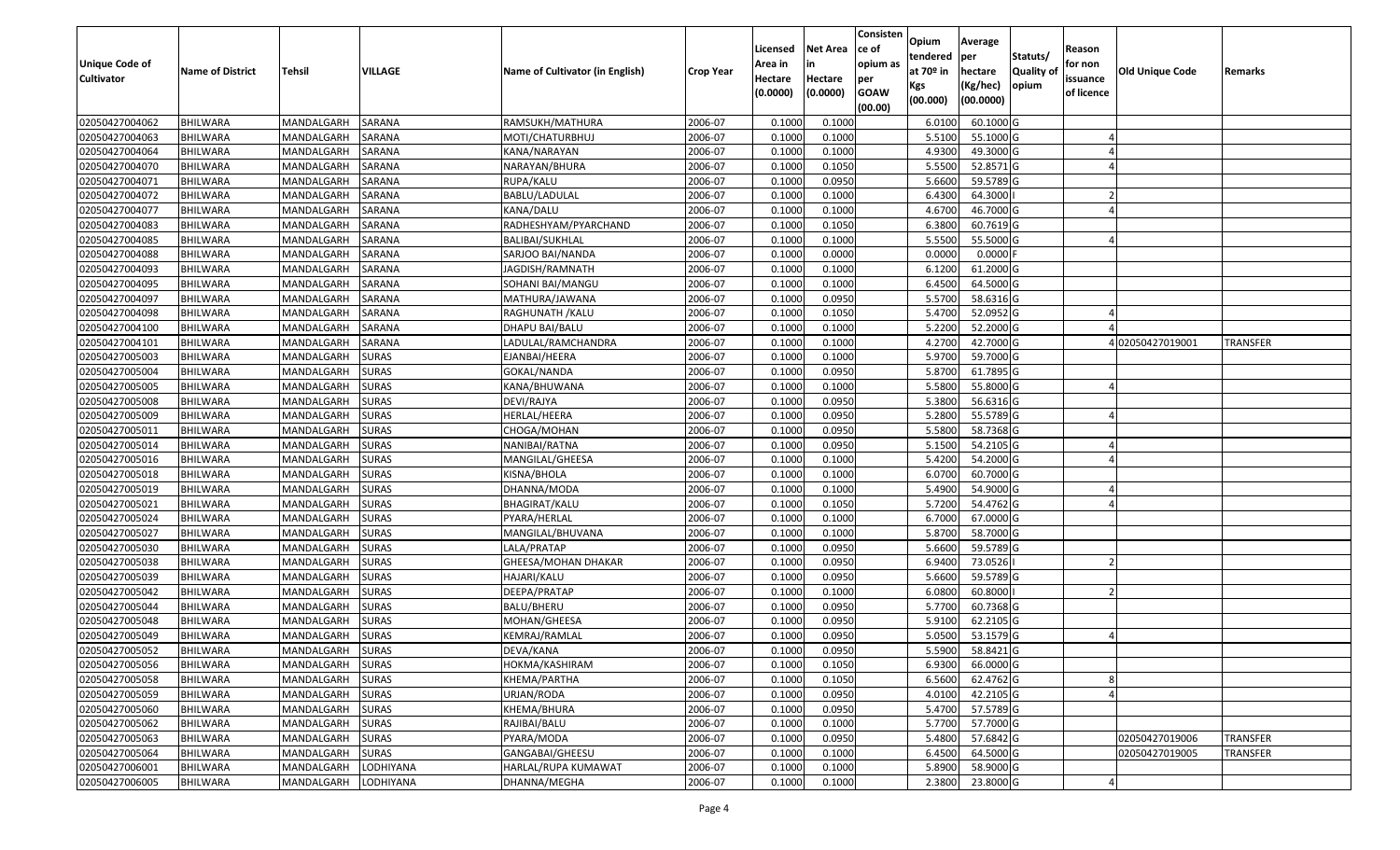| Unique Code of Cultivator | Name of District | Tehsil | VILLAGE | Name of Cultivator (in English) | Crop Year | Licensed Area in Hectare (0.0000) | Net Area in Hectare (0.0000) | Consistence of opium as per GOAW (00.00) | Opium tendered at 70º in Kgs (00.000) | Average per hectare (Kg/hec) (00.0000) | Statuts/ Quality of opium | Reason for non issuance of licence | Old Unique Code | Remarks |
|---|---|---|---|---|---|---|---|---|---|---|---|---|---|---|
| 02050427004062 | BHILWARA | MANDALGARH | SARANA | RAMSUKH/MATHURA | 2006-07 | 0.1000 | 0.1000 | | 6.0100 | 60.1000 | G | | | |
| 02050427004063 | BHILWARA | MANDALGARH | SARANA | MOTI/CHATURBHUJ | 2006-07 | 0.1000 | 0.1000 | | 5.5100 | 55.1000 | G | 4 | | |
| 02050427004064 | BHILWARA | MANDALGARH | SARANA | KANA/NARAYAN | 2006-07 | 0.1000 | 0.1000 | | 4.9300 | 49.3000 | G | 4 | | |
| 02050427004070 | BHILWARA | MANDALGARH | SARANA | NARAYAN/BHURA | 2006-07 | 0.1000 | 0.1050 | | 5.5500 | 52.8571 | G | 4 | | |
| 02050427004071 | BHILWARA | MANDALGARH | SARANA | RUPA/KALU | 2006-07 | 0.1000 | 0.0950 | | 5.6600 | 59.5789 | G | | | |
| 02050427004072 | BHILWARA | MANDALGARH | SARANA | BABLU/LADULAL | 2006-07 | 0.1000 | 0.1000 | | 6.4300 | 64.3000 | I | 2 | | |
| 02050427004077 | BHILWARA | MANDALGARH | SARANA | KANA/DALU | 2006-07 | 0.1000 | 0.1000 | | 4.6700 | 46.7000 | G | 4 | | |
| 02050427004083 | BHILWARA | MANDALGARH | SARANA | RADHESHYAM/PYARCHAND | 2006-07 | 0.1000 | 0.1050 | | 6.3800 | 60.7619 | G | | | |
| 02050427004085 | BHILWARA | MANDALGARH | SARANA | BALIBAI/SUKHLAL | 2006-07 | 0.1000 | 0.1000 | | 5.5500 | 55.5000 | G | 4 | | |
| 02050427004088 | BHILWARA | MANDALGARH | SARANA | SARJOO BAI/NANDA | 2006-07 | 0.1000 | 0.0000 | | 0.0000 | 0.0000 | F | | | |
| 02050427004093 | BHILWARA | MANDALGARH | SARANA | JAGDISH/RAMNATH | 2006-07 | 0.1000 | 0.1000 | | 6.1200 | 61.2000 | G | | | |
| 02050427004095 | BHILWARA | MANDALGARH | SARANA | SOHANI BAI/MANGU | 2006-07 | 0.1000 | 0.1000 | | 6.4500 | 64.5000 | G | | | |
| 02050427004097 | BHILWARA | MANDALGARH | SARANA | MATHURA/JAWANA | 2006-07 | 0.1000 | 0.0950 | | 5.5700 | 58.6316 | G | | | |
| 02050427004098 | BHILWARA | MANDALGARH | SARANA | RAGHUNATH /KALU | 2006-07 | 0.1000 | 0.1050 | | 5.4700 | 52.0952 | G | 4 | | |
| 02050427004100 | BHILWARA | MANDALGARH | SARANA | DHAPU BAI/BALU | 2006-07 | 0.1000 | 0.1000 | | 5.2200 | 52.2000 | G | 4 | | |
| 02050427004101 | BHILWARA | MANDALGARH | SARANA | LADULAL/RAMCHANDRA | 2006-07 | 0.1000 | 0.1000 | | 4.2700 | 42.7000 | G | 4 | 02050427019001 | TRANSFER |
| 02050427005003 | BHILWARA | MANDALGARH | SURAS | EJANBAI/HEERA | 2006-07 | 0.1000 | 0.1000 | | 5.9700 | 59.7000 | G | | | |
| 02050427005004 | BHILWARA | MANDALGARH | SURAS | GOKAL/NANDA | 2006-07 | 0.1000 | 0.0950 | | 5.8700 | 61.7895 | G | | | |
| 02050427005005 | BHILWARA | MANDALGARH | SURAS | KANA/BHUWANA | 2006-07 | 0.1000 | 0.1000 | | 5.5800 | 55.8000 | G | 4 | | |
| 02050427005008 | BHILWARA | MANDALGARH | SURAS | DEVI/RAJYA | 2006-07 | 0.1000 | 0.0950 | | 5.3800 | 56.6316 | G | | | |
| 02050427005009 | BHILWARA | MANDALGARH | SURAS | HERLAL/HEERA | 2006-07 | 0.1000 | 0.0950 | | 5.2800 | 55.5789 | G | 4 | | |
| 02050427005011 | BHILWARA | MANDALGARH | SURAS | CHOGA/MOHAN | 2006-07 | 0.1000 | 0.0950 | | 5.5800 | 58.7368 | G | | | |
| 02050427005014 | BHILWARA | MANDALGARH | SURAS | NANIBAI/RATNA | 2006-07 | 0.1000 | 0.0950 | | 5.1500 | 54.2105 | G | 4 | | |
| 02050427005016 | BHILWARA | MANDALGARH | SURAS | MANGILAL/GHEESA | 2006-07 | 0.1000 | 0.1000 | | 5.4200 | 54.2000 | G | 4 | | |
| 02050427005018 | BHILWARA | MANDALGARH | SURAS | KISNA/BHOLA | 2006-07 | 0.1000 | 0.1000 | | 6.0700 | 60.7000 | G | | | |
| 02050427005019 | BHILWARA | MANDALGARH | SURAS | DHANNA/MODA | 2006-07 | 0.1000 | 0.1000 | | 5.4900 | 54.9000 | G | 4 | | |
| 02050427005021 | BHILWARA | MANDALGARH | SURAS | BHAGIRAT/KALU | 2006-07 | 0.1000 | 0.1050 | | 5.7200 | 54.4762 | G | 4 | | |
| 02050427005024 | BHILWARA | MANDALGARH | SURAS | PYARA/HERLAL | 2006-07 | 0.1000 | 0.1000 | | 6.7000 | 67.0000 | G | | | |
| 02050427005027 | BHILWARA | MANDALGARH | SURAS | MANGILAL/BHUVANA | 2006-07 | 0.1000 | 0.1000 | | 5.8700 | 58.7000 | G | | | |
| 02050427005030 | BHILWARA | MANDALGARH | SURAS | LALA/PRATAP | 2006-07 | 0.1000 | 0.0950 | | 5.6600 | 59.5789 | G | | | |
| 02050427005038 | BHILWARA | MANDALGARH | SURAS | GHEESA/MOHAN DHAKAR | 2006-07 | 0.1000 | 0.0950 | | 6.9400 | 73.0526 | I | 2 | | |
| 02050427005039 | BHILWARA | MANDALGARH | SURAS | HAJARI/KALU | 2006-07 | 0.1000 | 0.0950 | | 5.6600 | 59.5789 | G | | | |
| 02050427005042 | BHILWARA | MANDALGARH | SURAS | DEEPA/PRATAP | 2006-07 | 0.1000 | 0.1000 | | 6.0800 | 60.8000 | I | 2 | | |
| 02050427005044 | BHILWARA | MANDALGARH | SURAS | BALU/BHERU | 2006-07 | 0.1000 | 0.0950 | | 5.7700 | 60.7368 | G | | | |
| 02050427005048 | BHILWARA | MANDALGARH | SURAS | MOHAN/GHEESA | 2006-07 | 0.1000 | 0.0950 | | 5.9100 | 62.2105 | G | | | |
| 02050427005049 | BHILWARA | MANDALGARH | SURAS | KEMRAJ/RAMLAL | 2006-07 | 0.1000 | 0.0950 | | 5.0500 | 53.1579 | G | 4 | | |
| 02050427005052 | BHILWARA | MANDALGARH | SURAS | DEVA/KANA | 2006-07 | 0.1000 | 0.0950 | | 5.5900 | 58.8421 | G | | | |
| 02050427005056 | BHILWARA | MANDALGARH | SURAS | HOKMA/KASHIRAM | 2006-07 | 0.1000 | 0.1050 | | 6.9300 | 66.0000 | G | | | |
| 02050427005058 | BHILWARA | MANDALGARH | SURAS | KHEMA/PARTHA | 2006-07 | 0.1000 | 0.1050 | | 6.5600 | 62.4762 | G | 8 | | |
| 02050427005059 | BHILWARA | MANDALGARH | SURAS | URJAN/RODA | 2006-07 | 0.1000 | 0.0950 | | 4.0100 | 42.2105 | G | 4 | | |
| 02050427005060 | BHILWARA | MANDALGARH | SURAS | KHEMA/BHURA | 2006-07 | 0.1000 | 0.0950 | | 5.4700 | 57.5789 | G | | | |
| 02050427005062 | BHILWARA | MANDALGARH | SURAS | RAJIBAI/BALU | 2006-07 | 0.1000 | 0.1000 | | 5.7700 | 57.7000 | G | | | |
| 02050427005063 | BHILWARA | MANDALGARH | SURAS | PYARA/MODA | 2006-07 | 0.1000 | 0.0950 | | 5.4800 | 57.6842 | G | | 02050427019006 | TRANSFER |
| 02050427005064 | BHILWARA | MANDALGARH | SURAS | GANGABAI/GHEESU | 2006-07 | 0.1000 | 0.1000 | | 6.4500 | 64.5000 | G | | 02050427019005 | TRANSFER |
| 02050427006001 | BHILWARA | MANDALGARH | LODHIYANA | HARLAL/RUPA KUMAWAT | 2006-07 | 0.1000 | 0.1000 | | 5.8900 | 58.9000 | G | | | |
| 02050427006005 | BHILWARA | MANDALGARH | LODHIYANA | DHANNA/MEGHA | 2006-07 | 0.1000 | 0.1000 | | 2.3800 | 23.8000 | G | 4 | | |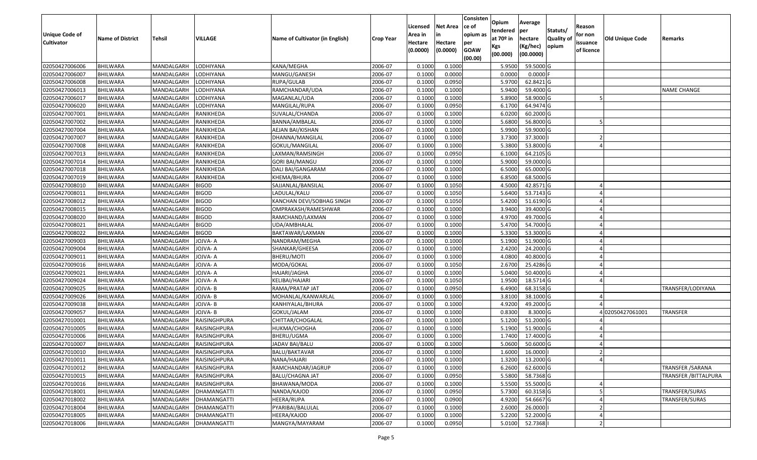| Unique Code of Cultivator | Name of District | Tehsil | VILLAGE | Name of Cultivator (in English) | Crop Year | Licensed Area in Hectare (0.0000) | Net Area in Hectare (0.0000) | Consistence of opium as per GOAW (00.00) | Opium tendered at 70º in Kgs (00.000) | Average per hectare (Kg/hec) (00.0000) | Statuts/ Quality of opium | Reason for non issuance of licence | Old Unique Code | Remarks |
|---|---|---|---|---|---|---|---|---|---|---|---|---|---|---|
| 02050427006006 | BHILWARA | MANDALGARH | LODHIYANA | KANA/MEGHA | 2006-07 | 0.1000 | 0.1000 | | 5.9500 | 59.5000 | G | | | |
| 02050427006007 | BHILWARA | MANDALGARH | LODHIYANA | MANGU/GANESH | 2006-07 | 0.1000 | 0.0000 | | 0.0000 | 0.0000 | F | | | |
| 02050427006008 | BHILWARA | MANDALGARH | LODHIYANA | RUPA/GULAB | 2006-07 | 0.1000 | 0.0950 | | 5.9700 | 62.8421 | G | | | |
| 02050427006013 | BHILWARA | MANDALGARH | LODHIYANA | RAMCHANDAR/UDA | 2006-07 | 0.1000 | 0.1000 | | 5.9400 | 59.4000 | G | | | NAME CHANGE |
| 02050427006017 | BHILWARA | MANDALGARH | LODHIYANA | MAGANLAL/UDA | 2006-07 | 0.1000 | 0.1000 | | 5.8900 | 58.9000 | G | 5 | | |
| 02050427006020 | BHILWARA | MANDALGARH | LODHIYANA | MANGILAL/RUPA | 2006-07 | 0.1000 | 0.0950 | | 6.1700 | 64.9474 | G | | | |
| 02050427007001 | BHILWARA | MANDALGARH | RANIKHEDA | SUVALAL/CHANDA | 2006-07 | 0.1000 | 0.1000 | | 6.0200 | 60.2000 | G | | | |
| 02050427007002 | BHILWARA | MANDALGARH | RANIKHEDA | BANNA/AMBALAL | 2006-07 | 0.1000 | 0.1000 | | 5.6800 | 56.8000 | G | 5 | | |
| 02050427007004 | BHILWARA | MANDALGARH | RANIKHEDA | AEJAN BAI/KISHAN | 2006-07 | 0.1000 | 0.1000 | | 5.9900 | 59.9000 | G | | | |
| 02050427007007 | BHILWARA | MANDALGARH | RANIKHEDA | DHANNA/MANGILAL | 2006-07 | 0.1000 | 0.1000 | | 3.7300 | 37.3000 | I | 2 | | |
| 02050427007008 | BHILWARA | MANDALGARH | RANIKHEDA | GOKUL/MANGILAL | 2006-07 | 0.1000 | 0.1000 | | 5.3800 | 53.8000 | G | 4 | | |
| 02050427007013 | BHILWARA | MANDALGARH | RANIKHEDA | LAXMAN/RAMSINGH | 2006-07 | 0.1000 | 0.0950 | | 6.1000 | 64.2105 | G | | | |
| 02050427007014 | BHILWARA | MANDALGARH | RANIKHEDA | GORI BAI/MANGU | 2006-07 | 0.1000 | 0.1000 | | 5.9000 | 59.0000 | G | | | |
| 02050427007018 | BHILWARA | MANDALGARH | RANIKHEDA | DALI BAI/GANGARAM | 2006-07 | 0.1000 | 0.1000 | | 6.5000 | 65.0000 | G | | | |
| 02050427007019 | BHILWARA | MANDALGARH | RANIKHEDA | KHEMA/BHURA | 2006-07 | 0.1000 | 0.1000 | | 6.8500 | 68.5000 | G | | | |
| 02050427008010 | BHILWARA | MANDALGARH | BIGOD | SAJJANLAL/BANSILAL | 2006-07 | 0.1000 | 0.1050 | | 4.5000 | 42.8571 | G | 4 | | |
| 02050427008011 | BHILWARA | MANDALGARH | BIGOD | LADULAL/KALU | 2006-07 | 0.1000 | 0.1050 | | 5.6400 | 53.7143 | G | 4 | | |
| 02050427008012 | BHILWARA | MANDALGARH | BIGOD | KANCHAN DEVI/SOBHAG SINGH | 2006-07 | 0.1000 | 0.1050 | | 5.4200 | 51.6190 | G | 4 | | |
| 02050427008015 | BHILWARA | MANDALGARH | BIGOD | OMPRAKASH/RAMESHWAR | 2006-07 | 0.1000 | 0.1000 | | 3.9400 | 39.4000 | G | 4 | | |
| 02050427008020 | BHILWARA | MANDALGARH | BIGOD | RAMCHAND/LAXMAN | 2006-07 | 0.1000 | 0.1000 | | 4.9700 | 49.7000 | G | 4 | | |
| 02050427008021 | BHILWARA | MANDALGARH | BIGOD | UDA/AMBHALAL | 2006-07 | 0.1000 | 0.1000 | | 5.4700 | 54.7000 | G | 4 | | |
| 02050427008022 | BHILWARA | MANDALGARH | BIGOD | BAKTAWAR/LAXMAN | 2006-07 | 0.1000 | 0.1000 | | 5.3300 | 53.3000 | G | 4 | | |
| 02050427009003 | BHILWARA | MANDALGARH | JOJVA- A | NANDRAM/MEGHA | 2006-07 | 0.1000 | 0.1000 | | 5.1900 | 51.9000 | G | 4 | | |
| 02050427009004 | BHILWARA | MANDALGARH | JOJVA- A | SHANKAR/GHEESA | 2006-07 | 0.1000 | 0.1000 | | 2.4200 | 24.2000 | G | 4 | | |
| 02050427009011 | BHILWARA | MANDALGARH | JOJVA- A | BHERU/MOTI | 2006-07 | 0.1000 | 0.1000 | | 4.0800 | 40.8000 | G | 4 | | |
| 02050427009016 | BHILWARA | MANDALGARH | JOJVA- A | MODA/GOKAL | 2006-07 | 0.1000 | 0.1050 | | 2.6700 | 25.4286 | G | 4 | | |
| 02050427009021 | BHILWARA | MANDALGARH | JOJVA- A | HAJARI/JAGHA | 2006-07 | 0.1000 | 0.1000 | | 5.0400 | 50.4000 | G | 4 | | |
| 02050427009024 | BHILWARA | MANDALGARH | JOJVA- A | KELIBAI/HAJARI | 2006-07 | 0.1000 | 0.1050 | | 1.9500 | 18.5714 | G | 4 | | |
| 02050427009025 | BHILWARA | MANDALGARH | JOJVA- B | RAMA/PRATAP JAT | 2006-07 | 0.1000 | 0.0950 | | 6.4900 | 68.3158 | G | | | TRANSFER/LODIYANA |
| 02050427009026 | BHILWARA | MANDALGARH | JOJVA- B | MOHANLAL/KANWARLAL | 2006-07 | 0.1000 | 0.1000 | | 3.8100 | 38.1000 | G | 4 | | |
| 02050427009038 | BHILWARA | MANDALGARH | JOJVA- B | KANHIYALAL/BHURA | 2006-07 | 0.1000 | 0.1000 | | 4.9200 | 49.2000 | G | 4 | | |
| 02050427009057 | BHILWARA | MANDALGARH | JOJVA- B | GOKUL/JALAM | 2006-07 | 0.1000 | 0.1000 | | 0.8300 | 8.3000 | G | 4 | 02050427061001 | TRANSFER |
| 02050427010001 | BHILWARA | MANDALGARH | RAISINGHPURA | CHITTAR/CHOGALAL | 2006-07 | 0.1000 | 0.1000 | | 5.1200 | 51.2000 | G | 4 | | |
| 02050427010005 | BHILWARA | MANDALGARH | RAISINGHPURA | HUKMA/CHOGHA | 2006-07 | 0.1000 | 0.1000 | | 5.1900 | 51.9000 | G | 4 | | |
| 02050427010006 | BHILWARA | MANDALGARH | RAISINGHPURA | BHERU/UGMA | 2006-07 | 0.1000 | 0.1000 | | 1.7400 | 17.4000 | G | 4 | | |
| 02050427010007 | BHILWARA | MANDALGARH | RAISINGHPURA | JADAV BAI/BALU | 2006-07 | 0.1000 | 0.1000 | | 5.0600 | 50.6000 | G | 4 | | |
| 02050427010010 | BHILWARA | MANDALGARH | RAISINGHPURA | BALU/BAKTAVAR | 2006-07 | 0.1000 | 0.1000 | | 1.6000 | 16.0000 | I | 2 | | |
| 02050427010011 | BHILWARA | MANDALGARH | RAISINGHPURA | NANA/HAJARI | 2006-07 | 0.1000 | 0.1000 | | 1.3200 | 13.2000 | G | 4 | | |
| 02050427010012 | BHILWARA | MANDALGARH | RAISINGHPURA | RAMCHANDAR/JAGRUP | 2006-07 | 0.1000 | 0.1000 | | 6.2600 | 62.6000 | G | | | TRANSFER /SARANA |
| 02050427010015 | BHILWARA | MANDALGARH | RAISINGHPURA | BALU/CHAGNA JAT | 2006-07 | 0.1000 | 0.0950 | | 5.5800 | 58.7368 | G | | | TRANSFER /BITTALPURA |
| 02050427010016 | BHILWARA | MANDALGARH | RAISINGHPURA | BHAWANA/MODA | 2006-07 | 0.1000 | 0.1000 | | 5.5500 | 55.5000 | G | 4 | | |
| 02050427018001 | BHILWARA | MANDALGARH | DHAMANGATTI | NANDA/KAJOD | 2006-07 | 0.1000 | 0.0950 | | 5.7300 | 60.3158 | G | 5 | | TRANSFER/SURAS |
| 02050427018002 | BHILWARA | MANDALGARH | DHAMANGATTI | HEERA/RUPA | 2006-07 | 0.1000 | 0.0900 | | 4.9200 | 54.6667 | G | 4 | | TRANSFER/SURAS |
| 02050427018004 | BHILWARA | MANDALGARH | DHAMANGATTI | PYARIBAI/BALULAL | 2006-07 | 0.1000 | 0.1000 | | 2.6000 | 26.0000 | I | 2 | | |
| 02050427018005 | BHILWARA | MANDALGARH | DHAMANGATTI | HEERA/KAJOD | 2006-07 | 0.1000 | 0.1000 | | 5.2200 | 52.2000 | G | 4 | | |
| 02050427018006 | BHILWARA | MANDALGARH | DHAMANGATTI | MANGYA/MAYARAM | 2006-07 | 0.1000 | 0.0950 | | 5.0100 | 52.7368 | I | 2 | | |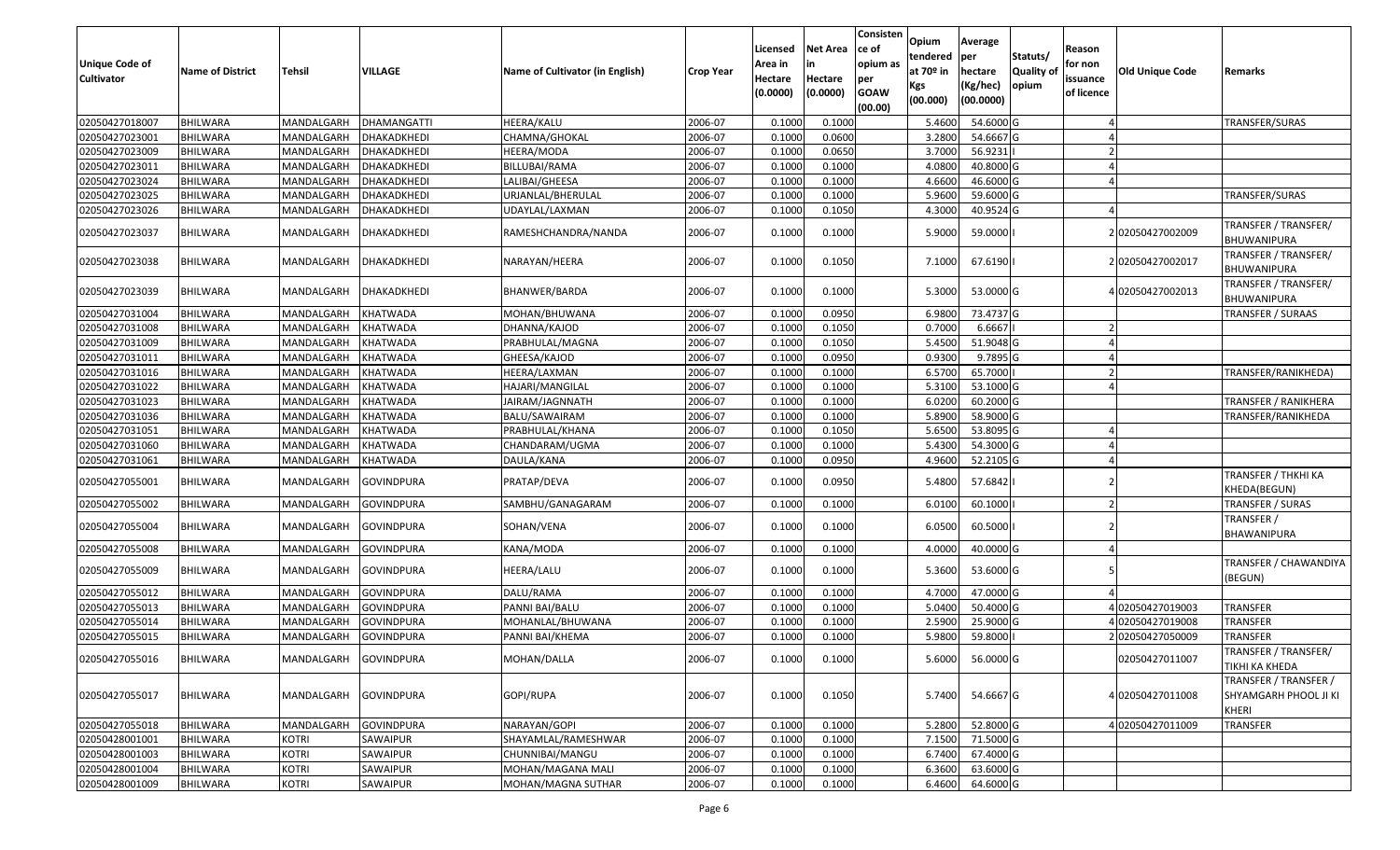| Unique Code of Cultivator | Name of District | Tehsil | VILLAGE | Name of Cultivator (in English) | Crop Year | Licensed Area in Hectare (0.0000) | Net Area in Hectare (0.0000) | Consistence of opium as per GOAW (00.00) | Opium tendered at 70º in Kgs (00.000) | Average per hectare (Kg/hec) (00.0000) | Statuts/ Quality of opium | Reason for non issuance of licence | Old Unique Code | Remarks |
|---|---|---|---|---|---|---|---|---|---|---|---|---|---|---|
| 02050427018007 | BHILWARA | MANDALGARH | DHAMANGATTI | HEERA/KALU | 2006-07 | 0.1000 | 0.1000 | | 5.4600 | 54.6000 | G | 4 | | TRANSFER/SURAS |
| 02050427023001 | BHILWARA | MANDALGARH | DHAKADKHEDI | CHAMNA/GHOKAL | 2006-07 | 0.1000 | 0.0600 | | 3.2800 | 54.6667 | G | 4 | | |
| 02050427023009 | BHILWARA | MANDALGARH | DHAKADKHEDI | HEERA/MODA | 2006-07 | 0.1000 | 0.0650 | | 3.7000 | 56.9231 | I | 2 | | |
| 02050427023011 | BHILWARA | MANDALGARH | DHAKADKHEDI | BILLUBAI/RAMA | 2006-07 | 0.1000 | 0.1000 | | 4.0800 | 40.8000 | G | 4 | | |
| 02050427023024 | BHILWARA | MANDALGARH | DHAKADKHEDI | LALIBAI/GHEESA | 2006-07 | 0.1000 | 0.1000 | | 4.6600 | 46.6000 | G | 4 | | |
| 02050427023025 | BHILWARA | MANDALGARH | DHAKADKHEDI | URJANLAL/BHERULAL | 2006-07 | 0.1000 | 0.1000 | | 5.9600 | 59.6000 | G | | | TRANSFER/SURAS |
| 02050427023026 | BHILWARA | MANDALGARH | DHAKADKHEDI | UDAYLAL/LAXMAN | 2006-07 | 0.1000 | 0.1050 | | 4.3000 | 40.9524 | G | 4 | | |
| 02050427023037 | BHILWARA | MANDALGARH | DHAKADKHEDI | RAMESHCHANDRA/NANDA | 2006-07 | 0.1000 | 0.1000 | | 5.9000 | 59.0000 | I | 2 | 02050427002009 | TRANSFER / TRANSFER/ BHUWANIPURA |
| 02050427023038 | BHILWARA | MANDALGARH | DHAKADKHEDI | NARAYAN/HEERA | 2006-07 | 0.1000 | 0.1050 | | 7.1000 | 67.6190 | I | 2 | 02050427002017 | TRANSFER / TRANSFER/ BHUWANIPURA |
| 02050427023039 | BHILWARA | MANDALGARH | DHAKADKHEDI | BHANWER/BARDA | 2006-07 | 0.1000 | 0.1000 | | 5.3000 | 53.0000 | G | 4 | 02050427002013 | TRANSFER / TRANSFER/ BHUWANIPURA |
| 02050427031004 | BHILWARA | MANDALGARH | KHATWADA | MOHAN/BHUWANA | 2006-07 | 0.1000 | 0.0950 | | 6.9800 | 73.4737 | G | | | TRANSFER / SURAAS |
| 02050427031008 | BHILWARA | MANDALGARH | KHATWADA | DHANNA/KAJOD | 2006-07 | 0.1000 | 0.1050 | | 0.7000 | 6.6667 | I | 2 | | |
| 02050427031009 | BHILWARA | MANDALGARH | KHATWADA | PRABHULAL/MAGNA | 2006-07 | 0.1000 | 0.1050 | | 5.4500 | 51.9048 | G | 4 | | |
| 02050427031011 | BHILWARA | MANDALGARH | KHATWADA | GHEESA/KAJOD | 2006-07 | 0.1000 | 0.0950 | | 0.9300 | 9.7895 | G | 4 | | |
| 02050427031016 | BHILWARA | MANDALGARH | KHATWADA | HEERA/LAXMAN | 2006-07 | 0.1000 | 0.1000 | | 6.5700 | 65.7000 | I | 2 | | TRANSFER/RANIKHEDA) |
| 02050427031022 | BHILWARA | MANDALGARH | KHATWADA | HAJARI/MANGILAL | 2006-07 | 0.1000 | 0.1000 | | 5.3100 | 53.1000 | G | 4 | | |
| 02050427031023 | BHILWARA | MANDALGARH | KHATWADA | JAIRAM/JAGNNATH | 2006-07 | 0.1000 | 0.1000 | | 6.0200 | 60.2000 | G | | | TRANSFER / RANIKHERA |
| 02050427031036 | BHILWARA | MANDALGARH | KHATWADA | BALU/SAWAIRAM | 2006-07 | 0.1000 | 0.1000 | | 5.8900 | 58.9000 | G | | | TRANSFER/RANIKHEDA |
| 02050427031051 | BHILWARA | MANDALGARH | KHATWADA | PRABHULAL/KHANA | 2006-07 | 0.1000 | 0.1050 | | 5.6500 | 53.8095 | G | 4 | | |
| 02050427031060 | BHILWARA | MANDALGARH | KHATWADA | CHANDARAM/UGMA | 2006-07 | 0.1000 | 0.1000 | | 5.4300 | 54.3000 | G | 4 | | |
| 02050427031061 | BHILWARA | MANDALGARH | KHATWADA | DAULA/KANA | 2006-07 | 0.1000 | 0.0950 | | 4.9600 | 52.2105 | G | 4 | | |
| 02050427055001 | BHILWARA | MANDALGARH | GOVINDPURA | PRATAP/DEVA | 2006-07 | 0.1000 | 0.0950 | | 5.4800 | 57.6842 | I | 2 | | TRANSFER / THKHI KA KHEDA(BEGUN) |
| 02050427055002 | BHILWARA | MANDALGARH | GOVINDPURA | SAMBHU/GANAGARAM | 2006-07 | 0.1000 | 0.1000 | | 6.0100 | 60.1000 | I | 2 | | TRANSFER / SURAS |
| 02050427055004 | BHILWARA | MANDALGARH | GOVINDPURA | SOHAN/VENA | 2006-07 | 0.1000 | 0.1000 | | 6.0500 | 60.5000 | I | 2 | | TRANSFER / BHAWANIPURA |
| 02050427055008 | BHILWARA | MANDALGARH | GOVINDPURA | KANA/MODA | 2006-07 | 0.1000 | 0.1000 | | 4.0000 | 40.0000 | G | 4 | | |
| 02050427055009 | BHILWARA | MANDALGARH | GOVINDPURA | HEERA/LALU | 2006-07 | 0.1000 | 0.1000 | | 5.3600 | 53.6000 | G | 5 | | TRANSFER / CHAWANDIYA (BEGUN) |
| 02050427055012 | BHILWARA | MANDALGARH | GOVINDPURA | DALU/RAMA | 2006-07 | 0.1000 | 0.1000 | | 4.7000 | 47.0000 | G | 4 | | |
| 02050427055013 | BHILWARA | MANDALGARH | GOVINDPURA | PANNI BAI/BALU | 2006-07 | 0.1000 | 0.1000 | | 5.0400 | 50.4000 | G | 4 | 02050427019003 | TRANSFER |
| 02050427055014 | BHILWARA | MANDALGARH | GOVINDPURA | MOHANLAL/BHUWANA | 2006-07 | 0.1000 | 0.1000 | | 2.5900 | 25.9000 | G | 4 | 02050427019008 | TRANSFER |
| 02050427055015 | BHILWARA | MANDALGARH | GOVINDPURA | PANNI BAI/KHEMA | 2006-07 | 0.1000 | 0.1000 | | 5.9800 | 59.8000 | I | 2 | 02050427050009 | TRANSFER |
| 02050427055016 | BHILWARA | MANDALGARH | GOVINDPURA | MOHAN/DALLA | 2006-07 | 0.1000 | 0.1000 | | 5.6000 | 56.0000 | G | | 02050427011007 | TRANSFER / TRANSFER/ TIKHI KA KHEDA |
| 02050427055017 | BHILWARA | MANDALGARH | GOVINDPURA | GOPI/RUPA | 2006-07 | 0.1000 | 0.1050 | | 5.7400 | 54.6667 | G | 4 | 02050427011008 | TRANSFER / TRANSFER / SHYAMGARH PHOOL JI KI KHERI |
| 02050427055018 | BHILWARA | MANDALGARH | GOVINDPURA | NARAYAN/GOPI | 2006-07 | 0.1000 | 0.1000 | | 5.2800 | 52.8000 | G | 4 | 02050427011009 | TRANSFER |
| 02050428001001 | BHILWARA | KOTRI | SAWAIPUR | SHAYAMLAL/RAMESHWAR | 2006-07 | 0.1000 | 0.1000 | | 7.1500 | 71.5000 | G | | | |
| 02050428001003 | BHILWARA | KOTRI | SAWAIPUR | CHUNNIBAI/MANGU | 2006-07 | 0.1000 | 0.1000 | | 6.7400 | 67.4000 | G | | | |
| 02050428001004 | BHILWARA | KOTRI | SAWAIPUR | MOHAN/MAGANA MALI | 2006-07 | 0.1000 | 0.1000 | | 6.3600 | 63.6000 | G | | | |
| 02050428001009 | BHILWARA | KOTRI | SAWAIPUR | MOHAN/MAGNA SUTHAR | 2006-07 | 0.1000 | 0.1000 | | 6.4600 | 64.6000 | G | | | |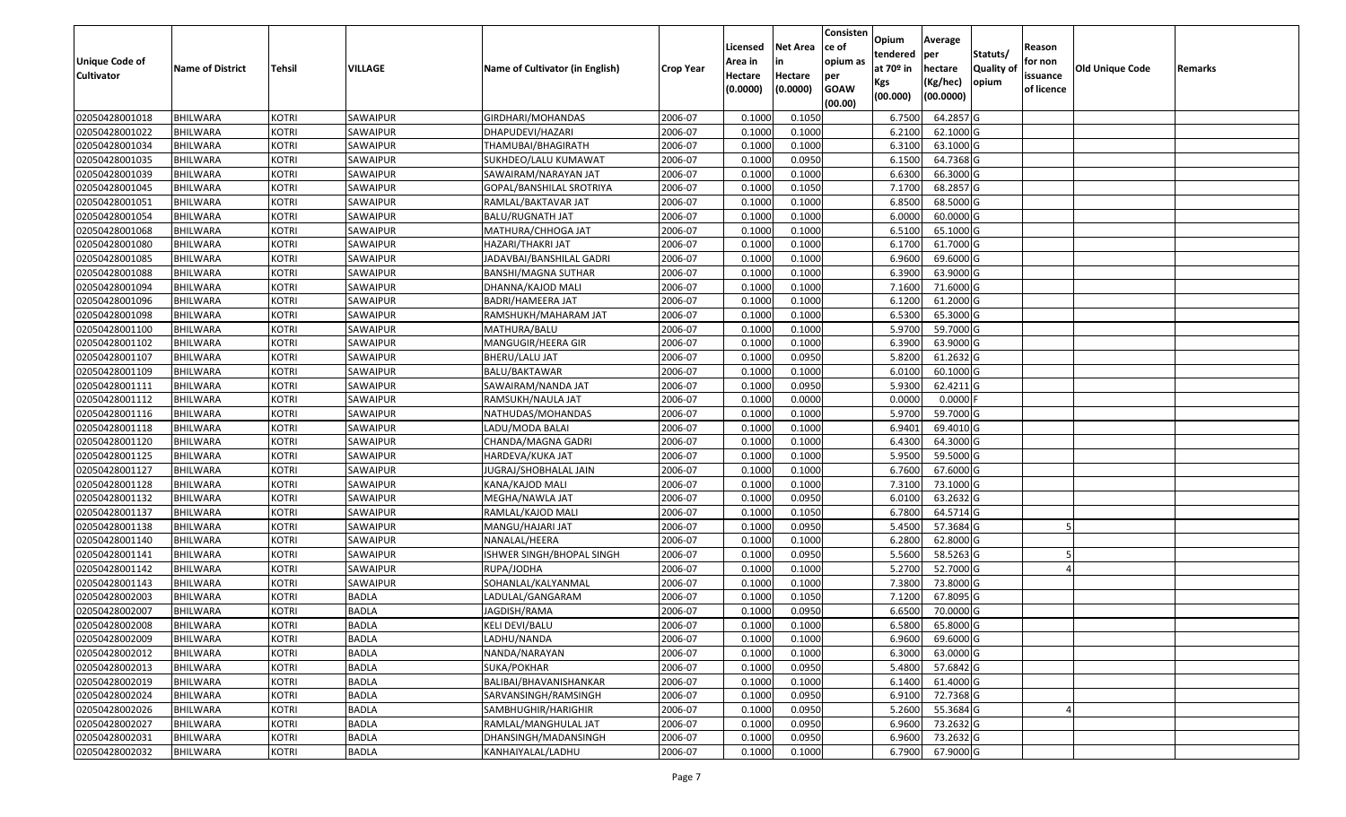| Unique Code of Cultivator | Name of District | Tehsil | VILLAGE | Name of Cultivator (in English) | Crop Year | Licensed Area in Hectare (0.0000) | Net Area in Hectare (0.0000) | Consistence of opium as per GOAW (00.00) | Opium tendered at 70º in Kgs (00.000) | Average per hectare (Kg/hec) (00.0000) | Statuts/ Quality of opium | Reason for non issuance of licence | Old Unique Code | Remarks |
|---|---|---|---|---|---|---|---|---|---|---|---|---|---|---|
| 02050428001018 | BHILWARA | KOTRI | SAWAIPUR | GIRDHARI/MOHANDAS | 2006-07 | 0.1000 | 0.1050 | | 6.7500 | 64.2857 | G | | | |
| 02050428001022 | BHILWARA | KOTRI | SAWAIPUR | DHAPUDEVI/HAZARI | 2006-07 | 0.1000 | 0.1000 | | 6.2100 | 62.1000 | G | | | |
| 02050428001034 | BHILWARA | KOTRI | SAWAIPUR | THAMUBAI/BHAGIRATH | 2006-07 | 0.1000 | 0.1000 | | 6.3100 | 63.1000 | G | | | |
| 02050428001035 | BHILWARA | KOTRI | SAWAIPUR | SUKHDEO/LALU KUMAWAT | 2006-07 | 0.1000 | 0.0950 | | 6.1500 | 64.7368 | G | | | |
| 02050428001039 | BHILWARA | KOTRI | SAWAIPUR | SAWAIRAM/NARAYAN JAT | 2006-07 | 0.1000 | 0.1000 | | 6.6300 | 66.3000 | G | | | |
| 02050428001045 | BHILWARA | KOTRI | SAWAIPUR | GOPAL/BANSHILAL SROTRIYA | 2006-07 | 0.1000 | 0.1050 | | 7.1700 | 68.2857 | G | | | |
| 02050428001051 | BHILWARA | KOTRI | SAWAIPUR | RAMLAL/BAKTAVAR JAT | 2006-07 | 0.1000 | 0.1000 | | 6.8500 | 68.5000 | G | | | |
| 02050428001054 | BHILWARA | KOTRI | SAWAIPUR | BALU/RUGNATH JAT | 2006-07 | 0.1000 | 0.1000 | | 6.0000 | 60.0000 | G | | | |
| 02050428001068 | BHILWARA | KOTRI | SAWAIPUR | MATHURA/CHHOGA JAT | 2006-07 | 0.1000 | 0.1000 | | 6.5100 | 65.1000 | G | | | |
| 02050428001080 | BHILWARA | KOTRI | SAWAIPUR | HAZARI/THAKRI JAT | 2006-07 | 0.1000 | 0.1000 | | 6.1700 | 61.7000 | G | | | |
| 02050428001085 | BHILWARA | KOTRI | SAWAIPUR | JADAVBAI/BANSHILAL GADRI | 2006-07 | 0.1000 | 0.1000 | | 6.9600 | 69.6000 | G | | | |
| 02050428001088 | BHILWARA | KOTRI | SAWAIPUR | BANSHI/MAGNA SUTHAR | 2006-07 | 0.1000 | 0.1000 | | 6.3900 | 63.9000 | G | | | |
| 02050428001094 | BHILWARA | KOTRI | SAWAIPUR | DHANNA/KAJOD MALI | 2006-07 | 0.1000 | 0.1000 | | 7.1600 | 71.6000 | G | | | |
| 02050428001096 | BHILWARA | KOTRI | SAWAIPUR | BADRI/HAMEERA JAT | 2006-07 | 0.1000 | 0.1000 | | 6.1200 | 61.2000 | G | | | |
| 02050428001098 | BHILWARA | KOTRI | SAWAIPUR | RAMSHUKH/MAHARAM JAT | 2006-07 | 0.1000 | 0.1000 | | 6.5300 | 65.3000 | G | | | |
| 02050428001100 | BHILWARA | KOTRI | SAWAIPUR | MATHURA/BALU | 2006-07 | 0.1000 | 0.1000 | | 5.9700 | 59.7000 | G | | | |
| 02050428001102 | BHILWARA | KOTRI | SAWAIPUR | MANGUGIR/HEERA GIR | 2006-07 | 0.1000 | 0.1000 | | 6.3900 | 63.9000 | G | | | |
| 02050428001107 | BHILWARA | KOTRI | SAWAIPUR | BHERU/LALU JAT | 2006-07 | 0.1000 | 0.0950 | | 5.8200 | 61.2632 | G | | | |
| 02050428001109 | BHILWARA | KOTRI | SAWAIPUR | BALU/BAKTAWAR | 2006-07 | 0.1000 | 0.1000 | | 6.0100 | 60.1000 | G | | | |
| 02050428001111 | BHILWARA | KOTRI | SAWAIPUR | SAWAIRAM/NANDA JAT | 2006-07 | 0.1000 | 0.0950 | | 5.9300 | 62.4211 | G | | | |
| 02050428001112 | BHILWARA | KOTRI | SAWAIPUR | RAMSUKH/NAULA JAT | 2006-07 | 0.1000 | 0.0000 | | 0.0000 | 0.0000 | F | | | |
| 02050428001116 | BHILWARA | KOTRI | SAWAIPUR | NATHUDAS/MOHANDAS | 2006-07 | 0.1000 | 0.1000 | | 5.9700 | 59.7000 | G | | | |
| 02050428001118 | BHILWARA | KOTRI | SAWAIPUR | LADU/MODA BALAI | 2006-07 | 0.1000 | 0.1000 | | 6.9401 | 69.4010 | G | | | |
| 02050428001120 | BHILWARA | KOTRI | SAWAIPUR | CHANDA/MAGNA GADRI | 2006-07 | 0.1000 | 0.1000 | | 6.4300 | 64.3000 | G | | | |
| 02050428001125 | BHILWARA | KOTRI | SAWAIPUR | HARDEVA/KUKA JAT | 2006-07 | 0.1000 | 0.1000 | | 5.9500 | 59.5000 | G | | | |
| 02050428001127 | BHILWARA | KOTRI | SAWAIPUR | JUGRAJ/SHOBHALAL JAIN | 2006-07 | 0.1000 | 0.1000 | | 6.7600 | 67.6000 | G | | | |
| 02050428001128 | BHILWARA | KOTRI | SAWAIPUR | KANA/KAJOD MALI | 2006-07 | 0.1000 | 0.1000 | | 7.3100 | 73.1000 | G | | | |
| 02050428001132 | BHILWARA | KOTRI | SAWAIPUR | MEGHA/NAWLA JAT | 2006-07 | 0.1000 | 0.0950 | | 6.0100 | 63.2632 | G | | | |
| 02050428001137 | BHILWARA | KOTRI | SAWAIPUR | RAMLAL/KAJOD MALI | 2006-07 | 0.1000 | 0.1050 | | 6.7800 | 64.5714 | G | | | |
| 02050428001138 | BHILWARA | KOTRI | SAWAIPUR | MANGU/HAJARI JAT | 2006-07 | 0.1000 | 0.0950 | | 5.4500 | 57.3684 | G | 5 | | |
| 02050428001140 | BHILWARA | KOTRI | SAWAIPUR | NANALAL/HEERA | 2006-07 | 0.1000 | 0.1000 | | 6.2800 | 62.8000 | G | | | |
| 02050428001141 | BHILWARA | KOTRI | SAWAIPUR | ISHWER SINGH/BHOPAL SINGH | 2006-07 | 0.1000 | 0.0950 | | 5.5600 | 58.5263 | G | 5 | | |
| 02050428001142 | BHILWARA | KOTRI | SAWAIPUR | RUPA/JODHA | 2006-07 | 0.1000 | 0.1000 | | 5.2700 | 52.7000 | G | 4 | | |
| 02050428001143 | BHILWARA | KOTRI | SAWAIPUR | SOHANLAL/KALYANMAL | 2006-07 | 0.1000 | 0.1000 | | 7.3800 | 73.8000 | G | | | |
| 02050428002003 | BHILWARA | KOTRI | BADLA | LADULAL/GANGARAM | 2006-07 | 0.1000 | 0.1050 | | 7.1200 | 67.8095 | G | | | |
| 02050428002007 | BHILWARA | KOTRI | BADLA | JAGDISH/RAMA | 2006-07 | 0.1000 | 0.0950 | | 6.6500 | 70.0000 | G | | | |
| 02050428002008 | BHILWARA | KOTRI | BADLA | KELI DEVI/BALU | 2006-07 | 0.1000 | 0.1000 | | 6.5800 | 65.8000 | G | | | |
| 02050428002009 | BHILWARA | KOTRI | BADLA | LADHU/NANDA | 2006-07 | 0.1000 | 0.1000 | | 6.9600 | 69.6000 | G | | | |
| 02050428002012 | BHILWARA | KOTRI | BADLA | NANDA/NARAYAN | 2006-07 | 0.1000 | 0.1000 | | 6.3000 | 63.0000 | G | | | |
| 02050428002013 | BHILWARA | KOTRI | BADLA | SUKA/POKHAR | 2006-07 | 0.1000 | 0.0950 | | 5.4800 | 57.6842 | G | | | |
| 02050428002019 | BHILWARA | KOTRI | BADLA | BALIBAI/BHAVANISHANKAR | 2006-07 | 0.1000 | 0.1000 | | 6.1400 | 61.4000 | G | | | |
| 02050428002024 | BHILWARA | KOTRI | BADLA | SARVANSINGH/RAMSINGH | 2006-07 | 0.1000 | 0.0950 | | 6.9100 | 72.7368 | G | | | |
| 02050428002026 | BHILWARA | KOTRI | BADLA | SAMBHUGHIR/HARIGHIR | 2006-07 | 0.1000 | 0.0950 | | 5.2600 | 55.3684 | G | 4 | | |
| 02050428002027 | BHILWARA | KOTRI | BADLA | RAMLAL/MANGHULAL JAT | 2006-07 | 0.1000 | 0.0950 | | 6.9600 | 73.2632 | G | | | |
| 02050428002031 | BHILWARA | KOTRI | BADLA | DHANSINGH/MADANSINGH | 2006-07 | 0.1000 | 0.0950 | | 6.9600 | 73.2632 | G | | | |
| 02050428002032 | BHILWARA | KOTRI | BADLA | KANHAIYALAL/LADHU | 2006-07 | 0.1000 | 0.1000 | | 6.7900 | 67.9000 | G | | | |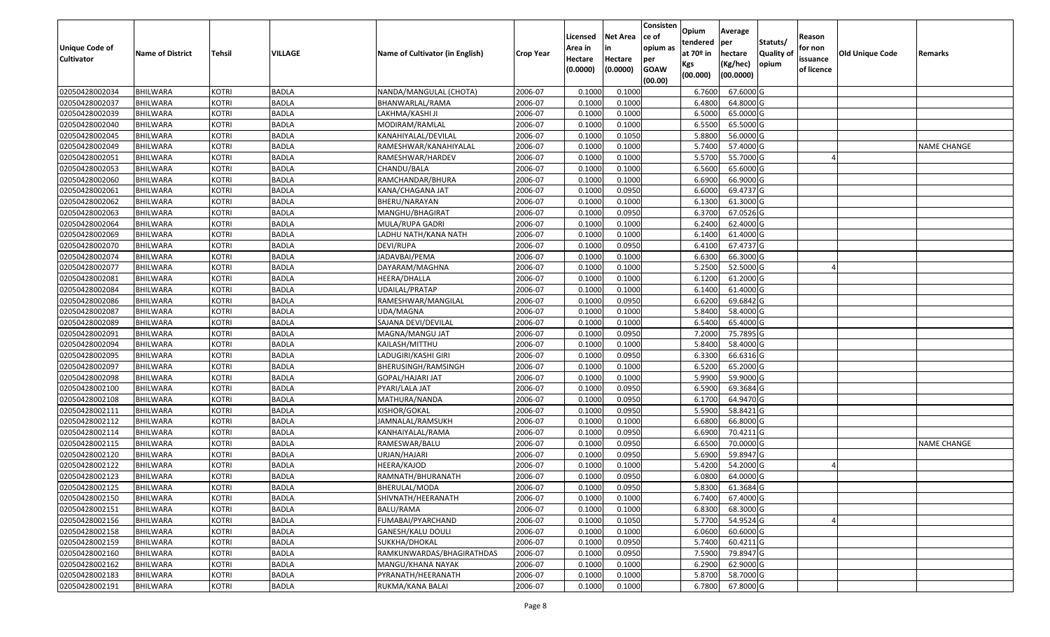| Unique Code of Cultivator | Name of District | Tehsil | VILLAGE | Name of Cultivator (in English) | Crop Year | Licensed Area in Hectare (0.0000) | Net Area in Hectare (0.0000) | Consistence of opium as per GOAW (00.00) | Opium tendered at 70º in Kgs (00.000) | Average per hectare (Kg/hec) (00.0000) | Statuts/ Quality of opium | Reason for non issuance of licence | Old Unique Code | Remarks |
|---|---|---|---|---|---|---|---|---|---|---|---|---|---|---|
| 02050428002034 | BHILWARA | KOTRI | BADLA | NANDA/MANGULAL (CHOTA) | 2006-07 | 0.1000 | 0.1000 | | 6.7600 | 67.6000 | G | | | |
| 02050428002037 | BHILWARA | KOTRI | BADLA | BHANWARLAL/RAMA | 2006-07 | 0.1000 | 0.1000 | | 6.4800 | 64.8000 | G | | | |
| 02050428002039 | BHILWARA | KOTRI | BADLA | LAKHMA/KASHI JI | 2006-07 | 0.1000 | 0.1000 | | 6.5000 | 65.0000 | G | | | |
| 02050428002040 | BHILWARA | KOTRI | BADLA | MODIRAM/RAMLAL | 2006-07 | 0.1000 | 0.1000 | | 6.5500 | 65.5000 | G | | | |
| 02050428002045 | BHILWARA | KOTRI | BADLA | KANAHIYALAL/DEVILAL | 2006-07 | 0.1000 | 0.1050 | | 5.8800 | 56.0000 | G | | | |
| 02050428002049 | BHILWARA | KOTRI | BADLA | RAMESHWAR/KANAHIYALAL | 2006-07 | 0.1000 | 0.1000 | | 5.7400 | 57.4000 | G | | | NAME CHANGE |
| 02050428002051 | BHILWARA | KOTRI | BADLA | RAMESHWAR/HARDEV | 2006-07 | 0.1000 | 0.1000 | | 5.5700 | 55.7000 | G | 4 | | |
| 02050428002053 | BHILWARA | KOTRI | BADLA | CHANDU/BALA | 2006-07 | 0.1000 | 0.1000 | | 6.5600 | 65.6000 | G | | | |
| 02050428002060 | BHILWARA | KOTRI | BADLA | RAMCHANDAR/BHURA | 2006-07 | 0.1000 | 0.1000 | | 6.6900 | 66.9000 | G | | | |
| 02050428002061 | BHILWARA | KOTRI | BADLA | KANA/CHAGANA JAT | 2006-07 | 0.1000 | 0.0950 | | 6.6000 | 69.4737 | G | | | |
| 02050428002062 | BHILWARA | KOTRI | BADLA | BHERU/NARAYAN | 2006-07 | 0.1000 | 0.1000 | | 6.1300 | 61.3000 | G | | | |
| 02050428002063 | BHILWARA | KOTRI | BADLA | MANGHU/BHAGIRAT | 2006-07 | 0.1000 | 0.0950 | | 6.3700 | 67.0526 | G | | | |
| 02050428002064 | BHILWARA | KOTRI | BADLA | MULA/RUPA GADRI | 2006-07 | 0.1000 | 0.1000 | | 6.2400 | 62.4000 | G | | | |
| 02050428002069 | BHILWARA | KOTRI | BADLA | LADHU NATH/KANA NATH | 2006-07 | 0.1000 | 0.1000 | | 6.1400 | 61.4000 | G | | | |
| 02050428002070 | BHILWARA | KOTRI | BADLA | DEVI/RUPA | 2006-07 | 0.1000 | 0.0950 | | 6.4100 | 67.4737 | G | | | |
| 02050428002074 | BHILWARA | KOTRI | BADLA | JADAVBAI/PEMA | 2006-07 | 0.1000 | 0.1000 | | 6.6300 | 66.3000 | G | | | |
| 02050428002077 | BHILWARA | KOTRI | BADLA | DAYARAM/MAGHNA | 2006-07 | 0.1000 | 0.1000 | | 5.2500 | 52.5000 | G | 4 | | |
| 02050428002081 | BHILWARA | KOTRI | BADLA | HEERA/DHALLA | 2006-07 | 0.1000 | 0.1000 | | 6.1200 | 61.2000 | G | | | |
| 02050428002084 | BHILWARA | KOTRI | BADLA | UDAILAL/PRATAP | 2006-07 | 0.1000 | 0.1000 | | 6.1400 | 61.4000 | G | | | |
| 02050428002086 | BHILWARA | KOTRI | BADLA | RAMESHWAR/MANGILAL | 2006-07 | 0.1000 | 0.0950 | | 6.6200 | 69.6842 | G | | | |
| 02050428002087 | BHILWARA | KOTRI | BADLA | UDA/MAGNA | 2006-07 | 0.1000 | 0.1000 | | 5.8400 | 58.4000 | G | | | |
| 02050428002089 | BHILWARA | KOTRI | BADLA | SAJANA DEVI/DEVILAL | 2006-07 | 0.1000 | 0.1000 | | 6.5400 | 65.4000 | G | | | |
| 02050428002091 | BHILWARA | KOTRI | BADLA | MAGNA/MANGU JAT | 2006-07 | 0.1000 | 0.0950 | | 7.2000 | 75.7895 | G | | | |
| 02050428002094 | BHILWARA | KOTRI | BADLA | KAILASH/MITTHU | 2006-07 | 0.1000 | 0.1000 | | 5.8400 | 58.4000 | G | | | |
| 02050428002095 | BHILWARA | KOTRI | BADLA | LADUGIRI/KASHI GIRI | 2006-07 | 0.1000 | 0.0950 | | 6.3300 | 66.6316 | G | | | |
| 02050428002097 | BHILWARA | KOTRI | BADLA | BHERUSINGH/RAMSINGH | 2006-07 | 0.1000 | 0.1000 | | 6.5200 | 65.2000 | G | | | |
| 02050428002098 | BHILWARA | KOTRI | BADLA | GOPAL/HAJARI JAT | 2006-07 | 0.1000 | 0.1000 | | 5.9900 | 59.9000 | G | | | |
| 02050428002100 | BHILWARA | KOTRI | BADLA | PYARI/LALA JAT | 2006-07 | 0.1000 | 0.0950 | | 6.5900 | 69.3684 | G | | | |
| 02050428002108 | BHILWARA | KOTRI | BADLA | MATHURA/NANDA | 2006-07 | 0.1000 | 0.0950 | | 6.1700 | 64.9470 | G | | | |
| 02050428002111 | BHILWARA | KOTRI | BADLA | KISHOR/GOKAL | 2006-07 | 0.1000 | 0.0950 | | 5.5900 | 58.8421 | G | | | |
| 02050428002112 | BHILWARA | KOTRI | BADLA | JAMNALAL/RAMSUKH | 2006-07 | 0.1000 | 0.1000 | | 6.6800 | 66.8000 | G | | | |
| 02050428002114 | BHILWARA | KOTRI | BADLA | KANHAIYALAL/RAMA | 2006-07 | 0.1000 | 0.0950 | | 6.6900 | 70.4211 | G | | | |
| 02050428002115 | BHILWARA | KOTRI | BADLA | RAMESWAR/BALU | 2006-07 | 0.1000 | 0.0950 | | 6.6500 | 70.0000 | G | | | NAME CHANGE |
| 02050428002120 | BHILWARA | KOTRI | BADLA | URJAN/HAJARI | 2006-07 | 0.1000 | 0.0950 | | 5.6900 | 59.8947 | G | | | |
| 02050428002122 | BHILWARA | KOTRI | BADLA | HEERA/KAJOD | 2006-07 | 0.1000 | 0.1000 | | 5.4200 | 54.2000 | G | 4 | | |
| 02050428002123 | BHILWARA | KOTRI | BADLA | RAMNATH/BHURANATH | 2006-07 | 0.1000 | 0.0950 | | 6.0800 | 64.0000 | G | | | |
| 02050428002125 | BHILWARA | KOTRI | BADLA | BHERULAL/MODA | 2006-07 | 0.1000 | 0.0950 | | 5.8300 | 61.3684 | G | | | |
| 02050428002150 | BHILWARA | KOTRI | BADLA | SHIVNATH/HEERANATH | 2006-07 | 0.1000 | 0.1000 | | 6.7400 | 67.4000 | G | | | |
| 02050428002151 | BHILWARA | KOTRI | BADLA | BALU/RAMA | 2006-07 | 0.1000 | 0.1000 | | 6.8300 | 68.3000 | G | | | |
| 02050428002156 | BHILWARA | KOTRI | BADLA | FUMABAI/PYARCHAND | 2006-07 | 0.1000 | 0.1050 | | 5.7700 | 54.9524 | G | 4 | | |
| 02050428002158 | BHILWARA | KOTRI | BADLA | GANESH/KALU DOULI | 2006-07 | 0.1000 | 0.1000 | | 6.0600 | 60.6000 | G | | | |
| 02050428002159 | BHILWARA | KOTRI | BADLA | SUKKHA/DHOKAL | 2006-07 | 0.1000 | 0.0950 | | 5.7400 | 60.4211 | G | | | |
| 02050428002160 | BHILWARA | KOTRI | BADLA | RAMKUNWARDAS/BHAGIRATHDAS | 2006-07 | 0.1000 | 0.0950 | | 7.5900 | 79.8947 | G | | | |
| 02050428002162 | BHILWARA | KOTRI | BADLA | MANGU/KHANA NAYAK | 2006-07 | 0.1000 | 0.1000 | | 6.2900 | 62.9000 | G | | | |
| 02050428002183 | BHILWARA | KOTRI | BADLA | PYRANATH/HEERANATH | 2006-07 | 0.1000 | 0.1000 | | 5.8700 | 58.7000 | G | | | |
| 02050428002191 | BHILWARA | KOTRI | BADLA | RUKMA/KANA BALAI | 2006-07 | 0.1000 | 0.1000 | | 6.7800 | 67.8000 | G | | | |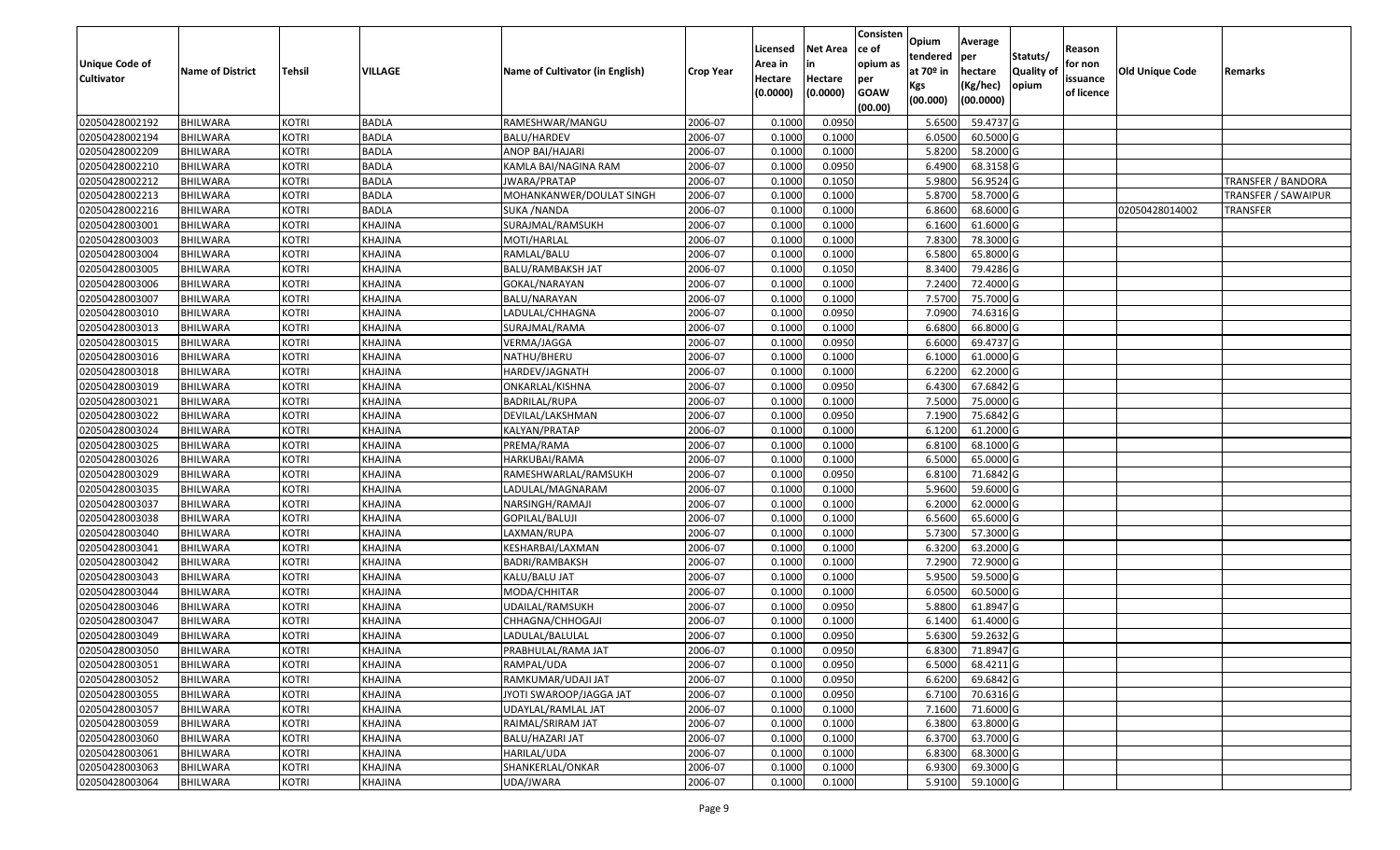| Unique Code of Cultivator | Name of District | Tehsil | VILLAGE | Name of Cultivator (in English) | Crop Year | Licensed Area in Hectare (0.0000) | Net Area in Hectare (0.0000) | Consistence of opium as per GOAW (00.00) | Opium tendered at 70º in Kgs (00.000) | Average per hectare (Kg/hec) (00.0000) | Statuts/ Quality of opium | Reason for non issuance of licence | Old Unique Code | Remarks |
|---|---|---|---|---|---|---|---|---|---|---|---|---|---|---|
| 02050428002192 | BHILWARA | KOTRI | BADLA | RAMESHWAR/MANGU | 2006-07 | 0.1000 | 0.0950 | | 5.6500 | 59.4737 | G | | | |
| 02050428002194 | BHILWARA | KOTRI | BADLA | BALU/HARDEV | 2006-07 | 0.1000 | 0.1000 | | 6.0500 | 60.5000 | G | | | |
| 02050428002209 | BHILWARA | KOTRI | BADLA | ANOP BAI/HAJARI | 2006-07 | 0.1000 | 0.1000 | | 5.8200 | 58.2000 | G | | | |
| 02050428002210 | BHILWARA | KOTRI | BADLA | KAMLA BAI/NAGINA RAM | 2006-07 | 0.1000 | 0.0950 | | 6.4900 | 68.3158 | G | | | |
| 02050428002212 | BHILWARA | KOTRI | BADLA | JWARA/PRATAP | 2006-07 | 0.1000 | 0.1050 | | 5.9800 | 56.9524 | G | | | TRANSFER / BANDORA |
| 02050428002213 | BHILWARA | KOTRI | BADLA | MOHANKANWER/DOULAT SINGH | 2006-07 | 0.1000 | 0.1000 | | 5.8700 | 58.7000 | G | | | TRANSFER / SAWAIPUR |
| 02050428002216 | BHILWARA | KOTRI | BADLA | SUKA /NANDA | 2006-07 | 0.1000 | 0.1000 | | 6.8600 | 68.6000 | G | | 02050428014002 | TRANSFER |
| 02050428003001 | BHILWARA | KOTRI | KHAJINA | SURAJMAL/RAMSUKH | 2006-07 | 0.1000 | 0.1000 | | 6.1600 | 61.6000 | G | | | |
| 02050428003003 | BHILWARA | KOTRI | KHAJINA | MOTI/HARLAL | 2006-07 | 0.1000 | 0.1000 | | 7.8300 | 78.3000 | G | | | |
| 02050428003004 | BHILWARA | KOTRI | KHAJINA | RAMLAL/BALU | 2006-07 | 0.1000 | 0.1000 | | 6.5800 | 65.8000 | G | | | |
| 02050428003005 | BHILWARA | KOTRI | KHAJINA | BALU/RAMBAKSH JAT | 2006-07 | 0.1000 | 0.1050 | | 8.3400 | 79.4286 | G | | | |
| 02050428003006 | BHILWARA | KOTRI | KHAJINA | GOKAL/NARAYAN | 2006-07 | 0.1000 | 0.1000 | | 7.2400 | 72.4000 | G | | | |
| 02050428003007 | BHILWARA | KOTRI | KHAJINA | BALU/NARAYAN | 2006-07 | 0.1000 | 0.1000 | | 7.5700 | 75.7000 | G | | | |
| 02050428003010 | BHILWARA | KOTRI | KHAJINA | LADULAL/CHHAGNA | 2006-07 | 0.1000 | 0.0950 | | 7.0900 | 74.6316 | G | | | |
| 02050428003013 | BHILWARA | KOTRI | KHAJINA | SURAJMAL/RAMA | 2006-07 | 0.1000 | 0.1000 | | 6.6800 | 66.8000 | G | | | |
| 02050428003015 | BHILWARA | KOTRI | KHAJINA | VERMA/JAGGA | 2006-07 | 0.1000 | 0.0950 | | 6.6000 | 69.4737 | G | | | |
| 02050428003016 | BHILWARA | KOTRI | KHAJINA | NATHU/BHERU | 2006-07 | 0.1000 | 0.1000 | | 6.1000 | 61.0000 | G | | | |
| 02050428003018 | BHILWARA | KOTRI | KHAJINA | HARDEV/JAGNATH | 2006-07 | 0.1000 | 0.1000 | | 6.2200 | 62.2000 | G | | | |
| 02050428003019 | BHILWARA | KOTRI | KHAJINA | ONKARLAL/KISHNA | 2006-07 | 0.1000 | 0.0950 | | 6.4300 | 67.6842 | G | | | |
| 02050428003021 | BHILWARA | KOTRI | KHAJINA | BADRILAL/RUPA | 2006-07 | 0.1000 | 0.1000 | | 7.5000 | 75.0000 | G | | | |
| 02050428003022 | BHILWARA | KOTRI | KHAJINA | DEVILAL/LAKSHMAN | 2006-07 | 0.1000 | 0.0950 | | 7.1900 | 75.6842 | G | | | |
| 02050428003024 | BHILWARA | KOTRI | KHAJINA | KALYAN/PRATAP | 2006-07 | 0.1000 | 0.1000 | | 6.1200 | 61.2000 | G | | | |
| 02050428003025 | BHILWARA | KOTRI | KHAJINA | PREMA/RAMA | 2006-07 | 0.1000 | 0.1000 | | 6.8100 | 68.1000 | G | | | |
| 02050428003026 | BHILWARA | KOTRI | KHAJINA | HARKUBAI/RAMA | 2006-07 | 0.1000 | 0.1000 | | 6.5000 | 65.0000 | G | | | |
| 02050428003029 | BHILWARA | KOTRI | KHAJINA | RAMESHWARLAL/RAMSUKH | 2006-07 | 0.1000 | 0.0950 | | 6.8100 | 71.6842 | G | | | |
| 02050428003035 | BHILWARA | KOTRI | KHAJINA | LADULAL/MAGNARAM | 2006-07 | 0.1000 | 0.1000 | | 5.9600 | 59.6000 | G | | | |
| 02050428003037 | BHILWARA | KOTRI | KHAJINA | NARSINGH/RAMAJI | 2006-07 | 0.1000 | 0.1000 | | 6.2000 | 62.0000 | G | | | |
| 02050428003038 | BHILWARA | KOTRI | KHAJINA | GOPILAL/BALUJI | 2006-07 | 0.1000 | 0.1000 | | 6.5600 | 65.6000 | G | | | |
| 02050428003040 | BHILWARA | KOTRI | KHAJINA | LAXMAN/RUPA | 2006-07 | 0.1000 | 0.1000 | | 5.7300 | 57.3000 | G | | | |
| 02050428003041 | BHILWARA | KOTRI | KHAJINA | KESHARBAI/LAXMAN | 2006-07 | 0.1000 | 0.1000 | | 6.3200 | 63.2000 | G | | | |
| 02050428003042 | BHILWARA | KOTRI | KHAJINA | BADRI/RAMBAKSH | 2006-07 | 0.1000 | 0.1000 | | 7.2900 | 72.9000 | G | | | |
| 02050428003043 | BHILWARA | KOTRI | KHAJINA | KALU/BALU JAT | 2006-07 | 0.1000 | 0.1000 | | 5.9500 | 59.5000 | G | | | |
| 02050428003044 | BHILWARA | KOTRI | KHAJINA | MODA/CHHITAR | 2006-07 | 0.1000 | 0.1000 | | 6.0500 | 60.5000 | G | | | |
| 02050428003046 | BHILWARA | KOTRI | KHAJINA | UDAILAL/RAMSUKH | 2006-07 | 0.1000 | 0.0950 | | 5.8800 | 61.8947 | G | | | |
| 02050428003047 | BHILWARA | KOTRI | KHAJINA | CHHAGNA/CHHOGAJI | 2006-07 | 0.1000 | 0.1000 | | 6.1400 | 61.4000 | G | | | |
| 02050428003049 | BHILWARA | KOTRI | KHAJINA | LADULAL/BALULAL | 2006-07 | 0.1000 | 0.0950 | | 5.6300 | 59.2632 | G | | | |
| 02050428003050 | BHILWARA | KOTRI | KHAJINA | PRABHULAL/RAMA JAT | 2006-07 | 0.1000 | 0.0950 | | 6.8300 | 71.8947 | G | | | |
| 02050428003051 | BHILWARA | KOTRI | KHAJINA | RAMPAL/UDA | 2006-07 | 0.1000 | 0.0950 | | 6.5000 | 68.4211 | G | | | |
| 02050428003052 | BHILWARA | KOTRI | KHAJINA | RAMKUMAR/UDAJI JAT | 2006-07 | 0.1000 | 0.0950 | | 6.6200 | 69.6842 | G | | | |
| 02050428003055 | BHILWARA | KOTRI | KHAJINA | JYOTI SWAROOP/JAGGA JAT | 2006-07 | 0.1000 | 0.0950 | | 6.7100 | 70.6316 | G | | | |
| 02050428003057 | BHILWARA | KOTRI | KHAJINA | UDAYLAL/RAMLAL JAT | 2006-07 | 0.1000 | 0.1000 | | 7.1600 | 71.6000 | G | | | |
| 02050428003059 | BHILWARA | KOTRI | KHAJINA | RAIMAL/SRIRAM JAT | 2006-07 | 0.1000 | 0.1000 | | 6.3800 | 63.8000 | G | | | |
| 02050428003060 | BHILWARA | KOTRI | KHAJINA | BALU/HAZARI JAT | 2006-07 | 0.1000 | 0.1000 | | 6.3700 | 63.7000 | G | | | |
| 02050428003061 | BHILWARA | KOTRI | KHAJINA | HARILAL/UDA | 2006-07 | 0.1000 | 0.1000 | | 6.8300 | 68.3000 | G | | | |
| 02050428003063 | BHILWARA | KOTRI | KHAJINA | SHANKERLAL/ONKAR | 2006-07 | 0.1000 | 0.1000 | | 6.9300 | 69.3000 | G | | | |
| 02050428003064 | BHILWARA | KOTRI | KHAJINA | UDA/JWARA | 2006-07 | 0.1000 | 0.1000 | | 5.9100 | 59.1000 | G | | | |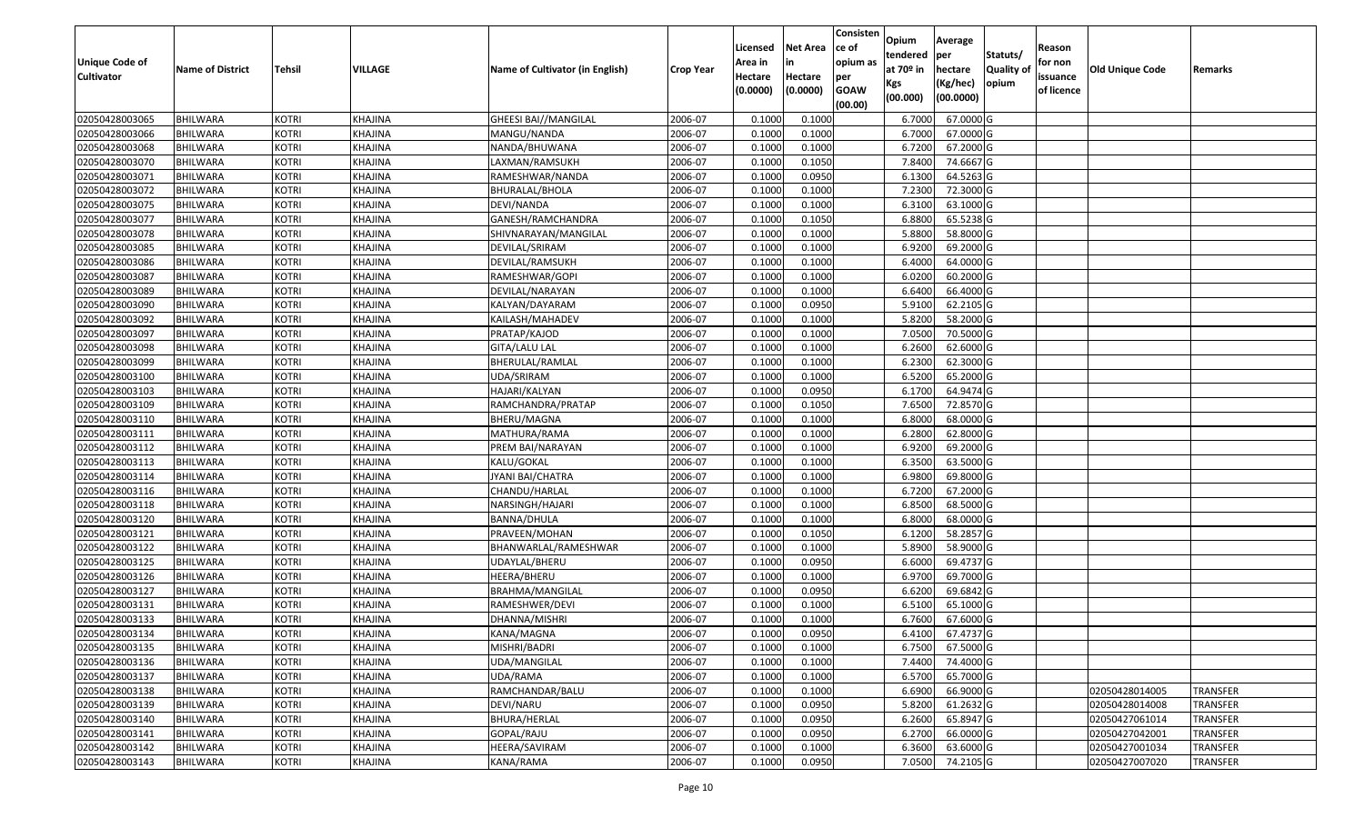| Unique Code of Cultivator | Name of District | Tehsil | VILLAGE | Name of Cultivator (in English) | Crop Year | Licensed Area in Hectare (0.0000) | Net Area in Hectare (0.0000) | Consistence of opium as per GOAW (00.00) | Opium tendered at 70º in Kgs (00.000) | Average per hectare (Kg/hec) (00.0000) | Statuts/ Quality of opium | Reason for non issuance of licence | Old Unique Code | Remarks |
|---|---|---|---|---|---|---|---|---|---|---|---|---|---|---|
| 02050428003065 | BHILWARA | KOTRI | KHAJINA | GHEESI BAI//MANGILAL | 2006-07 | 0.1000 | 0.1000 | | 6.7000 | 67.0000 | G | | | |
| 02050428003066 | BHILWARA | KOTRI | KHAJINA | MANGU/NANDA | 2006-07 | 0.1000 | 0.1000 | | 6.7000 | 67.0000 | G | | | |
| 02050428003068 | BHILWARA | KOTRI | KHAJINA | NANDA/BHUWANA | 2006-07 | 0.1000 | 0.1000 | | 6.7200 | 67.2000 | G | | | |
| 02050428003070 | BHILWARA | KOTRI | KHAJINA | LAXMAN/RAMSUKH | 2006-07 | 0.1000 | 0.1050 | | 7.8400 | 74.6667 | G | | | |
| 02050428003071 | BHILWARA | KOTRI | KHAJINA | RAMESHWAR/NANDA | 2006-07 | 0.1000 | 0.0950 | | 6.1300 | 64.5263 | G | | | |
| 02050428003072 | BHILWARA | KOTRI | KHAJINA | BHURALAL/BHOLA | 2006-07 | 0.1000 | 0.1000 | | 7.2300 | 72.3000 | G | | | |
| 02050428003075 | BHILWARA | KOTRI | KHAJINA | DEVI/NANDA | 2006-07 | 0.1000 | 0.1000 | | 6.3100 | 63.1000 | G | | | |
| 02050428003077 | BHILWARA | KOTRI | KHAJINA | GANESH/RAMCHANDRA | 2006-07 | 0.1000 | 0.1050 | | 6.8800 | 65.5238 | G | | | |
| 02050428003078 | BHILWARA | KOTRI | KHAJINA | SHIVNARAYAN/MANGILAL | 2006-07 | 0.1000 | 0.1000 | | 5.8800 | 58.8000 | G | | | |
| 02050428003085 | BHILWARA | KOTRI | KHAJINA | DEVILAL/SRIRAM | 2006-07 | 0.1000 | 0.1000 | | 6.9200 | 69.2000 | G | | | |
| 02050428003086 | BHILWARA | KOTRI | KHAJINA | DEVILAL/RAMSUKH | 2006-07 | 0.1000 | 0.1000 | | 6.4000 | 64.0000 | G | | | |
| 02050428003087 | BHILWARA | KOTRI | KHAJINA | RAMESHWAR/GOPI | 2006-07 | 0.1000 | 0.1000 | | 6.0200 | 60.2000 | G | | | |
| 02050428003089 | BHILWARA | KOTRI | KHAJINA | DEVILAL/NARAYAN | 2006-07 | 0.1000 | 0.1000 | | 6.6400 | 66.4000 | G | | | |
| 02050428003090 | BHILWARA | KOTRI | KHAJINA | KALYAN/DAYARAM | 2006-07 | 0.1000 | 0.0950 | | 5.9100 | 62.2105 | G | | | |
| 02050428003092 | BHILWARA | KOTRI | KHAJINA | KAILASH/MAHADEV | 2006-07 | 0.1000 | 0.1000 | | 5.8200 | 58.2000 | G | | | |
| 02050428003097 | BHILWARA | KOTRI | KHAJINA | PRATAP/KAJOD | 2006-07 | 0.1000 | 0.1000 | | 7.0500 | 70.5000 | G | | | |
| 02050428003098 | BHILWARA | KOTRI | KHAJINA | GITA/LALU LAL | 2006-07 | 0.1000 | 0.1000 | | 6.2600 | 62.6000 | G | | | |
| 02050428003099 | BHILWARA | KOTRI | KHAJINA | BHERULAL/RAMLAL | 2006-07 | 0.1000 | 0.1000 | | 6.2300 | 62.3000 | G | | | |
| 02050428003100 | BHILWARA | KOTRI | KHAJINA | UDA/SRIRAM | 2006-07 | 0.1000 | 0.1000 | | 6.5200 | 65.2000 | G | | | |
| 02050428003103 | BHILWARA | KOTRI | KHAJINA | HAJARI/KALYAN | 2006-07 | 0.1000 | 0.0950 | | 6.1700 | 64.9474 | G | | | |
| 02050428003109 | BHILWARA | KOTRI | KHAJINA | RAMCHANDRA/PRATAP | 2006-07 | 0.1000 | 0.1050 | | 7.6500 | 72.8570 | G | | | |
| 02050428003110 | BHILWARA | KOTRI | KHAJINA | BHERU/MAGNA | 2006-07 | 0.1000 | 0.1000 | | 6.8000 | 68.0000 | G | | | |
| 02050428003111 | BHILWARA | KOTRI | KHAJINA | MATHURA/RAMA | 2006-07 | 0.1000 | 0.1000 | | 6.2800 | 62.8000 | G | | | |
| 02050428003112 | BHILWARA | KOTRI | KHAJINA | PREM BAI/NARAYAN | 2006-07 | 0.1000 | 0.1000 | | 6.9200 | 69.2000 | G | | | |
| 02050428003113 | BHILWARA | KOTRI | KHAJINA | KALU/GOKAL | 2006-07 | 0.1000 | 0.1000 | | 6.3500 | 63.5000 | G | | | |
| 02050428003114 | BHILWARA | KOTRI | KHAJINA | JYANI BAI/CHATRA | 2006-07 | 0.1000 | 0.1000 | | 6.9800 | 69.8000 | G | | | |
| 02050428003116 | BHILWARA | KOTRI | KHAJINA | CHANDU/HARLAL | 2006-07 | 0.1000 | 0.1000 | | 6.7200 | 67.2000 | G | | | |
| 02050428003118 | BHILWARA | KOTRI | KHAJINA | NARSINGH/HAJARI | 2006-07 | 0.1000 | 0.1000 | | 6.8500 | 68.5000 | G | | | |
| 02050428003120 | BHILWARA | KOTRI | KHAJINA | BANNA/DHULA | 2006-07 | 0.1000 | 0.1000 | | 6.8000 | 68.0000 | G | | | |
| 02050428003121 | BHILWARA | KOTRI | KHAJINA | PRAVEEN/MOHAN | 2006-07 | 0.1000 | 0.1050 | | 6.1200 | 58.2857 | G | | | |
| 02050428003122 | BHILWARA | KOTRI | KHAJINA | BHANWARLAL/RAMESHWAR | 2006-07 | 0.1000 | 0.1000 | | 5.8900 | 58.9000 | G | | | |
| 02050428003125 | BHILWARA | KOTRI | KHAJINA | UDAYLAL/BHERU | 2006-07 | 0.1000 | 0.0950 | | 6.6000 | 69.4737 | G | | | |
| 02050428003126 | BHILWARA | KOTRI | KHAJINA | HEERA/BHERU | 2006-07 | 0.1000 | 0.1000 | | 6.9700 | 69.7000 | G | | | |
| 02050428003127 | BHILWARA | KOTRI | KHAJINA | BRAHMA/MANGILAL | 2006-07 | 0.1000 | 0.0950 | | 6.6200 | 69.6842 | G | | | |
| 02050428003131 | BHILWARA | KOTRI | KHAJINA | RAMESHWER/DEVI | 2006-07 | 0.1000 | 0.1000 | | 6.5100 | 65.1000 | G | | | |
| 02050428003133 | BHILWARA | KOTRI | KHAJINA | DHANNA/MISHRI | 2006-07 | 0.1000 | 0.1000 | | 6.7600 | 67.6000 | G | | | |
| 02050428003134 | BHILWARA | KOTRI | KHAJINA | KANA/MAGNA | 2006-07 | 0.1000 | 0.0950 | | 6.4100 | 67.4737 | G | | | |
| 02050428003135 | BHILWARA | KOTRI | KHAJINA | MISHRI/BADRI | 2006-07 | 0.1000 | 0.1000 | | 6.7500 | 67.5000 | G | | | |
| 02050428003136 | BHILWARA | KOTRI | KHAJINA | UDA/MANGILAL | 2006-07 | 0.1000 | 0.1000 | | 7.4400 | 74.4000 | G | | | |
| 02050428003137 | BHILWARA | KOTRI | KHAJINA | UDA/RAMA | 2006-07 | 0.1000 | 0.1000 | | 6.5700 | 65.7000 | G | | | |
| 02050428003138 | BHILWARA | KOTRI | KHAJINA | RAMCHANDAR/BALU | 2006-07 | 0.1000 | 0.1000 | | 6.6900 | 66.9000 | G | | 02050428014005 | TRANSFER |
| 02050428003139 | BHILWARA | KOTRI | KHAJINA | DEVI/NARU | 2006-07 | 0.1000 | 0.0950 | | 5.8200 | 61.2632 | G | | 02050428014008 | TRANSFER |
| 02050428003140 | BHILWARA | KOTRI | KHAJINA | BHURA/HERLAL | 2006-07 | 0.1000 | 0.0950 | | 6.2600 | 65.8947 | G | | 02050427061014 | TRANSFER |
| 02050428003141 | BHILWARA | KOTRI | KHAJINA | GOPAL/RAJU | 2006-07 | 0.1000 | 0.0950 | | 6.2700 | 66.0000 | G | | 02050427042001 | TRANSFER |
| 02050428003142 | BHILWARA | KOTRI | KHAJINA | HEERA/SAVIRAM | 2006-07 | 0.1000 | 0.1000 | | 6.3600 | 63.6000 | G | | 02050427001034 | TRANSFER |
| 02050428003143 | BHILWARA | KOTRI | KHAJINA | KANA/RAMA | 2006-07 | 0.1000 | 0.0950 | | 7.0500 | 74.2105 | G | | 02050427007020 | TRANSFER |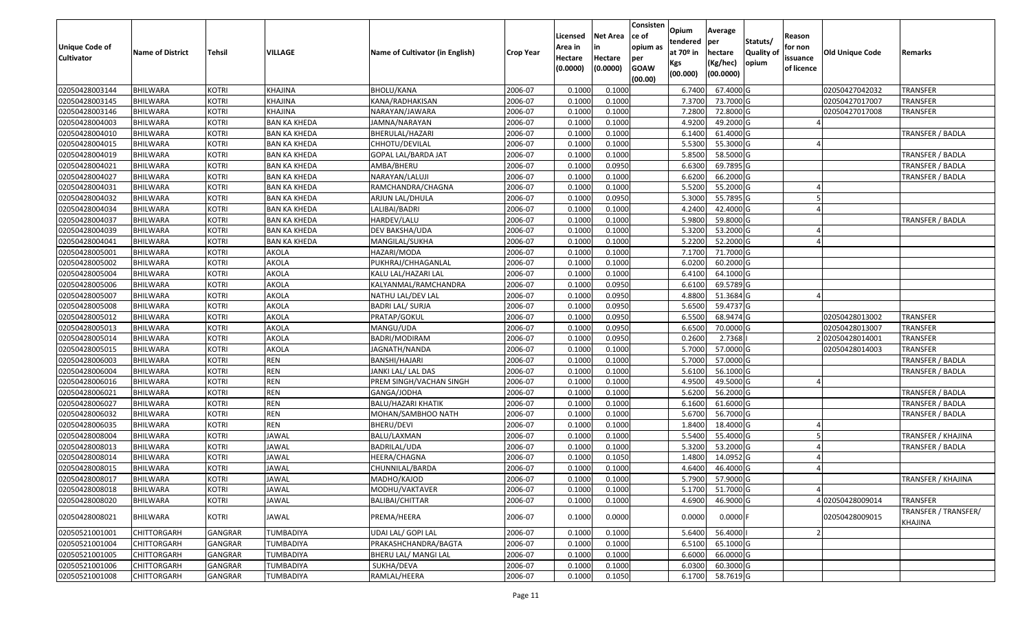| Unique Code of Cultivator | Name of District | Tehsil | VILLAGE | Name of Cultivator (in English) | Crop Year | Licensed Area in Hectare (0.0000) | Net Area in Hectare (0.0000) | Consistence of opium as per GOAW (00.00) | Opium tendered at 70º in Kgs (00.000) | Average per hectare (Kg/hec) (00.0000) | Statuts/ Quality of opium | Reason for non issuance of licence | Old Unique Code | Remarks |
|---|---|---|---|---|---|---|---|---|---|---|---|---|---|---|
| 02050428003144 | BHILWARA | KOTRI | KHAJINA | BHOLU/KANA | 2006-07 | 0.1000 | 0.1000 | | 6.7400 | 67.4000 | G | | 02050427042032 | TRANSFER |
| 02050428003145 | BHILWARA | KOTRI | KHAJINA | KANA/RADHAKISAN | 2006-07 | 0.1000 | 0.1000 | | 7.3700 | 73.7000 | G | | 02050427017007 | TRANSFER |
| 02050428003146 | BHILWARA | KOTRI | KHAJINA | NARAYAN/JAWARA | 2006-07 | 0.1000 | 0.1000 | | 7.2800 | 72.8000 | G | | 02050427017008 | TRANSFER |
| 02050428004003 | BHILWARA | KOTRI | BAN KA KHEDA | JAMNA/NARAYAN | 2006-07 | 0.1000 | 0.1000 | | 4.9200 | 49.2000 | G | 4 | | |
| 02050428004010 | BHILWARA | KOTRI | BAN KA KHEDA | BHERULAL/HAZARI | 2006-07 | 0.1000 | 0.1000 | | 6.1400 | 61.4000 | G | | | TRANSFER / BADLA |
| 02050428004015 | BHILWARA | KOTRI | BAN KA KHEDA | CHHOTU/DEVILAL | 2006-07 | 0.1000 | 0.1000 | | 5.5300 | 55.3000 | G | 4 | | |
| 02050428004019 | BHILWARA | KOTRI | BAN KA KHEDA | GOPAL LAL/BARDA JAT | 2006-07 | 0.1000 | 0.1000 | | 5.8500 | 58.5000 | G | | | TRANSFER / BADLA |
| 02050428004021 | BHILWARA | KOTRI | BAN KA KHEDA | AMBA/BHERU | 2006-07 | 0.1000 | 0.0950 | | 6.6300 | 69.7895 | G | | | TRANSFER / BADLA |
| 02050428004027 | BHILWARA | KOTRI | BAN KA KHEDA | NARAYAN/LALUJI | 2006-07 | 0.1000 | 0.1000 | | 6.6200 | 66.2000 | G | | | TRANSFER / BADLA |
| 02050428004031 | BHILWARA | KOTRI | BAN KA KHEDA | RAMCHANDRA/CHAGNA | 2006-07 | 0.1000 | 0.1000 | | 5.5200 | 55.2000 | G | 4 | | |
| 02050428004032 | BHILWARA | KOTRI | BAN KA KHEDA | ARJUN LAL/DHULA | 2006-07 | 0.1000 | 0.0950 | | 5.3000 | 55.7895 | G | 5 | | |
| 02050428004034 | BHILWARA | KOTRI | BAN KA KHEDA | LALIBAI/BADRI | 2006-07 | 0.1000 | 0.1000 | | 4.2400 | 42.4000 | G | 4 | | |
| 02050428004037 | BHILWARA | KOTRI | BAN KA KHEDA | HARDEV/LALU | 2006-07 | 0.1000 | 0.1000 | | 5.9800 | 59.8000 | G | | | TRANSFER / BADLA |
| 02050428004039 | BHILWARA | KOTRI | BAN KA KHEDA | DEV BAKSHA/UDA | 2006-07 | 0.1000 | 0.1000 | | 5.3200 | 53.2000 | G | 4 | | |
| 02050428004041 | BHILWARA | KOTRI | BAN KA KHEDA | MANGILAL/SUKHA | 2006-07 | 0.1000 | 0.1000 | | 5.2200 | 52.2000 | G | 4 | | |
| 02050428005001 | BHILWARA | KOTRI | AKOLA | HAZARI/MODA | 2006-07 | 0.1000 | 0.1000 | | 7.1700 | 71.7000 | G | | | |
| 02050428005002 | BHILWARA | KOTRI | AKOLA | PUKHRAJ/CHHAGANLAL | 2006-07 | 0.1000 | 0.1000 | | 6.0200 | 60.2000 | G | | | |
| 02050428005004 | BHILWARA | KOTRI | AKOLA | KALU LAL/HAZARI LAL | 2006-07 | 0.1000 | 0.1000 | | 6.4100 | 64.1000 | G | | | |
| 02050428005006 | BHILWARA | KOTRI | AKOLA | KALYANMAL/RAMCHANDRA | 2006-07 | 0.1000 | 0.0950 | | 6.6100 | 69.5789 | G | | | |
| 02050428005007 | BHILWARA | KOTRI | AKOLA | NATHU LAL/DEV LAL | 2006-07 | 0.1000 | 0.0950 | | 4.8800 | 51.3684 | G | 4 | | |
| 02050428005008 | BHILWARA | KOTRI | AKOLA | BADRI LAL/ SURJA | 2006-07 | 0.1000 | 0.0950 | | 5.6500 | 59.4737 | G | | | |
| 02050428005012 | BHILWARA | KOTRI | AKOLA | PRATAP/GOKUL | 2006-07 | 0.1000 | 0.0950 | | 6.5500 | 68.9474 | G | | 02050428013002 | TRANSFER |
| 02050428005013 | BHILWARA | KOTRI | AKOLA | MANGU/UDA | 2006-07 | 0.1000 | 0.0950 | | 6.6500 | 70.0000 | G | | 02050428013007 | TRANSFER |
| 02050428005014 | BHILWARA | KOTRI | AKOLA | BADRI/MODIRAM | 2006-07 | 0.1000 | 0.0950 | | 0.2600 | 2.7368 | I | 2 | 02050428014001 | TRANSFER |
| 02050428005015 | BHILWARA | KOTRI | AKOLA | JAGNATH/NANDA | 2006-07 | 0.1000 | 0.1000 | | 5.7000 | 57.0000 | G | | 02050428014003 | TRANSFER |
| 02050428006003 | BHILWARA | KOTRI | REN | BANSHI/HAJARI | 2006-07 | 0.1000 | 0.1000 | | 5.7000 | 57.0000 | G | | | TRANSFER / BADLA |
| 02050428006004 | BHILWARA | KOTRI | REN | JANKI LAL/ LAL DAS | 2006-07 | 0.1000 | 0.1000 | | 5.6100 | 56.1000 | G | | | TRANSFER / BADLA |
| 02050428006016 | BHILWARA | KOTRI | REN | PREM SINGH/VACHAN SINGH | 2006-07 | 0.1000 | 0.1000 | | 4.9500 | 49.5000 | G | 4 | | |
| 02050428006021 | BHILWARA | KOTRI | REN | GANGA/JODHA | 2006-07 | 0.1000 | 0.1000 | | 5.6200 | 56.2000 | G | | | TRANSFER / BADLA |
| 02050428006027 | BHILWARA | KOTRI | REN | BALU/HAZARI KHATIK | 2006-07 | 0.1000 | 0.1000 | | 6.1600 | 61.6000 | G | | | TRANSFER / BADLA |
| 02050428006032 | BHILWARA | KOTRI | REN | MOHAN/SAMBHOO NATH | 2006-07 | 0.1000 | 0.1000 | | 5.6700 | 56.7000 | G | | | TRANSFER / BADLA |
| 02050428006035 | BHILWARA | KOTRI | REN | BHERU/DEVI | 2006-07 | 0.1000 | 0.1000 | | 1.8400 | 18.4000 | G | 4 | | |
| 02050428008004 | BHILWARA | KOTRI | JAWAL | BALU/LAXMAN | 2006-07 | 0.1000 | 0.1000 | | 5.5400 | 55.4000 | G | 5 | | TRANSFER / KHAJINA |
| 02050428008013 | BHILWARA | KOTRI | JAWAL | BADRILAL/UDA | 2006-07 | 0.1000 | 0.1000 | | 5.3200 | 53.2000 | G | 4 | | TRANSFER / BADLA |
| 02050428008014 | BHILWARA | KOTRI | JAWAL | HEERA/CHAGNA | 2006-07 | 0.1000 | 0.1050 | | 1.4800 | 14.0952 | G | 4 | | |
| 02050428008015 | BHILWARA | KOTRI | JAWAL | CHUNNILAL/BARDA | 2006-07 | 0.1000 | 0.1000 | | 4.6400 | 46.4000 | G | 4 | | |
| 02050428008017 | BHILWARA | KOTRI | JAWAL | MADHO/KAJOD | 2006-07 | 0.1000 | 0.1000 | | 5.7900 | 57.9000 | G | | | TRANSFER / KHAJINA |
| 02050428008018 | BHILWARA | KOTRI | JAWAL | MODHU/VAKTAVER | 2006-07 | 0.1000 | 0.1000 | | 5.1700 | 51.7000 | G | 4 | | |
| 02050428008020 | BHILWARA | KOTRI | JAWAL | BALIBAI/CHITTAR | 2006-07 | 0.1000 | 0.1000 | | 4.6900 | 46.9000 | G | 4 | 02050428009014 | TRANSFER |
| 02050428008021 | BHILWARA | KOTRI | JAWAL | PREMA/HEERA | 2006-07 | 0.1000 | 0.0000 | | 0.0000 | 0.0000 | F | | 02050428009015 | TRANSFER / TRANSFER/ KHAJINA |
| 02050521001001 | CHITTORGARH | GANGRAR | TUMBADIYA | UDAI LAL/ GOPI LAL | 2006-07 | 0.1000 | 0.1000 | | 5.6400 | 56.4000 | I | 2 | | |
| 02050521001004 | CHITTORGARH | GANGRAR | TUMBADIYA | PRAKASHCHANDRA/BAGTA | 2006-07 | 0.1000 | 0.1000 | | 6.5100 | 65.1000 | G | | | |
| 02050521001005 | CHITTORGARH | GANGRAR | TUMBADIYA | BHERU LAL/ MANGI LAL | 2006-07 | 0.1000 | 0.1000 | | 6.6000 | 66.0000 | G | | | |
| 02050521001006 | CHITTORGARH | GANGRAR | TUMBADIYA | SUKHA/DEVA | 2006-07 | 0.1000 | 0.1000 | | 6.0300 | 60.3000 | G | | | |
| 02050521001008 | CHITTORGARH | GANGRAR | TUMBADIYA | RAMLAL/HEERA | 2006-07 | 0.1000 | 0.1050 | | 6.1700 | 58.7619 | G | | | |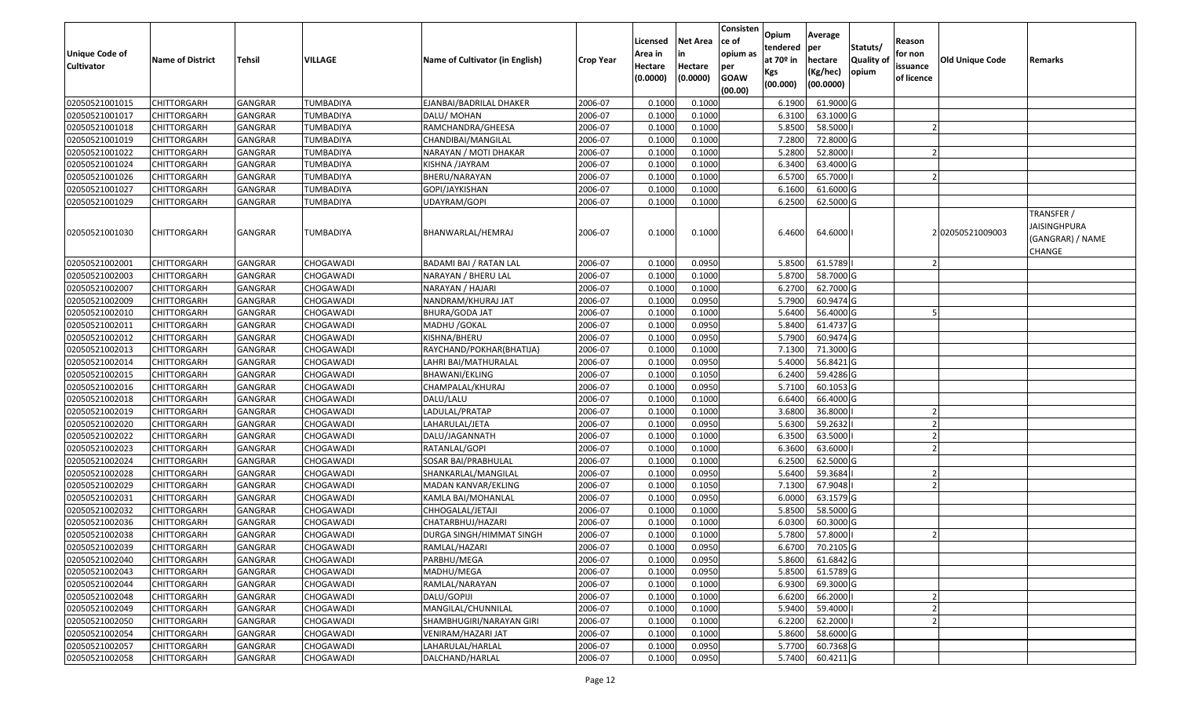| Unique Code of Cultivator | Name of District | Tehsil | VILLAGE | Name of Cultivator (in English) | Crop Year | Licensed Area in Hectare (0.0000) | Net Area in Hectare (0.0000) | Consistence of opium as per GOAW (00.00) | Opium tendered at 70º in Kgs (00.000) | Average per hectare (Kg/hec) (00.0000) | Statuts/ Quality of opium | Reason for non issuance of licence | Old Unique Code | Remarks |
|---|---|---|---|---|---|---|---|---|---|---|---|---|---|---|
| 02050521001015 | CHITTORGARH | GANGRAR | TUMBADIYA | EJANBAI/BADRILAL DHAKER | 2006-07 | 0.1000 | 0.1000 | | 6.1900 | 61.9000 | G | | | |
| 02050521001017 | CHITTORGARH | GANGRAR | TUMBADIYA | DALU/ MOHAN | 2006-07 | 0.1000 | 0.1000 | | 6.3100 | 63.1000 | G | | | |
| 02050521001018 | CHITTORGARH | GANGRAR | TUMBADIYA | RAMCHANDRA/GHEESA | 2006-07 | 0.1000 | 0.1000 | | 5.8500 | 58.5000 | I | 2 | | |
| 02050521001019 | CHITTORGARH | GANGRAR | TUMBADIYA | CHANDIBAI/MANGILAL | 2006-07 | 0.1000 | 0.1000 | | 7.2800 | 72.8000 | G | | | |
| 02050521001022 | CHITTORGARH | GANGRAR | TUMBADIYA | NARAYAN / MOTI DHAKAR | 2006-07 | 0.1000 | 0.1000 | | 5.2800 | 52.8000 | I | 2 | | |
| 02050521001024 | CHITTORGARH | GANGRAR | TUMBADIYA | KISHNA /JAYRAM | 2006-07 | 0.1000 | 0.1000 | | 6.3400 | 63.4000 | G | | | |
| 02050521001026 | CHITTORGARH | GANGRAR | TUMBADIYA | BHERU/NARAYAN | 2006-07 | 0.1000 | 0.1000 | | 6.5700 | 65.7000 | I | 2 | | |
| 02050521001027 | CHITTORGARH | GANGRAR | TUMBADIYA | GOPI/JAYKISHAN | 2006-07 | 0.1000 | 0.1000 | | 6.1600 | 61.6000 | G | | | |
| 02050521001029 | CHITTORGARH | GANGRAR | TUMBADIYA | UDAYRAM/GOPI | 2006-07 | 0.1000 | 0.1000 | | 6.2500 | 62.5000 | G | | | |
| 02050521001030 | CHITTORGARH | GANGRAR | TUMBADIYA | BHANWARLAL/HEMRAJ | 2006-07 | 0.1000 | 0.1000 | | 6.4600 | 64.6000 | I | 2 | 02050521009003 | TRANSFER / JAISINGHPURA (GANGRAR) / NAME CHANGE |
| 02050521002001 | CHITTORGARH | GANGRAR | CHOGAWADI | BADAMI BAI / RATAN LAL | 2006-07 | 0.1000 | 0.0950 | | 5.8500 | 61.5789 | I | 2 | | |
| 02050521002003 | CHITTORGARH | GANGRAR | CHOGAWADI | NARAYAN / BHERU LAL | 2006-07 | 0.1000 | 0.1000 | | 5.8700 | 58.7000 | G | | | |
| 02050521002007 | CHITTORGARH | GANGRAR | CHOGAWADI | NARAYAN / HAJARI | 2006-07 | 0.1000 | 0.1000 | | 6.2700 | 62.7000 | G | | | |
| 02050521002009 | CHITTORGARH | GANGRAR | CHOGAWADI | NANDRAM/KHURAJ JAT | 2006-07 | 0.1000 | 0.0950 | | 5.7900 | 60.9474 | G | | | |
| 02050521002010 | CHITTORGARH | GANGRAR | CHOGAWADI | BHURA/GODA JAT | 2006-07 | 0.1000 | 0.1000 | | 5.6400 | 56.4000 | G | 5 | | |
| 02050521002011 | CHITTORGARH | GANGRAR | CHOGAWADI | MADHU /GOKAL | 2006-07 | 0.1000 | 0.0950 | | 5.8400 | 61.4737 | G | | | |
| 02050521002012 | CHITTORGARH | GANGRAR | CHOGAWADI | KISHNA/BHERU | 2006-07 | 0.1000 | 0.0950 | | 5.7900 | 60.9474 | G | | | |
| 02050521002013 | CHITTORGARH | GANGRAR | CHOGAWADI | RAYCHAND/POKHAR(BHATIJA) | 2006-07 | 0.1000 | 0.1000 | | 7.1300 | 71.3000 | G | | | |
| 02050521002014 | CHITTORGARH | GANGRAR | CHOGAWADI | LAHRI BAI/MATHURALAL | 2006-07 | 0.1000 | 0.0950 | | 5.4000 | 56.8421 | G | | | |
| 02050521002015 | CHITTORGARH | GANGRAR | CHOGAWADI | BHAWANI/EKLING | 2006-07 | 0.1000 | 0.1050 | | 6.2400 | 59.4286 | G | | | |
| 02050521002016 | CHITTORGARH | GANGRAR | CHOGAWADI | CHAMPALAL/KHURAJ | 2006-07 | 0.1000 | 0.0950 | | 5.7100 | 60.1053 | G | | | |
| 02050521002018 | CHITTORGARH | GANGRAR | CHOGAWADI | DALU/LALU | 2006-07 | 0.1000 | 0.1000 | | 6.6400 | 66.4000 | G | | | |
| 02050521002019 | CHITTORGARH | GANGRAR | CHOGAWADI | LADULAL/PRATAP | 2006-07 | 0.1000 | 0.1000 | | 3.6800 | 36.8000 | I | 2 | | |
| 02050521002020 | CHITTORGARH | GANGRAR | CHOGAWADI | LAHARULAL/JETA | 2006-07 | 0.1000 | 0.0950 | | 5.6300 | 59.2632 | I | 2 | | |
| 02050521002022 | CHITTORGARH | GANGRAR | CHOGAWADI | DALU/JAGANNATH | 2006-07 | 0.1000 | 0.1000 | | 6.3500 | 63.5000 | I | 2 | | |
| 02050521002023 | CHITTORGARH | GANGRAR | CHOGAWADI | RATANLAL/GOPI | 2006-07 | 0.1000 | 0.1000 | | 6.3600 | 63.6000 | I | 2 | | |
| 02050521002024 | CHITTORGARH | GANGRAR | CHOGAWADI | SOSAR BAI/PRABHULAL | 2006-07 | 0.1000 | 0.1000 | | 6.2500 | 62.5000 | G | | | |
| 02050521002028 | CHITTORGARH | GANGRAR | CHOGAWADI | SHANKARLAL/MANGILAL | 2006-07 | 0.1000 | 0.0950 | | 5.6400 | 59.3684 | I | 2 | | |
| 02050521002029 | CHITTORGARH | GANGRAR | CHOGAWADI | MADAN KANVAR/EKLING | 2006-07 | 0.1000 | 0.1050 | | 7.1300 | 67.9048 | I | 2 | | |
| 02050521002031 | CHITTORGARH | GANGRAR | CHOGAWADI | KAMLA BAI/MOHANLAL | 2006-07 | 0.1000 | 0.0950 | | 6.0000 | 63.1579 | G | | | |
| 02050521002032 | CHITTORGARH | GANGRAR | CHOGAWADI | CHHOGALAL/JETAJI | 2006-07 | 0.1000 | 0.1000 | | 5.8500 | 58.5000 | G | | | |
| 02050521002036 | CHITTORGARH | GANGRAR | CHOGAWADI | CHATARBHUJ/HAZARI | 2006-07 | 0.1000 | 0.1000 | | 6.0300 | 60.3000 | G | | | |
| 02050521002038 | CHITTORGARH | GANGRAR | CHOGAWADI | DURGA SINGH/HIMMAT SINGH | 2006-07 | 0.1000 | 0.1000 | | 5.7800 | 57.8000 | I | 2 | | |
| 02050521002039 | CHITTORGARH | GANGRAR | CHOGAWADI | RAMLAL/HAZARI | 2006-07 | 0.1000 | 0.0950 | | 6.6700 | 70.2105 | G | | | |
| 02050521002040 | CHITTORGARH | GANGRAR | CHOGAWADI | PARBHU/MEGA | 2006-07 | 0.1000 | 0.0950 | | 5.8600 | 61.6842 | G | | | |
| 02050521002043 | CHITTORGARH | GANGRAR | CHOGAWADI | MADHU/MEGA | 2006-07 | 0.1000 | 0.0950 | | 5.8500 | 61.5789 | G | | | |
| 02050521002044 | CHITTORGARH | GANGRAR | CHOGAWADI | RAMLAL/NARAYAN | 2006-07 | 0.1000 | 0.1000 | | 6.9300 | 69.3000 | G | | | |
| 02050521002048 | CHITTORGARH | GANGRAR | CHOGAWADI | DALU/GOPIJI | 2006-07 | 0.1000 | 0.1000 | | 6.6200 | 66.2000 | I | 2 | | |
| 02050521002049 | CHITTORGARH | GANGRAR | CHOGAWADI | MANGILAL/CHUNNILAL | 2006-07 | 0.1000 | 0.1000 | | 5.9400 | 59.4000 | I | 2 | | |
| 02050521002050 | CHITTORGARH | GANGRAR | CHOGAWADI | SHAMBHUGIRI/NARAYAN GIRI | 2006-07 | 0.1000 | 0.1000 | | 6.2200 | 62.2000 | I | 2 | | |
| 02050521002054 | CHITTORGARH | GANGRAR | CHOGAWADI | VENIRAM/HAZARI JAT | 2006-07 | 0.1000 | 0.1000 | | 5.8600 | 58.6000 | G | | | |
| 02050521002057 | CHITTORGARH | GANGRAR | CHOGAWADI | LAHARULAL/HARLAL | 2006-07 | 0.1000 | 0.0950 | | 5.7700 | 60.7368 | G | | | |
| 02050521002058 | CHITTORGARH | GANGRAR | CHOGAWADI | DALCHAND/HARLAL | 2006-07 | 0.1000 | 0.0950 | | 5.7400 | 60.4211 | G | | | |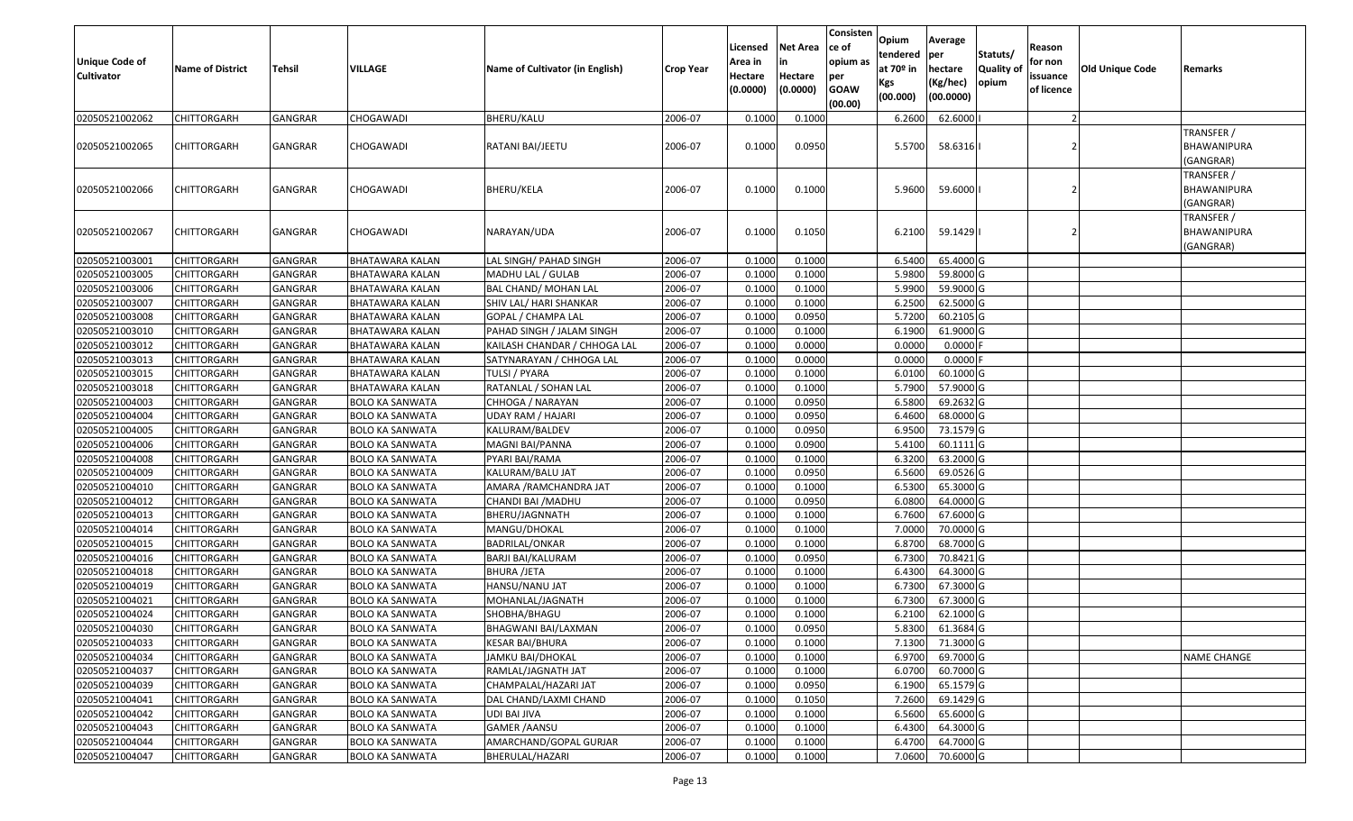| Unique Code of Cultivator | Name of District | Tehsil | VILLAGE | Name of Cultivator (in English) | Crop Year | Licensed Area in Hectare (0.0000) | Net Area in Hectare (0.0000) | Consistence of opium as per GOAW (00.00) | Opium tendered at 70º in Kgs (00.000) | Average per hectare (Kg/hec) (00.0000) | Statuts/ Quality of opium | Reason for non issuance of licence | Old Unique Code | Remarks |
|---|---|---|---|---|---|---|---|---|---|---|---|---|---|---|
| 02050521002062 | CHITTORGARH | GANGRAR | CHOGAWADI | BHERU/KALU | 2006-07 | 0.1000 | 0.1000 | | 6.2600 | 62.6000 | I | 2 | | |
| 02050521002065 | CHITTORGARH | GANGRAR | CHOGAWADI | RATANI BAI/JEETU | 2006-07 | 0.1000 | 0.0950 | | 5.5700 | 58.6316 | I | 2 | | TRANSFER / BHAWANIPURA (GANGRAR) |
| 02050521002066 | CHITTORGARH | GANGRAR | CHOGAWADI | BHERU/KELA | 2006-07 | 0.1000 | 0.1000 | | 5.9600 | 59.6000 | I | 2 | | TRANSFER / BHAWANIPURA (GANGRAR) |
| 02050521002067 | CHITTORGARH | GANGRAR | CHOGAWADI | NARAYAN/UDA | 2006-07 | 0.1000 | 0.1050 | | 6.2100 | 59.1429 | I | 2 | | TRANSFER / BHAWANIPURA (GANGRAR) |
| 02050521003001 | CHITTORGARH | GANGRAR | BHATAWARA KALAN | LAL SINGH/ PAHAD SINGH | 2006-07 | 0.1000 | 0.1000 | | 6.5400 | 65.4000 | G | | | |
| 02050521003005 | CHITTORGARH | GANGRAR | BHATAWARA KALAN | MADHU LAL / GULAB | 2006-07 | 0.1000 | 0.1000 | | 5.9800 | 59.8000 | G | | | |
| 02050521003006 | CHITTORGARH | GANGRAR | BHATAWARA KALAN | BAL CHAND/ MOHAN LAL | 2006-07 | 0.1000 | 0.1000 | | 5.9900 | 59.9000 | G | | | |
| 02050521003007 | CHITTORGARH | GANGRAR | BHATAWARA KALAN | SHIV LAL/ HARI SHANKAR | 2006-07 | 0.1000 | 0.1000 | | 6.2500 | 62.5000 | G | | | |
| 02050521003008 | CHITTORGARH | GANGRAR | BHATAWARA KALAN | GOPAL / CHAMPA LAL | 2006-07 | 0.1000 | 0.0950 | | 5.7200 | 60.2105 | G | | | |
| 02050521003010 | CHITTORGARH | GANGRAR | BHATAWARA KALAN | PAHAD SINGH / JALAM SINGH | 2006-07 | 0.1000 | 0.1000 | | 6.1900 | 61.9000 | G | | | |
| 02050521003012 | CHITTORGARH | GANGRAR | BHATAWARA KALAN | KAILASH CHANDAR / CHHOGA LAL | 2006-07 | 0.1000 | 0.0000 | | 0.0000 | 0.0000 | F | | | |
| 02050521003013 | CHITTORGARH | GANGRAR | BHATAWARA KALAN | SATYNARAYAN / CHHOGA LAL | 2006-07 | 0.1000 | 0.0000 | | 0.0000 | 0.0000 | F | | | |
| 02050521003015 | CHITTORGARH | GANGRAR | BHATAWARA KALAN | TULSI / PYARA | 2006-07 | 0.1000 | 0.1000 | | 6.0100 | 60.1000 | G | | | |
| 02050521003018 | CHITTORGARH | GANGRAR | BHATAWARA KALAN | RATANLAL / SOHAN LAL | 2006-07 | 0.1000 | 0.1000 | | 5.7900 | 57.9000 | G | | | |
| 02050521004003 | CHITTORGARH | GANGRAR | BOLO KA SANWATA | CHHOGA / NARAYAN | 2006-07 | 0.1000 | 0.0950 | | 6.5800 | 69.2632 | G | | | |
| 02050521004004 | CHITTORGARH | GANGRAR | BOLO KA SANWATA | UDAY RAM / HAJARI | 2006-07 | 0.1000 | 0.0950 | | 6.4600 | 68.0000 | G | | | |
| 02050521004005 | CHITTORGARH | GANGRAR | BOLO KA SANWATA | KALURAM/BALDEV | 2006-07 | 0.1000 | 0.0950 | | 6.9500 | 73.1579 | G | | | |
| 02050521004006 | CHITTORGARH | GANGRAR | BOLO KA SANWATA | MAGNI BAI/PANNA | 2006-07 | 0.1000 | 0.0900 | | 5.4100 | 60.1111 | G | | | |
| 02050521004008 | CHITTORGARH | GANGRAR | BOLO KA SANWATA | PYARI BAI/RAMA | 2006-07 | 0.1000 | 0.1000 | | 6.3200 | 63.2000 | G | | | |
| 02050521004009 | CHITTORGARH | GANGRAR | BOLO KA SANWATA | KALURAM/BALU JAT | 2006-07 | 0.1000 | 0.0950 | | 6.5600 | 69.0526 | G | | | |
| 02050521004010 | CHITTORGARH | GANGRAR | BOLO KA SANWATA | AMARA /RAMCHANDRA JAT | 2006-07 | 0.1000 | 0.1000 | | 6.5300 | 65.3000 | G | | | |
| 02050521004012 | CHITTORGARH | GANGRAR | BOLO KA SANWATA | CHANDI BAI /MADHU | 2006-07 | 0.1000 | 0.0950 | | 6.0800 | 64.0000 | G | | | |
| 02050521004013 | CHITTORGARH | GANGRAR | BOLO KA SANWATA | BHERU/JAGNNATH | 2006-07 | 0.1000 | 0.1000 | | 6.7600 | 67.6000 | G | | | |
| 02050521004014 | CHITTORGARH | GANGRAR | BOLO KA SANWATA | MANGU/DHOKAL | 2006-07 | 0.1000 | 0.1000 | | 7.0000 | 70.0000 | G | | | |
| 02050521004015 | CHITTORGARH | GANGRAR | BOLO KA SANWATA | BADRILAL/ONKAR | 2006-07 | 0.1000 | 0.1000 | | 6.8700 | 68.7000 | G | | | |
| 02050521004016 | CHITTORGARH | GANGRAR | BOLO KA SANWATA | BARJI BAI/KALURAM | 2006-07 | 0.1000 | 0.0950 | | 6.7300 | 70.8421 | G | | | |
| 02050521004018 | CHITTORGARH | GANGRAR | BOLO KA SANWATA | BHURA /JETA | 2006-07 | 0.1000 | 0.1000 | | 6.4300 | 64.3000 | G | | | |
| 02050521004019 | CHITTORGARH | GANGRAR | BOLO KA SANWATA | HANSU/NANU JAT | 2006-07 | 0.1000 | 0.1000 | | 6.7300 | 67.3000 | G | | | |
| 02050521004021 | CHITTORGARH | GANGRAR | BOLO KA SANWATA | MOHANLAL/JAGNATH | 2006-07 | 0.1000 | 0.1000 | | 6.7300 | 67.3000 | G | | | |
| 02050521004024 | CHITTORGARH | GANGRAR | BOLO KA SANWATA | SHOBHA/BHAGU | 2006-07 | 0.1000 | 0.1000 | | 6.2100 | 62.1000 | G | | | |
| 02050521004030 | CHITTORGARH | GANGRAR | BOLO KA SANWATA | BHAGWANI BAI/LAXMAN | 2006-07 | 0.1000 | 0.0950 | | 5.8300 | 61.3684 | G | | | |
| 02050521004033 | CHITTORGARH | GANGRAR | BOLO KA SANWATA | KESAR BAI/BHURA | 2006-07 | 0.1000 | 0.1000 | | 7.1300 | 71.3000 | G | | | |
| 02050521004034 | CHITTORGARH | GANGRAR | BOLO KA SANWATA | JAMKU BAI/DHOKAL | 2006-07 | 0.1000 | 0.1000 | | 6.9700 | 69.7000 | G | | | NAME CHANGE |
| 02050521004037 | CHITTORGARH | GANGRAR | BOLO KA SANWATA | RAMLAL/JAGNATH JAT | 2006-07 | 0.1000 | 0.1000 | | 6.0700 | 60.7000 | G | | | |
| 02050521004039 | CHITTORGARH | GANGRAR | BOLO KA SANWATA | CHAMPALAL/HAZARI JAT | 2006-07 | 0.1000 | 0.0950 | | 6.1900 | 65.1579 | G | | | |
| 02050521004041 | CHITTORGARH | GANGRAR | BOLO KA SANWATA | DAL CHAND/LAXMI CHAND | 2006-07 | 0.1000 | 0.1050 | | 7.2600 | 69.1429 | G | | | |
| 02050521004042 | CHITTORGARH | GANGRAR | BOLO KA SANWATA | UDI BAI JIVA | 2006-07 | 0.1000 | 0.1000 | | 6.5600 | 65.6000 | G | | | |
| 02050521004043 | CHITTORGARH | GANGRAR | BOLO KA SANWATA | GAMER /AANSU | 2006-07 | 0.1000 | 0.1000 | | 6.4300 | 64.3000 | G | | | |
| 02050521004044 | CHITTORGARH | GANGRAR | BOLO KA SANWATA | AMARCHAND/GOPAL GURJAR | 2006-07 | 0.1000 | 0.1000 | | 6.4700 | 64.7000 | G | | | |
| 02050521004047 | CHITTORGARH | GANGRAR | BOLO KA SANWATA | BHERULAL/HAZARI | 2006-07 | 0.1000 | 0.1000 | | 7.0600 | 70.6000 | G | | | |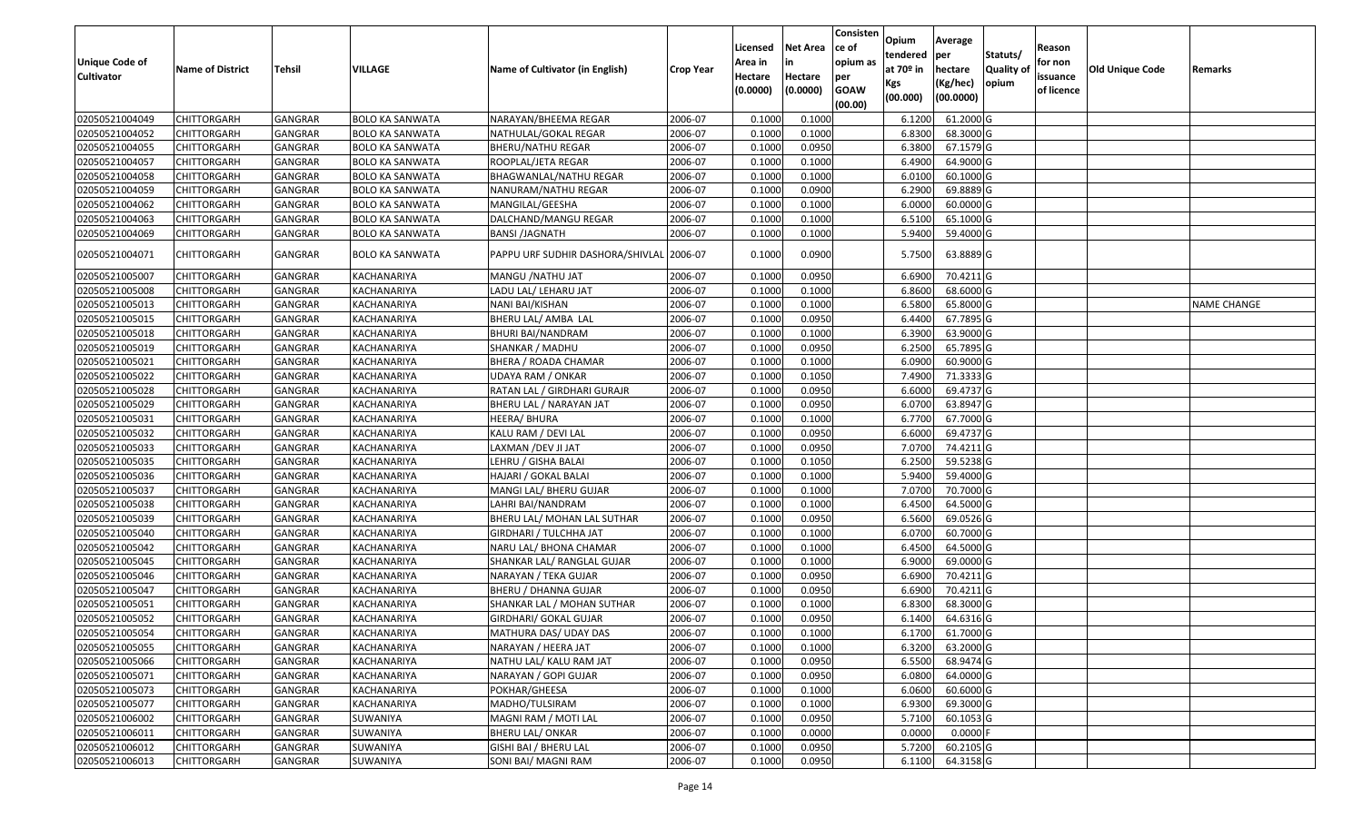| Unique Code of Cultivator | Name of District | Tehsil | VILLAGE | Name of Cultivator (in English) | Crop Year | Licensed Area in Hectare (0.0000) | Net Area in Hectare (0.0000) | Consistence of opium as per GOAW (00.00) | Opium tendered at 70º in Kgs (00.000) | Average per hectare (Kg/hec) (00.0000) | Statuts/ Quality of opium | Reason for non issuance of licence | Old Unique Code | Remarks |
|---|---|---|---|---|---|---|---|---|---|---|---|---|---|---|
| 02050521004049 | CHITTORGARH | GANGRAR | BOLO KA SANWATA | NARAYAN/BHEEMA REGAR | 2006-07 | 0.1000 | 0.1000 | | 6.1200 | 61.2000 | G | | | |
| 02050521004052 | CHITTORGARH | GANGRAR | BOLO KA SANWATA | NATHULAL/GOKAL REGAR | 2006-07 | 0.1000 | 0.1000 | | 6.8300 | 68.3000 | G | | | |
| 02050521004055 | CHITTORGARH | GANGRAR | BOLO KA SANWATA | BHERU/NATHU REGAR | 2006-07 | 0.1000 | 0.0950 | | 6.3800 | 67.1579 | G | | | |
| 02050521004057 | CHITTORGARH | GANGRAR | BOLO KA SANWATA | ROOPLAL/JETA REGAR | 2006-07 | 0.1000 | 0.1000 | | 6.4900 | 64.9000 | G | | | |
| 02050521004058 | CHITTORGARH | GANGRAR | BOLO KA SANWATA | BHAGWANLAL/NATHU REGAR | 2006-07 | 0.1000 | 0.1000 | | 6.0100 | 60.1000 | G | | | |
| 02050521004059 | CHITTORGARH | GANGRAR | BOLO KA SANWATA | NANURAM/NATHU REGAR | 2006-07 | 0.1000 | 0.0900 | | 6.2900 | 69.8889 | G | | | |
| 02050521004062 | CHITTORGARH | GANGRAR | BOLO KA SANWATA | MANGILAL/GEESHA | 2006-07 | 0.1000 | 0.1000 | | 6.0000 | 60.0000 | G | | | |
| 02050521004063 | CHITTORGARH | GANGRAR | BOLO KA SANWATA | DALCHAND/MANGU REGAR | 2006-07 | 0.1000 | 0.1000 | | 6.5100 | 65.1000 | G | | | |
| 02050521004069 | CHITTORGARH | GANGRAR | BOLO KA SANWATA | BANSI /JAGNATH | 2006-07 | 0.1000 | 0.1000 | | 5.9400 | 59.4000 | G | | | |
| 02050521004071 | CHITTORGARH | GANGRAR | BOLO KA SANWATA | PAPPU URF SUDHIR DASHORA/SHIVLAL | 2006-07 | 0.1000 | 0.0900 | | 5.7500 | 63.8889 | G | | | |
| 02050521005007 | CHITTORGARH | GANGRAR | KACHANARIYA | MANGU /NATHU JAT | 2006-07 | 0.1000 | 0.0950 | | 6.6900 | 70.4211 | G | | | |
| 02050521005008 | CHITTORGARH | GANGRAR | KACHANARIYA | LADU LAL/ LEHARU JAT | 2006-07 | 0.1000 | 0.1000 | | 6.8600 | 68.6000 | G | | | |
| 02050521005013 | CHITTORGARH | GANGRAR | KACHANARIYA | NANI BAI/KISHAN | 2006-07 | 0.1000 | 0.1000 | | 6.5800 | 65.8000 | G | | | NAME CHANGE |
| 02050521005015 | CHITTORGARH | GANGRAR | KACHANARIYA | BHERU LAL/ AMBA LAL | 2006-07 | 0.1000 | 0.0950 | | 6.4400 | 67.7895 | G | | | |
| 02050521005018 | CHITTORGARH | GANGRAR | KACHANARIYA | BHURI BAI/NANDRAM | 2006-07 | 0.1000 | 0.1000 | | 6.3900 | 63.9000 | G | | | |
| 02050521005019 | CHITTORGARH | GANGRAR | KACHANARIYA | SHANKAR / MADHU | 2006-07 | 0.1000 | 0.0950 | | 6.2500 | 65.7895 | G | | | |
| 02050521005021 | CHITTORGARH | GANGRAR | KACHANARIYA | BHERA / ROADA CHAMAR | 2006-07 | 0.1000 | 0.1000 | | 6.0900 | 60.9000 | G | | | |
| 02050521005022 | CHITTORGARH | GANGRAR | KACHANARIYA | UDAYA RAM / ONKAR | 2006-07 | 0.1000 | 0.1050 | | 7.4900 | 71.3333 | G | | | |
| 02050521005028 | CHITTORGARH | GANGRAR | KACHANARIYA | RATAN LAL / GIRDHARI GURAJR | 2006-07 | 0.1000 | 0.0950 | | 6.6000 | 69.4737 | G | | | |
| 02050521005029 | CHITTORGARH | GANGRAR | KACHANARIYA | BHERU LAL / NARAYAN JAT | 2006-07 | 0.1000 | 0.0950 | | 6.0700 | 63.8947 | G | | | |
| 02050521005031 | CHITTORGARH | GANGRAR | KACHANARIYA | HEERA/ BHURA | 2006-07 | 0.1000 | 0.1000 | | 6.7700 | 67.7000 | G | | | |
| 02050521005032 | CHITTORGARH | GANGRAR | KACHANARIYA | KALU RAM / DEVI LAL | 2006-07 | 0.1000 | 0.0950 | | 6.6000 | 69.4737 | G | | | |
| 02050521005033 | CHITTORGARH | GANGRAR | KACHANARIYA | LAXMAN /DEV JI JAT | 2006-07 | 0.1000 | 0.0950 | | 7.0700 | 74.4211 | G | | | |
| 02050521005035 | CHITTORGARH | GANGRAR | KACHANARIYA | LEHRU / GISHA BALAI | 2006-07 | 0.1000 | 0.1050 | | 6.2500 | 59.5238 | G | | | |
| 02050521005036 | CHITTORGARH | GANGRAR | KACHANARIYA | HAJARI / GOKAL BALAI | 2006-07 | 0.1000 | 0.1000 | | 5.9400 | 59.4000 | G | | | |
| 02050521005037 | CHITTORGARH | GANGRAR | KACHANARIYA | MANGI LAL/ BHERU GUJAR | 2006-07 | 0.1000 | 0.1000 | | 7.0700 | 70.7000 | G | | | |
| 02050521005038 | CHITTORGARH | GANGRAR | KACHANARIYA | LAHRI BAI/NANDRAM | 2006-07 | 0.1000 | 0.1000 | | 6.4500 | 64.5000 | G | | | |
| 02050521005039 | CHITTORGARH | GANGRAR | KACHANARIYA | BHERU LAL/ MOHAN LAL SUTHAR | 2006-07 | 0.1000 | 0.0950 | | 6.5600 | 69.0526 | G | | | |
| 02050521005040 | CHITTORGARH | GANGRAR | KACHANARIYA | GIRDHARI / TULCHHA JAT | 2006-07 | 0.1000 | 0.1000 | | 6.0700 | 60.7000 | G | | | |
| 02050521005042 | CHITTORGARH | GANGRAR | KACHANARIYA | NARU LAL/ BHONA CHAMAR | 2006-07 | 0.1000 | 0.1000 | | 6.4500 | 64.5000 | G | | | |
| 02050521005045 | CHITTORGARH | GANGRAR | KACHANARIYA | SHANKAR LAL/ RANGLAL GUJAR | 2006-07 | 0.1000 | 0.1000 | | 6.9000 | 69.0000 | G | | | |
| 02050521005046 | CHITTORGARH | GANGRAR | KACHANARIYA | NARAYAN / TEKA GUJAR | 2006-07 | 0.1000 | 0.0950 | | 6.6900 | 70.4211 | G | | | |
| 02050521005047 | CHITTORGARH | GANGRAR | KACHANARIYA | BHERU / DHANNA GUJAR | 2006-07 | 0.1000 | 0.0950 | | 6.6900 | 70.4211 | G | | | |
| 02050521005051 | CHITTORGARH | GANGRAR | KACHANARIYA | SHANKAR LAL / MOHAN SUTHAR | 2006-07 | 0.1000 | 0.1000 | | 6.8300 | 68.3000 | G | | | |
| 02050521005052 | CHITTORGARH | GANGRAR | KACHANARIYA | GIRDHARI/ GOKAL GUJAR | 2006-07 | 0.1000 | 0.0950 | | 6.1400 | 64.6316 | G | | | |
| 02050521005054 | CHITTORGARH | GANGRAR | KACHANARIYA | MATHURA DAS/ UDAY DAS | 2006-07 | 0.1000 | 0.1000 | | 6.1700 | 61.7000 | G | | | |
| 02050521005055 | CHITTORGARH | GANGRAR | KACHANARIYA | NARAYAN / HEERA JAT | 2006-07 | 0.1000 | 0.1000 | | 6.3200 | 63.2000 | G | | | |
| 02050521005066 | CHITTORGARH | GANGRAR | KACHANARIYA | NATHU LAL/ KALU RAM JAT | 2006-07 | 0.1000 | 0.0950 | | 6.5500 | 68.9474 | G | | | |
| 02050521005071 | CHITTORGARH | GANGRAR | KACHANARIYA | NARAYAN / GOPI GUJAR | 2006-07 | 0.1000 | 0.0950 | | 6.0800 | 64.0000 | G | | | |
| 02050521005073 | CHITTORGARH | GANGRAR | KACHANARIYA | POKHAR/GHEESA | 2006-07 | 0.1000 | 0.1000 | | 6.0600 | 60.6000 | G | | | |
| 02050521005077 | CHITTORGARH | GANGRAR | KACHANARIYA | MADHO/TULSIRAM | 2006-07 | 0.1000 | 0.1000 | | 6.9300 | 69.3000 | G | | | |
| 02050521006002 | CHITTORGARH | GANGRAR | SUWANIYA | MAGNI RAM / MOTI LAL | 2006-07 | 0.1000 | 0.0950 | | 5.7100 | 60.1053 | G | | | |
| 02050521006011 | CHITTORGARH | GANGRAR | SUWANIYA | BHERU LAL/ ONKAR | 2006-07 | 0.1000 | 0.0000 | | 0.0000 | 0.0000 | F | | | |
| 02050521006012 | CHITTORGARH | GANGRAR | SUWANIYA | GISHI BAI / BHERU LAL | 2006-07 | 0.1000 | 0.0950 | | 5.7200 | 60.2105 | G | | | |
| 02050521006013 | CHITTORGARH | GANGRAR | SUWANIYA | SONI BAI/ MAGNI RAM | 2006-07 | 0.1000 | 0.0950 | | 6.1100 | 64.3158 | G | | | |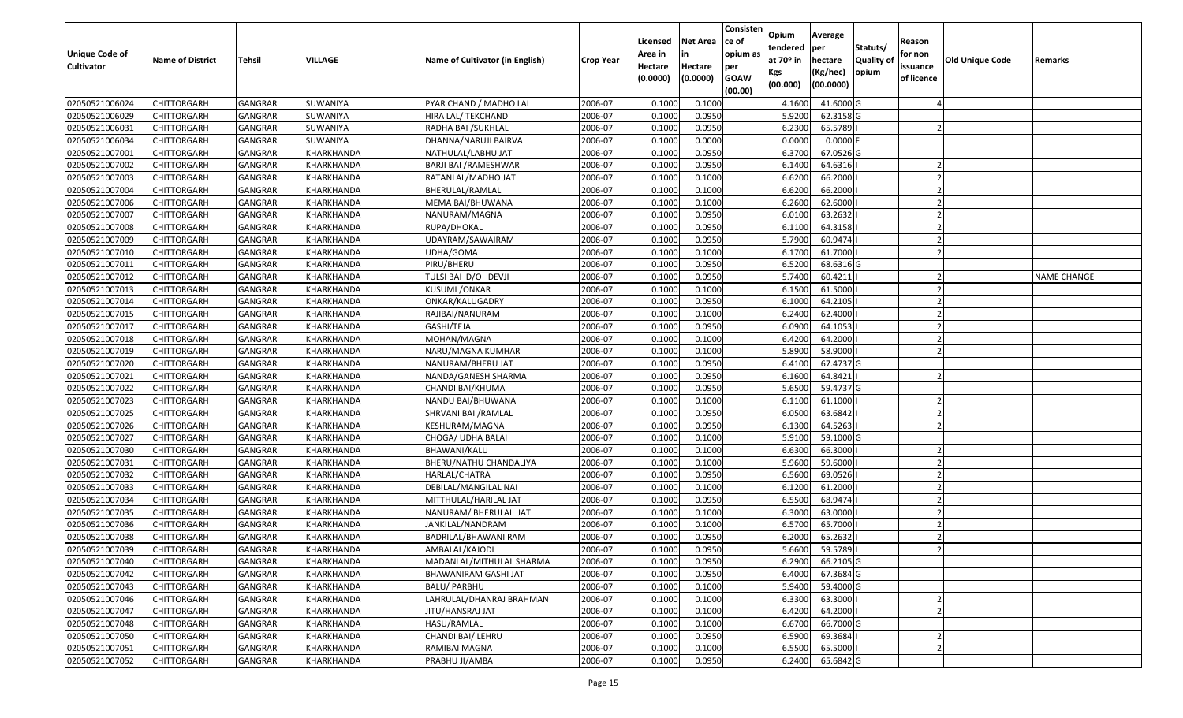| Unique Code of Cultivator | Name of District | Tehsil | VILLAGE | Name of Cultivator (in English) | Crop Year | Licensed Area in Hectare (0.0000) | Net Area in Hectare (0.0000) | Consistence of opium as per GOAW (00.00) | Opium tendered at 70º in Kgs (00.000) | Average per hectare (Kg/hec) (00.0000) | Statuts/ Quality of opium | Reason for non issuance of licence | Old Unique Code | Remarks |
|---|---|---|---|---|---|---|---|---|---|---|---|---|---|---|
| 02050521006024 | CHITTORGARH | GANGRAR | SUWANIYA | PYAR CHAND / MADHO LAL | 2006-07 | 0.1000 | 0.1000 | | 4.1600 | 41.6000 | G | 4 | | |
| 02050521006029 | CHITTORGARH | GANGRAR | SUWANIYA | HIRA LAL/ TEKCHAND | 2006-07 | 0.1000 | 0.0950 | | 5.9200 | 62.3158 | G | | | |
| 02050521006031 | CHITTORGARH | GANGRAR | SUWANIYA | RADHA BAI /SUKHLAL | 2006-07 | 0.1000 | 0.0950 | | 6.2300 | 65.5789 | I | 2 | | |
| 02050521006034 | CHITTORGARH | GANGRAR | SUWANIYA | DHANNA/NARUJI BAIRVA | 2006-07 | 0.1000 | 0.0000 | | 0.0000 | 0.0000 | F | | | |
| 02050521007001 | CHITTORGARH | GANGRAR | KHARKHANDA | NATHULAL/LABHU JAT | 2006-07 | 0.1000 | 0.0950 | | 6.3700 | 67.0526 | G | | | |
| 02050521007002 | CHITTORGARH | GANGRAR | KHARKHANDA | BARJI BAI /RAMESHWAR | 2006-07 | 0.1000 | 0.0950 | | 6.1400 | 64.6316 | I | 2 | | |
| 02050521007003 | CHITTORGARH | GANGRAR | KHARKHANDA | RATANLAL/MADHO JAT | 2006-07 | 0.1000 | 0.1000 | | 6.6200 | 66.2000 | I | 2 | | |
| 02050521007004 | CHITTORGARH | GANGRAR | KHARKHANDA | BHERULAL/RAMLAL | 2006-07 | 0.1000 | 0.1000 | | 6.6200 | 66.2000 | I | 2 | | |
| 02050521007006 | CHITTORGARH | GANGRAR | KHARKHANDA | MEMA BAI/BHUWANA | 2006-07 | 0.1000 | 0.1000 | | 6.2600 | 62.6000 | I | 2 | | |
| 02050521007007 | CHITTORGARH | GANGRAR | KHARKHANDA | NANURAM/MAGNA | 2006-07 | 0.1000 | 0.0950 | | 6.0100 | 63.2632 | I | 2 | | |
| 02050521007008 | CHITTORGARH | GANGRAR | KHARKHANDA | RUPA/DHOKAL | 2006-07 | 0.1000 | 0.0950 | | 6.1100 | 64.3158 | I | 2 | | |
| 02050521007009 | CHITTORGARH | GANGRAR | KHARKHANDA | UDAYRAM/SAWAIRAM | 2006-07 | 0.1000 | 0.0950 | | 5.7900 | 60.9474 | I | 2 | | |
| 02050521007010 | CHITTORGARH | GANGRAR | KHARKHANDA | UDHA/GOMA | 2006-07 | 0.1000 | 0.1000 | | 6.1700 | 61.7000 | I | 2 | | |
| 02050521007011 | CHITTORGARH | GANGRAR | KHARKHANDA | PIRU/BHERU | 2006-07 | 0.1000 | 0.0950 | | 6.5200 | 68.6316 | G | | | |
| 02050521007012 | CHITTORGARH | GANGRAR | KHARKHANDA | TULSI BAI D/O DEVJI | 2006-07 | 0.1000 | 0.0950 | | 5.7400 | 60.4211 | I | 2 | | NAME CHANGE |
| 02050521007013 | CHITTORGARH | GANGRAR | KHARKHANDA | KUSUMI /ONKAR | 2006-07 | 0.1000 | 0.1000 | | 6.1500 | 61.5000 | I | 2 | | |
| 02050521007014 | CHITTORGARH | GANGRAR | KHARKHANDA | ONKAR/KALUGADRY | 2006-07 | 0.1000 | 0.0950 | | 6.1000 | 64.2105 | I | 2 | | |
| 02050521007015 | CHITTORGARH | GANGRAR | KHARKHANDA | RAJIBAI/NANURAM | 2006-07 | 0.1000 | 0.1000 | | 6.2400 | 62.4000 | I | 2 | | |
| 02050521007017 | CHITTORGARH | GANGRAR | KHARKHANDA | GASHI/TEJA | 2006-07 | 0.1000 | 0.0950 | | 6.0900 | 64.1053 | I | 2 | | |
| 02050521007018 | CHITTORGARH | GANGRAR | KHARKHANDA | MOHAN/MAGNA | 2006-07 | 0.1000 | 0.1000 | | 6.4200 | 64.2000 | I | 2 | | |
| 02050521007019 | CHITTORGARH | GANGRAR | KHARKHANDA | NARU/MAGNA KUMHAR | 2006-07 | 0.1000 | 0.1000 | | 5.8900 | 58.9000 | I | 2 | | |
| 02050521007020 | CHITTORGARH | GANGRAR | KHARKHANDA | NANURAM/BHERU JAT | 2006-07 | 0.1000 | 0.0950 | | 6.4100 | 67.4737 | G | | | |
| 02050521007021 | CHITTORGARH | GANGRAR | KHARKHANDA | NANDA/GANESH SHARMA | 2006-07 | 0.1000 | 0.0950 | | 6.1600 | 64.8421 | I | 2 | | |
| 02050521007022 | CHITTORGARH | GANGRAR | KHARKHANDA | CHANDI BAI/KHUMA | 2006-07 | 0.1000 | 0.0950 | | 5.6500 | 59.4737 | G | | | |
| 02050521007023 | CHITTORGARH | GANGRAR | KHARKHANDA | NANDU BAI/BHUWANA | 2006-07 | 0.1000 | 0.1000 | | 6.1100 | 61.1000 | I | 2 | | |
| 02050521007025 | CHITTORGARH | GANGRAR | KHARKHANDA | SHRVANI BAI /RAMLAL | 2006-07 | 0.1000 | 0.0950 | | 6.0500 | 63.6842 | I | 2 | | |
| 02050521007026 | CHITTORGARH | GANGRAR | KHARKHANDA | KESHURAM/MAGNA | 2006-07 | 0.1000 | 0.0950 | | 6.1300 | 64.5263 | I | 2 | | |
| 02050521007027 | CHITTORGARH | GANGRAR | KHARKHANDA | CHOGA/ UDHA BALAI | 2006-07 | 0.1000 | 0.1000 | | 5.9100 | 59.1000 | G | | | |
| 02050521007030 | CHITTORGARH | GANGRAR | KHARKHANDA | BHAWANI/KALU | 2006-07 | 0.1000 | 0.1000 | | 6.6300 | 66.3000 | I | 2 | | |
| 02050521007031 | CHITTORGARH | GANGRAR | KHARKHANDA | BHERU/NATHU CHANDALIYA | 2006-07 | 0.1000 | 0.1000 | | 5.9600 | 59.6000 | I | 2 | | |
| 02050521007032 | CHITTORGARH | GANGRAR | KHARKHANDA | HARLAL/CHATRA | 2006-07 | 0.1000 | 0.0950 | | 6.5600 | 69.0526 | I | 2 | | |
| 02050521007033 | CHITTORGARH | GANGRAR | KHARKHANDA | DEBILAL/MANGILAL NAI | 2006-07 | 0.1000 | 0.1000 | | 6.1200 | 61.2000 | I | 2 | | |
| 02050521007034 | CHITTORGARH | GANGRAR | KHARKHANDA | MITTHULAL/HARILAL JAT | 2006-07 | 0.1000 | 0.0950 | | 6.5500 | 68.9474 | I | 2 | | |
| 02050521007035 | CHITTORGARH | GANGRAR | KHARKHANDA | NANURAM/ BHERULAL JAT | 2006-07 | 0.1000 | 0.1000 | | 6.3000 | 63.0000 | I | 2 | | |
| 02050521007036 | CHITTORGARH | GANGRAR | KHARKHANDA | JANKILAL/NANDRAM | 2006-07 | 0.1000 | 0.1000 | | 6.5700 | 65.7000 | I | 2 | | |
| 02050521007038 | CHITTORGARH | GANGRAR | KHARKHANDA | BADRILAL/BHAWANI RAM | 2006-07 | 0.1000 | 0.0950 | | 6.2000 | 65.2632 | I | 2 | | |
| 02050521007039 | CHITTORGARH | GANGRAR | KHARKHANDA | AMBALAL/KAJODI | 2006-07 | 0.1000 | 0.0950 | | 5.6600 | 59.5789 | I | 2 | | |
| 02050521007040 | CHITTORGARH | GANGRAR | KHARKHANDA | MADANLAL/MITHULAL SHARMA | 2006-07 | 0.1000 | 0.0950 | | 6.2900 | 66.2105 | G | | | |
| 02050521007042 | CHITTORGARH | GANGRAR | KHARKHANDA | BHAWANIRAM GASHI JAT | 2006-07 | 0.1000 | 0.0950 | | 6.4000 | 67.3684 | G | | | |
| 02050521007043 | CHITTORGARH | GANGRAR | KHARKHANDA | BALU/ PARBHU | 2006-07 | 0.1000 | 0.1000 | | 5.9400 | 59.4000 | G | | | |
| 02050521007046 | CHITTORGARH | GANGRAR | KHARKHANDA | LAHRULAL/DHANRAJ BRAHMAN | 2006-07 | 0.1000 | 0.1000 | | 6.3300 | 63.3000 | I | 2 | | |
| 02050521007047 | CHITTORGARH | GANGRAR | KHARKHANDA | JITU/HANSRAJ JAT | 2006-07 | 0.1000 | 0.1000 | | 6.4200 | 64.2000 | I | 2 | | |
| 02050521007048 | CHITTORGARH | GANGRAR | KHARKHANDA | HASU/RAMLAL | 2006-07 | 0.1000 | 0.1000 | | 6.6700 | 66.7000 | G | | | |
| 02050521007050 | CHITTORGARH | GANGRAR | KHARKHANDA | CHANDI BAI/ LEHRU | 2006-07 | 0.1000 | 0.0950 | | 6.5900 | 69.3684 | I | 2 | | |
| 02050521007051 | CHITTORGARH | GANGRAR | KHARKHANDA | RAMIBAI MAGNA | 2006-07 | 0.1000 | 0.1000 | | 6.5500 | 65.5000 | I | 2 | | |
| 02050521007052 | CHITTORGARH | GANGRAR | KHARKHANDA | PRABHU JI/AMBA | 2006-07 | 0.1000 | 0.0950 | | 6.2400 | 65.6842 | G | | | |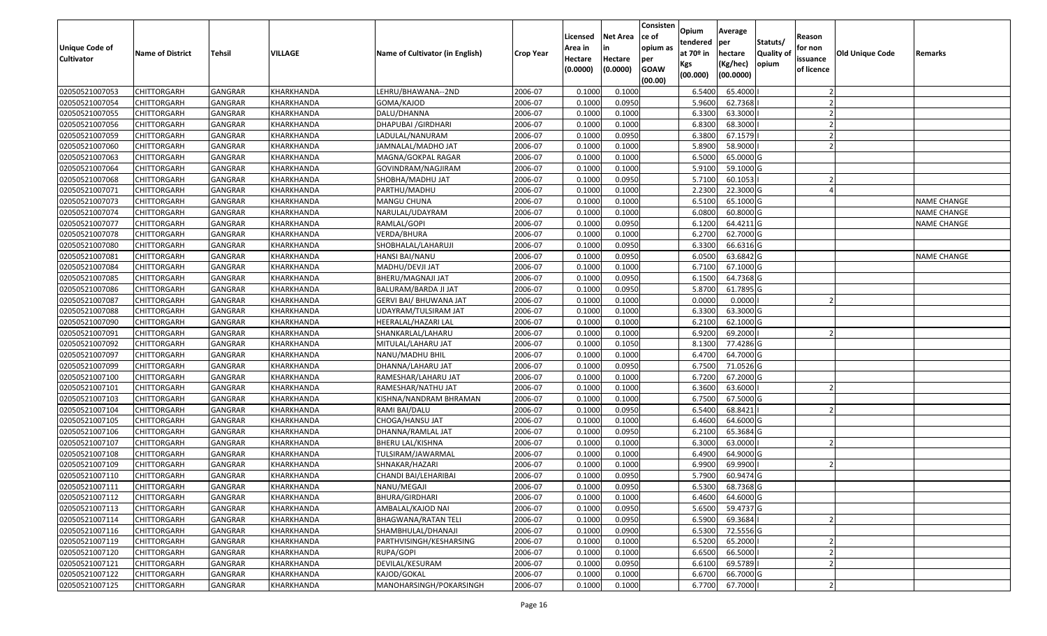| Unique Code of Cultivator | Name of District | Tehsil | VILLAGE | Name of Cultivator (in English) | Crop Year | Licensed Area in Hectare (0.0000) | Net Area in Hectare (0.0000) | Consistence of opium as per GOAW (00.00) | Opium tendered at 70º in Kgs (00.000) | Average per hectare (Kg/hec) (00.0000) | Statuts/ Quality of opium | Reason for non issuance of licence | Old Unique Code | Remarks |
|---|---|---|---|---|---|---|---|---|---|---|---|---|---|---|
| 02050521007053 | CHITTORGARH | GANGRAR | KHARKHANDA | LEHRU/BHAWANA--2ND | 2006-07 | 0.1000 | 0.1000 | | 6.5400 | 65.4000 | I | 2 | | |
| 02050521007054 | CHITTORGARH | GANGRAR | KHARKHANDA | GOMA/KAJOD | 2006-07 | 0.1000 | 0.0950 | | 5.9600 | 62.7368 | I | 2 | | |
| 02050521007055 | CHITTORGARH | GANGRAR | KHARKHANDA | DALU/DHANNA | 2006-07 | 0.1000 | 0.1000 | | 6.3300 | 63.3000 | I | 2 | | |
| 02050521007056 | CHITTORGARH | GANGRAR | KHARKHANDA | DHAPUBAI /GIRDHARI | 2006-07 | 0.1000 | 0.1000 | | 6.8300 | 68.3000 | I | 2 | | |
| 02050521007059 | CHITTORGARH | GANGRAR | KHARKHANDA | LADULAL/NANURAM | 2006-07 | 0.1000 | 0.0950 | | 6.3800 | 67.1579 | I | 2 | | |
| 02050521007060 | CHITTORGARH | GANGRAR | KHARKHANDA | JAMNALAL/MADHO JAT | 2006-07 | 0.1000 | 0.1000 | | 5.8900 | 58.9000 | I | 2 | | |
| 02050521007063 | CHITTORGARH | GANGRAR | KHARKHANDA | MAGNA/GOKPAL RAGAR | 2006-07 | 0.1000 | 0.1000 | | 6.5000 | 65.0000 | G | | | |
| 02050521007064 | CHITTORGARH | GANGRAR | KHARKHANDA | GOVINDRAM/NAGJIRAM | 2006-07 | 0.1000 | 0.1000 | | 5.9100 | 59.1000 | G | | | |
| 02050521007068 | CHITTORGARH | GANGRAR | KHARKHANDA | SHOBHA/MADHU JAT | 2006-07 | 0.1000 | 0.0950 | | 5.7100 | 60.1053 | I | 2 | | |
| 02050521007071 | CHITTORGARH | GANGRAR | KHARKHANDA | PARTHU/MADHU | 2006-07 | 0.1000 | 0.1000 | | 2.2300 | 22.3000 | G | 4 | | |
| 02050521007073 | CHITTORGARH | GANGRAR | KHARKHANDA | MANGU CHUNA | 2006-07 | 0.1000 | 0.1000 | | 6.5100 | 65.1000 | G | | | NAME CHANGE |
| 02050521007074 | CHITTORGARH | GANGRAR | KHARKHANDA | NARULAL/UDAYRAM | 2006-07 | 0.1000 | 0.1000 | | 6.0800 | 60.8000 | G | | | NAME CHANGE |
| 02050521007077 | CHITTORGARH | GANGRAR | KHARKHANDA | RAMLAL/GOPI | 2006-07 | 0.1000 | 0.0950 | | 6.1200 | 64.4211 | G | | | NAME CHANGE |
| 02050521007078 | CHITTORGARH | GANGRAR | KHARKHANDA | VERDA/BHURA | 2006-07 | 0.1000 | 0.1000 | | 6.2700 | 62.7000 | G | | | |
| 02050521007080 | CHITTORGARH | GANGRAR | KHARKHANDA | SHOBHALAL/LAHARUJI | 2006-07 | 0.1000 | 0.0950 | | 6.3300 | 66.6316 | G | | | |
| 02050521007081 | CHITTORGARH | GANGRAR | KHARKHANDA | HANSI BAI/NANU | 2006-07 | 0.1000 | 0.0950 | | 6.0500 | 63.6842 | G | | | NAME CHANGE |
| 02050521007084 | CHITTORGARH | GANGRAR | KHARKHANDA | MADHU/DEVJI JAT | 2006-07 | 0.1000 | 0.1000 | | 6.7100 | 67.1000 | G | | | |
| 02050521007085 | CHITTORGARH | GANGRAR | KHARKHANDA | BHERU/MAGNAJI JAT | 2006-07 | 0.1000 | 0.0950 | | 6.1500 | 64.7368 | G | | | |
| 02050521007086 | CHITTORGARH | GANGRAR | KHARKHANDA | BALURAM/BARDA JI JAT | 2006-07 | 0.1000 | 0.0950 | | 5.8700 | 61.7895 | G | | | |
| 02050521007087 | CHITTORGARH | GANGRAR | KHARKHANDA | GERVI BAI/ BHUWANA JAT | 2006-07 | 0.1000 | 0.1000 | | 0.0000 | 0.0000 | I | 2 | | |
| 02050521007088 | CHITTORGARH | GANGRAR | KHARKHANDA | UDAYRAM/TULSIRAM JAT | 2006-07 | 0.1000 | 0.1000 | | 6.3300 | 63.3000 | G | | | |
| 02050521007090 | CHITTORGARH | GANGRAR | KHARKHANDA | HEERALAL/HAZARI LAL | 2006-07 | 0.1000 | 0.1000 | | 6.2100 | 62.1000 | G | | | |
| 02050521007091 | CHITTORGARH | GANGRAR | KHARKHANDA | SHANKARLAL/LAHARU | 2006-07 | 0.1000 | 0.1000 | | 6.9200 | 69.2000 | I | 2 | | |
| 02050521007092 | CHITTORGARH | GANGRAR | KHARKHANDA | MITULAL/LAHARU JAT | 2006-07 | 0.1000 | 0.1050 | | 8.1300 | 77.4286 | G | | | |
| 02050521007097 | CHITTORGARH | GANGRAR | KHARKHANDA | NANU/MADHU BHIL | 2006-07 | 0.1000 | 0.1000 | | 6.4700 | 64.7000 | G | | | |
| 02050521007099 | CHITTORGARH | GANGRAR | KHARKHANDA | DHANNA/LAHARU JAT | 2006-07 | 0.1000 | 0.0950 | | 6.7500 | 71.0526 | G | | | |
| 02050521007100 | CHITTORGARH | GANGRAR | KHARKHANDA | RAMESHAR/LAHARU JAT | 2006-07 | 0.1000 | 0.1000 | | 6.7200 | 67.2000 | G | | | |
| 02050521007101 | CHITTORGARH | GANGRAR | KHARKHANDA | RAMESHAR/NATHU JAT | 2006-07 | 0.1000 | 0.1000 | | 6.3600 | 63.6000 | I | 2 | | |
| 02050521007103 | CHITTORGARH | GANGRAR | KHARKHANDA | KISHNA/NANDRAM BHRAMAN | 2006-07 | 0.1000 | 0.1000 | | 6.7500 | 67.5000 | G | | | |
| 02050521007104 | CHITTORGARH | GANGRAR | KHARKHANDA | RAMI BAI/DALU | 2006-07 | 0.1000 | 0.0950 | | 6.5400 | 68.8421 | I | 2 | | |
| 02050521007105 | CHITTORGARH | GANGRAR | KHARKHANDA | CHOGA/HANSU JAT | 2006-07 | 0.1000 | 0.1000 | | 6.4600 | 64.6000 | G | | | |
| 02050521007106 | CHITTORGARH | GANGRAR | KHARKHANDA | DHANNA/RAMLAL JAT | 2006-07 | 0.1000 | 0.0950 | | 6.2100 | 65.3684 | G | | | |
| 02050521007107 | CHITTORGARH | GANGRAR | KHARKHANDA | BHERU LAL/KISHNA | 2006-07 | 0.1000 | 0.1000 | | 6.3000 | 63.0000 | I | 2 | | |
| 02050521007108 | CHITTORGARH | GANGRAR | KHARKHANDA | TULSIRAM/JAWARMAL | 2006-07 | 0.1000 | 0.1000 | | 6.4900 | 64.9000 | G | | | |
| 02050521007109 | CHITTORGARH | GANGRAR | KHARKHANDA | SHNAKAR/HAZARI | 2006-07 | 0.1000 | 0.1000 | | 6.9900 | 69.9900 | I | 2 | | |
| 02050521007110 | CHITTORGARH | GANGRAR | KHARKHANDA | CHANDI BAI/LEHARIBAI | 2006-07 | 0.1000 | 0.0950 | | 5.7900 | 60.9474 | G | | | |
| 02050521007111 | CHITTORGARH | GANGRAR | KHARKHANDA | NANU/MEGAJI | 2006-07 | 0.1000 | 0.0950 | | 6.5300 | 68.7368 | G | | | |
| 02050521007112 | CHITTORGARH | GANGRAR | KHARKHANDA | BHURA/GIRDHARI | 2006-07 | 0.1000 | 0.1000 | | 6.4600 | 64.6000 | G | | | |
| 02050521007113 | CHITTORGARH | GANGRAR | KHARKHANDA | AMBALAL/KAJOD NAI | 2006-07 | 0.1000 | 0.0950 | | 5.6500 | 59.4737 | G | | | |
| 02050521007114 | CHITTORGARH | GANGRAR | KHARKHANDA | BHAGWANA/RATAN TELI | 2006-07 | 0.1000 | 0.0950 | | 6.5900 | 69.3684 | I | 2 | | |
| 02050521007116 | CHITTORGARH | GANGRAR | KHARKHANDA | SHAMBHULAL/DHANAJI | 2006-07 | 0.1000 | 0.0900 | | 6.5300 | 72.5556 | G | | | |
| 02050521007119 | CHITTORGARH | GANGRAR | KHARKHANDA | PARTHVISINGH/KESHARSING | 2006-07 | 0.1000 | 0.1000 | | 6.5200 | 65.2000 | I | 2 | | |
| 02050521007120 | CHITTORGARH | GANGRAR | KHARKHANDA | RUPA/GOPI | 2006-07 | 0.1000 | 0.1000 | | 6.6500 | 66.5000 | I | 2 | | |
| 02050521007121 | CHITTORGARH | GANGRAR | KHARKHANDA | DEVILAL/KESURAM | 2006-07 | 0.1000 | 0.0950 | | 6.6100 | 69.5789 | I | 2 | | |
| 02050521007122 | CHITTORGARH | GANGRAR | KHARKHANDA | KAJOD/GOKAL | 2006-07 | 0.1000 | 0.1000 | | 6.6700 | 66.7000 | G | | | |
| 02050521007125 | CHITTORGARH | GANGRAR | KHARKHANDA | MANOHARSINGH/POKARSINGH | 2006-07 | 0.1000 | 0.1000 | | 6.7700 | 67.7000 | I | 2 | | |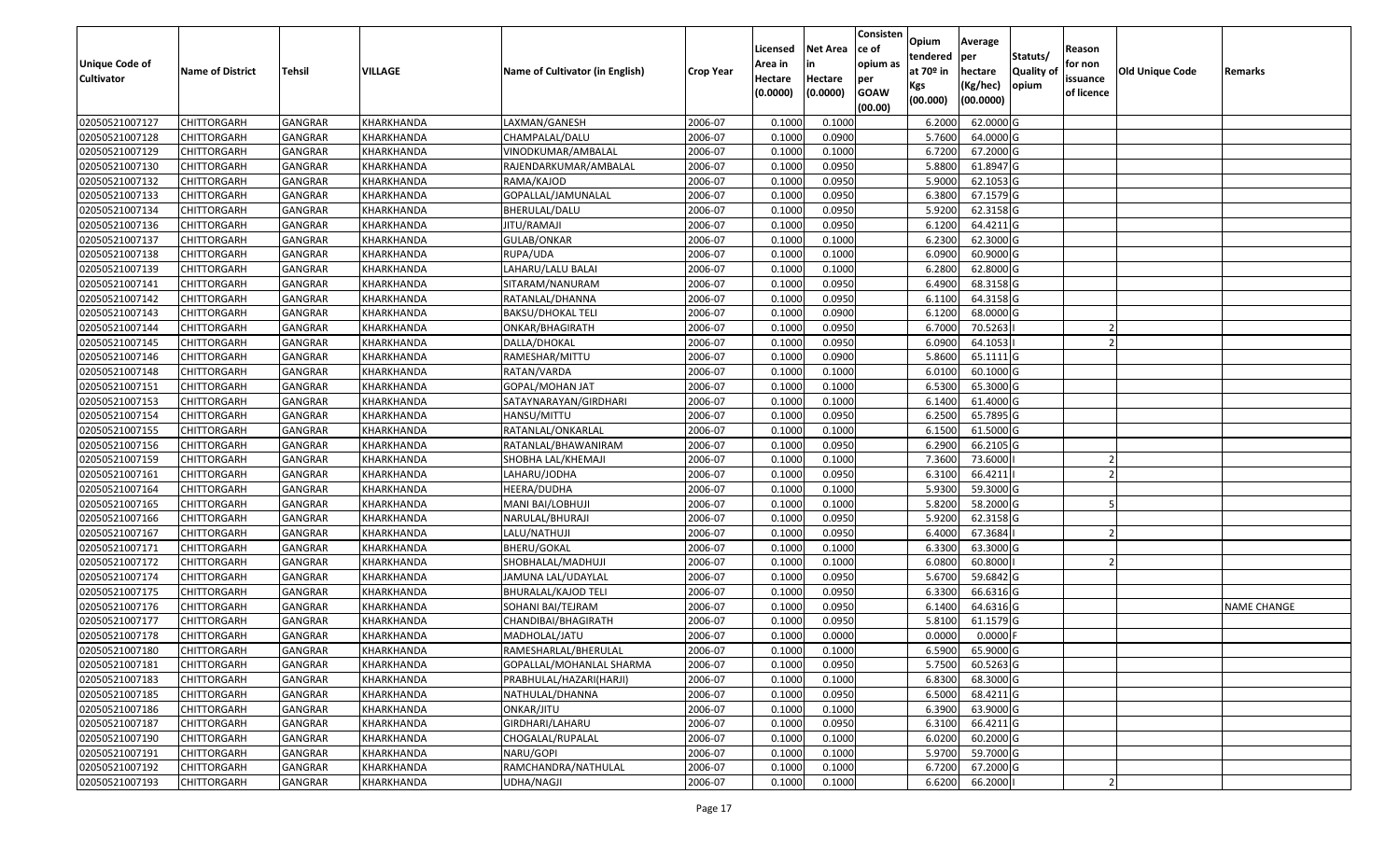| Unique Code of Cultivator | Name of District | Tehsil | VILLAGE | Name of Cultivator (in English) | Crop Year | Licensed Area in Hectare (0.0000) | Net Area in Hectare (0.0000) | Consistence of opium as per GOAW (00.00) | Opium tendered at 70º in Kgs (00.000) | Average per hectare (Kg/hec) (00.0000) | Statuts/ Quality of opium | Reason for non issuance of licence | Old Unique Code | Remarks |
|---|---|---|---|---|---|---|---|---|---|---|---|---|---|---|
| 02050521007127 | CHITTORGARH | GANGRAR | KHARKHANDA | LAXMAN/GANESH | 2006-07 | 0.1000 | 0.1000 | | 6.2000 | 62.0000 | G | | | |
| 02050521007128 | CHITTORGARH | GANGRAR | KHARKHANDA | CHAMPALAL/DALU | 2006-07 | 0.1000 | 0.0900 | | 5.7600 | 64.0000 | G | | | |
| 02050521007129 | CHITTORGARH | GANGRAR | KHARKHANDA | VINODKUMAR/AMBALAL | 2006-07 | 0.1000 | 0.1000 | | 6.7200 | 67.2000 | G | | | |
| 02050521007130 | CHITTORGARH | GANGRAR | KHARKHANDA | RAJENDARKUMAR/AMBALAL | 2006-07 | 0.1000 | 0.0950 | | 5.8800 | 61.8947 | G | | | |
| 02050521007132 | CHITTORGARH | GANGRAR | KHARKHANDA | RAMA/KAJOD | 2006-07 | 0.1000 | 0.0950 | | 5.9000 | 62.1053 | G | | | |
| 02050521007133 | CHITTORGARH | GANGRAR | KHARKHANDA | GOPALLAL/JAMUNALAL | 2006-07 | 0.1000 | 0.0950 | | 6.3800 | 67.1579 | G | | | |
| 02050521007134 | CHITTORGARH | GANGRAR | KHARKHANDA | BHERULAL/DALU | 2006-07 | 0.1000 | 0.0950 | | 5.9200 | 62.3158 | G | | | |
| 02050521007136 | CHITTORGARH | GANGRAR | KHARKHANDA | JITU/RAMAJI | 2006-07 | 0.1000 | 0.0950 | | 6.1200 | 64.4211 | G | | | |
| 02050521007137 | CHITTORGARH | GANGRAR | KHARKHANDA | GULAB/ONKAR | 2006-07 | 0.1000 | 0.1000 | | 6.2300 | 62.3000 | G | | | |
| 02050521007138 | CHITTORGARH | GANGRAR | KHARKHANDA | RUPA/UDA | 2006-07 | 0.1000 | 0.1000 | | 6.0900 | 60.9000 | G | | | |
| 02050521007139 | CHITTORGARH | GANGRAR | KHARKHANDA | LAHARU/LALU BALAI | 2006-07 | 0.1000 | 0.1000 | | 6.2800 | 62.8000 | G | | | |
| 02050521007141 | CHITTORGARH | GANGRAR | KHARKHANDA | SITARAM/NANURAM | 2006-07 | 0.1000 | 0.0950 | | 6.4900 | 68.3158 | G | | | |
| 02050521007142 | CHITTORGARH | GANGRAR | KHARKHANDA | RATANLAL/DHANNA | 2006-07 | 0.1000 | 0.0950 | | 6.1100 | 64.3158 | G | | | |
| 02050521007143 | CHITTORGARH | GANGRAR | KHARKHANDA | BAKSU/DHOKAL TELI | 2006-07 | 0.1000 | 0.0900 | | 6.1200 | 68.0000 | G | | | |
| 02050521007144 | CHITTORGARH | GANGRAR | KHARKHANDA | ONKAR/BHAGIRATH | 2006-07 | 0.1000 | 0.0950 | | 6.7000 | 70.5263 | I | 2 | | |
| 02050521007145 | CHITTORGARH | GANGRAR | KHARKHANDA | DALLA/DHOKAL | 2006-07 | 0.1000 | 0.0950 | | 6.0900 | 64.1053 | I | 2 | | |
| 02050521007146 | CHITTORGARH | GANGRAR | KHARKHANDA | RAMESHAR/MITTU | 2006-07 | 0.1000 | 0.0900 | | 5.8600 | 65.1111 | G | | | |
| 02050521007148 | CHITTORGARH | GANGRAR | KHARKHANDA | RATAN/VARDA | 2006-07 | 0.1000 | 0.1000 | | 6.0100 | 60.1000 | G | | | |
| 02050521007151 | CHITTORGARH | GANGRAR | KHARKHANDA | GOPAL/MOHAN JAT | 2006-07 | 0.1000 | 0.1000 | | 6.5300 | 65.3000 | G | | | |
| 02050521007153 | CHITTORGARH | GANGRAR | KHARKHANDA | SATAYNARAYAN/GIRDHARI | 2006-07 | 0.1000 | 0.1000 | | 6.1400 | 61.4000 | G | | | |
| 02050521007154 | CHITTORGARH | GANGRAR | KHARKHANDA | HANSU/MITTU | 2006-07 | 0.1000 | 0.0950 | | 6.2500 | 65.7895 | G | | | |
| 02050521007155 | CHITTORGARH | GANGRAR | KHARKHANDA | RATANLAL/ONKARLAL | 2006-07 | 0.1000 | 0.1000 | | 6.1500 | 61.5000 | G | | | |
| 02050521007156 | CHITTORGARH | GANGRAR | KHARKHANDA | RATANLAL/BHAWANIRAM | 2006-07 | 0.1000 | 0.0950 | | 6.2900 | 66.2105 | G | | | |
| 02050521007159 | CHITTORGARH | GANGRAR | KHARKHANDA | SHOBHA LAL/KHEMAJI | 2006-07 | 0.1000 | 0.1000 | | 7.3600 | 73.6000 | I | 2 | | |
| 02050521007161 | CHITTORGARH | GANGRAR | KHARKHANDA | LAHARU/JODHA | 2006-07 | 0.1000 | 0.0950 | | 6.3100 | 66.4211 | I | 2 | | |
| 02050521007164 | CHITTORGARH | GANGRAR | KHARKHANDA | HEERA/DUDHA | 2006-07 | 0.1000 | 0.1000 | | 5.9300 | 59.3000 | G | | | |
| 02050521007165 | CHITTORGARH | GANGRAR | KHARKHANDA | MANI BAI/LOBHUJI | 2006-07 | 0.1000 | 0.1000 | | 5.8200 | 58.2000 | G | 5 | | |
| 02050521007166 | CHITTORGARH | GANGRAR | KHARKHANDA | NARULAL/BHURAJI | 2006-07 | 0.1000 | 0.0950 | | 5.9200 | 62.3158 | G | | | |
| 02050521007167 | CHITTORGARH | GANGRAR | KHARKHANDA | LALU/NATHUJI | 2006-07 | 0.1000 | 0.0950 | | 6.4000 | 67.3684 | I | 2 | | |
| 02050521007171 | CHITTORGARH | GANGRAR | KHARKHANDA | BHERU/GOKAL | 2006-07 | 0.1000 | 0.1000 | | 6.3300 | 63.3000 | G | | | |
| 02050521007172 | CHITTORGARH | GANGRAR | KHARKHANDA | SHOBHALAL/MADHUJI | 2006-07 | 0.1000 | 0.1000 | | 6.0800 | 60.8000 | I | 2 | | |
| 02050521007174 | CHITTORGARH | GANGRAR | KHARKHANDA | JAMUNA LAL/UDAYLAL | 2006-07 | 0.1000 | 0.0950 | | 5.6700 | 59.6842 | G | | | |
| 02050521007175 | CHITTORGARH | GANGRAR | KHARKHANDA | BHURALAL/KAJOD TELI | 2006-07 | 0.1000 | 0.0950 | | 6.3300 | 66.6316 | G | | | |
| 02050521007176 | CHITTORGARH | GANGRAR | KHARKHANDA | SOHANI BAI/TEJRAM | 2006-07 | 0.1000 | 0.0950 | | 6.1400 | 64.6316 | G | | | NAME CHANGE |
| 02050521007177 | CHITTORGARH | GANGRAR | KHARKHANDA | CHANDIBAI/BHAGIRATH | 2006-07 | 0.1000 | 0.0950 | | 5.8100 | 61.1579 | G | | | |
| 02050521007178 | CHITTORGARH | GANGRAR | KHARKHANDA | MADHOLAL/JATU | 2006-07 | 0.1000 | 0.0000 | | 0.0000 | 0.0000 | F | | | |
| 02050521007180 | CHITTORGARH | GANGRAR | KHARKHANDA | RAMESHARLAL/BHERULAL | 2006-07 | 0.1000 | 0.1000 | | 6.5900 | 65.9000 | G | | | |
| 02050521007181 | CHITTORGARH | GANGRAR | KHARKHANDA | GOPALLAL/MOHANLAL SHARMA | 2006-07 | 0.1000 | 0.0950 | | 5.7500 | 60.5263 | G | | | |
| 02050521007183 | CHITTORGARH | GANGRAR | KHARKHANDA | PRABHULAL/HAZARI(HARJI) | 2006-07 | 0.1000 | 0.1000 | | 6.8300 | 68.3000 | G | | | |
| 02050521007185 | CHITTORGARH | GANGRAR | KHARKHANDA | NATHULAL/DHANNA | 2006-07 | 0.1000 | 0.0950 | | 6.5000 | 68.4211 | G | | | |
| 02050521007186 | CHITTORGARH | GANGRAR | KHARKHANDA | ONKAR/JITU | 2006-07 | 0.1000 | 0.1000 | | 6.3900 | 63.9000 | G | | | |
| 02050521007187 | CHITTORGARH | GANGRAR | KHARKHANDA | GIRDHARI/LAHARU | 2006-07 | 0.1000 | 0.0950 | | 6.3100 | 66.4211 | G | | | |
| 02050521007190 | CHITTORGARH | GANGRAR | KHARKHANDA | CHOGALAL/RUPALAL | 2006-07 | 0.1000 | 0.1000 | | 6.0200 | 60.2000 | G | | | |
| 02050521007191 | CHITTORGARH | GANGRAR | KHARKHANDA | NARU/GOPI | 2006-07 | 0.1000 | 0.1000 | | 5.9700 | 59.7000 | G | | | |
| 02050521007192 | CHITTORGARH | GANGRAR | KHARKHANDA | RAMCHANDRA/NATHULAL | 2006-07 | 0.1000 | 0.1000 | | 6.7200 | 67.2000 | G | | | |
| 02050521007193 | CHITTORGARH | GANGRAR | KHARKHANDA | UDHA/NAGJI | 2006-07 | 0.1000 | 0.1000 | | 6.6200 | 66.2000 | I | 2 | | |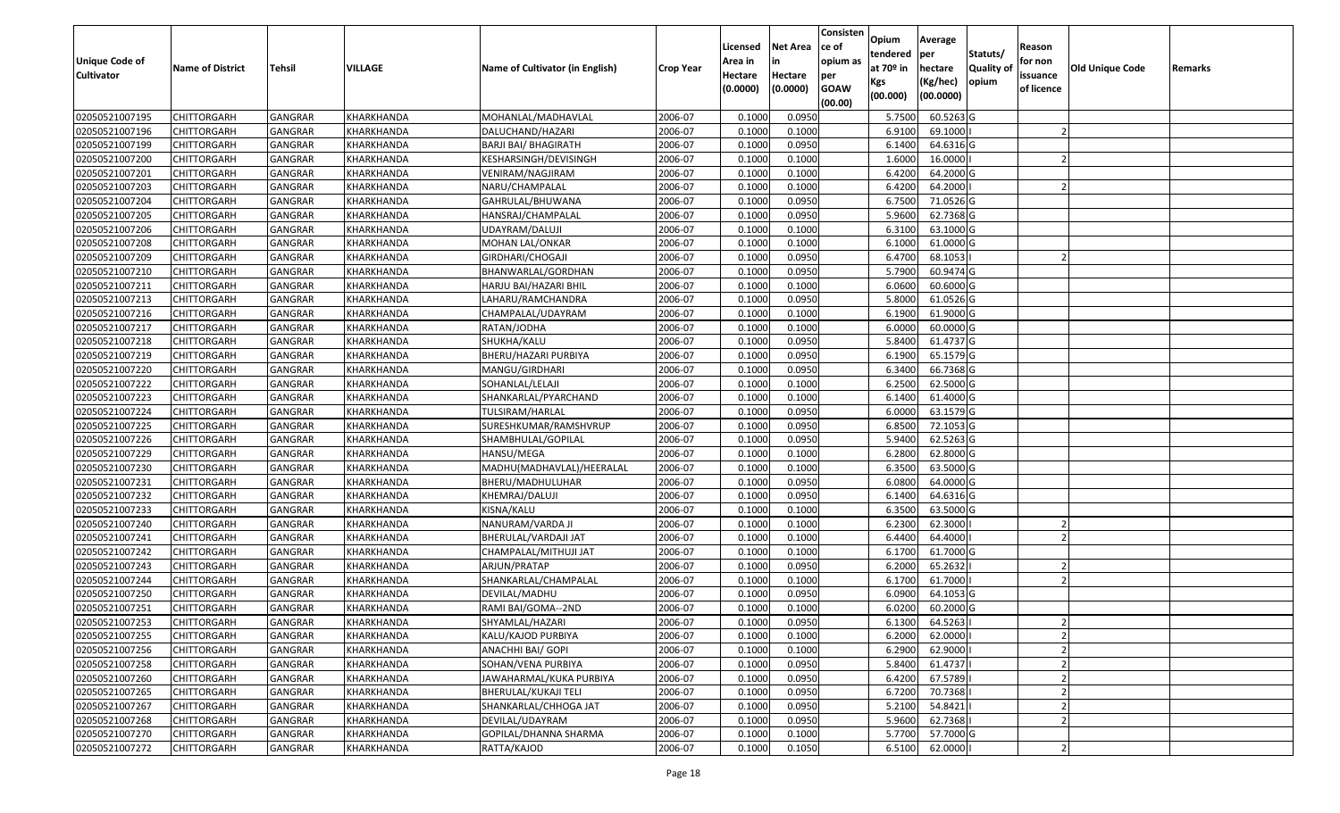| Unique Code of Cultivator | Name of District | Tehsil | VILLAGE | Name of Cultivator (in English) | Crop Year | Licensed Area in Hectare (0.0000) | Net Area in Hectare (0.0000) | Consistence of opium as per GOAW (00.00) | Opium tendered at 70º in Kgs (00.000) | Average per hectare (Kg/hec) (00.0000) | Statuts/ Quality of opium | Reason for non issuance of licence | Old Unique Code | Remarks |
|---|---|---|---|---|---|---|---|---|---|---|---|---|---|---|
| 02050521007195 | CHITTORGARH | GANGRAR | KHARKHANDA | MOHANLAL/MADHAVLAL | 2006-07 | 0.1000 | 0.0950 | | 5.7500 | 60.5263 | G | | | |
| 02050521007196 | CHITTORGARH | GANGRAR | KHARKHANDA | DALUCHAND/HAZARI | 2006-07 | 0.1000 | 0.1000 | | 6.9100 | 69.1000 | I | 2 | | |
| 02050521007199 | CHITTORGARH | GANGRAR | KHARKHANDA | BARJI BAI/ BHAGIRATH | 2006-07 | 0.1000 | 0.0950 | | 6.1400 | 64.6316 | G | | | |
| 02050521007200 | CHITTORGARH | GANGRAR | KHARKHANDA | KESHARSINGH/DEVISINGH | 2006-07 | 0.1000 | 0.1000 | | 1.6000 | 16.0000 | I | 2 | | |
| 02050521007201 | CHITTORGARH | GANGRAR | KHARKHANDA | VENIRAM/NAGJIRAM | 2006-07 | 0.1000 | 0.1000 | | 6.4200 | 64.2000 | G | | | |
| 02050521007203 | CHITTORGARH | GANGRAR | KHARKHANDA | NARU/CHAMPALAL | 2006-07 | 0.1000 | 0.1000 | | 6.4200 | 64.2000 | I | 2 | | |
| 02050521007204 | CHITTORGARH | GANGRAR | KHARKHANDA | GAHRULAL/BHUWANA | 2006-07 | 0.1000 | 0.0950 | | 6.7500 | 71.0526 | G | | | |
| 02050521007205 | CHITTORGARH | GANGRAR | KHARKHANDA | HANSRAJ/CHAMPALAL | 2006-07 | 0.1000 | 0.0950 | | 5.9600 | 62.7368 | G | | | |
| 02050521007206 | CHITTORGARH | GANGRAR | KHARKHANDA | UDAYRAM/DALUJI | 2006-07 | 0.1000 | 0.1000 | | 6.3100 | 63.1000 | G | | | |
| 02050521007208 | CHITTORGARH | GANGRAR | KHARKHANDA | MOHAN LAL/ONKAR | 2006-07 | 0.1000 | 0.1000 | | 6.1000 | 61.0000 | G | | | |
| 02050521007209 | CHITTORGARH | GANGRAR | KHARKHANDA | GIRDHARI/CHOGAJI | 2006-07 | 0.1000 | 0.0950 | | 6.4700 | 68.1053 | I | 2 | | |
| 02050521007210 | CHITTORGARH | GANGRAR | KHARKHANDA | BHANWARLAL/GORDHAN | 2006-07 | 0.1000 | 0.0950 | | 5.7900 | 60.9474 | G | | | |
| 02050521007211 | CHITTORGARH | GANGRAR | KHARKHANDA | HARJU BAI/HAZARI BHIL | 2006-07 | 0.1000 | 0.1000 | | 6.0600 | 60.6000 | G | | | |
| 02050521007213 | CHITTORGARH | GANGRAR | KHARKHANDA | LAHARU/RAMCHANDRA | 2006-07 | 0.1000 | 0.0950 | | 5.8000 | 61.0526 | G | | | |
| 02050521007216 | CHITTORGARH | GANGRAR | KHARKHANDA | CHAMPALAL/UDAYRAM | 2006-07 | 0.1000 | 0.1000 | | 6.1900 | 61.9000 | G | | | |
| 02050521007217 | CHITTORGARH | GANGRAR | KHARKHANDA | RATAN/JODHA | 2006-07 | 0.1000 | 0.1000 | | 6.0000 | 60.0000 | G | | | |
| 02050521007218 | CHITTORGARH | GANGRAR | KHARKHANDA | SHUKHA/KALU | 2006-07 | 0.1000 | 0.0950 | | 5.8400 | 61.4737 | G | | | |
| 02050521007219 | CHITTORGARH | GANGRAR | KHARKHANDA | BHERU/HAZARI PURBIYA | 2006-07 | 0.1000 | 0.0950 | | 6.1900 | 65.1579 | G | | | |
| 02050521007220 | CHITTORGARH | GANGRAR | KHARKHANDA | MANGU/GIRDHARI | 2006-07 | 0.1000 | 0.0950 | | 6.3400 | 66.7368 | G | | | |
| 02050521007222 | CHITTORGARH | GANGRAR | KHARKHANDA | SOHANLAL/LELAJI | 2006-07 | 0.1000 | 0.1000 | | 6.2500 | 62.5000 | G | | | |
| 02050521007223 | CHITTORGARH | GANGRAR | KHARKHANDA | SHANKARLAL/PYARCHAND | 2006-07 | 0.1000 | 0.1000 | | 6.1400 | 61.4000 | G | | | |
| 02050521007224 | CHITTORGARH | GANGRAR | KHARKHANDA | TULSIRAM/HARLAL | 2006-07 | 0.1000 | 0.0950 | | 6.0000 | 63.1579 | G | | | |
| 02050521007225 | CHITTORGARH | GANGRAR | KHARKHANDA | SURESHKUMAR/RAMSHVRUP | 2006-07 | 0.1000 | 0.0950 | | 6.8500 | 72.1053 | G | | | |
| 02050521007226 | CHITTORGARH | GANGRAR | KHARKHANDA | SHAMBHULAL/GOPILAL | 2006-07 | 0.1000 | 0.0950 | | 5.9400 | 62.5263 | G | | | |
| 02050521007229 | CHITTORGARH | GANGRAR | KHARKHANDA | HANSU/MEGA | 2006-07 | 0.1000 | 0.1000 | | 6.2800 | 62.8000 | G | | | |
| 02050521007230 | CHITTORGARH | GANGRAR | KHARKHANDA | MADHU(MADHAVLAL)/HEERALAL | 2006-07 | 0.1000 | 0.1000 | | 6.3500 | 63.5000 | G | | | |
| 02050521007231 | CHITTORGARH | GANGRAR | KHARKHANDA | BHERU/MADHULUHAR | 2006-07 | 0.1000 | 0.0950 | | 6.0800 | 64.0000 | G | | | |
| 02050521007232 | CHITTORGARH | GANGRAR | KHARKHANDA | KHEMRAJ/DALUJI | 2006-07 | 0.1000 | 0.0950 | | 6.1400 | 64.6316 | G | | | |
| 02050521007233 | CHITTORGARH | GANGRAR | KHARKHANDA | KISNA/KALU | 2006-07 | 0.1000 | 0.1000 | | 6.3500 | 63.5000 | G | | | |
| 02050521007240 | CHITTORGARH | GANGRAR | KHARKHANDA | NANURAM/VARDA JI | 2006-07 | 0.1000 | 0.1000 | | 6.2300 | 62.3000 | I | 2 | | |
| 02050521007241 | CHITTORGARH | GANGRAR | KHARKHANDA | BHERULAL/VARDAJI JAT | 2006-07 | 0.1000 | 0.1000 | | 6.4400 | 64.4000 | I | 2 | | |
| 02050521007242 | CHITTORGARH | GANGRAR | KHARKHANDA | CHAMPALAL/MITHUJI JAT | 2006-07 | 0.1000 | 0.1000 | | 6.1700 | 61.7000 | G | | | |
| 02050521007243 | CHITTORGARH | GANGRAR | KHARKHANDA | ARJUN/PRATAP | 2006-07 | 0.1000 | 0.0950 | | 6.2000 | 65.2632 | I | 2 | | |
| 02050521007244 | CHITTORGARH | GANGRAR | KHARKHANDA | SHANKARLAL/CHAMPALAL | 2006-07 | 0.1000 | 0.1000 | | 6.1700 | 61.7000 | I | 2 | | |
| 02050521007250 | CHITTORGARH | GANGRAR | KHARKHANDA | DEVILAL/MADHU | 2006-07 | 0.1000 | 0.0950 | | 6.0900 | 64.1053 | G | | | |
| 02050521007251 | CHITTORGARH | GANGRAR | KHARKHANDA | RAMI BAI/GOMA--2ND | 2006-07 | 0.1000 | 0.1000 | | 6.0200 | 60.2000 | G | | | |
| 02050521007253 | CHITTORGARH | GANGRAR | KHARKHANDA | SHYAMLAL/HAZARI | 2006-07 | 0.1000 | 0.0950 | | 6.1300 | 64.5263 | I | 2 | | |
| 02050521007255 | CHITTORGARH | GANGRAR | KHARKHANDA | KALU/KAJOD PURBIYA | 2006-07 | 0.1000 | 0.1000 | | 6.2000 | 62.0000 | I | 2 | | |
| 02050521007256 | CHITTORGARH | GANGRAR | KHARKHANDA | ANACHHI BAI/ GOPI | 2006-07 | 0.1000 | 0.1000 | | 6.2900 | 62.9000 | I | 2 | | |
| 02050521007258 | CHITTORGARH | GANGRAR | KHARKHANDA | SOHAN/VENA PURBIYA | 2006-07 | 0.1000 | 0.0950 | | 5.8400 | 61.4737 | I | 2 | | |
| 02050521007260 | CHITTORGARH | GANGRAR | KHARKHANDA | JAWAHARMAL/KUKA PURBIYA | 2006-07 | 0.1000 | 0.0950 | | 6.4200 | 67.5789 | I | 2 | | |
| 02050521007265 | CHITTORGARH | GANGRAR | KHARKHANDA | BHERULAL/KUKAJI TELI | 2006-07 | 0.1000 | 0.0950 | | 6.7200 | 70.7368 | I | 2 | | |
| 02050521007267 | CHITTORGARH | GANGRAR | KHARKHANDA | SHANKARLAL/CHHOGA JAT | 2006-07 | 0.1000 | 0.0950 | | 5.2100 | 54.8421 | I | 2 | | |
| 02050521007268 | CHITTORGARH | GANGRAR | KHARKHANDA | DEVILAL/UDAYRAM | 2006-07 | 0.1000 | 0.0950 | | 5.9600 | 62.7368 | I | 2 | | |
| 02050521007270 | CHITTORGARH | GANGRAR | KHARKHANDA | GOPILAL/DHANNA SHARMA | 2006-07 | 0.1000 | 0.1000 | | 5.7700 | 57.7000 | G | | | |
| 02050521007272 | CHITTORGARH | GANGRAR | KHARKHANDA | RATTA/KAJOD | 2006-07 | 0.1000 | 0.1050 | | 6.5100 | 62.0000 | I | 2 | | |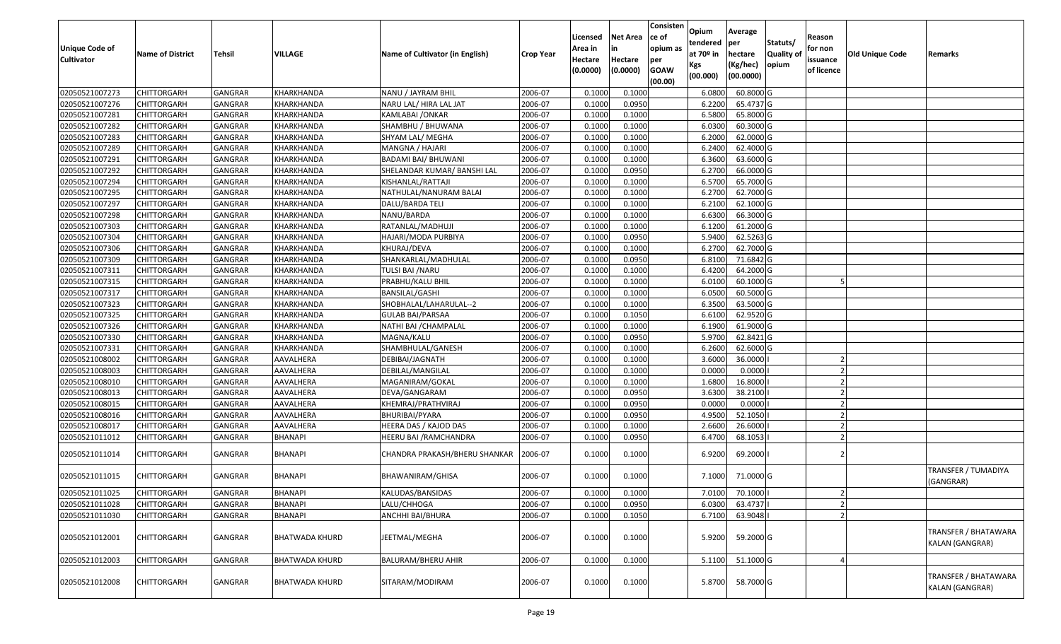| Unique Code of Cultivator | Name of District | Tehsil | VILLAGE | Name of Cultivator (in English) | Crop Year | Licensed Area in Hectare (0.0000) | Net Area in Hectare (0.0000) | Consistence of opium as per GOAW (00.00) | Opium tendered at 70º in Kgs (00.000) | Average per hectare (Kg/hec) (00.0000) | Statuts/ Quality of opium | Reason for non issuance of licence | Old Unique Code | Remarks |
|---|---|---|---|---|---|---|---|---|---|---|---|---|---|---|
| 02050521007273 | CHITTORGARH | GANGRAR | KHARKHANDA | NANU / JAYRAM BHIL | 2006-07 | 0.1000 | 0.1000 | | 6.0800 | 60.8000 | G | | | |
| 02050521007276 | CHITTORGARH | GANGRAR | KHARKHANDA | NARU LAL/ HIRA LAL JAT | 2006-07 | 0.1000 | 0.0950 | | 6.2200 | 65.4737 | G | | | |
| 02050521007281 | CHITTORGARH | GANGRAR | KHARKHANDA | KAMLABAI /ONKAR | 2006-07 | 0.1000 | 0.1000 | | 6.5800 | 65.8000 | G | | | |
| 02050521007282 | CHITTORGARH | GANGRAR | KHARKHANDA | SHAMBHU / BHUWANA | 2006-07 | 0.1000 | 0.1000 | | 6.0300 | 60.3000 | G | | | |
| 02050521007283 | CHITTORGARH | GANGRAR | KHARKHANDA | SHYAM LAL/ MEGHA | 2006-07 | 0.1000 | 0.1000 | | 6.2000 | 62.0000 | G | | | |
| 02050521007289 | CHITTORGARH | GANGRAR | KHARKHANDA | MANGNA / HAJARI | 2006-07 | 0.1000 | 0.1000 | | 6.2400 | 62.4000 | G | | | |
| 02050521007291 | CHITTORGARH | GANGRAR | KHARKHANDA | BADAMI BAI/ BHUWANI | 2006-07 | 0.1000 | 0.1000 | | 6.3600 | 63.6000 | G | | | |
| 02050521007292 | CHITTORGARH | GANGRAR | KHARKHANDA | SHELANDAR KUMAR/ BANSHI LAL | 2006-07 | 0.1000 | 0.0950 | | 6.2700 | 66.0000 | G | | | |
| 02050521007294 | CHITTORGARH | GANGRAR | KHARKHANDA | KISHANLAL/RATTAJI | 2006-07 | 0.1000 | 0.1000 | | 6.5700 | 65.7000 | G | | | |
| 02050521007295 | CHITTORGARH | GANGRAR | KHARKHANDA | NATHULAL/NANURAM BALAI | 2006-07 | 0.1000 | 0.1000 | | 6.2700 | 62.7000 | G | | | |
| 02050521007297 | CHITTORGARH | GANGRAR | KHARKHANDA | DALU/BARDA TELI | 2006-07 | 0.1000 | 0.1000 | | 6.2100 | 62.1000 | G | | | |
| 02050521007298 | CHITTORGARH | GANGRAR | KHARKHANDA | NANU/BARDA | 2006-07 | 0.1000 | 0.1000 | | 6.6300 | 66.3000 | G | | | |
| 02050521007303 | CHITTORGARH | GANGRAR | KHARKHANDA | RATANLAL/MADHUJI | 2006-07 | 0.1000 | 0.1000 | | 6.1200 | 61.2000 | G | | | |
| 02050521007304 | CHITTORGARH | GANGRAR | KHARKHANDA | HAJARI/MODA PURBIYA | 2006-07 | 0.1000 | 0.0950 | | 5.9400 | 62.5263 | G | | | |
| 02050521007306 | CHITTORGARH | GANGRAR | KHARKHANDA | KHURAJ/DEVA | 2006-07 | 0.1000 | 0.1000 | | 6.2700 | 62.7000 | G | | | |
| 02050521007309 | CHITTORGARH | GANGRAR | KHARKHANDA | SHANKARLAL/MADHULAL | 2006-07 | 0.1000 | 0.0950 | | 6.8100 | 71.6842 | G | | | |
| 02050521007311 | CHITTORGARH | GANGRAR | KHARKHANDA | TULSI BAI /NARU | 2006-07 | 0.1000 | 0.1000 | | 6.4200 | 64.2000 | G | | | |
| 02050521007315 | CHITTORGARH | GANGRAR | KHARKHANDA | PRABHU/KALU BHIL | 2006-07 | 0.1000 | 0.1000 | | 6.0100 | 60.1000 | G | 5 | | |
| 02050521007317 | CHITTORGARH | GANGRAR | KHARKHANDA | BANSILAL/GASHI | 2006-07 | 0.1000 | 0.1000 | | 6.0500 | 60.5000 | G | | | |
| 02050521007323 | CHITTORGARH | GANGRAR | KHARKHANDA | SHOBHALAL/LAHARULAL--2 | 2006-07 | 0.1000 | 0.1000 | | 6.3500 | 63.5000 | G | | | |
| 02050521007325 | CHITTORGARH | GANGRAR | KHARKHANDA | GULAB BAI/PARSAA | 2006-07 | 0.1000 | 0.1050 | | 6.6100 | 62.9520 | G | | | |
| 02050521007326 | CHITTORGARH | GANGRAR | KHARKHANDA | NATHI BAI /CHAMPALAL | 2006-07 | 0.1000 | 0.1000 | | 6.1900 | 61.9000 | G | | | |
| 02050521007330 | CHITTORGARH | GANGRAR | KHARKHANDA | MAGNA/KALU | 2006-07 | 0.1000 | 0.0950 | | 5.9700 | 62.8421 | G | | | |
| 02050521007331 | CHITTORGARH | GANGRAR | KHARKHANDA | SHAMBHULAL/GANESH | 2006-07 | 0.1000 | 0.1000 | | 6.2600 | 62.6000 | G | | | |
| 02050521008002 | CHITTORGARH | GANGRAR | AAVALHERA | DEBIBAI/JAGNATH | 2006-07 | 0.1000 | 0.1000 | | 3.6000 | 36.0000 | I | 2 | | |
| 02050521008003 | CHITTORGARH | GANGRAR | AAVALHERA | DEBILAL/MANGILAL | 2006-07 | 0.1000 | 0.1000 | | 0.0000 | 0.0000 | I | 2 | | |
| 02050521008010 | CHITTORGARH | GANGRAR | AAVALHERA | MAGANIRAM/GOKAL | 2006-07 | 0.1000 | 0.1000 | | 1.6800 | 16.8000 | I | 2 | | |
| 02050521008013 | CHITTORGARH | GANGRAR | AAVALHERA | DEVA/GANGARAM | 2006-07 | 0.1000 | 0.0950 | | 3.6300 | 38.2100 | I | 2 | | |
| 02050521008015 | CHITTORGARH | GANGRAR | AAVALHERA | KHEMRAJ/PRATHVIRAJ | 2006-07 | 0.1000 | 0.0950 | | 0.0000 | 0.0000 | I | 2 | | |
| 02050521008016 | CHITTORGARH | GANGRAR | AAVALHERA | BHURIBAI/PYARA | 2006-07 | 0.1000 | 0.0950 | | 4.9500 | 52.1050 | I | 2 | | |
| 02050521008017 | CHITTORGARH | GANGRAR | AAVALHERA | HEERA DAS / KAJOD DAS | 2006-07 | 0.1000 | 0.1000 | | 2.6600 | 26.6000 | I | 2 | | |
| 02050521011012 | CHITTORGARH | GANGRAR | BHANAPI | HEERU BAI /RAMCHANDRA | 2006-07 | 0.1000 | 0.0950 | | 6.4700 | 68.1053 | I | 2 | | |
| 02050521011014 | CHITTORGARH | GANGRAR | BHANAPI | CHANDRA PRAKASH/BHERU SHANKAR | 2006-07 | 0.1000 | 0.1000 | | 6.9200 | 69.2000 | I | 2 | | |
| 02050521011015 | CHITTORGARH | GANGRAR | BHANAPI | BHAWANIRAM/GHISA | 2006-07 | 0.1000 | 0.1000 | | 7.1000 | 71.0000 | G | | | TRANSFER / TUMADIYA (GANGRAR) |
| 02050521011025 | CHITTORGARH | GANGRAR | BHANAPI | KALUDAS/BANSIDAS | 2006-07 | 0.1000 | 0.1000 | | 7.0100 | 70.1000 | I | 2 | | |
| 02050521011028 | CHITTORGARH | GANGRAR | BHANAPI | LALU/CHHOGA | 2006-07 | 0.1000 | 0.0950 | | 6.0300 | 63.4737 | I | 2 | | |
| 02050521011030 | CHITTORGARH | GANGRAR | BHANAPI | ANCHHI BAI/BHURA | 2006-07 | 0.1000 | 0.1050 | | 6.7100 | 63.9048 | I | 2 | | |
| 02050521012001 | CHITTORGARH | GANGRAR | BHATWADA KHURD | JEETMAL/MEGHA | 2006-07 | 0.1000 | 0.1000 | | 5.9200 | 59.2000 | G | | | TRANSFER / BHATAWARA KALAN (GANGRAR) |
| 02050521012003 | CHITTORGARH | GANGRAR | BHATWADA KHURD | BALURAM/BHERU AHIR | 2006-07 | 0.1000 | 0.1000 | | 5.1100 | 51.1000 | G | 4 | | |
| 02050521012008 | CHITTORGARH | GANGRAR | BHATWADA KHURD | SITARAM/MODIRAM | 2006-07 | 0.1000 | 0.1000 | | 5.8700 | 58.7000 | G | | | TRANSFER / BHATAWARA KALAN (GANGRAR) |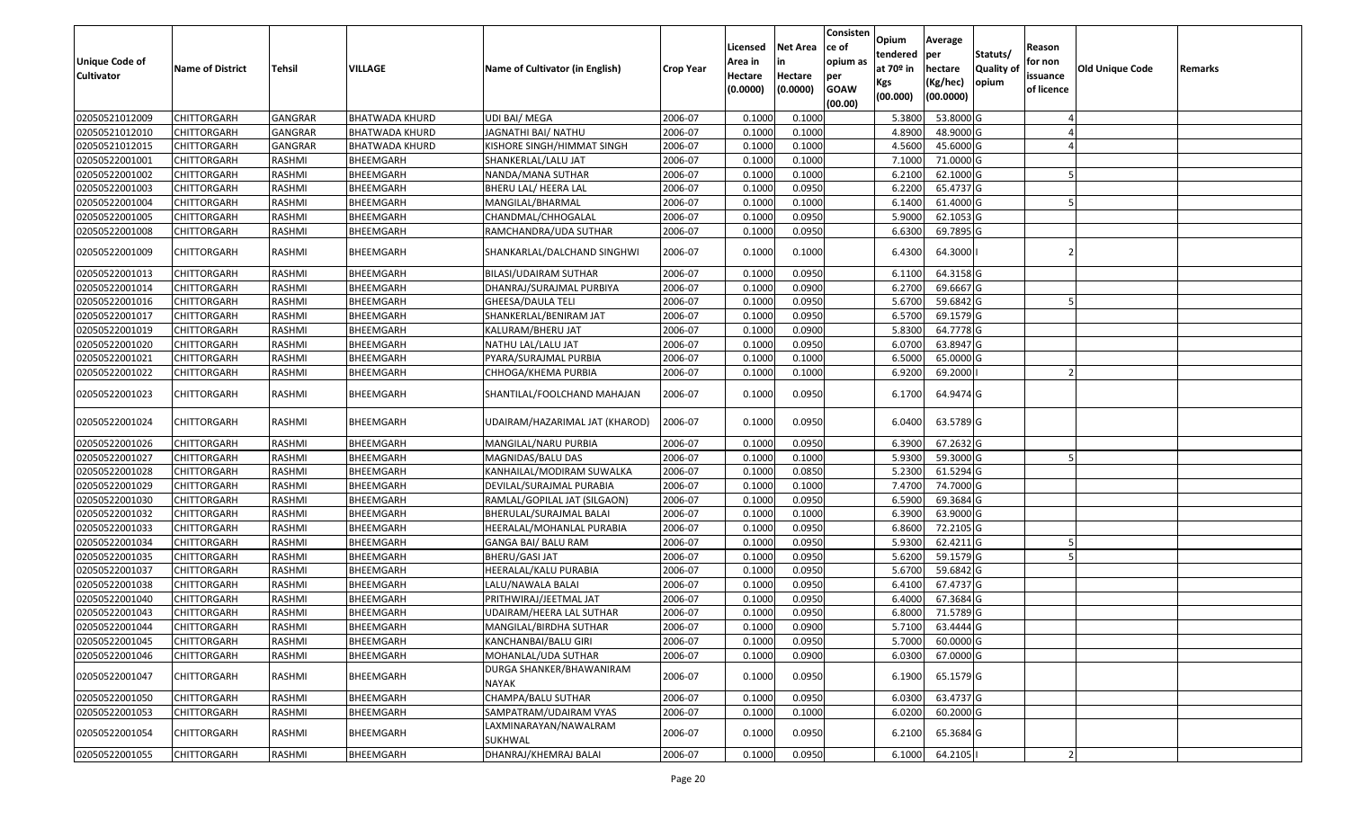| Unique Code of Cultivator | Name of District | Tehsil | VILLAGE | Name of Cultivator (in English) | Crop Year | Licensed Area in Hectare (0.0000) | Net Area in Hectare (0.0000) | Consistence of opium as per GOAW (00.00) | Opium tendered at 70º in Kgs (00.000) | Average per hectare (Kg/hec) (00.0000) | Statuts/ Quality of opium | Reason for non issuance of licence | Old Unique Code | Remarks |
|---|---|---|---|---|---|---|---|---|---|---|---|---|---|---|
| 02050521012009 | CHITTORGARH | GANGRAR | BHATWADA KHURD | UDI BAI/ MEGA | 2006-07 | 0.1000 | 0.1000 | | 5.3800 | 53.8000 | G | 4 | | |
| 02050521012010 | CHITTORGARH | GANGRAR | BHATWADA KHURD | JAGNATHI BAI/ NATHU | 2006-07 | 0.1000 | 0.1000 | | 4.8900 | 48.9000 | G | 4 | | |
| 02050521012015 | CHITTORGARH | GANGRAR | BHATWADA KHURD | KISHORE SINGH/HIMMAT SINGH | 2006-07 | 0.1000 | 0.1000 | | 4.5600 | 45.6000 | G | 4 | | |
| 02050522001001 | CHITTORGARH | RASHMI | BHEEMGARH | SHANKERLAL/LALU JAT | 2006-07 | 0.1000 | 0.1000 | | 7.1000 | 71.0000 | G | | | |
| 02050522001002 | CHITTORGARH | RASHMI | BHEEMGARH | NANDA/MANA SUTHAR | 2006-07 | 0.1000 | 0.1000 | | 6.2100 | 62.1000 | G | 5 | | |
| 02050522001003 | CHITTORGARH | RASHMI | BHEEMGARH | BHERU LAL/ HEERA LAL | 2006-07 | 0.1000 | 0.0950 | | 6.2200 | 65.4737 | G | | | |
| 02050522001004 | CHITTORGARH | RASHMI | BHEEMGARH | MANGILAL/BHARMAL | 2006-07 | 0.1000 | 0.1000 | | 6.1400 | 61.4000 | G | 5 | | |
| 02050522001005 | CHITTORGARH | RASHMI | BHEEMGARH | CHANDMAL/CHHOGALAL | 2006-07 | 0.1000 | 0.0950 | | 5.9000 | 62.1053 | G | | | |
| 02050522001008 | CHITTORGARH | RASHMI | BHEEMGARH | RAMCHANDRA/UDA SUTHAR | 2006-07 | 0.1000 | 0.0950 | | 6.6300 | 69.7895 | G | | | |
| 02050522001009 | CHITTORGARH | RASHMI | BHEEMGARH | SHANKARLAL/DALCHAND SINGHWI | 2006-07 | 0.1000 | 0.1000 | | 6.4300 | 64.3000 | I | 2 | | |
| 02050522001013 | CHITTORGARH | RASHMI | BHEEMGARH | BILASI/UDAIRAM SUTHAR | 2006-07 | 0.1000 | 0.0950 | | 6.1100 | 64.3158 | G | | | |
| 02050522001014 | CHITTORGARH | RASHMI | BHEEMGARH | DHANRAJ/SURAJMAL PURBIYA | 2006-07 | 0.1000 | 0.0900 | | 6.2700 | 69.6667 | G | | | |
| 02050522001016 | CHITTORGARH | RASHMI | BHEEMGARH | GHEESA/DAULA TELI | 2006-07 | 0.1000 | 0.0950 | | 5.6700 | 59.6842 | G | 5 | | |
| 02050522001017 | CHITTORGARH | RASHMI | BHEEMGARH | SHANKERLAL/BENIRAM JAT | 2006-07 | 0.1000 | 0.0950 | | 6.5700 | 69.1579 | G | | | |
| 02050522001019 | CHITTORGARH | RASHMI | BHEEMGARH | KALURAM/BHERU JAT | 2006-07 | 0.1000 | 0.0900 | | 5.8300 | 64.7778 | G | | | |
| 02050522001020 | CHITTORGARH | RASHMI | BHEEMGARH | NATHU LAL/LALU JAT | 2006-07 | 0.1000 | 0.0950 | | 6.0700 | 63.8947 | G | | | |
| 02050522001021 | CHITTORGARH | RASHMI | BHEEMGARH | PYARA/SURAJMAL PURBIA | 2006-07 | 0.1000 | 0.1000 | | 6.5000 | 65.0000 | G | | | |
| 02050522001022 | CHITTORGARH | RASHMI | BHEEMGARH | CHHOGA/KHEMA PURBIA | 2006-07 | 0.1000 | 0.1000 | | 6.9200 | 69.2000 | I | 2 | | |
| 02050522001023 | CHITTORGARH | RASHMI | BHEEMGARH | SHANTILAL/FOOLCHAND MAHAJAN | 2006-07 | 0.1000 | 0.0950 | | 6.1700 | 64.9474 | G | | | |
| 02050522001024 | CHITTORGARH | RASHMI | BHEEMGARH | UDAIRAM/HAZARIMAL JAT (KHAROD) | 2006-07 | 0.1000 | 0.0950 | | 6.0400 | 63.5789 | G | | | |
| 02050522001026 | CHITTORGARH | RASHMI | BHEEMGARH | MANGILAL/NARU PURBIA | 2006-07 | 0.1000 | 0.0950 | | 6.3900 | 67.2632 | G | | | |
| 02050522001027 | CHITTORGARH | RASHMI | BHEEMGARH | MAGNIDAS/BALU DAS | 2006-07 | 0.1000 | 0.1000 | | 5.9300 | 59.3000 | G | 5 | | |
| 02050522001028 | CHITTORGARH | RASHMI | BHEEMGARH | KANHAILAL/MODIRAM SUWALKA | 2006-07 | 0.1000 | 0.0850 | | 5.2300 | 61.5294 | G | | | |
| 02050522001029 | CHITTORGARH | RASHMI | BHEEMGARH | DEVILAL/SURAJMAL PURABIA | 2006-07 | 0.1000 | 0.1000 | | 7.4700 | 74.7000 | G | | | |
| 02050522001030 | CHITTORGARH | RASHMI | BHEEMGARH | RAMLAL/GOPILAL JAT (SILGAON) | 2006-07 | 0.1000 | 0.0950 | | 6.5900 | 69.3684 | G | | | |
| 02050522001032 | CHITTORGARH | RASHMI | BHEEMGARH | BHERULAL/SURAJMAL BALAI | 2006-07 | 0.1000 | 0.1000 | | 6.3900 | 63.9000 | G | | | |
| 02050522001033 | CHITTORGARH | RASHMI | BHEEMGARH | HEERALAL/MOHANLAL PURABIA | 2006-07 | 0.1000 | 0.0950 | | 6.8600 | 72.2105 | G | | | |
| 02050522001034 | CHITTORGARH | RASHMI | BHEEMGARH | GANGA BAI/ BALU RAM | 2006-07 | 0.1000 | 0.0950 | | 5.9300 | 62.4211 | G | 5 | | |
| 02050522001035 | CHITTORGARH | RASHMI | BHEEMGARH | BHERU/GASI JAT | 2006-07 | 0.1000 | 0.0950 | | 5.6200 | 59.1579 | G | 5 | | |
| 02050522001037 | CHITTORGARH | RASHMI | BHEEMGARH | HEERALAL/KALU PURABIA | 2006-07 | 0.1000 | 0.0950 | | 5.6700 | 59.6842 | G | | | |
| 02050522001038 | CHITTORGARH | RASHMI | BHEEMGARH | LALU/NAWALA BALAI | 2006-07 | 0.1000 | 0.0950 | | 6.4100 | 67.4737 | G | | | |
| 02050522001040 | CHITTORGARH | RASHMI | BHEEMGARH | PRITHWIRAJ/JEETMAL JAT | 2006-07 | 0.1000 | 0.0950 | | 6.4000 | 67.3684 | G | | | |
| 02050522001043 | CHITTORGARH | RASHMI | BHEEMGARH | UDAIRAM/HEERA LAL SUTHAR | 2006-07 | 0.1000 | 0.0950 | | 6.8000 | 71.5789 | G | | | |
| 02050522001044 | CHITTORGARH | RASHMI | BHEEMGARH | MANGILAL/BIRDHA SUTHAR | 2006-07 | 0.1000 | 0.0900 | | 5.7100 | 63.4444 | G | | | |
| 02050522001045 | CHITTORGARH | RASHMI | BHEEMGARH | KANCHANBAI/BALU GIRI | 2006-07 | 0.1000 | 0.0950 | | 5.7000 | 60.0000 | G | | | |
| 02050522001046 | CHITTORGARH | RASHMI | BHEEMGARH | MOHANLAL/UDA SUTHAR | 2006-07 | 0.1000 | 0.0900 | | 6.0300 | 67.0000 | G | | | |
| 02050522001047 | CHITTORGARH | RASHMI | BHEEMGARH | DURGA SHANKER/BHAWANIRAM NAYAK | 2006-07 | 0.1000 | 0.0950 | | 6.1900 | 65.1579 | G | | | |
| 02050522001050 | CHITTORGARH | RASHMI | BHEEMGARH | CHAMPA/BALU SUTHAR | 2006-07 | 0.1000 | 0.0950 | | 6.0300 | 63.4737 | G | | | |
| 02050522001053 | CHITTORGARH | RASHMI | BHEEMGARH | SAMPATRAM/UDAIRAM VYAS | 2006-07 | 0.1000 | 0.1000 | | 6.0200 | 60.2000 | G | | | |
| 02050522001054 | CHITTORGARH | RASHMI | BHEEMGARH | LAXMINARAYAN/NAWALRAM SUKHWAL | 2006-07 | 0.1000 | 0.0950 | | 6.2100 | 65.3684 | G | | | |
| 02050522001055 | CHITTORGARH | RASHMI | BHEEMGARH | DHANRAJ/KHEMRAJ BALAI | 2006-07 | 0.1000 | 0.0950 | | 6.1000 | 64.2105 | I | 2 | | |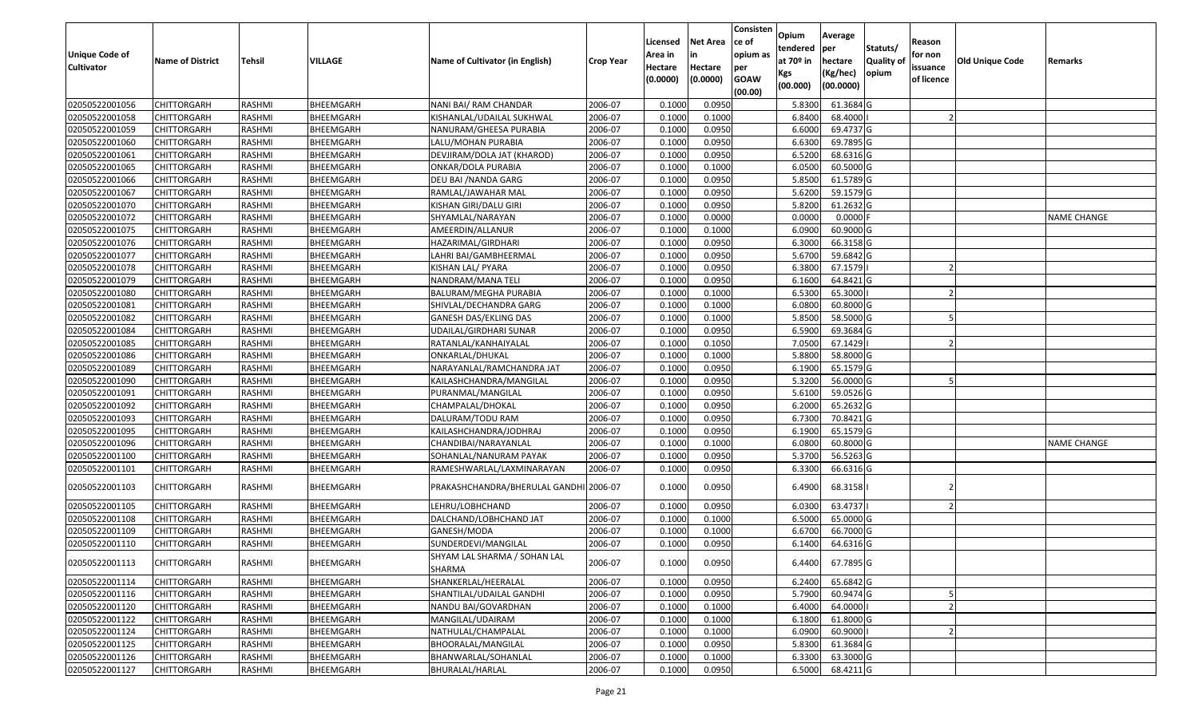| Unique Code of Cultivator | Name of District | Tehsil | VILLAGE | Name of Cultivator (in English) | Crop Year | Licensed Area in Hectare (0.0000) | Net Area in Hectare (0.0000) | Consisten ce of opium as per GOAW (00.00) | Opium tendered at 70º in Kgs (00.000) | Average per hectare (Kg/hec) (00.0000) | Statuts/ Quality of opium | Reason for non issuance of licence | Old Unique Code | Remarks |
|---|---|---|---|---|---|---|---|---|---|---|---|---|---|---|
| 02050522001056 | CHITTORGARH | RASHMI | BHEEMGARH | NANI BAI/ RAM CHANDAR | 2006-07 | 0.1000 | 0.0950 | | 5.8300 | 61.3684 | G | | | |
| 02050522001058 | CHITTORGARH | RASHMI | BHEEMGARH | KISHANLAL/UDAILAL SUKHWAL | 2006-07 | 0.1000 | 0.1000 | | 6.8400 | 68.4000 | I | 2 | | |
| 02050522001059 | CHITTORGARH | RASHMI | BHEEMGARH | NANURAM/GHEESA PURABIA | 2006-07 | 0.1000 | 0.0950 | | 6.6000 | 69.4737 | G | | | |
| 02050522001060 | CHITTORGARH | RASHMI | BHEEMGARH | LALU/MOHAN PURABIA | 2006-07 | 0.1000 | 0.0950 | | 6.6300 | 69.7895 | G | | | |
| 02050522001061 | CHITTORGARH | RASHMI | BHEEMGARH | DEVJIRAM/DOLA JAT (KHAROD) | 2006-07 | 0.1000 | 0.0950 | | 6.5200 | 68.6316 | G | | | |
| 02050522001065 | CHITTORGARH | RASHMI | BHEEMGARH | ONKAR/DOLA PURABIA | 2006-07 | 0.1000 | 0.1000 | | 6.0500 | 60.5000 | G | | | |
| 02050522001066 | CHITTORGARH | RASHMI | BHEEMGARH | DEU BAI /NANDA GARG | 2006-07 | 0.1000 | 0.0950 | | 5.8500 | 61.5789 | G | | | |
| 02050522001067 | CHITTORGARH | RASHMI | BHEEMGARH | RAMLAL/JAWAHAR MAL | 2006-07 | 0.1000 | 0.0950 | | 5.6200 | 59.1579 | G | | | |
| 02050522001070 | CHITTORGARH | RASHMI | BHEEMGARH | KISHAN GIRI/DALU GIRI | 2006-07 | 0.1000 | 0.0950 | | 5.8200 | 61.2632 | G | | | |
| 02050522001072 | CHITTORGARH | RASHMI | BHEEMGARH | SHYAMLAL/NARAYAN | 2006-07 | 0.1000 | 0.0000 | | 0.0000 | 0.0000 | F | | | NAME CHANGE |
| 02050522001075 | CHITTORGARH | RASHMI | BHEEMGARH | AMEERDIN/ALLANUR | 2006-07 | 0.1000 | 0.1000 | | 6.0900 | 60.9000 | G | | | |
| 02050522001076 | CHITTORGARH | RASHMI | BHEEMGARH | HAZARIMAL/GIRDHARI | 2006-07 | 0.1000 | 0.0950 | | 6.3000 | 66.3158 | G | | | |
| 02050522001077 | CHITTORGARH | RASHMI | BHEEMGARH | LAHRI BAI/GAMBHEERMAL | 2006-07 | 0.1000 | 0.0950 | | 5.6700 | 59.6842 | G | | | |
| 02050522001078 | CHITTORGARH | RASHMI | BHEEMGARH | KISHAN LAL/ PYARA | 2006-07 | 0.1000 | 0.0950 | | 6.3800 | 67.1579 | I | 2 | | |
| 02050522001079 | CHITTORGARH | RASHMI | BHEEMGARH | NANDRAM/MANA TELI | 2006-07 | 0.1000 | 0.0950 | | 6.1600 | 64.8421 | G | | | |
| 02050522001080 | CHITTORGARH | RASHMI | BHEEMGARH | BALURAM/MEGHA PURABIA | 2006-07 | 0.1000 | 0.1000 | | 6.5300 | 65.3000 | I | 2 | | |
| 02050522001081 | CHITTORGARH | RASHMI | BHEEMGARH | SHIVLAL/DECHANDRA GARG | 2006-07 | 0.1000 | 0.1000 | | 6.0800 | 60.8000 | G | | | |
| 02050522001082 | CHITTORGARH | RASHMI | BHEEMGARH | GANESH DAS/EKLING DAS | 2006-07 | 0.1000 | 0.1000 | | 5.8500 | 58.5000 | G | 5 | | |
| 02050522001084 | CHITTORGARH | RASHMI | BHEEMGARH | UDAILAL/GIRDHARI SUNAR | 2006-07 | 0.1000 | 0.0950 | | 6.5900 | 69.3684 | G | | | |
| 02050522001085 | CHITTORGARH | RASHMI | BHEEMGARH | RATANLAL/KANHAIYALAL | 2006-07 | 0.1000 | 0.1050 | | 7.0500 | 67.1429 | I | 2 | | |
| 02050522001086 | CHITTORGARH | RASHMI | BHEEMGARH | ONKARLAL/DHUKAL | 2006-07 | 0.1000 | 0.1000 | | 5.8800 | 58.8000 | G | | | |
| 02050522001089 | CHITTORGARH | RASHMI | BHEEMGARH | NARAYANLAL/RAMCHANDRA JAT | 2006-07 | 0.1000 | 0.0950 | | 6.1900 | 65.1579 | G | | | |
| 02050522001090 | CHITTORGARH | RASHMI | BHEEMGARH | KAILASHCHANDRA/MANGILAL | 2006-07 | 0.1000 | 0.0950 | | 5.3200 | 56.0000 | G | 5 | | |
| 02050522001091 | CHITTORGARH | RASHMI | BHEEMGARH | PURANMAL/MANGILAL | 2006-07 | 0.1000 | 0.0950 | | 5.6100 | 59.0526 | G | | | |
| 02050522001092 | CHITTORGARH | RASHMI | BHEEMGARH | CHAMPALAL/DHOKAL | 2006-07 | 0.1000 | 0.0950 | | 6.2000 | 65.2632 | G | | | |
| 02050522001093 | CHITTORGARH | RASHMI | BHEEMGARH | DALURAM/TODU RAM | 2006-07 | 0.1000 | 0.0950 | | 6.7300 | 70.8421 | G | | | |
| 02050522001095 | CHITTORGARH | RASHMI | BHEEMGARH | KAILASHCHANDRA/JODHRAJ | 2006-07 | 0.1000 | 0.0950 | | 6.1900 | 65.1579 | G | | | |
| 02050522001096 | CHITTORGARH | RASHMI | BHEEMGARH | CHANDIBAI/NARAYANLAL | 2006-07 | 0.1000 | 0.1000 | | 6.0800 | 60.8000 | G | | | NAME CHANGE |
| 02050522001100 | CHITTORGARH | RASHMI | BHEEMGARH | SOHANLAL/NANURAM PAYAK | 2006-07 | 0.1000 | 0.0950 | | 5.3700 | 56.5263 | G | | | |
| 02050522001101 | CHITTORGARH | RASHMI | BHEEMGARH | RAMESHWARLAL/LAXMINARAYAN | 2006-07 | 0.1000 | 0.0950 | | 6.3300 | 66.6316 | G | | | |
| 02050522001103 | CHITTORGARH | RASHMI | BHEEMGARH | PRAKASHCHANDRA/BHERULAL GANDHI | 2006-07 | 0.1000 | 0.0950 | | 6.4900 | 68.3158 | I | 2 | | |
| 02050522001105 | CHITTORGARH | RASHMI | BHEEMGARH | LEHRU/LOBHCHAND | 2006-07 | 0.1000 | 0.0950 | | 6.0300 | 63.4737 | I | 2 | | |
| 02050522001108 | CHITTORGARH | RASHMI | BHEEMGARH | DALCHAND/LOBHCHAND JAT | 2006-07 | 0.1000 | 0.1000 | | 6.5000 | 65.0000 | G | | | |
| 02050522001109 | CHITTORGARH | RASHMI | BHEEMGARH | GANESH/MODA | 2006-07 | 0.1000 | 0.1000 | | 6.6700 | 66.7000 | G | | | |
| 02050522001110 | CHITTORGARH | RASHMI | BHEEMGARH | SUNDERDEVI/MANGILAL | 2006-07 | 0.1000 | 0.0950 | | 6.1400 | 64.6316 | G | | | |
| 02050522001113 | CHITTORGARH | RASHMI | BHEEMGARH | SHYAM LAL SHARMA / SOHAN LAL SHARMA | 2006-07 | 0.1000 | 0.0950 | | 6.4400 | 67.7895 | G | | | |
| 02050522001114 | CHITTORGARH | RASHMI | BHEEMGARH | SHANKERLAL/HEERALAL | 2006-07 | 0.1000 | 0.0950 | | 6.2400 | 65.6842 | G | | | |
| 02050522001116 | CHITTORGARH | RASHMI | BHEEMGARH | SHANTILAL/UDAILAL GANDHI | 2006-07 | 0.1000 | 0.0950 | | 5.7900 | 60.9474 | G | 5 | | |
| 02050522001120 | CHITTORGARH | RASHMI | BHEEMGARH | NANDU BAI/GOVARDHAN | 2006-07 | 0.1000 | 0.1000 | | 6.4000 | 64.0000 | I | 2 | | |
| 02050522001122 | CHITTORGARH | RASHMI | BHEEMGARH | MANGILAL/UDAIRAM | 2006-07 | 0.1000 | 0.1000 | | 6.1800 | 61.8000 | G | | | |
| 02050522001124 | CHITTORGARH | RASHMI | BHEEMGARH | NATHULAL/CHAMPALAL | 2006-07 | 0.1000 | 0.1000 | | 6.0900 | 60.9000 | I | 2 | | |
| 02050522001125 | CHITTORGARH | RASHMI | BHEEMGARH | BHOORALAL/MANGILAL | 2006-07 | 0.1000 | 0.0950 | | 5.8300 | 61.3684 | G | | | |
| 02050522001126 | CHITTORGARH | RASHMI | BHEEMGARH | BHANWARLAL/SOHANLAL | 2006-07 | 0.1000 | 0.1000 | | 6.3300 | 63.3000 | G | | | |
| 02050522001127 | CHITTORGARH | RASHMI | BHEEMGARH | BHURALAL/HARLAL | 2006-07 | 0.1000 | 0.0950 | | 6.5000 | 68.4211 | G | | | |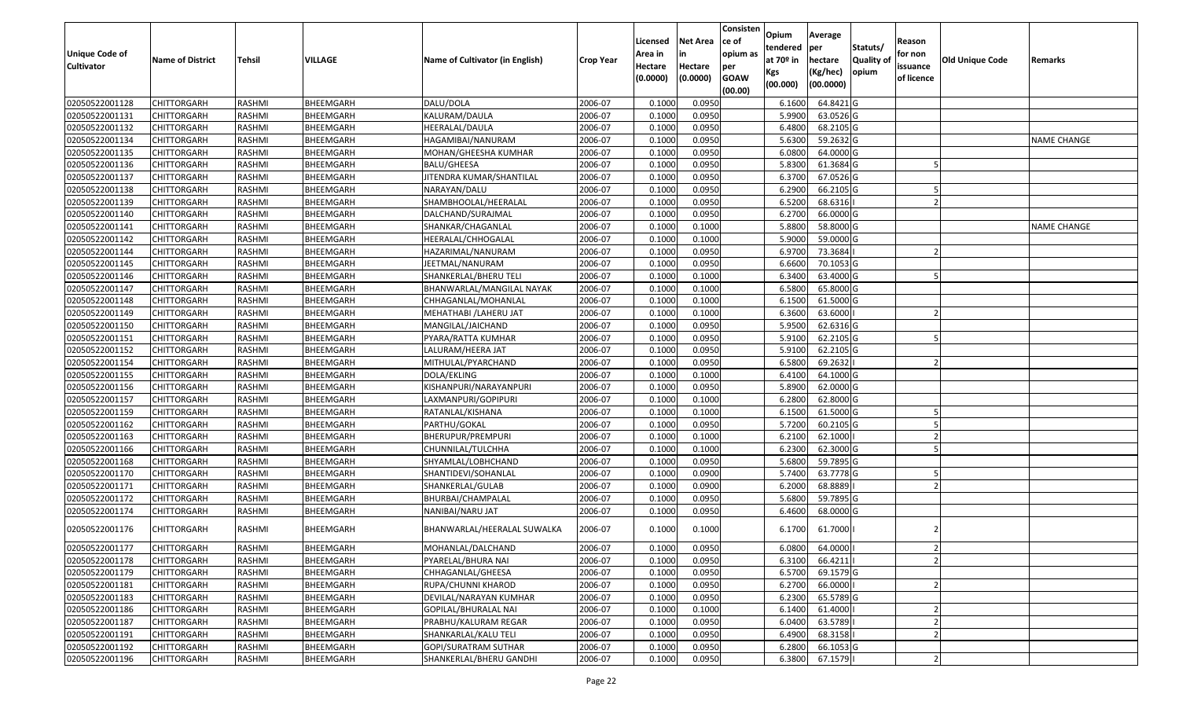| Unique Code of Cultivator | Name of District | Tehsil | VILLAGE | Name of Cultivator (in English) | Crop Year | Licensed Area in Hectare (0.0000) | Net Area in Hectare (0.0000) | Consistence of opium as per GOAW (00.00) | Opium tendered at 70º in Kgs (00.000) | Average per hectare (Kg/hec) (00.0000) | Statuts/ Quality of opium | Reason for non issuance of licence | Old Unique Code | Remarks |
|---|---|---|---|---|---|---|---|---|---|---|---|---|---|---|
| 02050522001128 | CHITTORGARH | RASHMI | BHEEMGARH | DALU/DOLA | 2006-07 | 0.1000 | 0.0950 | | 6.1600 | 64.8421 | G | | | |
| 02050522001131 | CHITTORGARH | RASHMI | BHEEMGARH | KALURAM/DAULA | 2006-07 | 0.1000 | 0.0950 | | 5.9900 | 63.0526 | G | | | |
| 02050522001132 | CHITTORGARH | RASHMI | BHEEMGARH | HEERALAL/DAULA | 2006-07 | 0.1000 | 0.0950 | | 6.4800 | 68.2105 | G | | | |
| 02050522001134 | CHITTORGARH | RASHMI | BHEEMGARH | HAGAMIBAI/NANURAM | 2006-07 | 0.1000 | 0.0950 | | 5.6300 | 59.2632 | G | | | NAME CHANGE |
| 02050522001135 | CHITTORGARH | RASHMI | BHEEMGARH | MOHAN/GHEESHA KUMHAR | 2006-07 | 0.1000 | 0.0950 | | 6.0800 | 64.0000 | G | | | |
| 02050522001136 | CHITTORGARH | RASHMI | BHEEMGARH | BALU/GHEESA | 2006-07 | 0.1000 | 0.0950 | | 5.8300 | 61.3684 | G | 5 | | |
| 02050522001137 | CHITTORGARH | RASHMI | BHEEMGARH | JITENDRA KUMAR/SHANTILAL | 2006-07 | 0.1000 | 0.0950 | | 6.3700 | 67.0526 | G | | | |
| 02050522001138 | CHITTORGARH | RASHMI | BHEEMGARH | NARAYAN/DALU | 2006-07 | 0.1000 | 0.0950 | | 6.2900 | 66.2105 | G | 5 | | |
| 02050522001139 | CHITTORGARH | RASHMI | BHEEMGARH | SHAMBHOOLAL/HEERALAL | 2006-07 | 0.1000 | 0.0950 | | 6.5200 | 68.6316 | I | 2 | | |
| 02050522001140 | CHITTORGARH | RASHMI | BHEEMGARH | DALCHAND/SURAJMAL | 2006-07 | 0.1000 | 0.0950 | | 6.2700 | 66.0000 | G | | | |
| 02050522001141 | CHITTORGARH | RASHMI | BHEEMGARH | SHANKAR/CHAGANLAL | 2006-07 | 0.1000 | 0.1000 | | 5.8800 | 58.8000 | G | | | NAME CHANGE |
| 02050522001142 | CHITTORGARH | RASHMI | BHEEMGARH | HEERALAL/CHHOGALAL | 2006-07 | 0.1000 | 0.1000 | | 5.9000 | 59.0000 | G | | | |
| 02050522001144 | CHITTORGARH | RASHMI | BHEEMGARH | HAZARIMAL/NANURAM | 2006-07 | 0.1000 | 0.0950 | | 6.9700 | 73.3684 | I | 2 | | |
| 02050522001145 | CHITTORGARH | RASHMI | BHEEMGARH | JEETMAL/NANURAM | 2006-07 | 0.1000 | 0.0950 | | 6.6600 | 70.1053 | G | | | |
| 02050522001146 | CHITTORGARH | RASHMI | BHEEMGARH | SHANKERLAL/BHERU TELI | 2006-07 | 0.1000 | 0.1000 | | 6.3400 | 63.4000 | G | 5 | | |
| 02050522001147 | CHITTORGARH | RASHMI | BHEEMGARH | BHANWARLAL/MANGILAL NAYAK | 2006-07 | 0.1000 | 0.1000 | | 6.5800 | 65.8000 | G | | | |
| 02050522001148 | CHITTORGARH | RASHMI | BHEEMGARH | CHHAGANLAL/MOHANLAL | 2006-07 | 0.1000 | 0.1000 | | 6.1500 | 61.5000 | G | | | |
| 02050522001149 | CHITTORGARH | RASHMI | BHEEMGARH | MEHATHABI /LAHERU JAT | 2006-07 | 0.1000 | 0.1000 | | 6.3600 | 63.6000 | I | 2 | | |
| 02050522001150 | CHITTORGARH | RASHMI | BHEEMGARH | MANGILAL/JAICHAND | 2006-07 | 0.1000 | 0.0950 | | 5.9500 | 62.6316 | G | | | |
| 02050522001151 | CHITTORGARH | RASHMI | BHEEMGARH | PYARA/RATTA KUMHAR | 2006-07 | 0.1000 | 0.0950 | | 5.9100 | 62.2105 | G | 5 | | |
| 02050522001152 | CHITTORGARH | RASHMI | BHEEMGARH | LALURAM/HEERA JAT | 2006-07 | 0.1000 | 0.0950 | | 5.9100 | 62.2105 | G | | | |
| 02050522001154 | CHITTORGARH | RASHMI | BHEEMGARH | MITHULAL/PYARCHAND | 2006-07 | 0.1000 | 0.0950 | | 6.5800 | 69.2632 | I | 2 | | |
| 02050522001155 | CHITTORGARH | RASHMI | BHEEMGARH | DOLA/EKLING | 2006-07 | 0.1000 | 0.1000 | | 6.4100 | 64.1000 | G | | | |
| 02050522001156 | CHITTORGARH | RASHMI | BHEEMGARH | KISHANPURI/NARAYANPURI | 2006-07 | 0.1000 | 0.0950 | | 5.8900 | 62.0000 | G | | | |
| 02050522001157 | CHITTORGARH | RASHMI | BHEEMGARH | LAXMANPURI/GOPIPURI | 2006-07 | 0.1000 | 0.1000 | | 6.2800 | 62.8000 | G | | | |
| 02050522001159 | CHITTORGARH | RASHMI | BHEEMGARH | RATANLAL/KISHANA | 2006-07 | 0.1000 | 0.1000 | | 6.1500 | 61.5000 | G | 5 | | |
| 02050522001162 | CHITTORGARH | RASHMI | BHEEMGARH | PARTHU/GOKAL | 2006-07 | 0.1000 | 0.0950 | | 5.7200 | 60.2105 | G | 5 | | |
| 02050522001163 | CHITTORGARH | RASHMI | BHEEMGARH | BHERUPUR/PREMPURI | 2006-07 | 0.1000 | 0.1000 | | 6.2100 | 62.1000 | I | 2 | | |
| 02050522001166 | CHITTORGARH | RASHMI | BHEEMGARH | CHUNNILAL/TULCHHA | 2006-07 | 0.1000 | 0.1000 | | 6.2300 | 62.3000 | G | 5 | | |
| 02050522001168 | CHITTORGARH | RASHMI | BHEEMGARH | SHYAMLAL/LOBHCHAND | 2006-07 | 0.1000 | 0.0950 | | 5.6800 | 59.7895 | G | | | |
| 02050522001170 | CHITTORGARH | RASHMI | BHEEMGARH | SHANTIDEVI/SOHANLAL | 2006-07 | 0.1000 | 0.0900 | | 5.7400 | 63.7778 | G | 5 | | |
| 02050522001171 | CHITTORGARH | RASHMI | BHEEMGARH | SHANKERLAL/GULAB | 2006-07 | 0.1000 | 0.0900 | | 6.2000 | 68.8889 | I | 2 | | |
| 02050522001172 | CHITTORGARH | RASHMI | BHEEMGARH | BHURBAI/CHAMPALAL | 2006-07 | 0.1000 | 0.0950 | | 5.6800 | 59.7895 | G | | | |
| 02050522001174 | CHITTORGARH | RASHMI | BHEEMGARH | NANIBAI/NARU JAT | 2006-07 | 0.1000 | 0.0950 | | 6.4600 | 68.0000 | G | | | |
| 02050522001176 | CHITTORGARH | RASHMI | BHEEMGARH | BHANWARLAL/HEERALAL SUWALKA | 2006-07 | 0.1000 | 0.1000 | | 6.1700 | 61.7000 | I | 2 | | |
| 02050522001177 | CHITTORGARH | RASHMI | BHEEMGARH | MOHANLAL/DALCHAND | 2006-07 | 0.1000 | 0.0950 | | 6.0800 | 64.0000 | I | 2 | | |
| 02050522001178 | CHITTORGARH | RASHMI | BHEEMGARH | PYARELAL/BHURA NAI | 2006-07 | 0.1000 | 0.0950 | | 6.3100 | 66.4211 | I | 2 | | |
| 02050522001179 | CHITTORGARH | RASHMI | BHEEMGARH | CHHAGANLAL/GHEESA | 2006-07 | 0.1000 | 0.0950 | | 6.5700 | 69.1579 | G | | | |
| 02050522001181 | CHITTORGARH | RASHMI | BHEEMGARH | RUPA/CHUNNI KHAROD | 2006-07 | 0.1000 | 0.0950 | | 6.2700 | 66.0000 | I | 2 | | |
| 02050522001183 | CHITTORGARH | RASHMI | BHEEMGARH | DEVILAL/NARAYAN KUMHAR | 2006-07 | 0.1000 | 0.0950 | | 6.2300 | 65.5789 | G | | | |
| 02050522001186 | CHITTORGARH | RASHMI | BHEEMGARH | GOPILAL/BHURALAL NAI | 2006-07 | 0.1000 | 0.1000 | | 6.1400 | 61.4000 | I | 2 | | |
| 02050522001187 | CHITTORGARH | RASHMI | BHEEMGARH | PRABHU/KALURAM REGAR | 2006-07 | 0.1000 | 0.0950 | | 6.0400 | 63.5789 | I | 2 | | |
| 02050522001191 | CHITTORGARH | RASHMI | BHEEMGARH | SHANKARLAL/KALU TELI | 2006-07 | 0.1000 | 0.0950 | | 6.4900 | 68.3158 | I | 2 | | |
| 02050522001192 | CHITTORGARH | RASHMI | BHEEMGARH | GOPI/SURATRAM SUTHAR | 2006-07 | 0.1000 | 0.0950 | | 6.2800 | 66.1053 | G | | | |
| 02050522001196 | CHITTORGARH | RASHMI | BHEEMGARH | SHANKERLAL/BHERU GANDHI | 2006-07 | 0.1000 | 0.0950 | | 6.3800 | 67.1579 | I | 2 | | |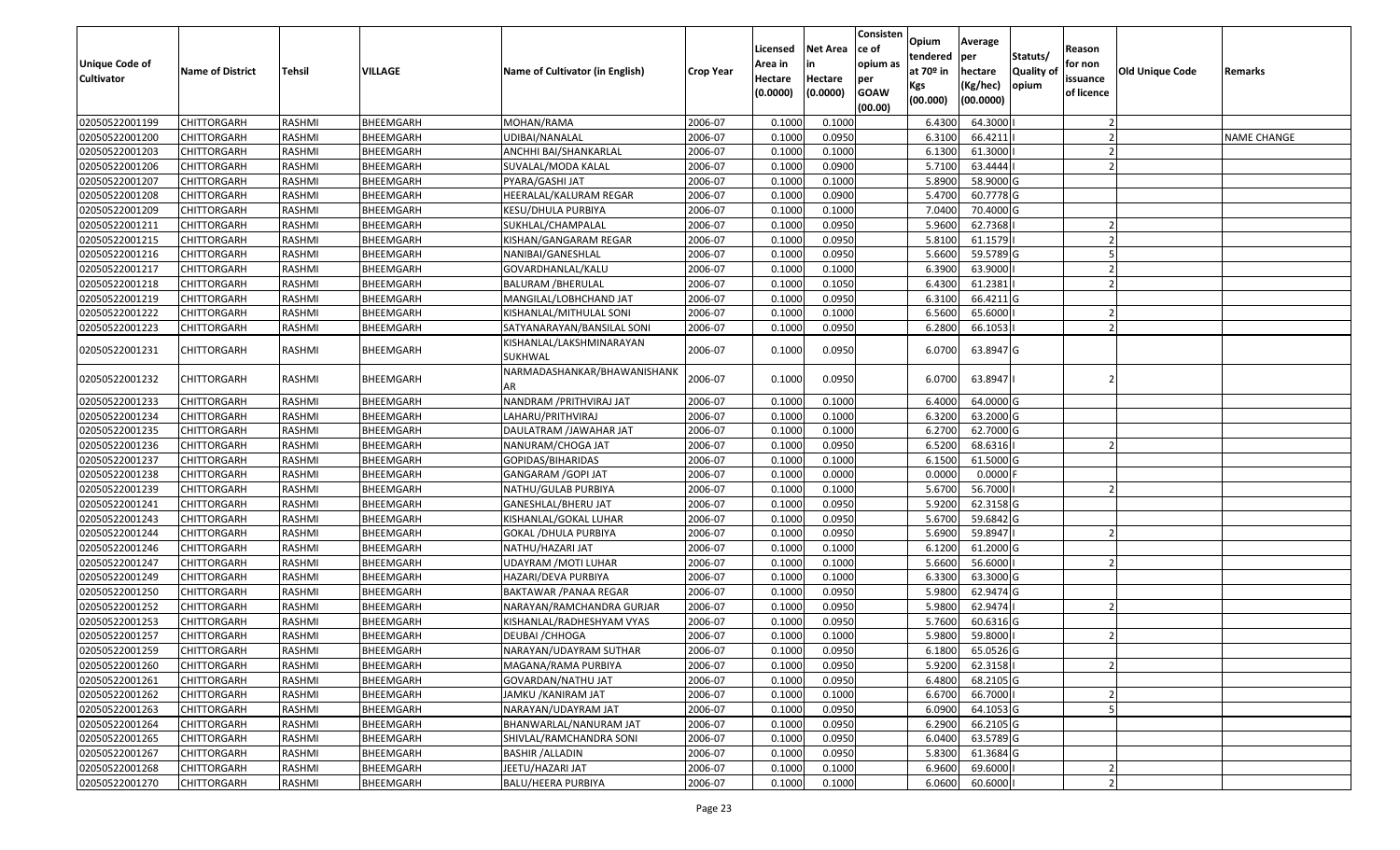| Unique Code of Cultivator | Name of District | Tehsil | VILLAGE | Name of Cultivator (in English) | Crop Year | Licensed Area in Hectare (0.0000) | Net Area in Hectare (0.0000) | Consistence of opium as per GOAW (00.00) | Opium tendered at 70º in Kgs (00.000) | Average per hectare (Kg/hec) (00.0000) | Statuts/ Quality of opium | Reason for non issuance of licence | Old Unique Code | Remarks |
|---|---|---|---|---|---|---|---|---|---|---|---|---|---|---|
| 02050522001199 | CHITTORGARH | RASHMI | BHEEMGARH | MOHAN/RAMA | 2006-07 | 0.1000 | 0.1000 | | 6.4300 | 64.3000 | I | 2 | | |
| 02050522001200 | CHITTORGARH | RASHMI | BHEEMGARH | UDIBAI/NANALAL | 2006-07 | 0.1000 | 0.0950 | | 6.3100 | 66.4211 | I | 2 | | NAME CHANGE |
| 02050522001203 | CHITTORGARH | RASHMI | BHEEMGARH | ANCHHI BAI/SHANKARLAL | 2006-07 | 0.1000 | 0.1000 | | 6.1300 | 61.3000 | I | 2 | | |
| 02050522001206 | CHITTORGARH | RASHMI | BHEEMGARH | SUVALAL/MODA KALAL | 2006-07 | 0.1000 | 0.0900 | | 5.7100 | 63.4444 | I | 2 | | |
| 02050522001207 | CHITTORGARH | RASHMI | BHEEMGARH | PYARA/GASHI JAT | 2006-07 | 0.1000 | 0.1000 | | 5.8900 | 58.9000 | G | | | |
| 02050522001208 | CHITTORGARH | RASHMI | BHEEMGARH | HEERALAL/KALURAM REGAR | 2006-07 | 0.1000 | 0.0900 | | 5.4700 | 60.7778 | G | | | |
| 02050522001209 | CHITTORGARH | RASHMI | BHEEMGARH | KESU/DHULA PURBIYA | 2006-07 | 0.1000 | 0.1000 | | 7.0400 | 70.4000 | G | | | |
| 02050522001211 | CHITTORGARH | RASHMI | BHEEMGARH | SUKHLAL/CHAMPALAL | 2006-07 | 0.1000 | 0.0950 | | 5.9600 | 62.7368 | I | 2 | | |
| 02050522001215 | CHITTORGARH | RASHMI | BHEEMGARH | KISHAN/GANGARAM REGAR | 2006-07 | 0.1000 | 0.0950 | | 5.8100 | 61.1579 | I | 2 | | |
| 02050522001216 | CHITTORGARH | RASHMI | BHEEMGARH | NANIBAI/GANESHLAL | 2006-07 | 0.1000 | 0.0950 | | 5.6600 | 59.5789 | G | 5 | | |
| 02050522001217 | CHITTORGARH | RASHMI | BHEEMGARH | GOVARDHANLAL/KALU | 2006-07 | 0.1000 | 0.1000 | | 6.3900 | 63.9000 | I | 2 | | |
| 02050522001218 | CHITTORGARH | RASHMI | BHEEMGARH | BALURAM /BHERULAL | 2006-07 | 0.1000 | 0.1050 | | 6.4300 | 61.2381 | I | 2 | | |
| 02050522001219 | CHITTORGARH | RASHMI | BHEEMGARH | MANGILAL/LOBHCHAND JAT | 2006-07 | 0.1000 | 0.0950 | | 6.3100 | 66.4211 | G | | | |
| 02050522001222 | CHITTORGARH | RASHMI | BHEEMGARH | KISHANLAL/MITHULAL SONI | 2006-07 | 0.1000 | 0.1000 | | 6.5600 | 65.6000 | I | 2 | | |
| 02050522001223 | CHITTORGARH | RASHMI | BHEEMGARH | SATYANARAYAN/BANSILAL SONI | 2006-07 | 0.1000 | 0.0950 | | 6.2800 | 66.1053 | I | 2 | | |
| 02050522001231 | CHITTORGARH | RASHMI | BHEEMGARH | KISHANLAL/LAKSHMINARAYAN SUKHWAL | 2006-07 | 0.1000 | 0.0950 | | 6.0700 | 63.8947 | G | | | |
| 02050522001232 | CHITTORGARH | RASHMI | BHEEMGARH | NARMADASHANKAR/BHAWANISHANKAR | 2006-07 | 0.1000 | 0.0950 | | 6.0700 | 63.8947 | I | 2 | | |
| 02050522001233 | CHITTORGARH | RASHMI | BHEEMGARH | NANDRAM /PRITHVIRAJ JAT | 2006-07 | 0.1000 | 0.1000 | | 6.4000 | 64.0000 | G | | | |
| 02050522001234 | CHITTORGARH | RASHMI | BHEEMGARH | LAHARU/PRITHVIRAJ | 2006-07 | 0.1000 | 0.1000 | | 6.3200 | 63.2000 | G | | | |
| 02050522001235 | CHITTORGARH | RASHMI | BHEEMGARH | DAULATRAM /JAWAHAR JAT | 2006-07 | 0.1000 | 0.1000 | | 6.2700 | 62.7000 | G | | | |
| 02050522001236 | CHITTORGARH | RASHMI | BHEEMGARH | NANURAM/CHOGA JAT | 2006-07 | 0.1000 | 0.0950 | | 6.5200 | 68.6316 | I | 2 | | |
| 02050522001237 | CHITTORGARH | RASHMI | BHEEMGARH | GOPIDAS/BIHARIDAS | 2006-07 | 0.1000 | 0.1000 | | 6.1500 | 61.5000 | G | | | |
| 02050522001238 | CHITTORGARH | RASHMI | BHEEMGARH | GANGARAM /GOPI JAT | 2006-07 | 0.1000 | 0.0000 | | 0.0000 | 0.0000 | F | | | |
| 02050522001239 | CHITTORGARH | RASHMI | BHEEMGARH | NATHU/GULAB PURBIYA | 2006-07 | 0.1000 | 0.1000 | | 5.6700 | 56.7000 | I | 2 | | |
| 02050522001241 | CHITTORGARH | RASHMI | BHEEMGARH | GANESHLAL/BHERU JAT | 2006-07 | 0.1000 | 0.0950 | | 5.9200 | 62.3158 | G | | | |
| 02050522001243 | CHITTORGARH | RASHMI | BHEEMGARH | KISHANLAL/GOKAL LUHAR | 2006-07 | 0.1000 | 0.0950 | | 5.6700 | 59.6842 | G | | | |
| 02050522001244 | CHITTORGARH | RASHMI | BHEEMGARH | GOKAL /DHULA PURBIYA | 2006-07 | 0.1000 | 0.0950 | | 5.6900 | 59.8947 | I | 2 | | |
| 02050522001246 | CHITTORGARH | RASHMI | BHEEMGARH | NATHU/HAZARI JAT | 2006-07 | 0.1000 | 0.1000 | | 6.1200 | 61.2000 | G | | | |
| 02050522001247 | CHITTORGARH | RASHMI | BHEEMGARH | UDAYRAM /MOTI LUHAR | 2006-07 | 0.1000 | 0.1000 | | 5.6600 | 56.6000 | I | 2 | | |
| 02050522001249 | CHITTORGARH | RASHMI | BHEEMGARH | HAZARI/DEVA PURBIYA | 2006-07 | 0.1000 | 0.1000 | | 6.3300 | 63.3000 | G | | | |
| 02050522001250 | CHITTORGARH | RASHMI | BHEEMGARH | BAKTAWAR /PANAA REGAR | 2006-07 | 0.1000 | 0.0950 | | 5.9800 | 62.9474 | G | | | |
| 02050522001252 | CHITTORGARH | RASHMI | BHEEMGARH | NARAYAN/RAMCHANDRA GURJAR | 2006-07 | 0.1000 | 0.0950 | | 5.9800 | 62.9474 | I | 2 | | |
| 02050522001253 | CHITTORGARH | RASHMI | BHEEMGARH | KISHANLAL/RADHESHYAM VYAS | 2006-07 | 0.1000 | 0.0950 | | 5.7600 | 60.6316 | G | | | |
| 02050522001257 | CHITTORGARH | RASHMI | BHEEMGARH | DEUBAI /CHHOGA | 2006-07 | 0.1000 | 0.1000 | | 5.9800 | 59.8000 | I | 2 | | |
| 02050522001259 | CHITTORGARH | RASHMI | BHEEMGARH | NARAYAN/UDAYRAM SUTHAR | 2006-07 | 0.1000 | 0.0950 | | 6.1800 | 65.0526 | G | | | |
| 02050522001260 | CHITTORGARH | RASHMI | BHEEMGARH | MAGANA/RAMA PURBIYA | 2006-07 | 0.1000 | 0.0950 | | 5.9200 | 62.3158 | I | 2 | | |
| 02050522001261 | CHITTORGARH | RASHMI | BHEEMGARH | GOVARDAN/NATHU JAT | 2006-07 | 0.1000 | 0.0950 | | 6.4800 | 68.2105 | G | | | |
| 02050522001262 | CHITTORGARH | RASHMI | BHEEMGARH | JAMKU /KANIRAM JAT | 2006-07 | 0.1000 | 0.1000 | | 6.6700 | 66.7000 | I | 2 | | |
| 02050522001263 | CHITTORGARH | RASHMI | BHEEMGARH | NARAYAN/UDAYRAM JAT | 2006-07 | 0.1000 | 0.0950 | | 6.0900 | 64.1053 | G | 5 | | |
| 02050522001264 | CHITTORGARH | RASHMI | BHEEMGARH | BHANWARLAL/NANURAM JAT | 2006-07 | 0.1000 | 0.0950 | | 6.2900 | 66.2105 | G | | | |
| 02050522001265 | CHITTORGARH | RASHMI | BHEEMGARH | SHIVLAL/RAMCHANDRA SONI | 2006-07 | 0.1000 | 0.0950 | | 6.0400 | 63.5789 | G | | | |
| 02050522001267 | CHITTORGARH | RASHMI | BHEEMGARH | BASHIR /ALLADIN | 2006-07 | 0.1000 | 0.0950 | | 5.8300 | 61.3684 | G | | | |
| 02050522001268 | CHITTORGARH | RASHMI | BHEEMGARH | JEETU/HAZARI JAT | 2006-07 | 0.1000 | 0.1000 | | 6.9600 | 69.6000 | I | 2 | | |
| 02050522001270 | CHITTORGARH | RASHMI | BHEEMGARH | BALU/HEERA PURBIYA | 2006-07 | 0.1000 | 0.1000 | | 6.0600 | 60.6000 | I | 2 | | |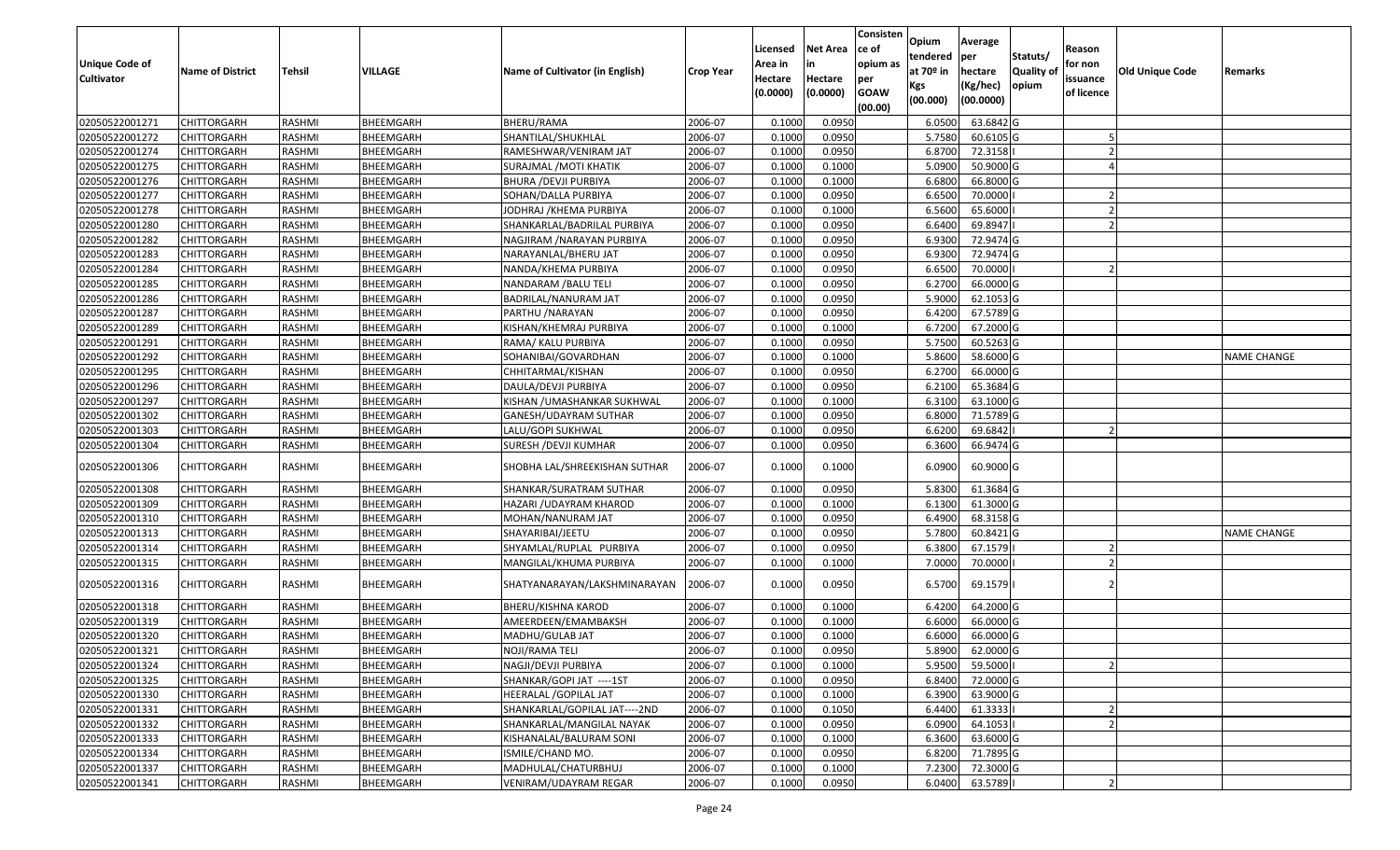| Unique Code of Cultivator | Name of District | Tehsil | VILLAGE | Name of Cultivator (in English) | Crop Year | Licensed Area in Hectare (0.0000) | Net Area in Hectare (0.0000) | Consistence of opium as per GOAW (00.00) | Opium tendered at 70º in Kgs (00.000) | Average per hectare (Kg/hec) (00.0000) | Statuts/ Quality of opium | Reason for non issuance of licence | Old Unique Code | Remarks |
|---|---|---|---|---|---|---|---|---|---|---|---|---|---|---|
| 02050522001271 | CHITTORGARH | RASHMI | BHEEMGARH | BHERU/RAMA | 2006-07 | 0.1000 | 0.0950 | | 6.0500 | 63.6842 | G | | | |
| 02050522001272 | CHITTORGARH | RASHMI | BHEEMGARH | SHANTILAL/SHUKHLAL | 2006-07 | 0.1000 | 0.0950 | | 5.7580 | 60.6105 | G | 5 | | |
| 02050522001274 | CHITTORGARH | RASHMI | BHEEMGARH | RAMESHWAR/VENIRAM JAT | 2006-07 | 0.1000 | 0.0950 | | 6.8700 | 72.3158 | I | 2 | | |
| 02050522001275 | CHITTORGARH | RASHMI | BHEEMGARH | SURAJMAL /MOTI KHATIK | 2006-07 | 0.1000 | 0.1000 | | 5.0900 | 50.9000 | G | 4 | | |
| 02050522001276 | CHITTORGARH | RASHMI | BHEEMGARH | BHURA /DEVJI PURBIYA | 2006-07 | 0.1000 | 0.1000 | | 6.6800 | 66.8000 | G | | | |
| 02050522001277 | CHITTORGARH | RASHMI | BHEEMGARH | SOHAN/DALLA PURBIYA | 2006-07 | 0.1000 | 0.0950 | | 6.6500 | 70.0000 | I | 2 | | |
| 02050522001278 | CHITTORGARH | RASHMI | BHEEMGARH | JODHRAJ /KHEMA PURBIYA | 2006-07 | 0.1000 | 0.1000 | | 6.5600 | 65.6000 | I | 2 | | |
| 02050522001280 | CHITTORGARH | RASHMI | BHEEMGARH | SHANKARLAL/BADRILAL PURBIYA | 2006-07 | 0.1000 | 0.0950 | | 6.6400 | 69.8947 | I | 2 | | |
| 02050522001282 | CHITTORGARH | RASHMI | BHEEMGARH | NAGJIRAM /NARAYAN PURBIYA | 2006-07 | 0.1000 | 0.0950 | | 6.9300 | 72.9474 | G | | | |
| 02050522001283 | CHITTORGARH | RASHMI | BHEEMGARH | NARAYANLAL/BHERU JAT | 2006-07 | 0.1000 | 0.0950 | | 6.9300 | 72.9474 | G | | | |
| 02050522001284 | CHITTORGARH | RASHMI | BHEEMGARH | NANDA/KHEMA PURBIYA | 2006-07 | 0.1000 | 0.0950 | | 6.6500 | 70.0000 | I | 2 | | |
| 02050522001285 | CHITTORGARH | RASHMI | BHEEMGARH | NANDARAM /BALU TELI | 2006-07 | 0.1000 | 0.0950 | | 6.2700 | 66.0000 | G | | | |
| 02050522001286 | CHITTORGARH | RASHMI | BHEEMGARH | BADRILAL/NANURAM JAT | 2006-07 | 0.1000 | 0.0950 | | 5.9000 | 62.1053 | G | | | |
| 02050522001287 | CHITTORGARH | RASHMI | BHEEMGARH | PARTHU /NARAYAN | 2006-07 | 0.1000 | 0.0950 | | 6.4200 | 67.5789 | G | | | |
| 02050522001289 | CHITTORGARH | RASHMI | BHEEMGARH | KISHAN/KHEMRAJ PURBIYA | 2006-07 | 0.1000 | 0.1000 | | 6.7200 | 67.2000 | G | | | |
| 02050522001291 | CHITTORGARH | RASHMI | BHEEMGARH | RAMA/ KALU PURBIYA | 2006-07 | 0.1000 | 0.0950 | | 5.7500 | 60.5263 | G | | | |
| 02050522001292 | CHITTORGARH | RASHMI | BHEEMGARH | SOHANIBAI/GOVARDHAN | 2006-07 | 0.1000 | 0.1000 | | 5.8600 | 58.6000 | G | | | NAME CHANGE |
| 02050522001295 | CHITTORGARH | RASHMI | BHEEMGARH | CHHITARMAL/KISHAN | 2006-07 | 0.1000 | 0.0950 | | 6.2700 | 66.0000 | G | | | |
| 02050522001296 | CHITTORGARH | RASHMI | BHEEMGARH | DAULA/DEVJI PURBIYA | 2006-07 | 0.1000 | 0.0950 | | 6.2100 | 65.3684 | G | | | |
| 02050522001297 | CHITTORGARH | RASHMI | BHEEMGARH | KISHAN /UMASHANKAR SUKHWAL | 2006-07 | 0.1000 | 0.1000 | | 6.3100 | 63.1000 | G | | | |
| 02050522001302 | CHITTORGARH | RASHMI | BHEEMGARH | GANESH/UDAYRAM SUTHAR | 2006-07 | 0.1000 | 0.0950 | | 6.8000 | 71.5789 | G | | | |
| 02050522001303 | CHITTORGARH | RASHMI | BHEEMGARH | LALU/GOPI SUKHWAL | 2006-07 | 0.1000 | 0.0950 | | 6.6200 | 69.6842 | I | 2 | | |
| 02050522001304 | CHITTORGARH | RASHMI | BHEEMGARH | SURESH /DEVJI KUMHAR | 2006-07 | 0.1000 | 0.0950 | | 6.3600 | 66.9474 | G | | | |
| 02050522001306 | CHITTORGARH | RASHMI | BHEEMGARH | SHOBHA LAL/SHREEKISHAN SUTHAR | 2006-07 | 0.1000 | 0.1000 | | 6.0900 | 60.9000 | G | | | |
| 02050522001308 | CHITTORGARH | RASHMI | BHEEMGARH | SHANKAR/SURATRAM SUTHAR | 2006-07 | 0.1000 | 0.0950 | | 5.8300 | 61.3684 | G | | | |
| 02050522001309 | CHITTORGARH | RASHMI | BHEEMGARH | HAZARI /UDAYRAM KHAROD | 2006-07 | 0.1000 | 0.1000 | | 6.1300 | 61.3000 | G | | | |
| 02050522001310 | CHITTORGARH | RASHMI | BHEEMGARH | MOHAN/NANURAM JAT | 2006-07 | 0.1000 | 0.0950 | | 6.4900 | 68.3158 | G | | | |
| 02050522001313 | CHITTORGARH | RASHMI | BHEEMGARH | SHAYARIBAI/JEETU | 2006-07 | 0.1000 | 0.0950 | | 5.7800 | 60.8421 | G | | | NAME CHANGE |
| 02050522001314 | CHITTORGARH | RASHMI | BHEEMGARH | SHYAMLAL/RUPLAL PURBIYA | 2006-07 | 0.1000 | 0.0950 | | 6.3800 | 67.1579 | I | 2 | | |
| 02050522001315 | CHITTORGARH | RASHMI | BHEEMGARH | MANGILAL/KHUMA PURBIYA | 2006-07 | 0.1000 | 0.1000 | | 7.0000 | 70.0000 | I | 2 | | |
| 02050522001316 | CHITTORGARH | RASHMI | BHEEMGARH | SHATYANARAYAN/LAKSHMINARAYAN | 2006-07 | 0.1000 | 0.0950 | | 6.5700 | 69.1579 | I | 2 | | |
| 02050522001318 | CHITTORGARH | RASHMI | BHEEMGARH | BHERU/KISHNA KAROD | 2006-07 | 0.1000 | 0.1000 | | 6.4200 | 64.2000 | G | | | |
| 02050522001319 | CHITTORGARH | RASHMI | BHEEMGARH | AMEERDEEN/EMAMBAKSH | 2006-07 | 0.1000 | 0.1000 | | 6.6000 | 66.0000 | G | | | |
| 02050522001320 | CHITTORGARH | RASHMI | BHEEMGARH | MADHU/GULAB JAT | 2006-07 | 0.1000 | 0.1000 | | 6.6000 | 66.0000 | G | | | |
| 02050522001321 | CHITTORGARH | RASHMI | BHEEMGARH | NOJI/RAMA TELI | 2006-07 | 0.1000 | 0.0950 | | 5.8900 | 62.0000 | G | | | |
| 02050522001324 | CHITTORGARH | RASHMI | BHEEMGARH | NAGJI/DEVJI PURBIYA | 2006-07 | 0.1000 | 0.1000 | | 5.9500 | 59.5000 | I | 2 | | |
| 02050522001325 | CHITTORGARH | RASHMI | BHEEMGARH | SHANKAR/GOPI JAT ----1ST | 2006-07 | 0.1000 | 0.0950 | | 6.8400 | 72.0000 | G | | | |
| 02050522001330 | CHITTORGARH | RASHMI | BHEEMGARH | HEERALAL /GOPILAL JAT | 2006-07 | 0.1000 | 0.1000 | | 6.3900 | 63.9000 | G | | | |
| 02050522001331 | CHITTORGARH | RASHMI | BHEEMGARH | SHANKARLAL/GOPILAL JAT----2ND | 2006-07 | 0.1000 | 0.1050 | | 6.4400 | 61.3333 | I | 2 | | |
| 02050522001332 | CHITTORGARH | RASHMI | BHEEMGARH | SHANKARLAL/MANGILAL NAYAK | 2006-07 | 0.1000 | 0.0950 | | 6.0900 | 64.1053 | I | 2 | | |
| 02050522001333 | CHITTORGARH | RASHMI | BHEEMGARH | KISHANALAL/BALURAM SONI | 2006-07 | 0.1000 | 0.1000 | | 6.3600 | 63.6000 | G | | | |
| 02050522001334 | CHITTORGARH | RASHMI | BHEEMGARH | ISMILE/CHAND MO. | 2006-07 | 0.1000 | 0.0950 | | 6.8200 | 71.7895 | G | | | |
| 02050522001337 | CHITTORGARH | RASHMI | BHEEMGARH | MADHULAL/CHATURBHUJ | 2006-07 | 0.1000 | 0.1000 | | 7.2300 | 72.3000 | G | | | |
| 02050522001341 | CHITTORGARH | RASHMI | BHEEMGARH | VENIRAM/UDAYRAM REGAR | 2006-07 | 0.1000 | 0.0950 | | 6.0400 | 63.5789 | I | 2 | | |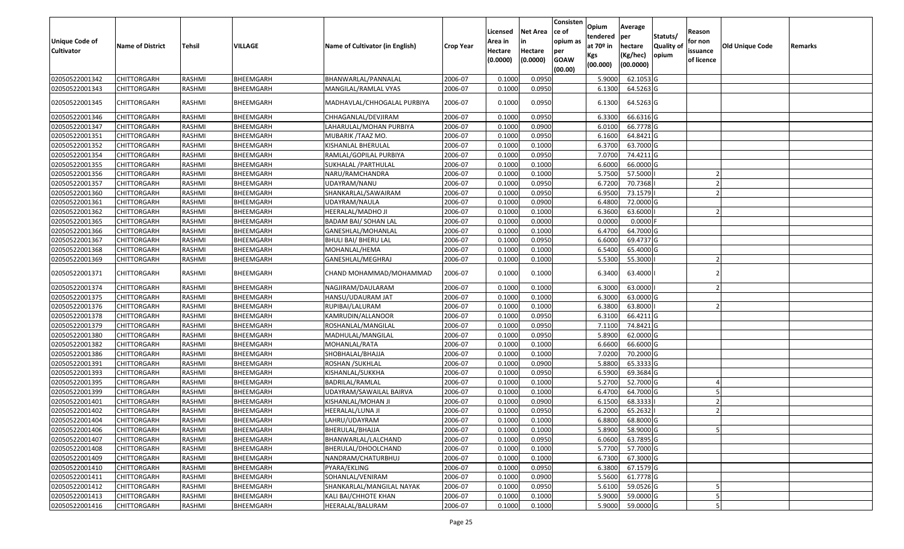| Unique Code of Cultivator | Name of District | Tehsil | VILLAGE | Name of Cultivator (in English) | Crop Year | Licensed Area in Hectare (0.0000) | Net Area in Hectare (0.0000) | Consistence of opium as per GOAW (00.00) | Opium tendered at 70º in Kgs (00.000) | Average per hectare (Kg/hec) (00.0000) | Statuts/ Quality of opium | Reason for non issuance of licence | Old Unique Code | Remarks |
|---|---|---|---|---|---|---|---|---|---|---|---|---|---|---|
| 02050522001342 | CHITTORGARH | RASHMI | BHEEMGARH | BHANWARLAL/PANNALAL | 2006-07 | 0.1000 | 0.0950 | | 5.9000 | 62.1053 | G | | | |
| 02050522001343 | CHITTORGARH | RASHMI | BHEEMGARH | MANGILAL/RAMLAL VYAS | 2006-07 | 0.1000 | 0.0950 | | 6.1300 | 64.5263 | G | | | |
| 02050522001345 | CHITTORGARH | RASHMI | BHEEMGARH | MADHAVLAL/CHHOGALAL PURBIYA | 2006-07 | 0.1000 | 0.0950 | | 6.1300 | 64.5263 | G | | | |
| 02050522001346 | CHITTORGARH | RASHMI | BHEEMGARH | CHHAGANLAL/DEVJIRAM | 2006-07 | 0.1000 | 0.0950 | | 6.3300 | 66.6316 | G | | | |
| 02050522001347 | CHITTORGARH | RASHMI | BHEEMGARH | LAHARULAL/MOHAN PURBIYA | 2006-07 | 0.1000 | 0.0900 | | 6.0100 | 66.7778 | G | | | |
| 02050522001351 | CHITTORGARH | RASHMI | BHEEMGARH | MUBARIK /TAAZ MO. | 2006-07 | 0.1000 | 0.0950 | | 6.1600 | 64.8421 | G | | | |
| 02050522001352 | CHITTORGARH | RASHMI | BHEEMGARH | KISHANLAL BHERULAL | 2006-07 | 0.1000 | 0.1000 | | 6.3700 | 63.7000 | G | | | |
| 02050522001354 | CHITTORGARH | RASHMI | BHEEMGARH | RAMLAL/GOPILAL PURBIYA | 2006-07 | 0.1000 | 0.0950 | | 7.0700 | 74.4211 | G | | | |
| 02050522001355 | CHITTORGARH | RASHMI | BHEEMGARH | SUKHALAL /PARTHULAL | 2006-07 | 0.1000 | 0.1000 | | 6.6000 | 66.0000 | G | | | |
| 02050522001356 | CHITTORGARH | RASHMI | BHEEMGARH | NARU/RAMCHANDRA | 2006-07 | 0.1000 | 0.1000 | | 5.7500 | 57.5000 | I | 2 | | |
| 02050522001357 | CHITTORGARH | RASHMI | BHEEMGARH | UDAYRAM/NANU | 2006-07 | 0.1000 | 0.0950 | | 6.7200 | 70.7368 | I | 2 | | |
| 02050522001360 | CHITTORGARH | RASHMI | BHEEMGARH | SHANKARLAL/SAWAIRAM | 2006-07 | 0.1000 | 0.0950 | | 6.9500 | 73.1579 | I | 2 | | |
| 02050522001361 | CHITTORGARH | RASHMI | BHEEMGARH | UDAYRAM/NAULA | 2006-07 | 0.1000 | 0.0900 | | 6.4800 | 72.0000 | G | | | |
| 02050522001362 | CHITTORGARH | RASHMI | BHEEMGARH | HEERALAL/MADHO JI | 2006-07 | 0.1000 | 0.1000 | | 6.3600 | 63.6000 | I | 2 | | |
| 02050522001365 | CHITTORGARH | RASHMI | BHEEMGARH | BADAM BAI/ SOHAN LAL | 2006-07 | 0.1000 | 0.0000 | | 0.0000 | 0.0000 | F | | | |
| 02050522001366 | CHITTORGARH | RASHMI | BHEEMGARH | GANESHLAL/MOHANLAL | 2006-07 | 0.1000 | 0.1000 | | 6.4700 | 64.7000 | G | | | |
| 02050522001367 | CHITTORGARH | RASHMI | BHEEMGARH | BHULI BAI/ BHERU LAL | 2006-07 | 0.1000 | 0.0950 | | 6.6000 | 69.4737 | G | | | |
| 02050522001368 | CHITTORGARH | RASHMI | BHEEMGARH | MOHANLAL/HEMA | 2006-07 | 0.1000 | 0.1000 | | 6.5400 | 65.4000 | G | | | |
| 02050522001369 | CHITTORGARH | RASHMI | BHEEMGARH | GANESHLAL/MEGHRAJ | 2006-07 | 0.1000 | 0.1000 | | 5.5300 | 55.3000 | I | 2 | | |
| 02050522001371 | CHITTORGARH | RASHMI | BHEEMGARH | CHAND MOHAMMAD/MOHAMMAD | 2006-07 | 0.1000 | 0.1000 | | 6.3400 | 63.4000 | I | 2 | | |
| 02050522001374 | CHITTORGARH | RASHMI | BHEEMGARH | NAGJIRAM/DAULARAM | 2006-07 | 0.1000 | 0.1000 | | 6.3000 | 63.0000 | I | 2 | | |
| 02050522001375 | CHITTORGARH | RASHMI | BHEEMGARH | HANSU/UDAURAM JAT | 2006-07 | 0.1000 | 0.1000 | | 6.3000 | 63.0000 | G | | | |
| 02050522001376 | CHITTORGARH | RASHMI | BHEEMGARH | RUPIBAI/LALURAM | 2006-07 | 0.1000 | 0.1000 | | 6.3800 | 63.8000 | I | 2 | | |
| 02050522001378 | CHITTORGARH | RASHMI | BHEEMGARH | KAMRUDIN/ALLANOOR | 2006-07 | 0.1000 | 0.0950 | | 6.3100 | 66.4211 | G | | | |
| 02050522001379 | CHITTORGARH | RASHMI | BHEEMGARH | ROSHANLAL/MANGILAL | 2006-07 | 0.1000 | 0.0950 | | 7.1100 | 74.8421 | G | | | |
| 02050522001380 | CHITTORGARH | RASHMI | BHEEMGARH | MADHULAL/MANGILAL | 2006-07 | 0.1000 | 0.0950 | | 5.8900 | 62.0000 | G | | | |
| 02050522001382 | CHITTORGARH | RASHMI | BHEEMGARH | MOHANLAL/RATA | 2006-07 | 0.1000 | 0.1000 | | 6.6600 | 66.6000 | G | | | |
| 02050522001386 | CHITTORGARH | RASHMI | BHEEMGARH | SHOBHALAL/BHAJJA | 2006-07 | 0.1000 | 0.1000 | | 7.0200 | 70.2000 | G | | | |
| 02050522001391 | CHITTORGARH | RASHMI | BHEEMGARH | ROSHAN /SUKHLAL | 2006-07 | 0.1000 | 0.0900 | | 5.8800 | 65.3333 | G | | | |
| 02050522001393 | CHITTORGARH | RASHMI | BHEEMGARH | KISHANLAL/SUKKHA | 2006-07 | 0.1000 | 0.0950 | | 6.5900 | 69.3684 | G | | | |
| 02050522001395 | CHITTORGARH | RASHMI | BHEEMGARH | BADRILAL/RAMLAL | 2006-07 | 0.1000 | 0.1000 | | 5.2700 | 52.7000 | G | 4 | | |
| 02050522001399 | CHITTORGARH | RASHMI | BHEEMGARH | UDAYRAM/SAWAILAL BAIRVA | 2006-07 | 0.1000 | 0.1000 | | 6.4700 | 64.7000 | G | 5 | | |
| 02050522001401 | CHITTORGARH | RASHMI | BHEEMGARH | KISHANLAL/MOHAN JI | 2006-07 | 0.1000 | 0.0900 | | 6.1500 | 68.3333 | I | 2 | | |
| 02050522001402 | CHITTORGARH | RASHMI | BHEEMGARH | HEERALAL/LUNA JI | 2006-07 | 0.1000 | 0.0950 | | 6.2000 | 65.2632 | I | 2 | | |
| 02050522001404 | CHITTORGARH | RASHMI | BHEEMGARH | LAHRU/UDAYRAM | 2006-07 | 0.1000 | 0.1000 | | 6.8800 | 68.8000 | G | | | |
| 02050522001406 | CHITTORGARH | RASHMI | BHEEMGARH | BHERULAL/BHAJJA | 2006-07 | 0.1000 | 0.1000 | | 5.8900 | 58.9000 | G | 5 | | |
| 02050522001407 | CHITTORGARH | RASHMI | BHEEMGARH | BHANWARLAL/LALCHAND | 2006-07 | 0.1000 | 0.0950 | | 6.0600 | 63.7895 | G | | | |
| 02050522001408 | CHITTORGARH | RASHMI | BHEEMGARH | BHERULAL/DHOOLCHAND | 2006-07 | 0.1000 | 0.1000 | | 5.7700 | 57.7000 | G | | | |
| 02050522001409 | CHITTORGARH | RASHMI | BHEEMGARH | NANDRAM/CHATURBHUJ | 2006-07 | 0.1000 | 0.1000 | | 6.7300 | 67.3000 | G | | | |
| 02050522001410 | CHITTORGARH | RASHMI | BHEEMGARH | PYARA/EKLING | 2006-07 | 0.1000 | 0.0950 | | 6.3800 | 67.1579 | G | | | |
| 02050522001411 | CHITTORGARH | RASHMI | BHEEMGARH | SOHANLAL/VENIRAM | 2006-07 | 0.1000 | 0.0900 | | 5.5600 | 61.7778 | G | | | |
| 02050522001412 | CHITTORGARH | RASHMI | BHEEMGARH | SHANKARLAL/MANGILAL NAYAK | 2006-07 | 0.1000 | 0.0950 | | 5.6100 | 59.0526 | G | 5 | | |
| 02050522001413 | CHITTORGARH | RASHMI | BHEEMGARH | KALI BAI/CHHOTE KHAN | 2006-07 | 0.1000 | 0.1000 | | 5.9000 | 59.0000 | G | 5 | | |
| 02050522001416 | CHITTORGARH | RASHMI | BHEEMGARH | HEERALAL/BALURAM | 2006-07 | 0.1000 | 0.1000 | | 5.9000 | 59.0000 | G | 5 | | |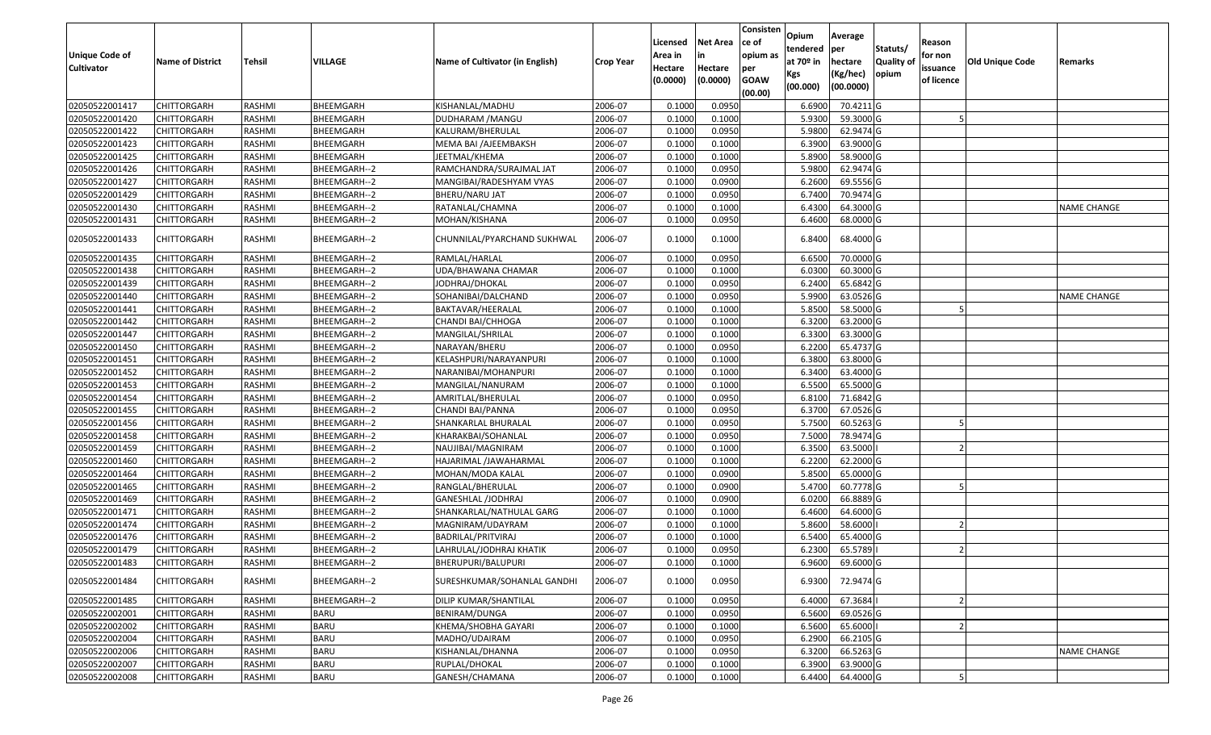| Unique Code of Cultivator | Name of District | Tehsil | VILLAGE | Name of Cultivator (in English) | Crop Year | Licensed Area in Hectare (0.0000) | Net Area in Hectare (0.0000) | Consistence of opium as per GOAW (00.00) | Opium tendered at 70º in Kgs (00.000) | Average per hectare (Kg/hec) (00.0000) | Statuts/ Quality of opium | Reason for non issuance of licence | Old Unique Code | Remarks |
|---|---|---|---|---|---|---|---|---|---|---|---|---|---|---|
| 02050522001417 | CHITTORGARH | RASHMI | BHEEMGARH | KISHANLAL/MADHU | 2006-07 | 0.1000 | 0.0950 | | 6.6900 | 70.4211 | G | | | |
| 02050522001420 | CHITTORGARH | RASHMI | BHEEMGARH | DUDHARAM /MANGU | 2006-07 | 0.1000 | 0.1000 | | 5.9300 | 59.3000 | G | 5 | | |
| 02050522001422 | CHITTORGARH | RASHMI | BHEEMGARH | KALURAM/BHERULAL | 2006-07 | 0.1000 | 0.0950 | | 5.9800 | 62.9474 | G | | | |
| 02050522001423 | CHITTORGARH | RASHMI | BHEEMGARH | MEMA BAI /AJEEMBAKSH | 2006-07 | 0.1000 | 0.1000 | | 6.3900 | 63.9000 | G | | | |
| 02050522001425 | CHITTORGARH | RASHMI | BHEEMGARH | JEETMAL/KHEMA | 2006-07 | 0.1000 | 0.1000 | | 5.8900 | 58.9000 | G | | | |
| 02050522001426 | CHITTORGARH | RASHMI | BHEEMGARH--2 | RAMCHANDRA/SURAJMAL JAT | 2006-07 | 0.1000 | 0.0950 | | 5.9800 | 62.9474 | G | | | |
| 02050522001427 | CHITTORGARH | RASHMI | BHEEMGARH--2 | MANGIBAI/RADESHYAM VYAS | 2006-07 | 0.1000 | 0.0900 | | 6.2600 | 69.5556 | G | | | |
| 02050522001429 | CHITTORGARH | RASHMI | BHEEMGARH--2 | BHERU/NARU JAT | 2006-07 | 0.1000 | 0.0950 | | 6.7400 | 70.9474 | G | | | |
| 02050522001430 | CHITTORGARH | RASHMI | BHEEMGARH--2 | RATANLAL/CHAMNA | 2006-07 | 0.1000 | 0.1000 | | 6.4300 | 64.3000 | G | | | NAME CHANGE |
| 02050522001431 | CHITTORGARH | RASHMI | BHEEMGARH--2 | MOHAN/KISHANA | 2006-07 | 0.1000 | 0.0950 | | 6.4600 | 68.0000 | G | | | |
| 02050522001433 | CHITTORGARH | RASHMI | BHEEMGARH--2 | CHUNNILAL/PYARCHAND SUKHWAL | 2006-07 | 0.1000 | 0.1000 | | 6.8400 | 68.4000 | G | | | |
| 02050522001435 | CHITTORGARH | RASHMI | BHEEMGARH--2 | RAMLAL/HARLAL | 2006-07 | 0.1000 | 0.0950 | | 6.6500 | 70.0000 | G | | | |
| 02050522001438 | CHITTORGARH | RASHMI | BHEEMGARH--2 | UDA/BHAWANA CHAMAR | 2006-07 | 0.1000 | 0.1000 | | 6.0300 | 60.3000 | G | | | |
| 02050522001439 | CHITTORGARH | RASHMI | BHEEMGARH--2 | JODHRAJ/DHOKAL | 2006-07 | 0.1000 | 0.0950 | | 6.2400 | 65.6842 | G | | | |
| 02050522001440 | CHITTORGARH | RASHMI | BHEEMGARH--2 | SOHANIBAI/DALCHAND | 2006-07 | 0.1000 | 0.0950 | | 5.9900 | 63.0526 | G | | | NAME CHANGE |
| 02050522001441 | CHITTORGARH | RASHMI | BHEEMGARH--2 | BAKTAVAR/HEERALAL | 2006-07 | 0.1000 | 0.1000 | | 5.8500 | 58.5000 | G | 5 | | |
| 02050522001442 | CHITTORGARH | RASHMI | BHEEMGARH--2 | CHANDI BAI/CHHOGA | 2006-07 | 0.1000 | 0.1000 | | 6.3200 | 63.2000 | G | | | |
| 02050522001447 | CHITTORGARH | RASHMI | BHEEMGARH--2 | MANGILAL/SHRILAL | 2006-07 | 0.1000 | 0.1000 | | 6.3300 | 63.3000 | G | | | |
| 02050522001450 | CHITTORGARH | RASHMI | BHEEMGARH--2 | NARAYAN/BHERU | 2006-07 | 0.1000 | 0.0950 | | 6.2200 | 65.4737 | G | | | |
| 02050522001451 | CHITTORGARH | RASHMI | BHEEMGARH--2 | KELASHPURI/NARAYANPURI | 2006-07 | 0.1000 | 0.1000 | | 6.3800 | 63.8000 | G | | | |
| 02050522001452 | CHITTORGARH | RASHMI | BHEEMGARH--2 | NARANIBAI/MOHANPURI | 2006-07 | 0.1000 | 0.1000 | | 6.3400 | 63.4000 | G | | | |
| 02050522001453 | CHITTORGARH | RASHMI | BHEEMGARH--2 | MANGILAL/NANURAM | 2006-07 | 0.1000 | 0.1000 | | 6.5500 | 65.5000 | G | | | |
| 02050522001454 | CHITTORGARH | RASHMI | BHEEMGARH--2 | AMRITLAL/BHERULAL | 2006-07 | 0.1000 | 0.0950 | | 6.8100 | 71.6842 | G | | | |
| 02050522001455 | CHITTORGARH | RASHMI | BHEEMGARH--2 | CHANDI BAI/PANNA | 2006-07 | 0.1000 | 0.0950 | | 6.3700 | 67.0526 | G | | | |
| 02050522001456 | CHITTORGARH | RASHMI | BHEEMGARH--2 | SHANKARLAL BHURALAL | 2006-07 | 0.1000 | 0.0950 | | 5.7500 | 60.5263 | G | 5 | | |
| 02050522001458 | CHITTORGARH | RASHMI | BHEEMGARH--2 | KHARAKBAI/SOHANLAL | 2006-07 | 0.1000 | 0.0950 | | 7.5000 | 78.9474 | G | | | |
| 02050522001459 | CHITTORGARH | RASHMI | BHEEMGARH--2 | NAUJIBAI/MAGNIRAM | 2006-07 | 0.1000 | 0.1000 | | 6.3500 | 63.5000 | I | 2 | | |
| 02050522001460 | CHITTORGARH | RASHMI | BHEEMGARH--2 | HAJARIMAL /JAWAHARMAL | 2006-07 | 0.1000 | 0.1000 | | 6.2200 | 62.2000 | G | | | |
| 02050522001464 | CHITTORGARH | RASHMI | BHEEMGARH--2 | MOHAN/MODA KALAL | 2006-07 | 0.1000 | 0.0900 | | 5.8500 | 65.0000 | G | | | |
| 02050522001465 | CHITTORGARH | RASHMI | BHEEMGARH--2 | RANGLAL/BHERULAL | 2006-07 | 0.1000 | 0.0900 | | 5.4700 | 60.7778 | G | 5 | | |
| 02050522001469 | CHITTORGARH | RASHMI | BHEEMGARH--2 | GANESHLAL /JODHRAJ | 2006-07 | 0.1000 | 0.0900 | | 6.0200 | 66.8889 | G | | | |
| 02050522001471 | CHITTORGARH | RASHMI | BHEEMGARH--2 | SHANKARLAL/NATHULAL GARG | 2006-07 | 0.1000 | 0.1000 | | 6.4600 | 64.6000 | G | | | |
| 02050522001474 | CHITTORGARH | RASHMI | BHEEMGARH--2 | MAGNIRAM/UDAYRAM | 2006-07 | 0.1000 | 0.1000 | | 5.8600 | 58.6000 | I | 2 | | |
| 02050522001476 | CHITTORGARH | RASHMI | BHEEMGARH--2 | BADRILAL/PRITVIRAJ | 2006-07 | 0.1000 | 0.1000 | | 6.5400 | 65.4000 | G | | | |
| 02050522001479 | CHITTORGARH | RASHMI | BHEEMGARH--2 | LAHRULAL/JODHRAJ KHATIK | 2006-07 | 0.1000 | 0.0950 | | 6.2300 | 65.5789 | I | 2 | | |
| 02050522001483 | CHITTORGARH | RASHMI | BHEEMGARH--2 | BHERUPURI/BALUPURI | 2006-07 | 0.1000 | 0.1000 | | 6.9600 | 69.6000 | G | | | |
| 02050522001484 | CHITTORGARH | RASHMI | BHEEMGARH--2 | SURESHKUMAR/SOHANLAL GANDHI | 2006-07 | 0.1000 | 0.0950 | | 6.9300 | 72.9474 | G | | | |
| 02050522001485 | CHITTORGARH | RASHMI | BHEEMGARH--2 | DILIP KUMAR/SHANTILAL | 2006-07 | 0.1000 | 0.0950 | | 6.4000 | 67.3684 | I | 2 | | |
| 02050522002001 | CHITTORGARH | RASHMI | BARU | BENIRAM/DUNGA | 2006-07 | 0.1000 | 0.0950 | | 6.5600 | 69.0526 | G | | | |
| 02050522002002 | CHITTORGARH | RASHMI | BARU | KHEMA/SHOBHA GAYARI | 2006-07 | 0.1000 | 0.1000 | | 6.5600 | 65.6000 | I | 2 | | |
| 02050522002004 | CHITTORGARH | RASHMI | BARU | MADHO/UDAIRAM | 2006-07 | 0.1000 | 0.0950 | | 6.2900 | 66.2105 | G | | | |
| 02050522002006 | CHITTORGARH | RASHMI | BARU | KISHANLAL/DHANNA | 2006-07 | 0.1000 | 0.0950 | | 6.3200 | 66.5263 | G | | | NAME CHANGE |
| 02050522002007 | CHITTORGARH | RASHMI | BARU | RUPLAL/DHOKAL | 2006-07 | 0.1000 | 0.1000 | | 6.3900 | 63.9000 | G | | | |
| 02050522002008 | CHITTORGARH | RASHMI | BARU | GANESH/CHAMANA | 2006-07 | 0.1000 | 0.1000 | | 6.4400 | 64.4000 | G | 5 | | |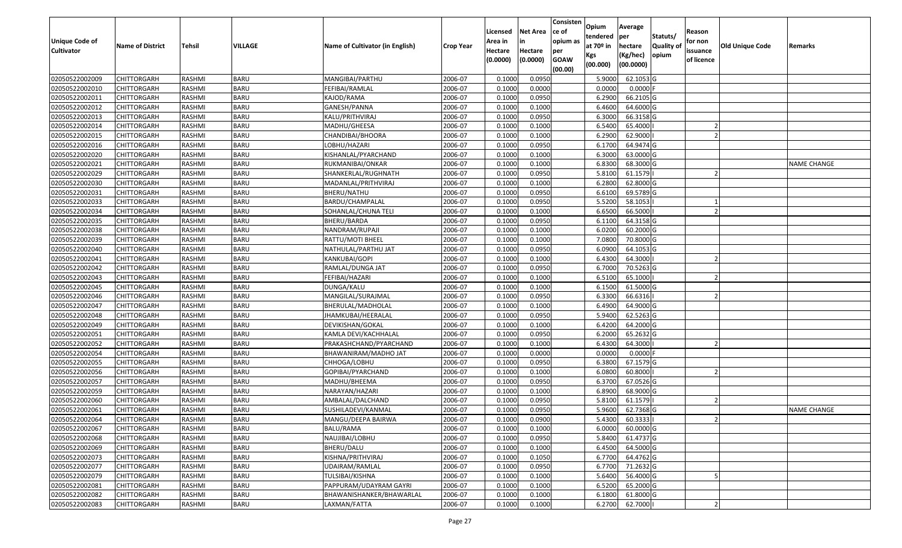| Unique Code of Cultivator | Name of District | Tehsil | VILLAGE | Name of Cultivator (in English) | Crop Year | Licensed Area in Hectare (0.0000) | Net Area in Hectare (0.0000) | Consistence of opium as per GOAW (00.00) | Opium tendered at 70º in Kgs (00.000) | Average per hectare (Kg/hec) (00.0000) | Statuts/ Quality of opium | Reason for non issuance of licence | Old Unique Code | Remarks |
|---|---|---|---|---|---|---|---|---|---|---|---|---|---|---|
| 02050522002009 | CHITTORGARH | RASHMI | BARU | MANGIBAI/PARTHU | 2006-07 | 0.1000 | 0.0950 | | 5.9000 | 62.1053 | G | | | |
| 02050522002010 | CHITTORGARH | RASHMI | BARU | FEFIBAI/RAMLAL | 2006-07 | 0.1000 | 0.0000 | | 0.0000 | 0.0000 | F | | | |
| 02050522002011 | CHITTORGARH | RASHMI | BARU | KAJOD/RAMA | 2006-07 | 0.1000 | 0.0950 | | 6.2900 | 66.2105 | G | | | |
| 02050522002012 | CHITTORGARH | RASHMI | BARU | GANESH/PANNA | 2006-07 | 0.1000 | 0.1000 | | 6.4600 | 64.6000 | G | | | |
| 02050522002013 | CHITTORGARH | RASHMI | BARU | KALU/PRITHVIRAJ | 2006-07 | 0.1000 | 0.0950 | | 6.3000 | 66.3158 | G | | | |
| 02050522002014 | CHITTORGARH | RASHMI | BARU | MADHU/GHEESA | 2006-07 | 0.1000 | 0.1000 | | 6.5400 | 65.4000 | I | 2 | | |
| 02050522002015 | CHITTORGARH | RASHMI | BARU | CHANDIBAI/BHOORA | 2006-07 | 0.1000 | 0.1000 | | 6.2900 | 62.9000 | I | 2 | | |
| 02050522002016 | CHITTORGARH | RASHMI | BARU | LOBHU/HAZARI | 2006-07 | 0.1000 | 0.0950 | | 6.1700 | 64.9474 | G | | | |
| 02050522002020 | CHITTORGARH | RASHMI | BARU | KISHANLAL/PYARCHAND | 2006-07 | 0.1000 | 0.1000 | | 6.3000 | 63.0000 | G | | | |
| 02050522002021 | CHITTORGARH | RASHMI | BARU | RUKMANIBAI/ONKAR | 2006-07 | 0.1000 | 0.1000 | | 6.8300 | 68.3000 | G | | | NAME CHANGE |
| 02050522002029 | CHITTORGARH | RASHMI | BARU | SHANKERLAL/RUGHNATH | 2006-07 | 0.1000 | 0.0950 | | 5.8100 | 61.1579 | I | 2 | | |
| 02050522002030 | CHITTORGARH | RASHMI | BARU | MADANLAL/PRITHVIRAJ | 2006-07 | 0.1000 | 0.1000 | | 6.2800 | 62.8000 | G | | | |
| 02050522002031 | CHITTORGARH | RASHMI | BARU | BHERU/NATHU | 2006-07 | 0.1000 | 0.0950 | | 6.6100 | 69.5789 | G | | | |
| 02050522002033 | CHITTORGARH | RASHMI | BARU | BARDU/CHAMPALAL | 2006-07 | 0.1000 | 0.0950 | | 5.5200 | 58.1053 | I | 1 | | |
| 02050522002034 | CHITTORGARH | RASHMI | BARU | SOHANLAL/CHUNA TELI | 2006-07 | 0.1000 | 0.1000 | | 6.6500 | 66.5000 | I | 2 | | |
| 02050522002035 | CHITTORGARH | RASHMI | BARU | BHERU/BARDA | 2006-07 | 0.1000 | 0.0950 | | 6.1100 | 64.3158 | G | | | |
| 02050522002038 | CHITTORGARH | RASHMI | BARU | NANDRAM/RUPAJI | 2006-07 | 0.1000 | 0.1000 | | 6.0200 | 60.2000 | G | | | |
| 02050522002039 | CHITTORGARH | RASHMI | BARU | RATTU/MOTI BHEEL | 2006-07 | 0.1000 | 0.1000 | | 7.0800 | 70.8000 | G | | | |
| 02050522002040 | CHITTORGARH | RASHMI | BARU | NATHULAL/PARTHU JAT | 2006-07 | 0.1000 | 0.0950 | | 6.0900 | 64.1053 | G | | | |
| 02050522002041 | CHITTORGARH | RASHMI | BARU | KANKUBAI/GOPI | 2006-07 | 0.1000 | 0.1000 | | 6.4300 | 64.3000 | I | 2 | | |
| 02050522002042 | CHITTORGARH | RASHMI | BARU | RAMLAL/DUNGA JAT | 2006-07 | 0.1000 | 0.0950 | | 6.7000 | 70.5263 | G | | | |
| 02050522002043 | CHITTORGARH | RASHMI | BARU | FEFIBAI/HAZARI | 2006-07 | 0.1000 | 0.1000 | | 6.5100 | 65.1000 | I | 2 | | |
| 02050522002045 | CHITTORGARH | RASHMI | BARU | DUNGA/KALU | 2006-07 | 0.1000 | 0.1000 | | 6.1500 | 61.5000 | G | | | |
| 02050522002046 | CHITTORGARH | RASHMI | BARU | MANGILAL/SURAJMAL | 2006-07 | 0.1000 | 0.0950 | | 6.3300 | 66.6316 | I | 2 | | |
| 02050522002047 | CHITTORGARH | RASHMI | BARU | BHERULAL/MADHOLAL | 2006-07 | 0.1000 | 0.1000 | | 6.4900 | 64.9000 | G | | | |
| 02050522002048 | CHITTORGARH | RASHMI | BARU | JHAMKUBAI/HEERALAL | 2006-07 | 0.1000 | 0.0950 | | 5.9400 | 62.5263 | G | | | |
| 02050522002049 | CHITTORGARH | RASHMI | BARU | DEVIKISHAN/GOKAL | 2006-07 | 0.1000 | 0.1000 | | 6.4200 | 64.2000 | G | | | |
| 02050522002051 | CHITTORGARH | RASHMI | BARU | KAMLA DEVI/KACHHALAL | 2006-07 | 0.1000 | 0.0950 | | 6.2000 | 65.2632 | G | | | |
| 02050522002052 | CHITTORGARH | RASHMI | BARU | PRAKASHCHAND/PYARCHAND | 2006-07 | 0.1000 | 0.1000 | | 6.4300 | 64.3000 | I | 2 | | |
| 02050522002054 | CHITTORGARH | RASHMI | BARU | BHAWANIRAM/MADHO JAT | 2006-07 | 0.1000 | 0.0000 | | 0.0000 | 0.0000 | F | | | |
| 02050522002055 | CHITTORGARH | RASHMI | BARU | CHHOGA/LOBHU | 2006-07 | 0.1000 | 0.0950 | | 6.3800 | 67.1579 | G | | | |
| 02050522002056 | CHITTORGARH | RASHMI | BARU | GOPIBAI/PYARCHAND | 2006-07 | 0.1000 | 0.1000 | | 6.0800 | 60.8000 | I | 2 | | |
| 02050522002057 | CHITTORGARH | RASHMI | BARU | MADHU/BHEEMA | 2006-07 | 0.1000 | 0.0950 | | 6.3700 | 67.0526 | G | | | |
| 02050522002059 | CHITTORGARH | RASHMI | BARU | NARAYAN/HAZARI | 2006-07 | 0.1000 | 0.1000 | | 6.8900 | 68.9000 | G | | | |
| 02050522002060 | CHITTORGARH | RASHMI | BARU | AMBALAL/DALCHAND | 2006-07 | 0.1000 | 0.0950 | | 5.8100 | 61.1579 | I | 2 | | |
| 02050522002061 | CHITTORGARH | RASHMI | BARU | SUSHILADEVI/KANMAL | 2006-07 | 0.1000 | 0.0950 | | 5.9600 | 62.7368 | G | | | NAME CHANGE |
| 02050522002064 | CHITTORGARH | RASHMI | BARU | MANGU/DEEPA BAIRWA | 2006-07 | 0.1000 | 0.0900 | | 5.4300 | 60.3333 | I | 2 | | |
| 02050522002067 | CHITTORGARH | RASHMI | BARU | BALU/RAMA | 2006-07 | 0.1000 | 0.1000 | | 6.0000 | 60.0000 | G | | | |
| 02050522002068 | CHITTORGARH | RASHMI | BARU | NAUJIBAI/LOBHU | 2006-07 | 0.1000 | 0.0950 | | 5.8400 | 61.4737 | G | | | |
| 02050522002069 | CHITTORGARH | RASHMI | BARU | BHERU/DALU | 2006-07 | 0.1000 | 0.1000 | | 6.4500 | 64.5000 | G | | | |
| 02050522002073 | CHITTORGARH | RASHMI | BARU | KISHNA/PRITHVIRAJ | 2006-07 | 0.1000 | 0.1050 | | 6.7700 | 64.4762 | G | | | |
| 02050522002077 | CHITTORGARH | RASHMI | BARU | UDAIRAM/RAMLAL | 2006-07 | 0.1000 | 0.0950 | | 6.7700 | 71.2632 | G | | | |
| 02050522002079 | CHITTORGARH | RASHMI | BARU | TULSIBAI/KISHNA | 2006-07 | 0.1000 | 0.1000 | | 5.6400 | 56.4000 | G | 5 | | |
| 02050522002081 | CHITTORGARH | RASHMI | BARU | PAPPURAM/UDAYRAM GAYRI | 2006-07 | 0.1000 | 0.1000 | | 6.5200 | 65.2000 | G | | | |
| 02050522002082 | CHITTORGARH | RASHMI | BARU | BHAWANISHANKER/BHAWARLAL | 2006-07 | 0.1000 | 0.1000 | | 6.1800 | 61.8000 | G | | | |
| 02050522002083 | CHITTORGARH | RASHMI | BARU | LAXMAN/FATTA | 2006-07 | 0.1000 | 0.1000 | | 6.2700 | 62.7000 | I | 2 | | |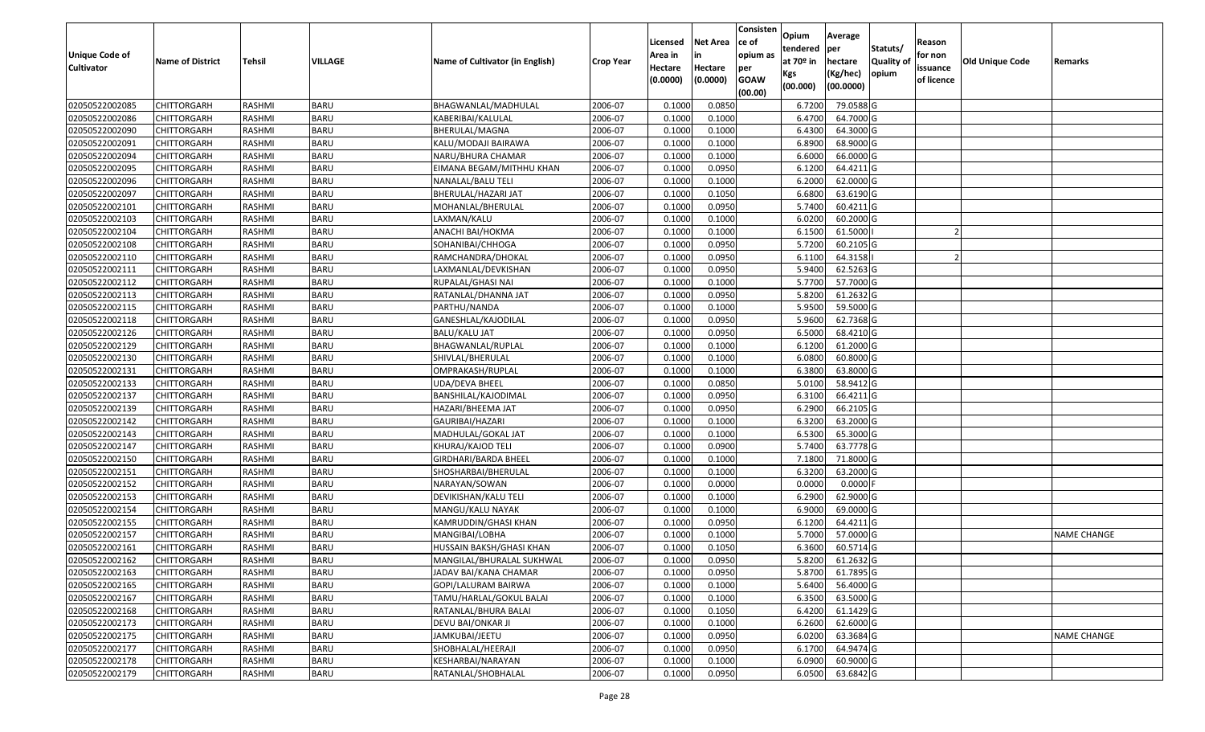| Unique Code of Cultivator | Name of District | Tehsil | VILLAGE | Name of Cultivator (in English) | Crop Year | Licensed Area in Hectare (0.0000) | Net Area in Hectare (0.0000) | Consistence of opium as per GOAW (00.00) | Opium tendered at 70º in Kgs (00.000) | Average per hectare (Kg/hec) (00.0000) | Statuts/ Quality of opium | Reason for non issuance of licence | Old Unique Code | Remarks |
|---|---|---|---|---|---|---|---|---|---|---|---|---|---|---|
| 02050522002085 | CHITTORGARH | RASHMI | BARU | BHAGWANLAL/MADHULAL | 2006-07 | 0.1000 | 0.0850 | | 6.7200 | 79.0588 | G | | | |
| 02050522002086 | CHITTORGARH | RASHMI | BARU | KABERIBAI/KALULAL | 2006-07 | 0.1000 | 0.1000 | | 6.4700 | 64.7000 | G | | | |
| 02050522002090 | CHITTORGARH | RASHMI | BARU | BHERULAL/MAGNA | 2006-07 | 0.1000 | 0.1000 | | 6.4300 | 64.3000 | G | | | |
| 02050522002091 | CHITTORGARH | RASHMI | BARU | KALU/MODAJI BAIRAWA | 2006-07 | 0.1000 | 0.1000 | | 6.8900 | 68.9000 | G | | | |
| 02050522002094 | CHITTORGARH | RASHMI | BARU | NARU/BHURA CHAMAR | 2006-07 | 0.1000 | 0.1000 | | 6.6000 | 66.0000 | G | | | |
| 02050522002095 | CHITTORGARH | RASHMI | BARU | EIMANA BEGAM/MITHHU KHAN | 2006-07 | 0.1000 | 0.0950 | | 6.1200 | 64.4211 | G | | | |
| 02050522002096 | CHITTORGARH | RASHMI | BARU | NANALAL/BALU TELI | 2006-07 | 0.1000 | 0.1000 | | 6.2000 | 62.0000 | G | | | |
| 02050522002097 | CHITTORGARH | RASHMI | BARU | BHERULAL/HAZARI JAT | 2006-07 | 0.1000 | 0.1050 | | 6.6800 | 63.6190 | G | | | |
| 02050522002101 | CHITTORGARH | RASHMI | BARU | MOHANLAL/BHERULAL | 2006-07 | 0.1000 | 0.0950 | | 5.7400 | 60.4211 | G | | | |
| 02050522002103 | CHITTORGARH | RASHMI | BARU | LAXMAN/KALU | 2006-07 | 0.1000 | 0.1000 | | 6.0200 | 60.2000 | G | | | |
| 02050522002104 | CHITTORGARH | RASHMI | BARU | ANACHI BAI/HOKMA | 2006-07 | 0.1000 | 0.1000 | | 6.1500 | 61.5000 | I | 2 | | |
| 02050522002108 | CHITTORGARH | RASHMI | BARU | SOHANIBAI/CHHOGA | 2006-07 | 0.1000 | 0.0950 | | 5.7200 | 60.2105 | G | | | |
| 02050522002110 | CHITTORGARH | RASHMI | BARU | RAMCHANDRA/DHOKAL | 2006-07 | 0.1000 | 0.0950 | | 6.1100 | 64.3158 | I | 2 | | |
| 02050522002111 | CHITTORGARH | RASHMI | BARU | LAXMANLAL/DEVKISHAN | 2006-07 | 0.1000 | 0.0950 | | 5.9400 | 62.5263 | G | | | |
| 02050522002112 | CHITTORGARH | RASHMI | BARU | RUPALAL/GHASI NAI | 2006-07 | 0.1000 | 0.1000 | | 5.7700 | 57.7000 | G | | | |
| 02050522002113 | CHITTORGARH | RASHMI | BARU | RATANLAL/DHANNA JAT | 2006-07 | 0.1000 | 0.0950 | | 5.8200 | 61.2632 | G | | | |
| 02050522002115 | CHITTORGARH | RASHMI | BARU | PARTHU/NANDA | 2006-07 | 0.1000 | 0.1000 | | 5.9500 | 59.5000 | G | | | |
| 02050522002118 | CHITTORGARH | RASHMI | BARU | GANESHLAL/KAJODILAL | 2006-07 | 0.1000 | 0.0950 | | 5.9600 | 62.7368 | G | | | |
| 02050522002126 | CHITTORGARH | RASHMI | BARU | BALU/KALU JAT | 2006-07 | 0.1000 | 0.0950 | | 6.5000 | 68.4210 | G | | | |
| 02050522002129 | CHITTORGARH | RASHMI | BARU | BHAGWANLAL/RUPLAL | 2006-07 | 0.1000 | 0.1000 | | 6.1200 | 61.2000 | G | | | |
| 02050522002130 | CHITTORGARH | RASHMI | BARU | SHIVLAL/BHERULAL | 2006-07 | 0.1000 | 0.1000 | | 6.0800 | 60.8000 | G | | | |
| 02050522002131 | CHITTORGARH | RASHMI | BARU | OMPRAKASH/RUPLAL | 2006-07 | 0.1000 | 0.1000 | | 6.3800 | 63.8000 | G | | | |
| 02050522002133 | CHITTORGARH | RASHMI | BARU | UDA/DEVA BHEEL | 2006-07 | 0.1000 | 0.0850 | | 5.0100 | 58.9412 | G | | | |
| 02050522002137 | CHITTORGARH | RASHMI | BARU | BANSHILAL/KAJODIMAL | 2006-07 | 0.1000 | 0.0950 | | 6.3100 | 66.4211 | G | | | |
| 02050522002139 | CHITTORGARH | RASHMI | BARU | HAZARI/BHEEMA JAT | 2006-07 | 0.1000 | 0.0950 | | 6.2900 | 66.2105 | G | | | |
| 02050522002142 | CHITTORGARH | RASHMI | BARU | GAURIBAI/HAZARI | 2006-07 | 0.1000 | 0.1000 | | 6.3200 | 63.2000 | G | | | |
| 02050522002143 | CHITTORGARH | RASHMI | BARU | MADHULAL/GOKAL JAT | 2006-07 | 0.1000 | 0.1000 | | 6.5300 | 65.3000 | G | | | |
| 02050522002147 | CHITTORGARH | RASHMI | BARU | KHURAJ/KAJOD TELI | 2006-07 | 0.1000 | 0.0900 | | 5.7400 | 63.7778 | G | | | |
| 02050522002150 | CHITTORGARH | RASHMI | BARU | GIRDHARI/BARDA BHEEL | 2006-07 | 0.1000 | 0.1000 | | 7.1800 | 71.8000 | G | | | |
| 02050522002151 | CHITTORGARH | RASHMI | BARU | SHOSHARBAI/BHERULAL | 2006-07 | 0.1000 | 0.1000 | | 6.3200 | 63.2000 | G | | | |
| 02050522002152 | CHITTORGARH | RASHMI | BARU | NARAYAN/SOWAN | 2006-07 | 0.1000 | 0.0000 | | 0.0000 | 0.0000 | F | | | |
| 02050522002153 | CHITTORGARH | RASHMI | BARU | DEVIKISHAN/KALU TELI | 2006-07 | 0.1000 | 0.1000 | | 6.2900 | 62.9000 | G | | | |
| 02050522002154 | CHITTORGARH | RASHMI | BARU | MANGU/KALU NAYAK | 2006-07 | 0.1000 | 0.1000 | | 6.9000 | 69.0000 | G | | | |
| 02050522002155 | CHITTORGARH | RASHMI | BARU | KAMRUDDIN/GHASI KHAN | 2006-07 | 0.1000 | 0.0950 | | 6.1200 | 64.4211 | G | | | |
| 02050522002157 | CHITTORGARH | RASHMI | BARU | MANGIBAI/LOBHA | 2006-07 | 0.1000 | 0.1000 | | 5.7000 | 57.0000 | G | | | NAME CHANGE |
| 02050522002161 | CHITTORGARH | RASHMI | BARU | HUSSAIN BAKSH/GHASI KHAN | 2006-07 | 0.1000 | 0.1050 | | 6.3600 | 60.5714 | G | | | |
| 02050522002162 | CHITTORGARH | RASHMI | BARU | MANGILAL/BHURALAL SUKHWAL | 2006-07 | 0.1000 | 0.0950 | | 5.8200 | 61.2632 | G | | | |
| 02050522002163 | CHITTORGARH | RASHMI | BARU | JADAV BAI/KANA CHAMAR | 2006-07 | 0.1000 | 0.0950 | | 5.8700 | 61.7895 | G | | | |
| 02050522002165 | CHITTORGARH | RASHMI | BARU | GOPI/LALURAM BAIRWA | 2006-07 | 0.1000 | 0.1000 | | 5.6400 | 56.4000 | G | | | |
| 02050522002167 | CHITTORGARH | RASHMI | BARU | TAMU/HARLAL/GOKUL BALAI | 2006-07 | 0.1000 | 0.1000 | | 6.3500 | 63.5000 | G | | | |
| 02050522002168 | CHITTORGARH | RASHMI | BARU | RATANLAL/BHURA BALAI | 2006-07 | 0.1000 | 0.1050 | | 6.4200 | 61.1429 | G | | | |
| 02050522002173 | CHITTORGARH | RASHMI | BARU | DEVU BAI/ONKAR JI | 2006-07 | 0.1000 | 0.1000 | | 6.2600 | 62.6000 | G | | | |
| 02050522002175 | CHITTORGARH | RASHMI | BARU | JAMKUBAI/JEETU | 2006-07 | 0.1000 | 0.0950 | | 6.0200 | 63.3684 | G | | | NAME CHANGE |
| 02050522002177 | CHITTORGARH | RASHMI | BARU | SHOBHALAL/HEERAJI | 2006-07 | 0.1000 | 0.0950 | | 6.1700 | 64.9474 | G | | | |
| 02050522002178 | CHITTORGARH | RASHMI | BARU | KESHARBAI/NARAYAN | 2006-07 | 0.1000 | 0.1000 | | 6.0900 | 60.9000 | G | | | |
| 02050522002179 | CHITTORGARH | RASHMI | BARU | RATANLAL/SHOBHALAL | 2006-07 | 0.1000 | 0.0950 | | 6.0500 | 63.6842 | G | | | |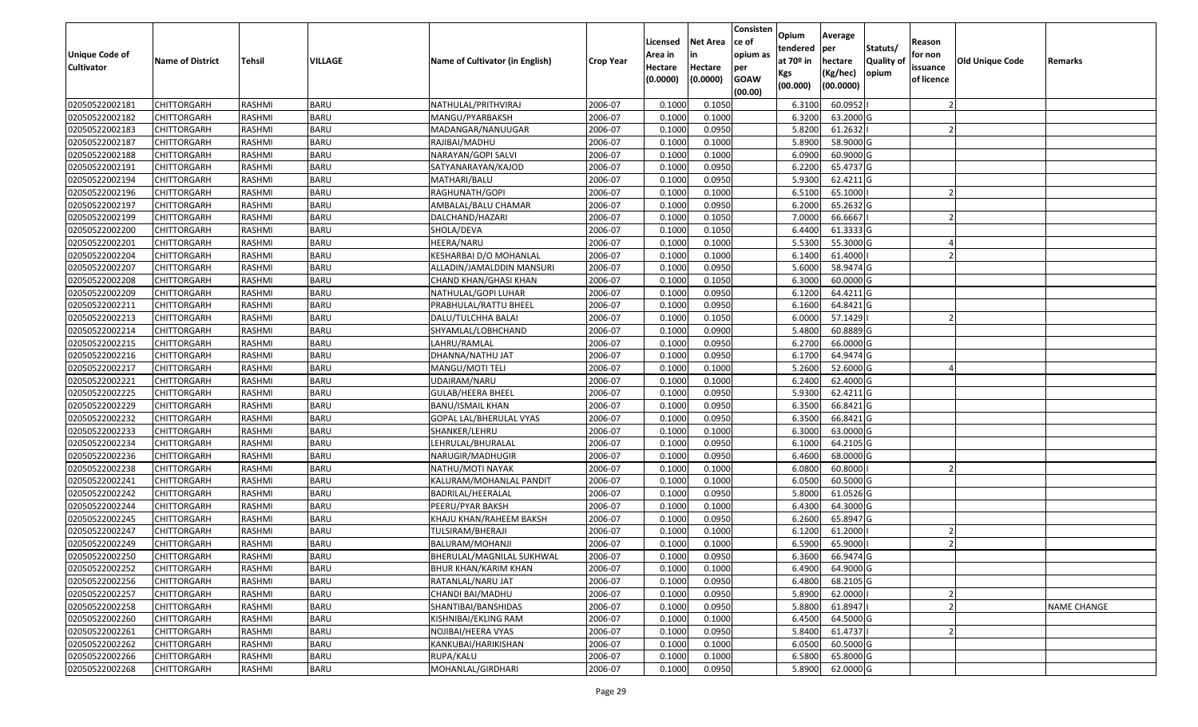| Unique Code of Cultivator | Name of District | Tehsil | VILLAGE | Name of Cultivator (in English) | Crop Year | Licensed Area in Hectare (0.0000) | Net Area in Hectare (0.0000) | Consistence of opium as per GOAW (00.00) | Opium tendered at 70º in Kgs (00.000) | Average per hectare (Kg/hec) (00.0000) | Statuts/ Quality of opium | Reason for non issuance of licence | Old Unique Code | Remarks |
|---|---|---|---|---|---|---|---|---|---|---|---|---|---|---|
| 02050522002181 | CHITTORGARH | RASHMI | BARU | NATHULAL/PRITHVIRAJ | 2006-07 | 0.1000 | 0.1050 | | 6.3100 | 60.0952 | I | 2 | | |
| 02050522002182 | CHITTORGARH | RASHMI | BARU | MANGU/PYARBAKSH | 2006-07 | 0.1000 | 0.1000 | | 6.3200 | 63.2000 | G | | | |
| 02050522002183 | CHITTORGARH | RASHMI | BARU | MADANGAR/NANUUGAR | 2006-07 | 0.1000 | 0.0950 | | 5.8200 | 61.2632 | I | 2 | | |
| 02050522002187 | CHITTORGARH | RASHMI | BARU | RAJIBAI/MADHU | 2006-07 | 0.1000 | 0.1000 | | 5.8900 | 58.9000 | G | | | |
| 02050522002188 | CHITTORGARH | RASHMI | BARU | NARAYAN/GOPI SALVI | 2006-07 | 0.1000 | 0.1000 | | 6.0900 | 60.9000 | G | | | |
| 02050522002191 | CHITTORGARH | RASHMI | BARU | SATYANARAYAN/KAJOD | 2006-07 | 0.1000 | 0.0950 | | 6.2200 | 65.4737 | G | | | |
| 02050522002194 | CHITTORGARH | RASHMI | BARU | MATHARI/BALU | 2006-07 | 0.1000 | 0.0950 | | 5.9300 | 62.4211 | G | | | |
| 02050522002196 | CHITTORGARH | RASHMI | BARU | RAGHUNATH/GOPI | 2006-07 | 0.1000 | 0.1000 | | 6.5100 | 65.1000 | I | 2 | | |
| 02050522002197 | CHITTORGARH | RASHMI | BARU | AMBALAL/BALU CHAMAR | 2006-07 | 0.1000 | 0.0950 | | 6.2000 | 65.2632 | G | | | |
| 02050522002199 | CHITTORGARH | RASHMI | BARU | DALCHAND/HAZARI | 2006-07 | 0.1000 | 0.1050 | | 7.0000 | 66.6667 | I | 2 | | |
| 02050522002200 | CHITTORGARH | RASHMI | BARU | SHOLA/DEVA | 2006-07 | 0.1000 | 0.1050 | | 6.4400 | 61.3333 | G | | | |
| 02050522002201 | CHITTORGARH | RASHMI | BARU | HEERA/NARU | 2006-07 | 0.1000 | 0.1000 | | 5.5300 | 55.3000 | G | 4 | | |
| 02050522002204 | CHITTORGARH | RASHMI | BARU | KESHARBAI D/O MOHANLAL | 2006-07 | 0.1000 | 0.1000 | | 6.1400 | 61.4000 | I | 2 | | |
| 02050522002207 | CHITTORGARH | RASHMI | BARU | ALLADIN/JAMALDDIN MANSURI | 2006-07 | 0.1000 | 0.0950 | | 5.6000 | 58.9474 | G | | | |
| 02050522002208 | CHITTORGARH | RASHMI | BARU | CHAND KHAN/GHASI KHAN | 2006-07 | 0.1000 | 0.1050 | | 6.3000 | 60.0000 | G | | | |
| 02050522002209 | CHITTORGARH | RASHMI | BARU | NATHULAL/GOPI LUHAR | 2006-07 | 0.1000 | 0.0950 | | 6.1200 | 64.4211 | G | | | |
| 02050522002211 | CHITTORGARH | RASHMI | BARU | PRABHULAL/RATTU BHEEL | 2006-07 | 0.1000 | 0.0950 | | 6.1600 | 64.8421 | G | | | |
| 02050522002213 | CHITTORGARH | RASHMI | BARU | DALU/TULCHHA BALAI | 2006-07 | 0.1000 | 0.1050 | | 6.0000 | 57.1429 | I | 2 | | |
| 02050522002214 | CHITTORGARH | RASHMI | BARU | SHYAMLAL/LOBHCHAND | 2006-07 | 0.1000 | 0.0900 | | 5.4800 | 60.8889 | G | | | |
| 02050522002215 | CHITTORGARH | RASHMI | BARU | LAHRU/RAMLAL | 2006-07 | 0.1000 | 0.0950 | | 6.2700 | 66.0000 | G | | | |
| 02050522002216 | CHITTORGARH | RASHMI | BARU | DHANNA/NATHU JAT | 2006-07 | 0.1000 | 0.0950 | | 6.1700 | 64.9474 | G | | | |
| 02050522002217 | CHITTORGARH | RASHMI | BARU | MANGU/MOTI TELI | 2006-07 | 0.1000 | 0.1000 | | 5.2600 | 52.6000 | G | 4 | | |
| 02050522002221 | CHITTORGARH | RASHMI | BARU | UDAIRAM/NARU | 2006-07 | 0.1000 | 0.1000 | | 6.2400 | 62.4000 | G | | | |
| 02050522002225 | CHITTORGARH | RASHMI | BARU | GULAB/HEERA BHEEL | 2006-07 | 0.1000 | 0.0950 | | 5.9300 | 62.4211 | G | | | |
| 02050522002229 | CHITTORGARH | RASHMI | BARU | BANU/ISMAIL KHAN | 2006-07 | 0.1000 | 0.0950 | | 6.3500 | 66.8421 | G | | | |
| 02050522002232 | CHITTORGARH | RASHMI | BARU | GOPAL LAL/BHERULAL VYAS | 2006-07 | 0.1000 | 0.0950 | | 6.3500 | 66.8421 | G | | | |
| 02050522002233 | CHITTORGARH | RASHMI | BARU | SHANKER/LEHRU | 2006-07 | 0.1000 | 0.1000 | | 6.3000 | 63.0000 | G | | | |
| 02050522002234 | CHITTORGARH | RASHMI | BARU | LEHRULAL/BHURALAL | 2006-07 | 0.1000 | 0.0950 | | 6.1000 | 64.2105 | G | | | |
| 02050522002236 | CHITTORGARH | RASHMI | BARU | NARUGIR/MADHUGIR | 2006-07 | 0.1000 | 0.0950 | | 6.4600 | 68.0000 | G | | | |
| 02050522002238 | CHITTORGARH | RASHMI | BARU | NATHU/MOTI NAYAK | 2006-07 | 0.1000 | 0.1000 | | 6.0800 | 60.8000 | I | 2 | | |
| 02050522002241 | CHITTORGARH | RASHMI | BARU | KALURAM/MOHANLAL PANDIT | 2006-07 | 0.1000 | 0.1000 | | 6.0500 | 60.5000 | G | | | |
| 02050522002242 | CHITTORGARH | RASHMI | BARU | BADRILAL/HEERALAL | 2006-07 | 0.1000 | 0.0950 | | 5.8000 | 61.0526 | G | | | |
| 02050522002244 | CHITTORGARH | RASHMI | BARU | PEERU/PYAR BAKSH | 2006-07 | 0.1000 | 0.1000 | | 6.4300 | 64.3000 | G | | | |
| 02050522002245 | CHITTORGARH | RASHMI | BARU | KHAJU KHAN/RAHEEM BAKSH | 2006-07 | 0.1000 | 0.0950 | | 6.2600 | 65.8947 | G | | | |
| 02050522002247 | CHITTORGARH | RASHMI | BARU | TULSIRAM/BHERAJI | 2006-07 | 0.1000 | 0.1000 | | 6.1200 | 61.2000 | I | 2 | | |
| 02050522002249 | CHITTORGARH | RASHMI | BARU | BALURAM/MOHANJI | 2006-07 | 0.1000 | 0.1000 | | 6.5900 | 65.9000 | I | 2 | | |
| 02050522002250 | CHITTORGARH | RASHMI | BARU | BHERULAL/MAGNILAL SUKHWAL | 2006-07 | 0.1000 | 0.0950 | | 6.3600 | 66.9474 | G | | | |
| 02050522002252 | CHITTORGARH | RASHMI | BARU | BHUR KHAN/KARIM KHAN | 2006-07 | 0.1000 | 0.1000 | | 6.4900 | 64.9000 | G | | | |
| 02050522002256 | CHITTORGARH | RASHMI | BARU | RATANLAL/NARU JAT | 2006-07 | 0.1000 | 0.0950 | | 6.4800 | 68.2105 | G | | | |
| 02050522002257 | CHITTORGARH | RASHMI | BARU | CHANDI BAI/MADHU | 2006-07 | 0.1000 | 0.0950 | | 5.8900 | 62.0000 | I | 2 | | |
| 02050522002258 | CHITTORGARH | RASHMI | BARU | SHANTIBAI/BANSHIDAS | 2006-07 | 0.1000 | 0.0950 | | 5.8800 | 61.8947 | I | 2 | | NAME CHANGE |
| 02050522002260 | CHITTORGARH | RASHMI | BARU | KISHNIBAI/EKLING RAM | 2006-07 | 0.1000 | 0.1000 | | 6.4500 | 64.5000 | G | | | |
| 02050522002261 | CHITTORGARH | RASHMI | BARU | NOJIBAI/HEERA VYAS | 2006-07 | 0.1000 | 0.0950 | | 5.8400 | 61.4737 | I | 2 | | |
| 02050522002262 | CHITTORGARH | RASHMI | BARU | KANKUBAI/HARIKISHAN | 2006-07 | 0.1000 | 0.1000 | | 6.0500 | 60.5000 | G | | | |
| 02050522002266 | CHITTORGARH | RASHMI | BARU | RUPA/KALU | 2006-07 | 0.1000 | 0.1000 | | 6.5800 | 65.8000 | G | | | |
| 02050522002268 | CHITTORGARH | RASHMI | BARU | MOHANLAL/GIRDHARI | 2006-07 | 0.1000 | 0.0950 | | 5.8900 | 62.0000 | G | | | |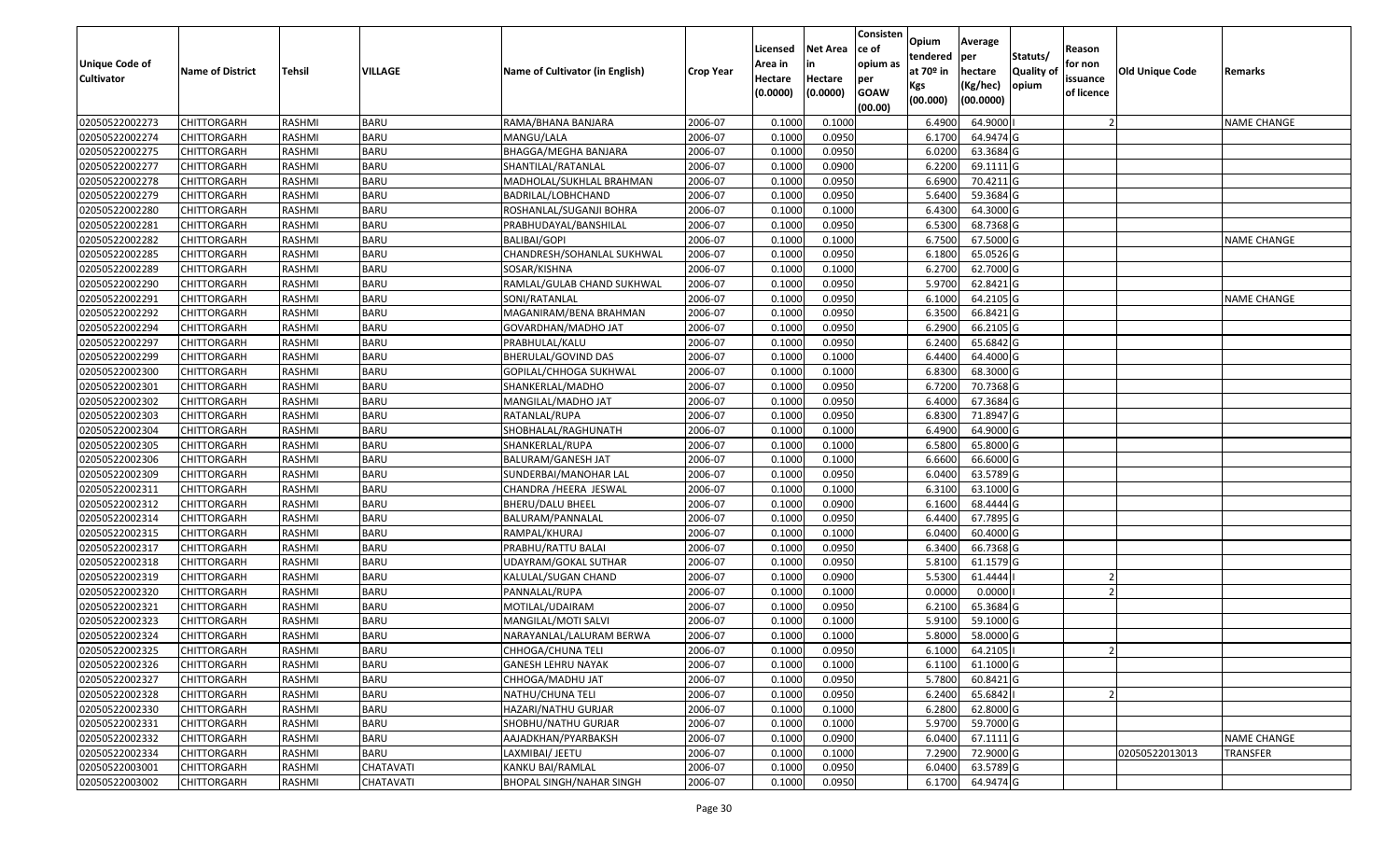| Unique Code of Cultivator | Name of District | Tehsil | VILLAGE | Name of Cultivator (in English) | Crop Year | Licensed Area in Hectare (0.0000) | Net Area in Hectare (0.0000) | Consistence of opium as per GOAW (00.00) | Opium tendered at 70º in Kgs (00.000) | Average per hectare (Kg/hec) (00.0000) | Statuts/ Quality of opium | Reason for non issuance of licence | Old Unique Code | Remarks |
|---|---|---|---|---|---|---|---|---|---|---|---|---|---|---|
| 02050522002273 | CHITTORGARH | RASHMI | BARU | RAMA/BHANA BANJARA | 2006-07 | 0.1000 | 0.1000 | | 6.4900 | 64.9000 | I | 2 | | NAME CHANGE |
| 02050522002274 | CHITTORGARH | RASHMI | BARU | MANGU/LALA | 2006-07 | 0.1000 | 0.0950 | | 6.1700 | 64.9474 | G | | | |
| 02050522002275 | CHITTORGARH | RASHMI | BARU | BHAGGA/MEGHA BANJARA | 2006-07 | 0.1000 | 0.0950 | | 6.0200 | 63.3684 | G | | | |
| 02050522002277 | CHITTORGARH | RASHMI | BARU | SHANTILAL/RATANLAL | 2006-07 | 0.1000 | 0.0900 | | 6.2200 | 69.1111 | G | | | |
| 02050522002278 | CHITTORGARH | RASHMI | BARU | MADHOLAL/SUKHLAL BRAHMAN | 2006-07 | 0.1000 | 0.0950 | | 6.6900 | 70.4211 | G | | | |
| 02050522002279 | CHITTORGARH | RASHMI | BARU | BADRILAL/LOBHCHAND | 2006-07 | 0.1000 | 0.0950 | | 5.6400 | 59.3684 | G | | | |
| 02050522002280 | CHITTORGARH | RASHMI | BARU | ROSHANLAL/SUGANJI BOHRA | 2006-07 | 0.1000 | 0.1000 | | 6.4300 | 64.3000 | G | | | |
| 02050522002281 | CHITTORGARH | RASHMI | BARU | PRABHUDAYAL/BANSHILAL | 2006-07 | 0.1000 | 0.0950 | | 6.5300 | 68.7368 | G | | | |
| 02050522002282 | CHITTORGARH | RASHMI | BARU | BALIBAI/GOPI | 2006-07 | 0.1000 | 0.1000 | | 6.7500 | 67.5000 | G | | | NAME CHANGE |
| 02050522002285 | CHITTORGARH | RASHMI | BARU | CHANDRESH/SOHANLAL SUKHWAL | 2006-07 | 0.1000 | 0.0950 | | 6.1800 | 65.0526 | G | | | |
| 02050522002289 | CHITTORGARH | RASHMI | BARU | SOSAR/KISHNA | 2006-07 | 0.1000 | 0.1000 | | 6.2700 | 62.7000 | G | | | |
| 02050522002290 | CHITTORGARH | RASHMI | BARU | RAMLAL/GULAB CHAND SUKHWAL | 2006-07 | 0.1000 | 0.0950 | | 5.9700 | 62.8421 | G | | | |
| 02050522002291 | CHITTORGARH | RASHMI | BARU | SONI/RATANLAL | 2006-07 | 0.1000 | 0.0950 | | 6.1000 | 64.2105 | G | | | NAME CHANGE |
| 02050522002292 | CHITTORGARH | RASHMI | BARU | MAGANIRAM/BENA BRAHMAN | 2006-07 | 0.1000 | 0.0950 | | 6.3500 | 66.8421 | G | | | |
| 02050522002294 | CHITTORGARH | RASHMI | BARU | GOVARDHAN/MADHO JAT | 2006-07 | 0.1000 | 0.0950 | | 6.2900 | 66.2105 | G | | | |
| 02050522002297 | CHITTORGARH | RASHMI | BARU | PRABHULAL/KALU | 2006-07 | 0.1000 | 0.0950 | | 6.2400 | 65.6842 | G | | | |
| 02050522002299 | CHITTORGARH | RASHMI | BARU | BHERULAL/GOVIND DAS | 2006-07 | 0.1000 | 0.1000 | | 6.4400 | 64.4000 | G | | | |
| 02050522002300 | CHITTORGARH | RASHMI | BARU | GOPILAL/CHHOGA SUKHWAL | 2006-07 | 0.1000 | 0.1000 | | 6.8300 | 68.3000 | G | | | |
| 02050522002301 | CHITTORGARH | RASHMI | BARU | SHANKERLAL/MADHO | 2006-07 | 0.1000 | 0.0950 | | 6.7200 | 70.7368 | G | | | |
| 02050522002302 | CHITTORGARH | RASHMI | BARU | MANGILAL/MADHO JAT | 2006-07 | 0.1000 | 0.0950 | | 6.4000 | 67.3684 | G | | | |
| 02050522002303 | CHITTORGARH | RASHMI | BARU | RATANLAL/RUPA | 2006-07 | 0.1000 | 0.0950 | | 6.8300 | 71.8947 | G | | | |
| 02050522002304 | CHITTORGARH | RASHMI | BARU | SHOBHALAL/RAGHUNATH | 2006-07 | 0.1000 | 0.1000 | | 6.4900 | 64.9000 | G | | | |
| 02050522002305 | CHITTORGARH | RASHMI | BARU | SHANKERLAL/RUPA | 2006-07 | 0.1000 | 0.1000 | | 6.5800 | 65.8000 | G | | | |
| 02050522002306 | CHITTORGARH | RASHMI | BARU | BALURAM/GANESH JAT | 2006-07 | 0.1000 | 0.1000 | | 6.6600 | 66.6000 | G | | | |
| 02050522002309 | CHITTORGARH | RASHMI | BARU | SUNDERBAI/MANOHAR LAL | 2006-07 | 0.1000 | 0.0950 | | 6.0400 | 63.5789 | G | | | |
| 02050522002311 | CHITTORGARH | RASHMI | BARU | CHANDRA /HEERA JESWAL | 2006-07 | 0.1000 | 0.1000 | | 6.3100 | 63.1000 | G | | | |
| 02050522002312 | CHITTORGARH | RASHMI | BARU | BHERU/DALU BHEEL | 2006-07 | 0.1000 | 0.0900 | | 6.1600 | 68.4444 | G | | | |
| 02050522002314 | CHITTORGARH | RASHMI | BARU | BALURAM/PANNALAL | 2006-07 | 0.1000 | 0.0950 | | 6.4400 | 67.7895 | G | | | |
| 02050522002315 | CHITTORGARH | RASHMI | BARU | RAMPAL/KHURAJ | 2006-07 | 0.1000 | 0.1000 | | 6.0400 | 60.4000 | G | | | |
| 02050522002317 | CHITTORGARH | RASHMI | BARU | PRABHU/RATTU BALAI | 2006-07 | 0.1000 | 0.0950 | | 6.3400 | 66.7368 | G | | | |
| 02050522002318 | CHITTORGARH | RASHMI | BARU | UDAYRAM/GOKAL SUTHAR | 2006-07 | 0.1000 | 0.0950 | | 5.8100 | 61.1579 | G | | | |
| 02050522002319 | CHITTORGARH | RASHMI | BARU | KALULAL/SUGAN CHAND | 2006-07 | 0.1000 | 0.0900 | | 5.5300 | 61.4444 | I | 2 | | |
| 02050522002320 | CHITTORGARH | RASHMI | BARU | PANNALAL/RUPA | 2006-07 | 0.1000 | 0.1000 | | 0.0000 | 0.0000 | I | 2 | | |
| 02050522002321 | CHITTORGARH | RASHMI | BARU | MOTILAL/UDAIRAM | 2006-07 | 0.1000 | 0.0950 | | 6.2100 | 65.3684 | G | | | |
| 02050522002323 | CHITTORGARH | RASHMI | BARU | MANGILAL/MOTI SALVI | 2006-07 | 0.1000 | 0.1000 | | 5.9100 | 59.1000 | G | | | |
| 02050522002324 | CHITTORGARH | RASHMI | BARU | NARAYANLAL/LALURAM BERWA | 2006-07 | 0.1000 | 0.1000 | | 5.8000 | 58.0000 | G | | | |
| 02050522002325 | CHITTORGARH | RASHMI | BARU | CHHOGA/CHUNA TELI | 2006-07 | 0.1000 | 0.0950 | | 6.1000 | 64.2105 | I | 2 | | |
| 02050522002326 | CHITTORGARH | RASHMI | BARU | GANESH LEHRU NAYAK | 2006-07 | 0.1000 | 0.1000 | | 6.1100 | 61.1000 | G | | | |
| 02050522002327 | CHITTORGARH | RASHMI | BARU | CHHOGA/MADHU JAT | 2006-07 | 0.1000 | 0.0950 | | 5.7800 | 60.8421 | G | | | |
| 02050522002328 | CHITTORGARH | RASHMI | BARU | NATHU/CHUNA TELI | 2006-07 | 0.1000 | 0.0950 | | 6.2400 | 65.6842 | I | 2 | | |
| 02050522002330 | CHITTORGARH | RASHMI | BARU | HAZARI/NATHU GURJAR | 2006-07 | 0.1000 | 0.1000 | | 6.2800 | 62.8000 | G | | | |
| 02050522002331 | CHITTORGARH | RASHMI | BARU | SHOBHU/NATHU GURJAR | 2006-07 | 0.1000 | 0.1000 | | 5.9700 | 59.7000 | G | | | |
| 02050522002332 | CHITTORGARH | RASHMI | BARU | AAJADKHAN/PYARBAKSH | 2006-07 | 0.1000 | 0.0900 | | 6.0400 | 67.1111 | G | | | NAME CHANGE |
| 02050522002334 | CHITTORGARH | RASHMI | BARU | LAXMIBAI/ JEETU | 2006-07 | 0.1000 | 0.1000 | | 7.2900 | 72.9000 | G | | 02050522013013 | TRANSFER |
| 02050522003001 | CHITTORGARH | RASHMI | CHATAVATI | KANKU BAI/RAMLAL | 2006-07 | 0.1000 | 0.0950 | | 6.0400 | 63.5789 | G | | | |
| 02050522003002 | CHITTORGARH | RASHMI | CHATAVATI | BHOPAL SINGH/NAHAR SINGH | 2006-07 | 0.1000 | 0.0950 | | 6.1700 | 64.9474 | G | | | |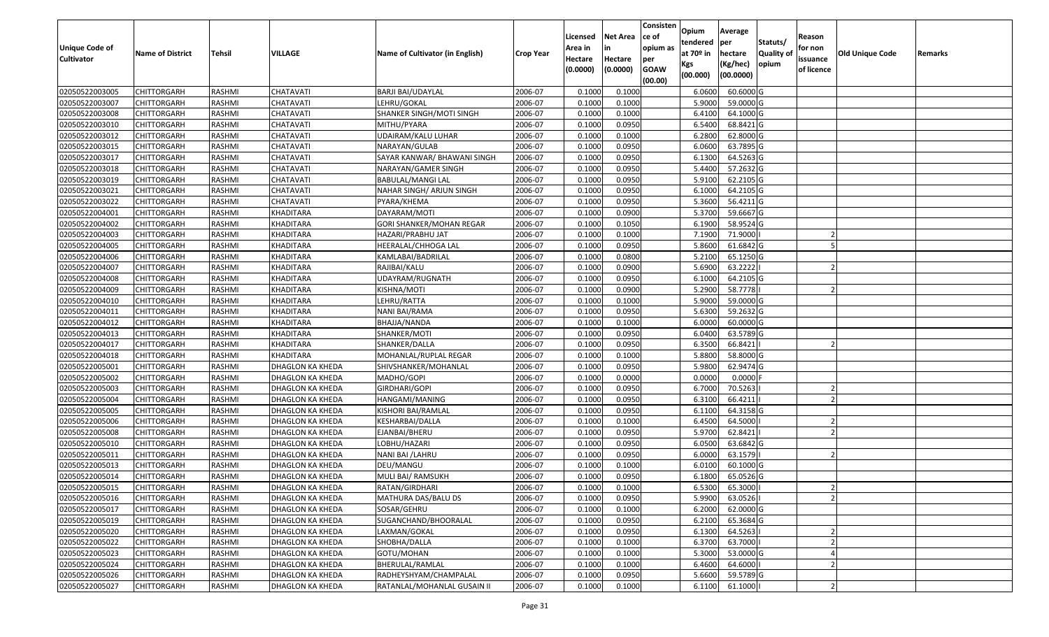| Unique Code of Cultivator | Name of District | Tehsil | VILLAGE | Name of Cultivator (in English) | Crop Year | Licensed Area in Hectare (0.0000) | Net Area in Hectare (0.0000) | Consistence of opium as per GOAW (00.00) | Opium tendered at 70º in Kgs (00.000) | Average per hectare (Kg/hec) (00.0000) | Statuts/ Quality of opium | Reason for non issuance of licence | Old Unique Code | Remarks |
|---|---|---|---|---|---|---|---|---|---|---|---|---|---|---|
| 02050522003005 | CHITTORGARH | RASHMI | CHATAVATI | BARJI BAI/UDAYLAL | 2006-07 | 0.1000 | 0.1000 | | 6.0600 | 60.6000 | G | | | |
| 02050522003007 | CHITTORGARH | RASHMI | CHATAVATI | LEHRU/GOKAL | 2006-07 | 0.1000 | 0.1000 | | 5.9000 | 59.0000 | G | | | |
| 02050522003008 | CHITTORGARH | RASHMI | CHATAVATI | SHANKER SINGH/MOTI SINGH | 2006-07 | 0.1000 | 0.1000 | | 6.4100 | 64.1000 | G | | | |
| 02050522003010 | CHITTORGARH | RASHMI | CHATAVATI | MITHU/PYARA | 2006-07 | 0.1000 | 0.0950 | | 6.5400 | 68.8421 | G | | | |
| 02050522003012 | CHITTORGARH | RASHMI | CHATAVATI | UDAIRAM/KALU LUHAR | 2006-07 | 0.1000 | 0.1000 | | 6.2800 | 62.8000 | G | | | |
| 02050522003015 | CHITTORGARH | RASHMI | CHATAVATI | NARAYAN/GULAB | 2006-07 | 0.1000 | 0.0950 | | 6.0600 | 63.7895 | G | | | |
| 02050522003017 | CHITTORGARH | RASHMI | CHATAVATI | SAYAR KANWAR/ BHAWANI SINGH | 2006-07 | 0.1000 | 0.0950 | | 6.1300 | 64.5263 | G | | | |
| 02050522003018 | CHITTORGARH | RASHMI | CHATAVATI | NARAYAN/GAMER SINGH | 2006-07 | 0.1000 | 0.0950 | | 5.4400 | 57.2632 | G | | | |
| 02050522003019 | CHITTORGARH | RASHMI | CHATAVATI | BABULAL/MANGI LAL | 2006-07 | 0.1000 | 0.0950 | | 5.9100 | 62.2105 | G | | | |
| 02050522003021 | CHITTORGARH | RASHMI | CHATAVATI | NAHAR SINGH/ ARJUN SINGH | 2006-07 | 0.1000 | 0.0950 | | 6.1000 | 64.2105 | G | | | |
| 02050522003022 | CHITTORGARH | RASHMI | CHATAVATI | PYARA/KHEMA | 2006-07 | 0.1000 | 0.0950 | | 5.3600 | 56.4211 | G | | | |
| 02050522004001 | CHITTORGARH | RASHMI | KHADITARA | DAYARAM/MOTI | 2006-07 | 0.1000 | 0.0900 | | 5.3700 | 59.6667 | G | | | |
| 02050522004002 | CHITTORGARH | RASHMI | KHADITARA | GORI SHANKER/MOHAN REGAR | 2006-07 | 0.1000 | 0.1050 | | 6.1900 | 58.9524 | G | | | |
| 02050522004003 | CHITTORGARH | RASHMI | KHADITARA | HAZARI/PRABHU JAT | 2006-07 | 0.1000 | 0.1000 | | 7.1900 | 71.9000 | I | 2 | | |
| 02050522004005 | CHITTORGARH | RASHMI | KHADITARA | HEERALAL/CHHOGA LAL | 2006-07 | 0.1000 | 0.0950 | | 5.8600 | 61.6842 | G | 5 | | |
| 02050522004006 | CHITTORGARH | RASHMI | KHADITARA | KAMLABAI/BADRILAL | 2006-07 | 0.1000 | 0.0800 | | 5.2100 | 65.1250 | G | | | |
| 02050522004007 | CHITTORGARH | RASHMI | KHADITARA | RAJIBAI/KALU | 2006-07 | 0.1000 | 0.0900 | | 5.6900 | 63.2222 | I | 2 | | |
| 02050522004008 | CHITTORGARH | RASHMI | KHADITARA | UDAYRAM/RUGNATH | 2006-07 | 0.1000 | 0.0950 | | 6.1000 | 64.2105 | G | | | |
| 02050522004009 | CHITTORGARH | RASHMI | KHADITARA | KISHNA/MOTI | 2006-07 | 0.1000 | 0.0900 | | 5.2900 | 58.7778 | I | 2 | | |
| 02050522004010 | CHITTORGARH | RASHMI | KHADITARA | LEHRU/RATTA | 2006-07 | 0.1000 | 0.1000 | | 5.9000 | 59.0000 | G | | | |
| 02050522004011 | CHITTORGARH | RASHMI | KHADITARA | NANI BAI/RAMA | 2006-07 | 0.1000 | 0.0950 | | 5.6300 | 59.2632 | G | | | |
| 02050522004012 | CHITTORGARH | RASHMI | KHADITARA | BHAJJA/NANDA | 2006-07 | 0.1000 | 0.1000 | | 6.0000 | 60.0000 | G | | | |
| 02050522004013 | CHITTORGARH | RASHMI | KHADITARA | SHANKER/MOTI | 2006-07 | 0.1000 | 0.0950 | | 6.0400 | 63.5789 | G | | | |
| 02050522004017 | CHITTORGARH | RASHMI | KHADITARA | SHANKER/DALLA | 2006-07 | 0.1000 | 0.0950 | | 6.3500 | 66.8421 | I | 2 | | |
| 02050522004018 | CHITTORGARH | RASHMI | KHADITARA | MOHANLAL/RUPLAL REGAR | 2006-07 | 0.1000 | 0.1000 | | 5.8800 | 58.8000 | G | | | |
| 02050522005001 | CHITTORGARH | RASHMI | DHAGLON KA KHEDA | SHIVSHANKER/MOHANLAL | 2006-07 | 0.1000 | 0.0950 | | 5.9800 | 62.9474 | G | | | |
| 02050522005002 | CHITTORGARH | RASHMI | DHAGLON KA KHEDA | MADHO/GOPI | 2006-07 | 0.1000 | 0.0000 | | 0.0000 | 0.0000 | F | | | |
| 02050522005003 | CHITTORGARH | RASHMI | DHAGLON KA KHEDA | GIRDHARI/GOPI | 2006-07 | 0.1000 | 0.0950 | | 6.7000 | 70.5263 | I | 2 | | |
| 02050522005004 | CHITTORGARH | RASHMI | DHAGLON KA KHEDA | HANGAMI/MANING | 2006-07 | 0.1000 | 0.0950 | | 6.3100 | 66.4211 | I | 2 | | |
| 02050522005005 | CHITTORGARH | RASHMI | DHAGLON KA KHEDA | KISHORI BAI/RAMLAL | 2006-07 | 0.1000 | 0.0950 | | 6.1100 | 64.3158 | G | | | |
| 02050522005006 | CHITTORGARH | RASHMI | DHAGLON KA KHEDA | KESHARBAI/DALLA | 2006-07 | 0.1000 | 0.1000 | | 6.4500 | 64.5000 | I | 2 | | |
| 02050522005008 | CHITTORGARH | RASHMI | DHAGLON KA KHEDA | EJANBAI/BHERU | 2006-07 | 0.1000 | 0.0950 | | 5.9700 | 62.8421 | I | 2 | | |
| 02050522005010 | CHITTORGARH | RASHMI | DHAGLON KA KHEDA | LOBHU/HAZARI | 2006-07 | 0.1000 | 0.0950 | | 6.0500 | 63.6842 | G | | | |
| 02050522005011 | CHITTORGARH | RASHMI | DHAGLON KA KHEDA | NANI BAI /LAHRU | 2006-07 | 0.1000 | 0.0950 | | 6.0000 | 63.1579 | I | 2 | | |
| 02050522005013 | CHITTORGARH | RASHMI | DHAGLON KA KHEDA | DEU/MANGU | 2006-07 | 0.1000 | 0.1000 | | 6.0100 | 60.1000 | G | | | |
| 02050522005014 | CHITTORGARH | RASHMI | DHAGLON KA KHEDA | MULI BAI/ RAMSUKH | 2006-07 | 0.1000 | 0.0950 | | 6.1800 | 65.0526 | G | | | |
| 02050522005015 | CHITTORGARH | RASHMI | DHAGLON KA KHEDA | RATAN/GIRDHARI | 2006-07 | 0.1000 | 0.1000 | | 6.5300 | 65.3000 | I | 2 | | |
| 02050522005016 | CHITTORGARH | RASHMI | DHAGLON KA KHEDA | MATHURA DAS/BALU DS | 2006-07 | 0.1000 | 0.0950 | | 5.9900 | 63.0526 | I | 2 | | |
| 02050522005017 | CHITTORGARH | RASHMI | DHAGLON KA KHEDA | SOSAR/GEHRU | 2006-07 | 0.1000 | 0.1000 | | 6.2000 | 62.0000 | G | | | |
| 02050522005019 | CHITTORGARH | RASHMI | DHAGLON KA KHEDA | SUGANCHAND/BHOORALAL | 2006-07 | 0.1000 | 0.0950 | | 6.2100 | 65.3684 | G | | | |
| 02050522005020 | CHITTORGARH | RASHMI | DHAGLON KA KHEDA | LAXMAN/GOKAL | 2006-07 | 0.1000 | 0.0950 | | 6.1300 | 64.5263 | I | 2 | | |
| 02050522005022 | CHITTORGARH | RASHMI | DHAGLON KA KHEDA | SHOBHA/DALLA | 2006-07 | 0.1000 | 0.1000 | | 6.3700 | 63.7000 | I | 2 | | |
| 02050522005023 | CHITTORGARH | RASHMI | DHAGLON KA KHEDA | GOTU/MOHAN | 2006-07 | 0.1000 | 0.1000 | | 5.3000 | 53.0000 | G | 4 | | |
| 02050522005024 | CHITTORGARH | RASHMI | DHAGLON KA KHEDA | BHERULAL/RAMLAL | 2006-07 | 0.1000 | 0.1000 | | 6.4600 | 64.6000 | I | 2 | | |
| 02050522005026 | CHITTORGARH | RASHMI | DHAGLON KA KHEDA | RADHEYSHYAM/CHAMPALAL | 2006-07 | 0.1000 | 0.0950 | | 5.6600 | 59.5789 | G | | | |
| 02050522005027 | CHITTORGARH | RASHMI | DHAGLON KA KHEDA | RATANLAL/MOHANLAL GUSAIN II | 2006-07 | 0.1000 | 0.1000 | | 6.1100 | 61.1000 | I | 2 | | |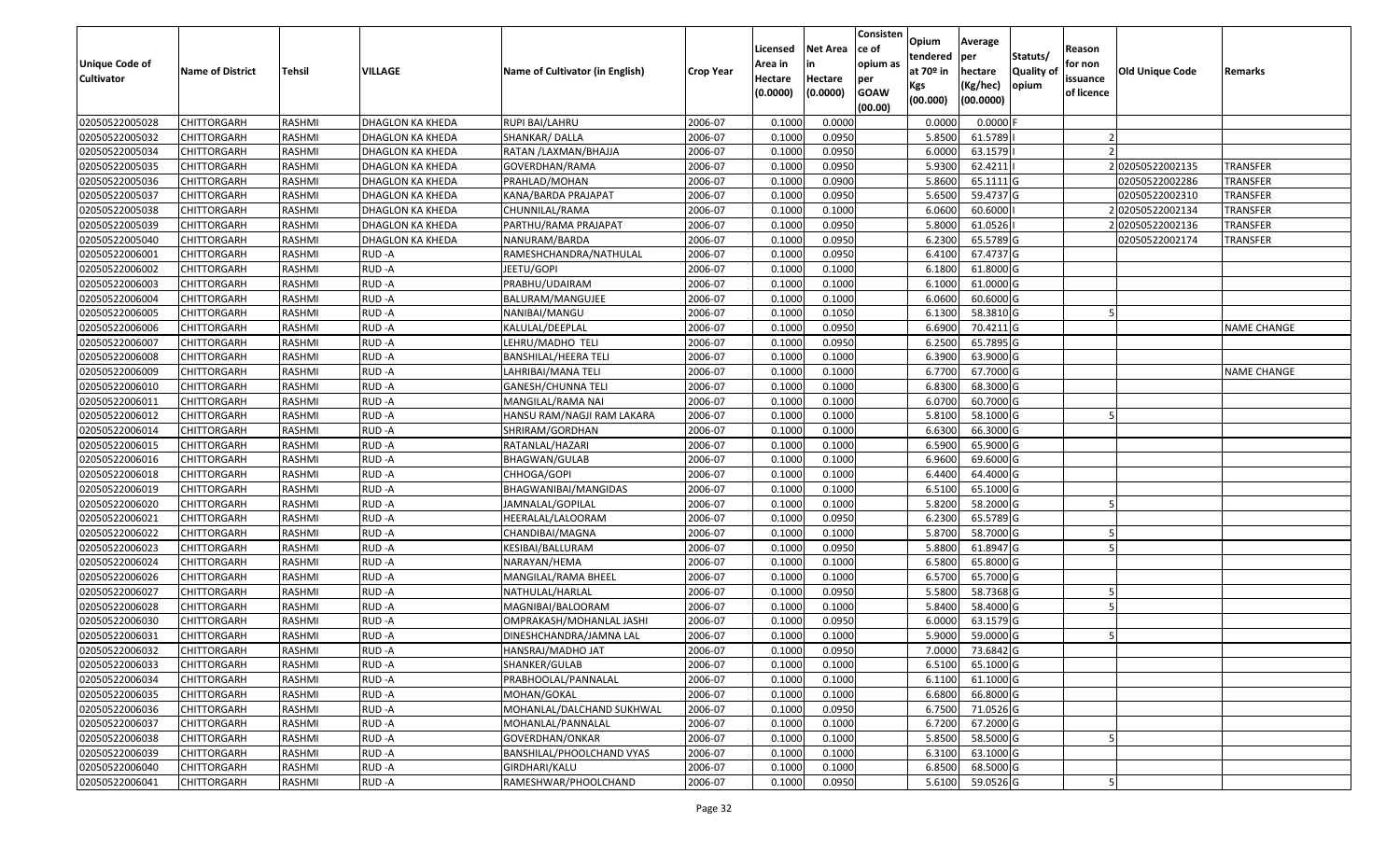| Unique Code of Cultivator | Name of District | Tehsil | VILLAGE | Name of Cultivator (in English) | Crop Year | Licensed Area in Hectare (0.0000) | Net Area in Hectare (0.0000) | Consistence of opium as per GOAW (00.00) | Opium tendered at 70º in Kgs (00.000) | Average per hectare (Kg/hec) (00.0000) | Statuts/ Quality of opium | Reason for non issuance of licence | Old Unique Code | Remarks |
|---|---|---|---|---|---|---|---|---|---|---|---|---|---|---|
| 02050522005028 | CHITTORGARH | RASHMI | DHAGLON KA KHEDA | RUPI BAI/LAHRU | 2006-07 | 0.1000 | 0.0000 | | 0.0000 | 0.0000 | F | | | |
| 02050522005032 | CHITTORGARH | RASHMI | DHAGLON KA KHEDA | SHANKAR/ DALLA | 2006-07 | 0.1000 | 0.0950 | | 5.8500 | 61.5789 | I | 2 | | |
| 02050522005034 | CHITTORGARH | RASHMI | DHAGLON KA KHEDA | RATAN /LAXMAN/BHAJJA | 2006-07 | 0.1000 | 0.0950 | | 6.0000 | 63.1579 | I | 2 | | |
| 02050522005035 | CHITTORGARH | RASHMI | DHAGLON KA KHEDA | GOVERDHAN/RAMA | 2006-07 | 0.1000 | 0.0950 | | 5.9300 | 62.4211 | I | 2 | 02050522002135 | TRANSFER |
| 02050522005036 | CHITTORGARH | RASHMI | DHAGLON KA KHEDA | PRAHLAD/MOHAN | 2006-07 | 0.1000 | 0.0900 | | 5.8600 | 65.1111 | G | | 02050522002286 | TRANSFER |
| 02050522005037 | CHITTORGARH | RASHMI | DHAGLON KA KHEDA | KANA/BARDA PRAJAPAT | 2006-07 | 0.1000 | 0.0950 | | 5.6500 | 59.4737 | G | | 02050522002310 | TRANSFER |
| 02050522005038 | CHITTORGARH | RASHMI | DHAGLON KA KHEDA | CHUNNILAL/RAMA | 2006-07 | 0.1000 | 0.1000 | | 6.0600 | 60.6000 | I | 2 | 02050522002134 | TRANSFER |
| 02050522005039 | CHITTORGARH | RASHMI | DHAGLON KA KHEDA | PARTHU/RAMA PRAJAPAT | 2006-07 | 0.1000 | 0.0950 | | 5.8000 | 61.0526 | I | 2 | 02050522002136 | TRANSFER |
| 02050522005040 | CHITTORGARH | RASHMI | DHAGLON KA KHEDA | NANURAM/BARDA | 2006-07 | 0.1000 | 0.0950 | | 6.2300 | 65.5789 | G | | 02050522002174 | TRANSFER |
| 02050522006001 | CHITTORGARH | RASHMI | RUD -A | RAMESHCHANDRA/NATHULAL | 2006-07 | 0.1000 | 0.0950 | | 6.4100 | 67.4737 | G | | | |
| 02050522006002 | CHITTORGARH | RASHMI | RUD -A | JEETU/GOPI | 2006-07 | 0.1000 | 0.1000 | | 6.1800 | 61.8000 | G | | | |
| 02050522006003 | CHITTORGARH | RASHMI | RUD -A | PRABHU/UDAIRAM | 2006-07 | 0.1000 | 0.1000 | | 6.1000 | 61.0000 | G | | | |
| 02050522006004 | CHITTORGARH | RASHMI | RUD -A | BALURAM/MANGUJEE | 2006-07 | 0.1000 | 0.1000 | | 6.0600 | 60.6000 | G | | | |
| 02050522006005 | CHITTORGARH | RASHMI | RUD -A | NANIBAI/MANGU | 2006-07 | 0.1000 | 0.1050 | | 6.1300 | 58.3810 | G | 5 | | |
| 02050522006006 | CHITTORGARH | RASHMI | RUD -A | KALULAL/DEEPLAL | 2006-07 | 0.1000 | 0.0950 | | 6.6900 | 70.4211 | G | | | NAME CHANGE |
| 02050522006007 | CHITTORGARH | RASHMI | RUD -A | LEHRU/MADHO TELI | 2006-07 | 0.1000 | 0.0950 | | 6.2500 | 65.7895 | G | | | |
| 02050522006008 | CHITTORGARH | RASHMI | RUD -A | BANSHILAL/HEERA TELI | 2006-07 | 0.1000 | 0.1000 | | 6.3900 | 63.9000 | G | | | |
| 02050522006009 | CHITTORGARH | RASHMI | RUD -A | LAHRIBAI/MANA TELI | 2006-07 | 0.1000 | 0.1000 | | 6.7700 | 67.7000 | G | | | NAME CHANGE |
| 02050522006010 | CHITTORGARH | RASHMI | RUD -A | GANESH/CHUNNA TELI | 2006-07 | 0.1000 | 0.1000 | | 6.8300 | 68.3000 | G | | | |
| 02050522006011 | CHITTORGARH | RASHMI | RUD -A | MANGILAL/RAMA NAI | 2006-07 | 0.1000 | 0.1000 | | 6.0700 | 60.7000 | G | | | |
| 02050522006012 | CHITTORGARH | RASHMI | RUD -A | HANSU RAM/NAGJI RAM LAKARA | 2006-07 | 0.1000 | 0.1000 | | 5.8100 | 58.1000 | G | 5 | | |
| 02050522006014 | CHITTORGARH | RASHMI | RUD -A | SHRIRAM/GORDHAN | 2006-07 | 0.1000 | 0.1000 | | 6.6300 | 66.3000 | G | | | |
| 02050522006015 | CHITTORGARH | RASHMI | RUD -A | RATANLAL/HAZARI | 2006-07 | 0.1000 | 0.1000 | | 6.5900 | 65.9000 | G | | | |
| 02050522006016 | CHITTORGARH | RASHMI | RUD -A | BHAGWAN/GULAB | 2006-07 | 0.1000 | 0.1000 | | 6.9600 | 69.6000 | G | | | |
| 02050522006018 | CHITTORGARH | RASHMI | RUD -A | CHHOGA/GOPI | 2006-07 | 0.1000 | 0.1000 | | 6.4400 | 64.4000 | G | | | |
| 02050522006019 | CHITTORGARH | RASHMI | RUD -A | BHAGWANIBAI/MANGIDAS | 2006-07 | 0.1000 | 0.1000 | | 6.5100 | 65.1000 | G | | | |
| 02050522006020 | CHITTORGARH | RASHMI | RUD -A | JAMNALAL/GOPILAL | 2006-07 | 0.1000 | 0.1000 | | 5.8200 | 58.2000 | G | 5 | | |
| 02050522006021 | CHITTORGARH | RASHMI | RUD -A | HEERALAL/LALOORAM | 2006-07 | 0.1000 | 0.0950 | | 6.2300 | 65.5789 | G | | | |
| 02050522006022 | CHITTORGARH | RASHMI | RUD -A | CHANDIBAI/MAGNA | 2006-07 | 0.1000 | 0.1000 | | 5.8700 | 58.7000 | G | 5 | | |
| 02050522006023 | CHITTORGARH | RASHMI | RUD -A | KESIBAI/BALLURAM | 2006-07 | 0.1000 | 0.0950 | | 5.8800 | 61.8947 | G | 5 | | |
| 02050522006024 | CHITTORGARH | RASHMI | RUD -A | NARAYAN/HEMA | 2006-07 | 0.1000 | 0.1000 | | 6.5800 | 65.8000 | G | | | |
| 02050522006026 | CHITTORGARH | RASHMI | RUD -A | MANGILAL/RAMA BHEEL | 2006-07 | 0.1000 | 0.1000 | | 6.5700 | 65.7000 | G | | | |
| 02050522006027 | CHITTORGARH | RASHMI | RUD -A | NATHULAL/HARLAL | 2006-07 | 0.1000 | 0.0950 | | 5.5800 | 58.7368 | G | 5 | | |
| 02050522006028 | CHITTORGARH | RASHMI | RUD -A | MAGNIBAI/BALOORAM | 2006-07 | 0.1000 | 0.1000 | | 5.8400 | 58.4000 | G | 5 | | |
| 02050522006030 | CHITTORGARH | RASHMI | RUD -A | OMPRAKASH/MOHANLAL JASHI | 2006-07 | 0.1000 | 0.0950 | | 6.0000 | 63.1579 | G | | | |
| 02050522006031 | CHITTORGARH | RASHMI | RUD -A | DINESHCHANDRA/JAMNA LAL | 2006-07 | 0.1000 | 0.1000 | | 5.9000 | 59.0000 | G | 5 | | |
| 02050522006032 | CHITTORGARH | RASHMI | RUD -A | HANSRAJ/MADHO JAT | 2006-07 | 0.1000 | 0.0950 | | 7.0000 | 73.6842 | G | | | |
| 02050522006033 | CHITTORGARH | RASHMI | RUD -A | SHANKER/GULAB | 2006-07 | 0.1000 | 0.1000 | | 6.5100 | 65.1000 | G | | | |
| 02050522006034 | CHITTORGARH | RASHMI | RUD -A | PRABHOOLAL/PANNALAL | 2006-07 | 0.1000 | 0.1000 | | 6.1100 | 61.1000 | G | | | |
| 02050522006035 | CHITTORGARH | RASHMI | RUD -A | MOHAN/GOKAL | 2006-07 | 0.1000 | 0.1000 | | 6.6800 | 66.8000 | G | | | |
| 02050522006036 | CHITTORGARH | RASHMI | RUD -A | MOHANLAL/DALCHAND SUKHWAL | 2006-07 | 0.1000 | 0.0950 | | 6.7500 | 71.0526 | G | | | |
| 02050522006037 | CHITTORGARH | RASHMI | RUD -A | MOHANLAL/PANNALAL | 2006-07 | 0.1000 | 0.1000 | | 6.7200 | 67.2000 | G | | | |
| 02050522006038 | CHITTORGARH | RASHMI | RUD -A | GOVERDHAN/ONKAR | 2006-07 | 0.1000 | 0.1000 | | 5.8500 | 58.5000 | G | 5 | | |
| 02050522006039 | CHITTORGARH | RASHMI | RUD -A | BANSHILAL/PHOOLCHAND VYAS | 2006-07 | 0.1000 | 0.1000 | | 6.3100 | 63.1000 | G | | | |
| 02050522006040 | CHITTORGARH | RASHMI | RUD -A | GIRDHARI/KALU | 2006-07 | 0.1000 | 0.1000 | | 6.8500 | 68.5000 | G | | | |
| 02050522006041 | CHITTORGARH | RASHMI | RUD -A | RAMESHWAR/PHOOLCHAND | 2006-07 | 0.1000 | 0.0950 | | 5.6100 | 59.0526 | G | 5 | | |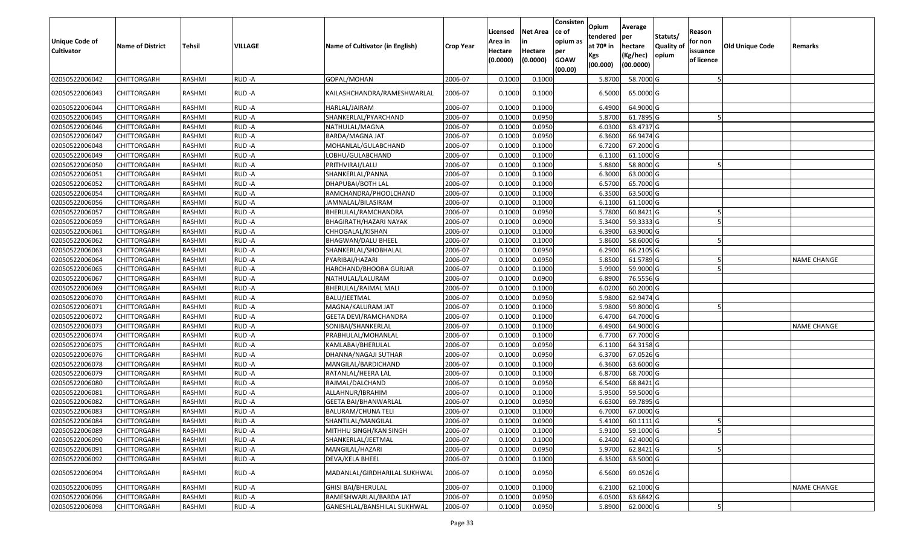| Unique Code of Cultivator | Name of District | Tehsil | VILLAGE | Name of Cultivator (in English) | Crop Year | Licensed Area in Hectare (0.0000) | Net Area in Hectare (0.0000) | Consistence of opium as per GOAW (00.00) | Opium tendered at 70º in Kgs (00.000) | Average per hectare (Kg/hec) (00.0000) | Statuts/ Quality of opium | Reason for non issuance of licence | Old Unique Code | Remarks |
|---|---|---|---|---|---|---|---|---|---|---|---|---|---|---|
| 02050522006042 | CHITTORGARH | RASHMI | RUD -A | GOPAL/MOHAN | 2006-07 | 0.1000 | 0.1000 | | 5.8700 | 58.7000 | G | 5 | | |
| 02050522006043 | CHITTORGARH | RASHMI | RUD -A | KAILASHCHANDRA/RAMESHWARLAL | 2006-07 | 0.1000 | 0.1000 | | 6.5000 | 65.0000 | G | | | |
| 02050522006044 | CHITTORGARH | RASHMI | RUD -A | HARLAL/JAIRAM | 2006-07 | 0.1000 | 0.1000 | | 6.4900 | 64.9000 | G | | | |
| 02050522006045 | CHITTORGARH | RASHMI | RUD -A | SHANKERLAL/PYARCHAND | 2006-07 | 0.1000 | 0.0950 | | 5.8700 | 61.7895 | G | 5 | | |
| 02050522006046 | CHITTORGARH | RASHMI | RUD -A | NATHULAL/MAGNA | 2006-07 | 0.1000 | 0.0950 | | 6.0300 | 63.4737 | G | | | |
| 02050522006047 | CHITTORGARH | RASHMI | RUD -A | BARDA/MAGNA JAT | 2006-07 | 0.1000 | 0.0950 | | 6.3600 | 66.9474 | G | | | |
| 02050522006048 | CHITTORGARH | RASHMI | RUD -A | MOHANLAL/GULABCHAND | 2006-07 | 0.1000 | 0.1000 | | 6.7200 | 67.2000 | G | | | |
| 02050522006049 | CHITTORGARH | RASHMI | RUD -A | LOBHU/GULABCHAND | 2006-07 | 0.1000 | 0.1000 | | 6.1100 | 61.1000 | G | | | |
| 02050522006050 | CHITTORGARH | RASHMI | RUD -A | PRITHVIRAJ/LALU | 2006-07 | 0.1000 | 0.1000 | | 5.8800 | 58.8000 | G | 5 | | |
| 02050522006051 | CHITTORGARH | RASHMI | RUD -A | SHANKERLAL/PANNA | 2006-07 | 0.1000 | 0.1000 | | 6.3000 | 63.0000 | G | | | |
| 02050522006052 | CHITTORGARH | RASHMI | RUD -A | DHAPUBAI/BOTH LAL | 2006-07 | 0.1000 | 0.1000 | | 6.5700 | 65.7000 | G | | | |
| 02050522006054 | CHITTORGARH | RASHMI | RUD -A | RAMCHANDRA/PHOOLCHAND | 2006-07 | 0.1000 | 0.1000 | | 6.3500 | 63.5000 | G | | | |
| 02050522006056 | CHITTORGARH | RASHMI | RUD -A | JAMNALAL/BILASIRAM | 2006-07 | 0.1000 | 0.1000 | | 6.1100 | 61.1000 | G | | | |
| 02050522006057 | CHITTORGARH | RASHMI | RUD -A | BHERULAL/RAMCHANDRA | 2006-07 | 0.1000 | 0.0950 | | 5.7800 | 60.8421 | G | 5 | | |
| 02050522006059 | CHITTORGARH | RASHMI | RUD -A | BHAGIRATH/HAZARI NAYAK | 2006-07 | 0.1000 | 0.0900 | | 5.3400 | 59.3333 | G | 5 | | |
| 02050522006061 | CHITTORGARH | RASHMI | RUD -A | CHHOGALAL/KISHAN | 2006-07 | 0.1000 | 0.1000 | | 6.3900 | 63.9000 | G | | | |
| 02050522006062 | CHITTORGARH | RASHMI | RUD -A | BHAGWAN/DALU BHEEL | 2006-07 | 0.1000 | 0.1000 | | 5.8600 | 58.6000 | G | 5 | | |
| 02050522006063 | CHITTORGARH | RASHMI | RUD -A | SHANKERLAL/SHOBHALAL | 2006-07 | 0.1000 | 0.0950 | | 6.2900 | 66.2105 | G | | | |
| 02050522006064 | CHITTORGARH | RASHMI | RUD -A | PYARIBAI/HAZARI | 2006-07 | 0.1000 | 0.0950 | | 5.8500 | 61.5789 | G | 5 | | NAME CHANGE |
| 02050522006065 | CHITTORGARH | RASHMI | RUD -A | HARCHAND/BHOORA GURJAR | 2006-07 | 0.1000 | 0.1000 | | 5.9900 | 59.9000 | G | 5 | | |
| 02050522006067 | CHITTORGARH | RASHMI | RUD -A | NATHULAL/LALURAM | 2006-07 | 0.1000 | 0.0900 | | 6.8900 | 76.5556 | G | | | |
| 02050522006069 | CHITTORGARH | RASHMI | RUD -A | BHERULAL/RAIMAL MALI | 2006-07 | 0.1000 | 0.1000 | | 6.0200 | 60.2000 | G | | | |
| 02050522006070 | CHITTORGARH | RASHMI | RUD -A | BALU/JEETMAL | 2006-07 | 0.1000 | 0.0950 | | 5.9800 | 62.9474 | G | | | |
| 02050522006071 | CHITTORGARH | RASHMI | RUD -A | MAGNA/KALURAM JAT | 2006-07 | 0.1000 | 0.1000 | | 5.9800 | 59.8000 | G | 5 | | |
| 02050522006072 | CHITTORGARH | RASHMI | RUD -A | GEETA DEVI/RAMCHANDRA | 2006-07 | 0.1000 | 0.1000 | | 6.4700 | 64.7000 | G | | | |
| 02050522006073 | CHITTORGARH | RASHMI | RUD -A | SONIBAI/SHANKERLAL | 2006-07 | 0.1000 | 0.1000 | | 6.4900 | 64.9000 | G | | | NAME CHANGE |
| 02050522006074 | CHITTORGARH | RASHMI | RUD -A | PRABHULAL/MOHANLAL | 2006-07 | 0.1000 | 0.1000 | | 6.7700 | 67.7000 | G | | | |
| 02050522006075 | CHITTORGARH | RASHMI | RUD -A | KAMLABAI/BHERULAL | 2006-07 | 0.1000 | 0.0950 | | 6.1100 | 64.3158 | G | | | |
| 02050522006076 | CHITTORGARH | RASHMI | RUD -A | DHANNA/NAGAJI SUTHAR | 2006-07 | 0.1000 | 0.0950 | | 6.3700 | 67.0526 | G | | | |
| 02050522006078 | CHITTORGARH | RASHMI | RUD -A | MANGILAL/BARDICHAND | 2006-07 | 0.1000 | 0.1000 | | 6.3600 | 63.6000 | G | | | |
| 02050522006079 | CHITTORGARH | RASHMI | RUD -A | RATANLAL/HEERA LAL | 2006-07 | 0.1000 | 0.1000 | | 6.8700 | 68.7000 | G | | | |
| 02050522006080 | CHITTORGARH | RASHMI | RUD -A | RAJMAL/DALCHAND | 2006-07 | 0.1000 | 0.0950 | | 6.5400 | 68.8421 | G | | | |
| 02050522006081 | CHITTORGARH | RASHMI | RUD -A | ALLAHNUR/IBRAHIM | 2006-07 | 0.1000 | 0.1000 | | 5.9500 | 59.5000 | G | | | |
| 02050522006082 | CHITTORGARH | RASHMI | RUD -A | GEETA BAI/BHANWARLAL | 2006-07 | 0.1000 | 0.0950 | | 6.6300 | 69.7895 | G | | | |
| 02050522006083 | CHITTORGARH | RASHMI | RUD -A | BALURAM/CHUNA TELI | 2006-07 | 0.1000 | 0.1000 | | 6.7000 | 67.0000 | G | | | |
| 02050522006084 | CHITTORGARH | RASHMI | RUD -A | SHANTILAL/MANGILAL | 2006-07 | 0.1000 | 0.0900 | | 5.4100 | 60.1111 | G | 5 | | |
| 02050522006089 | CHITTORGARH | RASHMI | RUD -A | MITHHU SINGH/KAN SINGH | 2006-07 | 0.1000 | 0.1000 | | 5.9100 | 59.1000 | G | 5 | | |
| 02050522006090 | CHITTORGARH | RASHMI | RUD -A | SHANKERLAL/JEETMAL | 2006-07 | 0.1000 | 0.1000 | | 6.2400 | 62.4000 | G | | | |
| 02050522006091 | CHITTORGARH | RASHMI | RUD -A | MANGILAL/HAZARI | 2006-07 | 0.1000 | 0.0950 | | 5.9700 | 62.8421 | G | 5 | | |
| 02050522006092 | CHITTORGARH | RASHMI | RUD -A | DEVA/KELA BHEEL | 2006-07 | 0.1000 | 0.1000 | | 6.3500 | 63.5000 | G | | | |
| 02050522006094 | CHITTORGARH | RASHMI | RUD -A | MADANLAL/GIRDHARILAL SUKHWAL | 2006-07 | 0.1000 | 0.0950 | | 6.5600 | 69.0526 | G | | | |
| 02050522006095 | CHITTORGARH | RASHMI | RUD -A | GHISI BAI/BHERULAL | 2006-07 | 0.1000 | 0.1000 | | 6.2100 | 62.1000 | G | | | NAME CHANGE |
| 02050522006096 | CHITTORGARH | RASHMI | RUD -A | RAMESHWARLAL/BARDA JAT | 2006-07 | 0.1000 | 0.0950 | | 6.0500 | 63.6842 | G | | | |
| 02050522006098 | CHITTORGARH | RASHMI | RUD -A | GANESHLAL/BANSHILAL SUKHWAL | 2006-07 | 0.1000 | 0.0950 | | 5.8900 | 62.0000 | G | 5 | | |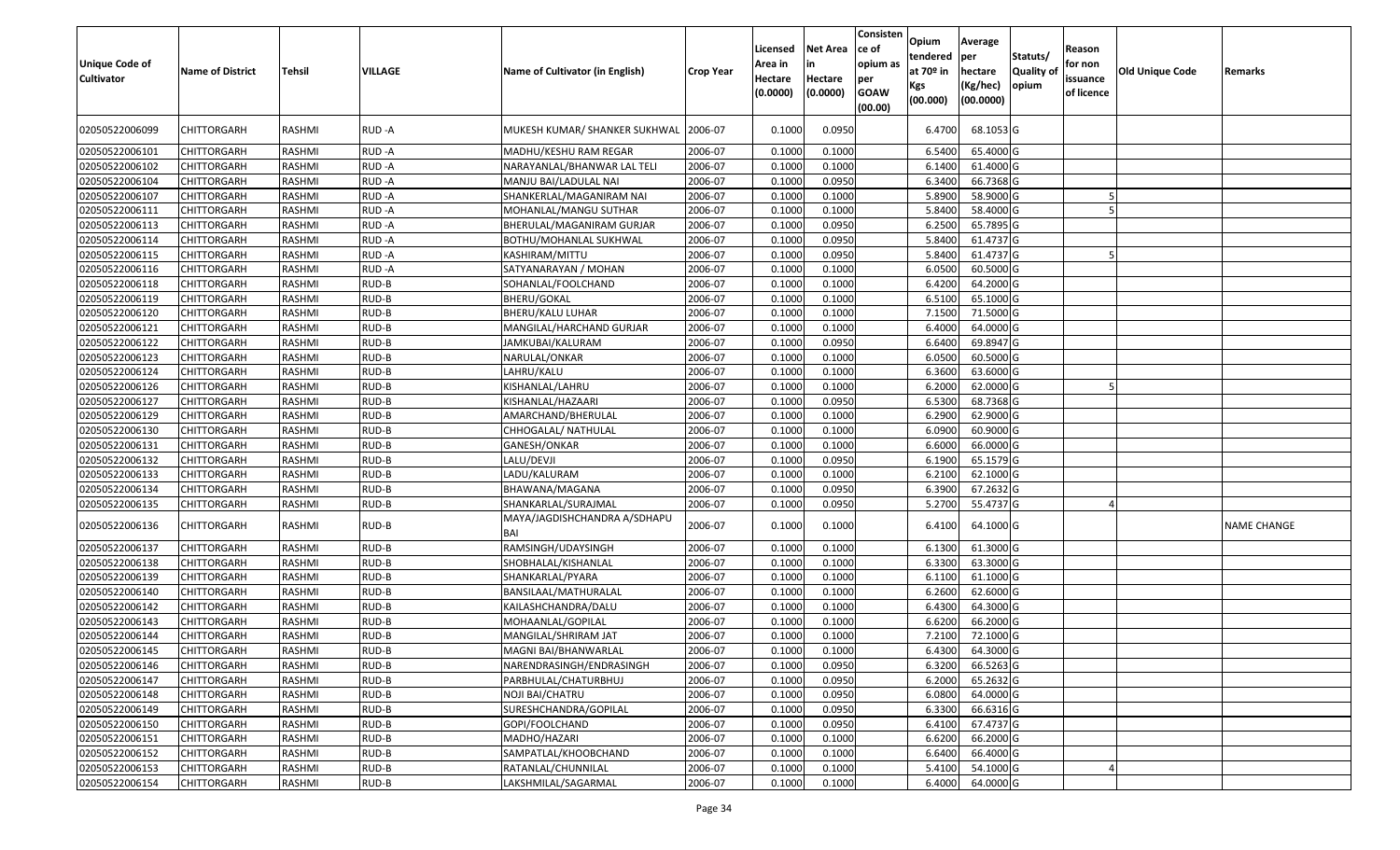| Unique Code of Cultivator | Name of District | Tehsil | VILLAGE | Name of Cultivator (in English) | Crop Year | Licensed Area in Hectare (0.0000) | Net Area in Hectare (0.0000) | Consistence of opium as per GOAW (00.00) | Opium tendered at 70º in Kgs (00.000) | Average per hectare (Kg/hec) (00.0000) | Statuts/ Quality of opium | Reason for non issuance of licence | Old Unique Code | Remarks |
|---|---|---|---|---|---|---|---|---|---|---|---|---|---|---|
| 02050522006099 | CHITTORGARH | RASHMI | RUD -A | MUKESH KUMAR/ SHANKER SUKHWAL | 2006-07 | 0.1000 | 0.0950 | | 6.4700 | 68.1053 | G | | | |
| 02050522006101 | CHITTORGARH | RASHMI | RUD -A | MADHU/KESHU RAM REGAR | 2006-07 | 0.1000 | 0.1000 | | 6.5400 | 65.4000 | G | | | |
| 02050522006102 | CHITTORGARH | RASHMI | RUD -A | NARAYANLAL/BHANWAR LAL TELI | 2006-07 | 0.1000 | 0.1000 | | 6.1400 | 61.4000 | G | | | |
| 02050522006104 | CHITTORGARH | RASHMI | RUD -A | MANJU BAI/LADULAL NAI | 2006-07 | 0.1000 | 0.0950 | | 6.3400 | 66.7368 | G | | | |
| 02050522006107 | CHITTORGARH | RASHMI | RUD -A | SHANKERLAL/MAGANIRAM NAI | 2006-07 | 0.1000 | 0.1000 | | 5.8900 | 58.9000 | G | 5 | | |
| 02050522006111 | CHITTORGARH | RASHMI | RUD -A | MOHANLAL/MANGU SUTHAR | 2006-07 | 0.1000 | 0.1000 | | 5.8400 | 58.4000 | G | 5 | | |
| 02050522006113 | CHITTORGARH | RASHMI | RUD -A | BHERULAL/MAGANIRAM GURJAR | 2006-07 | 0.1000 | 0.0950 | | 6.2500 | 65.7895 | G | | | |
| 02050522006114 | CHITTORGARH | RASHMI | RUD -A | BOTHU/MOHANLAL SUKHWAL | 2006-07 | 0.1000 | 0.0950 | | 5.8400 | 61.4737 | G | | | |
| 02050522006115 | CHITTORGARH | RASHMI | RUD -A | KASHIRAM/MITTU | 2006-07 | 0.1000 | 0.0950 | | 5.8400 | 61.4737 | G | 5 | | |
| 02050522006116 | CHITTORGARH | RASHMI | RUD -A | SATYANARAYAN / MOHAN | 2006-07 | 0.1000 | 0.1000 | | 6.0500 | 60.5000 | G | | | |
| 02050522006118 | CHITTORGARH | RASHMI | RUD-B | SOHANLAL/FOOLCHAND | 2006-07 | 0.1000 | 0.1000 | | 6.4200 | 64.2000 | G | | | |
| 02050522006119 | CHITTORGARH | RASHMI | RUD-B | BHERU/GOKAL | 2006-07 | 0.1000 | 0.1000 | | 6.5100 | 65.1000 | G | | | |
| 02050522006120 | CHITTORGARH | RASHMI | RUD-B | BHERU/KALU LUHAR | 2006-07 | 0.1000 | 0.1000 | | 7.1500 | 71.5000 | G | | | |
| 02050522006121 | CHITTORGARH | RASHMI | RUD-B | MANGILAL/HARCHAND GURJAR | 2006-07 | 0.1000 | 0.1000 | | 6.4000 | 64.0000 | G | | | |
| 02050522006122 | CHITTORGARH | RASHMI | RUD-B | JAMKUBAI/KALURAM | 2006-07 | 0.1000 | 0.0950 | | 6.6400 | 69.8947 | G | | | |
| 02050522006123 | CHITTORGARH | RASHMI | RUD-B | NARULAL/ONKAR | 2006-07 | 0.1000 | 0.1000 | | 6.0500 | 60.5000 | G | | | |
| 02050522006124 | CHITTORGARH | RASHMI | RUD-B | LAHRU/KALU | 2006-07 | 0.1000 | 0.1000 | | 6.3600 | 63.6000 | G | | | |
| 02050522006126 | CHITTORGARH | RASHMI | RUD-B | KISHANLAL/LAHRU | 2006-07 | 0.1000 | 0.1000 | | 6.2000 | 62.0000 | G | 5 | | |
| 02050522006127 | CHITTORGARH | RASHMI | RUD-B | KISHANLAL/HAZAARI | 2006-07 | 0.1000 | 0.0950 | | 6.5300 | 68.7368 | G | | | |
| 02050522006129 | CHITTORGARH | RASHMI | RUD-B | AMARCHAND/BHERULAL | 2006-07 | 0.1000 | 0.1000 | | 6.2900 | 62.9000 | G | | | |
| 02050522006130 | CHITTORGARH | RASHMI | RUD-B | CHHOGALAL/ NATHULAL | 2006-07 | 0.1000 | 0.1000 | | 6.0900 | 60.9000 | G | | | |
| 02050522006131 | CHITTORGARH | RASHMI | RUD-B | GANESH/ONKAR | 2006-07 | 0.1000 | 0.1000 | | 6.6000 | 66.0000 | G | | | |
| 02050522006132 | CHITTORGARH | RASHMI | RUD-B | LALU/DEVJI | 2006-07 | 0.1000 | 0.0950 | | 6.1900 | 65.1579 | G | | | |
| 02050522006133 | CHITTORGARH | RASHMI | RUD-B | LADU/KALURAM | 2006-07 | 0.1000 | 0.1000 | | 6.2100 | 62.1000 | G | | | |
| 02050522006134 | CHITTORGARH | RASHMI | RUD-B | BHAWANA/MAGANA | 2006-07 | 0.1000 | 0.0950 | | 6.3900 | 67.2632 | G | | | |
| 02050522006135 | CHITTORGARH | RASHMI | RUD-B | SHANKARLAL/SURAJMAL | 2006-07 | 0.1000 | 0.0950 | | 5.2700 | 55.4737 | G | 4 | | |
| 02050522006136 | CHITTORGARH | RASHMI | RUD-B | MAYA/JAGDISHCHANDRA A/SDHAPU BAI | 2006-07 | 0.1000 | 0.1000 | | 6.4100 | 64.1000 | G | | | NAME CHANGE |
| 02050522006137 | CHITTORGARH | RASHMI | RUD-B | RAMSINGH/UDAYSINGH | 2006-07 | 0.1000 | 0.1000 | | 6.1300 | 61.3000 | G | | | |
| 02050522006138 | CHITTORGARH | RASHMI | RUD-B | SHOBHALAL/KISHANLAL | 2006-07 | 0.1000 | 0.1000 | | 6.3300 | 63.3000 | G | | | |
| 02050522006139 | CHITTORGARH | RASHMI | RUD-B | SHANKARLAL/PYARA | 2006-07 | 0.1000 | 0.1000 | | 6.1100 | 61.1000 | G | | | |
| 02050522006140 | CHITTORGARH | RASHMI | RUD-B | BANSILAAL/MATHURALAL | 2006-07 | 0.1000 | 0.1000 | | 6.2600 | 62.6000 | G | | | |
| 02050522006142 | CHITTORGARH | RASHMI | RUD-B | KAILASHCHANDRA/DALU | 2006-07 | 0.1000 | 0.1000 | | 6.4300 | 64.3000 | G | | | |
| 02050522006143 | CHITTORGARH | RASHMI | RUD-B | MOHAANLAL/GOPILAL | 2006-07 | 0.1000 | 0.1000 | | 6.6200 | 66.2000 | G | | | |
| 02050522006144 | CHITTORGARH | RASHMI | RUD-B | MANGILAL/SHRIRAM JAT | 2006-07 | 0.1000 | 0.1000 | | 7.2100 | 72.1000 | G | | | |
| 02050522006145 | CHITTORGARH | RASHMI | RUD-B | MAGNI BAI/BHANWARLAL | 2006-07 | 0.1000 | 0.1000 | | 6.4300 | 64.3000 | G | | | |
| 02050522006146 | CHITTORGARH | RASHMI | RUD-B | NARENDRASINGH/ENDRASINGH | 2006-07 | 0.1000 | 0.0950 | | 6.3200 | 66.5263 | G | | | |
| 02050522006147 | CHITTORGARH | RASHMI | RUD-B | PARBHULAL/CHATURBHUJ | 2006-07 | 0.1000 | 0.0950 | | 6.2000 | 65.2632 | G | | | |
| 02050522006148 | CHITTORGARH | RASHMI | RUD-B | NOJI BAI/CHATRU | 2006-07 | 0.1000 | 0.0950 | | 6.0800 | 64.0000 | G | | | |
| 02050522006149 | CHITTORGARH | RASHMI | RUD-B | SURESHCHANDRA/GOPILAL | 2006-07 | 0.1000 | 0.0950 | | 6.3300 | 66.6316 | G | | | |
| 02050522006150 | CHITTORGARH | RASHMI | RUD-B | GOPI/FOOLCHAND | 2006-07 | 0.1000 | 0.0950 | | 6.4100 | 67.4737 | G | | | |
| 02050522006151 | CHITTORGARH | RASHMI | RUD-B | MADHO/HAZARI | 2006-07 | 0.1000 | 0.1000 | | 6.6200 | 66.2000 | G | | | |
| 02050522006152 | CHITTORGARH | RASHMI | RUD-B | SAMPATLAL/KHOOBCHAND | 2006-07 | 0.1000 | 0.1000 | | 6.6400 | 66.4000 | G | | | |
| 02050522006153 | CHITTORGARH | RASHMI | RUD-B | RATANLAL/CHUNNILAL | 2006-07 | 0.1000 | 0.1000 | | 5.4100 | 54.1000 | G | 4 | | |
| 02050522006154 | CHITTORGARH | RASHMI | RUD-B | LAKSHMILAL/SAGARMAL | 2006-07 | 0.1000 | 0.1000 | | 6.4000 | 64.0000 | G | | | |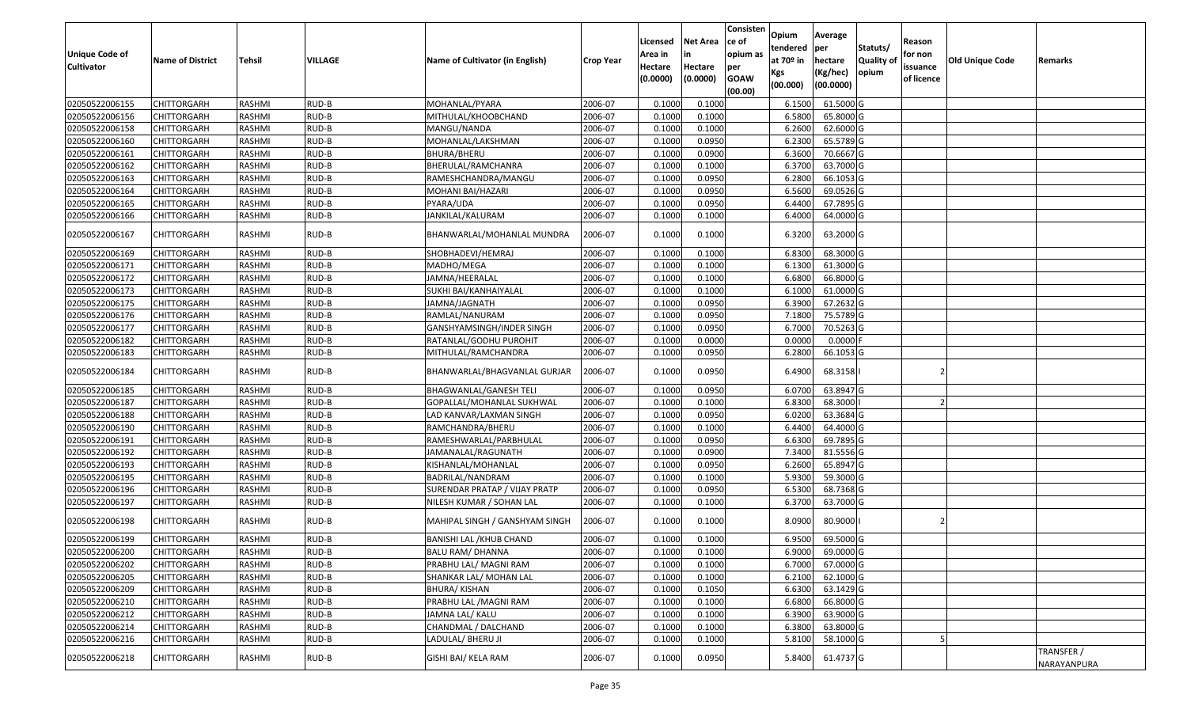| Unique Code of Cultivator | Name of District | Tehsil | VILLAGE | Name of Cultivator (in English) | Crop Year | Licensed Area in Hectare (0.0000) | Net Area in Hectare (0.0000) | Consistence of opium as per GOAW (00.00) | Opium tendered at 70º in Kgs (00.000) | Average per hectare (Kg/hec) (00.0000) | Statuts/ Quality of opium | Reason for non issuance of licence | Old Unique Code | Remarks |
|---|---|---|---|---|---|---|---|---|---|---|---|---|---|---|
| 02050522006155 | CHITTORGARH | RASHMI | RUD-B | MOHANLAL/PYARA | 2006-07 | 0.1000 | 0.1000 | | 6.1500 | 61.5000 | G | | | |
| 02050522006156 | CHITTORGARH | RASHMI | RUD-B | MITHULAL/KHOOBCHAND | 2006-07 | 0.1000 | 0.1000 | | 6.5800 | 65.8000 | G | | | |
| 02050522006158 | CHITTORGARH | RASHMI | RUD-B | MANGU/NANDA | 2006-07 | 0.1000 | 0.1000 | | 6.2600 | 62.6000 | G | | | |
| 02050522006160 | CHITTORGARH | RASHMI | RUD-B | MOHANLAL/LAKSHMAN | 2006-07 | 0.1000 | 0.0950 | | 6.2300 | 65.5789 | G | | | |
| 02050522006161 | CHITTORGARH | RASHMI | RUD-B | BHURA/BHERU | 2006-07 | 0.1000 | 0.0900 | | 6.3600 | 70.6667 | G | | | |
| 02050522006162 | CHITTORGARH | RASHMI | RUD-B | BHERULAL/RAMCHANRA | 2006-07 | 0.1000 | 0.1000 | | 6.3700 | 63.7000 | G | | | |
| 02050522006163 | CHITTORGARH | RASHMI | RUD-B | RAMESHCHANDRA/MANGU | 2006-07 | 0.1000 | 0.0950 | | 6.2800 | 66.1053 | G | | | |
| 02050522006164 | CHITTORGARH | RASHMI | RUD-B | MOHANI BAI/HAZARI | 2006-07 | 0.1000 | 0.0950 | | 6.5600 | 69.0526 | G | | | |
| 02050522006165 | CHITTORGARH | RASHMI | RUD-B | PYARA/UDA | 2006-07 | 0.1000 | 0.0950 | | 6.4400 | 67.7895 | G | | | |
| 02050522006166 | CHITTORGARH | RASHMI | RUD-B | JANKILAL/KALURAM | 2006-07 | 0.1000 | 0.1000 | | 6.4000 | 64.0000 | G | | | |
| 02050522006167 | CHITTORGARH | RASHMI | RUD-B | BHANWARLAL/MOHANLAL MUNDRA | 2006-07 | 0.1000 | 0.1000 | | 6.3200 | 63.2000 | G | | | |
| 02050522006169 | CHITTORGARH | RASHMI | RUD-B | SHOBHADEVI/HEMRAJ | 2006-07 | 0.1000 | 0.1000 | | 6.8300 | 68.3000 | G | | | |
| 02050522006171 | CHITTORGARH | RASHMI | RUD-B | MADHO/MEGA | 2006-07 | 0.1000 | 0.1000 | | 6.1300 | 61.3000 | G | | | |
| 02050522006172 | CHITTORGARH | RASHMI | RUD-B | JAMNA/HEERALAL | 2006-07 | 0.1000 | 0.1000 | | 6.6800 | 66.8000 | G | | | |
| 02050522006173 | CHITTORGARH | RASHMI | RUD-B | SUKHI BAI/KANHAIYALAL | 2006-07 | 0.1000 | 0.1000 | | 6.1000 | 61.0000 | G | | | |
| 02050522006175 | CHITTORGARH | RASHMI | RUD-B | JAMNA/JAGNATH | 2006-07 | 0.1000 | 0.0950 | | 6.3900 | 67.2632 | G | | | |
| 02050522006176 | CHITTORGARH | RASHMI | RUD-B | RAMLAL/NANURAM | 2006-07 | 0.1000 | 0.0950 | | 7.1800 | 75.5789 | G | | | |
| 02050522006177 | CHITTORGARH | RASHMI | RUD-B | GANSHYAMSINGH/INDER SINGH | 2006-07 | 0.1000 | 0.0950 | | 6.7000 | 70.5263 | G | | | |
| 02050522006182 | CHITTORGARH | RASHMI | RUD-B | RATANLAL/GODHU PUROHIT | 2006-07 | 0.1000 | 0.0000 | | 0.0000 | 0.0000 | F | | | |
| 02050522006183 | CHITTORGARH | RASHMI | RUD-B | MITHULAL/RAMCHANDRA | 2006-07 | 0.1000 | 0.0950 | | 6.2800 | 66.1053 | G | | | |
| 02050522006184 | CHITTORGARH | RASHMI | RUD-B | BHANWARLAL/BHAGVANLAL GURJAR | 2006-07 | 0.1000 | 0.0950 | | 6.4900 | 68.3158 | I | 2 | | |
| 02050522006185 | CHITTORGARH | RASHMI | RUD-B | BHAGWANLAL/GANESH TELI | 2006-07 | 0.1000 | 0.0950 | | 6.0700 | 63.8947 | G | | | |
| 02050522006187 | CHITTORGARH | RASHMI | RUD-B | GOPALLAL/MOHANLAL SUKHWAL | 2006-07 | 0.1000 | 0.1000 | | 6.8300 | 68.3000 | I | 2 | | |
| 02050522006188 | CHITTORGARH | RASHMI | RUD-B | LAD KANVAR/LAXMAN SINGH | 2006-07 | 0.1000 | 0.0950 | | 6.0200 | 63.3684 | G | | | |
| 02050522006190 | CHITTORGARH | RASHMI | RUD-B | RAMCHANDRA/BHERU | 2006-07 | 0.1000 | 0.1000 | | 6.4400 | 64.4000 | G | | | |
| 02050522006191 | CHITTORGARH | RASHMI | RUD-B | RAMESHWARLAL/PARBHULAL | 2006-07 | 0.1000 | 0.0950 | | 6.6300 | 69.7895 | G | | | |
| 02050522006192 | CHITTORGARH | RASHMI | RUD-B | JAMANALAL/RAGUNATH | 2006-07 | 0.1000 | 0.0900 | | 7.3400 | 81.5556 | G | | | |
| 02050522006193 | CHITTORGARH | RASHMI | RUD-B | KISHANLAL/MOHANLAL | 2006-07 | 0.1000 | 0.0950 | | 6.2600 | 65.8947 | G | | | |
| 02050522006195 | CHITTORGARH | RASHMI | RUD-B | BADRILAL/NANDRAM | 2006-07 | 0.1000 | 0.1000 | | 5.9300 | 59.3000 | G | | | |
| 02050522006196 | CHITTORGARH | RASHMI | RUD-B | SURENDAR PRATAP / VIJAY PRATP | 2006-07 | 0.1000 | 0.0950 | | 6.5300 | 68.7368 | G | | | |
| 02050522006197 | CHITTORGARH | RASHMI | RUD-B | NILESH KUMAR / SOHAN LAL | 2006-07 | 0.1000 | 0.1000 | | 6.3700 | 63.7000 | G | | | |
| 02050522006198 | CHITTORGARH | RASHMI | RUD-B | MAHIPAL SINGH / GANSHYAM SINGH | 2006-07 | 0.1000 | 0.1000 | | 8.0900 | 80.9000 | I | 2 | | |
| 02050522006199 | CHITTORGARH | RASHMI | RUD-B | BANISHI LAL /KHUB CHAND | 2006-07 | 0.1000 | 0.1000 | | 6.9500 | 69.5000 | G | | | |
| 02050522006200 | CHITTORGARH | RASHMI | RUD-B | BALU RAM/ DHANNA | 2006-07 | 0.1000 | 0.1000 | | 6.9000 | 69.0000 | G | | | |
| 02050522006202 | CHITTORGARH | RASHMI | RUD-B | PRABHU LAL/ MAGNI RAM | 2006-07 | 0.1000 | 0.1000 | | 6.7000 | 67.0000 | G | | | |
| 02050522006205 | CHITTORGARH | RASHMI | RUD-B | SHANKAR LAL/ MOHAN LAL | 2006-07 | 0.1000 | 0.1000 | | 6.2100 | 62.1000 | G | | | |
| 02050522006209 | CHITTORGARH | RASHMI | RUD-B | BHURA/ KISHAN | 2006-07 | 0.1000 | 0.1050 | | 6.6300 | 63.1429 | G | | | |
| 02050522006210 | CHITTORGARH | RASHMI | RUD-B | PRABHU LAL /MAGNI RAM | 2006-07 | 0.1000 | 0.1000 | | 6.6800 | 66.8000 | G | | | |
| 02050522006212 | CHITTORGARH | RASHMI | RUD-B | JAMNA LAL/ KALU | 2006-07 | 0.1000 | 0.1000 | | 6.3900 | 63.9000 | G | | | |
| 02050522006214 | CHITTORGARH | RASHMI | RUD-B | CHANDMAL / DALCHAND | 2006-07 | 0.1000 | 0.1000 | | 6.3800 | 63.8000 | G | | | |
| 02050522006216 | CHITTORGARH | RASHMI | RUD-B | LADULAL/ BHERU JI | 2006-07 | 0.1000 | 0.1000 | | 5.8100 | 58.1000 | G | 5 | | |
| 02050522006218 | CHITTORGARH | RASHMI | RUD-B | GISHI BAI/ KELA RAM | 2006-07 | 0.1000 | 0.0950 | | 5.8400 | 61.4737 | G | | | TRANSFER / NARAYANPURA |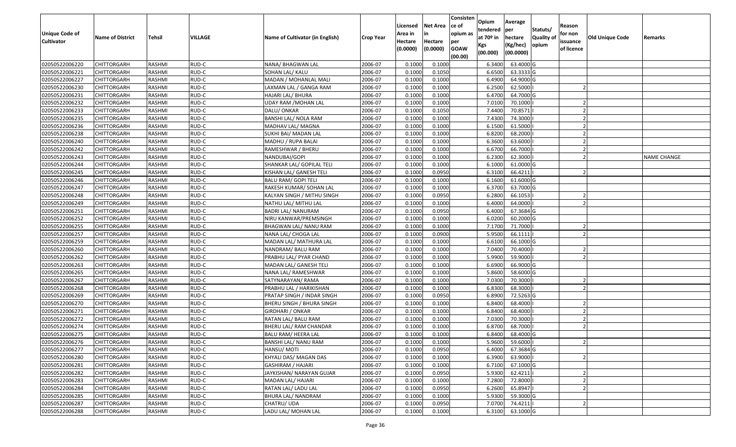| Unique Code of Cultivator | Name of District | Tehsil | VILLAGE | Name of Cultivator (in English) | Crop Year | Licensed Area in Hectare (0.0000) | Net Area in Hectare (0.0000) | Consistence of opium as per GOAW (00.00) | Opium tendered at 70º in Kgs (00.000) | Average per hectare (Kg/hec) (00.0000) | Statuts/ Quality of opium | Reason for non issuance of licence | Old Unique Code | Remarks |
|---|---|---|---|---|---|---|---|---|---|---|---|---|---|---|
| 02050522006220 | CHITTORGARH | RASHMI | RUD-C | NANA/ BHAGWAN LAL | 2006-07 | 0.1000 | 0.1000 | | 6.3400 | 63.4000 | G | | | |
| 02050522006221 | CHITTORGARH | RASHMI | RUD-C | SOHAN LAL/ KALU | 2006-07 | 0.1000 | 0.1050 | | 6.6500 | 63.3333 | G | | | |
| 02050522006227 | CHITTORGARH | RASHMI | RUD-C | MADAN / MOHANLAL MALI | 2006-07 | 0.1000 | 0.1000 | | 6.4900 | 64.9000 | G | | | |
| 02050522006230 | CHITTORGARH | RASHMI | RUD-C | LAXMAN LAL / GANGA RAM | 2006-07 | 0.1000 | 0.1000 | | 6.2500 | 62.5000 | I | 2 | | |
| 02050522006231 | CHITTORGARH | RASHMI | RUD-C | HAJARI LAL/ BHURA | 2006-07 | 0.1000 | 0.1000 | | 6.4700 | 64.7000 | G | | | |
| 02050522006232 | CHITTORGARH | RASHMI | RUD-C | UDAY RAM /MOHAN LAL | 2006-07 | 0.1000 | 0.1000 | | 7.0100 | 70.1000 | I | 2 | | |
| 02050522006233 | CHITTORGARH | RASHMI | RUD-C | DALU/ ONKAR | 2006-07 | 0.1000 | 0.1050 | | 7.4400 | 70.8571 | I | 2 | | |
| 02050522006235 | CHITTORGARH | RASHMI | RUD-C | BANSHI LAL/ NOLA RAM | 2006-07 | 0.1000 | 0.1000 | | 7.4300 | 74.3000 | I | 2 | | |
| 02050522006236 | CHITTORGARH | RASHMI | RUD-C | MADHAV LAL/ MAGNA | 2006-07 | 0.1000 | 0.1000 | | 6.1500 | 61.5000 | I | 2 | | |
| 02050522006238 | CHITTORGARH | RASHMI | RUD-C | SUKHI BAI/ MADAN LAL | 2006-07 | 0.1000 | 0.1000 | | 6.8200 | 68.2000 | I | 2 | | |
| 02050522006240 | CHITTORGARH | RASHMI | RUD-C | MADHU / RUPA BALAI | 2006-07 | 0.1000 | 0.1000 | | 6.3600 | 63.6000 | I | 2 | | |
| 02050522006242 | CHITTORGARH | RASHMI | RUD-C | RAMESHWAR / BHERU | 2006-07 | 0.1000 | 0.1000 | | 6.6700 | 66.7000 | I | 2 | | |
| 02050522006243 | CHITTORGARH | RASHMI | RUD-C | NANDUBAI/GOPI | 2006-07 | 0.1000 | 0.1000 | | 6.2300 | 62.3000 | I | 2 | | NAME CHANGE |
| 02050522006244 | CHITTORGARH | RASHMI | RUD-C | SHANKAR LAL/ GOPILAL TELI | 2006-07 | 0.1000 | 0.1000 | | 6.1000 | 61.0000 | G | | | |
| 02050522006245 | CHITTORGARH | RASHMI | RUD-C | KISHAN LAL/ GANESH TELI | 2006-07 | 0.1000 | 0.0950 | | 6.3100 | 66.4211 | I | 2 | | |
| 02050522006246 | CHITTORGARH | RASHMI | RUD-C | BALU RAM/ GOPI TELI | 2006-07 | 0.1000 | 0.1000 | | 6.1600 | 61.6000 | G | | | |
| 02050522006247 | CHITTORGARH | RASHMI | RUD-C | RAKESH KUMAR/ SOHAN LAL | 2006-07 | 0.1000 | 0.1000 | | 6.3700 | 63.7000 | G | | | |
| 02050522006248 | CHITTORGARH | RASHMI | RUD-C | KALYAN SINGH / MITHU SINGH | 2006-07 | 0.1000 | 0.0950 | | 6.2800 | 66.1053 | I | 2 | | |
| 02050522006249 | CHITTORGARH | RASHMI | RUD-C | NATHU LAL/ MITHU LAL | 2006-07 | 0.1000 | 0.1000 | | 6.4000 | 64.0000 | I | 2 | | |
| 02050522006251 | CHITTORGARH | RASHMI | RUD-C | BADRI LAL/ NANURAM | 2006-07 | 0.1000 | 0.0950 | | 6.4000 | 67.3684 | G | | | |
| 02050522006252 | CHITTORGARH | RASHMI | RUD-C | NIRU KANWAR/PREMSINGH | 2006-07 | 0.1000 | 0.1000 | | 6.0200 | 60.2000 | G | | | |
| 02050522006255 | CHITTORGARH | RASHMI | RUD-C | BHAGWAN LAL/ NANU RAM | 2006-07 | 0.1000 | 0.1000 | | 7.1700 | 71.7000 | I | 2 | | |
| 02050522006257 | CHITTORGARH | RASHMI | RUD-C | NANA LAL/ CHOGA LAL | 2006-07 | 0.1000 | 0.0900 | | 5.9500 | 66.1111 | I | 2 | | |
| 02050522006259 | CHITTORGARH | RASHMI | RUD-C | MADAN LAL/ MATHURA LAL | 2006-07 | 0.1000 | 0.1000 | | 6.6100 | 66.1000 | G | | | |
| 02050522006260 | CHITTORGARH | RASHMI | RUD-C | NANDRAM/ BALU RAM | 2006-07 | 0.1000 | 0.1000 | | 7.0400 | 70.4000 | I | 2 | | |
| 02050522006262 | CHITTORGARH | RASHMI | RUD-C | PRABHU LAL/ PYAR CHAND | 2006-07 | 0.1000 | 0.1000 | | 5.9900 | 59.9000 | I | 2 | | |
| 02050522006263 | CHITTORGARH | RASHMI | RUD-C | MADAN LAL/ GANESH TELI | 2006-07 | 0.1000 | 0.1000 | | 6.6900 | 66.9000 | G | | | |
| 02050522006265 | CHITTORGARH | RASHMI | RUD-C | NANA LAL/ RAMESHWAR | 2006-07 | 0.1000 | 0.1000 | | 5.8600 | 58.6000 | G | | | |
| 02050522006267 | CHITTORGARH | RASHMI | RUD-C | SATYNARAYAN/ RAMA | 2006-07 | 0.1000 | 0.1000 | | 7.0300 | 70.3000 | I | 2 | | |
| 02050522006268 | CHITTORGARH | RASHMI | RUD-C | PRABHU LAL / HARIKISHAN | 2006-07 | 0.1000 | 0.1000 | | 6.8300 | 68.3000 | I | 2 | | |
| 02050522006269 | CHITTORGARH | RASHMI | RUD-C | PRATAP SINGH / INDAR SINGH | 2006-07 | 0.1000 | 0.0950 | | 6.8900 | 72.5263 | G | | | |
| 02050522006270 | CHITTORGARH | RASHMI | RUD-C | BHERU SINGH / BHURA SINGH | 2006-07 | 0.1000 | 0.1000 | | 6.8400 | 68.4000 | I | 2 | | |
| 02050522006271 | CHITTORGARH | RASHMI | RUD-C | GIRDHARI / ONKAR | 2006-07 | 0.1000 | 0.1000 | | 6.8400 | 68.4000 | I | 2 | | |
| 02050522006272 | CHITTORGARH | RASHMI | RUD-C | RATAN LAL/ BALU RAM | 2006-07 | 0.1000 | 0.1000 | | 7.0300 | 70.3000 | I | 2 | | |
| 02050522006274 | CHITTORGARH | RASHMI | RUD-C | BHERU LAL/ RAM CHANDAR | 2006-07 | 0.1000 | 0.1000 | | 6.8700 | 68.7000 | I | 2 | | |
| 02050522006275 | CHITTORGARH | RASHMI | RUD-C | BALU RAM/ HEERA LAL | 2006-07 | 0.1000 | 0.1000 | | 6.8400 | 68.4000 | G | | | |
| 02050522006276 | CHITTORGARH | RASHMI | RUD-C | BANSHI LAL/ NANU RAM | 2006-07 | 0.1000 | 0.1000 | | 5.9600 | 59.6000 | I | 2 | | |
| 02050522006277 | CHITTORGARH | RASHMI | RUD-C | HANSU/ MOTI | 2006-07 | 0.1000 | 0.0950 | | 6.4000 | 67.3684 | G | | | |
| 02050522006280 | CHITTORGARH | RASHMI | RUD-C | KHYALI DAS/ MAGAN DAS | 2006-07 | 0.1000 | 0.1000 | | 6.3900 | 63.9000 | I | 2 | | |
| 02050522006281 | CHITTORGARH | RASHMI | RUD-C | GASHIRAM / HAJARI | 2006-07 | 0.1000 | 0.1000 | | 6.7100 | 67.1000 | G | | | |
| 02050522006282 | CHITTORGARH | RASHMI | RUD-C | JAYKISHAN/ NARAYAN GUJAR | 2006-07 | 0.1000 | 0.0950 | | 5.9300 | 62.4211 | I | 2 | | |
| 02050522006283 | CHITTORGARH | RASHMI | RUD-C | MADAN LAL/ HAJARI | 2006-07 | 0.1000 | 0.1000 | | 7.2800 | 72.8000 | I | 2 | | |
| 02050522006284 | CHITTORGARH | RASHMI | RUD-C | RATAN LAL/ LADU LAL | 2006-07 | 0.1000 | 0.0950 | | 6.2600 | 65.8947 | I | 2 | | |
| 02050522006285 | CHITTORGARH | RASHMI | RUD-C | BHURA LAL/ NANDRAM | 2006-07 | 0.1000 | 0.1000 | | 5.9300 | 59.3000 | G | | | |
| 02050522006287 | CHITTORGARH | RASHMI | RUD-C | CHATRU/ UDA | 2006-07 | 0.1000 | 0.0950 | | 7.0700 | 74.4211 | I | 2 | | |
| 02050522006288 | CHITTORGARH | RASHMI | RUD-C | LADU LAL/ MOHAN LAL | 2006-07 | 0.1000 | 0.1000 | | 6.3100 | 63.1000 | G | | | |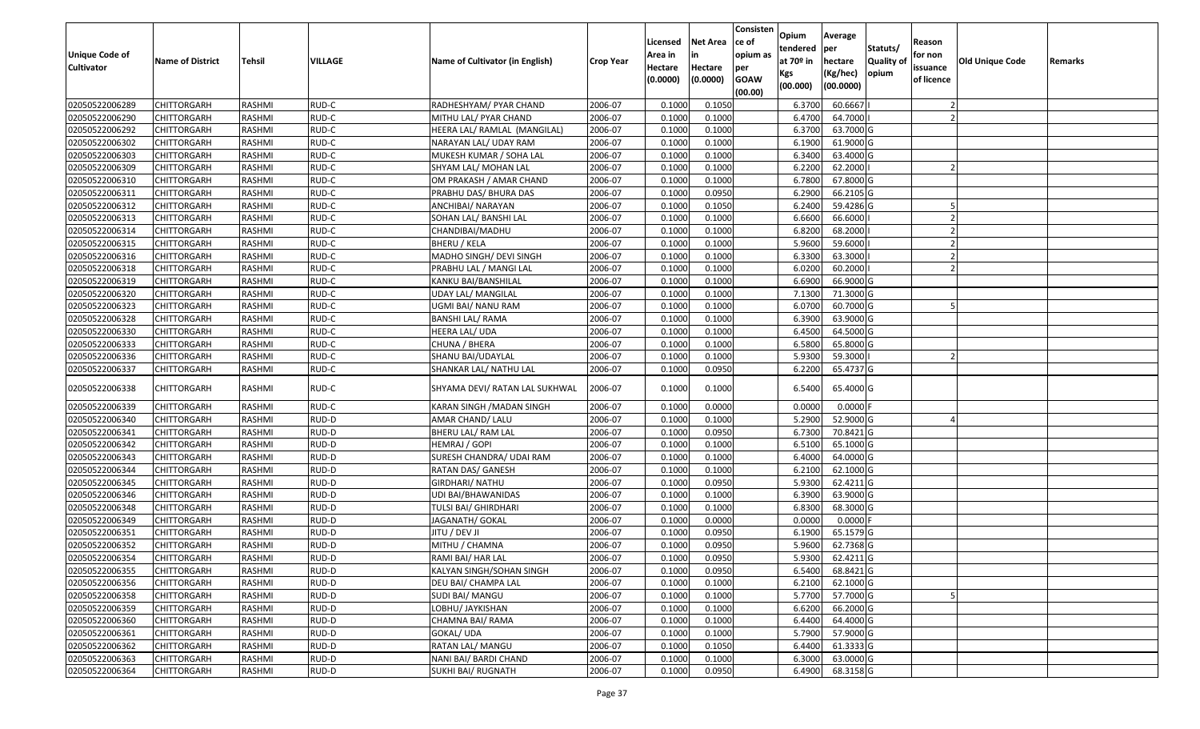| Unique Code of Cultivator | Name of District | Tehsil | VILLAGE | Name of Cultivator (in English) | Crop Year | Licensed Area in Hectare (0.0000) | Net Area in Hectare (0.0000) | Consistence of opium as per GOAW (00.00) | Opium tendered at 70º in Kgs (00.000) | Average per hectare (Kg/hec) (00.0000) | Statuts/ Quality of opium | Reason for non issuance of licence | Old Unique Code | Remarks |
|---|---|---|---|---|---|---|---|---|---|---|---|---|---|---|
| 02050522006289 | CHITTORGARH | RASHMI | RUD-C | RADHESHYAM/ PYAR CHAND | 2006-07 | 0.1000 | 0.1050 | | 6.3700 | 60.6667 | I | 2 | | |
| 02050522006290 | CHITTORGARH | RASHMI | RUD-C | MITHU LAL/ PYAR CHAND | 2006-07 | 0.1000 | 0.1000 | | 6.4700 | 64.7000 | I | 2 | | |
| 02050522006292 | CHITTORGARH | RASHMI | RUD-C | HEERA LAL/ RAMLAL (MANGILAL) | 2006-07 | 0.1000 | 0.1000 | | 6.3700 | 63.7000 | G | | | |
| 02050522006302 | CHITTORGARH | RASHMI | RUD-C | NARAYAN LAL/ UDAY RAM | 2006-07 | 0.1000 | 0.1000 | | 6.1900 | 61.9000 | G | | | |
| 02050522006303 | CHITTORGARH | RASHMI | RUD-C | MUKESH KUMAR / SOHA LAL | 2006-07 | 0.1000 | 0.1000 | | 6.3400 | 63.4000 | G | | | |
| 02050522006309 | CHITTORGARH | RASHMI | RUD-C | SHYAM LAL/ MOHAN LAL | 2006-07 | 0.1000 | 0.1000 | | 6.2200 | 62.2000 | I | 2 | | |
| 02050522006310 | CHITTORGARH | RASHMI | RUD-C | OM PRAKASH / AMAR CHAND | 2006-07 | 0.1000 | 0.1000 | | 6.7800 | 67.8000 | G | | | |
| 02050522006311 | CHITTORGARH | RASHMI | RUD-C | PRABHU DAS/ BHURA DAS | 2006-07 | 0.1000 | 0.0950 | | 6.2900 | 66.2105 | G | | | |
| 02050522006312 | CHITTORGARH | RASHMI | RUD-C | ANCHIBAI/ NARAYAN | 2006-07 | 0.1000 | 0.1050 | | 6.2400 | 59.4286 | G | 5 | | |
| 02050522006313 | CHITTORGARH | RASHMI | RUD-C | SOHAN LAL/ BANSHI LAL | 2006-07 | 0.1000 | 0.1000 | | 6.6600 | 66.6000 | I | 2 | | |
| 02050522006314 | CHITTORGARH | RASHMI | RUD-C | CHANDIBAI/MADHU | 2006-07 | 0.1000 | 0.1000 | | 6.8200 | 68.2000 | I | 2 | | |
| 02050522006315 | CHITTORGARH | RASHMI | RUD-C | BHERU / KELA | 2006-07 | 0.1000 | 0.1000 | | 5.9600 | 59.6000 | I | 2 | | |
| 02050522006316 | CHITTORGARH | RASHMI | RUD-C | MADHO SINGH/ DEVI SINGH | 2006-07 | 0.1000 | 0.1000 | | 6.3300 | 63.3000 | I | 2 | | |
| 02050522006318 | CHITTORGARH | RASHMI | RUD-C | PRABHU LAL / MANGI LAL | 2006-07 | 0.1000 | 0.1000 | | 6.0200 | 60.2000 | I | 2 | | |
| 02050522006319 | CHITTORGARH | RASHMI | RUD-C | KANKU BAI/BANSHILAL | 2006-07 | 0.1000 | 0.1000 | | 6.6900 | 66.9000 | G | | | |
| 02050522006320 | CHITTORGARH | RASHMI | RUD-C | UDAY LAL/ MANGILAL | 2006-07 | 0.1000 | 0.1000 | | 7.1300 | 71.3000 | G | | | |
| 02050522006323 | CHITTORGARH | RASHMI | RUD-C | UGMI BAI/ NANU RAM | 2006-07 | 0.1000 | 0.1000 | | 6.0700 | 60.7000 | G | 5 | | |
| 02050522006328 | CHITTORGARH | RASHMI | RUD-C | BANSHI LAL/ RAMA | 2006-07 | 0.1000 | 0.1000 | | 6.3900 | 63.9000 | G | | | |
| 02050522006330 | CHITTORGARH | RASHMI | RUD-C | HEERA LAL/ UDA | 2006-07 | 0.1000 | 0.1000 | | 6.4500 | 64.5000 | G | | | |
| 02050522006333 | CHITTORGARH | RASHMI | RUD-C | CHUNA / BHERA | 2006-07 | 0.1000 | 0.1000 | | 6.5800 | 65.8000 | G | | | |
| 02050522006336 | CHITTORGARH | RASHMI | RUD-C | SHANU BAI/UDAYLAL | 2006-07 | 0.1000 | 0.1000 | | 5.9300 | 59.3000 | I | 2 | | |
| 02050522006337 | CHITTORGARH | RASHMI | RUD-C | SHANKAR LAL/ NATHU LAL | 2006-07 | 0.1000 | 0.0950 | | 6.2200 | 65.4737 | G | | | |
| 02050522006338 | CHITTORGARH | RASHMI | RUD-C | SHYAMA DEVI/ RATAN LAL SUKHWAL | 2006-07 | 0.1000 | 0.1000 | | 6.5400 | 65.4000 | G | | | |
| 02050522006339 | CHITTORGARH | RASHMI | RUD-C | KARAN SINGH /MADAN SINGH | 2006-07 | 0.1000 | 0.0000 | | 0.0000 | 0.0000 | F | | | |
| 02050522006340 | CHITTORGARH | RASHMI | RUD-D | AMAR CHAND/ LALU | 2006-07 | 0.1000 | 0.1000 | | 5.2900 | 52.9000 | G | 4 | | |
| 02050522006341 | CHITTORGARH | RASHMI | RUD-D | BHERU LAL/ RAM LAL | 2006-07 | 0.1000 | 0.0950 | | 6.7300 | 70.8421 | G | | | |
| 02050522006342 | CHITTORGARH | RASHMI | RUD-D | HEMRAJ / GOPI | 2006-07 | 0.1000 | 0.1000 | | 6.5100 | 65.1000 | G | | | |
| 02050522006343 | CHITTORGARH | RASHMI | RUD-D | SURESH CHANDRA/ UDAI RAM | 2006-07 | 0.1000 | 0.1000 | | 6.4000 | 64.0000 | G | | | |
| 02050522006344 | CHITTORGARH | RASHMI | RUD-D | RATAN DAS/ GANESH | 2006-07 | 0.1000 | 0.1000 | | 6.2100 | 62.1000 | G | | | |
| 02050522006345 | CHITTORGARH | RASHMI | RUD-D | GIRDHARI/ NATHU | 2006-07 | 0.1000 | 0.0950 | | 5.9300 | 62.4211 | G | | | |
| 02050522006346 | CHITTORGARH | RASHMI | RUD-D | UDI BAI/BHAWANIDAS | 2006-07 | 0.1000 | 0.1000 | | 6.3900 | 63.9000 | G | | | |
| 02050522006348 | CHITTORGARH | RASHMI | RUD-D | TULSI BAI/ GHIRDHARI | 2006-07 | 0.1000 | 0.1000 | | 6.8300 | 68.3000 | G | | | |
| 02050522006349 | CHITTORGARH | RASHMI | RUD-D | JAGANATH/ GOKAL | 2006-07 | 0.1000 | 0.0000 | | 0.0000 | 0.0000 | F | | | |
| 02050522006351 | CHITTORGARH | RASHMI | RUD-D | JITU / DEV JI | 2006-07 | 0.1000 | 0.0950 | | 6.1900 | 65.1579 | G | | | |
| 02050522006352 | CHITTORGARH | RASHMI | RUD-D | MITHU / CHAMNA | 2006-07 | 0.1000 | 0.0950 | | 5.9600 | 62.7368 | G | | | |
| 02050522006354 | CHITTORGARH | RASHMI | RUD-D | RAMI BAI/ HAR LAL | 2006-07 | 0.1000 | 0.0950 | | 5.9300 | 62.4211 | G | | | |
| 02050522006355 | CHITTORGARH | RASHMI | RUD-D | KALYAN SINGH/SOHAN SINGH | 2006-07 | 0.1000 | 0.0950 | | 6.5400 | 68.8421 | G | | | |
| 02050522006356 | CHITTORGARH | RASHMI | RUD-D | DEU BAI/ CHAMPA LAL | 2006-07 | 0.1000 | 0.1000 | | 6.2100 | 62.1000 | G | | | |
| 02050522006358 | CHITTORGARH | RASHMI | RUD-D | SUDI BAI/ MANGU | 2006-07 | 0.1000 | 0.1000 | | 5.7700 | 57.7000 | G | 5 | | |
| 02050522006359 | CHITTORGARH | RASHMI | RUD-D | LOBHU/ JAYKISHAN | 2006-07 | 0.1000 | 0.1000 | | 6.6200 | 66.2000 | G | | | |
| 02050522006360 | CHITTORGARH | RASHMI | RUD-D | CHAMNA BAI/ RAMA | 2006-07 | 0.1000 | 0.1000 | | 6.4400 | 64.4000 | G | | | |
| 02050522006361 | CHITTORGARH | RASHMI | RUD-D | GOKAL/ UDA | 2006-07 | 0.1000 | 0.1000 | | 5.7900 | 57.9000 | G | | | |
| 02050522006362 | CHITTORGARH | RASHMI | RUD-D | RATAN LAL/ MANGU | 2006-07 | 0.1000 | 0.1050 | | 6.4400 | 61.3333 | G | | | |
| 02050522006363 | CHITTORGARH | RASHMI | RUD-D | NANI BAI/ BARDI CHAND | 2006-07 | 0.1000 | 0.1000 | | 6.3000 | 63.0000 | G | | | |
| 02050522006364 | CHITTORGARH | RASHMI | RUD-D | SUKHI BAI/ RUGNATH | 2006-07 | 0.1000 | 0.0950 | | 6.4900 | 68.3158 | G | | | |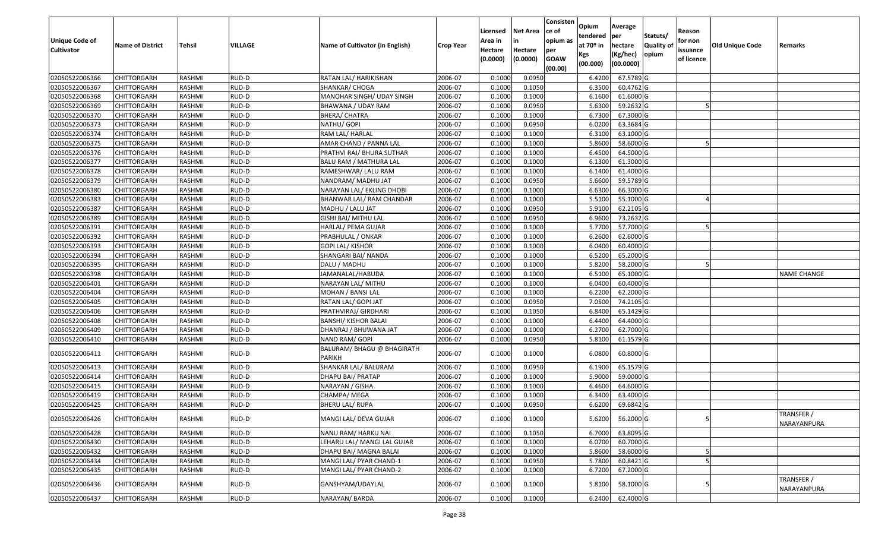| Unique Code of Cultivator | Name of District | Tehsil | VILLAGE | Name of Cultivator (in English) | Crop Year | Licensed Area in Hectare (0.0000) | Net Area in Hectare (0.0000) | Consistence of opium as per GOAW (00.00) | Opium tendered at 70º in Kgs (00.000) | Average per hectare (Kg/hec) (00.0000) | Statuts/ Quality of opium | Reason for non issuance of licence | Old Unique Code | Remarks |
|---|---|---|---|---|---|---|---|---|---|---|---|---|---|---|
| 02050522006366 | CHITTORGARH | RASHMI | RUD-D | RATAN LAL/ HARIKISHAN | 2006-07 | 0.1000 | 0.0950 | | 6.4200 | 67.5789 | G | | | |
| 02050522006367 | CHITTORGARH | RASHMI | RUD-D | SHANKAR/ CHOGA | 2006-07 | 0.1000 | 0.1050 | | 6.3500 | 60.4762 | G | | | |
| 02050522006368 | CHITTORGARH | RASHMI | RUD-D | MANOHAR SINGH/ UDAY SINGH | 2006-07 | 0.1000 | 0.1000 | | 6.1600 | 61.6000 | G | | | |
| 02050522006369 | CHITTORGARH | RASHMI | RUD-D | BHAWANA / UDAY RAM | 2006-07 | 0.1000 | 0.0950 | | 5.6300 | 59.2632 | G | 5 | | |
| 02050522006370 | CHITTORGARH | RASHMI | RUD-D | BHERA/ CHATRA | 2006-07 | 0.1000 | 0.1000 | | 6.7300 | 67.3000 | G | | | |
| 02050522006373 | CHITTORGARH | RASHMI | RUD-D | NATHU/ GOPI | 2006-07 | 0.1000 | 0.0950 | | 6.0200 | 63.3684 | G | | | |
| 02050522006374 | CHITTORGARH | RASHMI | RUD-D | RAM LAL/ HARLAL | 2006-07 | 0.1000 | 0.1000 | | 6.3100 | 63.1000 | G | | | |
| 02050522006375 | CHITTORGARH | RASHMI | RUD-D | AMAR CHAND / PANNA LAL | 2006-07 | 0.1000 | 0.1000 | | 5.8600 | 58.6000 | G | 5 | | |
| 02050522006376 | CHITTORGARH | RASHMI | RUD-D | PRATHVI RAJ/ BHURA SUTHAR | 2006-07 | 0.1000 | 0.1000 | | 6.4500 | 64.5000 | G | | | |
| 02050522006377 | CHITTORGARH | RASHMI | RUD-D | BALU RAM / MATHURA LAL | 2006-07 | 0.1000 | 0.1000 | | 6.1300 | 61.3000 | G | | | |
| 02050522006378 | CHITTORGARH | RASHMI | RUD-D | RAMESHWAR/ LALU RAM | 2006-07 | 0.1000 | 0.1000 | | 6.1400 | 61.4000 | G | | | |
| 02050522006379 | CHITTORGARH | RASHMI | RUD-D | NANDRAM/ MADHU JAT | 2006-07 | 0.1000 | 0.0950 | | 5.6600 | 59.5789 | G | | | |
| 02050522006380 | CHITTORGARH | RASHMI | RUD-D | NARAYAN LAL/ EKLING DHOBI | 2006-07 | 0.1000 | 0.1000 | | 6.6300 | 66.3000 | G | | | |
| 02050522006383 | CHITTORGARH | RASHMI | RUD-D | BHANWAR LAL/ RAM CHANDAR | 2006-07 | 0.1000 | 0.1000 | | 5.5100 | 55.1000 | G | 4 | | |
| 02050522006387 | CHITTORGARH | RASHMI | RUD-D | MADHU / LALU JAT | 2006-07 | 0.1000 | 0.0950 | | 5.9100 | 62.2105 | G | | | |
| 02050522006389 | CHITTORGARH | RASHMI | RUD-D | GISHI BAI/ MITHU LAL | 2006-07 | 0.1000 | 0.0950 | | 6.9600 | 73.2632 | G | | | |
| 02050522006391 | CHITTORGARH | RASHMI | RUD-D | HARLAL/ PEMA GUJAR | 2006-07 | 0.1000 | 0.1000 | | 5.7700 | 57.7000 | G | 5 | | |
| 02050522006392 | CHITTORGARH | RASHMI | RUD-D | PRABHULAL / ONKAR | 2006-07 | 0.1000 | 0.1000 | | 6.2600 | 62.6000 | G | | | |
| 02050522006393 | CHITTORGARH | RASHMI | RUD-D | GOPI LAL/ KISHOR | 2006-07 | 0.1000 | 0.1000 | | 6.0400 | 60.4000 | G | | | |
| 02050522006394 | CHITTORGARH | RASHMI | RUD-D | SHANGARI BAI/ NANDA | 2006-07 | 0.1000 | 0.1000 | | 6.5200 | 65.2000 | G | | | |
| 02050522006395 | CHITTORGARH | RASHMI | RUD-D | DALU / MADHU | 2006-07 | 0.1000 | 0.1000 | | 5.8200 | 58.2000 | G | 5 | | |
| 02050522006398 | CHITTORGARH | RASHMI | RUD-D | JAMANALAL/HABUDA | 2006-07 | 0.1000 | 0.1000 | | 6.5100 | 65.1000 | G | | | NAME CHANGE |
| 02050522006401 | CHITTORGARH | RASHMI | RUD-D | NARAYAN LAL/ MITHU | 2006-07 | 0.1000 | 0.1000 | | 6.0400 | 60.4000 | G | | | |
| 02050522006404 | CHITTORGARH | RASHMI | RUD-D | MOHAN / BANSI LAL | 2006-07 | 0.1000 | 0.1000 | | 6.2200 | 62.2000 | G | | | |
| 02050522006405 | CHITTORGARH | RASHMI | RUD-D | RATAN LAL/ GOPI JAT | 2006-07 | 0.1000 | 0.0950 | | 7.0500 | 74.2105 | G | | | |
| 02050522006406 | CHITTORGARH | RASHMI | RUD-D | PRATHVIRAJ/ GIRDHARI | 2006-07 | 0.1000 | 0.1050 | | 6.8400 | 65.1429 | G | | | |
| 02050522006408 | CHITTORGARH | RASHMI | RUD-D | BANSHI/ KISHOR BALAI | 2006-07 | 0.1000 | 0.1000 | | 6.4400 | 64.4000 | G | | | |
| 02050522006409 | CHITTORGARH | RASHMI | RUD-D | DHANRAJ / BHUWANA JAT | 2006-07 | 0.1000 | 0.1000 | | 6.2700 | 62.7000 | G | | | |
| 02050522006410 | CHITTORGARH | RASHMI | RUD-D | NAND RAM/ GOPI | 2006-07 | 0.1000 | 0.0950 | | 5.8100 | 61.1579 | G | | | |
| 02050522006411 | CHITTORGARH | RASHMI | RUD-D | BALURAM/ BHAGU @ BHAGIRATH PARIKH | 2006-07 | 0.1000 | 0.1000 | | 6.0800 | 60.8000 | G | | | |
| 02050522006413 | CHITTORGARH | RASHMI | RUD-D | SHANKAR LAL/ BALURAM | 2006-07 | 0.1000 | 0.0950 | | 6.1900 | 65.1579 | G | | | |
| 02050522006414 | CHITTORGARH | RASHMI | RUD-D | DHAPU BAI/ PRATAP | 2006-07 | 0.1000 | 0.1000 | | 5.9000 | 59.0000 | G | | | |
| 02050522006415 | CHITTORGARH | RASHMI | RUD-D | NARAYAN / GISHA | 2006-07 | 0.1000 | 0.1000 | | 6.4600 | 64.6000 | G | | | |
| 02050522006419 | CHITTORGARH | RASHMI | RUD-D | CHAMPA/ MEGA | 2006-07 | 0.1000 | 0.1000 | | 6.3400 | 63.4000 | G | | | |
| 02050522006425 | CHITTORGARH | RASHMI | RUD-D | BHERU LAL/ RUPA | 2006-07 | 0.1000 | 0.0950 | | 6.6200 | 69.6842 | G | | | |
| 02050522006426 | CHITTORGARH | RASHMI | RUD-D | MANGI LAL/ DEVA GUJAR | 2006-07 | 0.1000 | 0.1000 | | 5.6200 | 56.2000 | G | 5 | | TRANSFER / NARAYANPURA |
| 02050522006428 | CHITTORGARH | RASHMI | RUD-D | NANU RAM/ HARKU NAI | 2006-07 | 0.1000 | 0.1050 | | 6.7000 | 63.8095 | G | | | |
| 02050522006430 | CHITTORGARH | RASHMI | RUD-D | LEHARU LAL/ MANGI LAL GUJAR | 2006-07 | 0.1000 | 0.1000 | | 6.0700 | 60.7000 | G | | | |
| 02050522006432 | CHITTORGARH | RASHMI | RUD-D | DHAPU BAI/ MAGNA BALAI | 2006-07 | 0.1000 | 0.1000 | | 5.8600 | 58.6000 | G | 5 | | |
| 02050522006434 | CHITTORGARH | RASHMI | RUD-D | MANGI LAL/ PYAR CHAND-1 | 2006-07 | 0.1000 | 0.0950 | | 5.7800 | 60.8421 | G | 5 | | |
| 02050522006435 | CHITTORGARH | RASHMI | RUD-D | MANGI LAL/ PYAR CHAND-2 | 2006-07 | 0.1000 | 0.1000 | | 6.7200 | 67.2000 | G | | | |
| 02050522006436 | CHITTORGARH | RASHMI | RUD-D | GANSHYAM/UDAYLAL | 2006-07 | 0.1000 | 0.1000 | | 5.8100 | 58.1000 | G | 5 | | TRANSFER / NARAYANPURA |
| 02050522006437 | CHITTORGARH | RASHMI | RUD-D | NARAYAN/ BARDA | 2006-07 | 0.1000 | 0.1000 | | 6.2400 | 62.4000 | G | | | |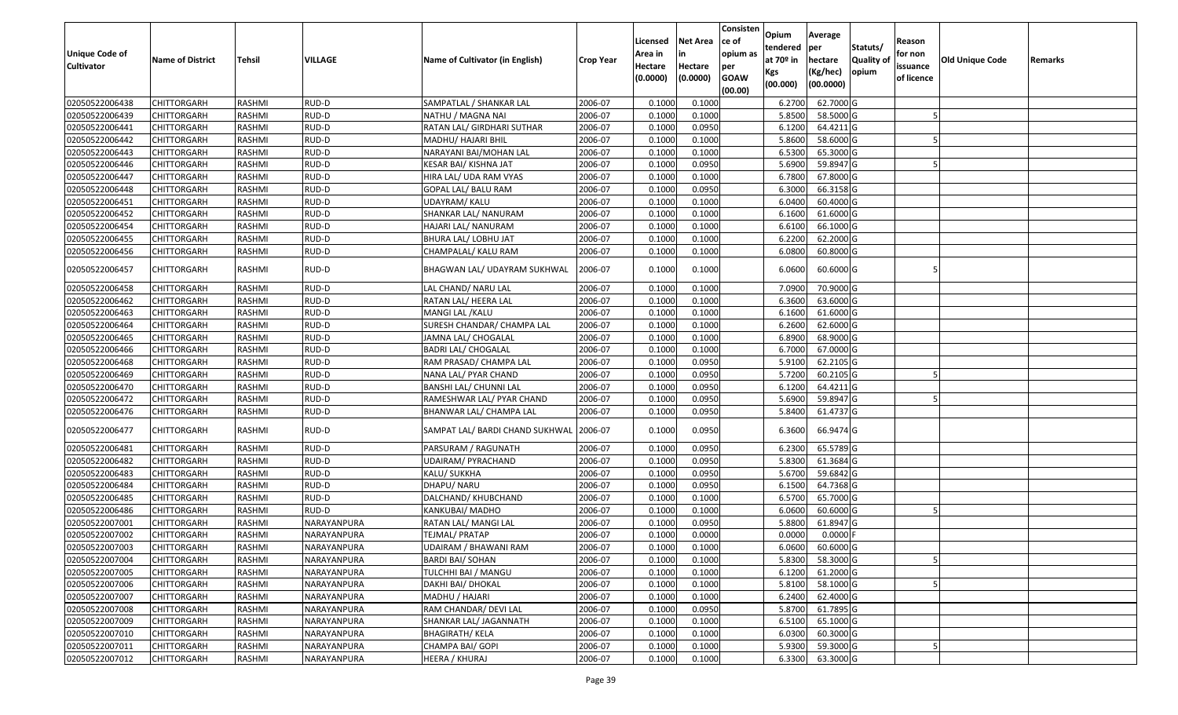| Unique Code of Cultivator | Name of District | Tehsil | VILLAGE | Name of Cultivator (in English) | Crop Year | Licensed Area in Hectare (0.0000) | Net Area in Hectare (0.0000) | Consistence of opium as per GOAW (00.00) | Opium tendered at 70º in Kgs (00.000) | Average per hectare (Kg/hec) (00.0000) | Statuts/ Quality of opium | Reason for non issuance of licence | Old Unique Code | Remarks |
|---|---|---|---|---|---|---|---|---|---|---|---|---|---|---|
| 02050522006438 | CHITTORGARH | RASHMI | RUD-D | SAMPATLAL / SHANKAR LAL | 2006-07 | 0.1000 | 0.1000 | | 6.2700 | 62.7000 | G | | | |
| 02050522006439 | CHITTORGARH | RASHMI | RUD-D | NATHU / MAGNA NAI | 2006-07 | 0.1000 | 0.1000 | | 5.8500 | 58.5000 | G | 5 | | |
| 02050522006441 | CHITTORGARH | RASHMI | RUD-D | RATAN LAL/ GIRDHARI SUTHAR | 2006-07 | 0.1000 | 0.0950 | | 6.1200 | 64.4211 | G | | | |
| 02050522006442 | CHITTORGARH | RASHMI | RUD-D | MADHU/ HAJARI BHIL | 2006-07 | 0.1000 | 0.1000 | | 5.8600 | 58.6000 | G | 5 | | |
| 02050522006443 | CHITTORGARH | RASHMI | RUD-D | NARAYANI BAI/MOHAN LAL | 2006-07 | 0.1000 | 0.1000 | | 6.5300 | 65.3000 | G | | | |
| 02050522006446 | CHITTORGARH | RASHMI | RUD-D | KESAR BAI/ KISHNA JAT | 2006-07 | 0.1000 | 0.0950 | | 5.6900 | 59.8947 | G | 5 | | |
| 02050522006447 | CHITTORGARH | RASHMI | RUD-D | HIRA LAL/ UDA RAM VYAS | 2006-07 | 0.1000 | 0.1000 | | 6.7800 | 67.8000 | G | | | |
| 02050522006448 | CHITTORGARH | RASHMI | RUD-D | GOPAL LAL/ BALU RAM | 2006-07 | 0.1000 | 0.0950 | | 6.3000 | 66.3158 | G | | | |
| 02050522006451 | CHITTORGARH | RASHMI | RUD-D | UDAYRAM/ KALU | 2006-07 | 0.1000 | 0.1000 | | 6.0400 | 60.4000 | G | | | |
| 02050522006452 | CHITTORGARH | RASHMI | RUD-D | SHANKAR LAL/ NANURAM | 2006-07 | 0.1000 | 0.1000 | | 6.1600 | 61.6000 | G | | | |
| 02050522006454 | CHITTORGARH | RASHMI | RUD-D | HAJARI LAL/ NANURAM | 2006-07 | 0.1000 | 0.1000 | | 6.6100 | 66.1000 | G | | | |
| 02050522006455 | CHITTORGARH | RASHMI | RUD-D | BHURA LAL/ LOBHU JAT | 2006-07 | 0.1000 | 0.1000 | | 6.2200 | 62.2000 | G | | | |
| 02050522006456 | CHITTORGARH | RASHMI | RUD-D | CHAMPALAL/ KALU RAM | 2006-07 | 0.1000 | 0.1000 | | 6.0800 | 60.8000 | G | | | |
| 02050522006457 | CHITTORGARH | RASHMI | RUD-D | BHAGWAN LAL/ UDAYRAM SUKHWAL | 2006-07 | 0.1000 | 0.1000 | | 6.0600 | 60.6000 | G | 5 | | |
| 02050522006458 | CHITTORGARH | RASHMI | RUD-D | LAL CHAND/ NARU LAL | 2006-07 | 0.1000 | 0.1000 | | 7.0900 | 70.9000 | G | | | |
| 02050522006462 | CHITTORGARH | RASHMI | RUD-D | RATAN LAL/ HEERA LAL | 2006-07 | 0.1000 | 0.1000 | | 6.3600 | 63.6000 | G | | | |
| 02050522006463 | CHITTORGARH | RASHMI | RUD-D | MANGI LAL /KALU | 2006-07 | 0.1000 | 0.1000 | | 6.1600 | 61.6000 | G | | | |
| 02050522006464 | CHITTORGARH | RASHMI | RUD-D | SURESH CHANDAR/ CHAMPA LAL | 2006-07 | 0.1000 | 0.1000 | | 6.2600 | 62.6000 | G | | | |
| 02050522006465 | CHITTORGARH | RASHMI | RUD-D | JAMNA LAL/ CHOGALAL | 2006-07 | 0.1000 | 0.1000 | | 6.8900 | 68.9000 | G | | | |
| 02050522006466 | CHITTORGARH | RASHMI | RUD-D | BADRI LAL/ CHOGALAL | 2006-07 | 0.1000 | 0.1000 | | 6.7000 | 67.0000 | G | | | |
| 02050522006468 | CHITTORGARH | RASHMI | RUD-D | RAM PRASAD/ CHAMPA LAL | 2006-07 | 0.1000 | 0.0950 | | 5.9100 | 62.2105 | G | | | |
| 02050522006469 | CHITTORGARH | RASHMI | RUD-D | NANA LAL/ PYAR CHAND | 2006-07 | 0.1000 | 0.0950 | | 5.7200 | 60.2105 | G | 5 | | |
| 02050522006470 | CHITTORGARH | RASHMI | RUD-D | BANSHI LAL/ CHUNNI LAL | 2006-07 | 0.1000 | 0.0950 | | 6.1200 | 64.4211 | G | | | |
| 02050522006472 | CHITTORGARH | RASHMI | RUD-D | RAMESHWAR LAL/ PYAR CHAND | 2006-07 | 0.1000 | 0.0950 | | 5.6900 | 59.8947 | G | 5 | | |
| 02050522006476 | CHITTORGARH | RASHMI | RUD-D | BHANWAR LAL/ CHAMPA LAL | 2006-07 | 0.1000 | 0.0950 | | 5.8400 | 61.4737 | G | | | |
| 02050522006477 | CHITTORGARH | RASHMI | RUD-D | SAMPAT LAL/ BARDI CHAND SUKHWAL | 2006-07 | 0.1000 | 0.0950 | | 6.3600 | 66.9474 | G | | | |
| 02050522006481 | CHITTORGARH | RASHMI | RUD-D | PARSURAM / RAGUNATH | 2006-07 | 0.1000 | 0.0950 | | 6.2300 | 65.5789 | G | | | |
| 02050522006482 | CHITTORGARH | RASHMI | RUD-D | UDAIRAM/ PYRACHAND | 2006-07 | 0.1000 | 0.0950 | | 5.8300 | 61.3684 | G | | | |
| 02050522006483 | CHITTORGARH | RASHMI | RUD-D | KALU/ SUKKHA | 2006-07 | 0.1000 | 0.0950 | | 5.6700 | 59.6842 | G | | | |
| 02050522006484 | CHITTORGARH | RASHMI | RUD-D | DHAPU/ NARU | 2006-07 | 0.1000 | 0.0950 | | 6.1500 | 64.7368 | G | | | |
| 02050522006485 | CHITTORGARH | RASHMI | RUD-D | DALCHAND/ KHUBCHAND | 2006-07 | 0.1000 | 0.1000 | | 6.5700 | 65.7000 | G | | | |
| 02050522006486 | CHITTORGARH | RASHMI | RUD-D | KANKUBAI/ MADHO | 2006-07 | 0.1000 | 0.1000 | | 6.0600 | 60.6000 | G | 5 | | |
| 02050522007001 | CHITTORGARH | RASHMI | NARAYANPURA | RATAN LAL/ MANGI LAL | 2006-07 | 0.1000 | 0.0950 | | 5.8800 | 61.8947 | G | | | |
| 02050522007002 | CHITTORGARH | RASHMI | NARAYANPURA | TEJMAL/ PRATAP | 2006-07 | 0.1000 | 0.0000 | | 0.0000 | 0.0000 | F | | | |
| 02050522007003 | CHITTORGARH | RASHMI | NARAYANPURA | UDAIRAM / BHAWANI RAM | 2006-07 | 0.1000 | 0.1000 | | 6.0600 | 60.6000 | G | | | |
| 02050522007004 | CHITTORGARH | RASHMI | NARAYANPURA | BARDI BAI/ SOHAN | 2006-07 | 0.1000 | 0.1000 | | 5.8300 | 58.3000 | G | 5 | | |
| 02050522007005 | CHITTORGARH | RASHMI | NARAYANPURA | TULCHHI BAI / MANGU | 2006-07 | 0.1000 | 0.1000 | | 6.1200 | 61.2000 | G | | | |
| 02050522007006 | CHITTORGARH | RASHMI | NARAYANPURA | DAKHI BAI/ DHOKAL | 2006-07 | 0.1000 | 0.1000 | | 5.8100 | 58.1000 | G | 5 | | |
| 02050522007007 | CHITTORGARH | RASHMI | NARAYANPURA | MADHU / HAJARI | 2006-07 | 0.1000 | 0.1000 | | 6.2400 | 62.4000 | G | | | |
| 02050522007008 | CHITTORGARH | RASHMI | NARAYANPURA | RAM CHANDAR/ DEVI LAL | 2006-07 | 0.1000 | 0.0950 | | 5.8700 | 61.7895 | G | | | |
| 02050522007009 | CHITTORGARH | RASHMI | NARAYANPURA | SHANKAR LAL/ JAGANNATH | 2006-07 | 0.1000 | 0.1000 | | 6.5100 | 65.1000 | G | | | |
| 02050522007010 | CHITTORGARH | RASHMI | NARAYANPURA | BHAGIRATH/ KELA | 2006-07 | 0.1000 | 0.1000 | | 6.0300 | 60.3000 | G | | | |
| 02050522007011 | CHITTORGARH | RASHMI | NARAYANPURA | CHAMPA BAI/ GOPI | 2006-07 | 0.1000 | 0.1000 | | 5.9300 | 59.3000 | G | 5 | | |
| 02050522007012 | CHITTORGARH | RASHMI | NARAYANPURA | HEERA / KHURAJ | 2006-07 | 0.1000 | 0.1000 | | 6.3300 | 63.3000 | G | | | |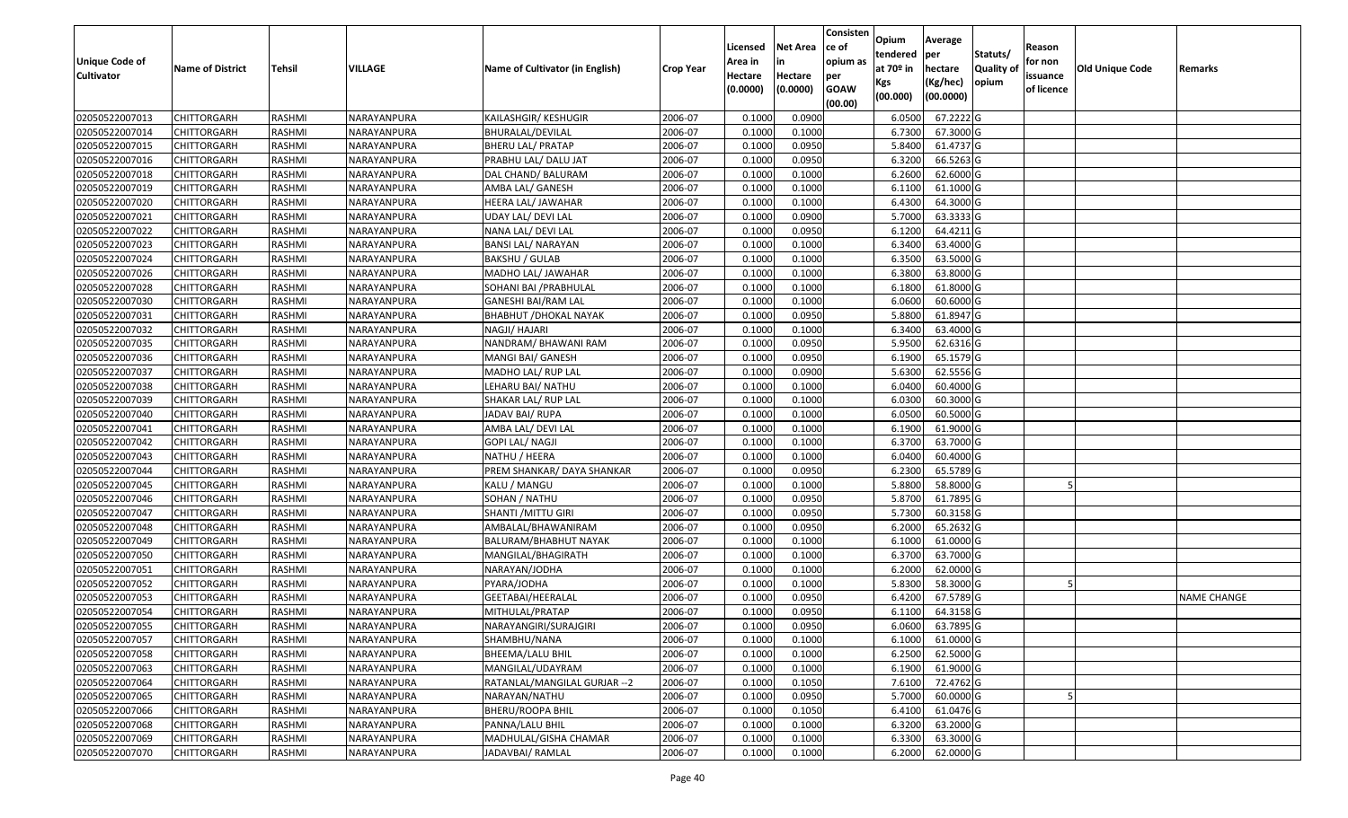| Unique Code of Cultivator | Name of District | Tehsil | VILLAGE | Name of Cultivator (in English) | Crop Year | Licensed Area in Hectare (0.0000) | Net Area in Hectare (0.0000) | Consistence of opium as per GOAW (00.00) | Opium tendered at 70º in Kgs (00.000) | Average per hectare (Kg/hec) (00.0000) | Statuts/ Quality of opium | Reason for non issuance of licence | Old Unique Code | Remarks |
|---|---|---|---|---|---|---|---|---|---|---|---|---|---|---|
| 02050522007013 | CHITTORGARH | RASHMI | NARAYANPURA | KAILASHGIR/ KESHUGIR | 2006-07 | 0.1000 | 0.0900 | | 6.0500 | 67.2222 | G | | | |
| 02050522007014 | CHITTORGARH | RASHMI | NARAYANPURA | BHURALAL/DEVILAL | 2006-07 | 0.1000 | 0.1000 | | 6.7300 | 67.3000 | G | | | |
| 02050522007015 | CHITTORGARH | RASHMI | NARAYANPURA | BHERU LAL/ PRATAP | 2006-07 | 0.1000 | 0.0950 | | 5.8400 | 61.4737 | G | | | |
| 02050522007016 | CHITTORGARH | RASHMI | NARAYANPURA | PRABHU LAL/ DALU JAT | 2006-07 | 0.1000 | 0.0950 | | 6.3200 | 66.5263 | G | | | |
| 02050522007018 | CHITTORGARH | RASHMI | NARAYANPURA | DAL CHAND/ BALURAM | 2006-07 | 0.1000 | 0.1000 | | 6.2600 | 62.6000 | G | | | |
| 02050522007019 | CHITTORGARH | RASHMI | NARAYANPURA | AMBA LAL/ GANESH | 2006-07 | 0.1000 | 0.1000 | | 6.1100 | 61.1000 | G | | | |
| 02050522007020 | CHITTORGARH | RASHMI | NARAYANPURA | HEERA LAL/ JAWAHAR | 2006-07 | 0.1000 | 0.1000 | | 6.4300 | 64.3000 | G | | | |
| 02050522007021 | CHITTORGARH | RASHMI | NARAYANPURA | UDAY LAL/ DEVI LAL | 2006-07 | 0.1000 | 0.0900 | | 5.7000 | 63.3333 | G | | | |
| 02050522007022 | CHITTORGARH | RASHMI | NARAYANPURA | NANA LAL/ DEVI LAL | 2006-07 | 0.1000 | 0.0950 | | 6.1200 | 64.4211 | G | | | |
| 02050522007023 | CHITTORGARH | RASHMI | NARAYANPURA | BANSI LAL/ NARAYAN | 2006-07 | 0.1000 | 0.1000 | | 6.3400 | 63.4000 | G | | | |
| 02050522007024 | CHITTORGARH | RASHMI | NARAYANPURA | BAKSHU / GULAB | 2006-07 | 0.1000 | 0.1000 | | 6.3500 | 63.5000 | G | | | |
| 02050522007026 | CHITTORGARH | RASHMI | NARAYANPURA | MADHO LAL/ JAWAHAR | 2006-07 | 0.1000 | 0.1000 | | 6.3800 | 63.8000 | G | | | |
| 02050522007028 | CHITTORGARH | RASHMI | NARAYANPURA | SOHANI BAI /PRABHULAL | 2006-07 | 0.1000 | 0.1000 | | 6.1800 | 61.8000 | G | | | |
| 02050522007030 | CHITTORGARH | RASHMI | NARAYANPURA | GANESHI BAI/RAM LAL | 2006-07 | 0.1000 | 0.1000 | | 6.0600 | 60.6000 | G | | | |
| 02050522007031 | CHITTORGARH | RASHMI | NARAYANPURA | BHABHUT /DHOKAL NAYAK | 2006-07 | 0.1000 | 0.0950 | | 5.8800 | 61.8947 | G | | | |
| 02050522007032 | CHITTORGARH | RASHMI | NARAYANPURA | NAGJI/ HAJARI | 2006-07 | 0.1000 | 0.1000 | | 6.3400 | 63.4000 | G | | | |
| 02050522007035 | CHITTORGARH | RASHMI | NARAYANPURA | NANDRAM/ BHAWANI RAM | 2006-07 | 0.1000 | 0.0950 | | 5.9500 | 62.6316 | G | | | |
| 02050522007036 | CHITTORGARH | RASHMI | NARAYANPURA | MANGI BAI/ GANESH | 2006-07 | 0.1000 | 0.0950 | | 6.1900 | 65.1579 | G | | | |
| 02050522007037 | CHITTORGARH | RASHMI | NARAYANPURA | MADHO LAL/ RUP LAL | 2006-07 | 0.1000 | 0.0900 | | 5.6300 | 62.5556 | G | | | |
| 02050522007038 | CHITTORGARH | RASHMI | NARAYANPURA | LEHARU BAI/ NATHU | 2006-07 | 0.1000 | 0.1000 | | 6.0400 | 60.4000 | G | | | |
| 02050522007039 | CHITTORGARH | RASHMI | NARAYANPURA | SHAKAR LAL/ RUP LAL | 2006-07 | 0.1000 | 0.1000 | | 6.0300 | 60.3000 | G | | | |
| 02050522007040 | CHITTORGARH | RASHMI | NARAYANPURA | JADAV BAI/ RUPA | 2006-07 | 0.1000 | 0.1000 | | 6.0500 | 60.5000 | G | | | |
| 02050522007041 | CHITTORGARH | RASHMI | NARAYANPURA | AMBA LAL/ DEVI LAL | 2006-07 | 0.1000 | 0.1000 | | 6.1900 | 61.9000 | G | | | |
| 02050522007042 | CHITTORGARH | RASHMI | NARAYANPURA | GOPI LAL/ NAGJI | 2006-07 | 0.1000 | 0.1000 | | 6.3700 | 63.7000 | G | | | |
| 02050522007043 | CHITTORGARH | RASHMI | NARAYANPURA | NATHU / HEERA | 2006-07 | 0.1000 | 0.1000 | | 6.0400 | 60.4000 | G | | | |
| 02050522007044 | CHITTORGARH | RASHMI | NARAYANPURA | PREM SHANKAR/ DAYA SHANKAR | 2006-07 | 0.1000 | 0.0950 | | 6.2300 | 65.5789 | G | | | |
| 02050522007045 | CHITTORGARH | RASHMI | NARAYANPURA | KALU / MANGU | 2006-07 | 0.1000 | 0.1000 | | 5.8800 | 58.8000 | G | 5 | | |
| 02050522007046 | CHITTORGARH | RASHMI | NARAYANPURA | SOHAN / NATHU | 2006-07 | 0.1000 | 0.0950 | | 5.8700 | 61.7895 | G | | | |
| 02050522007047 | CHITTORGARH | RASHMI | NARAYANPURA | SHANTI /MITTU GIRI | 2006-07 | 0.1000 | 0.0950 | | 5.7300 | 60.3158 | G | | | |
| 02050522007048 | CHITTORGARH | RASHMI | NARAYANPURA | AMBALAL/BHAWANIRAM | 2006-07 | 0.1000 | 0.0950 | | 6.2000 | 65.2632 | G | | | |
| 02050522007049 | CHITTORGARH | RASHMI | NARAYANPURA | BALURAM/BHABHUT NAYAK | 2006-07 | 0.1000 | 0.1000 | | 6.1000 | 61.0000 | G | | | |
| 02050522007050 | CHITTORGARH | RASHMI | NARAYANPURA | MANGILAL/BHAGIRATH | 2006-07 | 0.1000 | 0.1000 | | 6.3700 | 63.7000 | G | | | |
| 02050522007051 | CHITTORGARH | RASHMI | NARAYANPURA | NARAYAN/JODHA | 2006-07 | 0.1000 | 0.1000 | | 6.2000 | 62.0000 | G | | | |
| 02050522007052 | CHITTORGARH | RASHMI | NARAYANPURA | PYARA/JODHA | 2006-07 | 0.1000 | 0.1000 | | 5.8300 | 58.3000 | G | 5 | | |
| 02050522007053 | CHITTORGARH | RASHMI | NARAYANPURA | GEETABAI/HEERALAL | 2006-07 | 0.1000 | 0.0950 | | 6.4200 | 67.5789 | G | | | NAME CHANGE |
| 02050522007054 | CHITTORGARH | RASHMI | NARAYANPURA | MITHULAL/PRATAP | 2006-07 | 0.1000 | 0.0950 | | 6.1100 | 64.3158 | G | | | |
| 02050522007055 | CHITTORGARH | RASHMI | NARAYANPURA | NARAYANGIRI/SURAJGIRI | 2006-07 | 0.1000 | 0.0950 | | 6.0600 | 63.7895 | G | | | |
| 02050522007057 | CHITTORGARH | RASHMI | NARAYANPURA | SHAMBHU/NANA | 2006-07 | 0.1000 | 0.1000 | | 6.1000 | 61.0000 | G | | | |
| 02050522007058 | CHITTORGARH | RASHMI | NARAYANPURA | BHEEMA/LALU BHIL | 2006-07 | 0.1000 | 0.1000 | | 6.2500 | 62.5000 | G | | | |
| 02050522007063 | CHITTORGARH | RASHMI | NARAYANPURA | MANGILAL/UDAYRAM | 2006-07 | 0.1000 | 0.1000 | | 6.1900 | 61.9000 | G | | | |
| 02050522007064 | CHITTORGARH | RASHMI | NARAYANPURA | RATANLAL/MANGILAL GURJAR --2 | 2006-07 | 0.1000 | 0.1050 | | 7.6100 | 72.4762 | G | | | |
| 02050522007065 | CHITTORGARH | RASHMI | NARAYANPURA | NARAYAN/NATHU | 2006-07 | 0.1000 | 0.0950 | | 5.7000 | 60.0000 | G | 5 | | |
| 02050522007066 | CHITTORGARH | RASHMI | NARAYANPURA | BHERU/ROOPA BHIL | 2006-07 | 0.1000 | 0.1050 | | 6.4100 | 61.0476 | G | | | |
| 02050522007068 | CHITTORGARH | RASHMI | NARAYANPURA | PANNA/LALU BHIL | 2006-07 | 0.1000 | 0.1000 | | 6.3200 | 63.2000 | G | | | |
| 02050522007069 | CHITTORGARH | RASHMI | NARAYANPURA | MADHULAL/GISHA CHAMAR | 2006-07 | 0.1000 | 0.1000 | | 6.3300 | 63.3000 | G | | | |
| 02050522007070 | CHITTORGARH | RASHMI | NARAYANPURA | JADAVBAI/ RAMLAL | 2006-07 | 0.1000 | 0.1000 | | 6.2000 | 62.0000 | G | | | |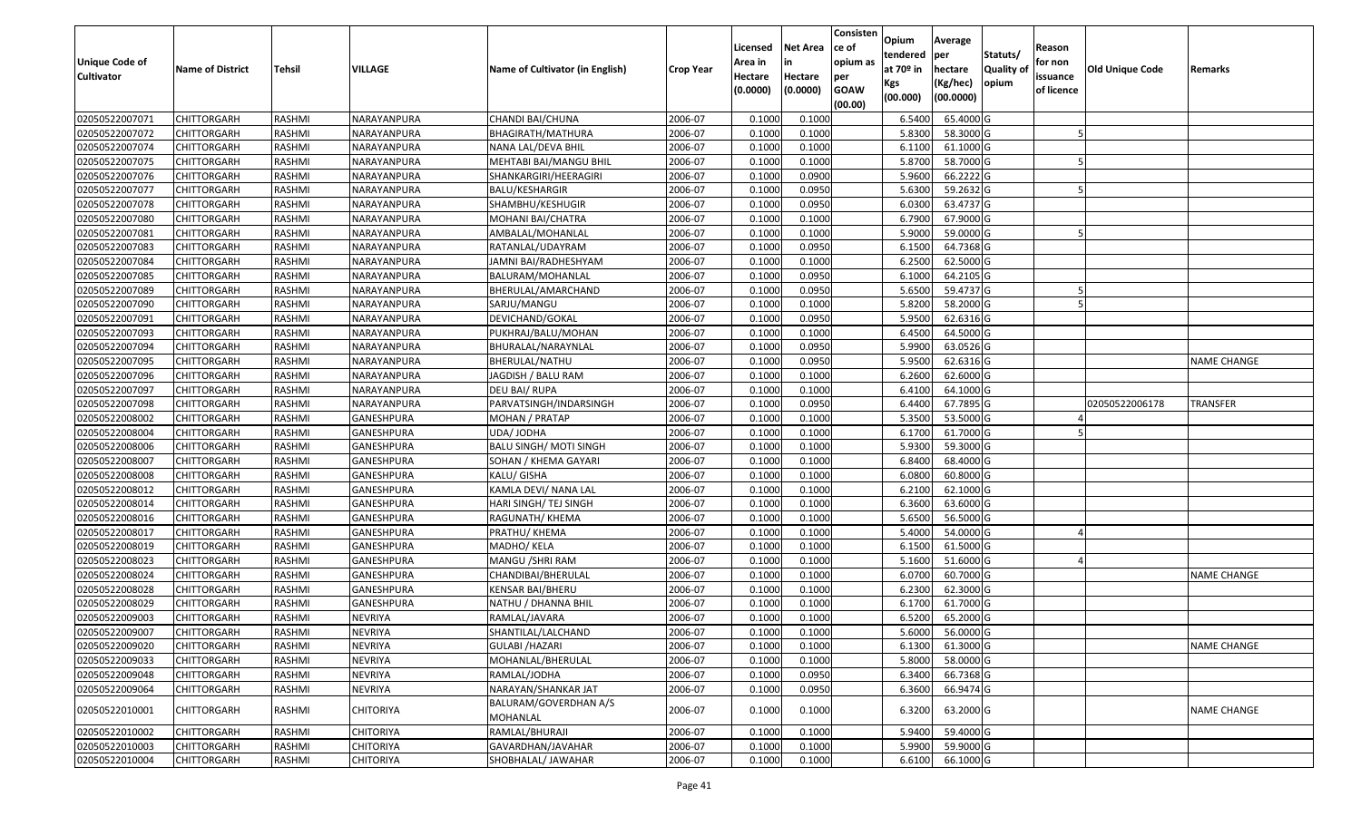| Unique Code of Cultivator | Name of District | Tehsil | VILLAGE | Name of Cultivator (in English) | Crop Year | Licensed Area in Hectare (0.0000) | Net Area in Hectare (0.0000) | Consistence of opium as per GOAW (00.00) | Opium tendered at 70º in Kgs (00.000) | Average per hectare (Kg/hec) (00.0000) | Statuts/ Quality of opium | Reason for non issuance of licence | Old Unique Code | Remarks |
|---|---|---|---|---|---|---|---|---|---|---|---|---|---|---|
| 02050522007071 | CHITTORGARH | RASHMI | NARAYANPURA | CHANDI BAI/CHUNA | 2006-07 | 0.1000 | 0.1000 | | 6.5400 | 65.4000 | G | | | |
| 02050522007072 | CHITTORGARH | RASHMI | NARAYANPURA | BHAGIRATH/MATHURA | 2006-07 | 0.1000 | 0.1000 | | 5.8300 | 58.3000 | G | 5 | | |
| 02050522007074 | CHITTORGARH | RASHMI | NARAYANPURA | NANA LAL/DEVA BHIL | 2006-07 | 0.1000 | 0.1000 | | 6.1100 | 61.1000 | G | | | |
| 02050522007075 | CHITTORGARH | RASHMI | NARAYANPURA | MEHTABI BAI/MANGU BHIL | 2006-07 | 0.1000 | 0.1000 | | 5.8700 | 58.7000 | G | 5 | | |
| 02050522007076 | CHITTORGARH | RASHMI | NARAYANPURA | SHANKARGIRI/HEERAGIRI | 2006-07 | 0.1000 | 0.0900 | | 5.9600 | 66.2222 | G | | | |
| 02050522007077 | CHITTORGARH | RASHMI | NARAYANPURA | BALU/KESHARGIR | 2006-07 | 0.1000 | 0.0950 | | 5.6300 | 59.2632 | G | 5 | | |
| 02050522007078 | CHITTORGARH | RASHMI | NARAYANPURA | SHAMBHU/KESHUGIR | 2006-07 | 0.1000 | 0.0950 | | 6.0300 | 63.4737 | G | | | |
| 02050522007080 | CHITTORGARH | RASHMI | NARAYANPURA | MOHANI BAI/CHATRA | 2006-07 | 0.1000 | 0.1000 | | 6.7900 | 67.9000 | G | | | |
| 02050522007081 | CHITTORGARH | RASHMI | NARAYANPURA | AMBALAL/MOHANLAL | 2006-07 | 0.1000 | 0.1000 | | 5.9000 | 59.0000 | G | 5 | | |
| 02050522007083 | CHITTORGARH | RASHMI | NARAYANPURA | RATANLAL/UDAYRAM | 2006-07 | 0.1000 | 0.0950 | | 6.1500 | 64.7368 | G | | | |
| 02050522007084 | CHITTORGARH | RASHMI | NARAYANPURA | JAMNI BAI/RADHESHYAM | 2006-07 | 0.1000 | 0.1000 | | 6.2500 | 62.5000 | G | | | |
| 02050522007085 | CHITTORGARH | RASHMI | NARAYANPURA | BALURAM/MOHANLAL | 2006-07 | 0.1000 | 0.0950 | | 6.1000 | 64.2105 | G | | | |
| 02050522007089 | CHITTORGARH | RASHMI | NARAYANPURA | BHERULAL/AMARCHAND | 2006-07 | 0.1000 | 0.0950 | | 5.6500 | 59.4737 | G | 5 | | |
| 02050522007090 | CHITTORGARH | RASHMI | NARAYANPURA | SARJU/MANGU | 2006-07 | 0.1000 | 0.1000 | | 5.8200 | 58.2000 | G | 5 | | |
| 02050522007091 | CHITTORGARH | RASHMI | NARAYANPURA | DEVICHAND/GOKAL | 2006-07 | 0.1000 | 0.0950 | | 5.9500 | 62.6316 | G | | | |
| 02050522007093 | CHITTORGARH | RASHMI | NARAYANPURA | PUKHRAJ/BALU/MOHAN | 2006-07 | 0.1000 | 0.1000 | | 6.4500 | 64.5000 | G | | | |
| 02050522007094 | CHITTORGARH | RASHMI | NARAYANPURA | BHURALAL/NARAYNLAL | 2006-07 | 0.1000 | 0.0950 | | 5.9900 | 63.0526 | G | | | |
| 02050522007095 | CHITTORGARH | RASHMI | NARAYANPURA | BHERULAL/NATHU | 2006-07 | 0.1000 | 0.0950 | | 5.9500 | 62.6316 | G | | | NAME CHANGE |
| 02050522007096 | CHITTORGARH | RASHMI | NARAYANPURA | JAGDISH / BALU RAM | 2006-07 | 0.1000 | 0.1000 | | 6.2600 | 62.6000 | G | | | |
| 02050522007097 | CHITTORGARH | RASHMI | NARAYANPURA | DEU BAI/ RUPA | 2006-07 | 0.1000 | 0.1000 | | 6.4100 | 64.1000 | G | | | |
| 02050522007098 | CHITTORGARH | RASHMI | NARAYANPURA | PARVATSINGH/INDARSINGH | 2006-07 | 0.1000 | 0.0950 | | 6.4400 | 67.7895 | G | | 02050522006178 | TRANSFER |
| 02050522008002 | CHITTORGARH | RASHMI | GANESHPURA | MOHAN / PRATAP | 2006-07 | 0.1000 | 0.1000 | | 5.3500 | 53.5000 | G | 4 | | |
| 02050522008004 | CHITTORGARH | RASHMI | GANESHPURA | UDA/ JODHA | 2006-07 | 0.1000 | 0.1000 | | 6.1700 | 61.7000 | G | 5 | | |
| 02050522008006 | CHITTORGARH | RASHMI | GANESHPURA | BALU SINGH/ MOTI SINGH | 2006-07 | 0.1000 | 0.1000 | | 5.9300 | 59.3000 | G | | | |
| 02050522008007 | CHITTORGARH | RASHMI | GANESHPURA | SOHAN / KHEMA GAYARI | 2006-07 | 0.1000 | 0.1000 | | 6.8400 | 68.4000 | G | | | |
| 02050522008008 | CHITTORGARH | RASHMI | GANESHPURA | KALU/ GISHA | 2006-07 | 0.1000 | 0.1000 | | 6.0800 | 60.8000 | G | | | |
| 02050522008012 | CHITTORGARH | RASHMI | GANESHPURA | KAMLA DEVI/ NANA LAL | 2006-07 | 0.1000 | 0.1000 | | 6.2100 | 62.1000 | G | | | |
| 02050522008014 | CHITTORGARH | RASHMI | GANESHPURA | HARI SINGH/ TEJ SINGH | 2006-07 | 0.1000 | 0.1000 | | 6.3600 | 63.6000 | G | | | |
| 02050522008016 | CHITTORGARH | RASHMI | GANESHPURA | RAGUNATH/ KHEMA | 2006-07 | 0.1000 | 0.1000 | | 5.6500 | 56.5000 | G | | | |
| 02050522008017 | CHITTORGARH | RASHMI | GANESHPURA | PRATHU/ KHEMA | 2006-07 | 0.1000 | 0.1000 | | 5.4000 | 54.0000 | G | 4 | | |
| 02050522008019 | CHITTORGARH | RASHMI | GANESHPURA | MADHO/ KELA | 2006-07 | 0.1000 | 0.1000 | | 6.1500 | 61.5000 | G | | | |
| 02050522008023 | CHITTORGARH | RASHMI | GANESHPURA | MANGU /SHRI RAM | 2006-07 | 0.1000 | 0.1000 | | 5.1600 | 51.6000 | G | 4 | | |
| 02050522008024 | CHITTORGARH | RASHMI | GANESHPURA | CHANDIBAI/BHERULAL | 2006-07 | 0.1000 | 0.1000 | | 6.0700 | 60.7000 | G | | | NAME CHANGE |
| 02050522008028 | CHITTORGARH | RASHMI | GANESHPURA | KENSAR BAI/BHERU | 2006-07 | 0.1000 | 0.1000 | | 6.2300 | 62.3000 | G | | | |
| 02050522008029 | CHITTORGARH | RASHMI | GANESHPURA | NATHU / DHANNA BHIL | 2006-07 | 0.1000 | 0.1000 | | 6.1700 | 61.7000 | G | | | |
| 02050522009003 | CHITTORGARH | RASHMI | NEVRIYA | RAMLAL/JAVARA | 2006-07 | 0.1000 | 0.1000 | | 6.5200 | 65.2000 | G | | | |
| 02050522009007 | CHITTORGARH | RASHMI | NEVRIYA | SHANTILAL/LALCHAND | 2006-07 | 0.1000 | 0.1000 | | 5.6000 | 56.0000 | G | | | |
| 02050522009020 | CHITTORGARH | RASHMI | NEVRIYA | GULABI /HAZARI | 2006-07 | 0.1000 | 0.1000 | | 6.1300 | 61.3000 | G | | | NAME CHANGE |
| 02050522009033 | CHITTORGARH | RASHMI | NEVRIYA | MOHANLAL/BHERULAL | 2006-07 | 0.1000 | 0.1000 | | 5.8000 | 58.0000 | G | | | |
| 02050522009048 | CHITTORGARH | RASHMI | NEVRIYA | RAMLAL/JODHA | 2006-07 | 0.1000 | 0.0950 | | 6.3400 | 66.7368 | G | | | |
| 02050522009064 | CHITTORGARH | RASHMI | NEVRIYA | NARAYAN/SHANKAR JAT | 2006-07 | 0.1000 | 0.0950 | | 6.3600 | 66.9474 | G | | | |
| 02050522010001 | CHITTORGARH | RASHMI | CHITORIYA | BALURAM/GOVERDHAN A/S MOHANLAL | 2006-07 | 0.1000 | 0.1000 | | 6.3200 | 63.2000 | G | | | NAME CHANGE |
| 02050522010002 | CHITTORGARH | RASHMI | CHITORIYA | RAMLAL/BHURAJI | 2006-07 | 0.1000 | 0.1000 | | 5.9400 | 59.4000 | G | | | |
| 02050522010003 | CHITTORGARH | RASHMI | CHITORIYA | GAVARDHAN/JAVAHAR | 2006-07 | 0.1000 | 0.1000 | | 5.9900 | 59.9000 | G | | | |
| 02050522010004 | CHITTORGARH | RASHMI | CHITORIYA | SHOBHALAL/ JAWAHAR | 2006-07 | 0.1000 | 0.1000 | | 6.6100 | 66.1000 | G | | | |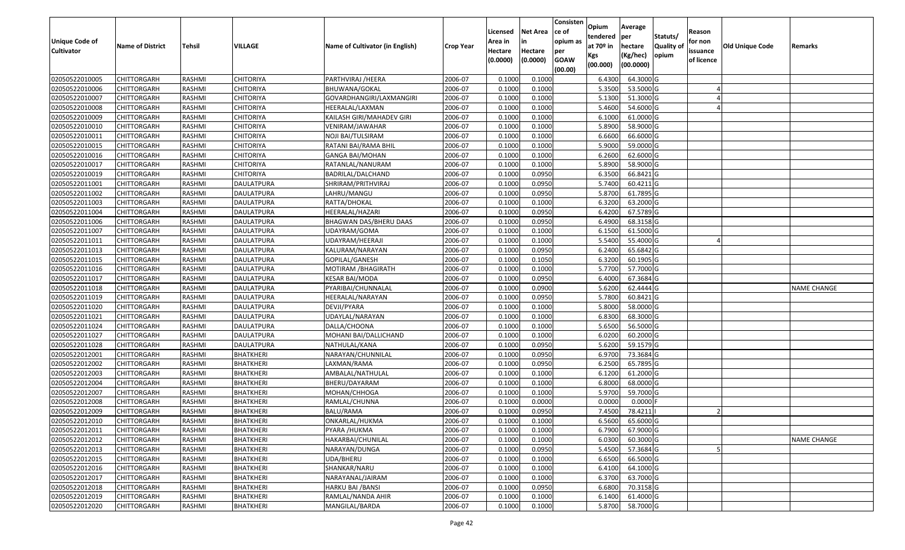| Unique Code of Cultivator | Name of District | Tehsil | VILLAGE | Name of Cultivator (in English) | Crop Year | Licensed Area in Hectare (0.0000) | Net Area in Hectare (0.0000) | Consistence of opium as per GOAW (00.00) | Opium tendered at 70º in Kgs (00.000) | Average per hectare (Kg/hec) (00.0000) | Statuts/ Quality of opium | Reason for non issuance of licence | Old Unique Code | Remarks |
|---|---|---|---|---|---|---|---|---|---|---|---|---|---|---|
| 02050522010005 | CHITTORGARH | RASHMI | CHITORIYA | PARTHVIRAJ /HEERA | 2006-07 | 0.1000 | 0.1000 | | 6.4300 | 64.3000 | G | | | |
| 02050522010006 | CHITTORGARH | RASHMI | CHITORIYA | BHUWANA/GOKAL | 2006-07 | 0.1000 | 0.1000 | | 5.3500 | 53.5000 | G | 4 | | |
| 02050522010007 | CHITTORGARH | RASHMI | CHITORIYA | GOVARDHANGIRI/LAXMANGIRI | 2006-07 | 0.1000 | 0.1000 | | 5.1300 | 51.3000 | G | 4 | | |
| 02050522010008 | CHITTORGARH | RASHMI | CHITORIYA | HEERALAL/LAXMAN | 2006-07 | 0.1000 | 0.1000 | | 5.4600 | 54.6000 | G | 4 | | |
| 02050522010009 | CHITTORGARH | RASHMI | CHITORIYA | KAILASH GIRI/MAHADEV GIRI | 2006-07 | 0.1000 | 0.1000 | | 6.1000 | 61.0000 | G | | | |
| 02050522010010 | CHITTORGARH | RASHMI | CHITORIYA | VENIRAM/JAWAHAR | 2006-07 | 0.1000 | 0.1000 | | 5.8900 | 58.9000 | G | | | |
| 02050522010011 | CHITTORGARH | RASHMI | CHITORIYA | NOJI BAI/TULSIRAM | 2006-07 | 0.1000 | 0.1000 | | 6.6600 | 66.6000 | G | | | |
| 02050522010015 | CHITTORGARH | RASHMI | CHITORIYA | RATANI BAI/RAMA BHIL | 2006-07 | 0.1000 | 0.1000 | | 5.9000 | 59.0000 | G | | | |
| 02050522010016 | CHITTORGARH | RASHMI | CHITORIYA | GANGA BAI/MOHAN | 2006-07 | 0.1000 | 0.1000 | | 6.2600 | 62.6000 | G | | | |
| 02050522010017 | CHITTORGARH | RASHMI | CHITORIYA | RATANLAL/NANURAM | 2006-07 | 0.1000 | 0.1000 | | 5.8900 | 58.9000 | G | | | |
| 02050522010019 | CHITTORGARH | RASHMI | CHITORIYA | BADRILAL/DALCHAND | 2006-07 | 0.1000 | 0.0950 | | 6.3500 | 66.8421 | G | | | |
| 02050522011001 | CHITTORGARH | RASHMI | DAULATPURA | SHRIRAM/PRITHVIRAJ | 2006-07 | 0.1000 | 0.0950 | | 5.7400 | 60.4211 | G | | | |
| 02050522011002 | CHITTORGARH | RASHMI | DAULATPURA | LAHRU/MANGU | 2006-07 | 0.1000 | 0.0950 | | 5.8700 | 61.7895 | G | | | |
| 02050522011003 | CHITTORGARH | RASHMI | DAULATPURA | RATTA/DHOKAL | 2006-07 | 0.1000 | 0.1000 | | 6.3200 | 63.2000 | G | | | |
| 02050522011004 | CHITTORGARH | RASHMI | DAULATPURA | HEERALAL/HAZARI | 2006-07 | 0.1000 | 0.0950 | | 6.4200 | 67.5789 | G | | | |
| 02050522011006 | CHITTORGARH | RASHMI | DAULATPURA | BHAGWAN DAS/BHERU DAAS | 2006-07 | 0.1000 | 0.0950 | | 6.4900 | 68.3158 | G | | | |
| 02050522011007 | CHITTORGARH | RASHMI | DAULATPURA | UDAYRAM/GOMA | 2006-07 | 0.1000 | 0.1000 | | 6.1500 | 61.5000 | G | | | |
| 02050522011011 | CHITTORGARH | RASHMI | DAULATPURA | UDAYRAM/HEERAJI | 2006-07 | 0.1000 | 0.1000 | | 5.5400 | 55.4000 | G | 4 | | |
| 02050522011013 | CHITTORGARH | RASHMI | DAULATPURA | KALURAM/NARAYAN | 2006-07 | 0.1000 | 0.0950 | | 6.2400 | 65.6842 | G | | | |
| 02050522011015 | CHITTORGARH | RASHMI | DAULATPURA | GOPILAL/GANESH | 2006-07 | 0.1000 | 0.1050 | | 6.3200 | 60.1905 | G | | | |
| 02050522011016 | CHITTORGARH | RASHMI | DAULATPURA | MOTIRAM /BHAGIRATH | 2006-07 | 0.1000 | 0.1000 | | 5.7700 | 57.7000 | G | | | |
| 02050522011017 | CHITTORGARH | RASHMI | DAULATPURA | KESAR BAI/MODA | 2006-07 | 0.1000 | 0.0950 | | 6.4000 | 67.3684 | G | | | |
| 02050522011018 | CHITTORGARH | RASHMI | DAULATPURA | PYARIBAI/CHUNNALAL | 2006-07 | 0.1000 | 0.0900 | | 5.6200 | 62.4444 | G | | | NAME CHANGE |
| 02050522011019 | CHITTORGARH | RASHMI | DAULATPURA | HEERALAL/NARAYAN | 2006-07 | 0.1000 | 0.0950 | | 5.7800 | 60.8421 | G | | | |
| 02050522011020 | CHITTORGARH | RASHMI | DAULATPURA | DEVJI/PYARA | 2006-07 | 0.1000 | 0.1000 | | 5.8000 | 58.0000 | G | | | |
| 02050522011021 | CHITTORGARH | RASHMI | DAULATPURA | UDAYLAL/NARAYAN | 2006-07 | 0.1000 | 0.1000 | | 6.8300 | 68.3000 | G | | | |
| 02050522011024 | CHITTORGARH | RASHMI | DAULATPURA | DALLA/CHOONA | 2006-07 | 0.1000 | 0.1000 | | 5.6500 | 56.5000 | G | | | |
| 02050522011027 | CHITTORGARH | RASHMI | DAULATPURA | MOHANI BAI/DALLICHAND | 2006-07 | 0.1000 | 0.1000 | | 6.0200 | 60.2000 | G | | | |
| 02050522011028 | CHITTORGARH | RASHMI | DAULATPURA | NATHULAL/KANA | 2006-07 | 0.1000 | 0.0950 | | 5.6200 | 59.1579 | G | | | |
| 02050522012001 | CHITTORGARH | RASHMI | BHATKHERI | NARAYAN/CHUNNILAL | 2006-07 | 0.1000 | 0.0950 | | 6.9700 | 73.3684 | G | | | |
| 02050522012002 | CHITTORGARH | RASHMI | BHATKHERI | LAXMAN/RAMA | 2006-07 | 0.1000 | 0.0950 | | 6.2500 | 65.7895 | G | | | |
| 02050522012003 | CHITTORGARH | RASHMI | BHATKHERI | AMBALAL/NATHULAL | 2006-07 | 0.1000 | 0.1000 | | 6.1200 | 61.2000 | G | | | |
| 02050522012004 | CHITTORGARH | RASHMI | BHATKHERI | BHERU/DAYARAM | 2006-07 | 0.1000 | 0.1000 | | 6.8000 | 68.0000 | G | | | |
| 02050522012007 | CHITTORGARH | RASHMI | BHATKHERI | MOHAN/CHHOGA | 2006-07 | 0.1000 | 0.1000 | | 5.9700 | 59.7000 | G | | | |
| 02050522012008 | CHITTORGARH | RASHMI | BHATKHERI | RAMLAL/CHUNNA | 2006-07 | 0.1000 | 0.0000 | | 0.0000 | 0.0000 | F | | | |
| 02050522012009 | CHITTORGARH | RASHMI | BHATKHERI | BALU/RAMA | 2006-07 | 0.1000 | 0.0950 | | 7.4500 | 78.4211 | I | 2 | | |
| 02050522012010 | CHITTORGARH | RASHMI | BHATKHERI | ONKARLAL/HUKMA | 2006-07 | 0.1000 | 0.1000 | | 6.5600 | 65.6000 | G | | | |
| 02050522012011 | CHITTORGARH | RASHMI | BHATKHERI | PYARA /HUKMA | 2006-07 | 0.1000 | 0.1000 | | 6.7900 | 67.9000 | G | | | |
| 02050522012012 | CHITTORGARH | RASHMI | BHATKHERI | HAKARBAI/CHUNILAL | 2006-07 | 0.1000 | 0.1000 | | 6.0300 | 60.3000 | G | | | NAME CHANGE |
| 02050522012013 | CHITTORGARH | RASHMI | BHATKHERI | NARAYAN/DUNGA | 2006-07 | 0.1000 | 0.0950 | | 5.4500 | 57.3684 | G | 5 | | |
| 02050522012015 | CHITTORGARH | RASHMI | BHATKHERI | UDA/BHERU | 2006-07 | 0.1000 | 0.1000 | | 6.6500 | 66.5000 | G | | | |
| 02050522012016 | CHITTORGARH | RASHMI | BHATKHERI | SHANKAR/NARU | 2006-07 | 0.1000 | 0.1000 | | 6.4100 | 64.1000 | G | | | |
| 02050522012017 | CHITTORGARH | RASHMI | BHATKHERI | NARAYANAL/JAIRAM | 2006-07 | 0.1000 | 0.1000 | | 6.3700 | 63.7000 | G | | | |
| 02050522012018 | CHITTORGARH | RASHMI | BHATKHERI | HARKU BAI /BANSI | 2006-07 | 0.1000 | 0.0950 | | 6.6800 | 70.3158 | G | | | |
| 02050522012019 | CHITTORGARH | RASHMI | BHATKHERI | RAMLAL/NANDA AHIR | 2006-07 | 0.1000 | 0.1000 | | 6.1400 | 61.4000 | G | | | |
| 02050522012020 | CHITTORGARH | RASHMI | BHATKHERI | MANGILAL/BARDA | 2006-07 | 0.1000 | 0.1000 | | 5.8700 | 58.7000 | G | | | |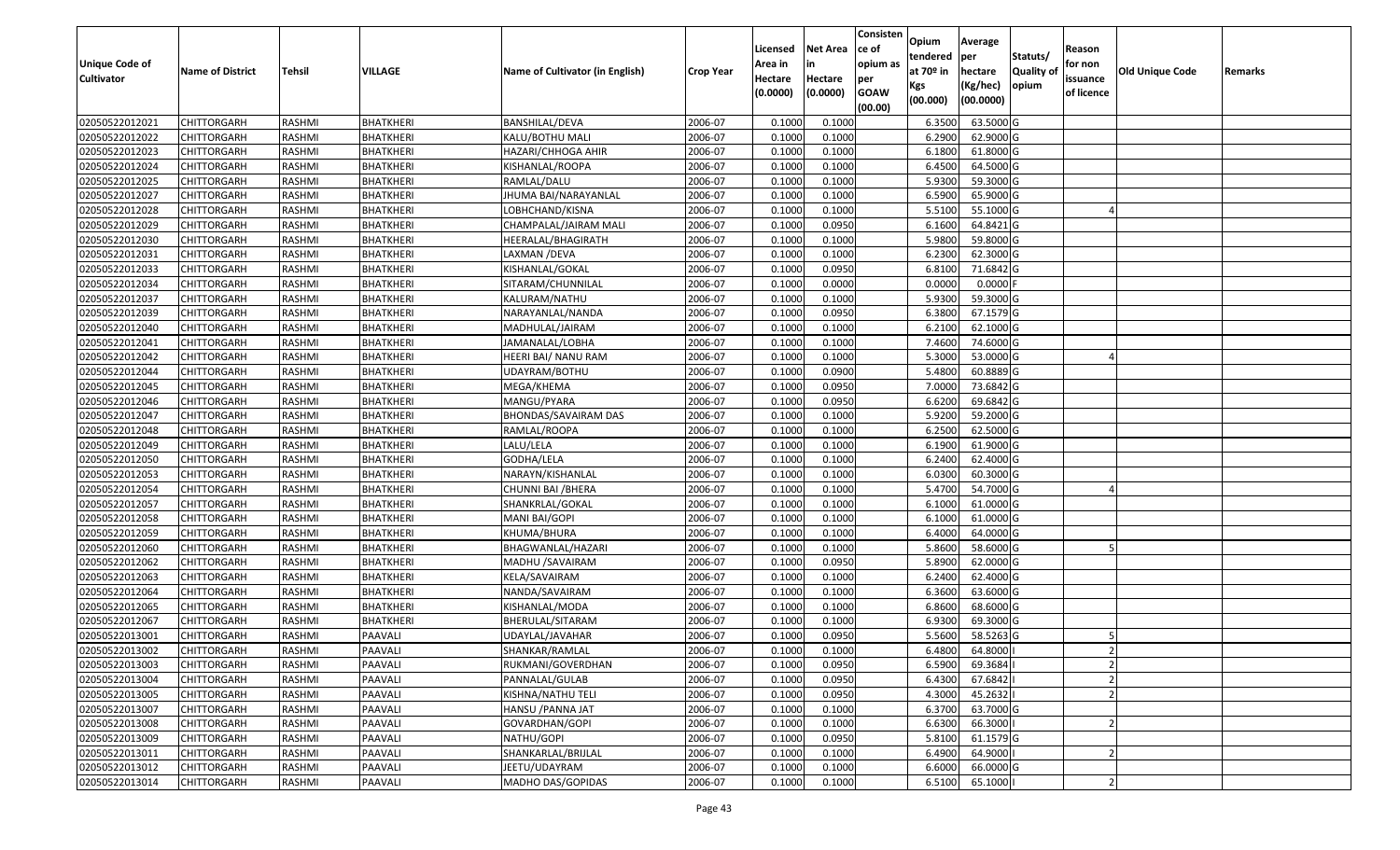| Unique Code of Cultivator | Name of District | Tehsil | VILLAGE | Name of Cultivator (in English) | Crop Year | Licensed Area in Hectare (0.0000) | Net Area in Hectare (0.0000) | Consistence of opium as per GOAW (00.00) | Opium tendered at 70º in Kgs (00.000) | Average per hectare (Kg/hec) (00.0000) | Statuts/ Quality of opium | Reason for non issuance of licence | Old Unique Code | Remarks |
|---|---|---|---|---|---|---|---|---|---|---|---|---|---|---|
| 02050522012021 | CHITTORGARH | RASHMI | BHATKHERI | BANSHILAL/DEVA | 2006-07 | 0.1000 | 0.1000 | | 6.3500 | 63.5000 | G | | | |
| 02050522012022 | CHITTORGARH | RASHMI | BHATKHERI | KALU/BOTHU MALI | 2006-07 | 0.1000 | 0.1000 | | 6.2900 | 62.9000 | G | | | |
| 02050522012023 | CHITTORGARH | RASHMI | BHATKHERI | HAZARI/CHHOGA AHIR | 2006-07 | 0.1000 | 0.1000 | | 6.1800 | 61.8000 | G | | | |
| 02050522012024 | CHITTORGARH | RASHMI | BHATKHERI | KISHANLAL/ROOPA | 2006-07 | 0.1000 | 0.1000 | | 6.4500 | 64.5000 | G | | | |
| 02050522012025 | CHITTORGARH | RASHMI | BHATKHERI | RAMLAL/DALU | 2006-07 | 0.1000 | 0.1000 | | 5.9300 | 59.3000 | G | | | |
| 02050522012027 | CHITTORGARH | RASHMI | BHATKHERI | JHUMA BAI/NARAYANLAL | 2006-07 | 0.1000 | 0.1000 | | 6.5900 | 65.9000 | G | | | |
| 02050522012028 | CHITTORGARH | RASHMI | BHATKHERI | LOBHCHAND/KISNA | 2006-07 | 0.1000 | 0.1000 | | 5.5100 | 55.1000 | G | 4 | | |
| 02050522012029 | CHITTORGARH | RASHMI | BHATKHERI | CHAMPALAL/JAIRAM MALI | 2006-07 | 0.1000 | 0.0950 | | 6.1600 | 64.8421 | G | | | |
| 02050522012030 | CHITTORGARH | RASHMI | BHATKHERI | HEERALAL/BHAGIRATH | 2006-07 | 0.1000 | 0.1000 | | 5.9800 | 59.8000 | G | | | |
| 02050522012031 | CHITTORGARH | RASHMI | BHATKHERI | LAXMAN /DEVA | 2006-07 | 0.1000 | 0.1000 | | 6.2300 | 62.3000 | G | | | |
| 02050522012033 | CHITTORGARH | RASHMI | BHATKHERI | KISHANLAL/GOKAL | 2006-07 | 0.1000 | 0.0950 | | 6.8100 | 71.6842 | G | | | |
| 02050522012034 | CHITTORGARH | RASHMI | BHATKHERI | SITARAM/CHUNNILAL | 2006-07 | 0.1000 | 0.0000 | | 0.0000 | 0.0000 | F | | | |
| 02050522012037 | CHITTORGARH | RASHMI | BHATKHERI | KALURAM/NATHU | 2006-07 | 0.1000 | 0.1000 | | 5.9300 | 59.3000 | G | | | |
| 02050522012039 | CHITTORGARH | RASHMI | BHATKHERI | NARAYANLAL/NANDA | 2006-07 | 0.1000 | 0.0950 | | 6.3800 | 67.1579 | G | | | |
| 02050522012040 | CHITTORGARH | RASHMI | BHATKHERI | MADHULAL/JAIRAM | 2006-07 | 0.1000 | 0.1000 | | 6.2100 | 62.1000 | G | | | |
| 02050522012041 | CHITTORGARH | RASHMI | BHATKHERI | JAMANALAL/LOBHA | 2006-07 | 0.1000 | 0.1000 | | 7.4600 | 74.6000 | G | | | |
| 02050522012042 | CHITTORGARH | RASHMI | BHATKHERI | HEERI BAI/ NANU RAM | 2006-07 | 0.1000 | 0.1000 | | 5.3000 | 53.0000 | G | 4 | | |
| 02050522012044 | CHITTORGARH | RASHMI | BHATKHERI | UDAYRAM/BOTHU | 2006-07 | 0.1000 | 0.0900 | | 5.4800 | 60.8889 | G | | | |
| 02050522012045 | CHITTORGARH | RASHMI | BHATKHERI | MEGA/KHEMA | 2006-07 | 0.1000 | 0.0950 | | 7.0000 | 73.6842 | G | | | |
| 02050522012046 | CHITTORGARH | RASHMI | BHATKHERI | MANGU/PYARA | 2006-07 | 0.1000 | 0.0950 | | 6.6200 | 69.6842 | G | | | |
| 02050522012047 | CHITTORGARH | RASHMI | BHATKHERI | BHONDAS/SAVAIRAM DAS | 2006-07 | 0.1000 | 0.1000 | | 5.9200 | 59.2000 | G | | | |
| 02050522012048 | CHITTORGARH | RASHMI | BHATKHERI | RAMLAL/ROOPA | 2006-07 | 0.1000 | 0.1000 | | 6.2500 | 62.5000 | G | | | |
| 02050522012049 | CHITTORGARH | RASHMI | BHATKHERI | LALU/LELA | 2006-07 | 0.1000 | 0.1000 | | 6.1900 | 61.9000 | G | | | |
| 02050522012050 | CHITTORGARH | RASHMI | BHATKHERI | GODHA/LELA | 2006-07 | 0.1000 | 0.1000 | | 6.2400 | 62.4000 | G | | | |
| 02050522012053 | CHITTORGARH | RASHMI | BHATKHERI | NARAYN/KISHANLAL | 2006-07 | 0.1000 | 0.1000 | | 6.0300 | 60.3000 | G | | | |
| 02050522012054 | CHITTORGARH | RASHMI | BHATKHERI | CHUNNI BAI /BHERA | 2006-07 | 0.1000 | 0.1000 | | 5.4700 | 54.7000 | G | 4 | | |
| 02050522012057 | CHITTORGARH | RASHMI | BHATKHERI | SHANKRLAL/GOKAL | 2006-07 | 0.1000 | 0.1000 | | 6.1000 | 61.0000 | G | | | |
| 02050522012058 | CHITTORGARH | RASHMI | BHATKHERI | MANI BAI/GOPI | 2006-07 | 0.1000 | 0.1000 | | 6.1000 | 61.0000 | G | | | |
| 02050522012059 | CHITTORGARH | RASHMI | BHATKHERI | KHUMA/BHURA | 2006-07 | 0.1000 | 0.1000 | | 6.4000 | 64.0000 | G | | | |
| 02050522012060 | CHITTORGARH | RASHMI | BHATKHERI | BHAGWANLAL/HAZARI | 2006-07 | 0.1000 | 0.1000 | | 5.8600 | 58.6000 | G | 5 | | |
| 02050522012062 | CHITTORGARH | RASHMI | BHATKHERI | MADHU /SAVAIRAM | 2006-07 | 0.1000 | 0.0950 | | 5.8900 | 62.0000 | G | | | |
| 02050522012063 | CHITTORGARH | RASHMI | BHATKHERI | KELA/SAVAIRAM | 2006-07 | 0.1000 | 0.1000 | | 6.2400 | 62.4000 | G | | | |
| 02050522012064 | CHITTORGARH | RASHMI | BHATKHERI | NANDA/SAVAIRAM | 2006-07 | 0.1000 | 0.1000 | | 6.3600 | 63.6000 | G | | | |
| 02050522012065 | CHITTORGARH | RASHMI | BHATKHERI | KISHANLAL/MODA | 2006-07 | 0.1000 | 0.1000 | | 6.8600 | 68.6000 | G | | | |
| 02050522012067 | CHITTORGARH | RASHMI | BHATKHERI | BHERULAL/SITARAM | 2006-07 | 0.1000 | 0.1000 | | 6.9300 | 69.3000 | G | | | |
| 02050522013001 | CHITTORGARH | RASHMI | PAAVALI | UDAYLAL/JAVAHAR | 2006-07 | 0.1000 | 0.0950 | | 5.5600 | 58.5263 | G | 5 | | |
| 02050522013002 | CHITTORGARH | RASHMI | PAAVALI | SHANKAR/RAMLAL | 2006-07 | 0.1000 | 0.1000 | | 6.4800 | 64.8000 | I | 2 | | |
| 02050522013003 | CHITTORGARH | RASHMI | PAAVALI | RUKMANI/GOVERDHAN | 2006-07 | 0.1000 | 0.0950 | | 6.5900 | 69.3684 | I | 2 | | |
| 02050522013004 | CHITTORGARH | RASHMI | PAAVALI | PANNALAL/GULAB | 2006-07 | 0.1000 | 0.0950 | | 6.4300 | 67.6842 | I | 2 | | |
| 02050522013005 | CHITTORGARH | RASHMI | PAAVALI | KISHNA/NATHU TELI | 2006-07 | 0.1000 | 0.0950 | | 4.3000 | 45.2632 | I | 2 | | |
| 02050522013007 | CHITTORGARH | RASHMI | PAAVALI | HANSU /PANNA JAT | 2006-07 | 0.1000 | 0.1000 | | 6.3700 | 63.7000 | G | | | |
| 02050522013008 | CHITTORGARH | RASHMI | PAAVALI | GOVARDHAN/GOPI | 2006-07 | 0.1000 | 0.1000 | | 6.6300 | 66.3000 | I | 2 | | |
| 02050522013009 | CHITTORGARH | RASHMI | PAAVALI | NATHU/GOPI | 2006-07 | 0.1000 | 0.0950 | | 5.8100 | 61.1579 | G | | | |
| 02050522013011 | CHITTORGARH | RASHMI | PAAVALI | SHANKARLAL/BRIJLAL | 2006-07 | 0.1000 | 0.1000 | | 6.4900 | 64.9000 | I | 2 | | |
| 02050522013012 | CHITTORGARH | RASHMI | PAAVALI | JEETU/UDAYRAM | 2006-07 | 0.1000 | 0.1000 | | 6.6000 | 66.0000 | G | | | |
| 02050522013014 | CHITTORGARH | RASHMI | PAAVALI | MADHO DAS/GOPIDAS | 2006-07 | 0.1000 | 0.1000 | | 6.5100 | 65.1000 | I | 2 | | |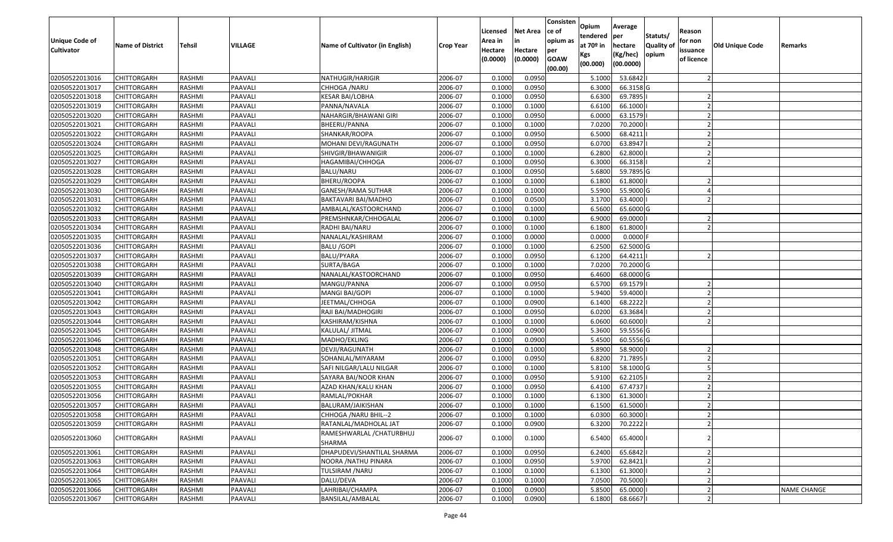| Unique Code of Cultivator | Name of District | Tehsil | VILLAGE | Name of Cultivator (in English) | Crop Year | Licensed Area in Hectare (0.0000) | Net Area in Hectare (0.0000) | Consistence of opium as per GOAW (00.00) | Opium tendered at 70º in Kgs (00.000) | Average per hectare (Kg/hec) (00.0000) | Statuts/ Quality of opium | Reason for non issuance of licence | Old Unique Code | Remarks |
|---|---|---|---|---|---|---|---|---|---|---|---|---|---|---|
| 02050522013016 | CHITTORGARH | RASHMI | PAAVALI | NATHUGIR/HARIGIR | 2006-07 | 0.1000 | 0.0950 | | 5.1000 | 53.6842 | I | 2 | | |
| 02050522013017 | CHITTORGARH | RASHMI | PAAVALI | CHHOGA /NARU | 2006-07 | 0.1000 | 0.0950 | | 6.3000 | 66.3158 | G | | | |
| 02050522013018 | CHITTORGARH | RASHMI | PAAVALI | KESAR BAI/LOBHA | 2006-07 | 0.1000 | 0.0950 | | 6.6300 | 69.7895 | I | 2 | | |
| 02050522013019 | CHITTORGARH | RASHMI | PAAVALI | PANNA/NAVALA | 2006-07 | 0.1000 | 0.1000 | | 6.6100 | 66.1000 | I | 2 | | |
| 02050522013020 | CHITTORGARH | RASHMI | PAAVALI | NAHARGIR/BHAWANI GIRI | 2006-07 | 0.1000 | 0.0950 | | 6.0000 | 63.1579 | I | 2 | | |
| 02050522013021 | CHITTORGARH | RASHMI | PAAVALI | BHEERU/PANNA | 2006-07 | 0.1000 | 0.1000 | | 7.0200 | 70.2000 | I | 2 | | |
| 02050522013022 | CHITTORGARH | RASHMI | PAAVALI | SHANKAR/ROOPA | 2006-07 | 0.1000 | 0.0950 | | 6.5000 | 68.4211 | I | 2 | | |
| 02050522013024 | CHITTORGARH | RASHMI | PAAVALI | MOHANI DEVI/RAGUNATH | 2006-07 | 0.1000 | 0.0950 | | 6.0700 | 63.8947 | I | 2 | | |
| 02050522013025 | CHITTORGARH | RASHMI | PAAVALI | SHIVGIR/BHAWANIGIR | 2006-07 | 0.1000 | 0.1000 | | 6.2800 | 62.8000 | I | 2 | | |
| 02050522013027 | CHITTORGARH | RASHMI | PAAVALI | HAGAMIBAI/CHHOGA | 2006-07 | 0.1000 | 0.0950 | | 6.3000 | 66.3158 | I | 2 | | |
| 02050522013028 | CHITTORGARH | RASHMI | PAAVALI | BALU/NARU | 2006-07 | 0.1000 | 0.0950 | | 5.6800 | 59.7895 | G | | | |
| 02050522013029 | CHITTORGARH | RASHMI | PAAVALI | BHERU/ROOPA | 2006-07 | 0.1000 | 0.1000 | | 6.1800 | 61.8000 | I | 2 | | |
| 02050522013030 | CHITTORGARH | RASHMI | PAAVALI | GANESH/RAMA SUTHAR | 2006-07 | 0.1000 | 0.1000 | | 5.5900 | 55.9000 | G | 4 | | |
| 02050522013031 | CHITTORGARH | RASHMI | PAAVALI | BAKTAVARI BAI/MADHO | 2006-07 | 0.1000 | 0.0500 | | 3.1700 | 63.4000 | I | 2 | | |
| 02050522013032 | CHITTORGARH | RASHMI | PAAVALI | AMBALAL/KASTOORCHAND | 2006-07 | 0.1000 | 0.1000 | | 6.5600 | 65.6000 | G | | | |
| 02050522013033 | CHITTORGARH | RASHMI | PAAVALI | PREMSHNKAR/CHHOGALAL | 2006-07 | 0.1000 | 0.1000 | | 6.9000 | 69.0000 | I | 2 | | |
| 02050522013034 | CHITTORGARH | RASHMI | PAAVALI | RADHI BAI/NARU | 2006-07 | 0.1000 | 0.1000 | | 6.1800 | 61.8000 | I | 2 | | |
| 02050522013035 | CHITTORGARH | RASHMI | PAAVALI | NANALAL/KASHIRAM | 2006-07 | 0.1000 | 0.0000 | | 0.0000 | 0.0000 | F | | | |
| 02050522013036 | CHITTORGARH | RASHMI | PAAVALI | BALU /GOPI | 2006-07 | 0.1000 | 0.1000 | | 6.2500 | 62.5000 | G | | | |
| 02050522013037 | CHITTORGARH | RASHMI | PAAVALI | BALU/PYARA | 2006-07 | 0.1000 | 0.0950 | | 6.1200 | 64.4211 | I | 2 | | |
| 02050522013038 | CHITTORGARH | RASHMI | PAAVALI | SURTA/BAGA | 2006-07 | 0.1000 | 0.1000 | | 7.0200 | 70.2000 | G | | | |
| 02050522013039 | CHITTORGARH | RASHMI | PAAVALI | NANALAL/KASTOORCHAND | 2006-07 | 0.1000 | 0.0950 | | 6.4600 | 68.0000 | G | | | |
| 02050522013040 | CHITTORGARH | RASHMI | PAAVALI | MANGU/PANNA | 2006-07 | 0.1000 | 0.0950 | | 6.5700 | 69.1579 | I | 2 | | |
| 02050522013041 | CHITTORGARH | RASHMI | PAAVALI | MANGI BAI/GOPI | 2006-07 | 0.1000 | 0.1000 | | 5.9400 | 59.4000 | I | 2 | | |
| 02050522013042 | CHITTORGARH | RASHMI | PAAVALI | JEETMAL/CHHOGA | 2006-07 | 0.1000 | 0.0900 | | 6.1400 | 68.2222 | I | 2 | | |
| 02050522013043 | CHITTORGARH | RASHMI | PAAVALI | RAJI BAI/MADHOGIRI | 2006-07 | 0.1000 | 0.0950 | | 6.0200 | 63.3684 | I | 2 | | |
| 02050522013044 | CHITTORGARH | RASHMI | PAAVALI | KASHIRAM/KISHNA | 2006-07 | 0.1000 | 0.1000 | | 6.0600 | 60.6000 | I | 2 | | |
| 02050522013045 | CHITTORGARH | RASHMI | PAAVALI | KALULAL/ JITMAL | 2006-07 | 0.1000 | 0.0900 | | 5.3600 | 59.5556 | G | | | |
| 02050522013046 | CHITTORGARH | RASHMI | PAAVALI | MADHO/EKLING | 2006-07 | 0.1000 | 0.0900 | | 5.4500 | 60.5556 | G | | | |
| 02050522013048 | CHITTORGARH | RASHMI | PAAVALI | DEVJI/RAGUNATH | 2006-07 | 0.1000 | 0.1000 | | 5.8900 | 58.9000 | I | 2 | | |
| 02050522013051 | CHITTORGARH | RASHMI | PAAVALI | SOHANLAL/MIYARAM | 2006-07 | 0.1000 | 0.0950 | | 6.8200 | 71.7895 | I | 2 | | |
| 02050522013052 | CHITTORGARH | RASHMI | PAAVALI | SAFI NILGAR/LALU NILGAR | 2006-07 | 0.1000 | 0.1000 | | 5.8100 | 58.1000 | G | 5 | | |
| 02050522013053 | CHITTORGARH | RASHMI | PAAVALI | SAYARA BAI/NOOR KHAN | 2006-07 | 0.1000 | 0.0950 | | 5.9100 | 62.2105 | I | 2 | | |
| 02050522013055 | CHITTORGARH | RASHMI | PAAVALI | AZAD KHAN/KALU KHAN | 2006-07 | 0.1000 | 0.0950 | | 6.4100 | 67.4737 | I | 2 | | |
| 02050522013056 | CHITTORGARH | RASHMI | PAAVALI | RAMLAL/POKHAR | 2006-07 | 0.1000 | 0.1000 | | 6.1300 | 61.3000 | I | 2 | | |
| 02050522013057 | CHITTORGARH | RASHMI | PAAVALI | BALURAM/JAIKISHAN | 2006-07 | 0.1000 | 0.1000 | | 6.1500 | 61.5000 | I | 2 | | |
| 02050522013058 | CHITTORGARH | RASHMI | PAAVALI | CHHOGA /NARU BHIL--2 | 2006-07 | 0.1000 | 0.1000 | | 6.0300 | 60.3000 | I | 2 | | |
| 02050522013059 | CHITTORGARH | RASHMI | PAAVALI | RATANLAL/MADHOLAL JAT | 2006-07 | 0.1000 | 0.0900 | | 6.3200 | 70.2222 | I | 2 | | |
| 02050522013060 | CHITTORGARH | RASHMI | PAAVALI | RAMESHWARLAL /CHATURBHUJ SHARMA | 2006-07 | 0.1000 | 0.1000 | | 6.5400 | 65.4000 | I | 2 | | |
| 02050522013061 | CHITTORGARH | RASHMI | PAAVALI | DHAPUDEVI/SHANTILAL SHARMA | 2006-07 | 0.1000 | 0.0950 | | 6.2400 | 65.6842 | I | 2 | | |
| 02050522013063 | CHITTORGARH | RASHMI | PAAVALI | NOORA /NATHU PINARA | 2006-07 | 0.1000 | 0.0950 | | 5.9700 | 62.8421 | I | 2 | | |
| 02050522013064 | CHITTORGARH | RASHMI | PAAVALI | TULSIRAM /NARU | 2006-07 | 0.1000 | 0.1000 | | 6.1300 | 61.3000 | I | 2 | | |
| 02050522013065 | CHITTORGARH | RASHMI | PAAVALI | DALU/DEVA | 2006-07 | 0.1000 | 0.1000 | | 7.0500 | 70.5000 | I | 2 | | |
| 02050522013066 | CHITTORGARH | RASHMI | PAAVALI | LAHRIBAI/CHAMPA | 2006-07 | 0.1000 | 0.0900 | | 5.8500 | 65.0000 | I | 2 | | NAME CHANGE |
| 02050522013067 | CHITTORGARH | RASHMI | PAAVALI | BANSILAL/AMBALAL | 2006-07 | 0.1000 | 0.0900 | | 6.1800 | 68.6667 | I | 2 | | |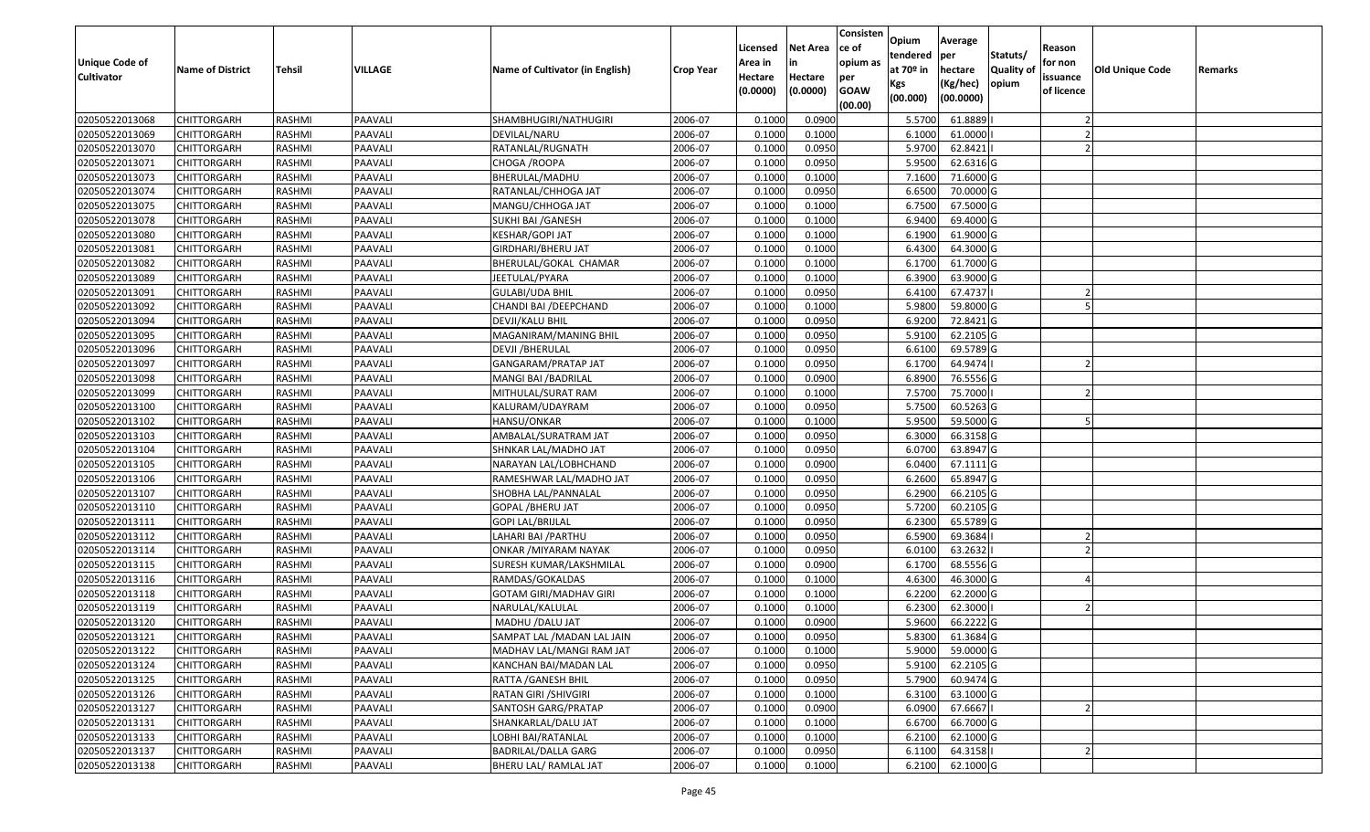| Unique Code of Cultivator | Name of District | Tehsil | VILLAGE | Name of Cultivator (in English) | Crop Year | Licensed Area in Hectare (0.0000) | Net Area in Hectare (0.0000) | Consistence of opium as per GOAW (00.00) | Opium tendered at 70º in Kgs (00.000) | Average per hectare (Kg/hec) (00.0000) | Statuts/ Quality of opium | Reason for non issuance of licence | Old Unique Code | Remarks |
|---|---|---|---|---|---|---|---|---|---|---|---|---|---|---|
| 02050522013068 | CHITTORGARH | RASHMI | PAAVALI | SHAMBHUGIRI/NATHUGIRI | 2006-07 | 0.1000 | 0.0900 | | 5.5700 | 61.8889 | I | 2 | | |
| 02050522013069 | CHITTORGARH | RASHMI | PAAVALI | DEVILAL/NARU | 2006-07 | 0.1000 | 0.1000 | | 6.1000 | 61.0000 | I | 2 | | |
| 02050522013070 | CHITTORGARH | RASHMI | PAAVALI | RATANLAL/RUGNATH | 2006-07 | 0.1000 | 0.0950 | | 5.9700 | 62.8421 | I | 2 | | |
| 02050522013071 | CHITTORGARH | RASHMI | PAAVALI | CHOGA /ROOPA | 2006-07 | 0.1000 | 0.0950 | | 5.9500 | 62.6316 | G | | | |
| 02050522013073 | CHITTORGARH | RASHMI | PAAVALI | BHERULAL/MADHU | 2006-07 | 0.1000 | 0.1000 | | 7.1600 | 71.6000 | G | | | |
| 02050522013074 | CHITTORGARH | RASHMI | PAAVALI | RATANLAL/CHHOGA JAT | 2006-07 | 0.1000 | 0.0950 | | 6.6500 | 70.0000 | G | | | |
| 02050522013075 | CHITTORGARH | RASHMI | PAAVALI | MANGU/CHHOGA JAT | 2006-07 | 0.1000 | 0.1000 | | 6.7500 | 67.5000 | G | | | |
| 02050522013078 | CHITTORGARH | RASHMI | PAAVALI | SUKHI BAI /GANESH | 2006-07 | 0.1000 | 0.1000 | | 6.9400 | 69.4000 | G | | | |
| 02050522013080 | CHITTORGARH | RASHMI | PAAVALI | KESHAR/GOPI JAT | 2006-07 | 0.1000 | 0.1000 | | 6.1900 | 61.9000 | G | | | |
| 02050522013081 | CHITTORGARH | RASHMI | PAAVALI | GIRDHARI/BHERU JAT | 2006-07 | 0.1000 | 0.1000 | | 6.4300 | 64.3000 | G | | | |
| 02050522013082 | CHITTORGARH | RASHMI | PAAVALI | BHERULAL/GOKAL CHAMAR | 2006-07 | 0.1000 | 0.1000 | | 6.1700 | 61.7000 | G | | | |
| 02050522013089 | CHITTORGARH | RASHMI | PAAVALI | JEETULAL/PYARA | 2006-07 | 0.1000 | 0.1000 | | 6.3900 | 63.9000 | G | | | |
| 02050522013091 | CHITTORGARH | RASHMI | PAAVALI | GULABI/UDA BHIL | 2006-07 | 0.1000 | 0.0950 | | 6.4100 | 67.4737 | I | 2 | | |
| 02050522013092 | CHITTORGARH | RASHMI | PAAVALI | CHANDI BAI /DEEPCHAND | 2006-07 | 0.1000 | 0.1000 | | 5.9800 | 59.8000 | G | 5 | | |
| 02050522013094 | CHITTORGARH | RASHMI | PAAVALI | DEVJI/KALU BHIL | 2006-07 | 0.1000 | 0.0950 | | 6.9200 | 72.8421 | G | | | |
| 02050522013095 | CHITTORGARH | RASHMI | PAAVALI | MAGANIRAM/MANING BHIL | 2006-07 | 0.1000 | 0.0950 | | 5.9100 | 62.2105 | G | | | |
| 02050522013096 | CHITTORGARH | RASHMI | PAAVALI | DEVJI /BHERULAL | 2006-07 | 0.1000 | 0.0950 | | 6.6100 | 69.5789 | G | | | |
| 02050522013097 | CHITTORGARH | RASHMI | PAAVALI | GANGARAM/PRATAP JAT | 2006-07 | 0.1000 | 0.0950 | | 6.1700 | 64.9474 | I | 2 | | |
| 02050522013098 | CHITTORGARH | RASHMI | PAAVALI | MANGI BAI /BADRILAL | 2006-07 | 0.1000 | 0.0900 | | 6.8900 | 76.5556 | G | | | |
| 02050522013099 | CHITTORGARH | RASHMI | PAAVALI | MITHULAL/SURAT RAM | 2006-07 | 0.1000 | 0.1000 | | 7.5700 | 75.7000 | I | 2 | | |
| 02050522013100 | CHITTORGARH | RASHMI | PAAVALI | KALURAM/UDAYRAM | 2006-07 | 0.1000 | 0.0950 | | 5.7500 | 60.5263 | G | | | |
| 02050522013102 | CHITTORGARH | RASHMI | PAAVALI | HANSU/ONKAR | 2006-07 | 0.1000 | 0.1000 | | 5.9500 | 59.5000 | G | 5 | | |
| 02050522013103 | CHITTORGARH | RASHMI | PAAVALI | AMBALAL/SURATRAM JAT | 2006-07 | 0.1000 | 0.0950 | | 6.3000 | 66.3158 | G | | | |
| 02050522013104 | CHITTORGARH | RASHMI | PAAVALI | SHNKAR LAL/MADHO JAT | 2006-07 | 0.1000 | 0.0950 | | 6.0700 | 63.8947 | G | | | |
| 02050522013105 | CHITTORGARH | RASHMI | PAAVALI | NARAYAN LAL/LOBHCHAND | 2006-07 | 0.1000 | 0.0900 | | 6.0400 | 67.1111 | G | | | |
| 02050522013106 | CHITTORGARH | RASHMI | PAAVALI | RAMESHWAR LAL/MADHO JAT | 2006-07 | 0.1000 | 0.0950 | | 6.2600 | 65.8947 | G | | | |
| 02050522013107 | CHITTORGARH | RASHMI | PAAVALI | SHOBHA LAL/PANNALAL | 2006-07 | 0.1000 | 0.0950 | | 6.2900 | 66.2105 | G | | | |
| 02050522013110 | CHITTORGARH | RASHMI | PAAVALI | GOPAL /BHERU JAT | 2006-07 | 0.1000 | 0.0950 | | 5.7200 | 60.2105 | G | | | |
| 02050522013111 | CHITTORGARH | RASHMI | PAAVALI | GOPI LAL/BRIJLAL | 2006-07 | 0.1000 | 0.0950 | | 6.2300 | 65.5789 | G | | | |
| 02050522013112 | CHITTORGARH | RASHMI | PAAVALI | LAHARI BAI /PARTHU | 2006-07 | 0.1000 | 0.0950 | | 6.5900 | 69.3684 | I | 2 | | |
| 02050522013114 | CHITTORGARH | RASHMI | PAAVALI | ONKAR /MIYARAM NAYAK | 2006-07 | 0.1000 | 0.0950 | | 6.0100 | 63.2632 | I | 2 | | |
| 02050522013115 | CHITTORGARH | RASHMI | PAAVALI | SURESH KUMAR/LAKSHMILAL | 2006-07 | 0.1000 | 0.0900 | | 6.1700 | 68.5556 | G | | | |
| 02050522013116 | CHITTORGARH | RASHMI | PAAVALI | RAMDAS/GOKALDAS | 2006-07 | 0.1000 | 0.1000 | | 4.6300 | 46.3000 | G | 4 | | |
| 02050522013118 | CHITTORGARH | RASHMI | PAAVALI | GOTAM GIRI/MADHAV GIRI | 2006-07 | 0.1000 | 0.1000 | | 6.2200 | 62.2000 | G | | | |
| 02050522013119 | CHITTORGARH | RASHMI | PAAVALI | NARULAL/KALULAL | 2006-07 | 0.1000 | 0.1000 | | 6.2300 | 62.3000 | I | 2 | | |
| 02050522013120 | CHITTORGARH | RASHMI | PAAVALI | MADHU /DALU JAT | 2006-07 | 0.1000 | 0.0900 | | 5.9600 | 66.2222 | G | | | |
| 02050522013121 | CHITTORGARH | RASHMI | PAAVALI | SAMPAT LAL /MADAN LAL JAIN | 2006-07 | 0.1000 | 0.0950 | | 5.8300 | 61.3684 | G | | | |
| 02050522013122 | CHITTORGARH | RASHMI | PAAVALI | MADHAV LAL/MANGI RAM JAT | 2006-07 | 0.1000 | 0.1000 | | 5.9000 | 59.0000 | G | | | |
| 02050522013124 | CHITTORGARH | RASHMI | PAAVALI | KANCHAN BAI/MADAN LAL | 2006-07 | 0.1000 | 0.0950 | | 5.9100 | 62.2105 | G | | | |
| 02050522013125 | CHITTORGARH | RASHMI | PAAVALI | RATTA /GANESH BHIL | 2006-07 | 0.1000 | 0.0950 | | 5.7900 | 60.9474 | G | | | |
| 02050522013126 | CHITTORGARH | RASHMI | PAAVALI | RATAN GIRI /SHIVGIRI | 2006-07 | 0.1000 | 0.1000 | | 6.3100 | 63.1000 | G | | | |
| 02050522013127 | CHITTORGARH | RASHMI | PAAVALI | SANTOSH GARG/PRATAP | 2006-07 | 0.1000 | 0.0900 | | 6.0900 | 67.6667 | I | 2 | | |
| 02050522013131 | CHITTORGARH | RASHMI | PAAVALI | SHANKARLAL/DALU JAT | 2006-07 | 0.1000 | 0.1000 | | 6.6700 | 66.7000 | G | | | |
| 02050522013133 | CHITTORGARH | RASHMI | PAAVALI | LOBHI BAI/RATANLAL | 2006-07 | 0.1000 | 0.1000 | | 6.2100 | 62.1000 | G | | | |
| 02050522013137 | CHITTORGARH | RASHMI | PAAVALI | BADRILAL/DALLA GARG | 2006-07 | 0.1000 | 0.0950 | | 6.1100 | 64.3158 | I | 2 | | |
| 02050522013138 | CHITTORGARH | RASHMI | PAAVALI | BHERU LAL/ RAMLAL JAT | 2006-07 | 0.1000 | 0.1000 | | 6.2100 | 62.1000 | G | | | |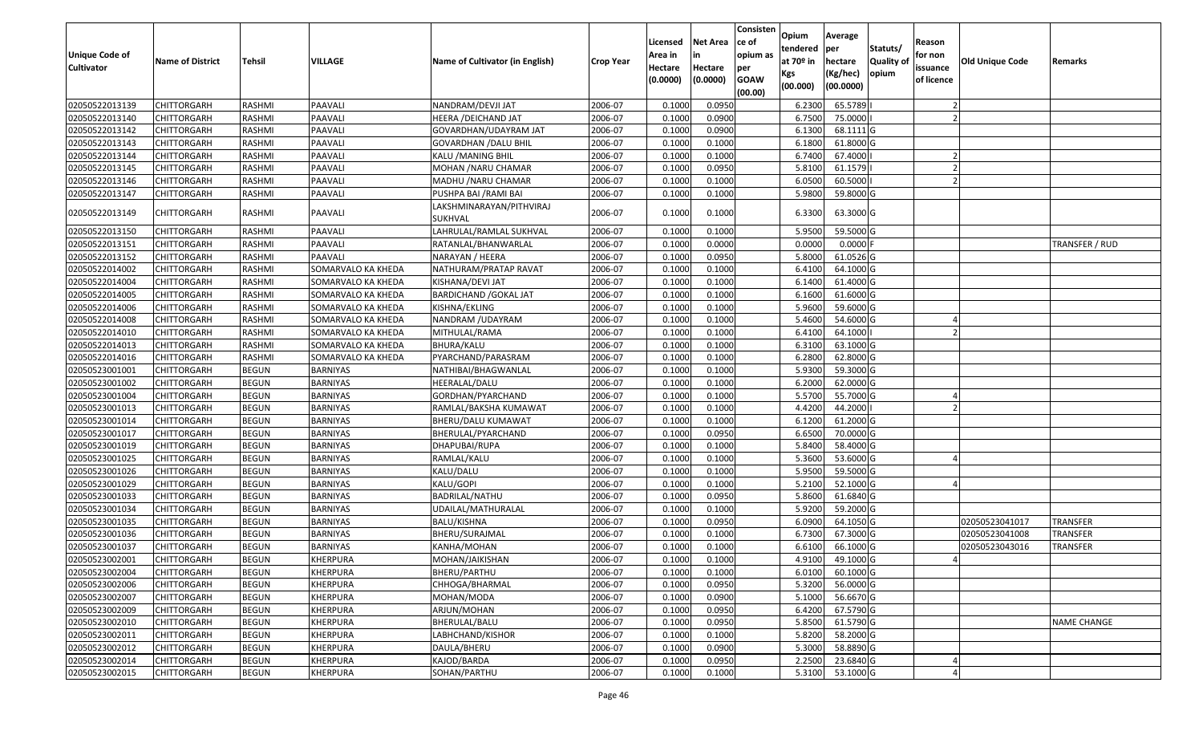| Unique Code of Cultivator | Name of District | Tehsil | VILLAGE | Name of Cultivator (in English) | Crop Year | Licensed Area in Hectare (0.0000) | Net Area in Hectare (0.0000) | Consistence of opium as per GOAW (00.00) | Opium tendered at 70º in Kgs (00.000) | Average per hectare (Kg/hec) (00.0000) | Statuts/ Quality of opium | Reason for non issuance of licence | Old Unique Code | Remarks |
|---|---|---|---|---|---|---|---|---|---|---|---|---|---|---|
| 02050522013139 | CHITTORGARH | RASHMI | PAAVALI | NANDRAM/DEVJI JAT | 2006-07 | 0.1000 | 0.0950 | | 6.2300 | 65.5789 | I | 2 | | |
| 02050522013140 | CHITTORGARH | RASHMI | PAAVALI | HEERA /DEICHAND JAT | 2006-07 | 0.1000 | 0.0900 | | 6.7500 | 75.0000 | I | 2 | | |
| 02050522013142 | CHITTORGARH | RASHMI | PAAVALI | GOVARDHAN/UDAYRAM JAT | 2006-07 | 0.1000 | 0.0900 | | 6.1300 | 68.1111 | G | | | |
| 02050522013143 | CHITTORGARH | RASHMI | PAAVALI | GOVARDHAN /DALU BHIL | 2006-07 | 0.1000 | 0.1000 | | 6.1800 | 61.8000 | G | | | |
| 02050522013144 | CHITTORGARH | RASHMI | PAAVALI | KALU /MANING BHIL | 2006-07 | 0.1000 | 0.1000 | | 6.7400 | 67.4000 | I | 2 | | |
| 02050522013145 | CHITTORGARH | RASHMI | PAAVALI | MOHAN /NARU CHAMAR | 2006-07 | 0.1000 | 0.0950 | | 5.8100 | 61.1579 | I | 2 | | |
| 02050522013146 | CHITTORGARH | RASHMI | PAAVALI | MADHU /NARU CHAMAR | 2006-07 | 0.1000 | 0.1000 | | 6.0500 | 60.5000 | I | 2 | | |
| 02050522013147 | CHITTORGARH | RASHMI | PAAVALI | PUSHPA BAI /RAMI BAI | 2006-07 | 0.1000 | 0.1000 | | 5.9800 | 59.8000 | G | | | |
| 02050522013149 | CHITTORGARH | RASHMI | PAAVALI | LAKSHMINARAYAN/PITHVIRAJ SUKHVAL | 2006-07 | 0.1000 | 0.1000 | | 6.3300 | 63.3000 | G | | | |
| 02050522013150 | CHITTORGARH | RASHMI | PAAVALI | LAHRULAL/RAMLAL SUKHVAL | 2006-07 | 0.1000 | 0.1000 | | 5.9500 | 59.5000 | G | | | |
| 02050522013151 | CHITTORGARH | RASHMI | PAAVALI | RATANLAL/BHANWARLAL | 2006-07 | 0.1000 | 0.0000 | | 0.0000 | 0.0000 | F | | | TRANSFER / RUD |
| 02050522013152 | CHITTORGARH | RASHMI | PAAVALI | NARAYAN / HEERA | 2006-07 | 0.1000 | 0.0950 | | 5.8000 | 61.0526 | G | | | |
| 02050522014002 | CHITTORGARH | RASHMI | SOMARVALO KA KHEDA | NATHURAM/PRATAP RAVAT | 2006-07 | 0.1000 | 0.1000 | | 6.4100 | 64.1000 | G | | | |
| 02050522014004 | CHITTORGARH | RASHMI | SOMARVALO KA KHEDA | KISHANA/DEVI JAT | 2006-07 | 0.1000 | 0.1000 | | 6.1400 | 61.4000 | G | | | |
| 02050522014005 | CHITTORGARH | RASHMI | SOMARVALO KA KHEDA | BARDICHAND /GOKAL JAT | 2006-07 | 0.1000 | 0.1000 | | 6.1600 | 61.6000 | G | | | |
| 02050522014006 | CHITTORGARH | RASHMI | SOMARVALO KA KHEDA | KISHNA/EKLING | 2006-07 | 0.1000 | 0.1000 | | 5.9600 | 59.6000 | G | | | |
| 02050522014008 | CHITTORGARH | RASHMI | SOMARVALO KA KHEDA | NANDRAM /UDAYRAM | 2006-07 | 0.1000 | 0.1000 | | 5.4600 | 54.6000 | G | 4 | | |
| 02050522014010 | CHITTORGARH | RASHMI | SOMARVALO KA KHEDA | MITHULAL/RAMA | 2006-07 | 0.1000 | 0.1000 | | 6.4100 | 64.1000 | I | 2 | | |
| 02050522014013 | CHITTORGARH | RASHMI | SOMARVALO KA KHEDA | BHURA/KALU | 2006-07 | 0.1000 | 0.1000 | | 6.3100 | 63.1000 | G | | | |
| 02050522014016 | CHITTORGARH | RASHMI | SOMARVALO KA KHEDA | PYARCHAND/PARASRAM | 2006-07 | 0.1000 | 0.1000 | | 6.2800 | 62.8000 | G | | | |
| 02050523001001 | CHITTORGARH | BEGUN | BARNIYAS | NATHIBAI/BHAGWANLAL | 2006-07 | 0.1000 | 0.1000 | | 5.9300 | 59.3000 | G | | | |
| 02050523001002 | CHITTORGARH | BEGUN | BARNIYAS | HEERALAL/DALU | 2006-07 | 0.1000 | 0.1000 | | 6.2000 | 62.0000 | G | | | |
| 02050523001004 | CHITTORGARH | BEGUN | BARNIYAS | GORDHAN/PYARCHAND | 2006-07 | 0.1000 | 0.1000 | | 5.5700 | 55.7000 | G | 4 | | |
| 02050523001013 | CHITTORGARH | BEGUN | BARNIYAS | RAMLAL/BAKSHA KUMAWAT | 2006-07 | 0.1000 | 0.1000 | | 4.4200 | 44.2000 | I | 2 | | |
| 02050523001014 | CHITTORGARH | BEGUN | BARNIYAS | BHERU/DALU KUMAWAT | 2006-07 | 0.1000 | 0.1000 | | 6.1200 | 61.2000 | G | | | |
| 02050523001017 | CHITTORGARH | BEGUN | BARNIYAS | BHERULAL/PYARCHAND | 2006-07 | 0.1000 | 0.0950 | | 6.6500 | 70.0000 | G | | | |
| 02050523001019 | CHITTORGARH | BEGUN | BARNIYAS | DHAPUBAI/RUPA | 2006-07 | 0.1000 | 0.1000 | | 5.8400 | 58.4000 | G | | | |
| 02050523001025 | CHITTORGARH | BEGUN | BARNIYAS | RAMLAL/KALU | 2006-07 | 0.1000 | 0.1000 | | 5.3600 | 53.6000 | G | 4 | | |
| 02050523001026 | CHITTORGARH | BEGUN | BARNIYAS | KALU/DALU | 2006-07 | 0.1000 | 0.1000 | | 5.9500 | 59.5000 | G | | | |
| 02050523001029 | CHITTORGARH | BEGUN | BARNIYAS | KALU/GOPI | 2006-07 | 0.1000 | 0.1000 | | 5.2100 | 52.1000 | G | 4 | | |
| 02050523001033 | CHITTORGARH | BEGUN | BARNIYAS | BADRILAL/NATHU | 2006-07 | 0.1000 | 0.0950 | | 5.8600 | 61.6840 | G | | | |
| 02050523001034 | CHITTORGARH | BEGUN | BARNIYAS | UDAILAL/MATHURALAL | 2006-07 | 0.1000 | 0.1000 | | 5.9200 | 59.2000 | G | | | |
| 02050523001035 | CHITTORGARH | BEGUN | BARNIYAS | BALU/KISHNA | 2006-07 | 0.1000 | 0.0950 | | 6.0900 | 64.1050 | G | | 02050523041017 | TRANSFER |
| 02050523001036 | CHITTORGARH | BEGUN | BARNIYAS | BHERU/SURAJMAL | 2006-07 | 0.1000 | 0.1000 | | 6.7300 | 67.3000 | G | | 02050523041008 | TRANSFER |
| 02050523001037 | CHITTORGARH | BEGUN | BARNIYAS | KANHA/MOHAN | 2006-07 | 0.1000 | 0.1000 | | 6.6100 | 66.1000 | G | | 02050523043016 | TRANSFER |
| 02050523002001 | CHITTORGARH | BEGUN | KHERPURA | MOHAN/JAIKISHAN | 2006-07 | 0.1000 | 0.1000 | | 4.9100 | 49.1000 | G | 4 | | |
| 02050523002004 | CHITTORGARH | BEGUN | KHERPURA | BHERU/PARTHU | 2006-07 | 0.1000 | 0.1000 | | 6.0100 | 60.1000 | G | | | |
| 02050523002006 | CHITTORGARH | BEGUN | KHERPURA | CHHOGA/BHARMAL | 2006-07 | 0.1000 | 0.0950 | | 5.3200 | 56.0000 | G | | | |
| 02050523002007 | CHITTORGARH | BEGUN | KHERPURA | MOHAN/MODA | 2006-07 | 0.1000 | 0.0900 | | 5.1000 | 56.6670 | G | | | |
| 02050523002009 | CHITTORGARH | BEGUN | KHERPURA | ARJUN/MOHAN | 2006-07 | 0.1000 | 0.0950 | | 6.4200 | 67.5790 | G | | | |
| 02050523002010 | CHITTORGARH | BEGUN | KHERPURA | BHERULAL/BALU | 2006-07 | 0.1000 | 0.0950 | | 5.8500 | 61.5790 | G | | | NAME CHANGE |
| 02050523002011 | CHITTORGARH | BEGUN | KHERPURA | LABHCHAND/KISHOR | 2006-07 | 0.1000 | 0.1000 | | 5.8200 | 58.2000 | G | | | |
| 02050523002012 | CHITTORGARH | BEGUN | KHERPURA | DAULA/BHERU | 2006-07 | 0.1000 | 0.0900 | | 5.3000 | 58.8890 | G | | | |
| 02050523002014 | CHITTORGARH | BEGUN | KHERPURA | KAJOD/BARDA | 2006-07 | 0.1000 | 0.0950 | | 2.2500 | 23.6840 | G | 4 | | |
| 02050523002015 | CHITTORGARH | BEGUN | KHERPURA | SOHAN/PARTHU | 2006-07 | 0.1000 | 0.1000 | | 5.3100 | 53.1000 | G | 4 | | |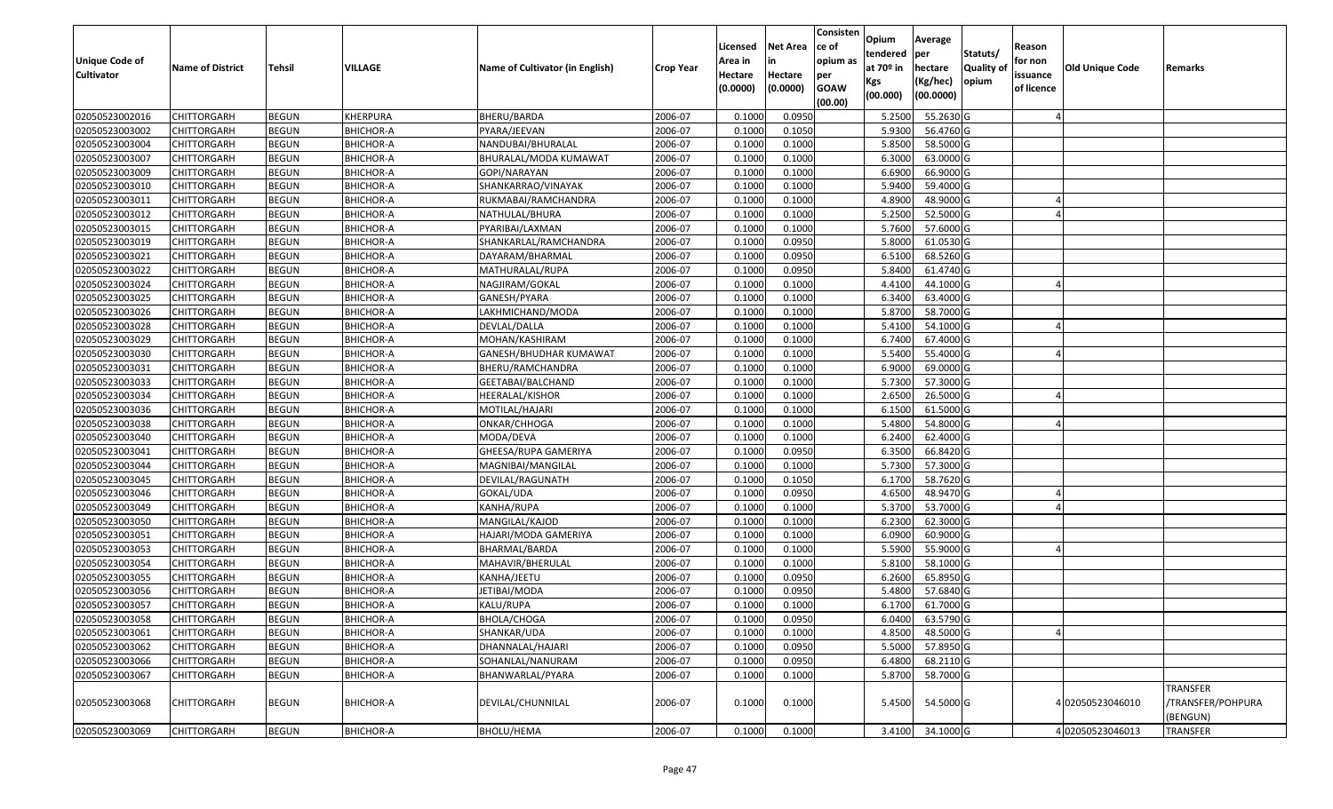| Unique Code of Cultivator | Name of District | Tehsil | VILLAGE | Name of Cultivator (in English) | Crop Year | Licensed Area in Hectare (0.0000) | Net Area in Hectare (0.0000) | Consistence of opium as per GOAW (00.00) | Opium tendered at 70º in Kgs (00.000) | Average per hectare (Kg/hec) (00.0000) | Statuts/ Quality of opium | Reason for non issuance of licence | Old Unique Code | Remarks |
|---|---|---|---|---|---|---|---|---|---|---|---|---|---|---|
| 02050523002016 | CHITTORGARH | BEGUN | KHERPURA | BHERU/BARDA | 2006-07 | 0.1000 | 0.0950 | | 5.2500 | 55.2630 | G | 4 | | |
| 02050523003002 | CHITTORGARH | BEGUN | BHICHOR-A | PYARA/JEEVAN | 2006-07 | 0.1000 | 0.1050 | | 5.9300 | 56.4760 | G | | | |
| 02050523003004 | CHITTORGARH | BEGUN | BHICHOR-A | NANDUBAI/BHURALAL | 2006-07 | 0.1000 | 0.1000 | | 5.8500 | 58.5000 | G | | | |
| 02050523003007 | CHITTORGARH | BEGUN | BHICHOR-A | BHURALAL/MODA KUMAWAT | 2006-07 | 0.1000 | 0.1000 | | 6.3000 | 63.0000 | G | | | |
| 02050523003009 | CHITTORGARH | BEGUN | BHICHOR-A | GOPI/NARAYAN | 2006-07 | 0.1000 | 0.1000 | | 6.6900 | 66.9000 | G | | | |
| 02050523003010 | CHITTORGARH | BEGUN | BHICHOR-A | SHANKARRAO/VINAYAK | 2006-07 | 0.1000 | 0.1000 | | 5.9400 | 59.4000 | G | | | |
| 02050523003011 | CHITTORGARH | BEGUN | BHICHOR-A | RUKMABAI/RAMCHANDRA | 2006-07 | 0.1000 | 0.1000 | | 4.8900 | 48.9000 | G | 4 | | |
| 02050523003012 | CHITTORGARH | BEGUN | BHICHOR-A | NATHULAL/BHURA | 2006-07 | 0.1000 | 0.1000 | | 5.2500 | 52.5000 | G | 4 | | |
| 02050523003015 | CHITTORGARH | BEGUN | BHICHOR-A | PYARIBAI/LAXMAN | 2006-07 | 0.1000 | 0.1000 | | 5.7600 | 57.6000 | G | | | |
| 02050523003019 | CHITTORGARH | BEGUN | BHICHOR-A | SHANKARLAL/RAMCHANDRA | 2006-07 | 0.1000 | 0.0950 | | 5.8000 | 61.0530 | G | | | |
| 02050523003021 | CHITTORGARH | BEGUN | BHICHOR-A | DAYARAM/BHARMAL | 2006-07 | 0.1000 | 0.0950 | | 6.5100 | 68.5260 | G | | | |
| 02050523003022 | CHITTORGARH | BEGUN | BHICHOR-A | MATHURALAL/RUPA | 2006-07 | 0.1000 | 0.0950 | | 5.8400 | 61.4740 | G | | | |
| 02050523003024 | CHITTORGARH | BEGUN | BHICHOR-A | NAGJIRAM/GOKAL | 2006-07 | 0.1000 | 0.1000 | | 4.4100 | 44.1000 | G | 4 | | |
| 02050523003025 | CHITTORGARH | BEGUN | BHICHOR-A | GANESH/PYARA | 2006-07 | 0.1000 | 0.1000 | | 6.3400 | 63.4000 | G | | | |
| 02050523003026 | CHITTORGARH | BEGUN | BHICHOR-A | LAKHMICHAND/MODA | 2006-07 | 0.1000 | 0.1000 | | 5.8700 | 58.7000 | G | | | |
| 02050523003028 | CHITTORGARH | BEGUN | BHICHOR-A | DEVLAL/DALLA | 2006-07 | 0.1000 | 0.1000 | | 5.4100 | 54.1000 | G | 4 | | |
| 02050523003029 | CHITTORGARH | BEGUN | BHICHOR-A | MOHAN/KASHIRAM | 2006-07 | 0.1000 | 0.1000 | | 6.7400 | 67.4000 | G | | | |
| 02050523003030 | CHITTORGARH | BEGUN | BHICHOR-A | GANESH/BHUDHAR KUMAWAT | 2006-07 | 0.1000 | 0.1000 | | 5.5400 | 55.4000 | G | 4 | | |
| 02050523003031 | CHITTORGARH | BEGUN | BHICHOR-A | BHERU/RAMCHANDRA | 2006-07 | 0.1000 | 0.1000 | | 6.9000 | 69.0000 | G | | | |
| 02050523003033 | CHITTORGARH | BEGUN | BHICHOR-A | GEETABAI/BALCHAND | 2006-07 | 0.1000 | 0.1000 | | 5.7300 | 57.3000 | G | | | |
| 02050523003034 | CHITTORGARH | BEGUN | BHICHOR-A | HEERALAL/KISHOR | 2006-07 | 0.1000 | 0.1000 | | 2.6500 | 26.5000 | G | 4 | | |
| 02050523003036 | CHITTORGARH | BEGUN | BHICHOR-A | MOTILAL/HAJARI | 2006-07 | 0.1000 | 0.1000 | | 6.1500 | 61.5000 | G | | | |
| 02050523003038 | CHITTORGARH | BEGUN | BHICHOR-A | ONKAR/CHHOGA | 2006-07 | 0.1000 | 0.1000 | | 5.4800 | 54.8000 | G | 4 | | |
| 02050523003040 | CHITTORGARH | BEGUN | BHICHOR-A | MODA/DEVA | 2006-07 | 0.1000 | 0.1000 | | 6.2400 | 62.4000 | G | | | |
| 02050523003041 | CHITTORGARH | BEGUN | BHICHOR-A | GHEESA/RUPA GAMERIYA | 2006-07 | 0.1000 | 0.0950 | | 6.3500 | 66.8420 | G | | | |
| 02050523003044 | CHITTORGARH | BEGUN | BHICHOR-A | MAGNIBAI/MANGILAL | 2006-07 | 0.1000 | 0.1000 | | 5.7300 | 57.3000 | G | | | |
| 02050523003045 | CHITTORGARH | BEGUN | BHICHOR-A | DEVILAL/RAGUNATH | 2006-07 | 0.1000 | 0.1050 | | 6.1700 | 58.7620 | G | | | |
| 02050523003046 | CHITTORGARH | BEGUN | BHICHOR-A | GOKAL/UDA | 2006-07 | 0.1000 | 0.0950 | | 4.6500 | 48.9470 | G | 4 | | |
| 02050523003049 | CHITTORGARH | BEGUN | BHICHOR-A | KANHA/RUPA | 2006-07 | 0.1000 | 0.1000 | | 5.3700 | 53.7000 | G | 4 | | |
| 02050523003050 | CHITTORGARH | BEGUN | BHICHOR-A | MANGILAL/KAJOD | 2006-07 | 0.1000 | 0.1000 | | 6.2300 | 62.3000 | G | | | |
| 02050523003051 | CHITTORGARH | BEGUN | BHICHOR-A | HAJARI/MODA GAMERIYA | 2006-07 | 0.1000 | 0.1000 | | 6.0900 | 60.9000 | G | | | |
| 02050523003053 | CHITTORGARH | BEGUN | BHICHOR-A | BHARMAL/BARDA | 2006-07 | 0.1000 | 0.1000 | | 5.5900 | 55.9000 | G | 4 | | |
| 02050523003054 | CHITTORGARH | BEGUN | BHICHOR-A | MAHAVIR/BHERULAL | 2006-07 | 0.1000 | 0.1000 | | 5.8100 | 58.1000 | G | | | |
| 02050523003055 | CHITTORGARH | BEGUN | BHICHOR-A | KANHA/JEETU | 2006-07 | 0.1000 | 0.0950 | | 6.2600 | 65.8950 | G | | | |
| 02050523003056 | CHITTORGARH | BEGUN | BHICHOR-A | JETIBAI/MODA | 2006-07 | 0.1000 | 0.0950 | | 5.4800 | 57.6840 | G | | | |
| 02050523003057 | CHITTORGARH | BEGUN | BHICHOR-A | KALU/RUPA | 2006-07 | 0.1000 | 0.1000 | | 6.1700 | 61.7000 | G | | | |
| 02050523003058 | CHITTORGARH | BEGUN | BHICHOR-A | BHOLA/CHOGA | 2006-07 | 0.1000 | 0.0950 | | 6.0400 | 63.5790 | G | | | |
| 02050523003061 | CHITTORGARH | BEGUN | BHICHOR-A | SHANKAR/UDA | 2006-07 | 0.1000 | 0.1000 | | 4.8500 | 48.5000 | G | 4 | | |
| 02050523003062 | CHITTORGARH | BEGUN | BHICHOR-A | DHANNALAL/HAJARI | 2006-07 | 0.1000 | 0.0950 | | 5.5000 | 57.8950 | G | | | |
| 02050523003066 | CHITTORGARH | BEGUN | BHICHOR-A | SOHANLAL/NANURAM | 2006-07 | 0.1000 | 0.0950 | | 6.4800 | 68.2110 | G | | | |
| 02050523003067 | CHITTORGARH | BEGUN | BHICHOR-A | BHANWARLAL/PYARA | 2006-07 | 0.1000 | 0.1000 | | 5.8700 | 58.7000 | G | | | |
| 02050523003068 | CHITTORGARH | BEGUN | BHICHOR-A | DEVILAL/CHUNNILAL | 2006-07 | 0.1000 | 0.1000 | | 5.4500 | 54.5000 | G | 4 | 02050523046010 | TRANSFER /TRANSFER/POHPURA (BENGUN) |
| 02050523003069 | CHITTORGARH | BEGUN | BHICHOR-A | BHOLU/HEMA | 2006-07 | 0.1000 | 0.1000 | | 3.4100 | 34.1000 | G | 4 | 02050523046013 | TRANSFER |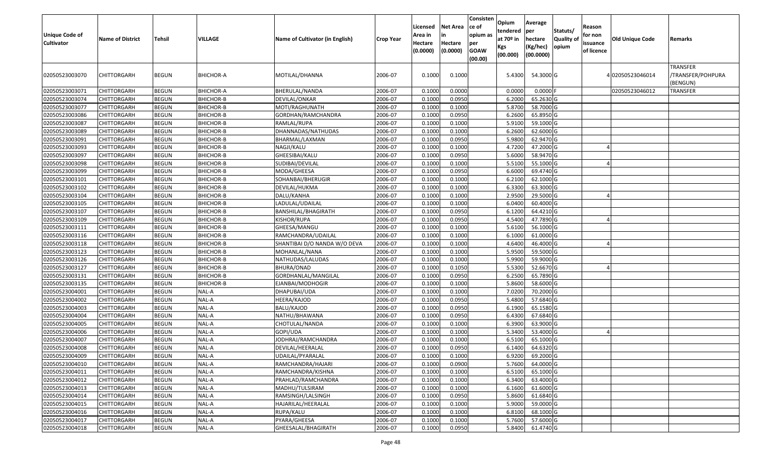| Unique Code of Cultivator | Name of District | Tehsil | VILLAGE | Name of Cultivator (in English) | Crop Year | Licensed Area in Hectare (0.0000) | Net Area in Hectare (0.0000) | Consistence of opium as per GOAW (00.00) | Opium tendered at 70º in Kgs (00.000) | Average per hectare (Kg/hec) (00.0000) | Statuts/ Quality of opium | Reason for non issuance of licence | Old Unique Code | Remarks |
|---|---|---|---|---|---|---|---|---|---|---|---|---|---|---|
| 02050523003070 | CHITTORGARH | BEGUN | BHICHOR-A | MOTILAL/DHANNA | 2006-07 | 0.1000 | 0.1000 | | 5.4300 | 54.3000 | G | 4 | 02050523046014 | TRANSFER /TRANSFER/POHPURA (BENGUN) |
| 02050523003071 | CHITTORGARH | BEGUN | BHICHOR-A | BHERULAL/NANDA | 2006-07 | 0.1000 | 0.0000 | | 0.0000 | 0.0000 | F | | 02050523046012 | TRANSFER |
| 02050523003074 | CHITTORGARH | BEGUN | BHICHOR-B | DEVILAL/ONKAR | 2006-07 | 0.1000 | 0.0950 | | 6.2000 | 65.2630 | G | | | |
| 02050523003077 | CHITTORGARH | BEGUN | BHICHOR-B | MOTI/RAGHUNATH | 2006-07 | 0.1000 | 0.1000 | | 5.8700 | 58.7000 | G | | | |
| 02050523003086 | CHITTORGARH | BEGUN | BHICHOR-B | GORDHAN/RAMCHANDRA | 2006-07 | 0.1000 | 0.0950 | | 6.2600 | 65.8950 | G | | | |
| 02050523003087 | CHITTORGARH | BEGUN | BHICHOR-B | RAMLAL/RUPA | 2006-07 | 0.1000 | 0.1000 | | 5.9100 | 59.1000 | G | | | |
| 02050523003089 | CHITTORGARH | BEGUN | BHICHOR-B | DHANNADAS/NATHUDAS | 2006-07 | 0.1000 | 0.1000 | | 6.2600 | 62.6000 | G | | | |
| 02050523003091 | CHITTORGARH | BEGUN | BHICHOR-B | BHARMAL/LAXMAN | 2006-07 | 0.1000 | 0.0950 | | 5.9800 | 62.9470 | G | | | |
| 02050523003093 | CHITTORGARH | BEGUN | BHICHOR-B | NAGJI/KALU | 2006-07 | 0.1000 | 0.1000 | | 4.7200 | 47.2000 | G | 4 | | |
| 02050523003097 | CHITTORGARH | BEGUN | BHICHOR-B | GHEESIBAI/KALU | 2006-07 | 0.1000 | 0.0950 | | 5.6000 | 58.9470 | G | | | |
| 02050523003098 | CHITTORGARH | BEGUN | BHICHOR-B | SUDIBAI/DEVILAL | 2006-07 | 0.1000 | 0.1000 | | 5.5100 | 55.1000 | G | 4 | | |
| 02050523003099 | CHITTORGARH | BEGUN | BHICHOR-B | MODA/GHEESA | 2006-07 | 0.1000 | 0.0950 | | 6.6000 | 69.4740 | G | | | |
| 02050523003101 | CHITTORGARH | BEGUN | BHICHOR-B | SOHANBAI/BHERUGIR | 2006-07 | 0.1000 | 0.1000 | | 6.2100 | 62.1000 | G | | | |
| 02050523003102 | CHITTORGARH | BEGUN | BHICHOR-B | DEVILAL/HUKMA | 2006-07 | 0.1000 | 0.1000 | | 6.3300 | 63.3000 | G | | | |
| 02050523003104 | CHITTORGARH | BEGUN | BHICHOR-B | DALU/KANHA | 2006-07 | 0.1000 | 0.1000 | | 2.9500 | 29.5000 | G | 4 | | |
| 02050523003105 | CHITTORGARH | BEGUN | BHICHOR-B | LADULAL/UDAILAL | 2006-07 | 0.1000 | 0.1000 | | 6.0400 | 60.4000 | G | | | |
| 02050523003107 | CHITTORGARH | BEGUN | BHICHOR-B | BANSHILAL/BHAGIRATH | 2006-07 | 0.1000 | 0.0950 | | 6.1200 | 64.4210 | G | | | |
| 02050523003109 | CHITTORGARH | BEGUN | BHICHOR-B | KISHOR/RUPA | 2006-07 | 0.1000 | 0.0950 | | 4.5400 | 47.7890 | G | 4 | | |
| 02050523003111 | CHITTORGARH | BEGUN | BHICHOR-B | GHEESA/MANGU | 2006-07 | 0.1000 | 0.1000 | | 5.6100 | 56.1000 | G | | | |
| 02050523003116 | CHITTORGARH | BEGUN | BHICHOR-B | RAMCHANDRA/UDAILAL | 2006-07 | 0.1000 | 0.1000 | | 6.1000 | 61.0000 | G | | | |
| 02050523003118 | CHITTORGARH | BEGUN | BHICHOR-B | SHANTIBAI D/O NANDA W/O DEVA | 2006-07 | 0.1000 | 0.1000 | | 4.6400 | 46.4000 | G | 4 | | |
| 02050523003123 | CHITTORGARH | BEGUN | BHICHOR-B | MOHANLAL/NANA | 2006-07 | 0.1000 | 0.1000 | | 5.9500 | 59.5000 | G | | | |
| 02050523003126 | CHITTORGARH | BEGUN | BHICHOR-B | NATHUDAS/LALUDAS | 2006-07 | 0.1000 | 0.1000 | | 5.9900 | 59.9000 | G | | | |
| 02050523003127 | CHITTORGARH | BEGUN | BHICHOR-B | BHURA/ONAD | 2006-07 | 0.1000 | 0.1050 | | 5.5300 | 52.6670 | G | 4 | | |
| 02050523003131 | CHITTORGARH | BEGUN | BHICHOR-B | GORDHANLAL/MANGILAL | 2006-07 | 0.1000 | 0.0950 | | 6.2500 | 65.7890 | G | | | |
| 02050523003135 | CHITTORGARH | BEGUN | BHICHOR-B | EJANBAI/MODHOGIR | 2006-07 | 0.1000 | 0.1000 | | 5.8600 | 58.6000 | G | | | |
| 02050523004001 | CHITTORGARH | BEGUN | NAL-A | DHAPUBAI/UDA | 2006-07 | 0.1000 | 0.1000 | | 7.0200 | 70.2000 | G | | | |
| 02050523004002 | CHITTORGARH | BEGUN | NAL-A | HEERA/KAJOD | 2006-07 | 0.1000 | 0.0950 | | 5.4800 | 57.6840 | G | | | |
| 02050523004003 | CHITTORGARH | BEGUN | NAL-A | BALU/KAJOD | 2006-07 | 0.1000 | 0.0950 | | 6.1900 | 65.1580 | G | | | |
| 02050523004004 | CHITTORGARH | BEGUN | NAL-A | NATHU/BHAWANA | 2006-07 | 0.1000 | 0.0950 | | 6.4300 | 67.6840 | G | | | |
| 02050523004005 | CHITTORGARH | BEGUN | NAL-A | CHOTULAL/NANDA | 2006-07 | 0.1000 | 0.1000 | | 6.3900 | 63.9000 | G | | | |
| 02050523004006 | CHITTORGARH | BEGUN | NAL-A | GOPI/UDA | 2006-07 | 0.1000 | 0.1000 | | 5.3400 | 53.4000 | G | 4 | | |
| 02050523004007 | CHITTORGARH | BEGUN | NAL-A | JODHRAJ/RAMCHANDRA | 2006-07 | 0.1000 | 0.1000 | | 6.5100 | 65.1000 | G | | | |
| 02050523004008 | CHITTORGARH | BEGUN | NAL-A | DEVILAL/HEERALAL | 2006-07 | 0.1000 | 0.0950 | | 6.1400 | 64.6320 | G | | | |
| 02050523004009 | CHITTORGARH | BEGUN | NAL-A | UDAILAL/PYARALAL | 2006-07 | 0.1000 | 0.1000 | | 6.9200 | 69.2000 | G | | | |
| 02050523004010 | CHITTORGARH | BEGUN | NAL-A | RAMCHANDRA/HAJARI | 2006-07 | 0.1000 | 0.0900 | | 5.7600 | 64.0000 | G | | | |
| 02050523004011 | CHITTORGARH | BEGUN | NAL-A | RAMCHANDRA/KISHNA | 2006-07 | 0.1000 | 0.1000 | | 6.5100 | 65.1000 | G | | | |
| 02050523004012 | CHITTORGARH | BEGUN | NAL-A | PRAHLAD/RAMCHANDRA | 2006-07 | 0.1000 | 0.1000 | | 6.3400 | 63.4000 | G | | | |
| 02050523004013 | CHITTORGARH | BEGUN | NAL-A | MADHU/TULSIRAM | 2006-07 | 0.1000 | 0.1000 | | 6.1600 | 61.6000 | G | | | |
| 02050523004014 | CHITTORGARH | BEGUN | NAL-A | RAMSINGH/LALSINGH | 2006-07 | 0.1000 | 0.0950 | | 5.8600 | 61.6840 | G | | | |
| 02050523004015 | CHITTORGARH | BEGUN | NAL-A | HAJARILAL/HEERALAL | 2006-07 | 0.1000 | 0.1000 | | 5.9000 | 59.0000 | G | | | |
| 02050523004016 | CHITTORGARH | BEGUN | NAL-A | RUPA/KALU | 2006-07 | 0.1000 | 0.1000 | | 6.8100 | 68.1000 | G | | | |
| 02050523004017 | CHITTORGARH | BEGUN | NAL-A | PYARA/GHEESA | 2006-07 | 0.1000 | 0.1000 | | 5.7600 | 57.6000 | G | | | |
| 02050523004018 | CHITTORGARH | BEGUN | NAL-A | GHEESALAL/BHAGIRATH | 2006-07 | 0.1000 | 0.0950 | | 5.8400 | 61.4740 | G | | | |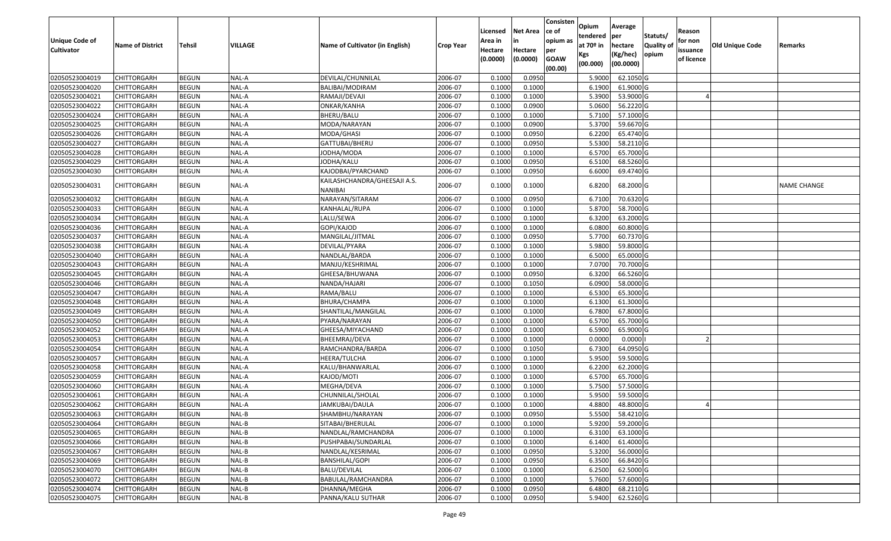| Unique Code of Cultivator | Name of District | Tehsil | VILLAGE | Name of Cultivator (in English) | Crop Year | Licensed Area in Hectare (0.0000) | Net Area in Hectare (0.0000) | Consistence of opium as per GOAW (00.00) | Opium tendered at 70º in Kgs (00.000) | Average per hectare (Kg/hec) (00.0000) | Statuts/ Quality of opium | Reason for non issuance of licence | Old Unique Code | Remarks |
|---|---|---|---|---|---|---|---|---|---|---|---|---|---|---|
| 02050523004019 | CHITTORGARH | BEGUN | NAL-A | DEVILAL/CHUNNILAL | 2006-07 | 0.1000 | 0.0950 | | 5.9000 | 62.1050 | G | | | |
| 02050523004020 | CHITTORGARH | BEGUN | NAL-A | BALIBAI/MODIRAM | 2006-07 | 0.1000 | 0.1000 | | 6.1900 | 61.9000 | G | | | |
| 02050523004021 | CHITTORGARH | BEGUN | NAL-A | RAMAJI/DEVAJI | 2006-07 | 0.1000 | 0.1000 | | 5.3900 | 53.9000 | G | 4 | | |
| 02050523004022 | CHITTORGARH | BEGUN | NAL-A | ONKAR/KANHA | 2006-07 | 0.1000 | 0.0900 | | 5.0600 | 56.2220 | G | | | |
| 02050523004024 | CHITTORGARH | BEGUN | NAL-A | BHERU/BALU | 2006-07 | 0.1000 | 0.1000 | | 5.7100 | 57.1000 | G | | | |
| 02050523004025 | CHITTORGARH | BEGUN | NAL-A | MODA/NARAYAN | 2006-07 | 0.1000 | 0.0900 | | 5.3700 | 59.6670 | G | | | |
| 02050523004026 | CHITTORGARH | BEGUN | NAL-A | MODA/GHASI | 2006-07 | 0.1000 | 0.0950 | | 6.2200 | 65.4740 | G | | | |
| 02050523004027 | CHITTORGARH | BEGUN | NAL-A | GATTUBAI/BHERU | 2006-07 | 0.1000 | 0.0950 | | 5.5300 | 58.2110 | G | | | |
| 02050523004028 | CHITTORGARH | BEGUN | NAL-A | JODHA/MODA | 2006-07 | 0.1000 | 0.1000 | | 6.5700 | 65.7000 | G | | | |
| 02050523004029 | CHITTORGARH | BEGUN | NAL-A | JODHA/KALU | 2006-07 | 0.1000 | 0.0950 | | 6.5100 | 68.5260 | G | | | |
| 02050523004030 | CHITTORGARH | BEGUN | NAL-A | KAJODBAI/PYARCHAND | 2006-07 | 0.1000 | 0.0950 | | 6.6000 | 69.4740 | G | | | |
| 02050523004031 | CHITTORGARH | BEGUN | NAL-A | KAILASHCHANDRA/GHEESAJI A.S. NANIBAI | 2006-07 | 0.1000 | 0.1000 | | 6.8200 | 68.2000 | G | | | NAME CHANGE |
| 02050523004032 | CHITTORGARH | BEGUN | NAL-A | NARAYAN/SITARAM | 2006-07 | 0.1000 | 0.0950 | | 6.7100 | 70.6320 | G | | | |
| 02050523004033 | CHITTORGARH | BEGUN | NAL-A | KANHALAL/RUPA | 2006-07 | 0.1000 | 0.1000 | | 5.8700 | 58.7000 | G | | | |
| 02050523004034 | CHITTORGARH | BEGUN | NAL-A | LALU/SEWA | 2006-07 | 0.1000 | 0.1000 | | 6.3200 | 63.2000 | G | | | |
| 02050523004036 | CHITTORGARH | BEGUN | NAL-A | GOPI/KAJOD | 2006-07 | 0.1000 | 0.1000 | | 6.0800 | 60.8000 | G | | | |
| 02050523004037 | CHITTORGARH | BEGUN | NAL-A | MANGILAL/JITMAL | 2006-07 | 0.1000 | 0.0950 | | 5.7700 | 60.7370 | G | | | |
| 02050523004038 | CHITTORGARH | BEGUN | NAL-A | DEVILAL/PYARA | 2006-07 | 0.1000 | 0.1000 | | 5.9800 | 59.8000 | G | | | |
| 02050523004040 | CHITTORGARH | BEGUN | NAL-A | NANDLAL/BARDA | 2006-07 | 0.1000 | 0.1000 | | 6.5000 | 65.0000 | G | | | |
| 02050523004043 | CHITTORGARH | BEGUN | NAL-A | MANJU/KESHRIMAL | 2006-07 | 0.1000 | 0.1000 | | 7.0700 | 70.7000 | G | | | |
| 02050523004045 | CHITTORGARH | BEGUN | NAL-A | GHEESA/BHUWANA | 2006-07 | 0.1000 | 0.0950 | | 6.3200 | 66.5260 | G | | | |
| 02050523004046 | CHITTORGARH | BEGUN | NAL-A | NANDA/HAJARI | 2006-07 | 0.1000 | 0.1050 | | 6.0900 | 58.0000 | G | | | |
| 02050523004047 | CHITTORGARH | BEGUN | NAL-A | RAMA/BALU | 2006-07 | 0.1000 | 0.1000 | | 6.5300 | 65.3000 | G | | | |
| 02050523004048 | CHITTORGARH | BEGUN | NAL-A | BHURA/CHAMPA | 2006-07 | 0.1000 | 0.1000 | | 6.1300 | 61.3000 | G | | | |
| 02050523004049 | CHITTORGARH | BEGUN | NAL-A | SHANTILAL/MANGILAL | 2006-07 | 0.1000 | 0.1000 | | 6.7800 | 67.8000 | G | | | |
| 02050523004050 | CHITTORGARH | BEGUN | NAL-A | PYARA/NARAYAN | 2006-07 | 0.1000 | 0.1000 | | 6.5700 | 65.7000 | G | | | |
| 02050523004052 | CHITTORGARH | BEGUN | NAL-A | GHEESA/MIYACHAND | 2006-07 | 0.1000 | 0.1000 | | 6.5900 | 65.9000 | G | | | |
| 02050523004053 | CHITTORGARH | BEGUN | NAL-A | BHEEMRAJ/DEVA | 2006-07 | 0.1000 | 0.1000 | | 0.0000 | 0.0000 | I | 2 | | |
| 02050523004054 | CHITTORGARH | BEGUN | NAL-A | RAMCHANDRA/BARDA | 2006-07 | 0.1000 | 0.1050 | | 6.7300 | 64.0950 | G | | | |
| 02050523004057 | CHITTORGARH | BEGUN | NAL-A | HEERA/TULCHA | 2006-07 | 0.1000 | 0.1000 | | 5.9500 | 59.5000 | G | | | |
| 02050523004058 | CHITTORGARH | BEGUN | NAL-A | KALU/BHANWARLAL | 2006-07 | 0.1000 | 0.1000 | | 6.2200 | 62.2000 | G | | | |
| 02050523004059 | CHITTORGARH | BEGUN | NAL-A | KAJOD/MOTI | 2006-07 | 0.1000 | 0.1000 | | 6.5700 | 65.7000 | G | | | |
| 02050523004060 | CHITTORGARH | BEGUN | NAL-A | MEGHA/DEVA | 2006-07 | 0.1000 | 0.1000 | | 5.7500 | 57.5000 | G | | | |
| 02050523004061 | CHITTORGARH | BEGUN | NAL-A | CHUNNILAL/SHOLAL | 2006-07 | 0.1000 | 0.1000 | | 5.9500 | 59.5000 | G | | | |
| 02050523004062 | CHITTORGARH | BEGUN | NAL-A | JAMKUBAI/DAULA | 2006-07 | 0.1000 | 0.1000 | | 4.8800 | 48.8000 | G | 4 | | |
| 02050523004063 | CHITTORGARH | BEGUN | NAL-B | SHAMBHU/NARAYAN | 2006-07 | 0.1000 | 0.0950 | | 5.5500 | 58.4210 | G | | | |
| 02050523004064 | CHITTORGARH | BEGUN | NAL-B | SITABAI/BHERULAL | 2006-07 | 0.1000 | 0.1000 | | 5.9200 | 59.2000 | G | | | |
| 02050523004065 | CHITTORGARH | BEGUN | NAL-B | NANDLAL/RAMCHANDRA | 2006-07 | 0.1000 | 0.1000 | | 6.3100 | 63.1000 | G | | | |
| 02050523004066 | CHITTORGARH | BEGUN | NAL-B | PUSHPABAI/SUNDARLAL | 2006-07 | 0.1000 | 0.1000 | | 6.1400 | 61.4000 | G | | | |
| 02050523004067 | CHITTORGARH | BEGUN | NAL-B | NANDLAL/KESRIMAL | 2006-07 | 0.1000 | 0.0950 | | 5.3200 | 56.0000 | G | | | |
| 02050523004069 | CHITTORGARH | BEGUN | NAL-B | BANSHILAL/GOPI | 2006-07 | 0.1000 | 0.0950 | | 6.3500 | 66.8420 | G | | | |
| 02050523004070 | CHITTORGARH | BEGUN | NAL-B | BALU/DEVILAL | 2006-07 | 0.1000 | 0.1000 | | 6.2500 | 62.5000 | G | | | |
| 02050523004072 | CHITTORGARH | BEGUN | NAL-B | BABULAL/RAMCHANDRA | 2006-07 | 0.1000 | 0.1000 | | 5.7600 | 57.6000 | G | | | |
| 02050523004074 | CHITTORGARH | BEGUN | NAL-B | DHANNA/MEGHA | 2006-07 | 0.1000 | 0.0950 | | 6.4800 | 68.2110 | G | | | |
| 02050523004075 | CHITTORGARH | BEGUN | NAL-B | PANNA/KALU SUTHAR | 2006-07 | 0.1000 | 0.0950 | | 5.9400 | 62.5260 | G | | | |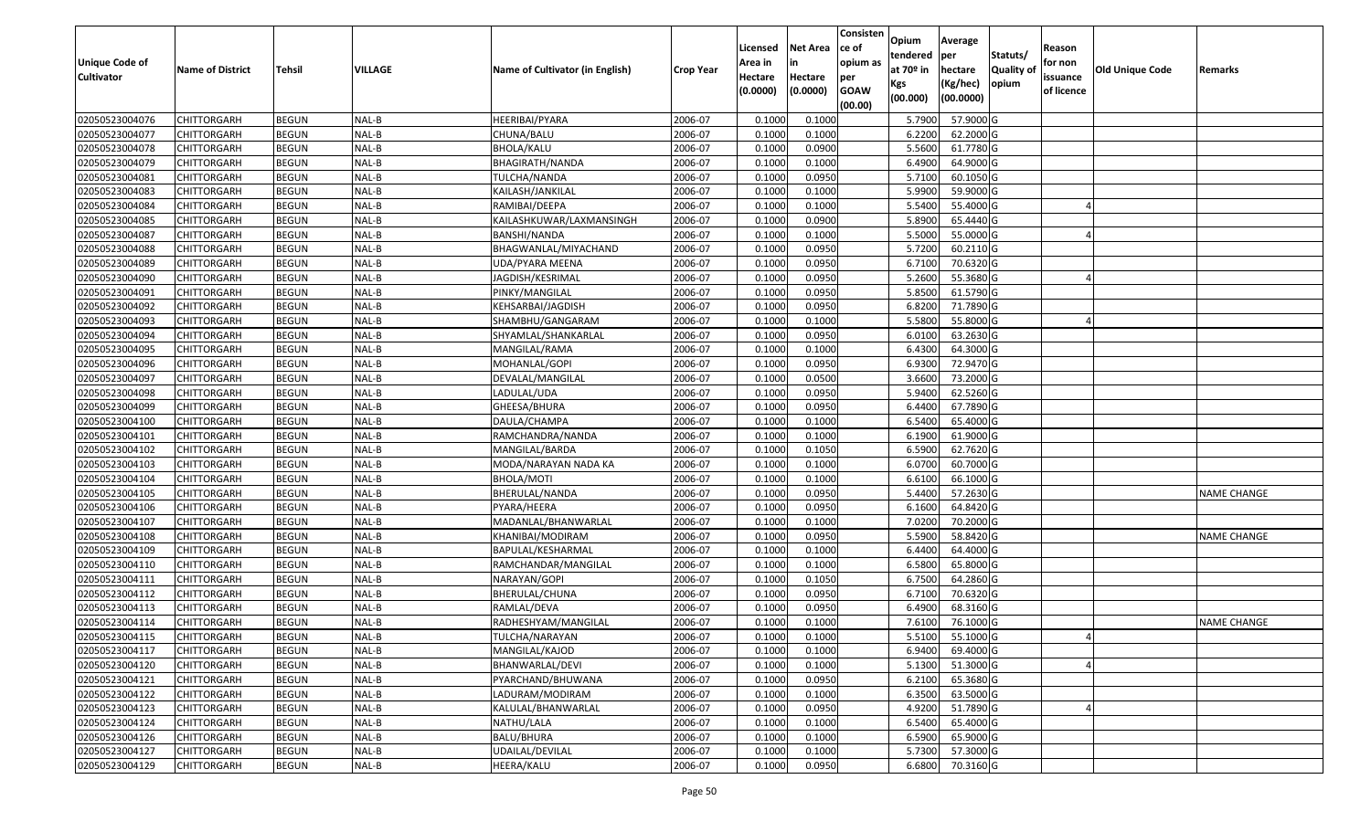| Unique Code of Cultivator | Name of District | Tehsil | VILLAGE | Name of Cultivator (in English) | Crop Year | Licensed Area in Hectare (0.0000) | Net Area in Hectare (0.0000) | Consistence of opium as per GOAW (00.00) | Opium tendered at 70º in Kgs (00.000) | Average per hectare (Kg/hec) (00.0000) | Statuts/ Quality of opium | Reason for non issuance of licence | Old Unique Code | Remarks |
|---|---|---|---|---|---|---|---|---|---|---|---|---|---|---|
| 02050523004076 | CHITTORGARH | BEGUN | NAL-B | HEERIBAI/PYARA | 2006-07 | 0.1000 | 0.1000 | | 5.7900 | 57.9000 | G | | | |
| 02050523004077 | CHITTORGARH | BEGUN | NAL-B | CHUNA/BALU | 2006-07 | 0.1000 | 0.1000 | | 6.2200 | 62.2000 | G | | | |
| 02050523004078 | CHITTORGARH | BEGUN | NAL-B | BHOLA/KALU | 2006-07 | 0.1000 | 0.0900 | | 5.5600 | 61.7780 | G | | | |
| 02050523004079 | CHITTORGARH | BEGUN | NAL-B | BHAGIRATH/NANDA | 2006-07 | 0.1000 | 0.1000 | | 6.4900 | 64.9000 | G | | | |
| 02050523004081 | CHITTORGARH | BEGUN | NAL-B | TULCHA/NANDA | 2006-07 | 0.1000 | 0.0950 | | 5.7100 | 60.1050 | G | | | |
| 02050523004083 | CHITTORGARH | BEGUN | NAL-B | KAILASH/JANKILAL | 2006-07 | 0.1000 | 0.1000 | | 5.9900 | 59.9000 | G | | | |
| 02050523004084 | CHITTORGARH | BEGUN | NAL-B | RAMIBAI/DEEPA | 2006-07 | 0.1000 | 0.1000 | | 5.5400 | 55.4000 | G | 4 | | |
| 02050523004085 | CHITTORGARH | BEGUN | NAL-B | KAILASHKUWAR/LAXMANSINGH | 2006-07 | 0.1000 | 0.0900 | | 5.8900 | 65.4440 | G | | | |
| 02050523004087 | CHITTORGARH | BEGUN | NAL-B | BANSHI/NANDA | 2006-07 | 0.1000 | 0.1000 | | 5.5000 | 55.0000 | G | 4 | | |
| 02050523004088 | CHITTORGARH | BEGUN | NAL-B | BHAGWANLAL/MIYACHAND | 2006-07 | 0.1000 | 0.0950 | | 5.7200 | 60.2110 | G | | | |
| 02050523004089 | CHITTORGARH | BEGUN | NAL-B | UDA/PYARA MEENA | 2006-07 | 0.1000 | 0.0950 | | 6.7100 | 70.6320 | G | | | |
| 02050523004090 | CHITTORGARH | BEGUN | NAL-B | JAGDISH/KESRIMAL | 2006-07 | 0.1000 | 0.0950 | | 5.2600 | 55.3680 | G | 4 | | |
| 02050523004091 | CHITTORGARH | BEGUN | NAL-B | PINKY/MANGILAL | 2006-07 | 0.1000 | 0.0950 | | 5.8500 | 61.5790 | G | | | |
| 02050523004092 | CHITTORGARH | BEGUN | NAL-B | KEHSARBAI/JAGDISH | 2006-07 | 0.1000 | 0.0950 | | 6.8200 | 71.7890 | G | | | |
| 02050523004093 | CHITTORGARH | BEGUN | NAL-B | SHAMBHU/GANGARAM | 2006-07 | 0.1000 | 0.1000 | | 5.5800 | 55.8000 | G | 4 | | |
| 02050523004094 | CHITTORGARH | BEGUN | NAL-B | SHYAMLAL/SHANKARLAL | 2006-07 | 0.1000 | 0.0950 | | 6.0100 | 63.2630 | G | | | |
| 02050523004095 | CHITTORGARH | BEGUN | NAL-B | MANGILAL/RAMA | 2006-07 | 0.1000 | 0.1000 | | 6.4300 | 64.3000 | G | | | |
| 02050523004096 | CHITTORGARH | BEGUN | NAL-B | MOHANLAL/GOPI | 2006-07 | 0.1000 | 0.0950 | | 6.9300 | 72.9470 | G | | | |
| 02050523004097 | CHITTORGARH | BEGUN | NAL-B | DEVALAL/MANGILAL | 2006-07 | 0.1000 | 0.0500 | | 3.6600 | 73.2000 | G | | | |
| 02050523004098 | CHITTORGARH | BEGUN | NAL-B | LADULAL/UDA | 2006-07 | 0.1000 | 0.0950 | | 5.9400 | 62.5260 | G | | | |
| 02050523004099 | CHITTORGARH | BEGUN | NAL-B | GHEESA/BHURA | 2006-07 | 0.1000 | 0.0950 | | 6.4400 | 67.7890 | G | | | |
| 02050523004100 | CHITTORGARH | BEGUN | NAL-B | DAULA/CHAMPA | 2006-07 | 0.1000 | 0.1000 | | 6.5400 | 65.4000 | G | | | |
| 02050523004101 | CHITTORGARH | BEGUN | NAL-B | RAMCHANDRA/NANDA | 2006-07 | 0.1000 | 0.1000 | | 6.1900 | 61.9000 | G | | | |
| 02050523004102 | CHITTORGARH | BEGUN | NAL-B | MANGILAL/BARDA | 2006-07 | 0.1000 | 0.1050 | | 6.5900 | 62.7620 | G | | | |
| 02050523004103 | CHITTORGARH | BEGUN | NAL-B | MODA/NARAYAN NADA KA | 2006-07 | 0.1000 | 0.1000 | | 6.0700 | 60.7000 | G | | | |
| 02050523004104 | CHITTORGARH | BEGUN | NAL-B | BHOLA/MOTI | 2006-07 | 0.1000 | 0.1000 | | 6.6100 | 66.1000 | G | | | |
| 02050523004105 | CHITTORGARH | BEGUN | NAL-B | BHERULAL/NANDA | 2006-07 | 0.1000 | 0.0950 | | 5.4400 | 57.2630 | G | | | NAME CHANGE |
| 02050523004106 | CHITTORGARH | BEGUN | NAL-B | PYARA/HEERA | 2006-07 | 0.1000 | 0.0950 | | 6.1600 | 64.8420 | G | | | |
| 02050523004107 | CHITTORGARH | BEGUN | NAL-B | MADANLAL/BHANWARLAL | 2006-07 | 0.1000 | 0.1000 | | 7.0200 | 70.2000 | G | | | |
| 02050523004108 | CHITTORGARH | BEGUN | NAL-B | KHANIBAI/MODIRAM | 2006-07 | 0.1000 | 0.0950 | | 5.5900 | 58.8420 | G | | | NAME CHANGE |
| 02050523004109 | CHITTORGARH | BEGUN | NAL-B | BAPULAL/KESHARMAL | 2006-07 | 0.1000 | 0.1000 | | 6.4400 | 64.4000 | G | | | |
| 02050523004110 | CHITTORGARH | BEGUN | NAL-B | RAMCHANDAR/MANGILAL | 2006-07 | 0.1000 | 0.1000 | | 6.5800 | 65.8000 | G | | | |
| 02050523004111 | CHITTORGARH | BEGUN | NAL-B | NARAYAN/GOPI | 2006-07 | 0.1000 | 0.1050 | | 6.7500 | 64.2860 | G | | | |
| 02050523004112 | CHITTORGARH | BEGUN | NAL-B | BHERULAL/CHUNA | 2006-07 | 0.1000 | 0.0950 | | 6.7100 | 70.6320 | G | | | |
| 02050523004113 | CHITTORGARH | BEGUN | NAL-B | RAMLAL/DEVA | 2006-07 | 0.1000 | 0.0950 | | 6.4900 | 68.3160 | G | | | |
| 02050523004114 | CHITTORGARH | BEGUN | NAL-B | RADHESHYAM/MANGILAL | 2006-07 | 0.1000 | 0.1000 | | 7.6100 | 76.1000 | G | | | NAME CHANGE |
| 02050523004115 | CHITTORGARH | BEGUN | NAL-B | TULCHA/NARAYAN | 2006-07 | 0.1000 | 0.1000 | | 5.5100 | 55.1000 | G | 4 | | |
| 02050523004117 | CHITTORGARH | BEGUN | NAL-B | MANGILAL/KAJOD | 2006-07 | 0.1000 | 0.1000 | | 6.9400 | 69.4000 | G | | | |
| 02050523004120 | CHITTORGARH | BEGUN | NAL-B | BHANWARLAL/DEVI | 2006-07 | 0.1000 | 0.1000 | | 5.1300 | 51.3000 | G | 4 | | |
| 02050523004121 | CHITTORGARH | BEGUN | NAL-B | PYARCHAND/BHUWANA | 2006-07 | 0.1000 | 0.0950 | | 6.2100 | 65.3680 | G | | | |
| 02050523004122 | CHITTORGARH | BEGUN | NAL-B | LADURAM/MODIRAM | 2006-07 | 0.1000 | 0.1000 | | 6.3500 | 63.5000 | G | | | |
| 02050523004123 | CHITTORGARH | BEGUN | NAL-B | KALULAL/BHANWARLAL | 2006-07 | 0.1000 | 0.0950 | | 4.9200 | 51.7890 | G | 4 | | |
| 02050523004124 | CHITTORGARH | BEGUN | NAL-B | NATHU/LALA | 2006-07 | 0.1000 | 0.1000 | | 6.5400 | 65.4000 | G | | | |
| 02050523004126 | CHITTORGARH | BEGUN | NAL-B | BALU/BHURA | 2006-07 | 0.1000 | 0.1000 | | 6.5900 | 65.9000 | G | | | |
| 02050523004127 | CHITTORGARH | BEGUN | NAL-B | UDAILAL/DEVILAL | 2006-07 | 0.1000 | 0.1000 | | 5.7300 | 57.3000 | G | | | |
| 02050523004129 | CHITTORGARH | BEGUN | NAL-B | HEERA/KALU | 2006-07 | 0.1000 | 0.0950 | | 6.6800 | 70.3160 | G | | | |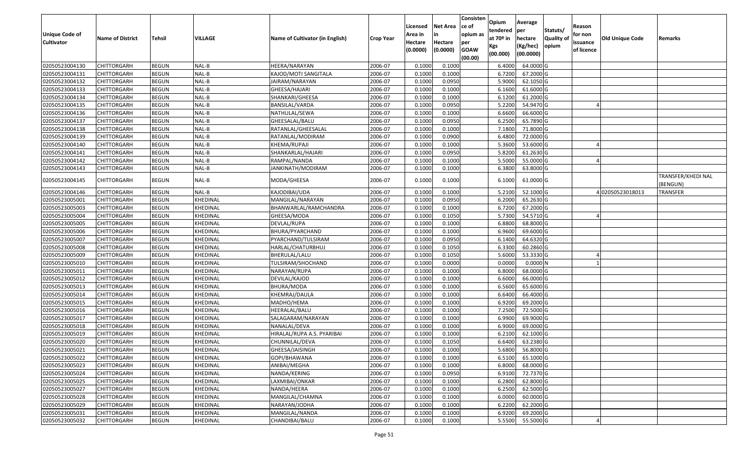| Unique Code of Cultivator | Name of District | Tehsil | VILLAGE | Name of Cultivator (in English) | Crop Year | Licensed Area in Hectare (0.0000) | Net Area in Hectare (0.0000) | Consistence of opium as per GOAW (00.00) | Opium tendered at 70º in Kgs (00.000) | Average per hectare (Kg/hec) (00.0000) | Statuts/ Quality of opium | Reason for non issuance of licence | Old Unique Code | Remarks |
|---|---|---|---|---|---|---|---|---|---|---|---|---|---|---|
| 02050523004130 | CHITTORGARH | BEGUN | NAL-B | HEERA/NARAYAN | 2006-07 | 0.1000 | 0.1000 | | 6.4000 | 64.0000 | G | | | |
| 02050523004131 | CHITTORGARH | BEGUN | NAL-B | KAJOD/MOTI SANGITALA | 2006-07 | 0.1000 | 0.1000 | | 6.7200 | 67.2000 | G | | | |
| 02050523004132 | CHITTORGARH | BEGUN | NAL-B | JAIRAM/NARAYAN | 2006-07 | 0.1000 | 0.0950 | | 5.9000 | 62.1050 | G | | | |
| 02050523004133 | CHITTORGARH | BEGUN | NAL-B | GHEESA/HAJARI | 2006-07 | 0.1000 | 0.1000 | | 6.1600 | 61.6000 | G | | | |
| 02050523004134 | CHITTORGARH | BEGUN | NAL-B | SHANKARI/GHEESA | 2006-07 | 0.1000 | 0.1000 | | 6.1200 | 61.2000 | G | | | |
| 02050523004135 | CHITTORGARH | BEGUN | NAL-B | BANSILAL/VARDA | 2006-07 | 0.1000 | 0.0950 | | 5.2200 | 54.9470 | G | 4 | | |
| 02050523004136 | CHITTORGARH | BEGUN | NAL-B | NATHULAL/SEWA | 2006-07 | 0.1000 | 0.1000 | | 6.6600 | 66.6000 | G | | | |
| 02050523004137 | CHITTORGARH | BEGUN | NAL-B | GHEESALAL/BALU | 2006-07 | 0.1000 | 0.0950 | | 6.2500 | 65.7890 | G | | | |
| 02050523004138 | CHITTORGARH | BEGUN | NAL-B | RATANLAL/GHEESALAL | 2006-07 | 0.1000 | 0.1000 | | 7.1800 | 71.8000 | G | | | |
| 02050523004139 | CHITTORGARH | BEGUN | NAL-B | RATANLAL/MODIRAM | 2006-07 | 0.1000 | 0.0900 | | 6.4800 | 72.0000 | G | | | |
| 02050523004140 | CHITTORGARH | BEGUN | NAL-B | KHEMA/RUPAJI | 2006-07 | 0.1000 | 0.1000 | | 5.3600 | 53.6000 | G | 4 | | |
| 02050523004141 | CHITTORGARH | BEGUN | NAL-B | SHANKARLAL/HAJARI | 2006-07 | 0.1000 | 0.0950 | | 5.8200 | 61.2630 | G | | | |
| 02050523004142 | CHITTORGARH | BEGUN | NAL-B | RAMPAL/NANDA | 2006-07 | 0.1000 | 0.1000 | | 5.5000 | 55.0000 | G | 4 | | |
| 02050523004143 | CHITTORGARH | BEGUN | NAL-B | JANKINATH/MODIRAM | 2006-07 | 0.1000 | 0.1000 | | 6.3800 | 63.8000 | G | | | |
| 02050523004145 | CHITTORGARH | BEGUN | NAL-B | MODA/GHEESA | 2006-07 | 0.1000 | 0.1000 | | 6.1000 | 61.0000 | G | | | TRANSFER/KHEDI NAL (BENGUN) |
| 02050523004146 | CHITTORGARH | BEGUN | NAL-B | KAJODIBAI/UDA | 2006-07 | 0.1000 | 0.1000 | | 5.2100 | 52.1000 | G | 4 | 02050523018013 | TRANSFER |
| 02050523005001 | CHITTORGARH | BEGUN | KHEDINAL | MANGILAL/NARAYAN | 2006-07 | 0.1000 | 0.0950 | | 6.2000 | 65.2630 | G | | | |
| 02050523005003 | CHITTORGARH | BEGUN | KHEDINAL | BHANWARLAL/RAMCHANDRA | 2006-07 | 0.1000 | 0.1000 | | 6.7200 | 67.2000 | G | | | |
| 02050523005004 | CHITTORGARH | BEGUN | KHEDINAL | GHEESA/MODA | 2006-07 | 0.1000 | 0.1050 | | 5.7300 | 54.5710 | G | 4 | | |
| 02050523005005 | CHITTORGARH | BEGUN | KHEDINAL | DEVLAL/RUPA | 2006-07 | 0.1000 | 0.1000 | | 6.8800 | 68.8000 | G | | | |
| 02050523005006 | CHITTORGARH | BEGUN | KHEDINAL | BHURA/PYARCHAND | 2006-07 | 0.1000 | 0.1000 | | 6.9600 | 69.6000 | G | | | |
| 02050523005007 | CHITTORGARH | BEGUN | KHEDINAL | PYARCHAND/TULSIRAM | 2006-07 | 0.1000 | 0.0950 | | 6.1400 | 64.6320 | G | | | |
| 02050523005008 | CHITTORGARH | BEGUN | KHEDINAL | HARLAL/CHATURBHUJ | 2006-07 | 0.1000 | 0.1050 | | 6.3300 | 60.2860 | G | | | |
| 02050523005009 | CHITTORGARH | BEGUN | KHEDINAL | BHERULAL/LALU | 2006-07 | 0.1000 | 0.1050 | | 5.6000 | 53.3330 | G | 4 | | |
| 02050523005010 | CHITTORGARH | BEGUN | KHEDINAL | TULSIRAM/SHOCHAND | 2006-07 | 0.1000 | 0.0000 | | 0.0000 | 0.0000 | N | 1 | | |
| 02050523005011 | CHITTORGARH | BEGUN | KHEDINAL | NARAYAN/RUPA | 2006-07 | 0.1000 | 0.1000 | | 6.8000 | 68.0000 | G | | | |
| 02050523005012 | CHITTORGARH | BEGUN | KHEDINAL | DEVILAL/KAJOD | 2006-07 | 0.1000 | 0.1000 | | 6.6000 | 66.0000 | G | | | |
| 02050523005013 | CHITTORGARH | BEGUN | KHEDINAL | BHURA/MODA | 2006-07 | 0.1000 | 0.1000 | | 6.5600 | 65.6000 | G | | | |
| 02050523005014 | CHITTORGARH | BEGUN | KHEDINAL | KHEMRAJ/DAULA | 2006-07 | 0.1000 | 0.1000 | | 6.6400 | 66.4000 | G | | | |
| 02050523005015 | CHITTORGARH | BEGUN | KHEDINAL | MADHO/HEMA | 2006-07 | 0.1000 | 0.1000 | | 6.9200 | 69.2000 | G | | | |
| 02050523005016 | CHITTORGARH | BEGUN | KHEDINAL | HEERALAL/BALU | 2006-07 | 0.1000 | 0.1000 | | 7.2500 | 72.5000 | G | | | |
| 02050523005017 | CHITTORGARH | BEGUN | KHEDINAL | SALAGARAM/NARAYAN | 2006-07 | 0.1000 | 0.1000 | | 6.9900 | 69.9000 | G | | | |
| 02050523005018 | CHITTORGARH | BEGUN | KHEDINAL | NANALAL/DEVA | 2006-07 | 0.1000 | 0.1000 | | 6.9000 | 69.0000 | G | | | |
| 02050523005019 | CHITTORGARH | BEGUN | KHEDINAL | HIRALAL/RUPA A.S. PYARIBAI | 2006-07 | 0.1000 | 0.1000 | | 6.2100 | 62.1000 | G | | | |
| 02050523005020 | CHITTORGARH | BEGUN | KHEDINAL | CHUNNILAL/DEVA | 2006-07 | 0.1000 | 0.1050 | | 6.6400 | 63.2380 | G | | | |
| 02050523005021 | CHITTORGARH | BEGUN | KHEDINAL | GHEESA/JAISINGH | 2006-07 | 0.1000 | 0.1000 | | 5.6800 | 56.8000 | G | | | |
| 02050523005022 | CHITTORGARH | BEGUN | KHEDINAL | GOPI/BHAWANA | 2006-07 | 0.1000 | 0.1000 | | 6.5100 | 65.1000 | G | | | |
| 02050523005023 | CHITTORGARH | BEGUN | KHEDINAL | ANIBAI/MEGHA | 2006-07 | 0.1000 | 0.1000 | | 6.8000 | 68.0000 | G | | | |
| 02050523005024 | CHITTORGARH | BEGUN | KHEDINAL | NANDA/KERING | 2006-07 | 0.1000 | 0.0950 | | 6.9100 | 72.7370 | G | | | |
| 02050523005025 | CHITTORGARH | BEGUN | KHEDINAL | LAXMIBAI/ONKAR | 2006-07 | 0.1000 | 0.1000 | | 6.2800 | 62.8000 | G | | | |
| 02050523005027 | CHITTORGARH | BEGUN | KHEDINAL | NANDA/HEERA | 2006-07 | 0.1000 | 0.1000 | | 6.2500 | 62.5000 | G | | | |
| 02050523005028 | CHITTORGARH | BEGUN | KHEDINAL | MANGILAL/CHAMNA | 2006-07 | 0.1000 | 0.1000 | | 6.0000 | 60.0000 | G | | | |
| 02050523005029 | CHITTORGARH | BEGUN | KHEDINAL | NARAYAN/JODHA | 2006-07 | 0.1000 | 0.1000 | | 6.2200 | 62.2000 | G | | | |
| 02050523005031 | CHITTORGARH | BEGUN | KHEDINAL | MANGILAL/NANDA | 2006-07 | 0.1000 | 0.1000 | | 6.9200 | 69.2000 | G | | | |
| 02050523005032 | CHITTORGARH | BEGUN | KHEDINAL | CHANDIBAI/BALU | 2006-07 | 0.1000 | 0.1000 | | 5.5500 | 55.5000 | G | 4 | | |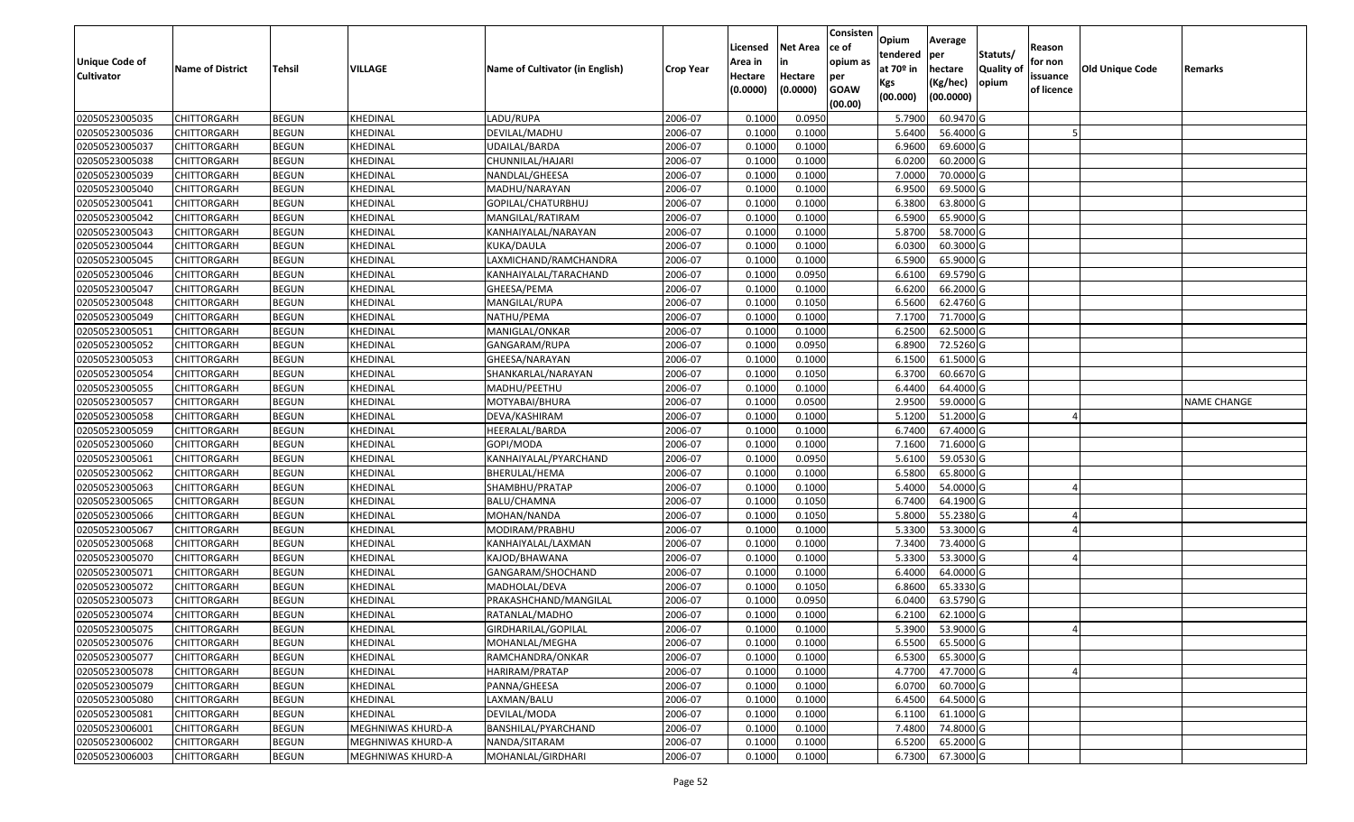| Unique Code of Cultivator | Name of District | Tehsil | VILLAGE | Name of Cultivator (in English) | Crop Year | Licensed Area in Hectare (0.0000) | Net Area in Hectare (0.0000) | Consistence of opium as per GOAW (00.00) | Opium tendered at 70º in Kgs (00.000) | Average per hectare (Kg/hec) (00.0000) | Statuts/ Quality of opium | Reason for non issuance of licence | Old Unique Code | Remarks |
|---|---|---|---|---|---|---|---|---|---|---|---|---|---|---|
| 02050523005035 | CHITTORGARH | BEGUN | KHEDINAL | LADU/RUPA | 2006-07 | 0.1000 | 0.0950 | | 5.7900 | 60.9470 | G | | | |
| 02050523005036 | CHITTORGARH | BEGUN | KHEDINAL | DEVILAL/MADHU | 2006-07 | 0.1000 | 0.1000 | | 5.6400 | 56.4000 | G | 5 | | |
| 02050523005037 | CHITTORGARH | BEGUN | KHEDINAL | UDAILAL/BARDA | 2006-07 | 0.1000 | 0.1000 | | 6.9600 | 69.6000 | G | | | |
| 02050523005038 | CHITTORGARH | BEGUN | KHEDINAL | CHUNNILAL/HAJARI | 2006-07 | 0.1000 | 0.1000 | | 6.0200 | 60.2000 | G | | | |
| 02050523005039 | CHITTORGARH | BEGUN | KHEDINAL | NANDLAL/GHEESA | 2006-07 | 0.1000 | 0.1000 | | 7.0000 | 70.0000 | G | | | |
| 02050523005040 | CHITTORGARH | BEGUN | KHEDINAL | MADHU/NARAYAN | 2006-07 | 0.1000 | 0.1000 | | 6.9500 | 69.5000 | G | | | |
| 02050523005041 | CHITTORGARH | BEGUN | KHEDINAL | GOPILAL/CHATURBHUJ | 2006-07 | 0.1000 | 0.1000 | | 6.3800 | 63.8000 | G | | | |
| 02050523005042 | CHITTORGARH | BEGUN | KHEDINAL | MANGILAL/RATIRAM | 2006-07 | 0.1000 | 0.1000 | | 6.5900 | 65.9000 | G | | | |
| 02050523005043 | CHITTORGARH | BEGUN | KHEDINAL | KANHAIYALAL/NARAYAN | 2006-07 | 0.1000 | 0.1000 | | 5.8700 | 58.7000 | G | | | |
| 02050523005044 | CHITTORGARH | BEGUN | KHEDINAL | KUKA/DAULA | 2006-07 | 0.1000 | 0.1000 | | 6.0300 | 60.3000 | G | | | |
| 02050523005045 | CHITTORGARH | BEGUN | KHEDINAL | LAXMICHAND/RAMCHANDRA | 2006-07 | 0.1000 | 0.1000 | | 6.5900 | 65.9000 | G | | | |
| 02050523005046 | CHITTORGARH | BEGUN | KHEDINAL | KANHAIYALAL/TARACHAND | 2006-07 | 0.1000 | 0.0950 | | 6.6100 | 69.5790 | G | | | |
| 02050523005047 | CHITTORGARH | BEGUN | KHEDINAL | GHEESA/PEMA | 2006-07 | 0.1000 | 0.1000 | | 6.6200 | 66.2000 | G | | | |
| 02050523005048 | CHITTORGARH | BEGUN | KHEDINAL | MANGILAL/RUPA | 2006-07 | 0.1000 | 0.1050 | | 6.5600 | 62.4760 | G | | | |
| 02050523005049 | CHITTORGARH | BEGUN | KHEDINAL | NATHU/PEMA | 2006-07 | 0.1000 | 0.1000 | | 7.1700 | 71.7000 | G | | | |
| 02050523005051 | CHITTORGARH | BEGUN | KHEDINAL | MANIGLAL/ONKAR | 2006-07 | 0.1000 | 0.1000 | | 6.2500 | 62.5000 | G | | | |
| 02050523005052 | CHITTORGARH | BEGUN | KHEDINAL | GANGARAM/RUPA | 2006-07 | 0.1000 | 0.0950 | | 6.8900 | 72.5260 | G | | | |
| 02050523005053 | CHITTORGARH | BEGUN | KHEDINAL | GHEESA/NARAYAN | 2006-07 | 0.1000 | 0.1000 | | 6.1500 | 61.5000 | G | | | |
| 02050523005054 | CHITTORGARH | BEGUN | KHEDINAL | SHANKARLAL/NARAYAN | 2006-07 | 0.1000 | 0.1050 | | 6.3700 | 60.6670 | G | | | |
| 02050523005055 | CHITTORGARH | BEGUN | KHEDINAL | MADHU/PEETHU | 2006-07 | 0.1000 | 0.1000 | | 6.4400 | 64.4000 | G | | | |
| 02050523005057 | CHITTORGARH | BEGUN | KHEDINAL | MOTYABAI/BHURA | 2006-07 | 0.1000 | 0.0500 | | 2.9500 | 59.0000 | G | | | NAME CHANGE |
| 02050523005058 | CHITTORGARH | BEGUN | KHEDINAL | DEVA/KASHIRAM | 2006-07 | 0.1000 | 0.1000 | | 5.1200 | 51.2000 | G | 4 | | |
| 02050523005059 | CHITTORGARH | BEGUN | KHEDINAL | HEERALAL/BARDA | 2006-07 | 0.1000 | 0.1000 | | 6.7400 | 67.4000 | G | | | |
| 02050523005060 | CHITTORGARH | BEGUN | KHEDINAL | GOPI/MODA | 2006-07 | 0.1000 | 0.1000 | | 7.1600 | 71.6000 | G | | | |
| 02050523005061 | CHITTORGARH | BEGUN | KHEDINAL | KANHAIYALAL/PYARCHAND | 2006-07 | 0.1000 | 0.0950 | | 5.6100 | 59.0530 | G | | | |
| 02050523005062 | CHITTORGARH | BEGUN | KHEDINAL | BHERULAL/HEMA | 2006-07 | 0.1000 | 0.1000 | | 6.5800 | 65.8000 | G | | | |
| 02050523005063 | CHITTORGARH | BEGUN | KHEDINAL | SHAMBHU/PRATAP | 2006-07 | 0.1000 | 0.1000 | | 5.4000 | 54.0000 | G | 4 | | |
| 02050523005065 | CHITTORGARH | BEGUN | KHEDINAL | BALU/CHAMNA | 2006-07 | 0.1000 | 0.1050 | | 6.7400 | 64.1900 | G | | | |
| 02050523005066 | CHITTORGARH | BEGUN | KHEDINAL | MOHAN/NANDA | 2006-07 | 0.1000 | 0.1050 | | 5.8000 | 55.2380 | G | 4 | | |
| 02050523005067 | CHITTORGARH | BEGUN | KHEDINAL | MODIRAM/PRABHU | 2006-07 | 0.1000 | 0.1000 | | 5.3300 | 53.3000 | G | 4 | | |
| 02050523005068 | CHITTORGARH | BEGUN | KHEDINAL | KANHAIYALAL/LAXMAN | 2006-07 | 0.1000 | 0.1000 | | 7.3400 | 73.4000 | G | | | |
| 02050523005070 | CHITTORGARH | BEGUN | KHEDINAL | KAJOD/BHAWANA | 2006-07 | 0.1000 | 0.1000 | | 5.3300 | 53.3000 | G | 4 | | |
| 02050523005071 | CHITTORGARH | BEGUN | KHEDINAL | GANGARAM/SHOCHAND | 2006-07 | 0.1000 | 0.1000 | | 6.4000 | 64.0000 | G | | | |
| 02050523005072 | CHITTORGARH | BEGUN | KHEDINAL | MADHOLAL/DEVA | 2006-07 | 0.1000 | 0.1050 | | 6.8600 | 65.3330 | G | | | |
| 02050523005073 | CHITTORGARH | BEGUN | KHEDINAL | PRAKASHCHAND/MANGILAL | 2006-07 | 0.1000 | 0.0950 | | 6.0400 | 63.5790 | G | | | |
| 02050523005074 | CHITTORGARH | BEGUN | KHEDINAL | RATANLAL/MADHO | 2006-07 | 0.1000 | 0.1000 | | 6.2100 | 62.1000 | G | | | |
| 02050523005075 | CHITTORGARH | BEGUN | KHEDINAL | GIRDHARILAL/GOPILAL | 2006-07 | 0.1000 | 0.1000 | | 5.3900 | 53.9000 | G | 4 | | |
| 02050523005076 | CHITTORGARH | BEGUN | KHEDINAL | MOHANLAL/MEGHA | 2006-07 | 0.1000 | 0.1000 | | 6.5500 | 65.5000 | G | | | |
| 02050523005077 | CHITTORGARH | BEGUN | KHEDINAL | RAMCHANDRA/ONKAR | 2006-07 | 0.1000 | 0.1000 | | 6.5300 | 65.3000 | G | | | |
| 02050523005078 | CHITTORGARH | BEGUN | KHEDINAL | HARIRAM/PRATAP | 2006-07 | 0.1000 | 0.1000 | | 4.7700 | 47.7000 | G | 4 | | |
| 02050523005079 | CHITTORGARH | BEGUN | KHEDINAL | PANNA/GHEESA | 2006-07 | 0.1000 | 0.1000 | | 6.0700 | 60.7000 | G | | | |
| 02050523005080 | CHITTORGARH | BEGUN | KHEDINAL | LAXMAN/BALU | 2006-07 | 0.1000 | 0.1000 | | 6.4500 | 64.5000 | G | | | |
| 02050523005081 | CHITTORGARH | BEGUN | KHEDINAL | DEVILAL/MODA | 2006-07 | 0.1000 | 0.1000 | | 6.1100 | 61.1000 | G | | | |
| 02050523006001 | CHITTORGARH | BEGUN | MEGHNIWAS KHURD-A | BANSHILAL/PYARCHAND | 2006-07 | 0.1000 | 0.1000 | | 7.4800 | 74.8000 | G | | | |
| 02050523006002 | CHITTORGARH | BEGUN | MEGHNIWAS KHURD-A | NANDA/SITARAM | 2006-07 | 0.1000 | 0.1000 | | 6.5200 | 65.2000 | G | | | |
| 02050523006003 | CHITTORGARH | BEGUN | MEGHNIWAS KHURD-A | MOHANLAL/GIRDHARI | 2006-07 | 0.1000 | 0.1000 | | 6.7300 | 67.3000 | G | | | |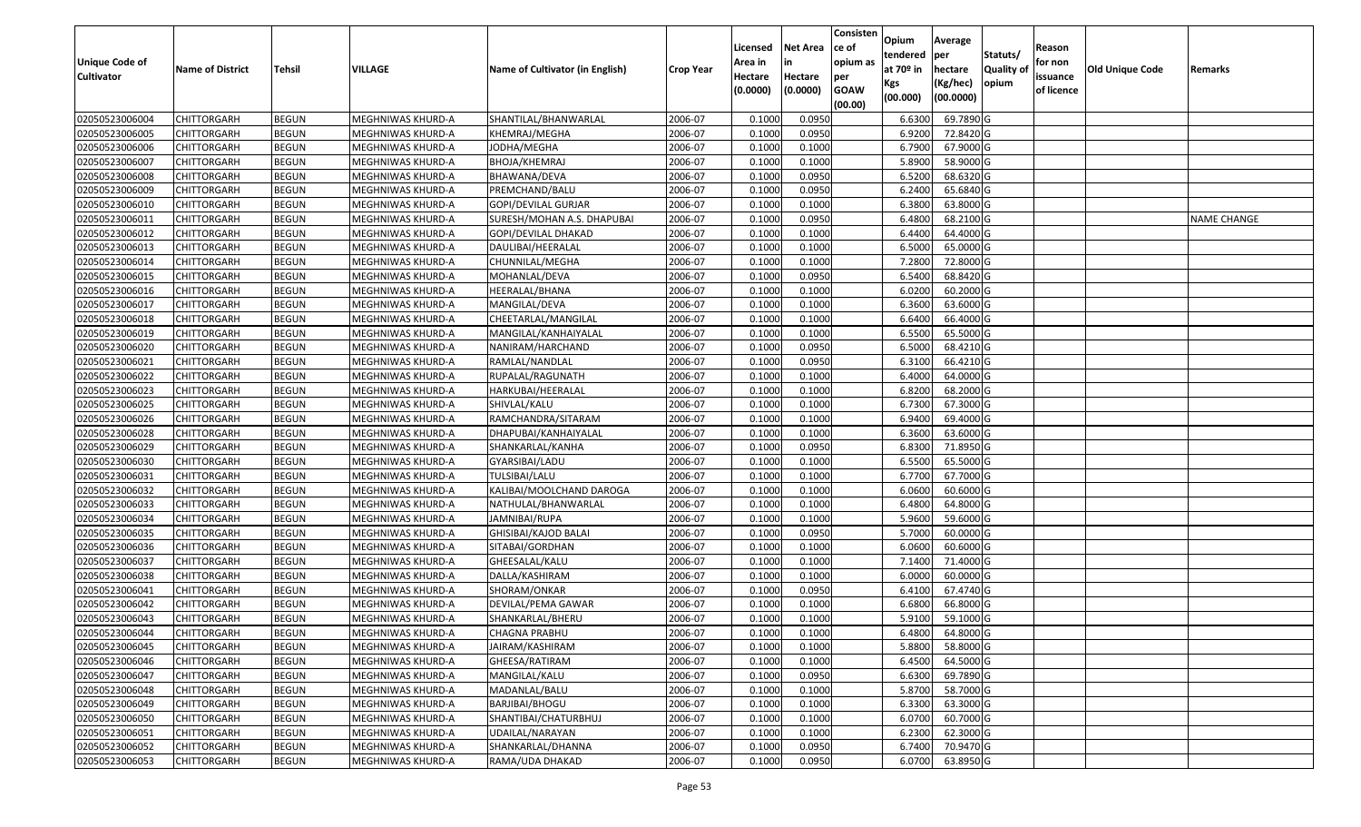| Unique Code of Cultivator | Name of District | Tehsil | VILLAGE | Name of Cultivator (in English) | Crop Year | Licensed Area in Hectare (0.0000) | Net Area in Hectare (0.0000) | Consistence of opium as per GOAW (00.00) | Opium tendered at 70º in Kgs (00.000) | Average per hectare (Kg/hec) (00.0000) | Statuts/ Quality of opium | Reason for non issuance of licence | Old Unique Code | Remarks |
|---|---|---|---|---|---|---|---|---|---|---|---|---|---|---|
| 02050523006004 | CHITTORGARH | BEGUN | MEGHNIWAS KHURD-A | SHANTILAL/BHANWARLAL | 2006-07 | 0.1000 | 0.0950 | | 6.6300 | 69.7890 | G | | | |
| 02050523006005 | CHITTORGARH | BEGUN | MEGHNIWAS KHURD-A | KHEMRAJ/MEGHA | 2006-07 | 0.1000 | 0.0950 | | 6.9200 | 72.8420 | G | | | |
| 02050523006006 | CHITTORGARH | BEGUN | MEGHNIWAS KHURD-A | JODHA/MEGHA | 2006-07 | 0.1000 | 0.1000 | | 6.7900 | 67.9000 | G | | | |
| 02050523006007 | CHITTORGARH | BEGUN | MEGHNIWAS KHURD-A | BHOJA/KHEMRAJ | 2006-07 | 0.1000 | 0.1000 | | 5.8900 | 58.9000 | G | | | |
| 02050523006008 | CHITTORGARH | BEGUN | MEGHNIWAS KHURD-A | BHAWANA/DEVA | 2006-07 | 0.1000 | 0.0950 | | 6.5200 | 68.6320 | G | | | |
| 02050523006009 | CHITTORGARH | BEGUN | MEGHNIWAS KHURD-A | PREMCHAND/BALU | 2006-07 | 0.1000 | 0.0950 | | 6.2400 | 65.6840 | G | | | |
| 02050523006010 | CHITTORGARH | BEGUN | MEGHNIWAS KHURD-A | GOPI/DEVILAL GURJAR | 2006-07 | 0.1000 | 0.1000 | | 6.3800 | 63.8000 | G | | | |
| 02050523006011 | CHITTORGARH | BEGUN | MEGHNIWAS KHURD-A | SURESH/MOHAN A.S. DHAPUBAI | 2006-07 | 0.1000 | 0.0950 | | 6.4800 | 68.2100 | G | | | NAME CHANGE |
| 02050523006012 | CHITTORGARH | BEGUN | MEGHNIWAS KHURD-A | GOPI/DEVILAL DHAKAD | 2006-07 | 0.1000 | 0.1000 | | 6.4400 | 64.4000 | G | | | |
| 02050523006013 | CHITTORGARH | BEGUN | MEGHNIWAS KHURD-A | DAULIBAI/HEERALAL | 2006-07 | 0.1000 | 0.1000 | | 6.5000 | 65.0000 | G | | | |
| 02050523006014 | CHITTORGARH | BEGUN | MEGHNIWAS KHURD-A | CHUNNILAL/MEGHA | 2006-07 | 0.1000 | 0.1000 | | 7.2800 | 72.8000 | G | | | |
| 02050523006015 | CHITTORGARH | BEGUN | MEGHNIWAS KHURD-A | MOHANLAL/DEVA | 2006-07 | 0.1000 | 0.0950 | | 6.5400 | 68.8420 | G | | | |
| 02050523006016 | CHITTORGARH | BEGUN | MEGHNIWAS KHURD-A | HEERALAL/BHANA | 2006-07 | 0.1000 | 0.1000 | | 6.0200 | 60.2000 | G | | | |
| 02050523006017 | CHITTORGARH | BEGUN | MEGHNIWAS KHURD-A | MANGILAL/DEVA | 2006-07 | 0.1000 | 0.1000 | | 6.3600 | 63.6000 | G | | | |
| 02050523006018 | CHITTORGARH | BEGUN | MEGHNIWAS KHURD-A | CHEETARLAL/MANGILAL | 2006-07 | 0.1000 | 0.1000 | | 6.6400 | 66.4000 | G | | | |
| 02050523006019 | CHITTORGARH | BEGUN | MEGHNIWAS KHURD-A | MANGILAL/KANHAIYALAL | 2006-07 | 0.1000 | 0.1000 | | 6.5500 | 65.5000 | G | | | |
| 02050523006020 | CHITTORGARH | BEGUN | MEGHNIWAS KHURD-A | NANIRAM/HARCHAND | 2006-07 | 0.1000 | 0.0950 | | 6.5000 | 68.4210 | G | | | |
| 02050523006021 | CHITTORGARH | BEGUN | MEGHNIWAS KHURD-A | RAMLAL/NANDLAL | 2006-07 | 0.1000 | 0.0950 | | 6.3100 | 66.4210 | G | | | |
| 02050523006022 | CHITTORGARH | BEGUN | MEGHNIWAS KHURD-A | RUPALAL/RAGUNATH | 2006-07 | 0.1000 | 0.1000 | | 6.4000 | 64.0000 | G | | | |
| 02050523006023 | CHITTORGARH | BEGUN | MEGHNIWAS KHURD-A | HARKUBAI/HEERALAL | 2006-07 | 0.1000 | 0.1000 | | 6.8200 | 68.2000 | G | | | |
| 02050523006025 | CHITTORGARH | BEGUN | MEGHNIWAS KHURD-A | SHIVLAL/KALU | 2006-07 | 0.1000 | 0.1000 | | 6.7300 | 67.3000 | G | | | |
| 02050523006026 | CHITTORGARH | BEGUN | MEGHNIWAS KHURD-A | RAMCHANDRA/SITARAM | 2006-07 | 0.1000 | 0.1000 | | 6.9400 | 69.4000 | G | | | |
| 02050523006028 | CHITTORGARH | BEGUN | MEGHNIWAS KHURD-A | DHAPUBAI/KANHAIYALAL | 2006-07 | 0.1000 | 0.1000 | | 6.3600 | 63.6000 | G | | | |
| 02050523006029 | CHITTORGARH | BEGUN | MEGHNIWAS KHURD-A | SHANKARLAL/KANHA | 2006-07 | 0.1000 | 0.0950 | | 6.8300 | 71.8950 | G | | | |
| 02050523006030 | CHITTORGARH | BEGUN | MEGHNIWAS KHURD-A | GYARSIBAI/LADU | 2006-07 | 0.1000 | 0.1000 | | 6.5500 | 65.5000 | G | | | |
| 02050523006031 | CHITTORGARH | BEGUN | MEGHNIWAS KHURD-A | TULSIBAI/LALU | 2006-07 | 0.1000 | 0.1000 | | 6.7700 | 67.7000 | G | | | |
| 02050523006032 | CHITTORGARH | BEGUN | MEGHNIWAS KHURD-A | KALIBAI/MOOLCHAND DAROGA | 2006-07 | 0.1000 | 0.1000 | | 6.0600 | 60.6000 | G | | | |
| 02050523006033 | CHITTORGARH | BEGUN | MEGHNIWAS KHURD-A | NATHULAL/BHANWARLAL | 2006-07 | 0.1000 | 0.1000 | | 6.4800 | 64.8000 | G | | | |
| 02050523006034 | CHITTORGARH | BEGUN | MEGHNIWAS KHURD-A | JAMNIBAI/RUPA | 2006-07 | 0.1000 | 0.1000 | | 5.9600 | 59.6000 | G | | | |
| 02050523006035 | CHITTORGARH | BEGUN | MEGHNIWAS KHURD-A | GHISIBAI/KAJOD BALAI | 2006-07 | 0.1000 | 0.0950 | | 5.7000 | 60.0000 | G | | | |
| 02050523006036 | CHITTORGARH | BEGUN | MEGHNIWAS KHURD-A | SITABAI/GORDHAN | 2006-07 | 0.1000 | 0.1000 | | 6.0600 | 60.6000 | G | | | |
| 02050523006037 | CHITTORGARH | BEGUN | MEGHNIWAS KHURD-A | GHEESALAL/KALU | 2006-07 | 0.1000 | 0.1000 | | 7.1400 | 71.4000 | G | | | |
| 02050523006038 | CHITTORGARH | BEGUN | MEGHNIWAS KHURD-A | DALLA/KASHIRAM | 2006-07 | 0.1000 | 0.1000 | | 6.0000 | 60.0000 | G | | | |
| 02050523006041 | CHITTORGARH | BEGUN | MEGHNIWAS KHURD-A | SHORAM/ONKAR | 2006-07 | 0.1000 | 0.0950 | | 6.4100 | 67.4740 | G | | | |
| 02050523006042 | CHITTORGARH | BEGUN | MEGHNIWAS KHURD-A | DEVILAL/PEMA GAWAR | 2006-07 | 0.1000 | 0.1000 | | 6.6800 | 66.8000 | G | | | |
| 02050523006043 | CHITTORGARH | BEGUN | MEGHNIWAS KHURD-A | SHANKARLAL/BHERU | 2006-07 | 0.1000 | 0.1000 | | 5.9100 | 59.1000 | G | | | |
| 02050523006044 | CHITTORGARH | BEGUN | MEGHNIWAS KHURD-A | CHAGNA PRABHU | 2006-07 | 0.1000 | 0.1000 | | 6.4800 | 64.8000 | G | | | |
| 02050523006045 | CHITTORGARH | BEGUN | MEGHNIWAS KHURD-A | JAIRAM/KASHIRAM | 2006-07 | 0.1000 | 0.1000 | | 5.8800 | 58.8000 | G | | | |
| 02050523006046 | CHITTORGARH | BEGUN | MEGHNIWAS KHURD-A | GHEESA/RATIRAM | 2006-07 | 0.1000 | 0.1000 | | 6.4500 | 64.5000 | G | | | |
| 02050523006047 | CHITTORGARH | BEGUN | MEGHNIWAS KHURD-A | MANGILAL/KALU | 2006-07 | 0.1000 | 0.0950 | | 6.6300 | 69.7890 | G | | | |
| 02050523006048 | CHITTORGARH | BEGUN | MEGHNIWAS KHURD-A | MADANLAL/BALU | 2006-07 | 0.1000 | 0.1000 | | 5.8700 | 58.7000 | G | | | |
| 02050523006049 | CHITTORGARH | BEGUN | MEGHNIWAS KHURD-A | BARJIBAI/BHOGU | 2006-07 | 0.1000 | 0.1000 | | 6.3300 | 63.3000 | G | | | |
| 02050523006050 | CHITTORGARH | BEGUN | MEGHNIWAS KHURD-A | SHANTIBAI/CHATURBHUJ | 2006-07 | 0.1000 | 0.1000 | | 6.0700 | 60.7000 | G | | | |
| 02050523006051 | CHITTORGARH | BEGUN | MEGHNIWAS KHURD-A | UDAILAL/NARAYAN | 2006-07 | 0.1000 | 0.1000 | | 6.2300 | 62.3000 | G | | | |
| 02050523006052 | CHITTORGARH | BEGUN | MEGHNIWAS KHURD-A | SHANKARLAL/DHANNA | 2006-07 | 0.1000 | 0.0950 | | 6.7400 | 70.9470 | G | | | |
| 02050523006053 | CHITTORGARH | BEGUN | MEGHNIWAS KHURD-A | RAMA/UDA DHAKAD | 2006-07 | 0.1000 | 0.0950 | | 6.0700 | 63.8950 | G | | | |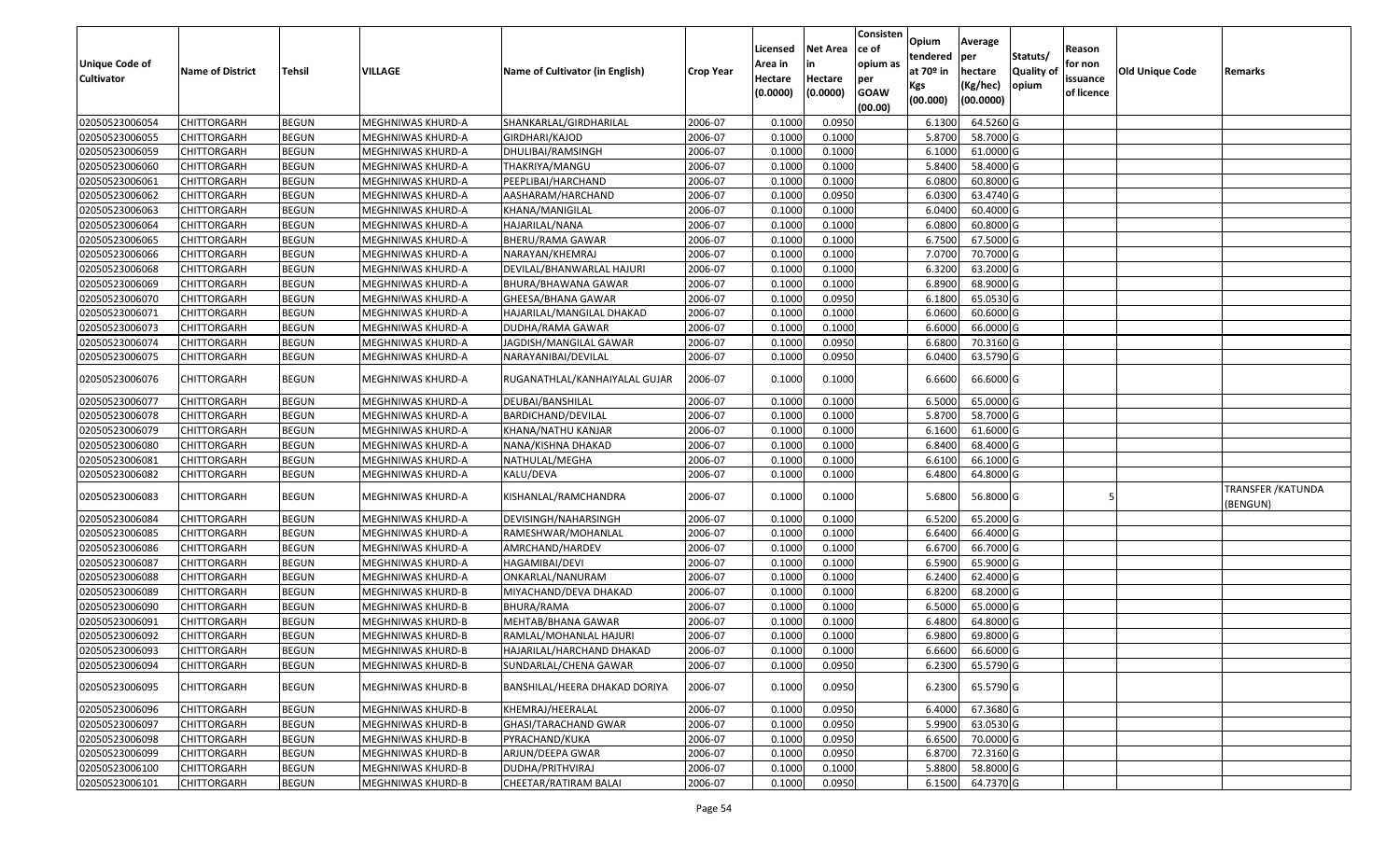| Unique Code of Cultivator | Name of District | Tehsil | VILLAGE | Name of Cultivator (in English) | Crop Year | Licensed Area in Hectare (0.0000) | Net Area in Hectare (0.0000) | Consistence of opium as per GOAW (00.00) | Opium tendered at 70º in Kgs (00.000) | Average per hectare (Kg/hec) (00.0000) | Statuts/ Quality of opium | Reason for non issuance of licence | Old Unique Code | Remarks |
|---|---|---|---|---|---|---|---|---|---|---|---|---|---|---|
| 02050523006054 | CHITTORGARH | BEGUN | MEGHNIWAS KHURD-A | SHANKARLAL/GIRDHARILAL | 2006-07 | 0.1000 | 0.0950 | | 6.1300 | 64.5260 | G | | | |
| 02050523006055 | CHITTORGARH | BEGUN | MEGHNIWAS KHURD-A | GIRDHARI/KAJOD | 2006-07 | 0.1000 | 0.1000 | | 5.8700 | 58.7000 | G | | | |
| 02050523006059 | CHITTORGARH | BEGUN | MEGHNIWAS KHURD-A | DHULIBAI/RAMSINGH | 2006-07 | 0.1000 | 0.1000 | | 6.1000 | 61.0000 | G | | | |
| 02050523006060 | CHITTORGARH | BEGUN | MEGHNIWAS KHURD-A | THAKRIYA/MANGU | 2006-07 | 0.1000 | 0.1000 | | 5.8400 | 58.4000 | G | | | |
| 02050523006061 | CHITTORGARH | BEGUN | MEGHNIWAS KHURD-A | PEEPLIBAI/HARCHAND | 2006-07 | 0.1000 | 0.1000 | | 6.0800 | 60.8000 | G | | | |
| 02050523006062 | CHITTORGARH | BEGUN | MEGHNIWAS KHURD-A | AASHARAM/HARCHAND | 2006-07 | 0.1000 | 0.0950 | | 6.0300 | 63.4740 | G | | | |
| 02050523006063 | CHITTORGARH | BEGUN | MEGHNIWAS KHURD-A | KHANA/MANIGILAL | 2006-07 | 0.1000 | 0.1000 | | 6.0400 | 60.4000 | G | | | |
| 02050523006064 | CHITTORGARH | BEGUN | MEGHNIWAS KHURD-A | HAJARILAL/NANA | 2006-07 | 0.1000 | 0.1000 | | 6.0800 | 60.8000 | G | | | |
| 02050523006065 | CHITTORGARH | BEGUN | MEGHNIWAS KHURD-A | BHERU/RAMA GAWAR | 2006-07 | 0.1000 | 0.1000 | | 6.7500 | 67.5000 | G | | | |
| 02050523006066 | CHITTORGARH | BEGUN | MEGHNIWAS KHURD-A | NARAYAN/KHEMRAJ | 2006-07 | 0.1000 | 0.1000 | | 7.0700 | 70.7000 | G | | | |
| 02050523006068 | CHITTORGARH | BEGUN | MEGHNIWAS KHURD-A | DEVILAL/BHANWARLAL HAJURI | 2006-07 | 0.1000 | 0.1000 | | 6.3200 | 63.2000 | G | | | |
| 02050523006069 | CHITTORGARH | BEGUN | MEGHNIWAS KHURD-A | BHURA/BHAWANA GAWAR | 2006-07 | 0.1000 | 0.1000 | | 6.8900 | 68.9000 | G | | | |
| 02050523006070 | CHITTORGARH | BEGUN | MEGHNIWAS KHURD-A | GHEESA/BHANA GAWAR | 2006-07 | 0.1000 | 0.0950 | | 6.1800 | 65.0530 | G | | | |
| 02050523006071 | CHITTORGARH | BEGUN | MEGHNIWAS KHURD-A | HAJARILAL/MANGILAL DHAKAD | 2006-07 | 0.1000 | 0.1000 | | 6.0600 | 60.6000 | G | | | |
| 02050523006073 | CHITTORGARH | BEGUN | MEGHNIWAS KHURD-A | DUDHA/RAMA GAWAR | 2006-07 | 0.1000 | 0.1000 | | 6.6000 | 66.0000 | G | | | |
| 02050523006074 | CHITTORGARH | BEGUN | MEGHNIWAS KHURD-A | JAGDISH/MANGILAL GAWAR | 2006-07 | 0.1000 | 0.0950 | | 6.6800 | 70.3160 | G | | | |
| 02050523006075 | CHITTORGARH | BEGUN | MEGHNIWAS KHURD-A | NARAYANIBAI/DEVILAL | 2006-07 | 0.1000 | 0.0950 | | 6.0400 | 63.5790 | G | | | |
| 02050523006076 | CHITTORGARH | BEGUN | MEGHNIWAS KHURD-A | RUGANATHLAL/KANHAIYALAL GUJAR | 2006-07 | 0.1000 | 0.1000 | | 6.6600 | 66.6000 | G | | | |
| 02050523006077 | CHITTORGARH | BEGUN | MEGHNIWAS KHURD-A | DEUBAI/BANSHILAL | 2006-07 | 0.1000 | 0.1000 | | 6.5000 | 65.0000 | G | | | |
| 02050523006078 | CHITTORGARH | BEGUN | MEGHNIWAS KHURD-A | BARDICHAND/DEVILAL | 2006-07 | 0.1000 | 0.1000 | | 5.8700 | 58.7000 | G | | | |
| 02050523006079 | CHITTORGARH | BEGUN | MEGHNIWAS KHURD-A | KHANA/NATHU KANJAR | 2006-07 | 0.1000 | 0.1000 | | 6.1600 | 61.6000 | G | | | |
| 02050523006080 | CHITTORGARH | BEGUN | MEGHNIWAS KHURD-A | NANA/KISHNA DHAKAD | 2006-07 | 0.1000 | 0.1000 | | 6.8400 | 68.4000 | G | | | |
| 02050523006081 | CHITTORGARH | BEGUN | MEGHNIWAS KHURD-A | NATHULAL/MEGHA | 2006-07 | 0.1000 | 0.1000 | | 6.6100 | 66.1000 | G | | | |
| 02050523006082 | CHITTORGARH | BEGUN | MEGHNIWAS KHURD-A | KALU/DEVA | 2006-07 | 0.1000 | 0.1000 | | 6.4800 | 64.8000 | G | | | |
| 02050523006083 | CHITTORGARH | BEGUN | MEGHNIWAS KHURD-A | KISHANLAL/RAMCHANDRA | 2006-07 | 0.1000 | 0.1000 | | 5.6800 | 56.8000 | G | 5 | | TRANSFER /KATUNDA (BENGUN) |
| 02050523006084 | CHITTORGARH | BEGUN | MEGHNIWAS KHURD-A | DEVISINGH/NAHARSINGH | 2006-07 | 0.1000 | 0.1000 | | 6.5200 | 65.2000 | G | | | |
| 02050523006085 | CHITTORGARH | BEGUN | MEGHNIWAS KHURD-A | RAMESHWAR/MOHANLAL | 2006-07 | 0.1000 | 0.1000 | | 6.6400 | 66.4000 | G | | | |
| 02050523006086 | CHITTORGARH | BEGUN | MEGHNIWAS KHURD-A | AMRCHAND/HARDEV | 2006-07 | 0.1000 | 0.1000 | | 6.6700 | 66.7000 | G | | | |
| 02050523006087 | CHITTORGARH | BEGUN | MEGHNIWAS KHURD-A | HAGAMIBAI/DEVI | 2006-07 | 0.1000 | 0.1000 | | 6.5900 | 65.9000 | G | | | |
| 02050523006088 | CHITTORGARH | BEGUN | MEGHNIWAS KHURD-A | ONKARLAL/NANURAM | 2006-07 | 0.1000 | 0.1000 | | 6.2400 | 62.4000 | G | | | |
| 02050523006089 | CHITTORGARH | BEGUN | MEGHNIWAS KHURD-B | MIYACHAND/DEVA DHAKAD | 2006-07 | 0.1000 | 0.1000 | | 6.8200 | 68.2000 | G | | | |
| 02050523006090 | CHITTORGARH | BEGUN | MEGHNIWAS KHURD-B | BHURA/RAMA | 2006-07 | 0.1000 | 0.1000 | | 6.5000 | 65.0000 | G | | | |
| 02050523006091 | CHITTORGARH | BEGUN | MEGHNIWAS KHURD-B | MEHTAB/BHANA GAWAR | 2006-07 | 0.1000 | 0.1000 | | 6.4800 | 64.8000 | G | | | |
| 02050523006092 | CHITTORGARH | BEGUN | MEGHNIWAS KHURD-B | RAMLAL/MOHANLAL HAJURI | 2006-07 | 0.1000 | 0.1000 | | 6.9800 | 69.8000 | G | | | |
| 02050523006093 | CHITTORGARH | BEGUN | MEGHNIWAS KHURD-B | HAJARILAL/HARCHAND DHAKAD | 2006-07 | 0.1000 | 0.1000 | | 6.6600 | 66.6000 | G | | | |
| 02050523006094 | CHITTORGARH | BEGUN | MEGHNIWAS KHURD-B | SUNDARLAL/CHENA GAWAR | 2006-07 | 0.1000 | 0.0950 | | 6.2300 | 65.5790 | G | | | |
| 02050523006095 | CHITTORGARH | BEGUN | MEGHNIWAS KHURD-B | BANSHILAL/HEERA DHAKAD DORIYA | 2006-07 | 0.1000 | 0.0950 | | 6.2300 | 65.5790 | G | | | |
| 02050523006096 | CHITTORGARH | BEGUN | MEGHNIWAS KHURD-B | KHEMRAJ/HEERALAL | 2006-07 | 0.1000 | 0.0950 | | 6.4000 | 67.3680 | G | | | |
| 02050523006097 | CHITTORGARH | BEGUN | MEGHNIWAS KHURD-B | GHASI/TARACHAND GWAR | 2006-07 | 0.1000 | 0.0950 | | 5.9900 | 63.0530 | G | | | |
| 02050523006098 | CHITTORGARH | BEGUN | MEGHNIWAS KHURD-B | PYRACHAND/KUKA | 2006-07 | 0.1000 | 0.0950 | | 6.6500 | 70.0000 | G | | | |
| 02050523006099 | CHITTORGARH | BEGUN | MEGHNIWAS KHURD-B | ARJUN/DEEPA GWAR | 2006-07 | 0.1000 | 0.0950 | | 6.8700 | 72.3160 | G | | | |
| 02050523006100 | CHITTORGARH | BEGUN | MEGHNIWAS KHURD-B | DUDHA/PRITHVIRAJ | 2006-07 | 0.1000 | 0.1000 | | 5.8800 | 58.8000 | G | | | |
| 02050523006101 | CHITTORGARH | BEGUN | MEGHNIWAS KHURD-B | CHEETAR/RATIRAM BALAI | 2006-07 | 0.1000 | 0.0950 | | 6.1500 | 64.7370 | G | | | |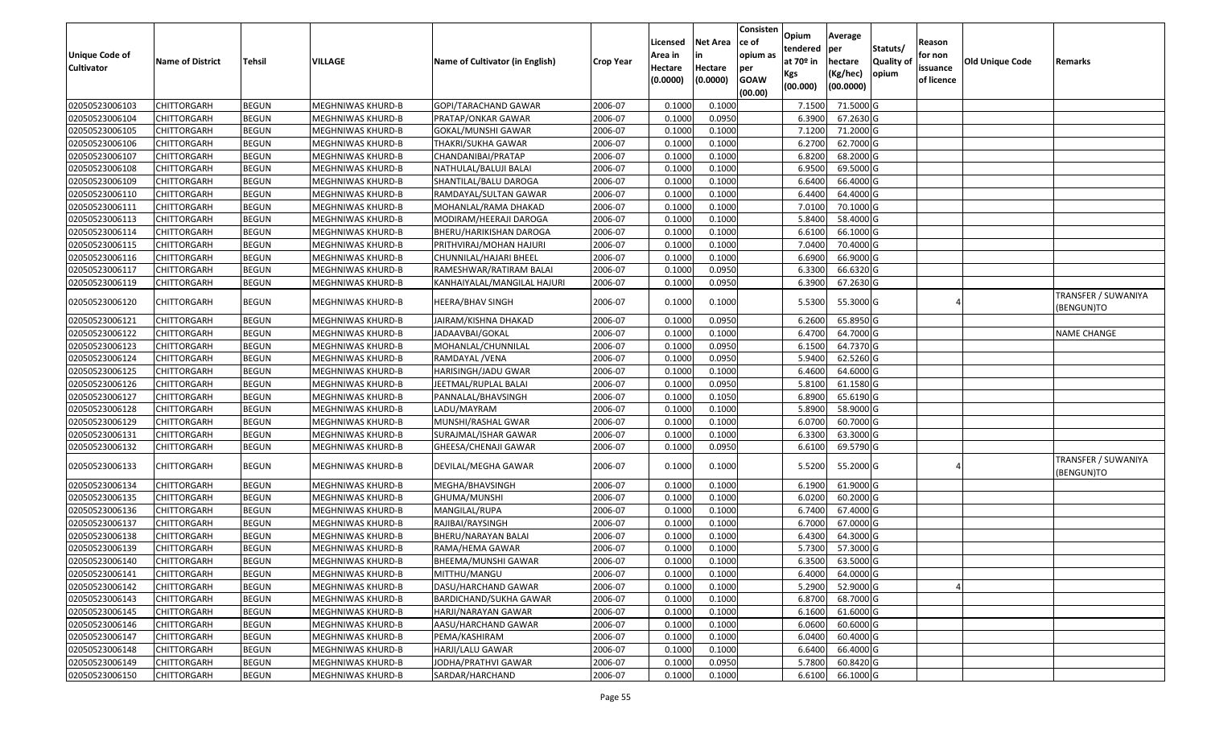| Unique Code of Cultivator | Name of District | Tehsil | VILLAGE | Name of Cultivator (in English) | Crop Year | Licensed Area in Hectare (0.0000) | Net Area in Hectare (0.0000) | Consistence of opium as per GOAW (00.00) | Opium tendered at 70º in Kgs (00.000) | Average per hectare (Kg/hec) (00.0000) | Statuts/ Quality of opium | Reason for non issuance of licence | Old Unique Code | Remarks |
|---|---|---|---|---|---|---|---|---|---|---|---|---|---|---|
| 02050523006103 | CHITTORGARH | BEGUN | MEGHNIWAS KHURD-B | GOPI/TARACHAND GAWAR | 2006-07 | 0.1000 | 0.1000 | | 7.1500 | 71.5000 | G | | | |
| 02050523006104 | CHITTORGARH | BEGUN | MEGHNIWAS KHURD-B | PRATAP/ONKAR GAWAR | 2006-07 | 0.1000 | 0.0950 | | 6.3900 | 67.2630 | G | | | |
| 02050523006105 | CHITTORGARH | BEGUN | MEGHNIWAS KHURD-B | GOKAL/MUNSHI GAWAR | 2006-07 | 0.1000 | 0.1000 | | 7.1200 | 71.2000 | G | | | |
| 02050523006106 | CHITTORGARH | BEGUN | MEGHNIWAS KHURD-B | THAKRI/SUKHA GAWAR | 2006-07 | 0.1000 | 0.1000 | | 6.2700 | 62.7000 | G | | | |
| 02050523006107 | CHITTORGARH | BEGUN | MEGHNIWAS KHURD-B | CHANDANIBAI/PRATAP | 2006-07 | 0.1000 | 0.1000 | | 6.8200 | 68.2000 | G | | | |
| 02050523006108 | CHITTORGARH | BEGUN | MEGHNIWAS KHURD-B | NATHULAL/BALUJI BALAI | 2006-07 | 0.1000 | 0.1000 | | 6.9500 | 69.5000 | G | | | |
| 02050523006109 | CHITTORGARH | BEGUN | MEGHNIWAS KHURD-B | SHANTILAL/BALU DAROGA | 2006-07 | 0.1000 | 0.1000 | | 6.6400 | 66.4000 | G | | | |
| 02050523006110 | CHITTORGARH | BEGUN | MEGHNIWAS KHURD-B | RAMDAYAL/SULTAN GAWAR | 2006-07 | 0.1000 | 0.1000 | | 6.4400 | 64.4000 | G | | | |
| 02050523006111 | CHITTORGARH | BEGUN | MEGHNIWAS KHURD-B | MOHANLAL/RAMA DHAKAD | 2006-07 | 0.1000 | 0.1000 | | 7.0100 | 70.1000 | G | | | |
| 02050523006113 | CHITTORGARH | BEGUN | MEGHNIWAS KHURD-B | MODIRAM/HEERAJI DAROGA | 2006-07 | 0.1000 | 0.1000 | | 5.8400 | 58.4000 | G | | | |
| 02050523006114 | CHITTORGARH | BEGUN | MEGHNIWAS KHURD-B | BHERU/HARIKISHAN DAROGA | 2006-07 | 0.1000 | 0.1000 | | 6.6100 | 66.1000 | G | | | |
| 02050523006115 | CHITTORGARH | BEGUN | MEGHNIWAS KHURD-B | PRITHVIRAJ/MOHAN HAJURI | 2006-07 | 0.1000 | 0.1000 | | 7.0400 | 70.4000 | G | | | |
| 02050523006116 | CHITTORGARH | BEGUN | MEGHNIWAS KHURD-B | CHUNNILAL/HAJARI BHEEL | 2006-07 | 0.1000 | 0.1000 | | 6.6900 | 66.9000 | G | | | |
| 02050523006117 | CHITTORGARH | BEGUN | MEGHNIWAS KHURD-B | RAMESHWAR/RATIRAM BALAI | 2006-07 | 0.1000 | 0.0950 | | 6.3300 | 66.6320 | G | | | |
| 02050523006119 | CHITTORGARH | BEGUN | MEGHNIWAS KHURD-B | KANHAIYALAL/MANGILAL HAJURI | 2006-07 | 0.1000 | 0.0950 | | 6.3900 | 67.2630 | G | | | |
| 02050523006120 | CHITTORGARH | BEGUN | MEGHNIWAS KHURD-B | HEERA/BHAV SINGH | 2006-07 | 0.1000 | 0.1000 | | 5.5300 | 55.3000 | G | 4 | | TRANSFER / SUWANIYA (BENGUN)TO |
| 02050523006121 | CHITTORGARH | BEGUN | MEGHNIWAS KHURD-B | JAIRAM/KISHNA DHAKAD | 2006-07 | 0.1000 | 0.0950 | | 6.2600 | 65.8950 | G | | | |
| 02050523006122 | CHITTORGARH | BEGUN | MEGHNIWAS KHURD-B | JADAAVBAI/GOKAL | 2006-07 | 0.1000 | 0.1000 | | 6.4700 | 64.7000 | G | | | NAME CHANGE |
| 02050523006123 | CHITTORGARH | BEGUN | MEGHNIWAS KHURD-B | MOHANLAL/CHUNNILAL | 2006-07 | 0.1000 | 0.0950 | | 6.1500 | 64.7370 | G | | | |
| 02050523006124 | CHITTORGARH | BEGUN | MEGHNIWAS KHURD-B | RAMDAYAL /VENA | 2006-07 | 0.1000 | 0.0950 | | 5.9400 | 62.5260 | G | | | |
| 02050523006125 | CHITTORGARH | BEGUN | MEGHNIWAS KHURD-B | HARISINGH/JADU GWAR | 2006-07 | 0.1000 | 0.1000 | | 6.4600 | 64.6000 | G | | | |
| 02050523006126 | CHITTORGARH | BEGUN | MEGHNIWAS KHURD-B | JEETMAL/RUPLAL BALAI | 2006-07 | 0.1000 | 0.0950 | | 5.8100 | 61.1580 | G | | | |
| 02050523006127 | CHITTORGARH | BEGUN | MEGHNIWAS KHURD-B | PANNALAL/BHAVSINGH | 2006-07 | 0.1000 | 0.1050 | | 6.8900 | 65.6190 | G | | | |
| 02050523006128 | CHITTORGARH | BEGUN | MEGHNIWAS KHURD-B | LADU/MAYRAM | 2006-07 | 0.1000 | 0.1000 | | 5.8900 | 58.9000 | G | | | |
| 02050523006129 | CHITTORGARH | BEGUN | MEGHNIWAS KHURD-B | MUNSHI/RASHAL GWAR | 2006-07 | 0.1000 | 0.1000 | | 6.0700 | 60.7000 | G | | | |
| 02050523006131 | CHITTORGARH | BEGUN | MEGHNIWAS KHURD-B | SURAJMAL/ISHAR GAWAR | 2006-07 | 0.1000 | 0.1000 | | 6.3300 | 63.3000 | G | | | |
| 02050523006132 | CHITTORGARH | BEGUN | MEGHNIWAS KHURD-B | GHEESA/CHENAJI GAWAR | 2006-07 | 0.1000 | 0.0950 | | 6.6100 | 69.5790 | G | | | |
| 02050523006133 | CHITTORGARH | BEGUN | MEGHNIWAS KHURD-B | DEVILAL/MEGHA GAWAR | 2006-07 | 0.1000 | 0.1000 | | 5.5200 | 55.2000 | G | 4 | | TRANSFER / SUWANIYA (BENGUN)TO |
| 02050523006134 | CHITTORGARH | BEGUN | MEGHNIWAS KHURD-B | MEGHA/BHAVSINGH | 2006-07 | 0.1000 | 0.1000 | | 6.1900 | 61.9000 | G | | | |
| 02050523006135 | CHITTORGARH | BEGUN | MEGHNIWAS KHURD-B | GHUMA/MUNSHI | 2006-07 | 0.1000 | 0.1000 | | 6.0200 | 60.2000 | G | | | |
| 02050523006136 | CHITTORGARH | BEGUN | MEGHNIWAS KHURD-B | MANGILAL/RUPA | 2006-07 | 0.1000 | 0.1000 | | 6.7400 | 67.4000 | G | | | |
| 02050523006137 | CHITTORGARH | BEGUN | MEGHNIWAS KHURD-B | RAJIBAI/RAYSINGH | 2006-07 | 0.1000 | 0.1000 | | 6.7000 | 67.0000 | G | | | |
| 02050523006138 | CHITTORGARH | BEGUN | MEGHNIWAS KHURD-B | BHERU/NARAYAN BALAI | 2006-07 | 0.1000 | 0.1000 | | 6.4300 | 64.3000 | G | | | |
| 02050523006139 | CHITTORGARH | BEGUN | MEGHNIWAS KHURD-B | RAMA/HEMA GAWAR | 2006-07 | 0.1000 | 0.1000 | | 5.7300 | 57.3000 | G | | | |
| 02050523006140 | CHITTORGARH | BEGUN | MEGHNIWAS KHURD-B | BHEEMA/MUNSHI GAWAR | 2006-07 | 0.1000 | 0.1000 | | 6.3500 | 63.5000 | G | | | |
| 02050523006141 | CHITTORGARH | BEGUN | MEGHNIWAS KHURD-B | MITTHU/MANGU | 2006-07 | 0.1000 | 0.1000 | | 6.4000 | 64.0000 | G | | | |
| 02050523006142 | CHITTORGARH | BEGUN | MEGHNIWAS KHURD-B | DASU/HARCHAND GAWAR | 2006-07 | 0.1000 | 0.1000 | | 5.2900 | 52.9000 | G | 4 | | |
| 02050523006143 | CHITTORGARH | BEGUN | MEGHNIWAS KHURD-B | BARDICHAND/SUKHA GAWAR | 2006-07 | 0.1000 | 0.1000 | | 6.8700 | 68.7000 | G | | | |
| 02050523006145 | CHITTORGARH | BEGUN | MEGHNIWAS KHURD-B | HARJI/NARAYAN GAWAR | 2006-07 | 0.1000 | 0.1000 | | 6.1600 | 61.6000 | G | | | |
| 02050523006146 | CHITTORGARH | BEGUN | MEGHNIWAS KHURD-B | AASU/HARCHAND GAWAR | 2006-07 | 0.1000 | 0.1000 | | 6.0600 | 60.6000 | G | | | |
| 02050523006147 | CHITTORGARH | BEGUN | MEGHNIWAS KHURD-B | PEMA/KASHIRAM | 2006-07 | 0.1000 | 0.1000 | | 6.0400 | 60.4000 | G | | | |
| 02050523006148 | CHITTORGARH | BEGUN | MEGHNIWAS KHURD-B | HARJI/LALU GAWAR | 2006-07 | 0.1000 | 0.1000 | | 6.6400 | 66.4000 | G | | | |
| 02050523006149 | CHITTORGARH | BEGUN | MEGHNIWAS KHURD-B | JODHA/PRATHVI GAWAR | 2006-07 | 0.1000 | 0.0950 | | 5.7800 | 60.8420 | G | | | |
| 02050523006150 | CHITTORGARH | BEGUN | MEGHNIWAS KHURD-B | SARDAR/HARCHAND | 2006-07 | 0.1000 | 0.1000 | | 6.6100 | 66.1000 | G | | | |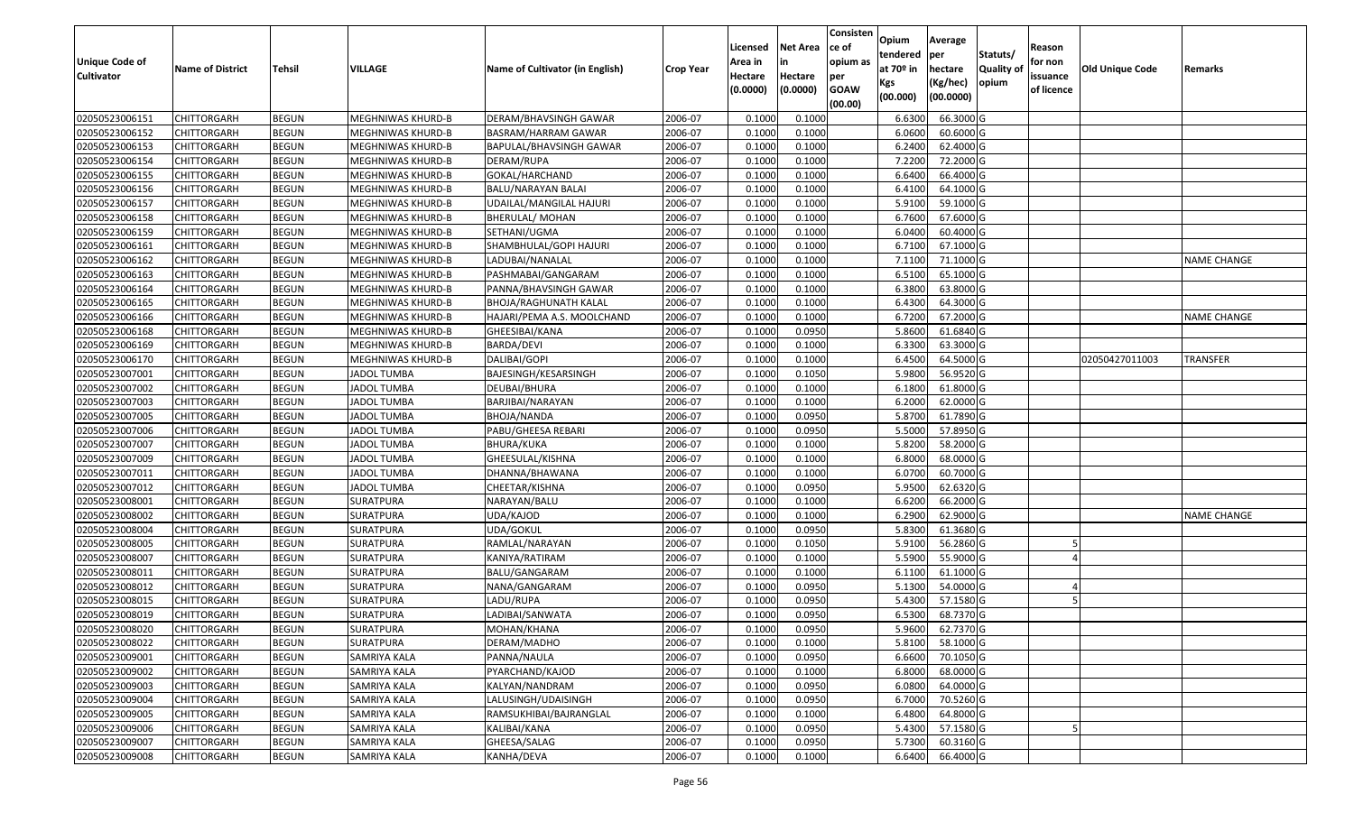| Unique Code of Cultivator | Name of District | Tehsil | VILLAGE | Name of Cultivator (in English) | Crop Year | Licensed Area in Hectare (0.0000) | Net Area in Hectare (0.0000) | Consistence of opium as per GOAW (00.00) | Opium tendered at 70º in Kgs (00.000) | Average per hectare (Kg/hec) (00.0000) | Statuts/ Quality of opium | Reason for non issuance of licence | Old Unique Code | Remarks |
|---|---|---|---|---|---|---|---|---|---|---|---|---|---|---|
| 02050523006151 | CHITTORGARH | BEGUN | MEGHNIWAS KHURD-B | DERAM/BHAVSINGH GAWAR | 2006-07 | 0.1000 | 0.1000 | | 6.6300 | 66.3000 | G | | | |
| 02050523006152 | CHITTORGARH | BEGUN | MEGHNIWAS KHURD-B | BASRAM/HARRAM GAWAR | 2006-07 | 0.1000 | 0.1000 | | 6.0600 | 60.6000 | G | | | |
| 02050523006153 | CHITTORGARH | BEGUN | MEGHNIWAS KHURD-B | BAPULAL/BHAVSINGH GAWAR | 2006-07 | 0.1000 | 0.1000 | | 6.2400 | 62.4000 | G | | | |
| 02050523006154 | CHITTORGARH | BEGUN | MEGHNIWAS KHURD-B | DERAM/RUPA | 2006-07 | 0.1000 | 0.1000 | | 7.2200 | 72.2000 | G | | | |
| 02050523006155 | CHITTORGARH | BEGUN | MEGHNIWAS KHURD-B | GOKAL/HARCHAND | 2006-07 | 0.1000 | 0.1000 | | 6.6400 | 66.4000 | G | | | |
| 02050523006156 | CHITTORGARH | BEGUN | MEGHNIWAS KHURD-B | BALU/NARAYAN BALAI | 2006-07 | 0.1000 | 0.1000 | | 6.4100 | 64.1000 | G | | | |
| 02050523006157 | CHITTORGARH | BEGUN | MEGHNIWAS KHURD-B | UDAILAL/MANGILAL HAJURI | 2006-07 | 0.1000 | 0.1000 | | 5.9100 | 59.1000 | G | | | |
| 02050523006158 | CHITTORGARH | BEGUN | MEGHNIWAS KHURD-B | BHERULAL/ MOHAN | 2006-07 | 0.1000 | 0.1000 | | 6.7600 | 67.6000 | G | | | |
| 02050523006159 | CHITTORGARH | BEGUN | MEGHNIWAS KHURD-B | SETHANI/UGMA | 2006-07 | 0.1000 | 0.1000 | | 6.0400 | 60.4000 | G | | | |
| 02050523006161 | CHITTORGARH | BEGUN | MEGHNIWAS KHURD-B | SHAMBHULAL/GOPI HAJURI | 2006-07 | 0.1000 | 0.1000 | | 6.7100 | 67.1000 | G | | | |
| 02050523006162 | CHITTORGARH | BEGUN | MEGHNIWAS KHURD-B | LADUBAI/NANALAL | 2006-07 | 0.1000 | 0.1000 | | 7.1100 | 71.1000 | G | | | NAME CHANGE |
| 02050523006163 | CHITTORGARH | BEGUN | MEGHNIWAS KHURD-B | PASHMABAI/GANGARAM | 2006-07 | 0.1000 | 0.1000 | | 6.5100 | 65.1000 | G | | | |
| 02050523006164 | CHITTORGARH | BEGUN | MEGHNIWAS KHURD-B | PANNA/BHAVSINGH GAWAR | 2006-07 | 0.1000 | 0.1000 | | 6.3800 | 63.8000 | G | | | |
| 02050523006165 | CHITTORGARH | BEGUN | MEGHNIWAS KHURD-B | BHOJA/RAGHUNATH KALAL | 2006-07 | 0.1000 | 0.1000 | | 6.4300 | 64.3000 | G | | | |
| 02050523006166 | CHITTORGARH | BEGUN | MEGHNIWAS KHURD-B | HAJARI/PEMA A.S. MOOLCHAND | 2006-07 | 0.1000 | 0.1000 | | 6.7200 | 67.2000 | G | | | NAME CHANGE |
| 02050523006168 | CHITTORGARH | BEGUN | MEGHNIWAS KHURD-B | GHEESIBAI/KANA | 2006-07 | 0.1000 | 0.0950 | | 5.8600 | 61.6840 | G | | | |
| 02050523006169 | CHITTORGARH | BEGUN | MEGHNIWAS KHURD-B | BARDA/DEVI | 2006-07 | 0.1000 | 0.1000 | | 6.3300 | 63.3000 | G | | | |
| 02050523006170 | CHITTORGARH | BEGUN | MEGHNIWAS KHURD-B | DALIBAI/GOPI | 2006-07 | 0.1000 | 0.1000 | | 6.4500 | 64.5000 | G | | 02050427011003 | TRANSFER |
| 02050523007001 | CHITTORGARH | BEGUN | JADOL TUMBA | BAJESINGH/KESARSINGH | 2006-07 | 0.1000 | 0.1050 | | 5.9800 | 56.9520 | G | | | |
| 02050523007002 | CHITTORGARH | BEGUN | JADOL TUMBA | DEUBAI/BHURA | 2006-07 | 0.1000 | 0.1000 | | 6.1800 | 61.8000 | G | | | |
| 02050523007003 | CHITTORGARH | BEGUN | JADOL TUMBA | BARJIBAI/NARAYAN | 2006-07 | 0.1000 | 0.1000 | | 6.2000 | 62.0000 | G | | | |
| 02050523007005 | CHITTORGARH | BEGUN | JADOL TUMBA | BHOJA/NANDA | 2006-07 | 0.1000 | 0.0950 | | 5.8700 | 61.7890 | G | | | |
| 02050523007006 | CHITTORGARH | BEGUN | JADOL TUMBA | PABU/GHEESA REBARI | 2006-07 | 0.1000 | 0.0950 | | 5.5000 | 57.8950 | G | | | |
| 02050523007007 | CHITTORGARH | BEGUN | JADOL TUMBA | BHURA/KUKA | 2006-07 | 0.1000 | 0.1000 | | 5.8200 | 58.2000 | G | | | |
| 02050523007009 | CHITTORGARH | BEGUN | JADOL TUMBA | GHEESULAL/KISHNA | 2006-07 | 0.1000 | 0.1000 | | 6.8000 | 68.0000 | G | | | |
| 02050523007011 | CHITTORGARH | BEGUN | JADOL TUMBA | DHANNA/BHAWANA | 2006-07 | 0.1000 | 0.1000 | | 6.0700 | 60.7000 | G | | | |
| 02050523007012 | CHITTORGARH | BEGUN | JADOL TUMBA | CHEETAR/KISHNA | 2006-07 | 0.1000 | 0.0950 | | 5.9500 | 62.6320 | G | | | |
| 02050523008001 | CHITTORGARH | BEGUN | SURATPURA | NARAYAN/BALU | 2006-07 | 0.1000 | 0.1000 | | 6.6200 | 66.2000 | G | | | |
| 02050523008002 | CHITTORGARH | BEGUN | SURATPURA | UDA/KAJOD | 2006-07 | 0.1000 | 0.1000 | | 6.2900 | 62.9000 | G | | | NAME CHANGE |
| 02050523008004 | CHITTORGARH | BEGUN | SURATPURA | UDA/GOKUL | 2006-07 | 0.1000 | 0.0950 | | 5.8300 | 61.3680 | G | | | |
| 02050523008005 | CHITTORGARH | BEGUN | SURATPURA | RAMLAL/NARAYAN | 2006-07 | 0.1000 | 0.1050 | | 5.9100 | 56.2860 | G | 5 | | |
| 02050523008007 | CHITTORGARH | BEGUN | SURATPURA | KANIYA/RATIRAM | 2006-07 | 0.1000 | 0.1000 | | 5.5900 | 55.9000 | G | 4 | | |
| 02050523008011 | CHITTORGARH | BEGUN | SURATPURA | BALU/GANGARAM | 2006-07 | 0.1000 | 0.1000 | | 6.1100 | 61.1000 | G | | | |
| 02050523008012 | CHITTORGARH | BEGUN | SURATPURA | NANA/GANGARAM | 2006-07 | 0.1000 | 0.0950 | | 5.1300 | 54.0000 | G | 4 | | |
| 02050523008015 | CHITTORGARH | BEGUN | SURATPURA | LADU/RUPA | 2006-07 | 0.1000 | 0.0950 | | 5.4300 | 57.1580 | G | 5 | | |
| 02050523008019 | CHITTORGARH | BEGUN | SURATPURA | LADIBAI/SANWATA | 2006-07 | 0.1000 | 0.0950 | | 6.5300 | 68.7370 | G | | | |
| 02050523008020 | CHITTORGARH | BEGUN | SURATPURA | MOHAN/KHANA | 2006-07 | 0.1000 | 0.0950 | | 5.9600 | 62.7370 | G | | | |
| 02050523008022 | CHITTORGARH | BEGUN | SURATPURA | DERAM/MADHO | 2006-07 | 0.1000 | 0.1000 | | 5.8100 | 58.1000 | G | | | |
| 02050523009001 | CHITTORGARH | BEGUN | SAMRIYA KALA | PANNA/NAULA | 2006-07 | 0.1000 | 0.0950 | | 6.6600 | 70.1050 | G | | | |
| 02050523009002 | CHITTORGARH | BEGUN | SAMRIYA KALA | PYARCHAND/KAJOD | 2006-07 | 0.1000 | 0.1000 | | 6.8000 | 68.0000 | G | | | |
| 02050523009003 | CHITTORGARH | BEGUN | SAMRIYA KALA | KALYAN/NANDRAM | 2006-07 | 0.1000 | 0.0950 | | 6.0800 | 64.0000 | G | | | |
| 02050523009004 | CHITTORGARH | BEGUN | SAMRIYA KALA | LALUSINGH/UDAISINGH | 2006-07 | 0.1000 | 0.0950 | | 6.7000 | 70.5260 | G | | | |
| 02050523009005 | CHITTORGARH | BEGUN | SAMRIYA KALA | RAMSUKHIBAI/BAJRANGLAL | 2006-07 | 0.1000 | 0.1000 | | 6.4800 | 64.8000 | G | | | |
| 02050523009006 | CHITTORGARH | BEGUN | SAMRIYA KALA | KALIBAI/KANA | 2006-07 | 0.1000 | 0.0950 | | 5.4300 | 57.1580 | G | 5 | | |
| 02050523009007 | CHITTORGARH | BEGUN | SAMRIYA KALA | GHEESA/SALAG | 2006-07 | 0.1000 | 0.0950 | | 5.7300 | 60.3160 | G | | | |
| 02050523009008 | CHITTORGARH | BEGUN | SAMRIYA KALA | KANHA/DEVA | 2006-07 | 0.1000 | 0.1000 | | 6.6400 | 66.4000 | G | | | |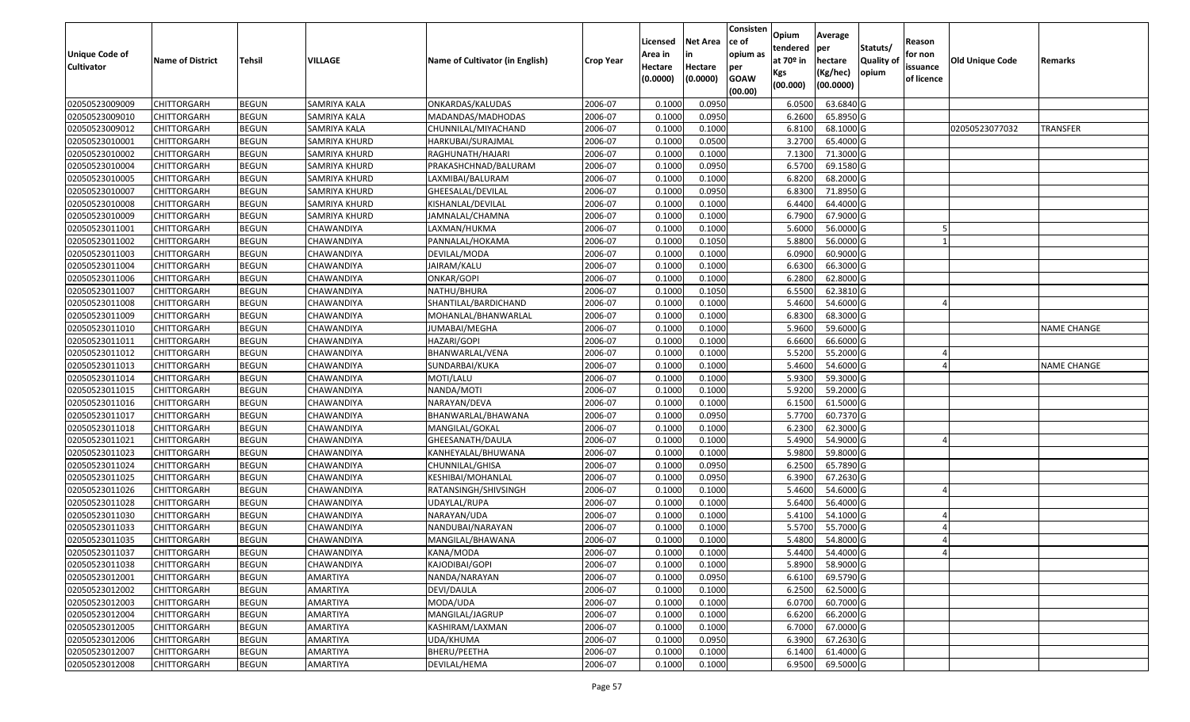| Unique Code of Cultivator | Name of District | Tehsil | VILLAGE | Name of Cultivator (in English) | Crop Year | Licensed Area in Hectare (0.0000) | Net Area in Hectare (0.0000) | Consistence of opium as per GOAW (00.00) | Opium tendered at 70º in Kgs (00.000) | Average per hectare (Kg/hec) (00.0000) | Statuts/ Quality of opium | Reason for non issuance of licence | Old Unique Code | Remarks |
|---|---|---|---|---|---|---|---|---|---|---|---|---|---|---|
| 02050523009009 | CHITTORGARH | BEGUN | SAMRIYA KALA | ONKARDAS/KALUDAS | 2006-07 | 0.1000 | 0.0950 | | 6.0500 | 63.6840 | G | | | |
| 02050523009010 | CHITTORGARH | BEGUN | SAMRIYA KALA | MADANDAS/MADHODAS | 2006-07 | 0.1000 | 0.0950 | | 6.2600 | 65.8950 | G | | | |
| 02050523009012 | CHITTORGARH | BEGUN | SAMRIYA KALA | CHUNNILAL/MIYACHAND | 2006-07 | 0.1000 | 0.1000 | | 6.8100 | 68.1000 | G | | 02050523077032 | TRANSFER |
| 02050523010001 | CHITTORGARH | BEGUN | SAMRIYA KHURD | HARKUBAI/SURAJMAL | 2006-07 | 0.1000 | 0.0500 | | 3.2700 | 65.4000 | G | | | |
| 02050523010002 | CHITTORGARH | BEGUN | SAMRIYA KHURD | RAGHUNATH/HAJARI | 2006-07 | 0.1000 | 0.1000 | | 7.1300 | 71.3000 | G | | | |
| 02050523010004 | CHITTORGARH | BEGUN | SAMRIYA KHURD | PRAKASHCHNAD/BALURAM | 2006-07 | 0.1000 | 0.0950 | | 6.5700 | 69.1580 | G | | | |
| 02050523010005 | CHITTORGARH | BEGUN | SAMRIYA KHURD | LAXMIBAI/BALURAM | 2006-07 | 0.1000 | 0.1000 | | 6.8200 | 68.2000 | G | | | |
| 02050523010007 | CHITTORGARH | BEGUN | SAMRIYA KHURD | GHEESALAL/DEVILAL | 2006-07 | 0.1000 | 0.0950 | | 6.8300 | 71.8950 | G | | | |
| 02050523010008 | CHITTORGARH | BEGUN | SAMRIYA KHURD | KISHANLAL/DEVILAL | 2006-07 | 0.1000 | 0.1000 | | 6.4400 | 64.4000 | G | | | |
| 02050523010009 | CHITTORGARH | BEGUN | SAMRIYA KHURD | JAMNALAL/CHAMNA | 2006-07 | 0.1000 | 0.1000 | | 6.7900 | 67.9000 | G | | | |
| 02050523011001 | CHITTORGARH | BEGUN | CHAWANDIYA | LAXMAN/HUKMA | 2006-07 | 0.1000 | 0.1000 | | 5.6000 | 56.0000 | G | 5 | | |
| 02050523011002 | CHITTORGARH | BEGUN | CHAWANDIYA | PANNALAL/HOKAMA | 2006-07 | 0.1000 | 0.1050 | | 5.8800 | 56.0000 | G | 1 | | |
| 02050523011003 | CHITTORGARH | BEGUN | CHAWANDIYA | DEVILAL/MODA | 2006-07 | 0.1000 | 0.1000 | | 6.0900 | 60.9000 | G | | | |
| 02050523011004 | CHITTORGARH | BEGUN | CHAWANDIYA | JAIRAM/KALU | 2006-07 | 0.1000 | 0.1000 | | 6.6300 | 66.3000 | G | | | |
| 02050523011006 | CHITTORGARH | BEGUN | CHAWANDIYA | ONKAR/GOPI | 2006-07 | 0.1000 | 0.1000 | | 6.2800 | 62.8000 | G | | | |
| 02050523011007 | CHITTORGARH | BEGUN | CHAWANDIYA | NATHU/BHURA | 2006-07 | 0.1000 | 0.1050 | | 6.5500 | 62.3810 | G | | | |
| 02050523011008 | CHITTORGARH | BEGUN | CHAWANDIYA | SHANTILAL/BARDICHAND | 2006-07 | 0.1000 | 0.1000 | | 5.4600 | 54.6000 | G | 4 | | |
| 02050523011009 | CHITTORGARH | BEGUN | CHAWANDIYA | MOHANLAL/BHANWARLAL | 2006-07 | 0.1000 | 0.1000 | | 6.8300 | 68.3000 | G | | | |
| 02050523011010 | CHITTORGARH | BEGUN | CHAWANDIYA | JUMABAI/MEGHA | 2006-07 | 0.1000 | 0.1000 | | 5.9600 | 59.6000 | G | | | NAME CHANGE |
| 02050523011011 | CHITTORGARH | BEGUN | CHAWANDIYA | HAZARI/GOPI | 2006-07 | 0.1000 | 0.1000 | | 6.6600 | 66.6000 | G | | | |
| 02050523011012 | CHITTORGARH | BEGUN | CHAWANDIYA | BHANWARLAL/VENA | 2006-07 | 0.1000 | 0.1000 | | 5.5200 | 55.2000 | G | 4 | | |
| 02050523011013 | CHITTORGARH | BEGUN | CHAWANDIYA | SUNDARBAI/KUKA | 2006-07 | 0.1000 | 0.1000 | | 5.4600 | 54.6000 | G | 4 | | NAME CHANGE |
| 02050523011014 | CHITTORGARH | BEGUN | CHAWANDIYA | MOTI/LALU | 2006-07 | 0.1000 | 0.1000 | | 5.9300 | 59.3000 | G | | | |
| 02050523011015 | CHITTORGARH | BEGUN | CHAWANDIYA | NANDA/MOTI | 2006-07 | 0.1000 | 0.1000 | | 5.9200 | 59.2000 | G | | | |
| 02050523011016 | CHITTORGARH | BEGUN | CHAWANDIYA | NARAYAN/DEVA | 2006-07 | 0.1000 | 0.1000 | | 6.1500 | 61.5000 | G | | | |
| 02050523011017 | CHITTORGARH | BEGUN | CHAWANDIYA | BHANWARLAL/BHAWANA | 2006-07 | 0.1000 | 0.0950 | | 5.7700 | 60.7370 | G | | | |
| 02050523011018 | CHITTORGARH | BEGUN | CHAWANDIYA | MANGILAL/GOKAL | 2006-07 | 0.1000 | 0.1000 | | 6.2300 | 62.3000 | G | | | |
| 02050523011021 | CHITTORGARH | BEGUN | CHAWANDIYA | GHEESANATH/DAULA | 2006-07 | 0.1000 | 0.1000 | | 5.4900 | 54.9000 | G | 4 | | |
| 02050523011023 | CHITTORGARH | BEGUN | CHAWANDIYA | KANHEYALAL/BHUWANA | 2006-07 | 0.1000 | 0.1000 | | 5.9800 | 59.8000 | G | | | |
| 02050523011024 | CHITTORGARH | BEGUN | CHAWANDIYA | CHUNNILAL/GHISA | 2006-07 | 0.1000 | 0.0950 | | 6.2500 | 65.7890 | G | | | |
| 02050523011025 | CHITTORGARH | BEGUN | CHAWANDIYA | KESHIBAI/MOHANLAL | 2006-07 | 0.1000 | 0.0950 | | 6.3900 | 67.2630 | G | | | |
| 02050523011026 | CHITTORGARH | BEGUN | CHAWANDIYA | RATANSINGH/SHIVSINGH | 2006-07 | 0.1000 | 0.1000 | | 5.4600 | 54.6000 | G | 4 | | |
| 02050523011028 | CHITTORGARH | BEGUN | CHAWANDIYA | UDAYLAL/RUPA | 2006-07 | 0.1000 | 0.1000 | | 5.6400 | 56.4000 | G | | | |
| 02050523011030 | CHITTORGARH | BEGUN | CHAWANDIYA | NARAYAN/UDA | 2006-07 | 0.1000 | 0.1000 | | 5.4100 | 54.1000 | G | 4 | | |
| 02050523011033 | CHITTORGARH | BEGUN | CHAWANDIYA | NANDUBAI/NARAYAN | 2006-07 | 0.1000 | 0.1000 | | 5.5700 | 55.7000 | G | 4 | | |
| 02050523011035 | CHITTORGARH | BEGUN | CHAWANDIYA | MANGILAL/BHAWANA | 2006-07 | 0.1000 | 0.1000 | | 5.4800 | 54.8000 | G | 4 | | |
| 02050523011037 | CHITTORGARH | BEGUN | CHAWANDIYA | KANA/MODA | 2006-07 | 0.1000 | 0.1000 | | 5.4400 | 54.4000 | G | 4 | | |
| 02050523011038 | CHITTORGARH | BEGUN | CHAWANDIYA | KAJODIBAI/GOPI | 2006-07 | 0.1000 | 0.1000 | | 5.8900 | 58.9000 | G | | | |
| 02050523012001 | CHITTORGARH | BEGUN | AMARTIYA | NANDA/NARAYAN | 2006-07 | 0.1000 | 0.0950 | | 6.6100 | 69.5790 | G | | | |
| 02050523012002 | CHITTORGARH | BEGUN | AMARTIYA | DEVI/DAULA | 2006-07 | 0.1000 | 0.1000 | | 6.2500 | 62.5000 | G | | | |
| 02050523012003 | CHITTORGARH | BEGUN | AMARTIYA | MODA/UDA | 2006-07 | 0.1000 | 0.1000 | | 6.0700 | 60.7000 | G | | | |
| 02050523012004 | CHITTORGARH | BEGUN | AMARTIYA | MANGILAL/JAGRUP | 2006-07 | 0.1000 | 0.1000 | | 6.6200 | 66.2000 | G | | | |
| 02050523012005 | CHITTORGARH | BEGUN | AMARTIYA | KASHIRAM/LAXMAN | 2006-07 | 0.1000 | 0.1000 | | 6.7000 | 67.0000 | G | | | |
| 02050523012006 | CHITTORGARH | BEGUN | AMARTIYA | UDA/KHUMA | 2006-07 | 0.1000 | 0.0950 | | 6.3900 | 67.2630 | G | | | |
| 02050523012007 | CHITTORGARH | BEGUN | AMARTIYA | BHERU/PEETHA | 2006-07 | 0.1000 | 0.1000 | | 6.1400 | 61.4000 | G | | | |
| 02050523012008 | CHITTORGARH | BEGUN | AMARTIYA | DEVILAL/HEMA | 2006-07 | 0.1000 | 0.1000 | | 6.9500 | 69.5000 | G | | | |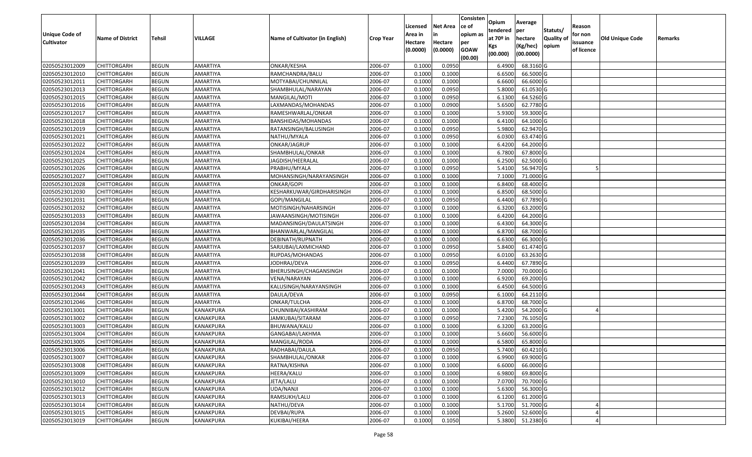| Unique Code of Cultivator | Name of District | Tehsil | VILLAGE | Name of Cultivator (in English) | Crop Year | Licensed Area in Hectare (0.0000) | Net Area in Hectare (0.0000) | Consistence of opium as per GOAW (00.00) | Opium tendered at 70º in Kgs (00.000) | Average per hectare (Kg/hec) (00.0000) | Statuts/ Quality of opium | Reason for non issuance of licence | Old Unique Code | Remarks |
|---|---|---|---|---|---|---|---|---|---|---|---|---|---|---|
| 02050523012009 | CHITTORGARH | BEGUN | AMARTIYA | ONKAR/KESHA | 2006-07 | 0.1000 | 0.0950 | | 6.4900 | 68.3160 | G | | | |
| 02050523012010 | CHITTORGARH | BEGUN | AMARTIYA | RAMCHANDRA/BALU | 2006-07 | 0.1000 | 0.1000 | | 6.6500 | 66.5000 | G | | | |
| 02050523012011 | CHITTORGARH | BEGUN | AMARTIYA | MOTYABAI/CHUNNILAL | 2006-07 | 0.1000 | 0.1000 | | 6.6600 | 66.6000 | G | | | |
| 02050523012013 | CHITTORGARH | BEGUN | AMARTIYA | SHAMBHULAL/NARAYAN | 2006-07 | 0.1000 | 0.0950 | | 5.8000 | 61.0530 | G | | | |
| 02050523012015 | CHITTORGARH | BEGUN | AMARTIYA | MANGILAL/MOTI | 2006-07 | 0.1000 | 0.0950 | | 6.1300 | 64.5260 | G | | | |
| 02050523012016 | CHITTORGARH | BEGUN | AMARTIYA | LAXMANDAS/MOHANDAS | 2006-07 | 0.1000 | 0.0900 | | 5.6500 | 62.7780 | G | | | |
| 02050523012017 | CHITTORGARH | BEGUN | AMARTIYA | RAMESHWARLAL/ONKAR | 2006-07 | 0.1000 | 0.1000 | | 5.9300 | 59.3000 | G | | | |
| 02050523012018 | CHITTORGARH | BEGUN | AMARTIYA | BANSHIDAS/MOHANDAS | 2006-07 | 0.1000 | 0.1000 | | 6.4100 | 64.1000 | G | | | |
| 02050523012019 | CHITTORGARH | BEGUN | AMARTIYA | RATANSINGH/BALUSINGH | 2006-07 | 0.1000 | 0.0950 | | 5.9800 | 62.9470 | G | | | |
| 02050523012021 | CHITTORGARH | BEGUN | AMARTIYA | NATHU/MYALA | 2006-07 | 0.1000 | 0.0950 | | 6.0300 | 63.4740 | G | | | |
| 02050523012022 | CHITTORGARH | BEGUN | AMARTIYA | ONKAR/JAGRUP | 2006-07 | 0.1000 | 0.1000 | | 6.4200 | 64.2000 | G | | | |
| 02050523012024 | CHITTORGARH | BEGUN | AMARTIYA | SHAMBHULAL/ONKAR | 2006-07 | 0.1000 | 0.1000 | | 6.7800 | 67.8000 | G | | | |
| 02050523012025 | CHITTORGARH | BEGUN | AMARTIYA | JAGDISH/HEERALAL | 2006-07 | 0.1000 | 0.1000 | | 6.2500 | 62.5000 | G | | | |
| 02050523012026 | CHITTORGARH | BEGUN | AMARTIYA | PRABHU/MYALA | 2006-07 | 0.1000 | 0.0950 | | 5.4100 | 56.9470 | G | 5 | | |
| 02050523012027 | CHITTORGARH | BEGUN | AMARTIYA | MOHANSINGH/NARAYANSINGH | 2006-07 | 0.1000 | 0.1000 | | 7.1000 | 71.0000 | G | | | |
| 02050523012028 | CHITTORGARH | BEGUN | AMARTIYA | ONKAR/GOPI | 2006-07 | 0.1000 | 0.1000 | | 6.8400 | 68.4000 | G | | | |
| 02050523012030 | CHITTORGARH | BEGUN | AMARTIYA | KESHARKUWAR/GIRDHARISINGH | 2006-07 | 0.1000 | 0.1000 | | 6.8500 | 68.5000 | G | | | |
| 02050523012031 | CHITTORGARH | BEGUN | AMARTIYA | GOPI/MANGILAL | 2006-07 | 0.1000 | 0.0950 | | 6.4400 | 67.7890 | G | | | |
| 02050523012032 | CHITTORGARH | BEGUN | AMARTIYA | MOTISINGH/NAHARSINGH | 2006-07 | 0.1000 | 0.1000 | | 6.3200 | 63.2000 | G | | | |
| 02050523012033 | CHITTORGARH | BEGUN | AMARTIYA | JAWAANSINGH/MOTISINGH | 2006-07 | 0.1000 | 0.1000 | | 6.4200 | 64.2000 | G | | | |
| 02050523012034 | CHITTORGARH | BEGUN | AMARTIYA | MADANSINGH/DAULATSINGH | 2006-07 | 0.1000 | 0.1000 | | 6.4300 | 64.3000 | G | | | |
| 02050523012035 | CHITTORGARH | BEGUN | AMARTIYA | BHANWARLAL/MANGILAL | 2006-07 | 0.1000 | 0.1000 | | 6.8700 | 68.7000 | G | | | |
| 02050523012036 | CHITTORGARH | BEGUN | AMARTIYA | DEBINATH/RUPNATH | 2006-07 | 0.1000 | 0.1000 | | 6.6300 | 66.3000 | G | | | |
| 02050523012037 | CHITTORGARH | BEGUN | AMARTIYA | SARJUBAI/LAXMICHAND | 2006-07 | 0.1000 | 0.0950 | | 5.8400 | 61.4740 | G | | | |
| 02050523012038 | CHITTORGARH | BEGUN | AMARTIYA | RUPDAS/MOHANDAS | 2006-07 | 0.1000 | 0.0950 | | 6.0100 | 63.2630 | G | | | |
| 02050523012039 | CHITTORGARH | BEGUN | AMARTIYA | JODHRAJ/DEVA | 2006-07 | 0.1000 | 0.0950 | | 6.4400 | 67.7890 | G | | | |
| 02050523012041 | CHITTORGARH | BEGUN | AMARTIYA | BHERUSINGH/CHAGANSINGH | 2006-07 | 0.1000 | 0.1000 | | 7.0000 | 70.0000 | G | | | |
| 02050523012042 | CHITTORGARH | BEGUN | AMARTIYA | VENA/NARAYAN | 2006-07 | 0.1000 | 0.1000 | | 6.9200 | 69.2000 | G | | | |
| 02050523012043 | CHITTORGARH | BEGUN | AMARTIYA | KALUSINGH/NARAYANSINGH | 2006-07 | 0.1000 | 0.1000 | | 6.4500 | 64.5000 | G | | | |
| 02050523012044 | CHITTORGARH | BEGUN | AMARTIYA | DAULA/DEVA | 2006-07 | 0.1000 | 0.0950 | | 6.1000 | 64.2110 | G | | | |
| 02050523012046 | CHITTORGARH | BEGUN | AMARTIYA | ONKAR/TULCHA | 2006-07 | 0.1000 | 0.1000 | | 6.8700 | 68.7000 | G | | | |
| 02050523013001 | CHITTORGARH | BEGUN | KANAKPURA | CHUNNIBAI/KASHIRAM | 2006-07 | 0.1000 | 0.1000 | | 5.4200 | 54.2000 | G | 4 | | |
| 02050523013002 | CHITTORGARH | BEGUN | KANAKPURA | JAMKUBAI/SITARAM | 2006-07 | 0.1000 | 0.0950 | | 7.2300 | 76.1050 | G | | | |
| 02050523013003 | CHITTORGARH | BEGUN | KANAKPURA | BHUWANA/KALU | 2006-07 | 0.1000 | 0.1000 | | 6.3200 | 63.2000 | G | | | |
| 02050523013004 | CHITTORGARH | BEGUN | KANAKPURA | GANGABAI/LAKHMA | 2006-07 | 0.1000 | 0.1000 | | 5.6600 | 56.6000 | G | | | |
| 02050523013005 | CHITTORGARH | BEGUN | KANAKPURA | MANGILAL/RODA | 2006-07 | 0.1000 | 0.1000 | | 6.5800 | 65.8000 | G | | | |
| 02050523013006 | CHITTORGARH | BEGUN | KANAKPURA | RADHABAI/DAULA | 2006-07 | 0.1000 | 0.0950 | | 5.7400 | 60.4210 | G | | | |
| 02050523013007 | CHITTORGARH | BEGUN | KANAKPURA | SHAMBHULAL/ONKAR | 2006-07 | 0.1000 | 0.1000 | | 6.9900 | 69.9000 | G | | | |
| 02050523013008 | CHITTORGARH | BEGUN | KANAKPURA | RATNA/KISHNA | 2006-07 | 0.1000 | 0.1000 | | 6.6000 | 66.0000 | G | | | |
| 02050523013009 | CHITTORGARH | BEGUN | KANAKPURA | HEERA/KALU | 2006-07 | 0.1000 | 0.1000 | | 6.9800 | 69.8000 | G | | | |
| 02050523013010 | CHITTORGARH | BEGUN | KANAKPURA | JETA/LALU | 2006-07 | 0.1000 | 0.1000 | | 7.0700 | 70.7000 | G | | | |
| 02050523013012 | CHITTORGARH | BEGUN | KANAKPURA | UDA/NANJI | 2006-07 | 0.1000 | 0.1000 | | 5.6300 | 56.3000 | G | | | |
| 02050523013013 | CHITTORGARH | BEGUN | KANAKPURA | RAMSUKH/LALU | 2006-07 | 0.1000 | 0.1000 | | 6.1200 | 61.2000 | G | | | |
| 02050523013014 | CHITTORGARH | BEGUN | KANAKPURA | NATHU/DEVA | 2006-07 | 0.1000 | 0.1000 | | 5.1700 | 51.7000 | G | 4 | | |
| 02050523013015 | CHITTORGARH | BEGUN | KANAKPURA | DEVBAI/RUPA | 2006-07 | 0.1000 | 0.1000 | | 5.2600 | 52.6000 | G | 4 | | |
| 02050523013019 | CHITTORGARH | BEGUN | KANAKPURA | KUKIBAI/HEERA | 2006-07 | 0.1000 | 0.1050 | | 5.3800 | 51.2380 | G | 4 | | |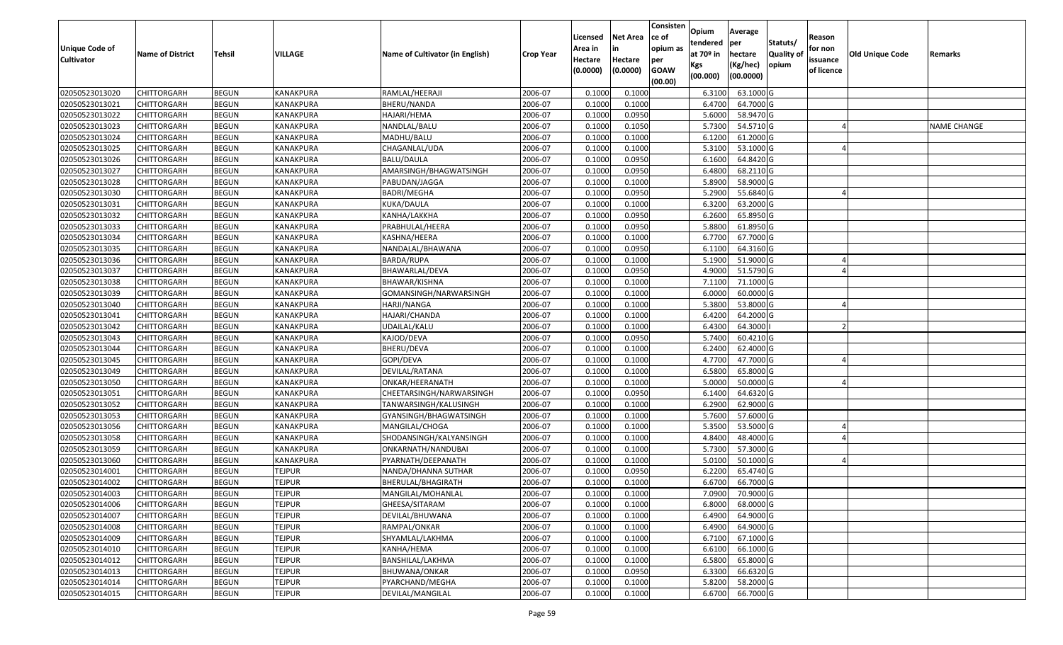| Unique Code of Cultivator | Name of District | Tehsil | VILLAGE | Name of Cultivator (in English) | Crop Year | Licensed Area in Hectare (0.0000) | Net Area in Hectare (0.0000) | Consistence of opium as per GOAW (00.00) | Opium tendered at 70º in Kgs (00.000) | Average per hectare (Kg/hec) (00.0000) | Statuts/ Quality of opium | Reason for non issuance of licence | Old Unique Code | Remarks |
|---|---|---|---|---|---|---|---|---|---|---|---|---|---|---|
| 02050523013020 | CHITTORGARH | BEGUN | KANAKPURA | RAMLAL/HEERAJI | 2006-07 | 0.1000 | 0.1000 | | 6.3100 | 63.1000 | G | | | |
| 02050523013021 | CHITTORGARH | BEGUN | KANAKPURA | BHERU/NANDA | 2006-07 | 0.1000 | 0.1000 | | 6.4700 | 64.7000 | G | | | |
| 02050523013022 | CHITTORGARH | BEGUN | KANAKPURA | HAJARI/HEMA | 2006-07 | 0.1000 | 0.0950 | | 5.6000 | 58.9470 | G | | | |
| 02050523013023 | CHITTORGARH | BEGUN | KANAKPURA | NANDLAL/BALU | 2006-07 | 0.1000 | 0.1050 | | 5.7300 | 54.5710 | G | 4 | | NAME CHANGE |
| 02050523013024 | CHITTORGARH | BEGUN | KANAKPURA | MADHU/BALU | 2006-07 | 0.1000 | 0.1000 | | 6.1200 | 61.2000 | G | | | |
| 02050523013025 | CHITTORGARH | BEGUN | KANAKPURA | CHAGANLAL/UDA | 2006-07 | 0.1000 | 0.1000 | | 5.3100 | 53.1000 | G | 4 | | |
| 02050523013026 | CHITTORGARH | BEGUN | KANAKPURA | BALU/DAULA | 2006-07 | 0.1000 | 0.0950 | | 6.1600 | 64.8420 | G | | | |
| 02050523013027 | CHITTORGARH | BEGUN | KANAKPURA | AMARSINGH/BHAGWATSINGH | 2006-07 | 0.1000 | 0.0950 | | 6.4800 | 68.2110 | G | | | |
| 02050523013028 | CHITTORGARH | BEGUN | KANAKPURA | PABUDAN/JAGGA | 2006-07 | 0.1000 | 0.1000 | | 5.8900 | 58.9000 | G | | | |
| 02050523013030 | CHITTORGARH | BEGUN | KANAKPURA | BADRI/MEGHA | 2006-07 | 0.1000 | 0.0950 | | 5.2900 | 55.6840 | G | 4 | | |
| 02050523013031 | CHITTORGARH | BEGUN | KANAKPURA | KUKA/DAULA | 2006-07 | 0.1000 | 0.1000 | | 6.3200 | 63.2000 | G | | | |
| 02050523013032 | CHITTORGARH | BEGUN | KANAKPURA | KANHA/LAKKHA | 2006-07 | 0.1000 | 0.0950 | | 6.2600 | 65.8950 | G | | | |
| 02050523013033 | CHITTORGARH | BEGUN | KANAKPURA | PRABHULAL/HEERA | 2006-07 | 0.1000 | 0.0950 | | 5.8800 | 61.8950 | G | | | |
| 02050523013034 | CHITTORGARH | BEGUN | KANAKPURA | KASHNA/HEERA | 2006-07 | 0.1000 | 0.1000 | | 6.7700 | 67.7000 | G | | | |
| 02050523013035 | CHITTORGARH | BEGUN | KANAKPURA | NANDALAL/BHAWANA | 2006-07 | 0.1000 | 0.0950 | | 6.1100 | 64.3160 | G | | | |
| 02050523013036 | CHITTORGARH | BEGUN | KANAKPURA | BARDA/RUPA | 2006-07 | 0.1000 | 0.1000 | | 5.1900 | 51.9000 | G | 4 | | |
| 02050523013037 | CHITTORGARH | BEGUN | KANAKPURA | BHAWARLAL/DEVA | 2006-07 | 0.1000 | 0.0950 | | 4.9000 | 51.5790 | G | 4 | | |
| 02050523013038 | CHITTORGARH | BEGUN | KANAKPURA | BHAWAR/KISHNA | 2006-07 | 0.1000 | 0.1000 | | 7.1100 | 71.1000 | G | | | |
| 02050523013039 | CHITTORGARH | BEGUN | KANAKPURA | GOMANSINGH/NARWARSINGH | 2006-07 | 0.1000 | 0.1000 | | 6.0000 | 60.0000 | G | | | |
| 02050523013040 | CHITTORGARH | BEGUN | KANAKPURA | HARJI/NANGA | 2006-07 | 0.1000 | 0.1000 | | 5.3800 | 53.8000 | G | 4 | | |
| 02050523013041 | CHITTORGARH | BEGUN | KANAKPURA | HAJARI/CHANDA | 2006-07 | 0.1000 | 0.1000 | | 6.4200 | 64.2000 | G | | | |
| 02050523013042 | CHITTORGARH | BEGUN | KANAKPURA | UDAILAL/KALU | 2006-07 | 0.1000 | 0.1000 | | 6.4300 | 64.3000 | I | 2 | | |
| 02050523013043 | CHITTORGARH | BEGUN | KANAKPURA | KAJOD/DEVA | 2006-07 | 0.1000 | 0.0950 | | 5.7400 | 60.4210 | G | | | |
| 02050523013044 | CHITTORGARH | BEGUN | KANAKPURA | BHERU/DEVA | 2006-07 | 0.1000 | 0.1000 | | 6.2400 | 62.4000 | G | | | |
| 02050523013045 | CHITTORGARH | BEGUN | KANAKPURA | GOPI/DEVA | 2006-07 | 0.1000 | 0.1000 | | 4.7700 | 47.7000 | G | 4 | | |
| 02050523013049 | CHITTORGARH | BEGUN | KANAKPURA | DEVILAL/RATANA | 2006-07 | 0.1000 | 0.1000 | | 6.5800 | 65.8000 | G | | | |
| 02050523013050 | CHITTORGARH | BEGUN | KANAKPURA | ONKAR/HEERANATH | 2006-07 | 0.1000 | 0.1000 | | 5.0000 | 50.0000 | G | 4 | | |
| 02050523013051 | CHITTORGARH | BEGUN | KANAKPURA | CHEETARSINGH/NARWARSINGH | 2006-07 | 0.1000 | 0.0950 | | 6.1400 | 64.6320 | G | | | |
| 02050523013052 | CHITTORGARH | BEGUN | KANAKPURA | TANWARSINGH/KALUSINGH | 2006-07 | 0.1000 | 0.1000 | | 6.2900 | 62.9000 | G | | | |
| 02050523013053 | CHITTORGARH | BEGUN | KANAKPURA | GYANSINGH/BHAGWATSINGH | 2006-07 | 0.1000 | 0.1000 | | 5.7600 | 57.6000 | G | | | |
| 02050523013056 | CHITTORGARH | BEGUN | KANAKPURA | MANGILAL/CHOGA | 2006-07 | 0.1000 | 0.1000 | | 5.3500 | 53.5000 | G | 4 | | |
| 02050523013058 | CHITTORGARH | BEGUN | KANAKPURA | SHODANSINGH/KALYANSINGH | 2006-07 | 0.1000 | 0.1000 | | 4.8400 | 48.4000 | G | 4 | | |
| 02050523013059 | CHITTORGARH | BEGUN | KANAKPURA | ONKARNATH/NANDUBAI | 2006-07 | 0.1000 | 0.1000 | | 5.7300 | 57.3000 | G | | | |
| 02050523013060 | CHITTORGARH | BEGUN | KANAKPURA | PYARNATH/DEEPANATH | 2006-07 | 0.1000 | 0.1000 | | 5.0100 | 50.1000 | G | 4 | | |
| 02050523014001 | CHITTORGARH | BEGUN | TEJPUR | NANDA/DHANNA SUTHAR | 2006-07 | 0.1000 | 0.0950 | | 6.2200 | 65.4740 | G | | | |
| 02050523014002 | CHITTORGARH | BEGUN | TEJPUR | BHERULAL/BHAGIRATH | 2006-07 | 0.1000 | 0.1000 | | 6.6700 | 66.7000 | G | | | |
| 02050523014003 | CHITTORGARH | BEGUN | TEJPUR | MANGILAL/MOHANLAL | 2006-07 | 0.1000 | 0.1000 | | 7.0900 | 70.9000 | G | | | |
| 02050523014006 | CHITTORGARH | BEGUN | TEJPUR | GHEESA/SITARAM | 2006-07 | 0.1000 | 0.1000 | | 6.8000 | 68.0000 | G | | | |
| 02050523014007 | CHITTORGARH | BEGUN | TEJPUR | DEVILAL/BHUWANA | 2006-07 | 0.1000 | 0.1000 | | 6.4900 | 64.9000 | G | | | |
| 02050523014008 | CHITTORGARH | BEGUN | TEJPUR | RAMPAL/ONKAR | 2006-07 | 0.1000 | 0.1000 | | 6.4900 | 64.9000 | G | | | |
| 02050523014009 | CHITTORGARH | BEGUN | TEJPUR | SHYAMLAL/LAKHMA | 2006-07 | 0.1000 | 0.1000 | | 6.7100 | 67.1000 | G | | | |
| 02050523014010 | CHITTORGARH | BEGUN | TEJPUR | KANHA/HEMA | 2006-07 | 0.1000 | 0.1000 | | 6.6100 | 66.1000 | G | | | |
| 02050523014012 | CHITTORGARH | BEGUN | TEJPUR | BANSHILAL/LAKHMA | 2006-07 | 0.1000 | 0.1000 | | 6.5800 | 65.8000 | G | | | |
| 02050523014013 | CHITTORGARH | BEGUN | TEJPUR | BHUWANA/ONKAR | 2006-07 | 0.1000 | 0.0950 | | 6.3300 | 66.6320 | G | | | |
| 02050523014014 | CHITTORGARH | BEGUN | TEJPUR | PYARCHAND/MEGHA | 2006-07 | 0.1000 | 0.1000 | | 5.8200 | 58.2000 | G | | | |
| 02050523014015 | CHITTORGARH | BEGUN | TEJPUR | DEVILAL/MANGILAL | 2006-07 | 0.1000 | 0.1000 | | 6.6700 | 66.7000 | G | | | |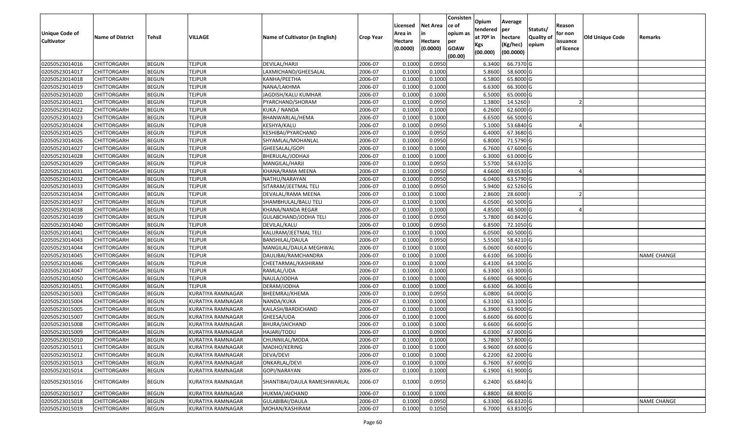| Unique Code of Cultivator | Name of District | Tehsil | VILLAGE | Name of Cultivator (in English) | Crop Year | Licensed Area in Hectare (0.0000) | Net Area in Hectare (0.0000) | Consistence of opium as per GOAW (00.00) | Opium tendered at 70º in Kgs (00.000) | Average per hectare (Kg/hec) (00.0000) | Statuts/ Quality of opium | Reason for non issuance of licence | Old Unique Code | Remarks |
|---|---|---|---|---|---|---|---|---|---|---|---|---|---|---|
| 02050523014016 | CHITTORGARH | BEGUN | TEJPUR | DEVILAL/HARJI | 2006-07 | 0.1000 | 0.0950 | | 6.3400 | 66.7370 | G | | | |
| 02050523014017 | CHITTORGARH | BEGUN | TEJPUR | LAXMICHAND/GHEESALAL | 2006-07 | 0.1000 | 0.1000 | | 5.8600 | 58.6000 | G | | | |
| 02050523014018 | CHITTORGARH | BEGUN | TEJPUR | KANHA/PEETHA | 2006-07 | 0.1000 | 0.1000 | | 6.5800 | 65.8000 | G | | | |
| 02050523014019 | CHITTORGARH | BEGUN | TEJPUR | NANA/LAKHMA | 2006-07 | 0.1000 | 0.1000 | | 6.6300 | 66.3000 | G | | | |
| 02050523014020 | CHITTORGARH | BEGUN | TEJPUR | JAGDISH/KALU KUMHAR | 2006-07 | 0.1000 | 0.1000 | | 6.5000 | 65.0000 | G | | | |
| 02050523014021 | CHITTORGARH | BEGUN | TEJPUR | PYARCHAND/SHORAM | 2006-07 | 0.1000 | 0.0950 | | 1.3800 | 14.5260 | I | 2 | | |
| 02050523014022 | CHITTORGARH | BEGUN | TEJPUR | KUKA / NANDA | 2006-07 | 0.1000 | 0.1000 | | 6.2600 | 62.6000 | G | | | |
| 02050523014023 | CHITTORGARH | BEGUN | TEJPUR | BHANWARLAL/HEMA | 2006-07 | 0.1000 | 0.1000 | | 6.6500 | 66.5000 | G | | | |
| 02050523014024 | CHITTORGARH | BEGUN | TEJPUR | KESHYA/KALU | 2006-07 | 0.1000 | 0.0950 | | 5.1000 | 53.6840 | G | 4 | | |
| 02050523014025 | CHITTORGARH | BEGUN | TEJPUR | KESHIBAI/PYARCHAND | 2006-07 | 0.1000 | 0.0950 | | 6.4000 | 67.3680 | G | | | |
| 02050523014026 | CHITTORGARH | BEGUN | TEJPUR | SHYAMLAL/MOHANLAL | 2006-07 | 0.1000 | 0.0950 | | 6.8000 | 71.5790 | G | | | |
| 02050523014027 | CHITTORGARH | BEGUN | TEJPUR | GHEESALAL/GOPI | 2006-07 | 0.1000 | 0.1000 | | 6.7600 | 67.6000 | G | | | |
| 02050523014028 | CHITTORGARH | BEGUN | TEJPUR | BHERULAL/JODHAJI | 2006-07 | 0.1000 | 0.1000 | | 6.3000 | 63.0000 | G | | | |
| 02050523014029 | CHITTORGARH | BEGUN | TEJPUR | MANGILAL/HARJI | 2006-07 | 0.1000 | 0.0950 | | 5.5700 | 58.6320 | G | | | |
| 02050523014031 | CHITTORGARH | BEGUN | TEJPUR | KHANA/RAMA MEENA | 2006-07 | 0.1000 | 0.0950 | | 4.6600 | 49.0530 | G | 4 | | |
| 02050523014032 | CHITTORGARH | BEGUN | TEJPUR | NATHU/NARAYAN | 2006-07 | 0.1000 | 0.0950 | | 6.0400 | 63.5790 | G | | | |
| 02050523014033 | CHITTORGARH | BEGUN | TEJPUR | SITARAM/JEETMAL TELI | 2006-07 | 0.1000 | 0.0950 | | 5.9400 | 62.5260 | G | | | |
| 02050523014034 | CHITTORGARH | BEGUN | TEJPUR | DEVALAL/RAMA MEENA | 2006-07 | 0.1000 | 0.1000 | | 2.8600 | 28.6000 | I | 2 | | |
| 02050523014037 | CHITTORGARH | BEGUN | TEJPUR | SHAMBHULAL/BALU TELI | 2006-07 | 0.1000 | 0.1000 | | 6.0500 | 60.5000 | G | | | |
| 02050523014038 | CHITTORGARH | BEGUN | TEJPUR | KHANA/NANDA REGAR | 2006-07 | 0.1000 | 0.1000 | | 4.8500 | 48.5000 | G | 4 | | |
| 02050523014039 | CHITTORGARH | BEGUN | TEJPUR | GULABCHAND/JODHA TELI | 2006-07 | 0.1000 | 0.0950 | | 5.7800 | 60.8420 | G | | | |
| 02050523014040 | CHITTORGARH | BEGUN | TEJPUR | DEVILAL/KALU | 2006-07 | 0.1000 | 0.0950 | | 6.8500 | 72.1050 | G | | | |
| 02050523014041 | CHITTORGARH | BEGUN | TEJPUR | KALURAM/JEETMAL TELI | 2006-07 | 0.1000 | 0.1000 | | 6.0500 | 60.5000 | G | | | |
| 02050523014043 | CHITTORGARH | BEGUN | TEJPUR | BANSHILAL/DAULA | 2006-07 | 0.1000 | 0.0950 | | 5.5500 | 58.4210 | G | | | |
| 02050523014044 | CHITTORGARH | BEGUN | TEJPUR | MANGILAL/DAULA MEGHWAL | 2006-07 | 0.1000 | 0.1000 | | 6.0600 | 60.6000 | G | | | |
| 02050523014045 | CHITTORGARH | BEGUN | TEJPUR | DAULIBAI/RAMCHANDRA | 2006-07 | 0.1000 | 0.1000 | | 6.6100 | 66.1000 | G | | | NAME CHANGE |
| 02050523014046 | CHITTORGARH | BEGUN | TEJPUR | CHEETARMAL/KASHIRAM | 2006-07 | 0.1000 | 0.1000 | | 6.4100 | 64.1000 | G | | | |
| 02050523014047 | CHITTORGARH | BEGUN | TEJPUR | RAMLAL/UDA | 2006-07 | 0.1000 | 0.1000 | | 6.3300 | 63.3000 | G | | | |
| 02050523014050 | CHITTORGARH | BEGUN | TEJPUR | NAULA/JODHA | 2006-07 | 0.1000 | 0.1000 | | 6.6900 | 66.9000 | G | | | |
| 02050523014051 | CHITTORGARH | BEGUN | TEJPUR | DERAM/JODHA | 2006-07 | 0.1000 | 0.1000 | | 6.6300 | 66.3000 | G | | | |
| 02050523015003 | CHITTORGARH | BEGUN | KURATIYA RAMNAGAR | BHEEMRAJ/KHEMA | 2006-07 | 0.1000 | 0.0950 | | 6.0800 | 64.0000 | G | | | |
| 02050523015004 | CHITTORGARH | BEGUN | KURATIYA RAMNAGAR | NANDA/KUKA | 2006-07 | 0.1000 | 0.1000 | | 6.3100 | 63.1000 | G | | | |
| 02050523015005 | CHITTORGARH | BEGUN | KURATIYA RAMNAGAR | KAILASH/BARDICHAND | 2006-07 | 0.1000 | 0.1000 | | 6.3900 | 63.9000 | G | | | |
| 02050523015007 | CHITTORGARH | BEGUN | KURATIYA RAMNAGAR | GHEESA/UDA | 2006-07 | 0.1000 | 0.1000 | | 6.6600 | 66.6000 | G | | | |
| 02050523015008 | CHITTORGARH | BEGUN | KURATIYA RAMNAGAR | BHURA/JAICHAND | 2006-07 | 0.1000 | 0.1000 | | 6.6600 | 66.6000 | G | | | |
| 02050523015009 | CHITTORGARH | BEGUN | KURATIYA RAMNAGAR | HAJARI/TODU | 2006-07 | 0.1000 | 0.0900 | | 6.0300 | 67.0000 | G | | | |
| 02050523015010 | CHITTORGARH | BEGUN | KURATIYA RAMNAGAR | CHUNNILAL/MODA | 2006-07 | 0.1000 | 0.1000 | | 5.7800 | 57.8000 | G | | | |
| 02050523015011 | CHITTORGARH | BEGUN | KURATIYA RAMNAGAR | MADHO/KERING | 2006-07 | 0.1000 | 0.1000 | | 6.9600 | 69.6000 | G | | | |
| 02050523015012 | CHITTORGARH | BEGUN | KURATIYA RAMNAGAR | DEVA/DEVI | 2006-07 | 0.1000 | 0.1000 | | 6.2200 | 62.2000 | G | | | |
| 02050523015013 | CHITTORGARH | BEGUN | KURATIYA RAMNAGAR | ONKARLAL/DEVI | 2006-07 | 0.1000 | 0.1000 | | 6.7600 | 67.6000 | G | | | |
| 02050523015014 | CHITTORGARH | BEGUN | KURATIYA RAMNAGAR | GOPI/NARAYAN | 2006-07 | 0.1000 | 0.1000 | | 6.1900 | 61.9000 | G | | | |
| 02050523015016 | CHITTORGARH | BEGUN | KURATIYA RAMNAGAR | SHANTIBAI/DAULA RAMESHWARLAL | 2006-07 | 0.1000 | 0.0950 | | 6.2400 | 65.6840 | G | | | |
| 02050523015017 | CHITTORGARH | BEGUN | KURATIYA RAMNAGAR | HUKMA/JAICHAND | 2006-07 | 0.1000 | 0.1000 | | 6.8800 | 68.8000 | G | | | |
| 02050523015018 | CHITTORGARH | BEGUN | KURATIYA RAMNAGAR | GULABIBAI/DAULA | 2006-07 | 0.1000 | 0.0950 | | 6.3300 | 66.6320 | G | | | NAME CHANGE |
| 02050523015019 | CHITTORGARH | BEGUN | KURATIYA RAMNAGAR | MOHAN/KASHIRAM | 2006-07 | 0.1000 | 0.1050 | | 6.7000 | 63.8100 | G | | | |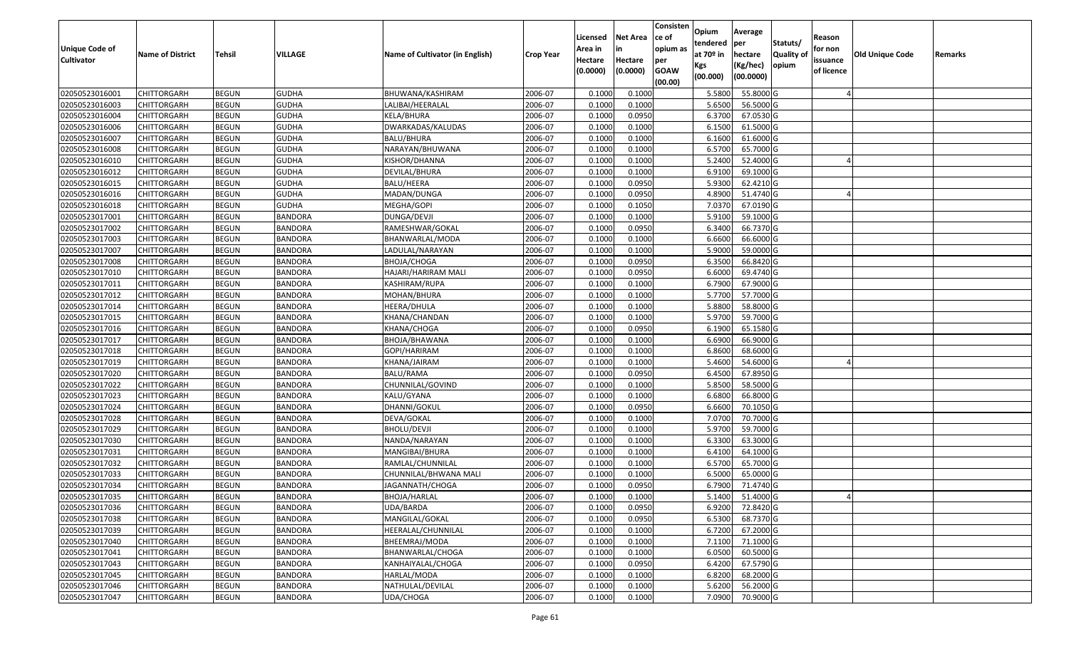| Unique Code of Cultivator | Name of District | Tehsil | VILLAGE | Name of Cultivator (in English) | Crop Year | Licensed Area in Hectare (0.0000) | Net Area in Hectare (0.0000) | Consistence of opium as per GOAW (00.00) | Opium tendered at 70º in Kgs (00.000) | Average per hectare (Kg/hec) (00.0000) | Statuts/ Quality of opium | Reason for non issuance of licence | Old Unique Code | Remarks |
|---|---|---|---|---|---|---|---|---|---|---|---|---|---|---|
| 02050523016001 | CHITTORGARH | BEGUN | GUDHA | BHUWANA/KASHIRAM | 2006-07 | 0.1000 | 0.1000 | | 5.5800 | 55.8000 | G | 4 | | |
| 02050523016003 | CHITTORGARH | BEGUN | GUDHA | LALIBAI/HEERALAL | 2006-07 | 0.1000 | 0.1000 | | 5.6500 | 56.5000 | G | | | |
| 02050523016004 | CHITTORGARH | BEGUN | GUDHA | KELA/BHURA | 2006-07 | 0.1000 | 0.0950 | | 6.3700 | 67.0530 | G | | | |
| 02050523016006 | CHITTORGARH | BEGUN | GUDHA | DWARKADAS/KALUDAS | 2006-07 | 0.1000 | 0.1000 | | 6.1500 | 61.5000 | G | | | |
| 02050523016007 | CHITTORGARH | BEGUN | GUDHA | BALU/BHURA | 2006-07 | 0.1000 | 0.1000 | | 6.1600 | 61.6000 | G | | | |
| 02050523016008 | CHITTORGARH | BEGUN | GUDHA | NARAYAN/BHUWANA | 2006-07 | 0.1000 | 0.1000 | | 6.5700 | 65.7000 | G | | | |
| 02050523016010 | CHITTORGARH | BEGUN | GUDHA | KISHOR/DHANNA | 2006-07 | 0.1000 | 0.1000 | | 5.2400 | 52.4000 | G | 4 | | |
| 02050523016012 | CHITTORGARH | BEGUN | GUDHA | DEVILAL/BHURA | 2006-07 | 0.1000 | 0.1000 | | 6.9100 | 69.1000 | G | | | |
| 02050523016015 | CHITTORGARH | BEGUN | GUDHA | BALU/HEERA | 2006-07 | 0.1000 | 0.0950 | | 5.9300 | 62.4210 | G | | | |
| 02050523016016 | CHITTORGARH | BEGUN | GUDHA | MADAN/DUNGA | 2006-07 | 0.1000 | 0.0950 | | 4.8900 | 51.4740 | G | 4 | | |
| 02050523016018 | CHITTORGARH | BEGUN | GUDHA | MEGHA/GOPI | 2006-07 | 0.1000 | 0.1050 | | 7.0370 | 67.0190 | G | | | |
| 02050523017001 | CHITTORGARH | BEGUN | BANDORA | DUNGA/DEVJI | 2006-07 | 0.1000 | 0.1000 | | 5.9100 | 59.1000 | G | | | |
| 02050523017002 | CHITTORGARH | BEGUN | BANDORA | RAMESHWAR/GOKAL | 2006-07 | 0.1000 | 0.0950 | | 6.3400 | 66.7370 | G | | | |
| 02050523017003 | CHITTORGARH | BEGUN | BANDORA | BHANWARLAL/MODA | 2006-07 | 0.1000 | 0.1000 | | 6.6600 | 66.6000 | G | | | |
| 02050523017007 | CHITTORGARH | BEGUN | BANDORA | LADULAL/NARAYAN | 2006-07 | 0.1000 | 0.1000 | | 5.9000 | 59.0000 | G | | | |
| 02050523017008 | CHITTORGARH | BEGUN | BANDORA | BHOJA/CHOGA | 2006-07 | 0.1000 | 0.0950 | | 6.3500 | 66.8420 | G | | | |
| 02050523017010 | CHITTORGARH | BEGUN | BANDORA | HAJARI/HARIRAM MALI | 2006-07 | 0.1000 | 0.0950 | | 6.6000 | 69.4740 | G | | | |
| 02050523017011 | CHITTORGARH | BEGUN | BANDORA | KASHIRAM/RUPA | 2006-07 | 0.1000 | 0.1000 | | 6.7900 | 67.9000 | G | | | |
| 02050523017012 | CHITTORGARH | BEGUN | BANDORA | MOHAN/BHURA | 2006-07 | 0.1000 | 0.1000 | | 5.7700 | 57.7000 | G | | | |
| 02050523017014 | CHITTORGARH | BEGUN | BANDORA | HEERA/DHULA | 2006-07 | 0.1000 | 0.1000 | | 5.8800 | 58.8000 | G | | | |
| 02050523017015 | CHITTORGARH | BEGUN | BANDORA | KHANA/CHANDAN | 2006-07 | 0.1000 | 0.1000 | | 5.9700 | 59.7000 | G | | | |
| 02050523017016 | CHITTORGARH | BEGUN | BANDORA | KHANA/CHOGA | 2006-07 | 0.1000 | 0.0950 | | 6.1900 | 65.1580 | G | | | |
| 02050523017017 | CHITTORGARH | BEGUN | BANDORA | BHOJA/BHAWANA | 2006-07 | 0.1000 | 0.1000 | | 6.6900 | 66.9000 | G | | | |
| 02050523017018 | CHITTORGARH | BEGUN | BANDORA | GOPI/HARIRAM | 2006-07 | 0.1000 | 0.1000 | | 6.8600 | 68.6000 | G | | | |
| 02050523017019 | CHITTORGARH | BEGUN | BANDORA | KHANA/JAIRAM | 2006-07 | 0.1000 | 0.1000 | | 5.4600 | 54.6000 | G | 4 | | |
| 02050523017020 | CHITTORGARH | BEGUN | BANDORA | BALU/RAMA | 2006-07 | 0.1000 | 0.0950 | | 6.4500 | 67.8950 | G | | | |
| 02050523017022 | CHITTORGARH | BEGUN | BANDORA | CHUNNILAL/GOVIND | 2006-07 | 0.1000 | 0.1000 | | 5.8500 | 58.5000 | G | | | |
| 02050523017023 | CHITTORGARH | BEGUN | BANDORA | KALU/GYANA | 2006-07 | 0.1000 | 0.1000 | | 6.6800 | 66.8000 | G | | | |
| 02050523017024 | CHITTORGARH | BEGUN | BANDORA | DHANNI/GOKUL | 2006-07 | 0.1000 | 0.0950 | | 6.6600 | 70.1050 | G | | | |
| 02050523017028 | CHITTORGARH | BEGUN | BANDORA | DEVA/GOKAL | 2006-07 | 0.1000 | 0.1000 | | 7.0700 | 70.7000 | G | | | |
| 02050523017029 | CHITTORGARH | BEGUN | BANDORA | BHOLU/DEVJI | 2006-07 | 0.1000 | 0.1000 | | 5.9700 | 59.7000 | G | | | |
| 02050523017030 | CHITTORGARH | BEGUN | BANDORA | NANDA/NARAYAN | 2006-07 | 0.1000 | 0.1000 | | 6.3300 | 63.3000 | G | | | |
| 02050523017031 | CHITTORGARH | BEGUN | BANDORA | MANGIBAI/BHURA | 2006-07 | 0.1000 | 0.1000 | | 6.4100 | 64.1000 | G | | | |
| 02050523017032 | CHITTORGARH | BEGUN | BANDORA | RAMLAL/CHUNNILAL | 2006-07 | 0.1000 | 0.1000 | | 6.5700 | 65.7000 | G | | | |
| 02050523017033 | CHITTORGARH | BEGUN | BANDORA | CHUNNILAL/BHWANA MALI | 2006-07 | 0.1000 | 0.1000 | | 6.5000 | 65.0000 | G | | | |
| 02050523017034 | CHITTORGARH | BEGUN | BANDORA | JAGANNATH/CHOGA | 2006-07 | 0.1000 | 0.0950 | | 6.7900 | 71.4740 | G | | | |
| 02050523017035 | CHITTORGARH | BEGUN | BANDORA | BHOJA/HARLAL | 2006-07 | 0.1000 | 0.1000 | | 5.1400 | 51.4000 | G | 4 | | |
| 02050523017036 | CHITTORGARH | BEGUN | BANDORA | UDA/BARDA | 2006-07 | 0.1000 | 0.0950 | | 6.9200 | 72.8420 | G | | | |
| 02050523017038 | CHITTORGARH | BEGUN | BANDORA | MANGILAL/GOKAL | 2006-07 | 0.1000 | 0.0950 | | 6.5300 | 68.7370 | G | | | |
| 02050523017039 | CHITTORGARH | BEGUN | BANDORA | HEERALAL/CHUNNILAL | 2006-07 | 0.1000 | 0.1000 | | 6.7200 | 67.2000 | G | | | |
| 02050523017040 | CHITTORGARH | BEGUN | BANDORA | BHEEMRAJ/MODA | 2006-07 | 0.1000 | 0.1000 | | 7.1100 | 71.1000 | G | | | |
| 02050523017041 | CHITTORGARH | BEGUN | BANDORA | BHANWARLAL/CHOGA | 2006-07 | 0.1000 | 0.1000 | | 6.0500 | 60.5000 | G | | | |
| 02050523017043 | CHITTORGARH | BEGUN | BANDORA | KANHAIYALAL/CHOGA | 2006-07 | 0.1000 | 0.0950 | | 6.4200 | 67.5790 | G | | | |
| 02050523017045 | CHITTORGARH | BEGUN | BANDORA | HARLAL/MODA | 2006-07 | 0.1000 | 0.1000 | | 6.8200 | 68.2000 | G | | | |
| 02050523017046 | CHITTORGARH | BEGUN | BANDORA | NATHULAL/DEVILAL | 2006-07 | 0.1000 | 0.1000 | | 5.6200 | 56.2000 | G | | | |
| 02050523017047 | CHITTORGARH | BEGUN | BANDORA | UDA/CHOGA | 2006-07 | 0.1000 | 0.1000 | | 7.0900 | 70.9000 | G | | | |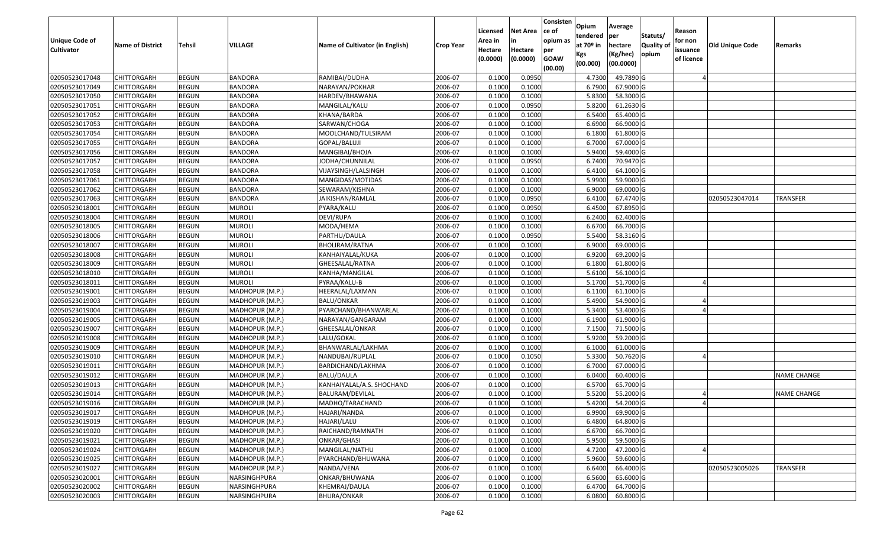| Unique Code of Cultivator | Name of District | Tehsil | VILLAGE | Name of Cultivator (in English) | Crop Year | Licensed Area in Hectare (0.0000) | Net Area in Hectare (0.0000) | Consistence of opium as per GOAW (00.00) | Opium tendered at 70º in Kgs (00.000) | Average per hectare (Kg/hec) (00.0000) | Statuts/ Quality of opium | Reason for non issuance of licence | Old Unique Code | Remarks |
|---|---|---|---|---|---|---|---|---|---|---|---|---|---|---|
| 02050523017048 | CHITTORGARH | BEGUN | BANDORA | RAMIBAI/DUDHA | 2006-07 | 0.1000 | 0.0950 | | 4.7300 | 49.7890 | G | 4 | | |
| 02050523017049 | CHITTORGARH | BEGUN | BANDORA | NARAYAN/POKHAR | 2006-07 | 0.1000 | 0.1000 | | 6.7900 | 67.9000 | G | | | |
| 02050523017050 | CHITTORGARH | BEGUN | BANDORA | HARDEV/BHAWANA | 2006-07 | 0.1000 | 0.1000 | | 5.8300 | 58.3000 | G | | | |
| 02050523017051 | CHITTORGARH | BEGUN | BANDORA | MANGILAL/KALU | 2006-07 | 0.1000 | 0.0950 | | 5.8200 | 61.2630 | G | | | |
| 02050523017052 | CHITTORGARH | BEGUN | BANDORA | KHANA/BARDA | 2006-07 | 0.1000 | 0.1000 | | 6.5400 | 65.4000 | G | | | |
| 02050523017053 | CHITTORGARH | BEGUN | BANDORA | SARWAN/CHOGA | 2006-07 | 0.1000 | 0.1000 | | 6.6900 | 66.9000 | G | | | |
| 02050523017054 | CHITTORGARH | BEGUN | BANDORA | MOOLCHAND/TULSIRAM | 2006-07 | 0.1000 | 0.1000 | | 6.1800 | 61.8000 | G | | | |
| 02050523017055 | CHITTORGARH | BEGUN | BANDORA | GOPAL/BALUJI | 2006-07 | 0.1000 | 0.1000 | | 6.7000 | 67.0000 | G | | | |
| 02050523017056 | CHITTORGARH | BEGUN | BANDORA | MANGIBAI/BHOJA | 2006-07 | 0.1000 | 0.1000 | | 5.9400 | 59.4000 | G | | | |
| 02050523017057 | CHITTORGARH | BEGUN | BANDORA | JODHA/CHUNNILAL | 2006-07 | 0.1000 | 0.0950 | | 6.7400 | 70.9470 | G | | | |
| 02050523017058 | CHITTORGARH | BEGUN | BANDORA | VIJAYSINGH/LALSINGH | 2006-07 | 0.1000 | 0.1000 | | 6.4100 | 64.1000 | G | | | |
| 02050523017061 | CHITTORGARH | BEGUN | BANDORA | MANGIDAS/MOTIDAS | 2006-07 | 0.1000 | 0.1000 | | 5.9900 | 59.9000 | G | | | |
| 02050523017062 | CHITTORGARH | BEGUN | BANDORA | SEWARAM/KISHNA | 2006-07 | 0.1000 | 0.1000 | | 6.9000 | 69.0000 | G | | | |
| 02050523017063 | CHITTORGARH | BEGUN | BANDORA | JAIKISHAN/RAMLAL | 2006-07 | 0.1000 | 0.0950 | | 6.4100 | 67.4740 | G | | 02050523047014 | TRANSFER |
| 02050523018001 | CHITTORGARH | BEGUN | MUROLI | PYARA/KALU | 2006-07 | 0.1000 | 0.0950 | | 6.4500 | 67.8950 | G | | | |
| 02050523018004 | CHITTORGARH | BEGUN | MUROLI | DEVI/RUPA | 2006-07 | 0.1000 | 0.1000 | | 6.2400 | 62.4000 | G | | | |
| 02050523018005 | CHITTORGARH | BEGUN | MUROLI | MODA/HEMA | 2006-07 | 0.1000 | 0.1000 | | 6.6700 | 66.7000 | G | | | |
| 02050523018006 | CHITTORGARH | BEGUN | MUROLI | PARTHU/DAULA | 2006-07 | 0.1000 | 0.0950 | | 5.5400 | 58.3160 | G | | | |
| 02050523018007 | CHITTORGARH | BEGUN | MUROLI | BHOLIRAM/RATNA | 2006-07 | 0.1000 | 0.1000 | | 6.9000 | 69.0000 | G | | | |
| 02050523018008 | CHITTORGARH | BEGUN | MUROLI | KANHAIYALAL/KUKA | 2006-07 | 0.1000 | 0.1000 | | 6.9200 | 69.2000 | G | | | |
| 02050523018009 | CHITTORGARH | BEGUN | MUROLI | GHEESALAL/RATNA | 2006-07 | 0.1000 | 0.1000 | | 6.1800 | 61.8000 | G | | | |
| 02050523018010 | CHITTORGARH | BEGUN | MUROLI | KANHA/MANGILAL | 2006-07 | 0.1000 | 0.1000 | | 5.6100 | 56.1000 | G | | | |
| 02050523018011 | CHITTORGARH | BEGUN | MUROLI | PYRAA/KALU-B | 2006-07 | 0.1000 | 0.1000 | | 5.1700 | 51.7000 | G | 4 | | |
| 02050523019001 | CHITTORGARH | BEGUN | MADHOPUR (M.P.) | HEERALAL/LAXMAN | 2006-07 | 0.1000 | 0.1000 | | 6.1100 | 61.1000 | G | | | |
| 02050523019003 | CHITTORGARH | BEGUN | MADHOPUR (M.P.) | BALU/ONKAR | 2006-07 | 0.1000 | 0.1000 | | 5.4900 | 54.9000 | G | 4 | | |
| 02050523019004 | CHITTORGARH | BEGUN | MADHOPUR (M.P.) | PYARCHAND/BHANWARLAL | 2006-07 | 0.1000 | 0.1000 | | 5.3400 | 53.4000 | G | 4 | | |
| 02050523019005 | CHITTORGARH | BEGUN | MADHOPUR (M.P.) | NARAYAN/GANGARAM | 2006-07 | 0.1000 | 0.1000 | | 6.1900 | 61.9000 | G | | | |
| 02050523019007 | CHITTORGARH | BEGUN | MADHOPUR (M.P.) | GHEESALAL/ONKAR | 2006-07 | 0.1000 | 0.1000 | | 7.1500 | 71.5000 | G | | | |
| 02050523019008 | CHITTORGARH | BEGUN | MADHOPUR (M.P.) | LALU/GOKAL | 2006-07 | 0.1000 | 0.1000 | | 5.9200 | 59.2000 | G | | | |
| 02050523019009 | CHITTORGARH | BEGUN | MADHOPUR (M.P.) | BHANWARLAL/LAKHMA | 2006-07 | 0.1000 | 0.1000 | | 6.1000 | 61.0000 | G | | | |
| 02050523019010 | CHITTORGARH | BEGUN | MADHOPUR (M.P.) | NANDUBAI/RUPLAL | 2006-07 | 0.1000 | 0.1050 | | 5.3300 | 50.7620 | G | 4 | | |
| 02050523019011 | CHITTORGARH | BEGUN | MADHOPUR (M.P.) | BARDICHAND/LAKHMA | 2006-07 | 0.1000 | 0.1000 | | 6.7000 | 67.0000 | G | | | |
| 02050523019012 | CHITTORGARH | BEGUN | MADHOPUR (M.P.) | BALU/DAULA | 2006-07 | 0.1000 | 0.1000 | | 6.0400 | 60.4000 | G | | | NAME CHANGE |
| 02050523019013 | CHITTORGARH | BEGUN | MADHOPUR (M.P.) | KANHAIYALAL/A.S. SHOCHAND | 2006-07 | 0.1000 | 0.1000 | | 6.5700 | 65.7000 | G | | | |
| 02050523019014 | CHITTORGARH | BEGUN | MADHOPUR (M.P.) | BALURAM/DEVILAL | 2006-07 | 0.1000 | 0.1000 | | 5.5200 | 55.2000 | G | 4 | | NAME CHANGE |
| 02050523019016 | CHITTORGARH | BEGUN | MADHOPUR (M.P.) | MADHO/TARACHAND | 2006-07 | 0.1000 | 0.1000 | | 5.4200 | 54.2000 | G | 4 | | |
| 02050523019017 | CHITTORGARH | BEGUN | MADHOPUR (M.P.) | HAJARI/NANDA | 2006-07 | 0.1000 | 0.1000 | | 6.9900 | 69.9000 | G | | | |
| 02050523019019 | CHITTORGARH | BEGUN | MADHOPUR (M.P.) | HAJARI/LALU | 2006-07 | 0.1000 | 0.1000 | | 6.4800 | 64.8000 | G | | | |
| 02050523019020 | CHITTORGARH | BEGUN | MADHOPUR (M.P.) | RAICHAND/RAMNATH | 2006-07 | 0.1000 | 0.1000 | | 6.6700 | 66.7000 | G | | | |
| 02050523019021 | CHITTORGARH | BEGUN | MADHOPUR (M.P.) | ONKAR/GHASI | 2006-07 | 0.1000 | 0.1000 | | 5.9500 | 59.5000 | G | | | |
| 02050523019024 | CHITTORGARH | BEGUN | MADHOPUR (M.P.) | MANGILAL/NATHU | 2006-07 | 0.1000 | 0.1000 | | 4.7200 | 47.2000 | G | 4 | | |
| 02050523019025 | CHITTORGARH | BEGUN | MADHOPUR (M.P.) | PYARCHAND/BHUWANA | 2006-07 | 0.1000 | 0.1000 | | 5.9600 | 59.6000 | G | | | |
| 02050523019027 | CHITTORGARH | BEGUN | MADHOPUR (M.P.) | NANDA/VENA | 2006-07 | 0.1000 | 0.1000 | | 6.6400 | 66.4000 | G | | 02050523005026 | TRANSFER |
| 02050523020001 | CHITTORGARH | BEGUN | NARSINGHPURA | ONKAR/BHUWANA | 2006-07 | 0.1000 | 0.1000 | | 6.5600 | 65.6000 | G | | | |
| 02050523020002 | CHITTORGARH | BEGUN | NARSINGHPURA | KHEMRAJ/DAULA | 2006-07 | 0.1000 | 0.1000 | | 6.4700 | 64.7000 | G | | | |
| 02050523020003 | CHITTORGARH | BEGUN | NARSINGHPURA | BHURA/ONKAR | 2006-07 | 0.1000 | 0.1000 | | 6.0800 | 60.8000 | G | | | |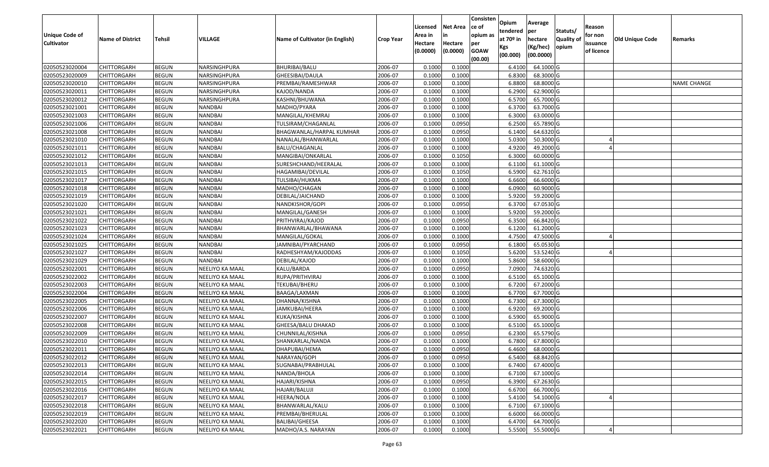| Unique Code of Cultivator | Name of District | Tehsil | VILLAGE | Name of Cultivator (in English) | Crop Year | Licensed Area in Hectare (0.0000) | Net Area in Hectare (0.0000) | Consistence of opium as per GOAW (00.00) | Opium tendered at 70º in Kgs (00.000) | Average per hectare (Kg/hec) (00.0000) | Statuts/ Quality of opium | Reason for non issuance of licence | Old Unique Code | Remarks |
|---|---|---|---|---|---|---|---|---|---|---|---|---|---|---|
| 02050523020004 | CHITTORGARH | BEGUN | NARSINGHPURA | BHURIBAI/BALU | 2006-07 | 0.1000 | 0.1000 | | 6.4100 | 64.1000 | G | | | |
| 02050523020009 | CHITTORGARH | BEGUN | NARSINGHPURA | GHEESIBAI/DAULA | 2006-07 | 0.1000 | 0.1000 | | 6.8300 | 68.3000 | G | | | |
| 02050523020010 | CHITTORGARH | BEGUN | NARSINGHPURA | PREMBAI/RAMESHWAR | 2006-07 | 0.1000 | 0.1000 | | 6.8800 | 68.8000 | G | | | NAME CHANGE |
| 02050523020011 | CHITTORGARH | BEGUN | NARSINGHPURA | KAJOD/NANDA | 2006-07 | 0.1000 | 0.1000 | | 6.2900 | 62.9000 | G | | | |
| 02050523020012 | CHITTORGARH | BEGUN | NARSINGHPURA | KASHNI/BHUWANA | 2006-07 | 0.1000 | 0.1000 | | 6.5700 | 65.7000 | G | | | |
| 02050523021001 | CHITTORGARH | BEGUN | NANDBAI | MADHO/PYARA | 2006-07 | 0.1000 | 0.1000 | | 6.3700 | 63.7000 | G | | | |
| 02050523021003 | CHITTORGARH | BEGUN | NANDBAI | MANGILAL/KHEMRAJ | 2006-07 | 0.1000 | 0.1000 | | 6.3000 | 63.0000 | G | | | |
| 02050523021006 | CHITTORGARH | BEGUN | NANDBAI | TULSIRAM/CHAGANLAL | 2006-07 | 0.1000 | 0.0950 | | 6.2500 | 65.7890 | G | | | |
| 02050523021008 | CHITTORGARH | BEGUN | NANDBAI | BHAGWANLAL/HARPAL KUMHAR | 2006-07 | 0.1000 | 0.0950 | | 6.1400 | 64.6320 | G | | | |
| 02050523021010 | CHITTORGARH | BEGUN | NANDBAI | NANALAL/BHANWARLAL | 2006-07 | 0.1000 | 0.1000 | | 5.0300 | 50.3000 | G | 4 | | |
| 02050523021011 | CHITTORGARH | BEGUN | NANDBAI | BALU/CHAGANLAL | 2006-07 | 0.1000 | 0.1000 | | 4.9200 | 49.2000 | G | 4 | | |
| 02050523021012 | CHITTORGARH | BEGUN | NANDBAI | MANGIBAI/ONKARLAL | 2006-07 | 0.1000 | 0.1050 | | 6.3000 | 60.0000 | G | | | |
| 02050523021013 | CHITTORGARH | BEGUN | NANDBAI | SURESHCHAND/HEERALAL | 2006-07 | 0.1000 | 0.1000 | | 6.1100 | 61.1000 | G | | | |
| 02050523021015 | CHITTORGARH | BEGUN | NANDBAI | HAGAMIBAI/DEVILAL | 2006-07 | 0.1000 | 0.1050 | | 6.5900 | 62.7610 | G | | | |
| 02050523021017 | CHITTORGARH | BEGUN | NANDBAI | TULSIBAI/HUKMA | 2006-07 | 0.1000 | 0.1000 | | 6.6600 | 66.6000 | G | | | |
| 02050523021018 | CHITTORGARH | BEGUN | NANDBAI | MADHO/CHAGAN | 2006-07 | 0.1000 | 0.1000 | | 6.0900 | 60.9000 | G | | | |
| 02050523021019 | CHITTORGARH | BEGUN | NANDBAI | DEBILAL/JAICHAND | 2006-07 | 0.1000 | 0.1000 | | 5.9200 | 59.2000 | G | | | |
| 02050523021020 | CHITTORGARH | BEGUN | NANDBAI | NANDKISHOR/GOPI | 2006-07 | 0.1000 | 0.0950 | | 6.3700 | 67.0530 | G | | | |
| 02050523021021 | CHITTORGARH | BEGUN | NANDBAI | MANGILAL/GANESH | 2006-07 | 0.1000 | 0.1000 | | 5.9200 | 59.2000 | G | | | |
| 02050523021022 | CHITTORGARH | BEGUN | NANDBAI | PRITHVIRAJ/KAJOD | 2006-07 | 0.1000 | 0.0950 | | 6.3500 | 66.8420 | G | | | |
| 02050523021023 | CHITTORGARH | BEGUN | NANDBAI | BHANWARLAL/BHAWANA | 2006-07 | 0.1000 | 0.1000 | | 6.1200 | 61.2000 | G | | | |
| 02050523021024 | CHITTORGARH | BEGUN | NANDBAI | MANGILAL/GOKAL | 2006-07 | 0.1000 | 0.1000 | | 4.7500 | 47.5000 | G | 4 | | |
| 02050523021025 | CHITTORGARH | BEGUN | NANDBAI | JAMNIBAI/PYARCHAND | 2006-07 | 0.1000 | 0.0950 | | 6.1800 | 65.0530 | G | | | |
| 02050523021027 | CHITTORGARH | BEGUN | NANDBAI | RADHESHYAM/KAJODDAS | 2006-07 | 0.1000 | 0.1050 | | 5.6200 | 53.5240 | G | 4 | | |
| 02050523021029 | CHITTORGARH | BEGUN | NANDBAI | DEBILAL/KAJOD | 2006-07 | 0.1000 | 0.1000 | | 5.8600 | 58.6000 | G | | | |
| 02050523022001 | CHITTORGARH | BEGUN | NEELIYO KA MAAL | KALU/BARDA | 2006-07 | 0.1000 | 0.0950 | | 7.0900 | 74.6320 | G | | | |
| 02050523022002 | CHITTORGARH | BEGUN | NEELIYO KA MAAL | RUPA/PRITHVIRAJ | 2006-07 | 0.1000 | 0.1000 | | 6.5100 | 65.1000 | G | | | |
| 02050523022003 | CHITTORGARH | BEGUN | NEELIYO KA MAAL | TEKUBAI/BHERU | 2006-07 | 0.1000 | 0.1000 | | 6.7200 | 67.2000 | G | | | |
| 02050523022004 | CHITTORGARH | BEGUN | NEELIYO KA MAAL | BAAGA/LAXMAN | 2006-07 | 0.1000 | 0.1000 | | 6.7700 | 67.7000 | G | | | |
| 02050523022005 | CHITTORGARH | BEGUN | NEELIYO KA MAAL | DHANNA/KISHNA | 2006-07 | 0.1000 | 0.1000 | | 6.7300 | 67.3000 | G | | | |
| 02050523022006 | CHITTORGARH | BEGUN | NEELIYO KA MAAL | JAMKUBAI/HEERA | 2006-07 | 0.1000 | 0.1000 | | 6.9200 | 69.2000 | G | | | |
| 02050523022007 | CHITTORGARH | BEGUN | NEELIYO KA MAAL | KUKA/KISHNA | 2006-07 | 0.1000 | 0.1000 | | 6.5900 | 65.9000 | G | | | |
| 02050523022008 | CHITTORGARH | BEGUN | NEELIYO KA MAAL | GHEESA/BALU DHAKAD | 2006-07 | 0.1000 | 0.1000 | | 6.5100 | 65.1000 | G | | | |
| 02050523022009 | CHITTORGARH | BEGUN | NEELIYO KA MAAL | CHUNNILAL/KISHNA | 2006-07 | 0.1000 | 0.0950 | | 6.2300 | 65.5790 | G | | | |
| 02050523022010 | CHITTORGARH | BEGUN | NEELIYO KA MAAL | SHANKARLAL/NANDA | 2006-07 | 0.1000 | 0.1000 | | 6.7800 | 67.8000 | G | | | |
| 02050523022011 | CHITTORGARH | BEGUN | NEELIYO KA MAAL | DHAPUBAI/HEMA | 2006-07 | 0.1000 | 0.0950 | | 6.4600 | 68.0000 | G | | | |
| 02050523022012 | CHITTORGARH | BEGUN | NEELIYO KA MAAL | NARAYAN/GOPI | 2006-07 | 0.1000 | 0.0950 | | 6.5400 | 68.8420 | G | | | |
| 02050523022013 | CHITTORGARH | BEGUN | NEELIYO KA MAAL | SUGNABAI/PRABHULAL | 2006-07 | 0.1000 | 0.1000 | | 6.7400 | 67.4000 | G | | | |
| 02050523022014 | CHITTORGARH | BEGUN | NEELIYO KA MAAL | NANDA/BHOLA | 2006-07 | 0.1000 | 0.1000 | | 6.7100 | 67.1000 | G | | | |
| 02050523022015 | CHITTORGARH | BEGUN | NEELIYO KA MAAL | HAJARI/KISHNA | 2006-07 | 0.1000 | 0.0950 | | 6.3900 | 67.2630 | G | | | |
| 02050523022016 | CHITTORGARH | BEGUN | NEELIYO KA MAAL | HAJARI/BALUJI | 2006-07 | 0.1000 | 0.1000 | | 6.6700 | 66.7000 | G | | | |
| 02050523022017 | CHITTORGARH | BEGUN | NEELIYO KA MAAL | HEERA/NOLA | 2006-07 | 0.1000 | 0.1000 | | 5.4100 | 54.1000 | G | 4 | | |
| 02050523022018 | CHITTORGARH | BEGUN | NEELIYO KA MAAL | BHANWARLAL/KALU | 2006-07 | 0.1000 | 0.1000 | | 6.7100 | 67.1000 | G | | | |
| 02050523022019 | CHITTORGARH | BEGUN | NEELIYO KA MAAL | PREMBAI/BHERULAL | 2006-07 | 0.1000 | 0.1000 | | 6.6000 | 66.0000 | G | | | |
| 02050523022020 | CHITTORGARH | BEGUN | NEELIYO KA MAAL | BALIBAI/GHEESA | 2006-07 | 0.1000 | 0.1000 | | 6.4700 | 64.7000 | G | | | |
| 02050523022021 | CHITTORGARH | BEGUN | NEELIYO KA MAAL | MADHO/A.S. NARAYAN | 2006-07 | 0.1000 | 0.1000 | | 5.5500 | 55.5000 | G | 4 | | |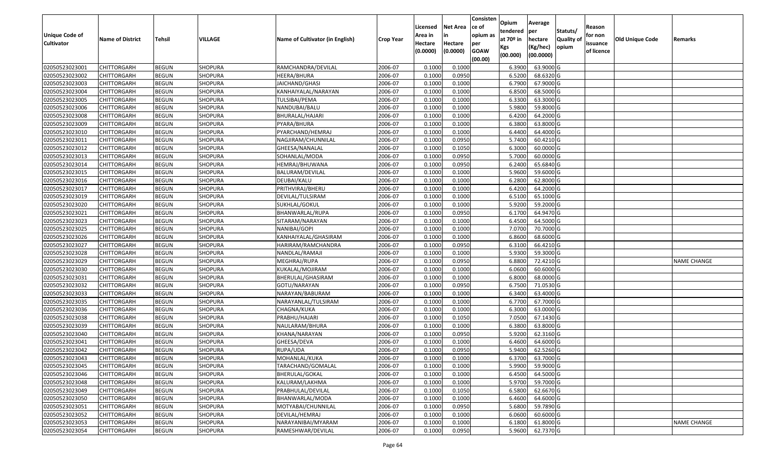| Unique Code of Cultivator | Name of District | Tehsil | VILLAGE | Name of Cultivator (in English) | Crop Year | Licensed Area in Hectare (0.0000) | Net Area in Hectare (0.0000) | Consistence of opium as per GOAW (00.00) | Opium tendered at 70º in Kgs (00.000) | Average per hectare (Kg/hec) (00.0000) | Statuts/ Quality of opium | Reason for non issuance of licence | Old Unique Code | Remarks |
|---|---|---|---|---|---|---|---|---|---|---|---|---|---|---|
| 02050523023001 | CHITTORGARH | BEGUN | SHOPURA | RAMCHANDRA/DEVILAL | 2006-07 | 0.1000 | 0.1000 | | 6.3900 | 63.9000 | G | | | |
| 02050523023002 | CHITTORGARH | BEGUN | SHOPURA | HEERA/BHURA | 2006-07 | 0.1000 | 0.0950 | | 6.5200 | 68.6320 | G | | | |
| 02050523023003 | CHITTORGARH | BEGUN | SHOPURA | JAICHAND/GHASI | 2006-07 | 0.1000 | 0.1000 | | 6.7900 | 67.9000 | G | | | |
| 02050523023004 | CHITTORGARH | BEGUN | SHOPURA | KANHAIYALAL/NARAYAN | 2006-07 | 0.1000 | 0.1000 | | 6.8500 | 68.5000 | G | | | |
| 02050523023005 | CHITTORGARH | BEGUN | SHOPURA | TULSIBAI/PEMA | 2006-07 | 0.1000 | 0.1000 | | 6.3300 | 63.3000 | G | | | |
| 02050523023006 | CHITTORGARH | BEGUN | SHOPURA | NANDUBAI/BALU | 2006-07 | 0.1000 | 0.1000 | | 5.9800 | 59.8000 | G | | | |
| 02050523023008 | CHITTORGARH | BEGUN | SHOPURA | BHURALAL/HAJARI | 2006-07 | 0.1000 | 0.1000 | | 6.4200 | 64.2000 | G | | | |
| 02050523023009 | CHITTORGARH | BEGUN | SHOPURA | PYARA/BHURA | 2006-07 | 0.1000 | 0.1000 | | 6.3800 | 63.8000 | G | | | |
| 02050523023010 | CHITTORGARH | BEGUN | SHOPURA | PYARCHAND/HEMRAJ | 2006-07 | 0.1000 | 0.1000 | | 6.4400 | 64.4000 | G | | | |
| 02050523023011 | CHITTORGARH | BEGUN | SHOPURA | NAGJIRAM/CHUNNILAL | 2006-07 | 0.1000 | 0.0950 | | 5.7400 | 60.4210 | G | | | |
| 02050523023012 | CHITTORGARH | BEGUN | SHOPURA | GHEESA/NANALAL | 2006-07 | 0.1000 | 0.1050 | | 6.3000 | 60.0000 | G | | | |
| 02050523023013 | CHITTORGARH | BEGUN | SHOPURA | SOHANLAL/MODA | 2006-07 | 0.1000 | 0.0950 | | 5.7000 | 60.0000 | G | | | |
| 02050523023014 | CHITTORGARH | BEGUN | SHOPURA | HEMRAJ/BHUWANA | 2006-07 | 0.1000 | 0.0950 | | 6.2400 | 65.6840 | G | | | |
| 02050523023015 | CHITTORGARH | BEGUN | SHOPURA | BALURAM/DEVILAL | 2006-07 | 0.1000 | 0.1000 | | 5.9600 | 59.6000 | G | | | |
| 02050523023016 | CHITTORGARH | BEGUN | SHOPURA | DEUBAI/KALU | 2006-07 | 0.1000 | 0.1000 | | 6.2800 | 62.8000 | G | | | |
| 02050523023017 | CHITTORGARH | BEGUN | SHOPURA | PRITHVIRAJ/BHERU | 2006-07 | 0.1000 | 0.1000 | | 6.4200 | 64.2000 | G | | | |
| 02050523023019 | CHITTORGARH | BEGUN | SHOPURA | DEVILAL/TULSIRAM | 2006-07 | 0.1000 | 0.1000 | | 6.5100 | 65.1000 | G | | | |
| 02050523023020 | CHITTORGARH | BEGUN | SHOPURA | SUKHLAL/GOKUL | 2006-07 | 0.1000 | 0.1000 | | 5.9200 | 59.2000 | G | | | |
| 02050523023021 | CHITTORGARH | BEGUN | SHOPURA | BHANWARLAL/RUPA | 2006-07 | 0.1000 | 0.0950 | | 6.1700 | 64.9470 | G | | | |
| 02050523023023 | CHITTORGARH | BEGUN | SHOPURA | SITARAM/NARAYAN | 2006-07 | 0.1000 | 0.1000 | | 6.4500 | 64.5000 | G | | | |
| 02050523023025 | CHITTORGARH | BEGUN | SHOPURA | NANIBAI/GOPI | 2006-07 | 0.1000 | 0.1000 | | 7.0700 | 70.7000 | G | | | |
| 02050523023026 | CHITTORGARH | BEGUN | SHOPURA | KANHAIYALAL/GHASIRAM | 2006-07 | 0.1000 | 0.1000 | | 6.8600 | 68.6000 | G | | | |
| 02050523023027 | CHITTORGARH | BEGUN | SHOPURA | HARIRAM/RAMCHANDRA | 2006-07 | 0.1000 | 0.0950 | | 6.3100 | 66.4210 | G | | | |
| 02050523023028 | CHITTORGARH | BEGUN | SHOPURA | NANDLAL/RAMAJI | 2006-07 | 0.1000 | 0.1000 | | 5.9300 | 59.3000 | G | | | |
| 02050523023029 | CHITTORGARH | BEGUN | SHOPURA | MEGHRAJ/RUPA | 2006-07 | 0.1000 | 0.0950 | | 6.8800 | 72.4210 | G | | | NAME CHANGE |
| 02050523023030 | CHITTORGARH | BEGUN | SHOPURA | KUKALAL/MOJIRAM | 2006-07 | 0.1000 | 0.1000 | | 6.0600 | 60.6000 | G | | | |
| 02050523023031 | CHITTORGARH | BEGUN | SHOPURA | BHERULAL/GHASIRAM | 2006-07 | 0.1000 | 0.1000 | | 6.8000 | 68.0000 | G | | | |
| 02050523023032 | CHITTORGARH | BEGUN | SHOPURA | GOTU/NARAYAN | 2006-07 | 0.1000 | 0.0950 | | 6.7500 | 71.0530 | G | | | |
| 02050523023033 | CHITTORGARH | BEGUN | SHOPURA | NARAYAN/BABURAM | 2006-07 | 0.1000 | 0.1000 | | 6.3400 | 63.4000 | G | | | |
| 02050523023035 | CHITTORGARH | BEGUN | SHOPURA | NARAYANLAL/TULSIRAM | 2006-07 | 0.1000 | 0.1000 | | 6.7700 | 67.7000 | G | | | |
| 02050523023036 | CHITTORGARH | BEGUN | SHOPURA | CHAGNA/KUKA | 2006-07 | 0.1000 | 0.1000 | | 6.3000 | 63.0000 | G | | | |
| 02050523023038 | CHITTORGARH | BEGUN | SHOPURA | PRABHU/HAJARI | 2006-07 | 0.1000 | 0.1050 | | 7.0500 | 67.1430 | G | | | |
| 02050523023039 | CHITTORGARH | BEGUN | SHOPURA | NAULARAM/BHURA | 2006-07 | 0.1000 | 0.1000 | | 6.3800 | 63.8000 | G | | | |
| 02050523023040 | CHITTORGARH | BEGUN | SHOPURA | KHANA/NARAYAN | 2006-07 | 0.1000 | 0.0950 | | 5.9200 | 62.3160 | G | | | |
| 02050523023041 | CHITTORGARH | BEGUN | SHOPURA | GHEESA/DEVA | 2006-07 | 0.1000 | 0.1000 | | 6.4600 | 64.6000 | G | | | |
| 02050523023042 | CHITTORGARH | BEGUN | SHOPURA | RUPA/UDA | 2006-07 | 0.1000 | 0.0950 | | 5.9400 | 62.5260 | G | | | |
| 02050523023043 | CHITTORGARH | BEGUN | SHOPURA | MOHANLAL/KUKA | 2006-07 | 0.1000 | 0.1000 | | 6.3700 | 63.7000 | G | | | |
| 02050523023045 | CHITTORGARH | BEGUN | SHOPURA | TARACHAND/GOMALAL | 2006-07 | 0.1000 | 0.1000 | | 5.9900 | 59.9000 | G | | | |
| 02050523023046 | CHITTORGARH | BEGUN | SHOPURA | BHERULAL/GOKAL | 2006-07 | 0.1000 | 0.1000 | | 6.4500 | 64.5000 | G | | | |
| 02050523023048 | CHITTORGARH | BEGUN | SHOPURA | KALURAM/LAKHMA | 2006-07 | 0.1000 | 0.1000 | | 5.9700 | 59.7000 | G | | | |
| 02050523023049 | CHITTORGARH | BEGUN | SHOPURA | PRABHULAL/DEVILAL | 2006-07 | 0.1000 | 0.1050 | | 6.5800 | 62.6670 | G | | | |
| 02050523023050 | CHITTORGARH | BEGUN | SHOPURA | BHANWARLAL/MODA | 2006-07 | 0.1000 | 0.1000 | | 6.4600 | 64.6000 | G | | | |
| 02050523023051 | CHITTORGARH | BEGUN | SHOPURA | MOTYABAI/CHUNNILAL | 2006-07 | 0.1000 | 0.0950 | | 5.6800 | 59.7890 | G | | | |
| 02050523023052 | CHITTORGARH | BEGUN | SHOPURA | DEVILAL/HEMRAJ | 2006-07 | 0.1000 | 0.1000 | | 6.0600 | 60.6000 | G | | | |
| 02050523023053 | CHITTORGARH | BEGUN | SHOPURA | NARAYANIBAI/MYARAM | 2006-07 | 0.1000 | 0.1000 | | 6.1800 | 61.8000 | G | | | NAME CHANGE |
| 02050523023054 | CHITTORGARH | BEGUN | SHOPURA | RAMESHWAR/DEVILAL | 2006-07 | 0.1000 | 0.0950 | | 5.9600 | 62.7370 | G | | | |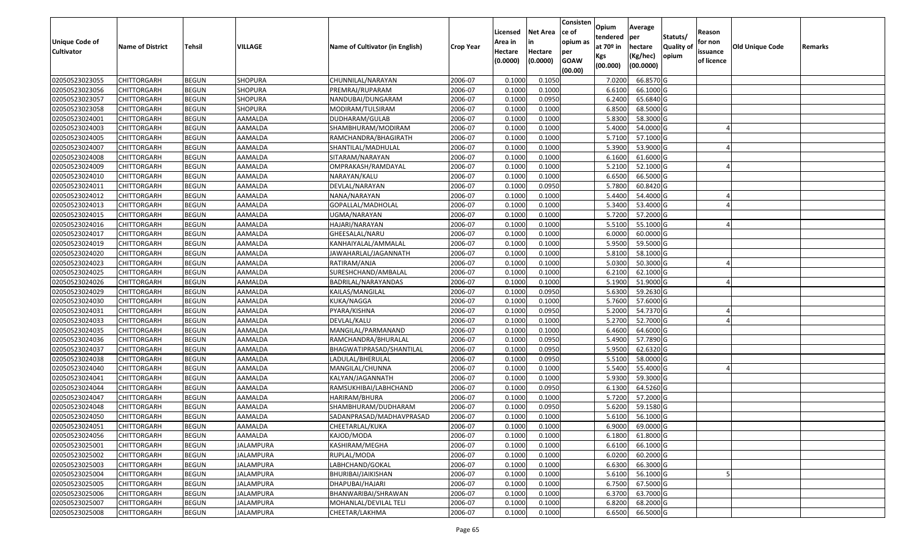| Unique Code of Cultivator | Name of District | Tehsil | VILLAGE | Name of Cultivator (in English) | Crop Year | Licensed Area in Hectare (0.0000) | Net Area in Hectare (0.0000) | Consistence of opium as per GOAW (00.00) | Opium tendered at 70º in Kgs (00.000) | Average per hectare (Kg/hec) (00.0000) | Statuts/ Quality of opium | Reason for non issuance of licence | Old Unique Code | Remarks |
|---|---|---|---|---|---|---|---|---|---|---|---|---|---|---|
| 02050523023055 | CHITTORGARH | BEGUN | SHOPURA | CHUNNILAL/NARAYAN | 2006-07 | 0.1000 | 0.1050 | | 7.0200 | 66.8570 | G | | | |
| 02050523023056 | CHITTORGARH | BEGUN | SHOPURA | PREMRAJ/RUPARAM | 2006-07 | 0.1000 | 0.1000 | | 6.6100 | 66.1000 | G | | | |
| 02050523023057 | CHITTORGARH | BEGUN | SHOPURA | NANDUBAI/DUNGARAM | 2006-07 | 0.1000 | 0.0950 | | 6.2400 | 65.6840 | G | | | |
| 02050523023058 | CHITTORGARH | BEGUN | SHOPURA | MODIRAM/TULSIRAM | 2006-07 | 0.1000 | 0.1000 | | 6.8500 | 68.5000 | G | | | |
| 02050523024001 | CHITTORGARH | BEGUN | AAMALDA | DUDHARAM/GULAB | 2006-07 | 0.1000 | 0.1000 | | 5.8300 | 58.3000 | G | | | |
| 02050523024003 | CHITTORGARH | BEGUN | AAMALDA | SHAMBHURAM/MODIRAM | 2006-07 | 0.1000 | 0.1000 | | 5.4000 | 54.0000 | G | 4 | | |
| 02050523024005 | CHITTORGARH | BEGUN | AAMALDA | RAMCHANDRA/BHAGIRATH | 2006-07 | 0.1000 | 0.1000 | | 5.7100 | 57.1000 | G | | | |
| 02050523024007 | CHITTORGARH | BEGUN | AAMALDA | SHANTILAL/MADHULAL | 2006-07 | 0.1000 | 0.1000 | | 5.3900 | 53.9000 | G | 4 | | |
| 02050523024008 | CHITTORGARH | BEGUN | AAMALDA | SITARAM/NARAYAN | 2006-07 | 0.1000 | 0.1000 | | 6.1600 | 61.6000 | G | | | |
| 02050523024009 | CHITTORGARH | BEGUN | AAMALDA | OMPRAKASH/RAMDAYAL | 2006-07 | 0.1000 | 0.1000 | | 5.2100 | 52.1000 | G | 4 | | |
| 02050523024010 | CHITTORGARH | BEGUN | AAMALDA | NARAYAN/KALU | 2006-07 | 0.1000 | 0.1000 | | 6.6500 | 66.5000 | G | | | |
| 02050523024011 | CHITTORGARH | BEGUN | AAMALDA | DEVLAL/NARAYAN | 2006-07 | 0.1000 | 0.0950 | | 5.7800 | 60.8420 | G | | | |
| 02050523024012 | CHITTORGARH | BEGUN | AAMALDA | NANA/NARAYAN | 2006-07 | 0.1000 | 0.1000 | | 5.4400 | 54.4000 | G | 4 | | |
| 02050523024013 | CHITTORGARH | BEGUN | AAMALDA | GOPALLAL/MADHOLAL | 2006-07 | 0.1000 | 0.1000 | | 5.3400 | 53.4000 | G | 4 | | |
| 02050523024015 | CHITTORGARH | BEGUN | AAMALDA | UGMA/NARAYAN | 2006-07 | 0.1000 | 0.1000 | | 5.7200 | 57.2000 | G | | | |
| 02050523024016 | CHITTORGARH | BEGUN | AAMALDA | HAJARI/NARAYAN | 2006-07 | 0.1000 | 0.1000 | | 5.5100 | 55.1000 | G | 4 | | |
| 02050523024017 | CHITTORGARH | BEGUN | AAMALDA | GHEESALAL/NARU | 2006-07 | 0.1000 | 0.1000 | | 6.0000 | 60.0000 | G | | | |
| 02050523024019 | CHITTORGARH | BEGUN | AAMALDA | KANHAIYALAL/AMMALAL | 2006-07 | 0.1000 | 0.1000 | | 5.9500 | 59.5000 | G | | | |
| 02050523024020 | CHITTORGARH | BEGUN | AAMALDA | JAWAHARLAL/JAGANNATH | 2006-07 | 0.1000 | 0.1000 | | 5.8100 | 58.1000 | G | | | |
| 02050523024023 | CHITTORGARH | BEGUN | AAMALDA | RATIRAM/ANJA | 2006-07 | 0.1000 | 0.1000 | | 5.0300 | 50.3000 | G | 4 | | |
| 02050523024025 | CHITTORGARH | BEGUN | AAMALDA | SURESHCHAND/AMBALAL | 2006-07 | 0.1000 | 0.1000 | | 6.2100 | 62.1000 | G | | | |
| 02050523024026 | CHITTORGARH | BEGUN | AAMALDA | BADRILAL/NARAYANDAS | 2006-07 | 0.1000 | 0.1000 | | 5.1900 | 51.9000 | G | 4 | | |
| 02050523024029 | CHITTORGARH | BEGUN | AAMALDA | KAILAS/MANGILAL | 2006-07 | 0.1000 | 0.0950 | | 5.6300 | 59.2630 | G | | | |
| 02050523024030 | CHITTORGARH | BEGUN | AAMALDA | KUKA/NAGGA | 2006-07 | 0.1000 | 0.1000 | | 5.7600 | 57.6000 | G | | | |
| 02050523024031 | CHITTORGARH | BEGUN | AAMALDA | PYARA/KISHNA | 2006-07 | 0.1000 | 0.0950 | | 5.2000 | 54.7370 | G | 4 | | |
| 02050523024033 | CHITTORGARH | BEGUN | AAMALDA | DEVLAL/KALU | 2006-07 | 0.1000 | 0.1000 | | 5.2700 | 52.7000 | G | 4 | | |
| 02050523024035 | CHITTORGARH | BEGUN | AAMALDA | MANGILAL/PARMANAND | 2006-07 | 0.1000 | 0.1000 | | 6.4600 | 64.6000 | G | | | |
| 02050523024036 | CHITTORGARH | BEGUN | AAMALDA | RAMCHANDRA/BHURALAL | 2006-07 | 0.1000 | 0.0950 | | 5.4900 | 57.7890 | G | | | |
| 02050523024037 | CHITTORGARH | BEGUN | AAMALDA | BHAGWATIPRASAD/SHANTILAL | 2006-07 | 0.1000 | 0.0950 | | 5.9500 | 62.6320 | G | | | |
| 02050523024038 | CHITTORGARH | BEGUN | AAMALDA | LADULAL/BHERULAL | 2006-07 | 0.1000 | 0.0950 | | 5.5100 | 58.0000 | G | | | |
| 02050523024040 | CHITTORGARH | BEGUN | AAMALDA | MANGILAL/CHUNNA | 2006-07 | 0.1000 | 0.1000 | | 5.5400 | 55.4000 | G | 4 | | |
| 02050523024041 | CHITTORGARH | BEGUN | AAMALDA | KALYAN/JAGANNATH | 2006-07 | 0.1000 | 0.1000 | | 5.9300 | 59.3000 | G | | | |
| 02050523024044 | CHITTORGARH | BEGUN | AAMALDA | RAMSUKHIBAI/LABHCHAND | 2006-07 | 0.1000 | 0.0950 | | 6.1300 | 64.5260 | G | | | |
| 02050523024047 | CHITTORGARH | BEGUN | AAMALDA | HARIRAM/BHURA | 2006-07 | 0.1000 | 0.1000 | | 5.7200 | 57.2000 | G | | | |
| 02050523024048 | CHITTORGARH | BEGUN | AAMALDA | SHAMBHURAM/DUDHARAM | 2006-07 | 0.1000 | 0.0950 | | 5.6200 | 59.1580 | G | | | |
| 02050523024050 | CHITTORGARH | BEGUN | AAMALDA | SADANPRASAD/MADHAVPRASAD | 2006-07 | 0.1000 | 0.1000 | | 5.6100 | 56.1000 | G | | | |
| 02050523024051 | CHITTORGARH | BEGUN | AAMALDA | CHEETARLAL/KUKA | 2006-07 | 0.1000 | 0.1000 | | 6.9000 | 69.0000 | G | | | |
| 02050523024056 | CHITTORGARH | BEGUN | AAMALDA | KAJOD/MODA | 2006-07 | 0.1000 | 0.1000 | | 6.1800 | 61.8000 | G | | | |
| 02050523025001 | CHITTORGARH | BEGUN | JALAMPURA | KASHIRAM/MEGHA | 2006-07 | 0.1000 | 0.1000 | | 6.6100 | 66.1000 | G | | | |
| 02050523025002 | CHITTORGARH | BEGUN | JALAMPURA | RUPLAL/MODA | 2006-07 | 0.1000 | 0.1000 | | 6.0200 | 60.2000 | G | | | |
| 02050523025003 | CHITTORGARH | BEGUN | JALAMPURA | LABHCHAND/GOKAL | 2006-07 | 0.1000 | 0.1000 | | 6.6300 | 66.3000 | G | | | |
| 02050523025004 | CHITTORGARH | BEGUN | JALAMPURA | BHURIBAI/JAIKISHAN | 2006-07 | 0.1000 | 0.1000 | | 5.6100 | 56.1000 | G | 5 | | |
| 02050523025005 | CHITTORGARH | BEGUN | JALAMPURA | DHAPUBAI/HAJARI | 2006-07 | 0.1000 | 0.1000 | | 6.7500 | 67.5000 | G | | | |
| 02050523025006 | CHITTORGARH | BEGUN | JALAMPURA | BHANWARIBAI/SHRAWAN | 2006-07 | 0.1000 | 0.1000 | | 6.3700 | 63.7000 | G | | | |
| 02050523025007 | CHITTORGARH | BEGUN | JALAMPURA | MOHANLAL/DEVILAL TELI | 2006-07 | 0.1000 | 0.1000 | | 6.8200 | 68.2000 | G | | | |
| 02050523025008 | CHITTORGARH | BEGUN | JALAMPURA | CHEETAR/LAKHMA | 2006-07 | 0.1000 | 0.1000 | | 6.6500 | 66.5000 | G | | | |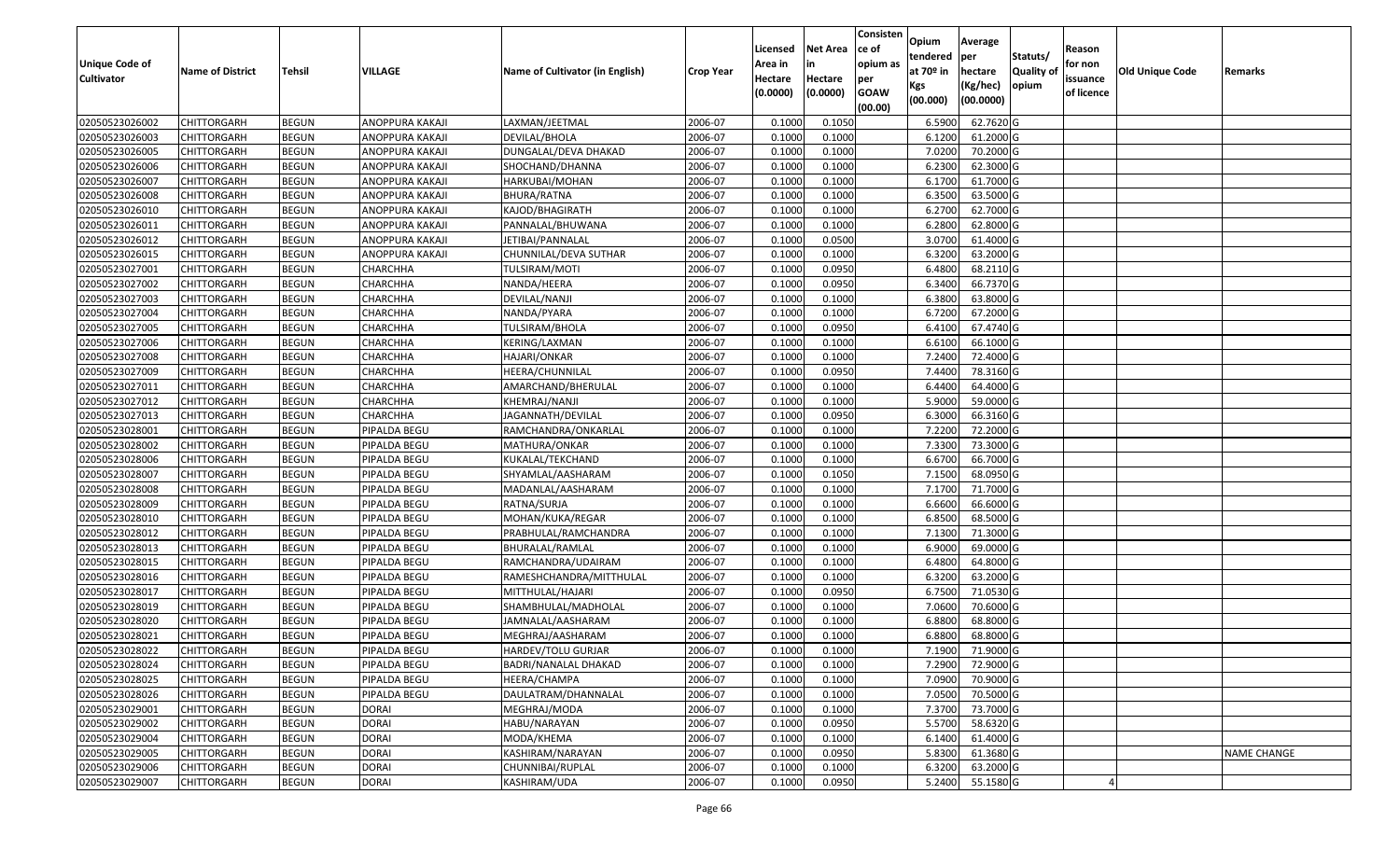| Unique Code of Cultivator | Name of District | Tehsil | VILLAGE | Name of Cultivator (in English) | Crop Year | Licensed Area in Hectare (0.0000) | Net Area in Hectare (0.0000) | Consistence of opium as per GOAW (00.00) | Opium tendered at 70º in Kgs (00.000) | Average per hectare (Kg/hec) (00.0000) | Statuts/ Quality of opium | Reason for non issuance of licence | Old Unique Code | Remarks |
|---|---|---|---|---|---|---|---|---|---|---|---|---|---|---|
| 02050523026002 | CHITTORGARH | BEGUN | ANOPPURA KAKAJI | LAXMAN/JEETMAL | 2006-07 | 0.1000 | 0.1050 | | 6.5900 | 62.7620 | G | | | |
| 02050523026003 | CHITTORGARH | BEGUN | ANOPPURA KAKAJI | DEVILAL/BHOLA | 2006-07 | 0.1000 | 0.1000 | | 6.1200 | 61.2000 | G | | | |
| 02050523026005 | CHITTORGARH | BEGUN | ANOPPURA KAKAJI | DUNGALAL/DEVA DHAKAD | 2006-07 | 0.1000 | 0.1000 | | 7.0200 | 70.2000 | G | | | |
| 02050523026006 | CHITTORGARH | BEGUN | ANOPPURA KAKAJI | SHOCHAND/DHANNA | 2006-07 | 0.1000 | 0.1000 | | 6.2300 | 62.3000 | G | | | |
| 02050523026007 | CHITTORGARH | BEGUN | ANOPPURA KAKAJI | HARKUBAI/MOHAN | 2006-07 | 0.1000 | 0.1000 | | 6.1700 | 61.7000 | G | | | |
| 02050523026008 | CHITTORGARH | BEGUN | ANOPPURA KAKAJI | BHURA/RATNA | 2006-07 | 0.1000 | 0.1000 | | 6.3500 | 63.5000 | G | | | |
| 02050523026010 | CHITTORGARH | BEGUN | ANOPPURA KAKAJI | KAJOD/BHAGIRATH | 2006-07 | 0.1000 | 0.1000 | | 6.2700 | 62.7000 | G | | | |
| 02050523026011 | CHITTORGARH | BEGUN | ANOPPURA KAKAJI | PANNALAL/BHUWANA | 2006-07 | 0.1000 | 0.1000 | | 6.2800 | 62.8000 | G | | | |
| 02050523026012 | CHITTORGARH | BEGUN | ANOPPURA KAKAJI | JETIBAI/PANNALAL | 2006-07 | 0.1000 | 0.0500 | | 3.0700 | 61.4000 | G | | | |
| 02050523026015 | CHITTORGARH | BEGUN | ANOPPURA KAKAJI | CHUNNILAL/DEVA SUTHAR | 2006-07 | 0.1000 | 0.1000 | | 6.3200 | 63.2000 | G | | | |
| 02050523027001 | CHITTORGARH | BEGUN | CHARCHHA | TULSIRAM/MOTI | 2006-07 | 0.1000 | 0.0950 | | 6.4800 | 68.2110 | G | | | |
| 02050523027002 | CHITTORGARH | BEGUN | CHARCHHA | NANDA/HEERA | 2006-07 | 0.1000 | 0.0950 | | 6.3400 | 66.7370 | G | | | |
| 02050523027003 | CHITTORGARH | BEGUN | CHARCHHA | DEVILAL/NANJI | 2006-07 | 0.1000 | 0.1000 | | 6.3800 | 63.8000 | G | | | |
| 02050523027004 | CHITTORGARH | BEGUN | CHARCHHA | NANDA/PYARA | 2006-07 | 0.1000 | 0.1000 | | 6.7200 | 67.2000 | G | | | |
| 02050523027005 | CHITTORGARH | BEGUN | CHARCHHA | TULSIRAM/BHOLA | 2006-07 | 0.1000 | 0.0950 | | 6.4100 | 67.4740 | G | | | |
| 02050523027006 | CHITTORGARH | BEGUN | CHARCHHA | KERING/LAXMAN | 2006-07 | 0.1000 | 0.1000 | | 6.6100 | 66.1000 | G | | | |
| 02050523027008 | CHITTORGARH | BEGUN | CHARCHHA | HAJARI/ONKAR | 2006-07 | 0.1000 | 0.1000 | | 7.2400 | 72.4000 | G | | | |
| 02050523027009 | CHITTORGARH | BEGUN | CHARCHHA | HEERA/CHUNNILAL | 2006-07 | 0.1000 | 0.0950 | | 7.4400 | 78.3160 | G | | | |
| 02050523027011 | CHITTORGARH | BEGUN | CHARCHHA | AMARCHAND/BHERULAL | 2006-07 | 0.1000 | 0.1000 | | 6.4400 | 64.4000 | G | | | |
| 02050523027012 | CHITTORGARH | BEGUN | CHARCHHA | KHEMRAJ/NANJI | 2006-07 | 0.1000 | 0.1000 | | 5.9000 | 59.0000 | G | | | |
| 02050523027013 | CHITTORGARH | BEGUN | CHARCHHA | JAGANNATH/DEVILAL | 2006-07 | 0.1000 | 0.0950 | | 6.3000 | 66.3160 | G | | | |
| 02050523028001 | CHITTORGARH | BEGUN | PIPALDA BEGU | RAMCHANDRA/ONKARLAL | 2006-07 | 0.1000 | 0.1000 | | 7.2200 | 72.2000 | G | | | |
| 02050523028002 | CHITTORGARH | BEGUN | PIPALDA BEGU | MATHURA/ONKAR | 2006-07 | 0.1000 | 0.1000 | | 7.3300 | 73.3000 | G | | | |
| 02050523028006 | CHITTORGARH | BEGUN | PIPALDA BEGU | KUKALAL/TEKCHAND | 2006-07 | 0.1000 | 0.1000 | | 6.6700 | 66.7000 | G | | | |
| 02050523028007 | CHITTORGARH | BEGUN | PIPALDA BEGU | SHYAMLAL/AASHARAM | 2006-07 | 0.1000 | 0.1050 | | 7.1500 | 68.0950 | G | | | |
| 02050523028008 | CHITTORGARH | BEGUN | PIPALDA BEGU | MADANLAL/AASHARAM | 2006-07 | 0.1000 | 0.1000 | | 7.1700 | 71.7000 | G | | | |
| 02050523028009 | CHITTORGARH | BEGUN | PIPALDA BEGU | RATNA/SURJA | 2006-07 | 0.1000 | 0.1000 | | 6.6600 | 66.6000 | G | | | |
| 02050523028010 | CHITTORGARH | BEGUN | PIPALDA BEGU | MOHAN/KUKA/REGAR | 2006-07 | 0.1000 | 0.1000 | | 6.8500 | 68.5000 | G | | | |
| 02050523028012 | CHITTORGARH | BEGUN | PIPALDA BEGU | PRABHULAL/RAMCHANDRA | 2006-07 | 0.1000 | 0.1000 | | 7.1300 | 71.3000 | G | | | |
| 02050523028013 | CHITTORGARH | BEGUN | PIPALDA BEGU | BHURALAL/RAMLAL | 2006-07 | 0.1000 | 0.1000 | | 6.9000 | 69.0000 | G | | | |
| 02050523028015 | CHITTORGARH | BEGUN | PIPALDA BEGU | RAMCHANDRA/UDAIRAM | 2006-07 | 0.1000 | 0.1000 | | 6.4800 | 64.8000 | G | | | |
| 02050523028016 | CHITTORGARH | BEGUN | PIPALDA BEGU | RAMESHCHANDRA/MITTHULAL | 2006-07 | 0.1000 | 0.1000 | | 6.3200 | 63.2000 | G | | | |
| 02050523028017 | CHITTORGARH | BEGUN | PIPALDA BEGU | MITTHULAL/HAJARI | 2006-07 | 0.1000 | 0.0950 | | 6.7500 | 71.0530 | G | | | |
| 02050523028019 | CHITTORGARH | BEGUN | PIPALDA BEGU | SHAMBHULAL/MADHOLAL | 2006-07 | 0.1000 | 0.1000 | | 7.0600 | 70.6000 | G | | | |
| 02050523028020 | CHITTORGARH | BEGUN | PIPALDA BEGU | JAMNALAL/AASHARAM | 2006-07 | 0.1000 | 0.1000 | | 6.8800 | 68.8000 | G | | | |
| 02050523028021 | CHITTORGARH | BEGUN | PIPALDA BEGU | MEGHRAJ/AASHARAM | 2006-07 | 0.1000 | 0.1000 | | 6.8800 | 68.8000 | G | | | |
| 02050523028022 | CHITTORGARH | BEGUN | PIPALDA BEGU | HARDEV/TOLU GURJAR | 2006-07 | 0.1000 | 0.1000 | | 7.1900 | 71.9000 | G | | | |
| 02050523028024 | CHITTORGARH | BEGUN | PIPALDA BEGU | BADRI/NANALAL DHAKAD | 2006-07 | 0.1000 | 0.1000 | | 7.2900 | 72.9000 | G | | | |
| 02050523028025 | CHITTORGARH | BEGUN | PIPALDA BEGU | HEERA/CHAMPA | 2006-07 | 0.1000 | 0.1000 | | 7.0900 | 70.9000 | G | | | |
| 02050523028026 | CHITTORGARH | BEGUN | PIPALDA BEGU | DAULATRAM/DHANNALAL | 2006-07 | 0.1000 | 0.1000 | | 7.0500 | 70.5000 | G | | | |
| 02050523029001 | CHITTORGARH | BEGUN | DORAI | MEGHRAJ/MODA | 2006-07 | 0.1000 | 0.1000 | | 7.3700 | 73.7000 | G | | | |
| 02050523029002 | CHITTORGARH | BEGUN | DORAI | HABU/NARAYAN | 2006-07 | 0.1000 | 0.0950 | | 5.5700 | 58.6320 | G | | | |
| 02050523029004 | CHITTORGARH | BEGUN | DORAI | MODA/KHEMA | 2006-07 | 0.1000 | 0.1000 | | 6.1400 | 61.4000 | G | | | |
| 02050523029005 | CHITTORGARH | BEGUN | DORAI | KASHIRAM/NARAYAN | 2006-07 | 0.1000 | 0.0950 | | 5.8300 | 61.3680 | G | | | NAME CHANGE |
| 02050523029006 | CHITTORGARH | BEGUN | DORAI | CHUNNIBAI/RUPLAL | 2006-07 | 0.1000 | 0.1000 | | 6.3200 | 63.2000 | G | | | |
| 02050523029007 | CHITTORGARH | BEGUN | DORAI | KASHIRAM/UDA | 2006-07 | 0.1000 | 0.0950 | | 5.2400 | 55.1580 | G | 4 | | |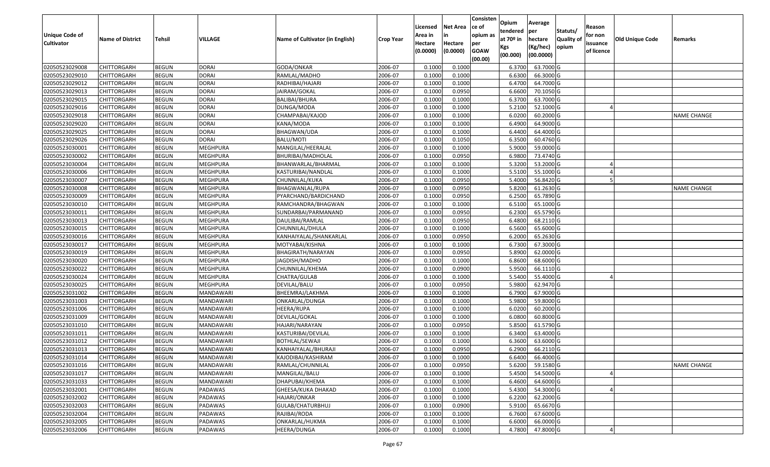| Unique Code of Cultivator | Name of District | Tehsil | VILLAGE | Name of Cultivator (in English) | Crop Year | Licensed Area in Hectare (0.0000) | Net Area in Hectare (0.0000) | Consistence of opium as per GOAW (00.00) | Opium tendered at 70º in Kgs (00.000) | Average per hectare (Kg/hec) (00.0000) | Statuts/ Quality of opium | Reason for non issuance of licence | Old Unique Code | Remarks |
|---|---|---|---|---|---|---|---|---|---|---|---|---|---|---|
| 02050523029008 | CHITTORGARH | BEGUN | DORAI | GODA/ONKAR | 2006-07 | 0.1000 | 0.1000 | | 6.3700 | 63.7000 | G | | | |
| 02050523029010 | CHITTORGARH | BEGUN | DORAI | RAMLAL/MADHO | 2006-07 | 0.1000 | 0.1000 | | 6.6300 | 66.3000 | G | | | |
| 02050523029012 | CHITTORGARH | BEGUN | DORAI | RADHIBAI/HAJARI | 2006-07 | 0.1000 | 0.1000 | | 6.4700 | 64.7000 | G | | | |
| 02050523029013 | CHITTORGARH | BEGUN | DORAI | JAIRAM/GOKAL | 2006-07 | 0.1000 | 0.0950 | | 6.6600 | 70.1050 | G | | | |
| 02050523029015 | CHITTORGARH | BEGUN | DORAI | BALIBAI/BHURA | 2006-07 | 0.1000 | 0.1000 | | 6.3700 | 63.7000 | G | | | |
| 02050523029016 | CHITTORGARH | BEGUN | DORAI | DUNGA/MODA | 2006-07 | 0.1000 | 0.1000 | | 5.2100 | 52.1000 | G | 4 | | |
| 02050523029018 | CHITTORGARH | BEGUN | DORAI | CHAMPABAI/KAJOD | 2006-07 | 0.1000 | 0.1000 | | 6.0200 | 60.2000 | G | | | NAME CHANGE |
| 02050523029020 | CHITTORGARH | BEGUN | DORAI | KANA/MODA | 2006-07 | 0.1000 | 0.1000 | | 6.4900 | 64.9000 | G | | | |
| 02050523029025 | CHITTORGARH | BEGUN | DORAI | BHAGWAN/UDA | 2006-07 | 0.1000 | 0.1000 | | 6.4400 | 64.4000 | G | | | |
| 02050523029026 | CHITTORGARH | BEGUN | DORAI | BALU/MOTI | 2006-07 | 0.1000 | 0.1050 | | 6.3500 | 60.4760 | G | | | |
| 02050523030001 | CHITTORGARH | BEGUN | MEGHPURA | MANGILAL/HEERALAL | 2006-07 | 0.1000 | 0.1000 | | 5.9000 | 59.0000 | G | | | |
| 02050523030002 | CHITTORGARH | BEGUN | MEGHPURA | BHURIBAI/MADHOLAL | 2006-07 | 0.1000 | 0.0950 | | 6.9800 | 73.4740 | G | | | |
| 02050523030004 | CHITTORGARH | BEGUN | MEGHPURA | BHANWARLAL/BHARMAL | 2006-07 | 0.1000 | 0.1000 | | 5.3200 | 53.2000 | G | 4 | | |
| 02050523030006 | CHITTORGARH | BEGUN | MEGHPURA | KASTURIBAI/NANDLAL | 2006-07 | 0.1000 | 0.1000 | | 5.5100 | 55.1000 | G | 4 | | |
| 02050523030007 | CHITTORGARH | BEGUN | MEGHPURA | CHUNNILAL/KUKA | 2006-07 | 0.1000 | 0.0950 | | 5.4000 | 56.8420 | G | 5 | | |
| 02050523030008 | CHITTORGARH | BEGUN | MEGHPURA | BHAGWANLAL/RUPA | 2006-07 | 0.1000 | 0.0950 | | 5.8200 | 61.2630 | G | | | NAME CHANGE |
| 02050523030009 | CHITTORGARH | BEGUN | MEGHPURA | PYARCHAND/BARDICHAND | 2006-07 | 0.1000 | 0.0950 | | 6.2500 | 65.7890 | G | | | |
| 02050523030010 | CHITTORGARH | BEGUN | MEGHPURA | RAMCHANDRA/BHAGWAN | 2006-07 | 0.1000 | 0.1000 | | 6.5100 | 65.1000 | G | | | |
| 02050523030011 | CHITTORGARH | BEGUN | MEGHPURA | SUNDARBAI/PARMANAND | 2006-07 | 0.1000 | 0.0950 | | 6.2300 | 65.5790 | G | | | |
| 02050523030013 | CHITTORGARH | BEGUN | MEGHPURA | DAULIBAI/RAMLAL | 2006-07 | 0.1000 | 0.0950 | | 6.4800 | 68.2110 | G | | | |
| 02050523030015 | CHITTORGARH | BEGUN | MEGHPURA | CHUNNILAL/DHULA | 2006-07 | 0.1000 | 0.1000 | | 6.5600 | 65.6000 | G | | | |
| 02050523030016 | CHITTORGARH | BEGUN | MEGHPURA | KANHAIYALAL/SHANKARLAL | 2006-07 | 0.1000 | 0.0950 | | 6.2000 | 65.2630 | G | | | |
| 02050523030017 | CHITTORGARH | BEGUN | MEGHPURA | MOTYABAI/KISHNA | 2006-07 | 0.1000 | 0.1000 | | 6.7300 | 67.3000 | G | | | |
| 02050523030019 | CHITTORGARH | BEGUN | MEGHPURA | BHAGIRATH/NARAYAN | 2006-07 | 0.1000 | 0.0950 | | 5.8900 | 62.0000 | G | | | |
| 02050523030020 | CHITTORGARH | BEGUN | MEGHPURA | JAGDISH/MADHO | 2006-07 | 0.1000 | 0.1000 | | 6.8600 | 68.6000 | G | | | |
| 02050523030022 | CHITTORGARH | BEGUN | MEGHPURA | CHUNNILAL/KHEMA | 2006-07 | 0.1000 | 0.0900 | | 5.9500 | 66.1110 | G | | | |
| 02050523030024 | CHITTORGARH | BEGUN | MEGHPURA | CHATRA/GULAB | 2006-07 | 0.1000 | 0.1000 | | 5.5400 | 55.4000 | G | 4 | | |
| 02050523030025 | CHITTORGARH | BEGUN | MEGHPURA | DEVILAL/BALU | 2006-07 | 0.1000 | 0.0950 | | 5.9800 | 62.9470 | G | | | |
| 02050523031002 | CHITTORGARH | BEGUN | MANDAWARI | BHEEMRAJ/LAKHMA | 2006-07 | 0.1000 | 0.1000 | | 6.7900 | 67.9000 | G | | | |
| 02050523031003 | CHITTORGARH | BEGUN | MANDAWARI | ONKARLAL/DUNGA | 2006-07 | 0.1000 | 0.1000 | | 5.9800 | 59.8000 | G | | | |
| 02050523031006 | CHITTORGARH | BEGUN | MANDAWARI | HEERA/RUPA | 2006-07 | 0.1000 | 0.1000 | | 6.0200 | 60.2000 | G | | | |
| 02050523031009 | CHITTORGARH | BEGUN | MANDAWARI | DEVILAL/GOKAL | 2006-07 | 0.1000 | 0.1000 | | 6.0800 | 60.8000 | G | | | |
| 02050523031010 | CHITTORGARH | BEGUN | MANDAWARI | HAJARI/NARAYAN | 2006-07 | 0.1000 | 0.0950 | | 5.8500 | 61.5790 | G | | | |
| 02050523031011 | CHITTORGARH | BEGUN | MANDAWARI | KASTURIBAI/DEVILAL | 2006-07 | 0.1000 | 0.1000 | | 6.3400 | 63.4000 | G | | | |
| 02050523031012 | CHITTORGARH | BEGUN | MANDAWARI | BOTHLAL/SEWAJI | 2006-07 | 0.1000 | 0.1000 | | 6.3600 | 63.6000 | G | | | |
| 02050523031013 | CHITTORGARH | BEGUN | MANDAWARI | KANHAIYALAL/BHURAJI | 2006-07 | 0.1000 | 0.0950 | | 6.2900 | 66.2110 | G | | | |
| 02050523031014 | CHITTORGARH | BEGUN | MANDAWARI | KAJODIBAI/KASHIRAM | 2006-07 | 0.1000 | 0.1000 | | 6.6400 | 66.4000 | G | | | |
| 02050523031016 | CHITTORGARH | BEGUN | MANDAWARI | RAMLAL/CHUNNILAL | 2006-07 | 0.1000 | 0.0950 | | 5.6200 | 59.1580 | G | | | NAME CHANGE |
| 02050523031017 | CHITTORGARH | BEGUN | MANDAWARI | MANGILAL/BALU | 2006-07 | 0.1000 | 0.1000 | | 5.4500 | 54.5000 | G | 4 | | |
| 02050523031033 | CHITTORGARH | BEGUN | MANDAWARI | DHAPUBAI/KHEMA | 2006-07 | 0.1000 | 0.1000 | | 6.4600 | 64.6000 | G | | | |
| 02050523032001 | CHITTORGARH | BEGUN | PADAWAS | GHEESA/KUKA DHAKAD | 2006-07 | 0.1000 | 0.1000 | | 5.4300 | 54.3000 | G | 4 | | |
| 02050523032002 | CHITTORGARH | BEGUN | PADAWAS | HAJARI/ONKAR | 2006-07 | 0.1000 | 0.1000 | | 6.2200 | 62.2000 | G | | | |
| 02050523032003 | CHITTORGARH | BEGUN | PADAWAS | GULAB/CHATURBHUJ | 2006-07 | 0.1000 | 0.0900 | | 5.9100 | 65.6670 | G | | | |
| 02050523032004 | CHITTORGARH | BEGUN | PADAWAS | RAJIBAI/RODA | 2006-07 | 0.1000 | 0.1000 | | 6.7600 | 67.6000 | G | | | |
| 02050523032005 | CHITTORGARH | BEGUN | PADAWAS | ONKARLAL/HUKMA | 2006-07 | 0.1000 | 0.1000 | | 6.6000 | 66.0000 | G | | | |
| 02050523032006 | CHITTORGARH | BEGUN | PADAWAS | HEERA/DUNGA | 2006-07 | 0.1000 | 0.1000 | | 4.7800 | 47.8000 | G | 4 | | |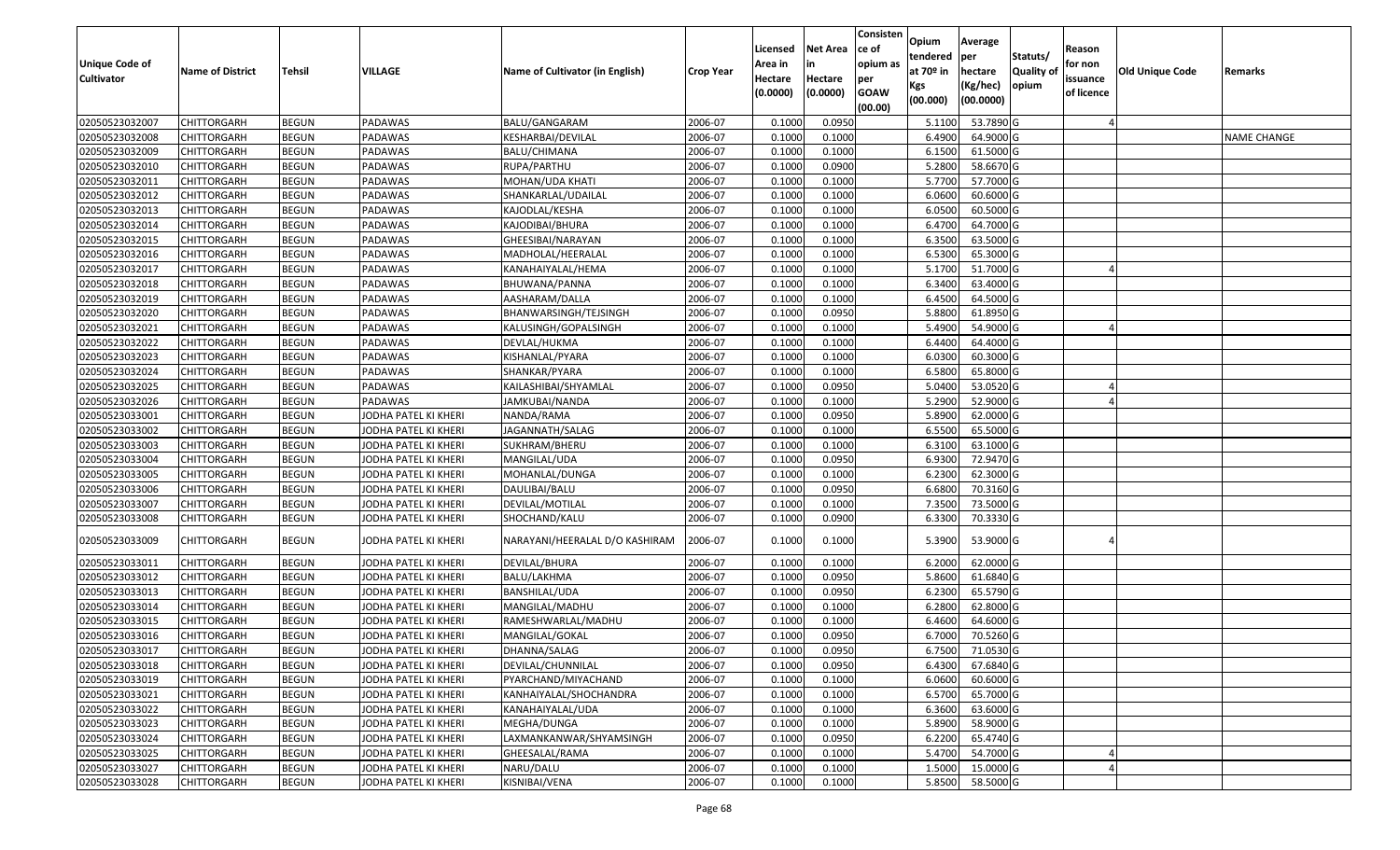| Unique Code of Cultivator | Name of District | Tehsil | VILLAGE | Name of Cultivator (in English) | Crop Year | Licensed Area in Hectare (0.0000) | Net Area in Hectare (0.0000) | Consistence of opium as per GOAW (00.00) | Opium tendered at 70º in Kgs (00.000) | Average per hectare (Kg/hec) (00.0000) | Statuts/ Quality of opium | Reason for non issuance of licence | Old Unique Code | Remarks |
|---|---|---|---|---|---|---|---|---|---|---|---|---|---|---|
| 02050523032007 | CHITTORGARH | BEGUN | PADAWAS | BALU/GANGARAM | 2006-07 | 0.1000 | 0.0950 | | 5.1100 | 53.7890 | G | 4 | | |
| 02050523032008 | CHITTORGARH | BEGUN | PADAWAS | KESHARBAI/DEVILAL | 2006-07 | 0.1000 | 0.1000 | | 6.4900 | 64.9000 | G | | | NAME CHANGE |
| 02050523032009 | CHITTORGARH | BEGUN | PADAWAS | BALU/CHIMANA | 2006-07 | 0.1000 | 0.1000 | | 6.1500 | 61.5000 | G | | | |
| 02050523032010 | CHITTORGARH | BEGUN | PADAWAS | RUPA/PARTHU | 2006-07 | 0.1000 | 0.0900 | | 5.2800 | 58.6670 | G | | | |
| 02050523032011 | CHITTORGARH | BEGUN | PADAWAS | MOHAN/UDA KHATI | 2006-07 | 0.1000 | 0.1000 | | 5.7700 | 57.7000 | G | | | |
| 02050523032012 | CHITTORGARH | BEGUN | PADAWAS | SHANKARLAL/UDAILAL | 2006-07 | 0.1000 | 0.1000 | | 6.0600 | 60.6000 | G | | | |
| 02050523032013 | CHITTORGARH | BEGUN | PADAWAS | KAJODLAL/KESHA | 2006-07 | 0.1000 | 0.1000 | | 6.0500 | 60.5000 | G | | | |
| 02050523032014 | CHITTORGARH | BEGUN | PADAWAS | KAJODIBAI/BHURA | 2006-07 | 0.1000 | 0.1000 | | 6.4700 | 64.7000 | G | | | |
| 02050523032015 | CHITTORGARH | BEGUN | PADAWAS | GHEESIBAI/NARAYAN | 2006-07 | 0.1000 | 0.1000 | | 6.3500 | 63.5000 | G | | | |
| 02050523032016 | CHITTORGARH | BEGUN | PADAWAS | MADHOLAL/HEERALAL | 2006-07 | 0.1000 | 0.1000 | | 6.5300 | 65.3000 | G | | | |
| 02050523032017 | CHITTORGARH | BEGUN | PADAWAS | KANAHAIYALAL/HEMA | 2006-07 | 0.1000 | 0.1000 | | 5.1700 | 51.7000 | G | 4 | | |
| 02050523032018 | CHITTORGARH | BEGUN | PADAWAS | BHUWANA/PANNA | 2006-07 | 0.1000 | 0.1000 | | 6.3400 | 63.4000 | G | | | |
| 02050523032019 | CHITTORGARH | BEGUN | PADAWAS | AASHARAM/DALLA | 2006-07 | 0.1000 | 0.1000 | | 6.4500 | 64.5000 | G | | | |
| 02050523032020 | CHITTORGARH | BEGUN | PADAWAS | BHANWARSINGH/TEJSINGH | 2006-07 | 0.1000 | 0.0950 | | 5.8800 | 61.8950 | G | | | |
| 02050523032021 | CHITTORGARH | BEGUN | PADAWAS | KALUSINGH/GOPALSINGH | 2006-07 | 0.1000 | 0.1000 | | 5.4900 | 54.9000 | G | 4 | | |
| 02050523032022 | CHITTORGARH | BEGUN | PADAWAS | DEVLAL/HUKMA | 2006-07 | 0.1000 | 0.1000 | | 6.4400 | 64.4000 | G | | | |
| 02050523032023 | CHITTORGARH | BEGUN | PADAWAS | KISHANLAL/PYARA | 2006-07 | 0.1000 | 0.1000 | | 6.0300 | 60.3000 | G | | | |
| 02050523032024 | CHITTORGARH | BEGUN | PADAWAS | SHANKAR/PYARA | 2006-07 | 0.1000 | 0.1000 | | 6.5800 | 65.8000 | G | | | |
| 02050523032025 | CHITTORGARH | BEGUN | PADAWAS | KAILASHIBAI/SHYAMLAL | 2006-07 | 0.1000 | 0.0950 | | 5.0400 | 53.0520 | G | 4 | | |
| 02050523032026 | CHITTORGARH | BEGUN | PADAWAS | JAMKUBAI/NANDA | 2006-07 | 0.1000 | 0.1000 | | 5.2900 | 52.9000 | G | 4 | | |
| 02050523033001 | CHITTORGARH | BEGUN | JODHA PATEL KI KHERI | NANDA/RAMA | 2006-07 | 0.1000 | 0.0950 | | 5.8900 | 62.0000 | G | | | |
| 02050523033002 | CHITTORGARH | BEGUN | JODHA PATEL KI KHERI | JAGANNATH/SALAG | 2006-07 | 0.1000 | 0.1000 | | 6.5500 | 65.5000 | G | | | |
| 02050523033003 | CHITTORGARH | BEGUN | JODHA PATEL KI KHERI | SUKHRAM/BHERU | 2006-07 | 0.1000 | 0.1000 | | 6.3100 | 63.1000 | G | | | |
| 02050523033004 | CHITTORGARH | BEGUN | JODHA PATEL KI KHERI | MANGILAL/UDA | 2006-07 | 0.1000 | 0.0950 | | 6.9300 | 72.9470 | G | | | |
| 02050523033005 | CHITTORGARH | BEGUN | JODHA PATEL KI KHERI | MOHANLAL/DUNGA | 2006-07 | 0.1000 | 0.1000 | | 6.2300 | 62.3000 | G | | | |
| 02050523033006 | CHITTORGARH | BEGUN | JODHA PATEL KI KHERI | DAULIBAI/BALU | 2006-07 | 0.1000 | 0.0950 | | 6.6800 | 70.3160 | G | | | |
| 02050523033007 | CHITTORGARH | BEGUN | JODHA PATEL KI KHERI | DEVILAL/MOTILAL | 2006-07 | 0.1000 | 0.1000 | | 7.3500 | 73.5000 | G | | | |
| 02050523033008 | CHITTORGARH | BEGUN | JODHA PATEL KI KHERI | SHOCHAND/KALU | 2006-07 | 0.1000 | 0.0900 | | 6.3300 | 70.3330 | G | | | |
| 02050523033009 | CHITTORGARH | BEGUN | JODHA PATEL KI KHERI | NARAYANI/HEERALAL D/O KASHIRAM | 2006-07 | 0.1000 | 0.1000 | | 5.3900 | 53.9000 | G | 4 | | |
| 02050523033011 | CHITTORGARH | BEGUN | JODHA PATEL KI KHERI | DEVILAL/BHURA | 2006-07 | 0.1000 | 0.1000 | | 6.2000 | 62.0000 | G | | | |
| 02050523033012 | CHITTORGARH | BEGUN | JODHA PATEL KI KHERI | BALU/LAKHMA | 2006-07 | 0.1000 | 0.0950 | | 5.8600 | 61.6840 | G | | | |
| 02050523033013 | CHITTORGARH | BEGUN | JODHA PATEL KI KHERI | BANSHILAL/UDA | 2006-07 | 0.1000 | 0.0950 | | 6.2300 | 65.5790 | G | | | |
| 02050523033014 | CHITTORGARH | BEGUN | JODHA PATEL KI KHERI | MANGILAL/MADHU | 2006-07 | 0.1000 | 0.1000 | | 6.2800 | 62.8000 | G | | | |
| 02050523033015 | CHITTORGARH | BEGUN | JODHA PATEL KI KHERI | RAMESHWARLAL/MADHU | 2006-07 | 0.1000 | 0.1000 | | 6.4600 | 64.6000 | G | | | |
| 02050523033016 | CHITTORGARH | BEGUN | JODHA PATEL KI KHERI | MANGILAL/GOKAL | 2006-07 | 0.1000 | 0.0950 | | 6.7000 | 70.5260 | G | | | |
| 02050523033017 | CHITTORGARH | BEGUN | JODHA PATEL KI KHERI | DHANNA/SALAG | 2006-07 | 0.1000 | 0.0950 | | 6.7500 | 71.0530 | G | | | |
| 02050523033018 | CHITTORGARH | BEGUN | JODHA PATEL KI KHERI | DEVILAL/CHUNNILAL | 2006-07 | 0.1000 | 0.0950 | | 6.4300 | 67.6840 | G | | | |
| 02050523033019 | CHITTORGARH | BEGUN | JODHA PATEL KI KHERI | PYARCHAND/MIYACHAND | 2006-07 | 0.1000 | 0.1000 | | 6.0600 | 60.6000 | G | | | |
| 02050523033021 | CHITTORGARH | BEGUN | JODHA PATEL KI KHERI | KANHAIYALAL/SHOCHANDRA | 2006-07 | 0.1000 | 0.1000 | | 6.5700 | 65.7000 | G | | | |
| 02050523033022 | CHITTORGARH | BEGUN | JODHA PATEL KI KHERI | KANAHAIYALAL/UDA | 2006-07 | 0.1000 | 0.1000 | | 6.3600 | 63.6000 | G | | | |
| 02050523033023 | CHITTORGARH | BEGUN | JODHA PATEL KI KHERI | MEGHA/DUNGA | 2006-07 | 0.1000 | 0.1000 | | 5.8900 | 58.9000 | G | | | |
| 02050523033024 | CHITTORGARH | BEGUN | JODHA PATEL KI KHERI | LAXMANKANWAR/SHYAMSINGH | 2006-07 | 0.1000 | 0.0950 | | 6.2200 | 65.4740 | G | | | |
| 02050523033025 | CHITTORGARH | BEGUN | JODHA PATEL KI KHERI | GHEESALAL/RAMA | 2006-07 | 0.1000 | 0.1000 | | 5.4700 | 54.7000 | G | 4 | | |
| 02050523033027 | CHITTORGARH | BEGUN | JODHA PATEL KI KHERI | NARU/DALU | 2006-07 | 0.1000 | 0.1000 | | 1.5000 | 15.0000 | G | 4 | | |
| 02050523033028 | CHITTORGARH | BEGUN | JODHA PATEL KI KHERI | KISNIBAI/VENA | 2006-07 | 0.1000 | 0.1000 | | 5.8500 | 58.5000 | G | | | |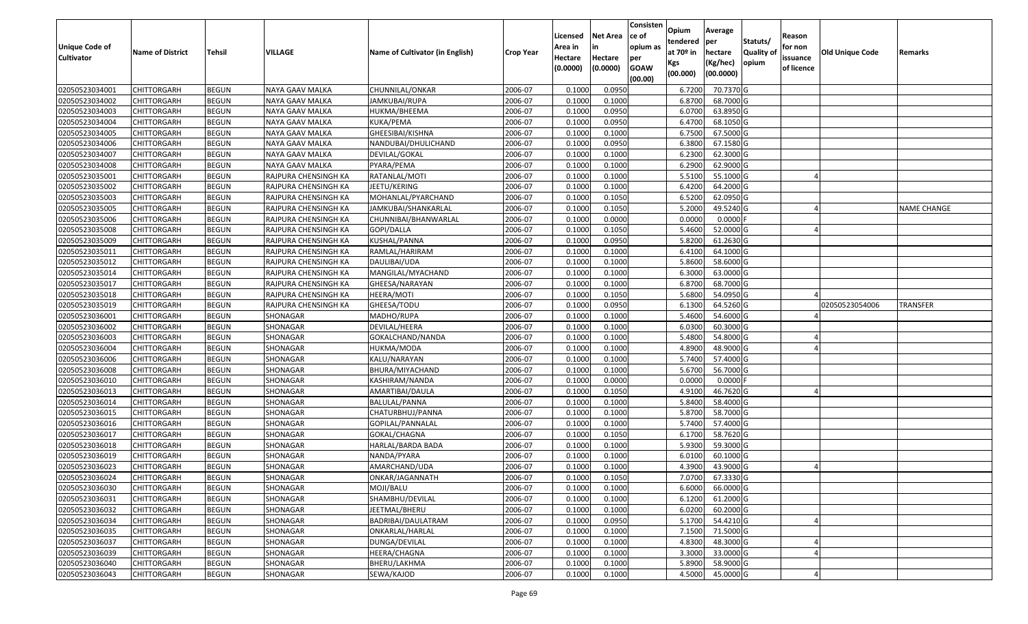| Unique Code of Cultivator | Name of District | Tehsil | VILLAGE | Name of Cultivator (in English) | Crop Year | Licensed Area in Hectare (0.0000) | Net Area in Hectare (0.0000) | Consistence of opium as per GOAW (00.00) | Opium tendered at 70º in Kgs (00.000) | Average per hectare (Kg/hec) (00.0000) | Statuts/ Quality of opium | Reason for non issuance of licence | Old Unique Code | Remarks |
|---|---|---|---|---|---|---|---|---|---|---|---|---|---|---|
| 02050523034001 | CHITTORGARH | BEGUN | NAYA GAAV MALKA | CHUNNILAL/ONKAR | 2006-07 | 0.1000 | 0.0950 | | 6.7200 | 70.7370 | G | | | |
| 02050523034002 | CHITTORGARH | BEGUN | NAYA GAAV MALKA | JAMKUBAI/RUPA | 2006-07 | 0.1000 | 0.1000 | | 6.8700 | 68.7000 | G | | | |
| 02050523034003 | CHITTORGARH | BEGUN | NAYA GAAV MALKA | HUKMA/BHEEMA | 2006-07 | 0.1000 | 0.0950 | | 6.0700 | 63.8950 | G | | | |
| 02050523034004 | CHITTORGARH | BEGUN | NAYA GAAV MALKA | KUKA/PEMA | 2006-07 | 0.1000 | 0.0950 | | 6.4700 | 68.1050 | G | | | |
| 02050523034005 | CHITTORGARH | BEGUN | NAYA GAAV MALKA | GHEESIBAI/KISHNA | 2006-07 | 0.1000 | 0.1000 | | 6.7500 | 67.5000 | G | | | |
| 02050523034006 | CHITTORGARH | BEGUN | NAYA GAAV MALKA | NANDUBAI/DHULICHAND | 2006-07 | 0.1000 | 0.0950 | | 6.3800 | 67.1580 | G | | | |
| 02050523034007 | CHITTORGARH | BEGUN | NAYA GAAV MALKA | DEVILAL/GOKAL | 2006-07 | 0.1000 | 0.1000 | | 6.2300 | 62.3000 | G | | | |
| 02050523034008 | CHITTORGARH | BEGUN | NAYA GAAV MALKA | PYARA/PEMA | 2006-07 | 0.1000 | 0.1000 | | 6.2900 | 62.9000 | G | | | |
| 02050523035001 | CHITTORGARH | BEGUN | RAJPURA CHENSINGH KA | RATANLAL/MOTI | 2006-07 | 0.1000 | 0.1000 | | 5.5100 | 55.1000 | G | 4 | | |
| 02050523035002 | CHITTORGARH | BEGUN | RAJPURA CHENSINGH KA | JEETU/KERING | 2006-07 | 0.1000 | 0.1000 | | 6.4200 | 64.2000 | G | | | |
| 02050523035003 | CHITTORGARH | BEGUN | RAJPURA CHENSINGH KA | MOHANLAL/PYARCHAND | 2006-07 | 0.1000 | 0.1050 | | 6.5200 | 62.0950 | G | | | |
| 02050523035005 | CHITTORGARH | BEGUN | RAJPURA CHENSINGH KA | JAMKUBAI/SHANKARLAL | 2006-07 | 0.1000 | 0.1050 | | 5.2000 | 49.5240 | G | 4 | | NAME CHANGE |
| 02050523035006 | CHITTORGARH | BEGUN | RAJPURA CHENSINGH KA | CHUNNIBAI/BHANWARLAL | 2006-07 | 0.1000 | 0.0000 | | 0.0000 | 0.0000 | F | | | |
| 02050523035008 | CHITTORGARH | BEGUN | RAJPURA CHENSINGH KA | GOPI/DALLA | 2006-07 | 0.1000 | 0.1050 | | 5.4600 | 52.0000 | G | 4 | | |
| 02050523035009 | CHITTORGARH | BEGUN | RAJPURA CHENSINGH KA | KUSHAL/PANNA | 2006-07 | 0.1000 | 0.0950 | | 5.8200 | 61.2630 | G | | | |
| 02050523035011 | CHITTORGARH | BEGUN | RAJPURA CHENSINGH KA | RAMLAL/HARIRAM | 2006-07 | 0.1000 | 0.1000 | | 6.4100 | 64.1000 | G | | | |
| 02050523035012 | CHITTORGARH | BEGUN | RAJPURA CHENSINGH KA | DAULIBAI/UDA | 2006-07 | 0.1000 | 0.1000 | | 5.8600 | 58.6000 | G | | | |
| 02050523035014 | CHITTORGARH | BEGUN | RAJPURA CHENSINGH KA | MANGILAL/MYACHAND | 2006-07 | 0.1000 | 0.1000 | | 6.3000 | 63.0000 | G | | | |
| 02050523035017 | CHITTORGARH | BEGUN | RAJPURA CHENSINGH KA | GHEESA/NARAYAN | 2006-07 | 0.1000 | 0.1000 | | 6.8700 | 68.7000 | G | | | |
| 02050523035018 | CHITTORGARH | BEGUN | RAJPURA CHENSINGH KA | HEERA/MOTI | 2006-07 | 0.1000 | 0.1050 | | 5.6800 | 54.0950 | G | 4 | | |
| 02050523035019 | CHITTORGARH | BEGUN | RAJPURA CHENSINGH KA | GHEESA/TODU | 2006-07 | 0.1000 | 0.0950 | | 6.1300 | 64.5260 | G | | 02050523054006 | TRANSFER |
| 02050523036001 | CHITTORGARH | BEGUN | SHONAGAR | MADHO/RUPA | 2006-07 | 0.1000 | 0.1000 | | 5.4600 | 54.6000 | G | 4 | | |
| 02050523036002 | CHITTORGARH | BEGUN | SHONAGAR | DEVILAL/HEERA | 2006-07 | 0.1000 | 0.1000 | | 6.0300 | 60.3000 | G | | | |
| 02050523036003 | CHITTORGARH | BEGUN | SHONAGAR | GOKALCHAND/NANDA | 2006-07 | 0.1000 | 0.1000 | | 5.4800 | 54.8000 | G | 4 | | |
| 02050523036004 | CHITTORGARH | BEGUN | SHONAGAR | HUKMA/MODA | 2006-07 | 0.1000 | 0.1000 | | 4.8900 | 48.9000 | G | 4 | | |
| 02050523036006 | CHITTORGARH | BEGUN | SHONAGAR | KALU/NARAYAN | 2006-07 | 0.1000 | 0.1000 | | 5.7400 | 57.4000 | G | | | |
| 02050523036008 | CHITTORGARH | BEGUN | SHONAGAR | BHURA/MIYACHAND | 2006-07 | 0.1000 | 0.1000 | | 5.6700 | 56.7000 | G | | | |
| 02050523036010 | CHITTORGARH | BEGUN | SHONAGAR | KASHIRAM/NANDA | 2006-07 | 0.1000 | 0.0000 | | 0.0000 | 0.0000 | F | | | |
| 02050523036013 | CHITTORGARH | BEGUN | SHONAGAR | AMARTIBAI/DAULA | 2006-07 | 0.1000 | 0.1050 | | 4.9100 | 46.7620 | G | 4 | | |
| 02050523036014 | CHITTORGARH | BEGUN | SHONAGAR | BALULAL/PANNA | 2006-07 | 0.1000 | 0.1000 | | 5.8400 | 58.4000 | G | | | |
| 02050523036015 | CHITTORGARH | BEGUN | SHONAGAR | CHATURBHUJ/PANNA | 2006-07 | 0.1000 | 0.1000 | | 5.8700 | 58.7000 | G | | | |
| 02050523036016 | CHITTORGARH | BEGUN | SHONAGAR | GOPILAL/PANNALAL | 2006-07 | 0.1000 | 0.1000 | | 5.7400 | 57.4000 | G | | | |
| 02050523036017 | CHITTORGARH | BEGUN | SHONAGAR | GOKAL/CHAGNA | 2006-07 | 0.1000 | 0.1050 | | 6.1700 | 58.7620 | G | | | |
| 02050523036018 | CHITTORGARH | BEGUN | SHONAGAR | HARLAL/BARDA BADA | 2006-07 | 0.1000 | 0.1000 | | 5.9300 | 59.3000 | G | | | |
| 02050523036019 | CHITTORGARH | BEGUN | SHONAGAR | NANDA/PYARA | 2006-07 | 0.1000 | 0.1000 | | 6.0100 | 60.1000 | G | | | |
| 02050523036023 | CHITTORGARH | BEGUN | SHONAGAR | AMARCHAND/UDA | 2006-07 | 0.1000 | 0.1000 | | 4.3900 | 43.9000 | G | 4 | | |
| 02050523036024 | CHITTORGARH | BEGUN | SHONAGAR | ONKAR/JAGANNATH | 2006-07 | 0.1000 | 0.1050 | | 7.0700 | 67.3330 | G | | | |
| 02050523036030 | CHITTORGARH | BEGUN | SHONAGAR | MOJI/BALU | 2006-07 | 0.1000 | 0.1000 | | 6.6000 | 66.0000 | G | | | |
| 02050523036031 | CHITTORGARH | BEGUN | SHONAGAR | SHAMBHU/DEVILAL | 2006-07 | 0.1000 | 0.1000 | | 6.1200 | 61.2000 | G | | | |
| 02050523036032 | CHITTORGARH | BEGUN | SHONAGAR | JEETMAL/BHERU | 2006-07 | 0.1000 | 0.1000 | | 6.0200 | 60.2000 | G | | | |
| 02050523036034 | CHITTORGARH | BEGUN | SHONAGAR | BADRIBAI/DAULATRAM | 2006-07 | 0.1000 | 0.0950 | | 5.1700 | 54.4210 | G | 4 | | |
| 02050523036035 | CHITTORGARH | BEGUN | SHONAGAR | ONKARLAL/HARLAL | 2006-07 | 0.1000 | 0.1000 | | 7.1500 | 71.5000 | G | | | |
| 02050523036037 | CHITTORGARH | BEGUN | SHONAGAR | DUNGA/DEVILAL | 2006-07 | 0.1000 | 0.1000 | | 4.8300 | 48.3000 | G | 4 | | |
| 02050523036039 | CHITTORGARH | BEGUN | SHONAGAR | HEERA/CHAGNA | 2006-07 | 0.1000 | 0.1000 | | 3.3000 | 33.0000 | G | 4 | | |
| 02050523036040 | CHITTORGARH | BEGUN | SHONAGAR | BHERU/LAKHMA | 2006-07 | 0.1000 | 0.1000 | | 5.8900 | 58.9000 | G | | | |
| 02050523036043 | CHITTORGARH | BEGUN | SHONAGAR | SEWA/KAJOD | 2006-07 | 0.1000 | 0.1000 | | 4.5000 | 45.0000 | G | 4 | | |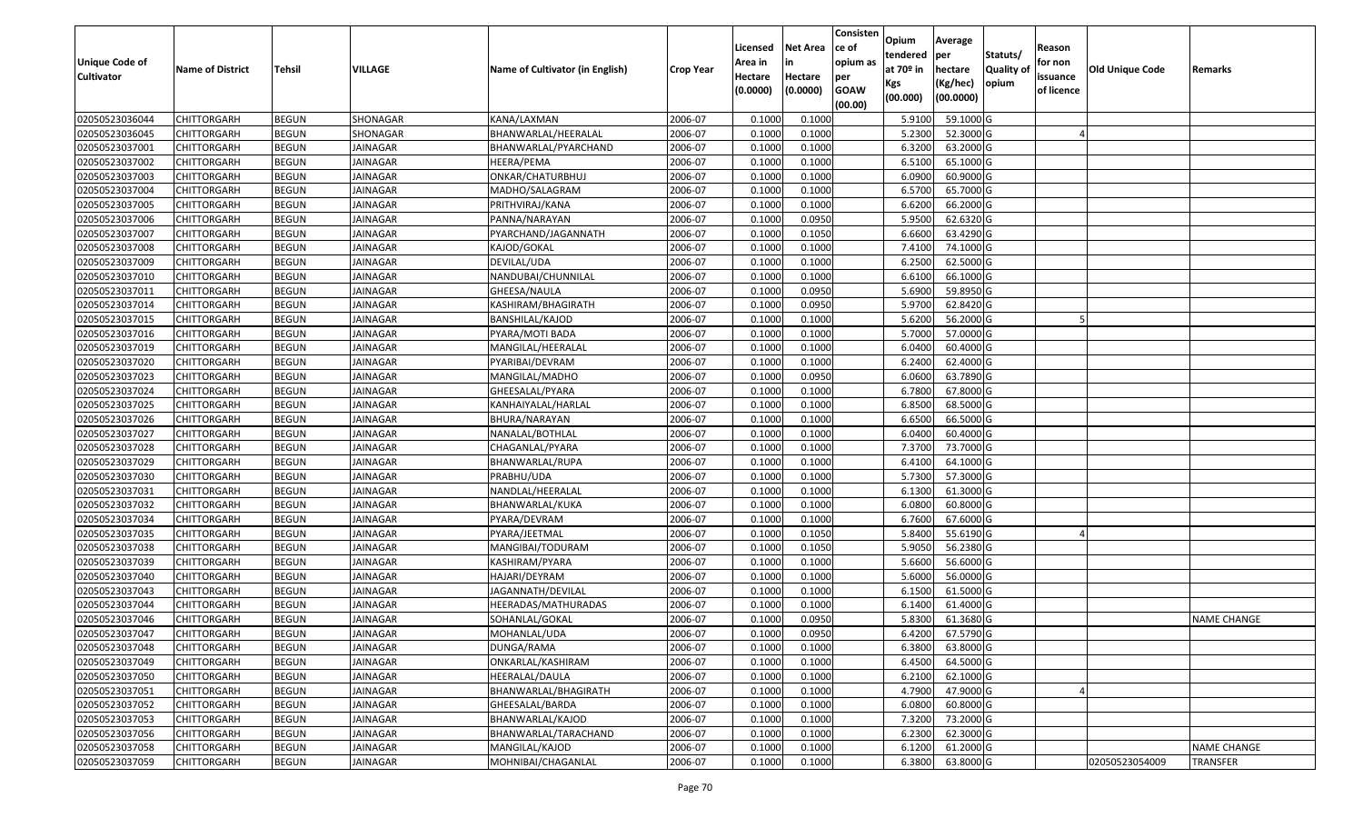| Unique Code of Cultivator | Name of District | Tehsil | VILLAGE | Name of Cultivator (in English) | Crop Year | Licensed Area in Hectare (0.0000) | Net Area in Hectare (0.0000) | Consistence of opium as per GOAW (00.00) | Opium tendered at 70º in Kgs (00.000) | Average per hectare (Kg/hec) (00.0000) | Statuts/ Quality of opium | Reason for non issuance of licence | Old Unique Code | Remarks |
|---|---|---|---|---|---|---|---|---|---|---|---|---|---|---|
| 02050523036044 | CHITTORGARH | BEGUN | SHONAGAR | KANA/LAXMAN | 2006-07 | 0.1000 | 0.1000 | | 5.9100 | 59.1000 | G | | | |
| 02050523036045 | CHITTORGARH | BEGUN | SHONAGAR | BHANWARLAL/HEERALAL | 2006-07 | 0.1000 | 0.1000 | | 5.2300 | 52.3000 | G | 4 | | |
| 02050523037001 | CHITTORGARH | BEGUN | JAINAGAR | BHANWARLAL/PYARCHAND | 2006-07 | 0.1000 | 0.1000 | | 6.3200 | 63.2000 | G | | | |
| 02050523037002 | CHITTORGARH | BEGUN | JAINAGAR | HEERA/PEMA | 2006-07 | 0.1000 | 0.1000 | | 6.5100 | 65.1000 | G | | | |
| 02050523037003 | CHITTORGARH | BEGUN | JAINAGAR | ONKAR/CHATURBHUJ | 2006-07 | 0.1000 | 0.1000 | | 6.0900 | 60.9000 | G | | | |
| 02050523037004 | CHITTORGARH | BEGUN | JAINAGAR | MADHO/SALAGRAM | 2006-07 | 0.1000 | 0.1000 | | 6.5700 | 65.7000 | G | | | |
| 02050523037005 | CHITTORGARH | BEGUN | JAINAGAR | PRITHVIRAJ/KANA | 2006-07 | 0.1000 | 0.1000 | | 6.6200 | 66.2000 | G | | | |
| 02050523037006 | CHITTORGARH | BEGUN | JAINAGAR | PANNA/NARAYAN | 2006-07 | 0.1000 | 0.0950 | | 5.9500 | 62.6320 | G | | | |
| 02050523037007 | CHITTORGARH | BEGUN | JAINAGAR | PYARCHAND/JAGANNATH | 2006-07 | 0.1000 | 0.1050 | | 6.6600 | 63.4290 | G | | | |
| 02050523037008 | CHITTORGARH | BEGUN | JAINAGAR | KAJOD/GOKAL | 2006-07 | 0.1000 | 0.1000 | | 7.4100 | 74.1000 | G | | | |
| 02050523037009 | CHITTORGARH | BEGUN | JAINAGAR | DEVILAL/UDA | 2006-07 | 0.1000 | 0.1000 | | 6.2500 | 62.5000 | G | | | |
| 02050523037010 | CHITTORGARH | BEGUN | JAINAGAR | NANDUBAI/CHUNNILAL | 2006-07 | 0.1000 | 0.1000 | | 6.6100 | 66.1000 | G | | | |
| 02050523037011 | CHITTORGARH | BEGUN | JAINAGAR | GHEESA/NAULA | 2006-07 | 0.1000 | 0.0950 | | 5.6900 | 59.8950 | G | | | |
| 02050523037014 | CHITTORGARH | BEGUN | JAINAGAR | KASHIRAM/BHAGIRATH | 2006-07 | 0.1000 | 0.0950 | | 5.9700 | 62.8420 | G | | | |
| 02050523037015 | CHITTORGARH | BEGUN | JAINAGAR | BANSHILAL/KAJOD | 2006-07 | 0.1000 | 0.1000 | | 5.6200 | 56.2000 | G | 5 | | |
| 02050523037016 | CHITTORGARH | BEGUN | JAINAGAR | PYARA/MOTI BADA | 2006-07 | 0.1000 | 0.1000 | | 5.7000 | 57.0000 | G | | | |
| 02050523037019 | CHITTORGARH | BEGUN | JAINAGAR | MANGILAL/HEERALAL | 2006-07 | 0.1000 | 0.1000 | | 6.0400 | 60.4000 | G | | | |
| 02050523037020 | CHITTORGARH | BEGUN | JAINAGAR | PYARIBAI/DEVRAM | 2006-07 | 0.1000 | 0.1000 | | 6.2400 | 62.4000 | G | | | |
| 02050523037023 | CHITTORGARH | BEGUN | JAINAGAR | MANGILAL/MADHO | 2006-07 | 0.1000 | 0.0950 | | 6.0600 | 63.7890 | G | | | |
| 02050523037024 | CHITTORGARH | BEGUN | JAINAGAR | GHEESALAL/PYARA | 2006-07 | 0.1000 | 0.1000 | | 6.7800 | 67.8000 | G | | | |
| 02050523037025 | CHITTORGARH | BEGUN | JAINAGAR | KANHAIYALAL/HARLAL | 2006-07 | 0.1000 | 0.1000 | | 6.8500 | 68.5000 | G | | | |
| 02050523037026 | CHITTORGARH | BEGUN | JAINAGAR | BHURA/NARAYAN | 2006-07 | 0.1000 | 0.1000 | | 6.6500 | 66.5000 | G | | | |
| 02050523037027 | CHITTORGARH | BEGUN | JAINAGAR | NANALAL/BOTHLAL | 2006-07 | 0.1000 | 0.1000 | | 6.0400 | 60.4000 | G | | | |
| 02050523037028 | CHITTORGARH | BEGUN | JAINAGAR | CHAGANLAL/PYARA | 2006-07 | 0.1000 | 0.1000 | | 7.3700 | 73.7000 | G | | | |
| 02050523037029 | CHITTORGARH | BEGUN | JAINAGAR | BHANWARLAL/RUPA | 2006-07 | 0.1000 | 0.1000 | | 6.4100 | 64.1000 | G | | | |
| 02050523037030 | CHITTORGARH | BEGUN | JAINAGAR | PRABHU/UDA | 2006-07 | 0.1000 | 0.1000 | | 5.7300 | 57.3000 | G | | | |
| 02050523037031 | CHITTORGARH | BEGUN | JAINAGAR | NANDLAL/HEERALAL | 2006-07 | 0.1000 | 0.1000 | | 6.1300 | 61.3000 | G | | | |
| 02050523037032 | CHITTORGARH | BEGUN | JAINAGAR | BHANWARLAL/KUKA | 2006-07 | 0.1000 | 0.1000 | | 6.0800 | 60.8000 | G | | | |
| 02050523037034 | CHITTORGARH | BEGUN | JAINAGAR | PYARA/DEVRAM | 2006-07 | 0.1000 | 0.1000 | | 6.7600 | 67.6000 | G | | | |
| 02050523037035 | CHITTORGARH | BEGUN | JAINAGAR | PYARA/JEETMAL | 2006-07 | 0.1000 | 0.1050 | | 5.8400 | 55.6190 | G | 4 | | |
| 02050523037038 | CHITTORGARH | BEGUN | JAINAGAR | MANGIBAI/TODURAM | 2006-07 | 0.1000 | 0.1050 | | 5.9050 | 56.2380 | G | | | |
| 02050523037039 | CHITTORGARH | BEGUN | JAINAGAR | KASHIRAM/PYARA | 2006-07 | 0.1000 | 0.1000 | | 5.6600 | 56.6000 | G | | | |
| 02050523037040 | CHITTORGARH | BEGUN | JAINAGAR | HAJARI/DEYRAM | 2006-07 | 0.1000 | 0.1000 | | 5.6000 | 56.0000 | G | | | |
| 02050523037043 | CHITTORGARH | BEGUN | JAINAGAR | JAGANNATH/DEVILAL | 2006-07 | 0.1000 | 0.1000 | | 6.1500 | 61.5000 | G | | | |
| 02050523037044 | CHITTORGARH | BEGUN | JAINAGAR | HEERADAS/MATHURADAS | 2006-07 | 0.1000 | 0.1000 | | 6.1400 | 61.4000 | G | | | |
| 02050523037046 | CHITTORGARH | BEGUN | JAINAGAR | SOHANLAL/GOKAL | 2006-07 | 0.1000 | 0.0950 | | 5.8300 | 61.3680 | G | | | NAME CHANGE |
| 02050523037047 | CHITTORGARH | BEGUN | JAINAGAR | MOHANLAL/UDA | 2006-07 | 0.1000 | 0.0950 | | 6.4200 | 67.5790 | G | | | |
| 02050523037048 | CHITTORGARH | BEGUN | JAINAGAR | DUNGA/RAMA | 2006-07 | 0.1000 | 0.1000 | | 6.3800 | 63.8000 | G | | | |
| 02050523037049 | CHITTORGARH | BEGUN | JAINAGAR | ONKARLAL/KASHIRAM | 2006-07 | 0.1000 | 0.1000 | | 6.4500 | 64.5000 | G | | | |
| 02050523037050 | CHITTORGARH | BEGUN | JAINAGAR | HEERALAL/DAULA | 2006-07 | 0.1000 | 0.1000 | | 6.2100 | 62.1000 | G | | | |
| 02050523037051 | CHITTORGARH | BEGUN | JAINAGAR | BHANWARLAL/BHAGIRATH | 2006-07 | 0.1000 | 0.1000 | | 4.7900 | 47.9000 | G | 4 | | |
| 02050523037052 | CHITTORGARH | BEGUN | JAINAGAR | GHEESALAL/BARDA | 2006-07 | 0.1000 | 0.1000 | | 6.0800 | 60.8000 | G | | | |
| 02050523037053 | CHITTORGARH | BEGUN | JAINAGAR | BHANWARLAL/KAJOD | 2006-07 | 0.1000 | 0.1000 | | 7.3200 | 73.2000 | G | | | |
| 02050523037056 | CHITTORGARH | BEGUN | JAINAGAR | BHANWARLAL/TARACHAND | 2006-07 | 0.1000 | 0.1000 | | 6.2300 | 62.3000 | G | | | |
| 02050523037058 | CHITTORGARH | BEGUN | JAINAGAR | MANGILAL/KAJOD | 2006-07 | 0.1000 | 0.1000 | | 6.1200 | 61.2000 | G | | | NAME CHANGE |
| 02050523037059 | CHITTORGARH | BEGUN | JAINAGAR | MOHNIBAI/CHAGANLAL | 2006-07 | 0.1000 | 0.1000 | | 6.3800 | 63.8000 | G | | 02050523054009 | TRANSFER |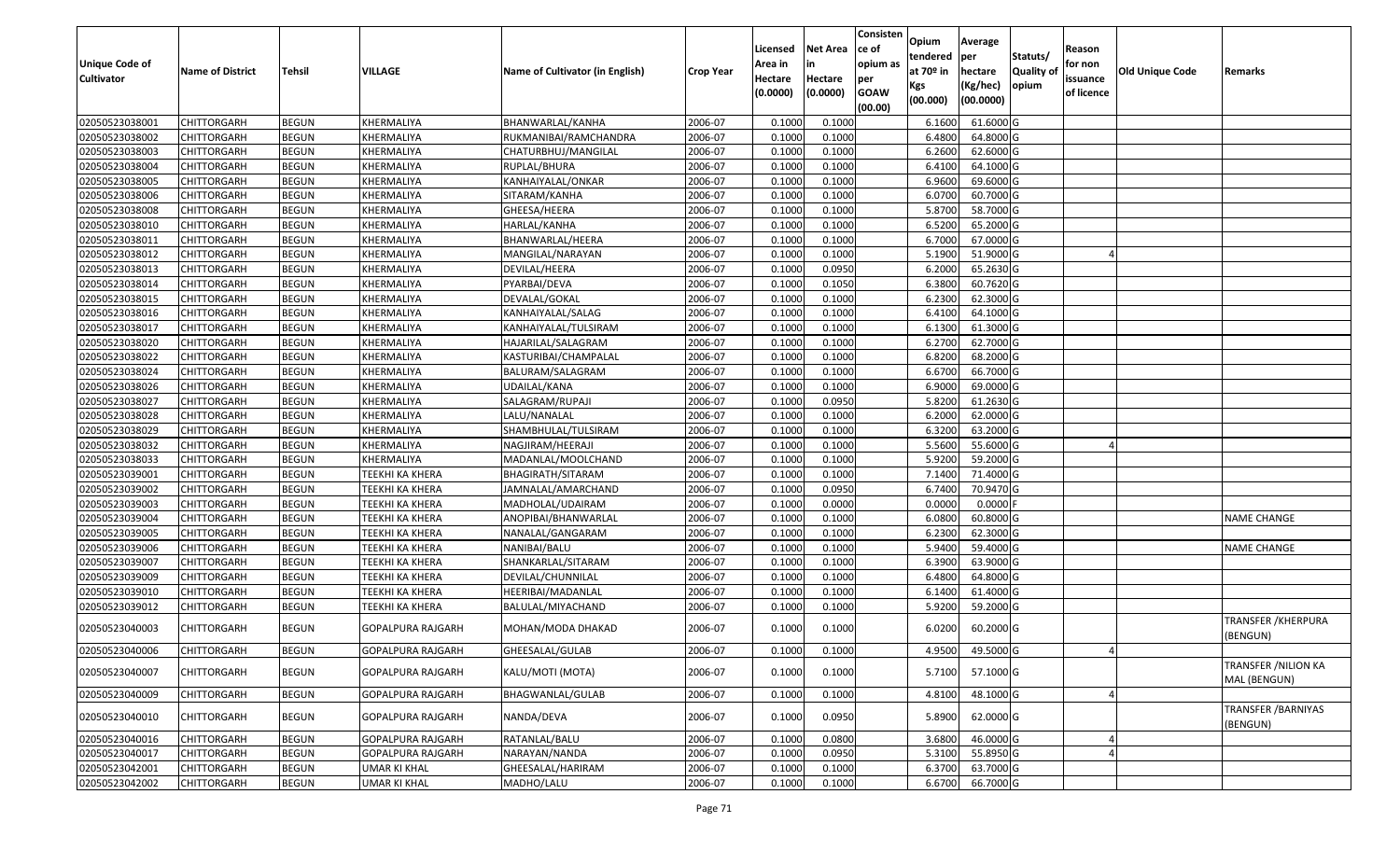| Unique Code of Cultivator | Name of District | Tehsil | VILLAGE | Name of Cultivator (in English) | Crop Year | Licensed Area in Hectare (0.0000) | Net Area in Hectare (0.0000) | Consistence of opium as per GOAW (00.00) | Opium tendered at 70º in Kgs (00.000) | Average per hectare (Kg/hec) (00.0000) | Statuts/ Quality of opium | Reason for non issuance of licence | Old Unique Code | Remarks |
|---|---|---|---|---|---|---|---|---|---|---|---|---|---|---|
| 02050523038001 | CHITTORGARH | BEGUN | KHERMALIYA | BHANWARLAL/KANHA | 2006-07 | 0.1000 | 0.1000 | | 6.1600 | 61.6000 | G | | | |
| 02050523038002 | CHITTORGARH | BEGUN | KHERMALIYA | RUKMANIBAI/RAMCHANDRA | 2006-07 | 0.1000 | 0.1000 | | 6.4800 | 64.8000 | G | | | |
| 02050523038003 | CHITTORGARH | BEGUN | KHERMALIYA | CHATURBHUJ/MANGILAL | 2006-07 | 0.1000 | 0.1000 | | 6.2600 | 62.6000 | G | | | |
| 02050523038004 | CHITTORGARH | BEGUN | KHERMALIYA | RUPLAL/BHURA | 2006-07 | 0.1000 | 0.1000 | | 6.4100 | 64.1000 | G | | | |
| 02050523038005 | CHITTORGARH | BEGUN | KHERMALIYA | KANHAIYALAL/ONKAR | 2006-07 | 0.1000 | 0.1000 | | 6.9600 | 69.6000 | G | | | |
| 02050523038006 | CHITTORGARH | BEGUN | KHERMALIYA | SITARAM/KANHA | 2006-07 | 0.1000 | 0.1000 | | 6.0700 | 60.7000 | G | | | |
| 02050523038008 | CHITTORGARH | BEGUN | KHERMALIYA | GHEESA/HEERA | 2006-07 | 0.1000 | 0.1000 | | 5.8700 | 58.7000 | G | | | |
| 02050523038010 | CHITTORGARH | BEGUN | KHERMALIYA | HARLAL/KANHA | 2006-07 | 0.1000 | 0.1000 | | 6.5200 | 65.2000 | G | | | |
| 02050523038011 | CHITTORGARH | BEGUN | KHERMALIYA | BHANWARLAL/HEERA | 2006-07 | 0.1000 | 0.1000 | | 6.7000 | 67.0000 | G | | | |
| 02050523038012 | CHITTORGARH | BEGUN | KHERMALIYA | MANGILAL/NARAYAN | 2006-07 | 0.1000 | 0.1000 | | 5.1900 | 51.9000 | G | 4 | | |
| 02050523038013 | CHITTORGARH | BEGUN | KHERMALIYA | DEVILAL/HEERA | 2006-07 | 0.1000 | 0.0950 | | 6.2000 | 65.2630 | G | | | |
| 02050523038014 | CHITTORGARH | BEGUN | KHERMALIYA | PYARBAI/DEVA | 2006-07 | 0.1000 | 0.1050 | | 6.3800 | 60.7620 | G | | | |
| 02050523038015 | CHITTORGARH | BEGUN | KHERMALIYA | DEVALAL/GOKAL | 2006-07 | 0.1000 | 0.1000 | | 6.2300 | 62.3000 | G | | | |
| 02050523038016 | CHITTORGARH | BEGUN | KHERMALIYA | KANHAIYALAL/SALAG | 2006-07 | 0.1000 | 0.1000 | | 6.4100 | 64.1000 | G | | | |
| 02050523038017 | CHITTORGARH | BEGUN | KHERMALIYA | KANHAIYALAL/TULSIRAM | 2006-07 | 0.1000 | 0.1000 | | 6.1300 | 61.3000 | G | | | |
| 02050523038020 | CHITTORGARH | BEGUN | KHERMALIYA | HAJARILAL/SALAGRAM | 2006-07 | 0.1000 | 0.1000 | | 6.2700 | 62.7000 | G | | | |
| 02050523038022 | CHITTORGARH | BEGUN | KHERMALIYA | KASTURIBAI/CHAMPALAL | 2006-07 | 0.1000 | 0.1000 | | 6.8200 | 68.2000 | G | | | |
| 02050523038024 | CHITTORGARH | BEGUN | KHERMALIYA | BALURAM/SALAGRAM | 2006-07 | 0.1000 | 0.1000 | | 6.6700 | 66.7000 | G | | | |
| 02050523038026 | CHITTORGARH | BEGUN | KHERMALIYA | UDAILAL/KANA | 2006-07 | 0.1000 | 0.1000 | | 6.9000 | 69.0000 | G | | | |
| 02050523038027 | CHITTORGARH | BEGUN | KHERMALIYA | SALAGRAM/RUPAJI | 2006-07 | 0.1000 | 0.0950 | | 5.8200 | 61.2630 | G | | | |
| 02050523038028 | CHITTORGARH | BEGUN | KHERMALIYA | LALU/NANALAL | 2006-07 | 0.1000 | 0.1000 | | 6.2000 | 62.0000 | G | | | |
| 02050523038029 | CHITTORGARH | BEGUN | KHERMALIYA | SHAMBHULAL/TULSIRAM | 2006-07 | 0.1000 | 0.1000 | | 6.3200 | 63.2000 | G | | | |
| 02050523038032 | CHITTORGARH | BEGUN | KHERMALIYA | NAGJIRAM/HEERAJI | 2006-07 | 0.1000 | 0.1000 | | 5.5600 | 55.6000 | G | 4 | | |
| 02050523038033 | CHITTORGARH | BEGUN | KHERMALIYA | MADANLAL/MOOLCHAND | 2006-07 | 0.1000 | 0.1000 | | 5.9200 | 59.2000 | G | | | |
| 02050523039001 | CHITTORGARH | BEGUN | TEEKHI KA KHERA | BHAGIRATH/SITARAM | 2006-07 | 0.1000 | 0.1000 | | 7.1400 | 71.4000 | G | | | |
| 02050523039002 | CHITTORGARH | BEGUN | TEEKHI KA KHERA | JAMNALAL/AMARCHAND | 2006-07 | 0.1000 | 0.0950 | | 6.7400 | 70.9470 | G | | | |
| 02050523039003 | CHITTORGARH | BEGUN | TEEKHI KA KHERA | MADHOLAL/UDAIRAM | 2006-07 | 0.1000 | 0.0000 | | 0.0000 | 0.0000 | F | | | |
| 02050523039004 | CHITTORGARH | BEGUN | TEEKHI KA KHERA | ANOPIBAI/BHANWARLAL | 2006-07 | 0.1000 | 0.1000 | | 6.0800 | 60.8000 | G | | | NAME CHANGE |
| 02050523039005 | CHITTORGARH | BEGUN | TEEKHI KA KHERA | NANALAL/GANGARAM | 2006-07 | 0.1000 | 0.1000 | | 6.2300 | 62.3000 | G | | | |
| 02050523039006 | CHITTORGARH | BEGUN | TEEKHI KA KHERA | NANIBAI/BALU | 2006-07 | 0.1000 | 0.1000 | | 5.9400 | 59.4000 | G | | | NAME CHANGE |
| 02050523039007 | CHITTORGARH | BEGUN | TEEKHI KA KHERA | SHANKARLAL/SITARAM | 2006-07 | 0.1000 | 0.1000 | | 6.3900 | 63.9000 | G | | | |
| 02050523039009 | CHITTORGARH | BEGUN | TEEKHI KA KHERA | DEVILAL/CHUNNILAL | 2006-07 | 0.1000 | 0.1000 | | 6.4800 | 64.8000 | G | | | |
| 02050523039010 | CHITTORGARH | BEGUN | TEEKHI KA KHERA | HEERIBAI/MADANLAL | 2006-07 | 0.1000 | 0.1000 | | 6.1400 | 61.4000 | G | | | |
| 02050523039012 | CHITTORGARH | BEGUN | TEEKHI KA KHERA | BALULAL/MIYACHAND | 2006-07 | 0.1000 | 0.1000 | | 5.9200 | 59.2000 | G | | | |
| 02050523040003 | CHITTORGARH | BEGUN | GOPALPURA RAJGARH | MOHAN/MODA DHAKAD | 2006-07 | 0.1000 | 0.1000 | | 6.0200 | 60.2000 | G | | | TRANSFER /KHERPURA (BENGUN) |
| 02050523040006 | CHITTORGARH | BEGUN | GOPALPURA RAJGARH | GHEESALAL/GULAB | 2006-07 | 0.1000 | 0.1000 | | 4.9500 | 49.5000 | G | 4 | | |
| 02050523040007 | CHITTORGARH | BEGUN | GOPALPURA RAJGARH | KALU/MOTI (MOTA) | 2006-07 | 0.1000 | 0.1000 | | 5.7100 | 57.1000 | G | | | TRANSFER /NILION KA MAL (BENGUN) |
| 02050523040009 | CHITTORGARH | BEGUN | GOPALPURA RAJGARH | BHAGWANLAL/GULAB | 2006-07 | 0.1000 | 0.1000 | | 4.8100 | 48.1000 | G | 4 | | |
| 02050523040010 | CHITTORGARH | BEGUN | GOPALPURA RAJGARH | NANDA/DEVA | 2006-07 | 0.1000 | 0.0950 | | 5.8900 | 62.0000 | G | | | TRANSFER /BARNIYAS (BENGUN) |
| 02050523040016 | CHITTORGARH | BEGUN | GOPALPURA RAJGARH | RATANLAL/BALU | 2006-07 | 0.1000 | 0.0800 | | 3.6800 | 46.0000 | G | 4 | | |
| 02050523040017 | CHITTORGARH | BEGUN | GOPALPURA RAJGARH | NARAYAN/NANDA | 2006-07 | 0.1000 | 0.0950 | | 5.3100 | 55.8950 | G | 4 | | |
| 02050523042001 | CHITTORGARH | BEGUN | UMAR KI KHAL | GHEESALAL/HARIRAM | 2006-07 | 0.1000 | 0.1000 | | 6.3700 | 63.7000 | G | | | |
| 02050523042002 | CHITTORGARH | BEGUN | UMAR KI KHAL | MADHO/LALU | 2006-07 | 0.1000 | 0.1000 | | 6.6700 | 66.7000 | G | | | |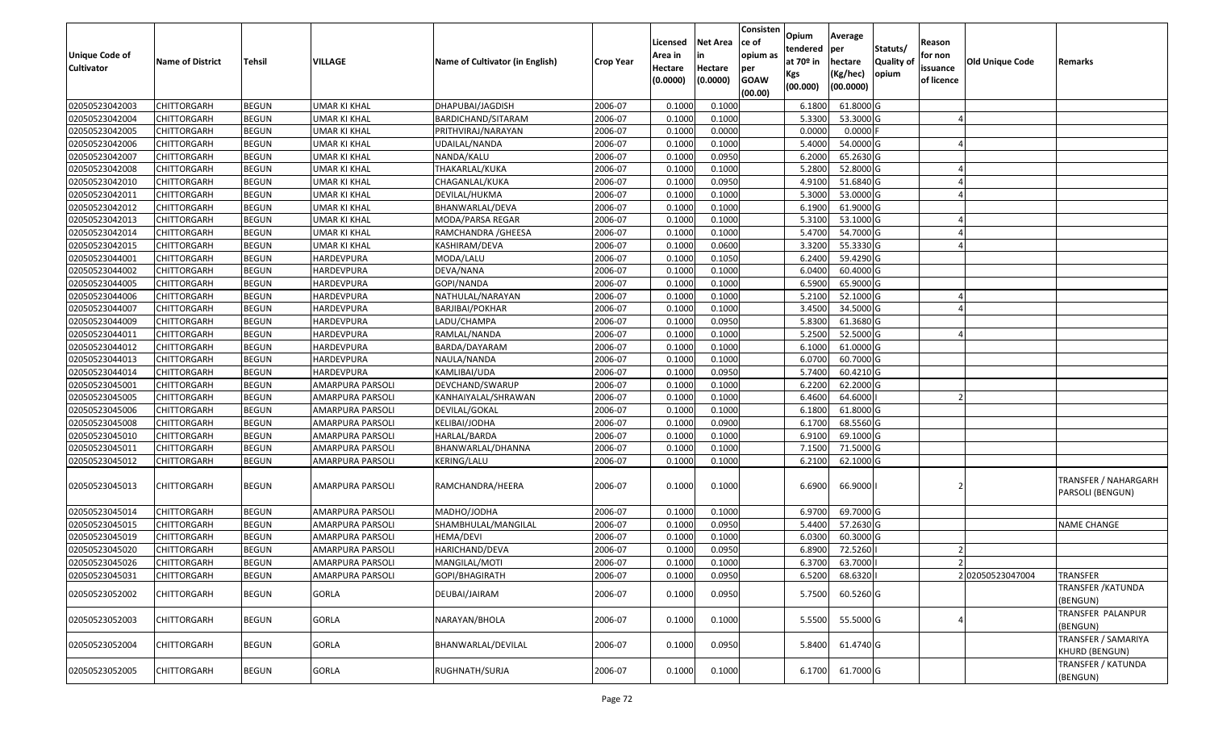| Unique Code of Cultivator | Name of District | Tehsil | VILLAGE | Name of Cultivator (in English) | Crop Year | Licensed Area in Hectare (0.0000) | Net Area in Hectare (0.0000) | Consistence of opium as per GOAW (00.00) | Opium tendered at 70º in Kgs (00.000) | Average per hectare (Kg/hec) (00.0000) | Statuts/ Quality of opium | Reason for non issuance of licence | Old Unique Code | Remarks |
|---|---|---|---|---|---|---|---|---|---|---|---|---|---|---|
| 02050523042003 | CHITTORGARH | BEGUN | UMAR KI KHAL | DHAPUBAI/JAGDISH | 2006-07 | 0.1000 | 0.1000 | | 6.1800 | 61.8000 | G | | | |
| 02050523042004 | CHITTORGARH | BEGUN | UMAR KI KHAL | BARDICHAND/SITARAM | 2006-07 | 0.1000 | 0.1000 | | 5.3300 | 53.3000 | G | 4 | | |
| 02050523042005 | CHITTORGARH | BEGUN | UMAR KI KHAL | PRITHVIRAJ/NARAYAN | 2006-07 | 0.1000 | 0.0000 | | 0.0000 | 0.0000 | F | | | |
| 02050523042006 | CHITTORGARH | BEGUN | UMAR KI KHAL | UDAILAL/NANDA | 2006-07 | 0.1000 | 0.1000 | | 5.4000 | 54.0000 | G | 4 | | |
| 02050523042007 | CHITTORGARH | BEGUN | UMAR KI KHAL | NANDA/KALU | 2006-07 | 0.1000 | 0.0950 | | 6.2000 | 65.2630 | G | | | |
| 02050523042008 | CHITTORGARH | BEGUN | UMAR KI KHAL | THAKARLAL/KUKA | 2006-07 | 0.1000 | 0.1000 | | 5.2800 | 52.8000 | G | 4 | | |
| 02050523042010 | CHITTORGARH | BEGUN | UMAR KI KHAL | CHAGANLAL/KUKA | 2006-07 | 0.1000 | 0.0950 | | 4.9100 | 51.6840 | G | 4 | | |
| 02050523042011 | CHITTORGARH | BEGUN | UMAR KI KHAL | DEVILAL/HUKMA | 2006-07 | 0.1000 | 0.1000 | | 5.3000 | 53.0000 | G | 4 | | |
| 02050523042012 | CHITTORGARH | BEGUN | UMAR KI KHAL | BHANWARLAL/DEVA | 2006-07 | 0.1000 | 0.1000 | | 6.1900 | 61.9000 | G | | | |
| 02050523042013 | CHITTORGARH | BEGUN | UMAR KI KHAL | MODA/PARSA REGAR | 2006-07 | 0.1000 | 0.1000 | | 5.3100 | 53.1000 | G | 4 | | |
| 02050523042014 | CHITTORGARH | BEGUN | UMAR KI KHAL | RAMCHANDRA /GHEESA | 2006-07 | 0.1000 | 0.1000 | | 5.4700 | 54.7000 | G | 4 | | |
| 02050523042015 | CHITTORGARH | BEGUN | UMAR KI KHAL | KASHIRAM/DEVA | 2006-07 | 0.1000 | 0.0600 | | 3.3200 | 55.3330 | G | 4 | | |
| 02050523044001 | CHITTORGARH | BEGUN | HARDEVPURA | MODA/LALU | 2006-07 | 0.1000 | 0.1050 | | 6.2400 | 59.4290 | G | | | |
| 02050523044002 | CHITTORGARH | BEGUN | HARDEVPURA | DEVA/NANA | 2006-07 | 0.1000 | 0.1000 | | 6.0400 | 60.4000 | G | | | |
| 02050523044005 | CHITTORGARH | BEGUN | HARDEVPURA | GOPI/NANDA | 2006-07 | 0.1000 | 0.1000 | | 6.5900 | 65.9000 | G | | | |
| 02050523044006 | CHITTORGARH | BEGUN | HARDEVPURA | NATHULAL/NARAYAN | 2006-07 | 0.1000 | 0.1000 | | 5.2100 | 52.1000 | G | 4 | | |
| 02050523044007 | CHITTORGARH | BEGUN | HARDEVPURA | BARJIBAI/POKHAR | 2006-07 | 0.1000 | 0.1000 | | 3.4500 | 34.5000 | G | 4 | | |
| 02050523044009 | CHITTORGARH | BEGUN | HARDEVPURA | LADU/CHAMPA | 2006-07 | 0.1000 | 0.0950 | | 5.8300 | 61.3680 | G | | | |
| 02050523044011 | CHITTORGARH | BEGUN | HARDEVPURA | RAMLAL/NANDA | 2006-07 | 0.1000 | 0.1000 | | 5.2500 | 52.5000 | G | 4 | | |
| 02050523044012 | CHITTORGARH | BEGUN | HARDEVPURA | BARDA/DAYARAM | 2006-07 | 0.1000 | 0.1000 | | 6.1000 | 61.0000 | G | | | |
| 02050523044013 | CHITTORGARH | BEGUN | HARDEVPURA | NAULA/NANDA | 2006-07 | 0.1000 | 0.1000 | | 6.0700 | 60.7000 | G | | | |
| 02050523044014 | CHITTORGARH | BEGUN | HARDEVPURA | KAMLIBAI/UDA | 2006-07 | 0.1000 | 0.0950 | | 5.7400 | 60.4210 | G | | | |
| 02050523045001 | CHITTORGARH | BEGUN | AMARPURA PARSOLI | DEVCHAND/SWARUP | 2006-07 | 0.1000 | 0.1000 | | 6.2200 | 62.2000 | G | | | |
| 02050523045005 | CHITTORGARH | BEGUN | AMARPURA PARSOLI | KANHAIYALAL/SHRAWAN | 2006-07 | 0.1000 | 0.1000 | | 6.4600 | 64.6000 | I | 2 | | |
| 02050523045006 | CHITTORGARH | BEGUN | AMARPURA PARSOLI | DEVILAL/GOKAL | 2006-07 | 0.1000 | 0.1000 | | 6.1800 | 61.8000 | G | | | |
| 02050523045008 | CHITTORGARH | BEGUN | AMARPURA PARSOLI | KELIBAI/JODHA | 2006-07 | 0.1000 | 0.0900 | | 6.1700 | 68.5560 | G | | | |
| 02050523045010 | CHITTORGARH | BEGUN | AMARPURA PARSOLI | HARLAL/BARDA | 2006-07 | 0.1000 | 0.1000 | | 6.9100 | 69.1000 | G | | | |
| 02050523045011 | CHITTORGARH | BEGUN | AMARPURA PARSOLI | BHANWARLAL/DHANNA | 2006-07 | 0.1000 | 0.1000 | | 7.1500 | 71.5000 | G | | | |
| 02050523045012 | CHITTORGARH | BEGUN | AMARPURA PARSOLI | KERING/LALU | 2006-07 | 0.1000 | 0.1000 | | 6.2100 | 62.1000 | G | | | |
| 02050523045013 | CHITTORGARH | BEGUN | AMARPURA PARSOLI | RAMCHANDRA/HEERA | 2006-07 | 0.1000 | 0.1000 | | 6.6900 | 66.9000 | I | 2 | | TRANSFER / NAHARGARH PARSOLI (BENGUN) |
| 02050523045014 | CHITTORGARH | BEGUN | AMARPURA PARSOLI | MADHO/JODHA | 2006-07 | 0.1000 | 0.1000 | | 6.9700 | 69.7000 | G | | | |
| 02050523045015 | CHITTORGARH | BEGUN | AMARPURA PARSOLI | SHAMBHULAL/MANGILAL | 2006-07 | 0.1000 | 0.0950 | | 5.4400 | 57.2630 | G | | | NAME CHANGE |
| 02050523045019 | CHITTORGARH | BEGUN | AMARPURA PARSOLI | HEMA/DEVI | 2006-07 | 0.1000 | 0.1000 | | 6.0300 | 60.3000 | G | | | |
| 02050523045020 | CHITTORGARH | BEGUN | AMARPURA PARSOLI | HARICHAND/DEVA | 2006-07 | 0.1000 | 0.0950 | | 6.8900 | 72.5260 | I | 2 | | |
| 02050523045026 | CHITTORGARH | BEGUN | AMARPURA PARSOLI | MANGILAL/MOTI | 2006-07 | 0.1000 | 0.1000 | | 6.3700 | 63.7000 | I | 2 | | |
| 02050523045031 | CHITTORGARH | BEGUN | AMARPURA PARSOLI | GOPI/BHAGIRATH | 2006-07 | 0.1000 | 0.0950 | | 6.5200 | 68.6320 | I | 2 | 02050523047004 | TRANSFER |
| 02050523052002 | CHITTORGARH | BEGUN | GORLA | DEUBAI/JAIRAM | 2006-07 | 0.1000 | 0.0950 | | 5.7500 | 60.5260 | G | | | TRANSFER /KATUNDA (BENGUN) |
| 02050523052003 | CHITTORGARH | BEGUN | GORLA | NARAYAN/BHOLA | 2006-07 | 0.1000 | 0.1000 | | 5.5500 | 55.5000 | G | 4 | | TRANSFER PALANPUR (BENGUN) |
| 02050523052004 | CHITTORGARH | BEGUN | GORLA | BHANWARLAL/DEVILAL | 2006-07 | 0.1000 | 0.0950 | | 5.8400 | 61.4740 | G | | | TRANSFER / SAMARIYA KHURD (BENGUN) |
| 02050523052005 | CHITTORGARH | BEGUN | GORLA | RUGHNATH/SURJA | 2006-07 | 0.1000 | 0.1000 | | 6.1700 | 61.7000 | G | | | TRANSFER / KATUNDA (BENGUN) |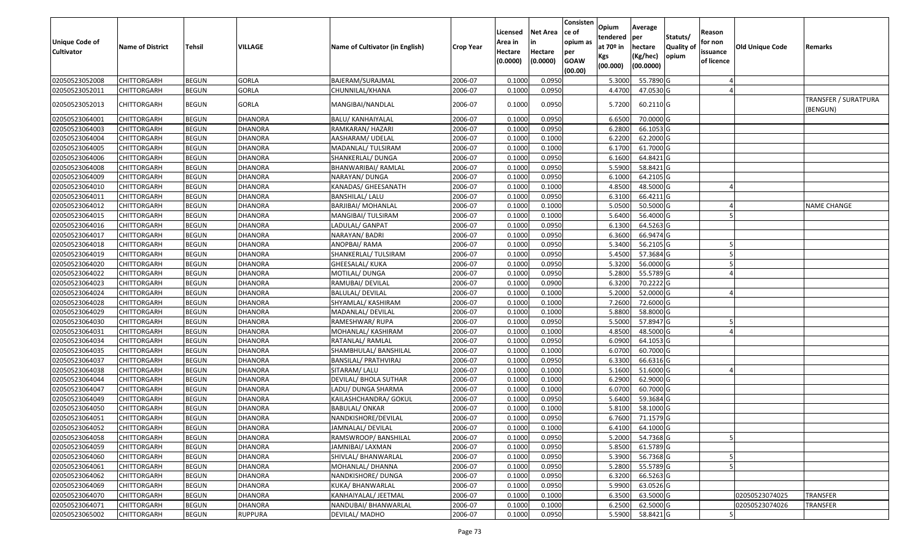| Unique Code of Cultivator | Name of District | Tehsil | VILLAGE | Name of Cultivator (in English) | Crop Year | Licensed Area in Hectare (0.0000) | Net Area in Hectare (0.0000) | Consistence of opium as per GOAW (00.00) | Opium tendered at 70º in Kgs (00.000) | Average per hectare (Kg/hec) (00.0000) | Statuts/ Quality of opium | Reason for non issuance of licence | Old Unique Code | Remarks |
|---|---|---|---|---|---|---|---|---|---|---|---|---|---|---|
| 02050523052008 | CHITTORGARH | BEGUN | GORLA | BAJERAM/SURAJMAL | 2006-07 | 0.1000 | 0.0950 | | 5.3000 | 55.7890 | G | 4 | | |
| 02050523052011 | CHITTORGARH | BEGUN | GORLA | CHUNNILAL/KHANA | 2006-07 | 0.1000 | 0.0950 | | 4.4700 | 47.0530 | G | 4 | | |
| 02050523052013 | CHITTORGARH | BEGUN | GORLA | MANGIBAI/NANDLAL | 2006-07 | 0.1000 | 0.0950 | | 5.7200 | 60.2110 | G | | | TRANSFER / SURATPURA (BENGUN) |
| 02050523064001 | CHITTORGARH | BEGUN | DHANORA | BALU/ KANHAIYALAL | 2006-07 | 0.1000 | 0.0950 | | 6.6500 | 70.0000 | G | | | |
| 02050523064003 | CHITTORGARH | BEGUN | DHANORA | RAMKARAN/ HAZARI | 2006-07 | 0.1000 | 0.0950 | | 6.2800 | 66.1053 | G | | | |
| 02050523064004 | CHITTORGARH | BEGUN | DHANORA | AASHARAM/ UDELAL | 2006-07 | 0.1000 | 0.1000 | | 6.2200 | 62.2000 | G | | | |
| 02050523064005 | CHITTORGARH | BEGUN | DHANORA | MADANLAL/ TULSIRAM | 2006-07 | 0.1000 | 0.1000 | | 6.1700 | 61.7000 | G | | | |
| 02050523064006 | CHITTORGARH | BEGUN | DHANORA | SHANKERLAL/ DUNGA | 2006-07 | 0.1000 | 0.0950 | | 6.1600 | 64.8421 | G | | | |
| 02050523064008 | CHITTORGARH | BEGUN | DHANORA | BHANWARIBAI/ RAMLAL | 2006-07 | 0.1000 | 0.0950 | | 5.5900 | 58.8421 | G | | | |
| 02050523064009 | CHITTORGARH | BEGUN | DHANORA | NARAYAN/ DUNGA | 2006-07 | 0.1000 | 0.0950 | | 6.1000 | 64.2105 | G | | | |
| 02050523064010 | CHITTORGARH | BEGUN | DHANORA | KANADAS/ GHEESANATH | 2006-07 | 0.1000 | 0.1000 | | 4.8500 | 48.5000 | G | 4 | | |
| 02050523064011 | CHITTORGARH | BEGUN | DHANORA | BANSHILAL/ LALU | 2006-07 | 0.1000 | 0.0950 | | 6.3100 | 66.4211 | G | | | |
| 02050523064012 | CHITTORGARH | BEGUN | DHANORA | BARJIBAI/ MOHANLAL | 2006-07 | 0.1000 | 0.1000 | | 5.0500 | 50.5000 | G | 4 | | NAME CHANGE |
| 02050523064015 | CHITTORGARH | BEGUN | DHANORA | MANGIBAI/ TULSIRAM | 2006-07 | 0.1000 | 0.1000 | | 5.6400 | 56.4000 | G | 5 | | |
| 02050523064016 | CHITTORGARH | BEGUN | DHANORA | LADULAL/ GANPAT | 2006-07 | 0.1000 | 0.0950 | | 6.1300 | 64.5263 | G | | | |
| 02050523064017 | CHITTORGARH | BEGUN | DHANORA | NARAYAN/ BADRI | 2006-07 | 0.1000 | 0.0950 | | 6.3600 | 66.9474 | G | | | |
| 02050523064018 | CHITTORGARH | BEGUN | DHANORA | ANOPBAI/ RAMA | 2006-07 | 0.1000 | 0.0950 | | 5.3400 | 56.2105 | G | 5 | | |
| 02050523064019 | CHITTORGARH | BEGUN | DHANORA | SHANKERLAL/ TULSIRAM | 2006-07 | 0.1000 | 0.0950 | | 5.4500 | 57.3684 | G | 5 | | |
| 02050523064020 | CHITTORGARH | BEGUN | DHANORA | GHEESALAL/ KUKA | 2006-07 | 0.1000 | 0.0950 | | 5.3200 | 56.0000 | G | 5 | | |
| 02050523064022 | CHITTORGARH | BEGUN | DHANORA | MOTILAL/ DUNGA | 2006-07 | 0.1000 | 0.0950 | | 5.2800 | 55.5789 | G | 4 | | |
| 02050523064023 | CHITTORGARH | BEGUN | DHANORA | RAMUBAI/ DEVILAL | 2006-07 | 0.1000 | 0.0900 | | 6.3200 | 70.2222 | G | | | |
| 02050523064024 | CHITTORGARH | BEGUN | DHANORA | BALULAL/ DEVILAL | 2006-07 | 0.1000 | 0.1000 | | 5.2000 | 52.0000 | G | 4 | | |
| 02050523064028 | CHITTORGARH | BEGUN | DHANORA | SHYAMLAL/ KASHIRAM | 2006-07 | 0.1000 | 0.1000 | | 7.2600 | 72.6000 | G | | | |
| 02050523064029 | CHITTORGARH | BEGUN | DHANORA | MADANLAL/ DEVILAL | 2006-07 | 0.1000 | 0.1000 | | 5.8800 | 58.8000 | G | | | |
| 02050523064030 | CHITTORGARH | BEGUN | DHANORA | RAMESHWAR/ RUPA | 2006-07 | 0.1000 | 0.0950 | | 5.5000 | 57.8947 | G | 5 | | |
| 02050523064031 | CHITTORGARH | BEGUN | DHANORA | MOHANLAL/ KASHIRAM | 2006-07 | 0.1000 | 0.1000 | | 4.8500 | 48.5000 | G | 4 | | |
| 02050523064034 | CHITTORGARH | BEGUN | DHANORA | RATANLAL/ RAMLAL | 2006-07 | 0.1000 | 0.0950 | | 6.0900 | 64.1053 | G | | | |
| 02050523064035 | CHITTORGARH | BEGUN | DHANORA | SHAMBHULAL/ BANSHILAL | 2006-07 | 0.1000 | 0.1000 | | 6.0700 | 60.7000 | G | | | |
| 02050523064037 | CHITTORGARH | BEGUN | DHANORA | BANSILAL/ PRATHVIRAJ | 2006-07 | 0.1000 | 0.0950 | | 6.3300 | 66.6316 | G | | | |
| 02050523064038 | CHITTORGARH | BEGUN | DHANORA | SITARAM/ LALU | 2006-07 | 0.1000 | 0.1000 | | 5.1600 | 51.6000 | G | 4 | | |
| 02050523064044 | CHITTORGARH | BEGUN | DHANORA | DEVILAL/ BHOLA SUTHAR | 2006-07 | 0.1000 | 0.1000 | | 6.2900 | 62.9000 | G | | | |
| 02050523064047 | CHITTORGARH | BEGUN | DHANORA | LADU/ DUNGA SHARMA | 2006-07 | 0.1000 | 0.1000 | | 6.0700 | 60.7000 | G | | | |
| 02050523064049 | CHITTORGARH | BEGUN | DHANORA | KAILASHCHANDRA/ GOKUL | 2006-07 | 0.1000 | 0.0950 | | 5.6400 | 59.3684 | G | | | |
| 02050523064050 | CHITTORGARH | BEGUN | DHANORA | BABULAL/ ONKAR | 2006-07 | 0.1000 | 0.1000 | | 5.8100 | 58.1000 | G | | | |
| 02050523064051 | CHITTORGARH | BEGUN | DHANORA | NANDKISHORE/DEVILAL | 2006-07 | 0.1000 | 0.0950 | | 6.7600 | 71.1579 | G | | | |
| 02050523064052 | CHITTORGARH | BEGUN | DHANORA | JAMNALAL/ DEVILAL | 2006-07 | 0.1000 | 0.1000 | | 6.4100 | 64.1000 | G | | | |
| 02050523064058 | CHITTORGARH | BEGUN | DHANORA | RAMSWROOP/ BANSHILAL | 2006-07 | 0.1000 | 0.0950 | | 5.2000 | 54.7368 | G | 5 | | |
| 02050523064059 | CHITTORGARH | BEGUN | DHANORA | JAMNIBAI/ LAXMAN | 2006-07 | 0.1000 | 0.0950 | | 5.8500 | 61.5789 | G | | | |
| 02050523064060 | CHITTORGARH | BEGUN | DHANORA | SHIVLAL/ BHANWARLAL | 2006-07 | 0.1000 | 0.0950 | | 5.3900 | 56.7368 | G | 5 | | |
| 02050523064061 | CHITTORGARH | BEGUN | DHANORA | MOHANLAL/ DHANNA | 2006-07 | 0.1000 | 0.0950 | | 5.2800 | 55.5789 | G | 5 | | |
| 02050523064062 | CHITTORGARH | BEGUN | DHANORA | NANDKISHORE/ DUNGA | 2006-07 | 0.1000 | 0.0950 | | 6.3200 | 66.5263 | G | | | |
| 02050523064069 | CHITTORGARH | BEGUN | DHANORA | KUKA/ BHANWARLAL | 2006-07 | 0.1000 | 0.0950 | | 5.9900 | 63.0526 | G | | | |
| 02050523064070 | CHITTORGARH | BEGUN | DHANORA | KANHAIYALAL/ JEETMAL | 2006-07 | 0.1000 | 0.1000 | | 6.3500 | 63.5000 | G | | 02050523074025 | TRANSFER |
| 02050523064071 | CHITTORGARH | BEGUN | DHANORA | NANDUBAI/ BHANWARLAL | 2006-07 | 0.1000 | 0.1000 | | 6.2500 | 62.5000 | G | | 02050523074026 | TRANSFER |
| 02050523065002 | CHITTORGARH | BEGUN | RUPPURA | DEVILAL/ MADHO | 2006-07 | 0.1000 | 0.0950 | | 5.5900 | 58.8421 | G | 5 | | |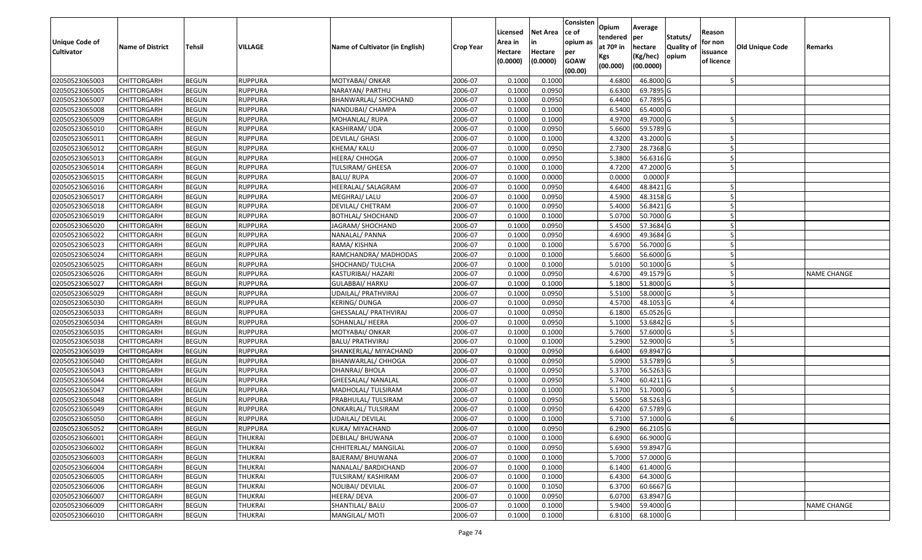| Unique Code of Cultivator | Name of District | Tehsil | VILLAGE | Name of Cultivator (in English) | Crop Year | Licensed Area in Hectare (0.0000) | Net Area in Hectare (0.0000) | Consistence of opium as per GOAW (00.00) | Opium tendered at 70º in Kgs (00.000) | Average per hectare (Kg/hec) (00.0000) | Statuts/ Quality of opium | Reason for non issuance of licence | Old Unique Code | Remarks |
|---|---|---|---|---|---|---|---|---|---|---|---|---|---|---|
| 02050523065003 | CHITTORGARH | BEGUN | RUPPURA | MOTYABAI/ ONKAR | 2006-07 | 0.1000 | 0.1000 | | 4.6800 | 46.8000 | G | 5 | | |
| 02050523065005 | CHITTORGARH | BEGUN | RUPPURA | NARAYAN/ PARTHU | 2006-07 | 0.1000 | 0.0950 | | 6.6300 | 69.7895 | G | | | |
| 02050523065007 | CHITTORGARH | BEGUN | RUPPURA | BHANWARLAL/ SHOCHAND | 2006-07 | 0.1000 | 0.0950 | | 6.4400 | 67.7895 | G | | | |
| 02050523065008 | CHITTORGARH | BEGUN | RUPPURA | NANDUBAI/ CHAMPA | 2006-07 | 0.1000 | 0.1000 | | 6.5400 | 65.4000 | G | | | |
| 02050523065009 | CHITTORGARH | BEGUN | RUPPURA | MOHANLAL/ RUPA | 2006-07 | 0.1000 | 0.1000 | | 4.9700 | 49.7000 | G | 5 | | |
| 02050523065010 | CHITTORGARH | BEGUN | RUPPURA | KASHIRAM/ UDA | 2006-07 | 0.1000 | 0.0950 | | 5.6600 | 59.5789 | G | | | |
| 02050523065011 | CHITTORGARH | BEGUN | RUPPURA | DEVILAL/ GHASI | 2006-07 | 0.1000 | 0.1000 | | 4.3200 | 43.2000 | G | 5 | | |
| 02050523065012 | CHITTORGARH | BEGUN | RUPPURA | KHEMA/ KALU | 2006-07 | 0.1000 | 0.0950 | | 2.7300 | 28.7368 | G | 5 | | |
| 02050523065013 | CHITTORGARH | BEGUN | RUPPURA | HEERA/ CHHOGA | 2006-07 | 0.1000 | 0.0950 | | 5.3800 | 56.6316 | G | 5 | | |
| 02050523065014 | CHITTORGARH | BEGUN | RUPPURA | TULSIRAM/ GHEESA | 2006-07 | 0.1000 | 0.1000 | | 4.7200 | 47.2000 | G | 5 | | |
| 02050523065015 | CHITTORGARH | BEGUN | RUPPURA | BALU/ RUPA | 2006-07 | 0.1000 | 0.0000 | | 0.0000 | 0.0000 | F | | | |
| 02050523065016 | CHITTORGARH | BEGUN | RUPPURA | HEERALAL/ SALAGRAM | 2006-07 | 0.1000 | 0.0950 | | 4.6400 | 48.8421 | G | 5 | | |
| 02050523065017 | CHITTORGARH | BEGUN | RUPPURA | MEGHRAJ/ LALU | 2006-07 | 0.1000 | 0.0950 | | 4.5900 | 48.3158 | G | 5 | | |
| 02050523065018 | CHITTORGARH | BEGUN | RUPPURA | DEVILAL/ CHETRAM | 2006-07 | 0.1000 | 0.0950 | | 5.4000 | 56.8421 | G | 5 | | |
| 02050523065019 | CHITTORGARH | BEGUN | RUPPURA | BOTHLAL/ SHOCHAND | 2006-07 | 0.1000 | 0.1000 | | 5.0700 | 50.7000 | G | 5 | | |
| 02050523065020 | CHITTORGARH | BEGUN | RUPPURA | JAGRAM/ SHOCHAND | 2006-07 | 0.1000 | 0.0950 | | 5.4500 | 57.3684 | G | 5 | | |
| 02050523065022 | CHITTORGARH | BEGUN | RUPPURA | NANALAL/ PANNA | 2006-07 | 0.1000 | 0.0950 | | 4.6900 | 49.3684 | G | 5 | | |
| 02050523065023 | CHITTORGARH | BEGUN | RUPPURA | RAMA/ KISHNA | 2006-07 | 0.1000 | 0.1000 | | 5.6700 | 56.7000 | G | 5 | | |
| 02050523065024 | CHITTORGARH | BEGUN | RUPPURA | RAMCHANDRA/ MADHODAS | 2006-07 | 0.1000 | 0.1000 | | 5.6600 | 56.6000 | G | 5 | | |
| 02050523065025 | CHITTORGARH | BEGUN | RUPPURA | SHOCHAND/ TULCHA | 2006-07 | 0.1000 | 0.1000 | | 5.0100 | 50.1000 | G | 5 | | |
| 02050523065026 | CHITTORGARH | BEGUN | RUPPURA | KASTURIBAI/ HAZARI | 2006-07 | 0.1000 | 0.0950 | | 4.6700 | 49.1579 | G | 5 | | NAME CHANGE |
| 02050523065027 | CHITTORGARH | BEGUN | RUPPURA | GULABBAI/ HARKU | 2006-07 | 0.1000 | 0.1000 | | 5.1800 | 51.8000 | G | 5 | | |
| 02050523065029 | CHITTORGARH | BEGUN | RUPPURA | UDAILAL/ PRATHVIRAJ | 2006-07 | 0.1000 | 0.0950 | | 5.5100 | 58.0000 | G | 5 | | |
| 02050523065030 | CHITTORGARH | BEGUN | RUPPURA | KERING/ DUNGA | 2006-07 | 0.1000 | 0.0950 | | 4.5700 | 48.1053 | G | 4 | | |
| 02050523065033 | CHITTORGARH | BEGUN | RUPPURA | GHESSALAL/ PRATHVIRAJ | 2006-07 | 0.1000 | 0.0950 | | 6.1800 | 65.0526 | G | | | |
| 02050523065034 | CHITTORGARH | BEGUN | RUPPURA | SOHANLAL/ HEERA | 2006-07 | 0.1000 | 0.0950 | | 5.1000 | 53.6842 | G | 5 | | |
| 02050523065035 | CHITTORGARH | BEGUN | RUPPURA | MOTYABAI/ ONKAR | 2006-07 | 0.1000 | 0.1000 | | 5.7600 | 57.6000 | G | 5 | | |
| 02050523065038 | CHITTORGARH | BEGUN | RUPPURA | BALU/ PRATHVIRAJ | 2006-07 | 0.1000 | 0.1000 | | 5.2900 | 52.9000 | G | 5 | | |
| 02050523065039 | CHITTORGARH | BEGUN | RUPPURA | SHANKERLAL/ MIYACHAND | 2006-07 | 0.1000 | 0.0950 | | 6.6400 | 69.8947 | G | | | |
| 02050523065040 | CHITTORGARH | BEGUN | RUPPURA | BHANWARLAL/ CHHOGA | 2006-07 | 0.1000 | 0.0950 | | 5.0900 | 53.5789 | G | 5 | | |
| 02050523065043 | CHITTORGARH | BEGUN | RUPPURA | DHANRAJ/ BHOLA | 2006-07 | 0.1000 | 0.0950 | | 5.3700 | 56.5263 | G | | | |
| 02050523065044 | CHITTORGARH | BEGUN | RUPPURA | GHEESALAL/ NANALAL | 2006-07 | 0.1000 | 0.0950 | | 5.7400 | 60.4211 | G | | | |
| 02050523065047 | CHITTORGARH | BEGUN | RUPPURA | MADHOLAL/ TULSIRAM | 2006-07 | 0.1000 | 0.1000 | | 5.1700 | 51.7000 | G | 5 | | |
| 02050523065048 | CHITTORGARH | BEGUN | RUPPURA | PRABHULAL/ TULSIRAM | 2006-07 | 0.1000 | 0.0950 | | 5.5600 | 58.5263 | G | | | |
| 02050523065049 | CHITTORGARH | BEGUN | RUPPURA | ONKARLAL/ TULSIRAM | 2006-07 | 0.1000 | 0.0950 | | 6.4200 | 67.5789 | G | | | |
| 02050523065050 | CHITTORGARH | BEGUN | RUPPURA | UDAILAL/ DEVILAL | 2006-07 | 0.1000 | 0.1000 | | 5.7100 | 57.1000 | G | 6 | | |
| 02050523065052 | CHITTORGARH | BEGUN | RUPPURA | KUKA/ MIYACHAND | 2006-07 | 0.1000 | 0.0950 | | 6.2900 | 66.2105 | G | | | |
| 02050523066001 | CHITTORGARH | BEGUN | THUKRAI | DEBILAL/ BHUWANA | 2006-07 | 0.1000 | 0.1000 | | 6.6900 | 66.9000 | G | | | |
| 02050523066002 | CHITTORGARH | BEGUN | THUKRAI | CHHITERLAL/ MANGILAL | 2006-07 | 0.1000 | 0.0950 | | 5.6900 | 59.8947 | G | | | |
| 02050523066003 | CHITTORGARH | BEGUN | THUKRAI | BAJERAM/ BHUWANA | 2006-07 | 0.1000 | 0.1000 | | 5.7000 | 57.0000 | G | | | |
| 02050523066004 | CHITTORGARH | BEGUN | THUKRAI | NANALAL/ BARDICHAND | 2006-07 | 0.1000 | 0.1000 | | 6.1400 | 61.4000 | G | | | |
| 02050523066005 | CHITTORGARH | BEGUN | THUKRAI | TULSIRAM/ KASHIRAM | 2006-07 | 0.1000 | 0.1000 | | 6.4300 | 64.3000 | G | | | |
| 02050523066006 | CHITTORGARH | BEGUN | THUKRAI | NOLIBAI/ DEVILAL | 2006-07 | 0.1000 | 0.1050 | | 6.3700 | 60.6667 | G | | | |
| 02050523066007 | CHITTORGARH | BEGUN | THUKRAI | HEERA/ DEVA | 2006-07 | 0.1000 | 0.0950 | | 6.0700 | 63.8947 | G | | | |
| 02050523066009 | CHITTORGARH | BEGUN | THUKRAI | SHANTILAL/ BALU | 2006-07 | 0.1000 | 0.1000 | | 5.9400 | 59.4000 | G | | | NAME CHANGE |
| 02050523066010 | CHITTORGARH | BEGUN | THUKRAI | MANGILAL/ MOTI | 2006-07 | 0.1000 | 0.1000 | | 6.8100 | 68.1000 | G | | | |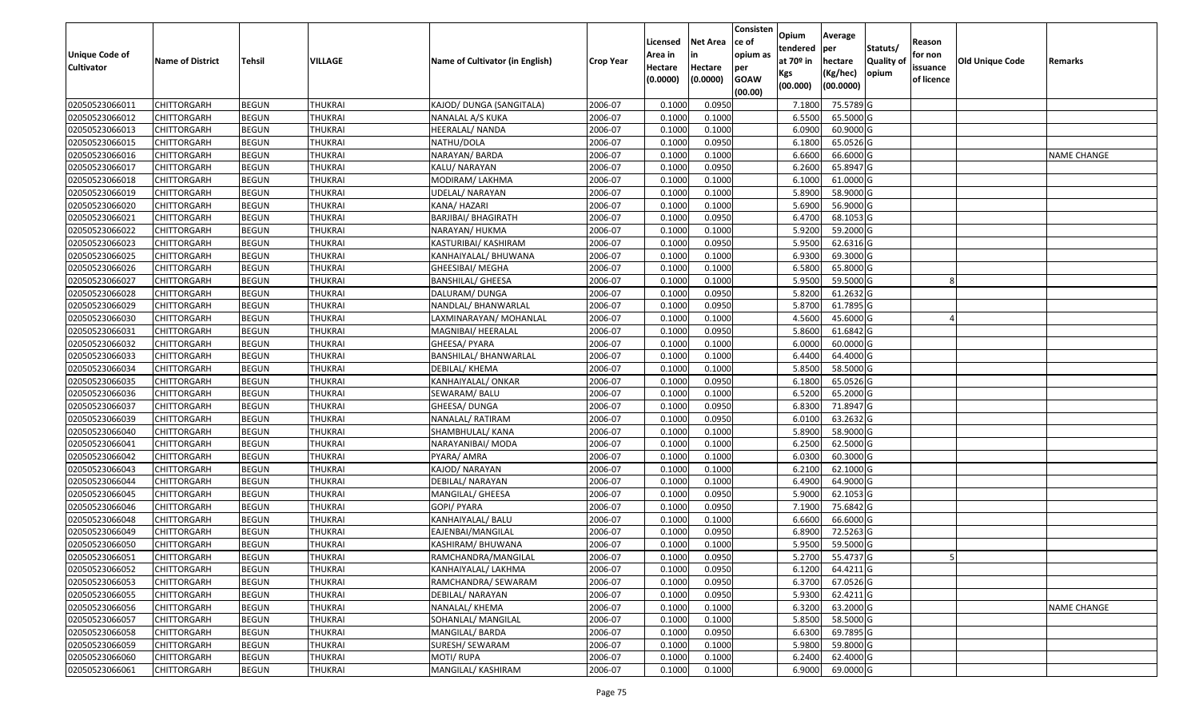| Unique Code of Cultivator | Name of District | Tehsil | VILLAGE | Name of Cultivator (in English) | Crop Year | Licensed Area in Hectare (0.0000) | Net Area in Hectare (0.0000) | Consistence of opium as per GOAW (00.00) | Opium tendered at 70º in Kgs (00.000) | Average per hectare (Kg/hec) (00.0000) | Statuts/ Quality of opium | Reason for non issuance of licence | Old Unique Code | Remarks |
|---|---|---|---|---|---|---|---|---|---|---|---|---|---|---|
| 02050523066011 | CHITTORGARH | BEGUN | THUKRAI | KAJOD/ DUNGA (SANGITALA) | 2006-07 | 0.1000 | 0.0950 | | 7.1800 | 75.5789 | G | | | |
| 02050523066012 | CHITTORGARH | BEGUN | THUKRAI | NANALAL A/S KUKA | 2006-07 | 0.1000 | 0.1000 | | 6.5500 | 65.5000 | G | | | |
| 02050523066013 | CHITTORGARH | BEGUN | THUKRAI | HEERALAL/ NANDA | 2006-07 | 0.1000 | 0.1000 | | 6.0900 | 60.9000 | G | | | |
| 02050523066015 | CHITTORGARH | BEGUN | THUKRAI | NATHU/DOLA | 2006-07 | 0.1000 | 0.0950 | | 6.1800 | 65.0526 | G | | | |
| 02050523066016 | CHITTORGARH | BEGUN | THUKRAI | NARAYAN/ BARDA | 2006-07 | 0.1000 | 0.1000 | | 6.6600 | 66.6000 | G | | | NAME CHANGE |
| 02050523066017 | CHITTORGARH | BEGUN | THUKRAI | KALU/ NARAYAN | 2006-07 | 0.1000 | 0.0950 | | 6.2600 | 65.8947 | G | | | |
| 02050523066018 | CHITTORGARH | BEGUN | THUKRAI | MODIRAM/ LAKHMA | 2006-07 | 0.1000 | 0.1000 | | 6.1000 | 61.0000 | G | | | |
| 02050523066019 | CHITTORGARH | BEGUN | THUKRAI | UDELAL/ NARAYAN | 2006-07 | 0.1000 | 0.1000 | | 5.8900 | 58.9000 | G | | | |
| 02050523066020 | CHITTORGARH | BEGUN | THUKRAI | KANA/ HAZARI | 2006-07 | 0.1000 | 0.1000 | | 5.6900 | 56.9000 | G | | | |
| 02050523066021 | CHITTORGARH | BEGUN | THUKRAI | BARJIBAI/ BHAGIRATH | 2006-07 | 0.1000 | 0.0950 | | 6.4700 | 68.1053 | G | | | |
| 02050523066022 | CHITTORGARH | BEGUN | THUKRAI | NARAYAN/ HUKMA | 2006-07 | 0.1000 | 0.1000 | | 5.9200 | 59.2000 | G | | | |
| 02050523066023 | CHITTORGARH | BEGUN | THUKRAI | KASTURIBAI/ KASHIRAM | 2006-07 | 0.1000 | 0.0950 | | 5.9500 | 62.6316 | G | | | |
| 02050523066025 | CHITTORGARH | BEGUN | THUKRAI | KANHAIYALAL/ BHUWANA | 2006-07 | 0.1000 | 0.1000 | | 6.9300 | 69.3000 | G | | | |
| 02050523066026 | CHITTORGARH | BEGUN | THUKRAI | GHEESIBAI/ MEGHA | 2006-07 | 0.1000 | 0.1000 | | 6.5800 | 65.8000 | G | | | |
| 02050523066027 | CHITTORGARH | BEGUN | THUKRAI | BANSHILAL/ GHEESA | 2006-07 | 0.1000 | 0.1000 | | 5.9500 | 59.5000 | G | 8 | | |
| 02050523066028 | CHITTORGARH | BEGUN | THUKRAI | DALURAM/ DUNGA | 2006-07 | 0.1000 | 0.0950 | | 5.8200 | 61.2632 | G | | | |
| 02050523066029 | CHITTORGARH | BEGUN | THUKRAI | NANDLAL/ BHANWARLAL | 2006-07 | 0.1000 | 0.0950 | | 5.8700 | 61.7895 | G | | | |
| 02050523066030 | CHITTORGARH | BEGUN | THUKRAI | LAXMINARAYAN/ MOHANLAL | 2006-07 | 0.1000 | 0.1000 | | 4.5600 | 45.6000 | G | 4 | | |
| 02050523066031 | CHITTORGARH | BEGUN | THUKRAI | MAGNIBAI/ HEERALAL | 2006-07 | 0.1000 | 0.0950 | | 5.8600 | 61.6842 | G | | | |
| 02050523066032 | CHITTORGARH | BEGUN | THUKRAI | GHEESA/ PYARA | 2006-07 | 0.1000 | 0.1000 | | 6.0000 | 60.0000 | G | | | |
| 02050523066033 | CHITTORGARH | BEGUN | THUKRAI | BANSHILAL/ BHANWARLAL | 2006-07 | 0.1000 | 0.1000 | | 6.4400 | 64.4000 | G | | | |
| 02050523066034 | CHITTORGARH | BEGUN | THUKRAI | DEBILAL/ KHEMA | 2006-07 | 0.1000 | 0.1000 | | 5.8500 | 58.5000 | G | | | |
| 02050523066035 | CHITTORGARH | BEGUN | THUKRAI | KANHAIYALAL/ ONKAR | 2006-07 | 0.1000 | 0.0950 | | 6.1800 | 65.0526 | G | | | |
| 02050523066036 | CHITTORGARH | BEGUN | THUKRAI | SEWARAM/ BALU | 2006-07 | 0.1000 | 0.1000 | | 6.5200 | 65.2000 | G | | | |
| 02050523066037 | CHITTORGARH | BEGUN | THUKRAI | GHEESA/ DUNGA | 2006-07 | 0.1000 | 0.0950 | | 6.8300 | 71.8947 | G | | | |
| 02050523066039 | CHITTORGARH | BEGUN | THUKRAI | NANALAL/ RATIRAM | 2006-07 | 0.1000 | 0.0950 | | 6.0100 | 63.2632 | G | | | |
| 02050523066040 | CHITTORGARH | BEGUN | THUKRAI | SHAMBHULAL/ KANA | 2006-07 | 0.1000 | 0.1000 | | 5.8900 | 58.9000 | G | | | |
| 02050523066041 | CHITTORGARH | BEGUN | THUKRAI | NARAYANIBAI/ MODA | 2006-07 | 0.1000 | 0.1000 | | 6.2500 | 62.5000 | G | | | |
| 02050523066042 | CHITTORGARH | BEGUN | THUKRAI | PYARA/ AMRA | 2006-07 | 0.1000 | 0.1000 | | 6.0300 | 60.3000 | G | | | |
| 02050523066043 | CHITTORGARH | BEGUN | THUKRAI | KAJOD/ NARAYAN | 2006-07 | 0.1000 | 0.1000 | | 6.2100 | 62.1000 | G | | | |
| 02050523066044 | CHITTORGARH | BEGUN | THUKRAI | DEBILAL/ NARAYAN | 2006-07 | 0.1000 | 0.1000 | | 6.4900 | 64.9000 | G | | | |
| 02050523066045 | CHITTORGARH | BEGUN | THUKRAI | MANGILAL/ GHEESA | 2006-07 | 0.1000 | 0.0950 | | 5.9000 | 62.1053 | G | | | |
| 02050523066046 | CHITTORGARH | BEGUN | THUKRAI | GOPI/ PYARA | 2006-07 | 0.1000 | 0.0950 | | 7.1900 | 75.6842 | G | | | |
| 02050523066048 | CHITTORGARH | BEGUN | THUKRAI | KANHAIYALAL/ BALU | 2006-07 | 0.1000 | 0.1000 | | 6.6600 | 66.6000 | G | | | |
| 02050523066049 | CHITTORGARH | BEGUN | THUKRAI | EAJENBAI/MANGILAL | 2006-07 | 0.1000 | 0.0950 | | 6.8900 | 72.5263 | G | | | |
| 02050523066050 | CHITTORGARH | BEGUN | THUKRAI | KASHIRAM/ BHUWANA | 2006-07 | 0.1000 | 0.1000 | | 5.9500 | 59.5000 | G | | | |
| 02050523066051 | CHITTORGARH | BEGUN | THUKRAI | RAMCHANDRA/MANGILAL | 2006-07 | 0.1000 | 0.0950 | | 5.2700 | 55.4737 | G | 5 | | |
| 02050523066052 | CHITTORGARH | BEGUN | THUKRAI | KANHAIYALAL/ LAKHMA | 2006-07 | 0.1000 | 0.0950 | | 6.1200 | 64.4211 | G | | | |
| 02050523066053 | CHITTORGARH | BEGUN | THUKRAI | RAMCHANDRA/ SEWARAM | 2006-07 | 0.1000 | 0.0950 | | 6.3700 | 67.0526 | G | | | |
| 02050523066055 | CHITTORGARH | BEGUN | THUKRAI | DEBILAL/ NARAYAN | 2006-07 | 0.1000 | 0.0950 | | 5.9300 | 62.4211 | G | | | |
| 02050523066056 | CHITTORGARH | BEGUN | THUKRAI | NANALAL/ KHEMA | 2006-07 | 0.1000 | 0.1000 | | 6.3200 | 63.2000 | G | | | NAME CHANGE |
| 02050523066057 | CHITTORGARH | BEGUN | THUKRAI | SOHANLAL/ MANGILAL | 2006-07 | 0.1000 | 0.1000 | | 5.8500 | 58.5000 | G | | | |
| 02050523066058 | CHITTORGARH | BEGUN | THUKRAI | MANGILAL/ BARDA | 2006-07 | 0.1000 | 0.0950 | | 6.6300 | 69.7895 | G | | | |
| 02050523066059 | CHITTORGARH | BEGUN | THUKRAI | SURESH/ SEWARAM | 2006-07 | 0.1000 | 0.1000 | | 5.9800 | 59.8000 | G | | | |
| 02050523066060 | CHITTORGARH | BEGUN | THUKRAI | MOTI/ RUPA | 2006-07 | 0.1000 | 0.1000 | | 6.2400 | 62.4000 | G | | | |
| 02050523066061 | CHITTORGARH | BEGUN | THUKRAI | MANGILAL/ KASHIRAM | 2006-07 | 0.1000 | 0.1000 | | 6.9000 | 69.0000 | G | | | |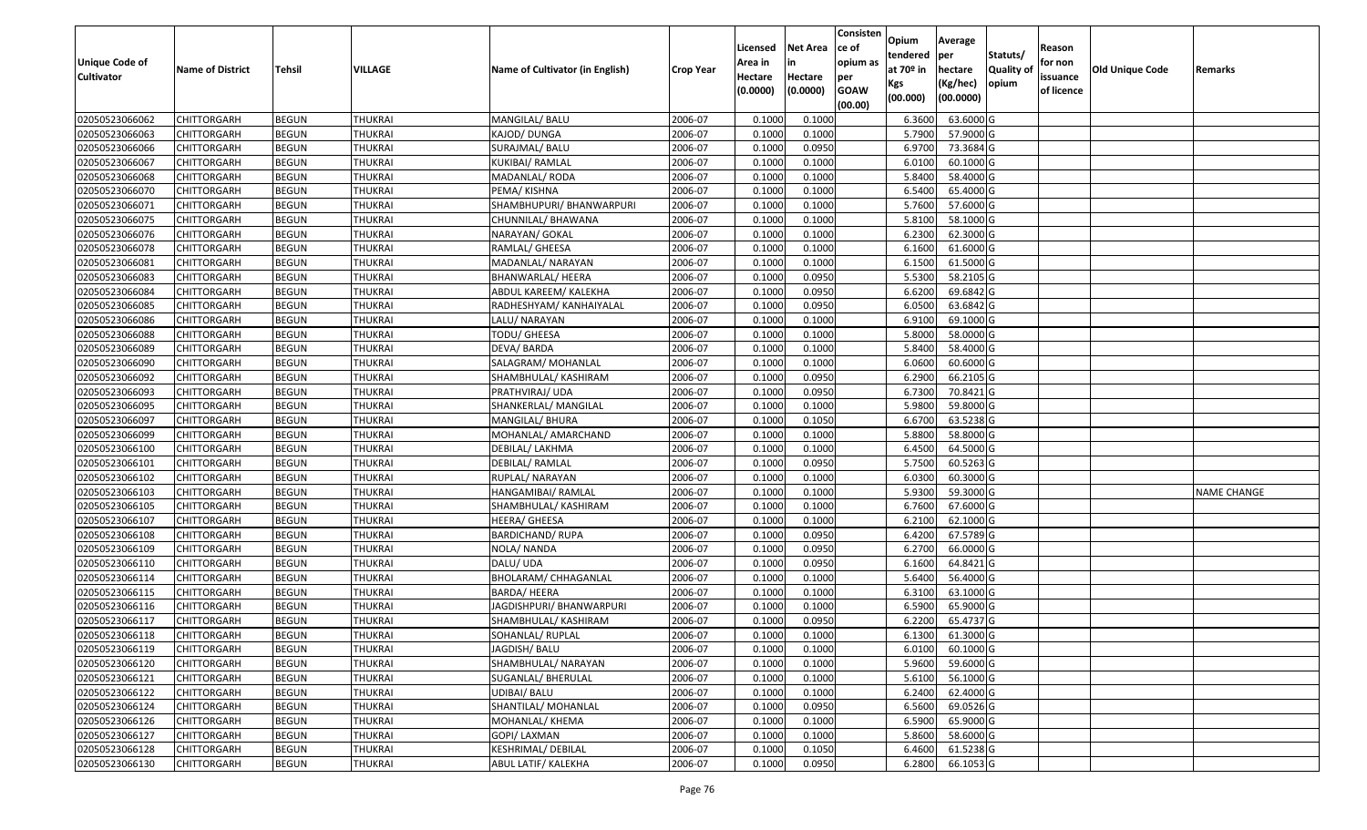| Unique Code of Cultivator | Name of District | Tehsil | VILLAGE | Name of Cultivator (in English) | Crop Year | Licensed Area in Hectare (0.0000) | Net Area in Hectare (0.0000) | Consistence of opium as per GOAW (00.00) | Opium tendered at 70º in Kgs (00.000) | Average per hectare (Kg/hec) (00.0000) | Statuts/ Quality of opium | Reason for non issuance of licence | Old Unique Code | Remarks |
|---|---|---|---|---|---|---|---|---|---|---|---|---|---|---|
| 02050523066062 | CHITTORGARH | BEGUN | THUKRAI | MANGILAL/ BALU | 2006-07 | 0.1000 | 0.1000 | | 6.3600 | 63.6000 | G | | | |
| 02050523066063 | CHITTORGARH | BEGUN | THUKRAI | KAJOD/ DUNGA | 2006-07 | 0.1000 | 0.1000 | | 5.7900 | 57.9000 | G | | | |
| 02050523066066 | CHITTORGARH | BEGUN | THUKRAI | SURAJMAL/ BALU | 2006-07 | 0.1000 | 0.0950 | | 6.9700 | 73.3684 | G | | | |
| 02050523066067 | CHITTORGARH | BEGUN | THUKRAI | KUKIBAI/ RAMLAL | 2006-07 | 0.1000 | 0.1000 | | 6.0100 | 60.1000 | G | | | |
| 02050523066068 | CHITTORGARH | BEGUN | THUKRAI | MADANLAL/ RODA | 2006-07 | 0.1000 | 0.1000 | | 5.8400 | 58.4000 | G | | | |
| 02050523066070 | CHITTORGARH | BEGUN | THUKRAI | PEMA/ KISHNA | 2006-07 | 0.1000 | 0.1000 | | 6.5400 | 65.4000 | G | | | |
| 02050523066071 | CHITTORGARH | BEGUN | THUKRAI | SHAMBHUPURI/ BHANWARPURI | 2006-07 | 0.1000 | 0.1000 | | 5.7600 | 57.6000 | G | | | |
| 02050523066075 | CHITTORGARH | BEGUN | THUKRAI | CHUNNILAL/ BHAWANA | 2006-07 | 0.1000 | 0.1000 | | 5.8100 | 58.1000 | G | | | |
| 02050523066076 | CHITTORGARH | BEGUN | THUKRAI | NARAYAN/ GOKAL | 2006-07 | 0.1000 | 0.1000 | | 6.2300 | 62.3000 | G | | | |
| 02050523066078 | CHITTORGARH | BEGUN | THUKRAI | RAMLAL/ GHEESA | 2006-07 | 0.1000 | 0.1000 | | 6.1600 | 61.6000 | G | | | |
| 02050523066081 | CHITTORGARH | BEGUN | THUKRAI | MADANLAL/ NARAYAN | 2006-07 | 0.1000 | 0.1000 | | 6.1500 | 61.5000 | G | | | |
| 02050523066083 | CHITTORGARH | BEGUN | THUKRAI | BHANWARLAL/ HEERA | 2006-07 | 0.1000 | 0.0950 | | 5.5300 | 58.2105 | G | | | |
| 02050523066084 | CHITTORGARH | BEGUN | THUKRAI | ABDUL KAREEM/ KALEKHA | 2006-07 | 0.1000 | 0.0950 | | 6.6200 | 69.6842 | G | | | |
| 02050523066085 | CHITTORGARH | BEGUN | THUKRAI | RADHESHYAM/ KANHAIYALAL | 2006-07 | 0.1000 | 0.0950 | | 6.0500 | 63.6842 | G | | | |
| 02050523066086 | CHITTORGARH | BEGUN | THUKRAI | LALU/ NARAYAN | 2006-07 | 0.1000 | 0.1000 | | 6.9100 | 69.1000 | G | | | |
| 02050523066088 | CHITTORGARH | BEGUN | THUKRAI | TODU/ GHEESA | 2006-07 | 0.1000 | 0.1000 | | 5.8000 | 58.0000 | G | | | |
| 02050523066089 | CHITTORGARH | BEGUN | THUKRAI | DEVA/ BARDA | 2006-07 | 0.1000 | 0.1000 | | 5.8400 | 58.4000 | G | | | |
| 02050523066090 | CHITTORGARH | BEGUN | THUKRAI | SALAGRAM/ MOHANLAL | 2006-07 | 0.1000 | 0.1000 | | 6.0600 | 60.6000 | G | | | |
| 02050523066092 | CHITTORGARH | BEGUN | THUKRAI | SHAMBHULAL/ KASHIRAM | 2006-07 | 0.1000 | 0.0950 | | 6.2900 | 66.2105 | G | | | |
| 02050523066093 | CHITTORGARH | BEGUN | THUKRAI | PRATHVIRAJ/ UDA | 2006-07 | 0.1000 | 0.0950 | | 6.7300 | 70.8421 | G | | | |
| 02050523066095 | CHITTORGARH | BEGUN | THUKRAI | SHANKERLAL/ MANGILAL | 2006-07 | 0.1000 | 0.1000 | | 5.9800 | 59.8000 | G | | | |
| 02050523066097 | CHITTORGARH | BEGUN | THUKRAI | MANGILAL/ BHURA | 2006-07 | 0.1000 | 0.1050 | | 6.6700 | 63.5238 | G | | | |
| 02050523066099 | CHITTORGARH | BEGUN | THUKRAI | MOHANLAL/ AMARCHAND | 2006-07 | 0.1000 | 0.1000 | | 5.8800 | 58.8000 | G | | | |
| 02050523066100 | CHITTORGARH | BEGUN | THUKRAI | DEBILAL/ LAKHMA | 2006-07 | 0.1000 | 0.1000 | | 6.4500 | 64.5000 | G | | | |
| 02050523066101 | CHITTORGARH | BEGUN | THUKRAI | DEBILAL/ RAMLAL | 2006-07 | 0.1000 | 0.0950 | | 5.7500 | 60.5263 | G | | | |
| 02050523066102 | CHITTORGARH | BEGUN | THUKRAI | RUPLAL/ NARAYAN | 2006-07 | 0.1000 | 0.1000 | | 6.0300 | 60.3000 | G | | | |
| 02050523066103 | CHITTORGARH | BEGUN | THUKRAI | HANGAMIBAI/ RAMLAL | 2006-07 | 0.1000 | 0.1000 | | 5.9300 | 59.3000 | G | | | NAME CHANGE |
| 02050523066105 | CHITTORGARH | BEGUN | THUKRAI | SHAMBHULAL/ KASHIRAM | 2006-07 | 0.1000 | 0.1000 | | 6.7600 | 67.6000 | G | | | |
| 02050523066107 | CHITTORGARH | BEGUN | THUKRAI | HEERA/ GHEESA | 2006-07 | 0.1000 | 0.1000 | | 6.2100 | 62.1000 | G | | | |
| 02050523066108 | CHITTORGARH | BEGUN | THUKRAI | BARDICHAND/ RUPA | 2006-07 | 0.1000 | 0.0950 | | 6.4200 | 67.5789 | G | | | |
| 02050523066109 | CHITTORGARH | BEGUN | THUKRAI | NOLA/ NANDA | 2006-07 | 0.1000 | 0.0950 | | 6.2700 | 66.0000 | G | | | |
| 02050523066110 | CHITTORGARH | BEGUN | THUKRAI | DALU/ UDA | 2006-07 | 0.1000 | 0.0950 | | 6.1600 | 64.8421 | G | | | |
| 02050523066114 | CHITTORGARH | BEGUN | THUKRAI | BHOLARAM/ CHHAGANLAL | 2006-07 | 0.1000 | 0.1000 | | 5.6400 | 56.4000 | G | | | |
| 02050523066115 | CHITTORGARH | BEGUN | THUKRAI | BARDA/ HEERA | 2006-07 | 0.1000 | 0.1000 | | 6.3100 | 63.1000 | G | | | |
| 02050523066116 | CHITTORGARH | BEGUN | THUKRAI | JAGDISHPURI/ BHANWARPURI | 2006-07 | 0.1000 | 0.1000 | | 6.5900 | 65.9000 | G | | | |
| 02050523066117 | CHITTORGARH | BEGUN | THUKRAI | SHAMBHULAL/ KASHIRAM | 2006-07 | 0.1000 | 0.0950 | | 6.2200 | 65.4737 | G | | | |
| 02050523066118 | CHITTORGARH | BEGUN | THUKRAI | SOHANLAL/ RUPLAL | 2006-07 | 0.1000 | 0.1000 | | 6.1300 | 61.3000 | G | | | |
| 02050523066119 | CHITTORGARH | BEGUN | THUKRAI | JAGDISH/ BALU | 2006-07 | 0.1000 | 0.1000 | | 6.0100 | 60.1000 | G | | | |
| 02050523066120 | CHITTORGARH | BEGUN | THUKRAI | SHAMBHULAL/ NARAYAN | 2006-07 | 0.1000 | 0.1000 | | 5.9600 | 59.6000 | G | | | |
| 02050523066121 | CHITTORGARH | BEGUN | THUKRAI | SUGANLAL/ BHERULAL | 2006-07 | 0.1000 | 0.1000 | | 5.6100 | 56.1000 | G | | | |
| 02050523066122 | CHITTORGARH | BEGUN | THUKRAI | UDIBAI/ BALU | 2006-07 | 0.1000 | 0.1000 | | 6.2400 | 62.4000 | G | | | |
| 02050523066124 | CHITTORGARH | BEGUN | THUKRAI | SHANTILAL/ MOHANLAL | 2006-07 | 0.1000 | 0.0950 | | 6.5600 | 69.0526 | G | | | |
| 02050523066126 | CHITTORGARH | BEGUN | THUKRAI | MOHANLAL/ KHEMA | 2006-07 | 0.1000 | 0.1000 | | 6.5900 | 65.9000 | G | | | |
| 02050523066127 | CHITTORGARH | BEGUN | THUKRAI | GOPI/ LAXMAN | 2006-07 | 0.1000 | 0.1000 | | 5.8600 | 58.6000 | G | | | |
| 02050523066128 | CHITTORGARH | BEGUN | THUKRAI | KESHRIMAL/ DEBILAL | 2006-07 | 0.1000 | 0.1050 | | 6.4600 | 61.5238 | G | | | |
| 02050523066130 | CHITTORGARH | BEGUN | THUKRAI | ABUL LATIF/ KALEKHA | 2006-07 | 0.1000 | 0.0950 | | 6.2800 | 66.1053 | G | | | |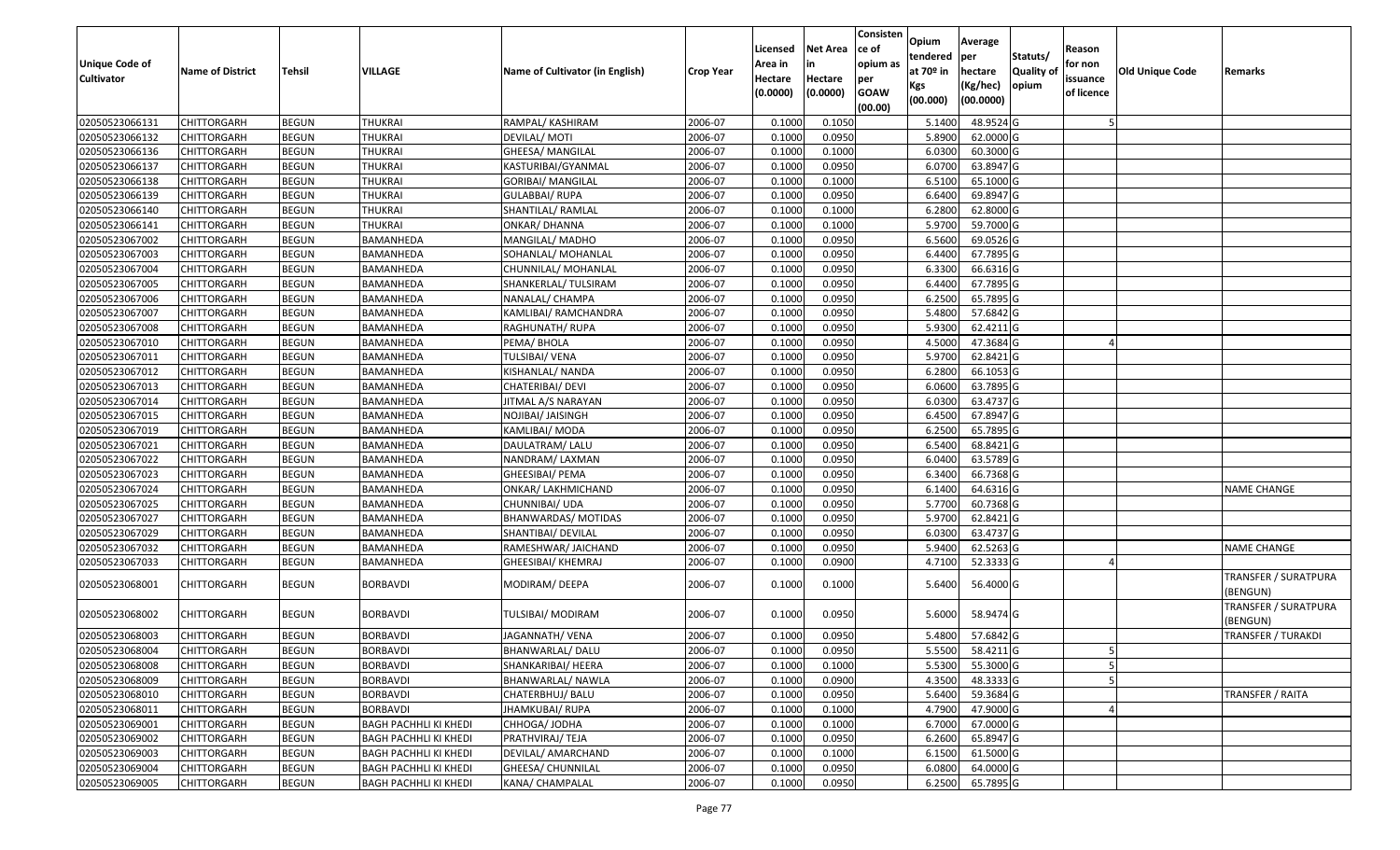| Unique Code of Cultivator | Name of District | Tehsil | VILLAGE | Name of Cultivator (in English) | Crop Year | Licensed Area in Hectare (0.0000) | Net Area in Hectare (0.0000) | Consistence of opium as per GOAW (00.00) | Opium tendered at 70º in Kgs (00.000) | Average per hectare (Kg/hec) (00.0000) | Statuts/ Quality of opium | Reason for non issuance of licence | Old Unique Code | Remarks |
|---|---|---|---|---|---|---|---|---|---|---|---|---|---|---|
| 02050523066131 | CHITTORGARH | BEGUN | THUKRAI | RAMPAL/ KASHIRAM | 2006-07 | 0.1000 | 0.1050 | | 5.1400 | 48.9524 | G | 5 | | |
| 02050523066132 | CHITTORGARH | BEGUN | THUKRAI | DEVILAL/ MOTI | 2006-07 | 0.1000 | 0.0950 | | 5.8900 | 62.0000 | G | | | |
| 02050523066136 | CHITTORGARH | BEGUN | THUKRAI | GHEESA/ MANGILAL | 2006-07 | 0.1000 | 0.1000 | | 6.0300 | 60.3000 | G | | | |
| 02050523066137 | CHITTORGARH | BEGUN | THUKRAI | KASTURIBAI/GYANMAL | 2006-07 | 0.1000 | 0.0950 | | 6.0700 | 63.8947 | G | | | |
| 02050523066138 | CHITTORGARH | BEGUN | THUKRAI | GORIBAI/ MANGILAL | 2006-07 | 0.1000 | 0.1000 | | 6.5100 | 65.1000 | G | | | |
| 02050523066139 | CHITTORGARH | BEGUN | THUKRAI | GULABBAI/ RUPA | 2006-07 | 0.1000 | 0.0950 | | 6.6400 | 69.8947 | G | | | |
| 02050523066140 | CHITTORGARH | BEGUN | THUKRAI | SHANTILAL/ RAMLAL | 2006-07 | 0.1000 | 0.1000 | | 6.2800 | 62.8000 | G | | | |
| 02050523066141 | CHITTORGARH | BEGUN | THUKRAI | ONKAR/ DHANNA | 2006-07 | 0.1000 | 0.1000 | | 5.9700 | 59.7000 | G | | | |
| 02050523067002 | CHITTORGARH | BEGUN | BAMANHEDA | MANGILAL/ MADHO | 2006-07 | 0.1000 | 0.0950 | | 6.5600 | 69.0526 | G | | | |
| 02050523067003 | CHITTORGARH | BEGUN | BAMANHEDA | SOHANLAL/ MOHANLAL | 2006-07 | 0.1000 | 0.0950 | | 6.4400 | 67.7895 | G | | | |
| 02050523067004 | CHITTORGARH | BEGUN | BAMANHEDA | CHUNNILAL/ MOHANLAL | 2006-07 | 0.1000 | 0.0950 | | 6.3300 | 66.6316 | G | | | |
| 02050523067005 | CHITTORGARH | BEGUN | BAMANHEDA | SHANKERLAL/ TULSIRAM | 2006-07 | 0.1000 | 0.0950 | | 6.4400 | 67.7895 | G | | | |
| 02050523067006 | CHITTORGARH | BEGUN | BAMANHEDA | NANALAL/ CHAMPA | 2006-07 | 0.1000 | 0.0950 | | 6.2500 | 65.7895 | G | | | |
| 02050523067007 | CHITTORGARH | BEGUN | BAMANHEDA | KAMLIBAI/ RAMCHANDRA | 2006-07 | 0.1000 | 0.0950 | | 5.4800 | 57.6842 | G | | | |
| 02050523067008 | CHITTORGARH | BEGUN | BAMANHEDA | RAGHUNATH/ RUPA | 2006-07 | 0.1000 | 0.0950 | | 5.9300 | 62.4211 | G | | | |
| 02050523067010 | CHITTORGARH | BEGUN | BAMANHEDA | PEMA/ BHOLA | 2006-07 | 0.1000 | 0.0950 | | 4.5000 | 47.3684 | G | 4 | | |
| 02050523067011 | CHITTORGARH | BEGUN | BAMANHEDA | TULSIBAI/ VENA | 2006-07 | 0.1000 | 0.0950 | | 5.9700 | 62.8421 | G | | | |
| 02050523067012 | CHITTORGARH | BEGUN | BAMANHEDA | KISHANLAL/ NANDA | 2006-07 | 0.1000 | 0.0950 | | 6.2800 | 66.1053 | G | | | |
| 02050523067013 | CHITTORGARH | BEGUN | BAMANHEDA | CHATERIBAI/ DEVI | 2006-07 | 0.1000 | 0.0950 | | 6.0600 | 63.7895 | G | | | |
| 02050523067014 | CHITTORGARH | BEGUN | BAMANHEDA | JITMAL A/S NARAYAN | 2006-07 | 0.1000 | 0.0950 | | 6.0300 | 63.4737 | G | | | |
| 02050523067015 | CHITTORGARH | BEGUN | BAMANHEDA | NOJIBAI/ JAISINGH | 2006-07 | 0.1000 | 0.0950 | | 6.4500 | 67.8947 | G | | | |
| 02050523067019 | CHITTORGARH | BEGUN | BAMANHEDA | KAMLIBAI/ MODA | 2006-07 | 0.1000 | 0.0950 | | 6.2500 | 65.7895 | G | | | |
| 02050523067021 | CHITTORGARH | BEGUN | BAMANHEDA | DAULATRAM/ LALU | 2006-07 | 0.1000 | 0.0950 | | 6.5400 | 68.8421 | G | | | |
| 02050523067022 | CHITTORGARH | BEGUN | BAMANHEDA | NANDRAM/ LAXMAN | 2006-07 | 0.1000 | 0.0950 | | 6.0400 | 63.5789 | G | | | |
| 02050523067023 | CHITTORGARH | BEGUN | BAMANHEDA | GHEESIBAI/ PEMA | 2006-07 | 0.1000 | 0.0950 | | 6.3400 | 66.7368 | G | | | |
| 02050523067024 | CHITTORGARH | BEGUN | BAMANHEDA | ONKAR/ LAKHMICHAND | 2006-07 | 0.1000 | 0.0950 | | 6.1400 | 64.6316 | G | | | NAME CHANGE |
| 02050523067025 | CHITTORGARH | BEGUN | BAMANHEDA | CHUNNIBAI/ UDA | 2006-07 | 0.1000 | 0.0950 | | 5.7700 | 60.7368 | G | | | |
| 02050523067027 | CHITTORGARH | BEGUN | BAMANHEDA | BHANWARDAS/ MOTIDAS | 2006-07 | 0.1000 | 0.0950 | | 5.9700 | 62.8421 | G | | | |
| 02050523067029 | CHITTORGARH | BEGUN | BAMANHEDA | SHANTIBAI/ DEVILAL | 2006-07 | 0.1000 | 0.0950 | | 6.0300 | 63.4737 | G | | | |
| 02050523067032 | CHITTORGARH | BEGUN | BAMANHEDA | RAMESHWAR/ JAICHAND | 2006-07 | 0.1000 | 0.0950 | | 5.9400 | 62.5263 | G | | | NAME CHANGE |
| 02050523067033 | CHITTORGARH | BEGUN | BAMANHEDA | GHEESIBAI/ KHEMRAJ | 2006-07 | 0.1000 | 0.0900 | | 4.7100 | 52.3333 | G | 4 | | |
| 02050523068001 | CHITTORGARH | BEGUN | BORBAVDI | MODIRAM/ DEEPA | 2006-07 | 0.1000 | 0.1000 | | 5.6400 | 56.4000 | G | | | TRANSFER / SURATPURA (BENGUN) |
| 02050523068002 | CHITTORGARH | BEGUN | BORBAVDI | TULSIBAI/ MODIRAM | 2006-07 | 0.1000 | 0.0950 | | 5.6000 | 58.9474 | G | | | TRANSFER / SURATPURA (BENGUN) |
| 02050523068003 | CHITTORGARH | BEGUN | BORBAVDI | JAGANNATH/ VENA | 2006-07 | 0.1000 | 0.0950 | | 5.4800 | 57.6842 | G | | | TRANSFER / TURAKDI |
| 02050523068004 | CHITTORGARH | BEGUN | BORBAVDI | BHANWARLAL/ DALU | 2006-07 | 0.1000 | 0.0950 | | 5.5500 | 58.4211 | G | 5 | | |
| 02050523068008 | CHITTORGARH | BEGUN | BORBAVDI | SHANKARIBAI/ HEERA | 2006-07 | 0.1000 | 0.1000 | | 5.5300 | 55.3000 | G | 5 | | |
| 02050523068009 | CHITTORGARH | BEGUN | BORBAVDI | BHANWARLAL/ NAWLA | 2006-07 | 0.1000 | 0.0900 | | 4.3500 | 48.3333 | G | 5 | | |
| 02050523068010 | CHITTORGARH | BEGUN | BORBAVDI | CHATERBHUJ/ BALU | 2006-07 | 0.1000 | 0.0950 | | 5.6400 | 59.3684 | G | | | TRANSFER / RAITA |
| 02050523068011 | CHITTORGARH | BEGUN | BORBAVDI | JHAMKUBAI/ RUPA | 2006-07 | 0.1000 | 0.1000 | | 4.7900 | 47.9000 | G | 4 | | |
| 02050523069001 | CHITTORGARH | BEGUN | BAGH PACHHLI KI KHEDI | CHHOGA/ JODHA | 2006-07 | 0.1000 | 0.1000 | | 6.7000 | 67.0000 | G | | | |
| 02050523069002 | CHITTORGARH | BEGUN | BAGH PACHHLI KI KHEDI | PRATHVIRAJ/ TEJA | 2006-07 | 0.1000 | 0.0950 | | 6.2600 | 65.8947 | G | | | |
| 02050523069003 | CHITTORGARH | BEGUN | BAGH PACHHLI KI KHEDI | DEVILAL/ AMARCHAND | 2006-07 | 0.1000 | 0.1000 | | 6.1500 | 61.5000 | G | | | |
| 02050523069004 | CHITTORGARH | BEGUN | BAGH PACHHLI KI KHEDI | GHEESA/ CHUNNILAL | 2006-07 | 0.1000 | 0.0950 | | 6.0800 | 64.0000 | G | | | |
| 02050523069005 | CHITTORGARH | BEGUN | BAGH PACHHLI KI KHEDI | KANA/ CHAMPALAL | 2006-07 | 0.1000 | 0.0950 | | 6.2500 | 65.7895 | G | | | |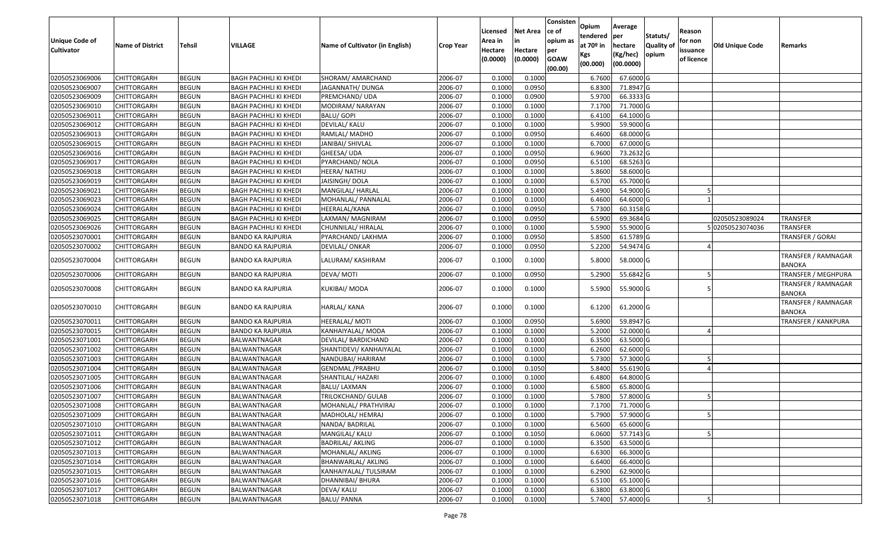| Unique Code of Cultivator | Name of District | Tehsil | VILLAGE | Name of Cultivator (in English) | Crop Year | Licensed Area in Hectare (0.0000) | Net Area in Hectare (0.0000) | Consistence of opium as per GOAW (00.00) | Opium tendered at 70º in Kgs (00.000) | Average per hectare (Kg/hec) (00.0000) | Statuts/ Quality of opium | Reason for non issuance of licence | Old Unique Code | Remarks |
|---|---|---|---|---|---|---|---|---|---|---|---|---|---|---|
| 02050523069006 | CHITTORGARH | BEGUN | BAGH PACHHLI KI KHEDI | SHORAM/ AMARCHAND | 2006-07 | 0.1000 | 0.1000 | | 6.7600 | 67.6000 | G | | | |
| 02050523069007 | CHITTORGARH | BEGUN | BAGH PACHHLI KI KHEDI | JAGANNATH/ DUNGA | 2006-07 | 0.1000 | 0.0950 | | 6.8300 | 71.8947 | G | | | |
| 02050523069009 | CHITTORGARH | BEGUN | BAGH PACHHLI KI KHEDI | PREMCHAND/ UDA | 2006-07 | 0.1000 | 0.0900 | | 5.9700 | 66.3333 | G | | | |
| 02050523069010 | CHITTORGARH | BEGUN | BAGH PACHHLI KI KHEDI | MODIRAM/ NARAYAN | 2006-07 | 0.1000 | 0.1000 | | 7.1700 | 71.7000 | G | | | |
| 02050523069011 | CHITTORGARH | BEGUN | BAGH PACHHLI KI KHEDI | BALU/ GOPI | 2006-07 | 0.1000 | 0.1000 | | 6.4100 | 64.1000 | G | | | |
| 02050523069012 | CHITTORGARH | BEGUN | BAGH PACHHLI KI KHEDI | DEVILAL/ KALU | 2006-07 | 0.1000 | 0.1000 | | 5.9900 | 59.9000 | G | | | |
| 02050523069013 | CHITTORGARH | BEGUN | BAGH PACHHLI KI KHEDI | RAMLAL/ MADHO | 2006-07 | 0.1000 | 0.0950 | | 6.4600 | 68.0000 | G | | | |
| 02050523069015 | CHITTORGARH | BEGUN | BAGH PACHHLI KI KHEDI | JANIBAI/ SHIVLAL | 2006-07 | 0.1000 | 0.1000 | | 6.7000 | 67.0000 | G | | | |
| 02050523069016 | CHITTORGARH | BEGUN | BAGH PACHHLI KI KHEDI | GHEESA/ UDA | 2006-07 | 0.1000 | 0.0950 | | 6.9600 | 73.2632 | G | | | |
| 02050523069017 | CHITTORGARH | BEGUN | BAGH PACHHLI KI KHEDI | PYARCHAND/ NOLA | 2006-07 | 0.1000 | 0.0950 | | 6.5100 | 68.5263 | G | | | |
| 02050523069018 | CHITTORGARH | BEGUN | BAGH PACHHLI KI KHEDI | HEERA/ NATHU | 2006-07 | 0.1000 | 0.1000 | | 5.8600 | 58.6000 | G | | | |
| 02050523069019 | CHITTORGARH | BEGUN | BAGH PACHHLI KI KHEDI | JAISINGH/ DOLA | 2006-07 | 0.1000 | 0.1000 | | 6.5700 | 65.7000 | G | | | |
| 02050523069021 | CHITTORGARH | BEGUN | BAGH PACHHLI KI KHEDI | MANGILAL/ HARLAL | 2006-07 | 0.1000 | 0.1000 | | 5.4900 | 54.9000 | G | 5 | | |
| 02050523069023 | CHITTORGARH | BEGUN | BAGH PACHHLI KI KHEDI | MOHANLAL/ PANNALAL | 2006-07 | 0.1000 | 0.1000 | | 6.4600 | 64.6000 | G | 1 | | |
| 02050523069024 | CHITTORGARH | BEGUN | BAGH PACHHLI KI KHEDI | HEERALAL/KANA | 2006-07 | 0.1000 | 0.0950 | | 5.7300 | 60.3158 | G | | | |
| 02050523069025 | CHITTORGARH | BEGUN | BAGH PACHHLI KI KHEDI | LAXMAN/ MAGNIRAM | 2006-07 | 0.1000 | 0.0950 | | 6.5900 | 69.3684 | G | | 02050523089024 | TRANSFER |
| 02050523069026 | CHITTORGARH | BEGUN | BAGH PACHHLI KI KHEDI | CHUNNILAL/ HIRALAL | 2006-07 | 0.1000 | 0.1000 | | 5.5900 | 55.9000 | G | 5 | 02050523074036 | TRANSFER |
| 02050523070001 | CHITTORGARH | BEGUN | BANDO KA RAJPURIA | PYARCHAND/ LAKHMA | 2006-07 | 0.1000 | 0.0950 | | 5.8500 | 61.5789 | G | | | TRANSFER / GORAI |
| 02050523070002 | CHITTORGARH | BEGUN | BANDO KA RAJPURIA | DEVILAL/ ONKAR | 2006-07 | 0.1000 | 0.0950 | | 5.2200 | 54.9474 | G | 4 | | |
| 02050523070004 | CHITTORGARH | BEGUN | BANDO KA RAJPURIA | LALURAM/ KASHIRAM | 2006-07 | 0.1000 | 0.1000 | | 5.8000 | 58.0000 | G | | | TRANSFER / RAMNAGAR BANOKA |
| 02050523070006 | CHITTORGARH | BEGUN | BANDO KA RAJPURIA | DEVA/ MOTI | 2006-07 | 0.1000 | 0.0950 | | 5.2900 | 55.6842 | G | 5 | | TRANSFER / MEGHPURA |
| 02050523070008 | CHITTORGARH | BEGUN | BANDO KA RAJPURIA | KUKIBAI/ MODA | 2006-07 | 0.1000 | 0.1000 | | 5.5900 | 55.9000 | G | 5 | | TRANSFER / RAMNAGAR BANOKA |
| 02050523070010 | CHITTORGARH | BEGUN | BANDO KA RAJPURIA | HARLAL/ KANA | 2006-07 | 0.1000 | 0.1000 | | 6.1200 | 61.2000 | G | | | TRANSFER / RAMNAGAR BANOKA |
| 02050523070011 | CHITTORGARH | BEGUN | BANDO KA RAJPURIA | HEERALAL/ MOTI | 2006-07 | 0.1000 | 0.0950 | | 5.6900 | 59.8947 | G | | | TRANSFER / KANKPURA |
| 02050523070015 | CHITTORGARH | BEGUN | BANDO KA RAJPURIA | KANHAIYALAL/ MODA | 2006-07 | 0.1000 | 0.1000 | | 5.2000 | 52.0000 | G | 4 | | |
| 02050523071001 | CHITTORGARH | BEGUN | BALWANTNAGAR | DEVILAL/ BARDICHAND | 2006-07 | 0.1000 | 0.1000 | | 6.3500 | 63.5000 | G | | | |
| 02050523071002 | CHITTORGARH | BEGUN | BALWANTNAGAR | SHANTIDEVI/ KANHAIYALAL | 2006-07 | 0.1000 | 0.1000 | | 6.2600 | 62.6000 | G | | | |
| 02050523071003 | CHITTORGARH | BEGUN | BALWANTNAGAR | NANDUBAI/ HARIRAM | 2006-07 | 0.1000 | 0.1000 | | 5.7300 | 57.3000 | G | 5 | | |
| 02050523071004 | CHITTORGARH | BEGUN | BALWANTNAGAR | GENDMAL /PRABHU | 2006-07 | 0.1000 | 0.1050 | | 5.8400 | 55.6190 | G | 4 | | |
| 02050523071005 | CHITTORGARH | BEGUN | BALWANTNAGAR | SHANTILAL/ HAZARI | 2006-07 | 0.1000 | 0.1000 | | 6.4800 | 64.8000 | G | | | |
| 02050523071006 | CHITTORGARH | BEGUN | BALWANTNAGAR | BALU/ LAXMAN | 2006-07 | 0.1000 | 0.1000 | | 6.5800 | 65.8000 | G | | | |
| 02050523071007 | CHITTORGARH | BEGUN | BALWANTNAGAR | TRILOKCHAND/ GULAB | 2006-07 | 0.1000 | 0.1000 | | 5.7800 | 57.8000 | G | 5 | | |
| 02050523071008 | CHITTORGARH | BEGUN | BALWANTNAGAR | MOHANLAL/ PRATHVIRAJ | 2006-07 | 0.1000 | 0.1000 | | 7.1700 | 71.7000 | G | | | |
| 02050523071009 | CHITTORGARH | BEGUN | BALWANTNAGAR | MADHOLAL/ HEMRAJ | 2006-07 | 0.1000 | 0.1000 | | 5.7900 | 57.9000 | G | 5 | | |
| 02050523071010 | CHITTORGARH | BEGUN | BALWANTNAGAR | NANDA/ BADRILAL | 2006-07 | 0.1000 | 0.1000 | | 6.5600 | 65.6000 | G | | | |
| 02050523071011 | CHITTORGARH | BEGUN | BALWANTNAGAR | MANGILAL/ KALU | 2006-07 | 0.1000 | 0.1050 | | 6.0600 | 57.7143 | G | 5 | | |
| 02050523071012 | CHITTORGARH | BEGUN | BALWANTNAGAR | BADRILAL/ AKLING | 2006-07 | 0.1000 | 0.1000 | | 6.3500 | 63.5000 | G | | | |
| 02050523071013 | CHITTORGARH | BEGUN | BALWANTNAGAR | MOHANLAL/ AKLING | 2006-07 | 0.1000 | 0.1000 | | 6.6300 | 66.3000 | G | | | |
| 02050523071014 | CHITTORGARH | BEGUN | BALWANTNAGAR | BHANWARLAL/ AKLING | 2006-07 | 0.1000 | 0.1000 | | 6.6400 | 66.4000 | G | | | |
| 02050523071015 | CHITTORGARH | BEGUN | BALWANTNAGAR | KANHAIYALAL/ TULSIRAM | 2006-07 | 0.1000 | 0.1000 | | 6.2900 | 62.9000 | G | | | |
| 02050523071016 | CHITTORGARH | BEGUN | BALWANTNAGAR | DHANNIBAI/ BHURA | 2006-07 | 0.1000 | 0.1000 | | 6.5100 | 65.1000 | G | | | |
| 02050523071017 | CHITTORGARH | BEGUN | BALWANTNAGAR | DEVA/ KALU | 2006-07 | 0.1000 | 0.1000 | | 6.3800 | 63.8000 | G | | | |
| 02050523071018 | CHITTORGARH | BEGUN | BALWANTNAGAR | BALU/ PANNA | 2006-07 | 0.1000 | 0.1000 | | 5.7400 | 57.4000 | G | 5 | | |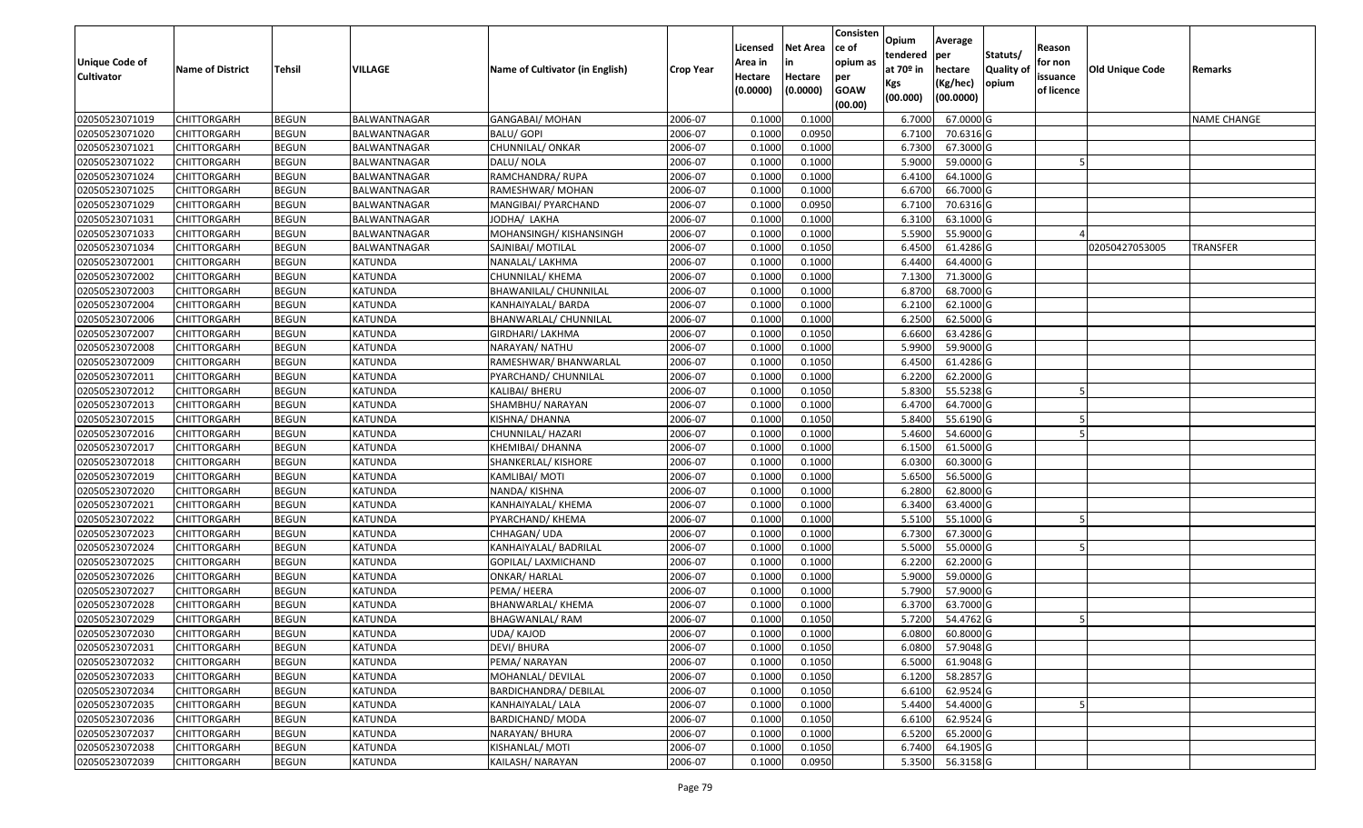| Unique Code of Cultivator | Name of District | Tehsil | VILLAGE | Name of Cultivator (in English) | Crop Year | Licensed Area in Hectare (0.0000) | Net Area in Hectare (0.0000) | Consistence of opium as per GOAW (00.00) | Opium tendered at 70º in Kgs (00.000) | Average per hectare (Kg/hec) (00.0000) | Statuts/ Quality of opium | Reason for non issuance of licence | Old Unique Code | Remarks |
|---|---|---|---|---|---|---|---|---|---|---|---|---|---|---|
| 02050523071019 | CHITTORGARH | BEGUN | BALWANTNAGAR | GANGABAI/ MOHAN | 2006-07 | 0.1000 | 0.1000 | | 6.7000 | 67.0000 | G | | | NAME CHANGE |
| 02050523071020 | CHITTORGARH | BEGUN | BALWANTNAGAR | BALU/ GOPI | 2006-07 | 0.1000 | 0.0950 | | 6.7100 | 70.6316 | G | | | |
| 02050523071021 | CHITTORGARH | BEGUN | BALWANTNAGAR | CHUNNILAL/ ONKAR | 2006-07 | 0.1000 | 0.1000 | | 6.7300 | 67.3000 | G | | | |
| 02050523071022 | CHITTORGARH | BEGUN | BALWANTNAGAR | DALU/ NOLA | 2006-07 | 0.1000 | 0.1000 | | 5.9000 | 59.0000 | G | 5 | | |
| 02050523071024 | CHITTORGARH | BEGUN | BALWANTNAGAR | RAMCHANDRA/ RUPA | 2006-07 | 0.1000 | 0.1000 | | 6.4100 | 64.1000 | G | | | |
| 02050523071025 | CHITTORGARH | BEGUN | BALWANTNAGAR | RAMESHWAR/ MOHAN | 2006-07 | 0.1000 | 0.1000 | | 6.6700 | 66.7000 | G | | | |
| 02050523071029 | CHITTORGARH | BEGUN | BALWANTNAGAR | MANGIBAI/ PYARCHAND | 2006-07 | 0.1000 | 0.0950 | | 6.7100 | 70.6316 | G | | | |
| 02050523071031 | CHITTORGARH | BEGUN | BALWANTNAGAR | JODHA/ LAKHA | 2006-07 | 0.1000 | 0.1000 | | 6.3100 | 63.1000 | G | | | |
| 02050523071033 | CHITTORGARH | BEGUN | BALWANTNAGAR | MOHANSINGH/ KISHANSINGH | 2006-07 | 0.1000 | 0.1000 | | 5.5900 | 55.9000 | G | 4 | | |
| 02050523071034 | CHITTORGARH | BEGUN | BALWANTNAGAR | SAJNIBAI/ MOTILAL | 2006-07 | 0.1000 | 0.1050 | | 6.4500 | 61.4286 | G | | 02050427053005 | TRANSFER |
| 02050523072001 | CHITTORGARH | BEGUN | KATUNDA | NANALAL/ LAKHMA | 2006-07 | 0.1000 | 0.1000 | | 6.4400 | 64.4000 | G | | | |
| 02050523072002 | CHITTORGARH | BEGUN | KATUNDA | CHUNNILAL/ KHEMA | 2006-07 | 0.1000 | 0.1000 | | 7.1300 | 71.3000 | G | | | |
| 02050523072003 | CHITTORGARH | BEGUN | KATUNDA | BHAWANILAL/ CHUNNILAL | 2006-07 | 0.1000 | 0.1000 | | 6.8700 | 68.7000 | G | | | |
| 02050523072004 | CHITTORGARH | BEGUN | KATUNDA | KANHAIYALAL/ BARDA | 2006-07 | 0.1000 | 0.1000 | | 6.2100 | 62.1000 | G | | | |
| 02050523072006 | CHITTORGARH | BEGUN | KATUNDA | BHANWARLAL/ CHUNNILAL | 2006-07 | 0.1000 | 0.1000 | | 6.2500 | 62.5000 | G | | | |
| 02050523072007 | CHITTORGARH | BEGUN | KATUNDA | GIRDHARI/ LAKHMA | 2006-07 | 0.1000 | 0.1050 | | 6.6600 | 63.4286 | G | | | |
| 02050523072008 | CHITTORGARH | BEGUN | KATUNDA | NARAYAN/ NATHU | 2006-07 | 0.1000 | 0.1000 | | 5.9900 | 59.9000 | G | | | |
| 02050523072009 | CHITTORGARH | BEGUN | KATUNDA | RAMESHWAR/ BHANWARLAL | 2006-07 | 0.1000 | 0.1050 | | 6.4500 | 61.4286 | G | | | |
| 02050523072011 | CHITTORGARH | BEGUN | KATUNDA | PYARCHAND/ CHUNNILAL | 2006-07 | 0.1000 | 0.1000 | | 6.2200 | 62.2000 | G | | | |
| 02050523072012 | CHITTORGARH | BEGUN | KATUNDA | KALIBAI/ BHERU | 2006-07 | 0.1000 | 0.1050 | | 5.8300 | 55.5238 | G | 5 | | |
| 02050523072013 | CHITTORGARH | BEGUN | KATUNDA | SHAMBHU/ NARAYAN | 2006-07 | 0.1000 | 0.1000 | | 6.4700 | 64.7000 | G | | | |
| 02050523072015 | CHITTORGARH | BEGUN | KATUNDA | KISHNA/ DHANNA | 2006-07 | 0.1000 | 0.1050 | | 5.8400 | 55.6190 | G | 5 | | |
| 02050523072016 | CHITTORGARH | BEGUN | KATUNDA | CHUNNILAL/ HAZARI | 2006-07 | 0.1000 | 0.1000 | | 5.4600 | 54.6000 | G | 5 | | |
| 02050523072017 | CHITTORGARH | BEGUN | KATUNDA | KHEMIBAI/ DHANNA | 2006-07 | 0.1000 | 0.1000 | | 6.1500 | 61.5000 | G | | | |
| 02050523072018 | CHITTORGARH | BEGUN | KATUNDA | SHANKERLAL/ KISHORE | 2006-07 | 0.1000 | 0.1000 | | 6.0300 | 60.3000 | G | | | |
| 02050523072019 | CHITTORGARH | BEGUN | KATUNDA | KAMLIBAI/ MOTI | 2006-07 | 0.1000 | 0.1000 | | 5.6500 | 56.5000 | G | | | |
| 02050523072020 | CHITTORGARH | BEGUN | KATUNDA | NANDA/ KISHNA | 2006-07 | 0.1000 | 0.1000 | | 6.2800 | 62.8000 | G | | | |
| 02050523072021 | CHITTORGARH | BEGUN | KATUNDA | KANHAIYALAL/ KHEMA | 2006-07 | 0.1000 | 0.1000 | | 6.3400 | 63.4000 | G | | | |
| 02050523072022 | CHITTORGARH | BEGUN | KATUNDA | PYARCHAND/ KHEMA | 2006-07 | 0.1000 | 0.1000 | | 5.5100 | 55.1000 | G | 5 | | |
| 02050523072023 | CHITTORGARH | BEGUN | KATUNDA | CHHAGAN/ UDA | 2006-07 | 0.1000 | 0.1000 | | 6.7300 | 67.3000 | G | | | |
| 02050523072024 | CHITTORGARH | BEGUN | KATUNDA | KANHAIYALAL/ BADRILAL | 2006-07 | 0.1000 | 0.1000 | | 5.5000 | 55.0000 | G | 5 | | |
| 02050523072025 | CHITTORGARH | BEGUN | KATUNDA | GOPILAL/ LAXMICHAND | 2006-07 | 0.1000 | 0.1000 | | 6.2200 | 62.2000 | G | | | |
| 02050523072026 | CHITTORGARH | BEGUN | KATUNDA | ONKAR/ HARLAL | 2006-07 | 0.1000 | 0.1000 | | 5.9000 | 59.0000 | G | | | |
| 02050523072027 | CHITTORGARH | BEGUN | KATUNDA | PEMA/ HEERA | 2006-07 | 0.1000 | 0.1000 | | 5.7900 | 57.9000 | G | | | |
| 02050523072028 | CHITTORGARH | BEGUN | KATUNDA | BHANWARLAL/ KHEMA | 2006-07 | 0.1000 | 0.1000 | | 6.3700 | 63.7000 | G | | | |
| 02050523072029 | CHITTORGARH | BEGUN | KATUNDA | BHAGWANLAL/ RAM | 2006-07 | 0.1000 | 0.1050 | | 5.7200 | 54.4762 | G | 5 | | |
| 02050523072030 | CHITTORGARH | BEGUN | KATUNDA | UDA/ KAJOD | 2006-07 | 0.1000 | 0.1000 | | 6.0800 | 60.8000 | G | | | |
| 02050523072031 | CHITTORGARH | BEGUN | KATUNDA | DEVI/ BHURA | 2006-07 | 0.1000 | 0.1050 | | 6.0800 | 57.9048 | G | | | |
| 02050523072032 | CHITTORGARH | BEGUN | KATUNDA | PEMA/ NARAYAN | 2006-07 | 0.1000 | 0.1050 | | 6.5000 | 61.9048 | G | | | |
| 02050523072033 | CHITTORGARH | BEGUN | KATUNDA | MOHANLAL/ DEVILAL | 2006-07 | 0.1000 | 0.1050 | | 6.1200 | 58.2857 | G | | | |
| 02050523072034 | CHITTORGARH | BEGUN | KATUNDA | BARDICHANDRA/ DEBILAL | 2006-07 | 0.1000 | 0.1050 | | 6.6100 | 62.9524 | G | | | |
| 02050523072035 | CHITTORGARH | BEGUN | KATUNDA | KANHAIYALAL/ LALA | 2006-07 | 0.1000 | 0.1000 | | 5.4400 | 54.4000 | G | 5 | | |
| 02050523072036 | CHITTORGARH | BEGUN | KATUNDA | BARDICHAND/ MODA | 2006-07 | 0.1000 | 0.1050 | | 6.6100 | 62.9524 | G | | | |
| 02050523072037 | CHITTORGARH | BEGUN | KATUNDA | NARAYAN/ BHURA | 2006-07 | 0.1000 | 0.1000 | | 6.5200 | 65.2000 | G | | | |
| 02050523072038 | CHITTORGARH | BEGUN | KATUNDA | KISHANLAL/ MOTI | 2006-07 | 0.1000 | 0.1050 | | 6.7400 | 64.1905 | G | | | |
| 02050523072039 | CHITTORGARH | BEGUN | KATUNDA | KAILASH/ NARAYAN | 2006-07 | 0.1000 | 0.0950 | | 5.3500 | 56.3158 | G | | | |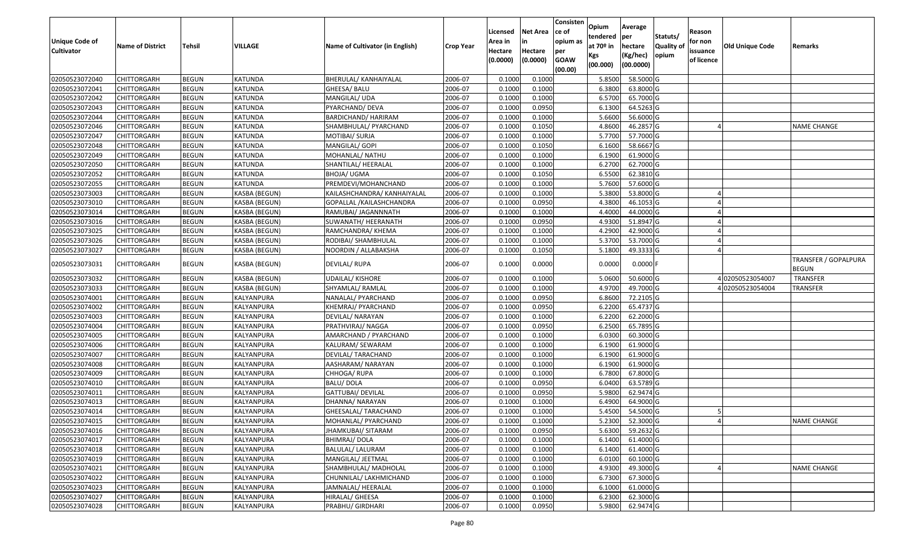| Unique Code of Cultivator | Name of District | Tehsil | VILLAGE | Name of Cultivator (in English) | Crop Year | Licensed Area in Hectare (0.0000) | Net Area in Hectare (0.0000) | Consistence of opium as per GOAW (00.00) | Opium tendered at 70º in Kgs (00.000) | Average per hectare (Kg/hec) (00.0000) | Statuts/ Quality of opium | Reason for non issuance of licence | Old Unique Code | Remarks |
|---|---|---|---|---|---|---|---|---|---|---|---|---|---|---|
| 02050523072040 | CHITTORGARH | BEGUN | KATUNDA | BHERULAL/ KANHAIYALAL | 2006-07 | 0.1000 | 0.1000 | | 5.8500 | 58.5000 | G | | | |
| 02050523072041 | CHITTORGARH | BEGUN | KATUNDA | GHEESA/ BALU | 2006-07 | 0.1000 | 0.1000 | | 6.3800 | 63.8000 | G | | | |
| 02050523072042 | CHITTORGARH | BEGUN | KATUNDA | MANGILAL/ UDA | 2006-07 | 0.1000 | 0.1000 | | 6.5700 | 65.7000 | G | | | |
| 02050523072043 | CHITTORGARH | BEGUN | KATUNDA | PYARCHAND/ DEVA | 2006-07 | 0.1000 | 0.0950 | | 6.1300 | 64.5263 | G | | | |
| 02050523072044 | CHITTORGARH | BEGUN | KATUNDA | BARDICHAND/ HARIRAM | 2006-07 | 0.1000 | 0.1000 | | 5.6600 | 56.6000 | G | | | |
| 02050523072046 | CHITTORGARH | BEGUN | KATUNDA | SHAMBHULAL/ PYARCHAND | 2006-07 | 0.1000 | 0.1050 | | 4.8600 | 46.2857 | G | 4 | | NAME CHANGE |
| 02050523072047 | CHITTORGARH | BEGUN | KATUNDA | MOTIBAI/ SURJA | 2006-07 | 0.1000 | 0.1000 | | 5.7700 | 57.7000 | G | | | |
| 02050523072048 | CHITTORGARH | BEGUN | KATUNDA | MANGILAL/ GOPI | 2006-07 | 0.1000 | 0.1050 | | 6.1600 | 58.6667 | G | | | |
| 02050523072049 | CHITTORGARH | BEGUN | KATUNDA | MOHANLAL/ NATHU | 2006-07 | 0.1000 | 0.1000 | | 6.1900 | 61.9000 | G | | | |
| 02050523072050 | CHITTORGARH | BEGUN | KATUNDA | SHANTILAL/ HEERALAL | 2006-07 | 0.1000 | 0.1000 | | 6.2700 | 62.7000 | G | | | |
| 02050523072052 | CHITTORGARH | BEGUN | KATUNDA | BHOJA/ UGMA | 2006-07 | 0.1000 | 0.1050 | | 6.5500 | 62.3810 | G | | | |
| 02050523072055 | CHITTORGARH | BEGUN | KATUNDA | PREMDEVI/MOHANCHAND | 2006-07 | 0.1000 | 0.1000 | | 5.7600 | 57.6000 | G | | | |
| 02050523073003 | CHITTORGARH | BEGUN | KASBA (BEGUN) | KAILASHCHANDRA/ KANHAIYALAL | 2006-07 | 0.1000 | 0.1000 | | 5.3800 | 53.8000 | G | 4 | | |
| 02050523073010 | CHITTORGARH | BEGUN | KASBA (BEGUN) | GOPALLAL /KAILASHCHANDRA | 2006-07 | 0.1000 | 0.0950 | | 4.3800 | 46.1053 | G | 4 | | |
| 02050523073014 | CHITTORGARH | BEGUN | KASBA (BEGUN) | RAMUBAI/ JAGANNNATH | 2006-07 | 0.1000 | 0.1000 | | 4.4000 | 44.0000 | G | 4 | | |
| 02050523073016 | CHITTORGARH | BEGUN | KASBA (BEGUN) | SUWANATH/ HEERANATH | 2006-07 | 0.1000 | 0.0950 | | 4.9300 | 51.8947 | G | 4 | | |
| 02050523073025 | CHITTORGARH | BEGUN | KASBA (BEGUN) | RAMCHANDRA/ KHEMA | 2006-07 | 0.1000 | 0.1000 | | 4.2900 | 42.9000 | G | 4 | | |
| 02050523073026 | CHITTORGARH | BEGUN | KASBA (BEGUN) | RODIBAI/ SHAMBHULAL | 2006-07 | 0.1000 | 0.1000 | | 5.3700 | 53.7000 | G | 4 | | |
| 02050523073027 | CHITTORGARH | BEGUN | KASBA (BEGUN) | NOORDIN / ALLABAKSHA | 2006-07 | 0.1000 | 0.1050 | | 5.1800 | 49.3333 | G | 4 | | |
| 02050523073031 | CHITTORGARH | BEGUN | KASBA (BEGUN) | DEVILAL/ RUPA | 2006-07 | 0.1000 | 0.0000 | | 0.0000 | 0.0000 | F | | | TRANSFER / GOPALPURA BEGUN |
| 02050523073032 | CHITTORGARH | BEGUN | KASBA (BEGUN) | UDAILAL/ KISHORE | 2006-07 | 0.1000 | 0.1000 | | 5.0600 | 50.6000 | G | 4 | 02050523054007 | TRANSFER |
| 02050523073033 | CHITTORGARH | BEGUN | KASBA (BEGUN) | SHYAMLAL/ RAMLAL | 2006-07 | 0.1000 | 0.1000 | | 4.9700 | 49.7000 | G | 4 | 02050523054004 | TRANSFER |
| 02050523074001 | CHITTORGARH | BEGUN | KALYANPURA | NANALAL/ PYARCHAND | 2006-07 | 0.1000 | 0.0950 | | 6.8600 | 72.2105 | G | | | |
| 02050523074002 | CHITTORGARH | BEGUN | KALYANPURA | KHEMRAJ/ PYARCHAND | 2006-07 | 0.1000 | 0.0950 | | 6.2200 | 65.4737 | G | | | |
| 02050523074003 | CHITTORGARH | BEGUN | KALYANPURA | DEVILAL/ NARAYAN | 2006-07 | 0.1000 | 0.1000 | | 6.2200 | 62.2000 | G | | | |
| 02050523074004 | CHITTORGARH | BEGUN | KALYANPURA | PRATHVIRAJ/ NAGGA | 2006-07 | 0.1000 | 0.0950 | | 6.2500 | 65.7895 | G | | | |
| 02050523074005 | CHITTORGARH | BEGUN | KALYANPURA | AMARCHAND / PYARCHAND | 2006-07 | 0.1000 | 0.1000 | | 6.0300 | 60.3000 | G | | | |
| 02050523074006 | CHITTORGARH | BEGUN | KALYANPURA | KALURAM/ SEWARAM | 2006-07 | 0.1000 | 0.1000 | | 6.1900 | 61.9000 | G | | | |
| 02050523074007 | CHITTORGARH | BEGUN | KALYANPURA | DEVILAL/ TARACHAND | 2006-07 | 0.1000 | 0.1000 | | 6.1900 | 61.9000 | G | | | |
| 02050523074008 | CHITTORGARH | BEGUN | KALYANPURA | AASHARAM/ NARAYAN | 2006-07 | 0.1000 | 0.1000 | | 6.1900 | 61.9000 | G | | | |
| 02050523074009 | CHITTORGARH | BEGUN | KALYANPURA | CHHOGA/ RUPA | 2006-07 | 0.1000 | 0.1000 | | 6.7800 | 67.8000 | G | | | |
| 02050523074010 | CHITTORGARH | BEGUN | KALYANPURA | BALU/ DOLA | 2006-07 | 0.1000 | 0.0950 | | 6.0400 | 63.5789 | G | | | |
| 02050523074011 | CHITTORGARH | BEGUN | KALYANPURA | GATTUBAI/ DEVILAL | 2006-07 | 0.1000 | 0.0950 | | 5.9800 | 62.9474 | G | | | |
| 02050523074013 | CHITTORGARH | BEGUN | KALYANPURA | DHANNA/ NARAYAN | 2006-07 | 0.1000 | 0.1000 | | 6.4900 | 64.9000 | G | | | |
| 02050523074014 | CHITTORGARH | BEGUN | KALYANPURA | GHEESALAL/ TARACHAND | 2006-07 | 0.1000 | 0.1000 | | 5.4500 | 54.5000 | G | 5 | | |
| 02050523074015 | CHITTORGARH | BEGUN | KALYANPURA | MOHANLAL/ PYARCHAND | 2006-07 | 0.1000 | 0.1000 | | 5.2300 | 52.3000 | G | 4 | | NAME CHANGE |
| 02050523074016 | CHITTORGARH | BEGUN | KALYANPURA | JHAMKUBAI/ SITARAM | 2006-07 | 0.1000 | 0.0950 | | 5.6300 | 59.2632 | G | | | |
| 02050523074017 | CHITTORGARH | BEGUN | KALYANPURA | BHIMRAJ/ DOLA | 2006-07 | 0.1000 | 0.1000 | | 6.1400 | 61.4000 | G | | | |
| 02050523074018 | CHITTORGARH | BEGUN | KALYANPURA | BALULAL/ LALURAM | 2006-07 | 0.1000 | 0.1000 | | 6.1400 | 61.4000 | G | | | |
| 02050523074019 | CHITTORGARH | BEGUN | KALYANPURA | MANGILAL/ JEETMAL | 2006-07 | 0.1000 | 0.1000 | | 6.0100 | 60.1000 | G | | | |
| 02050523074021 | CHITTORGARH | BEGUN | KALYANPURA | SHAMBHULAL/ MADHOLAL | 2006-07 | 0.1000 | 0.1000 | | 4.9300 | 49.3000 | G | 4 | | NAME CHANGE |
| 02050523074022 | CHITTORGARH | BEGUN | KALYANPURA | CHUNNILAL/ LAKHMICHAND | 2006-07 | 0.1000 | 0.1000 | | 6.7300 | 67.3000 | G | | | |
| 02050523074023 | CHITTORGARH | BEGUN | KALYANPURA | JAMNALAL/ HEERALAL | 2006-07 | 0.1000 | 0.1000 | | 6.1000 | 61.0000 | G | | | |
| 02050523074027 | CHITTORGARH | BEGUN | KALYANPURA | HIRALAL/ GHEESA | 2006-07 | 0.1000 | 0.1000 | | 6.2300 | 62.3000 | G | | | |
| 02050523074028 | CHITTORGARH | BEGUN | KALYANPURA | PRABHU/ GIRDHARI | 2006-07 | 0.1000 | 0.0950 | | 5.9800 | 62.9474 | G | | | |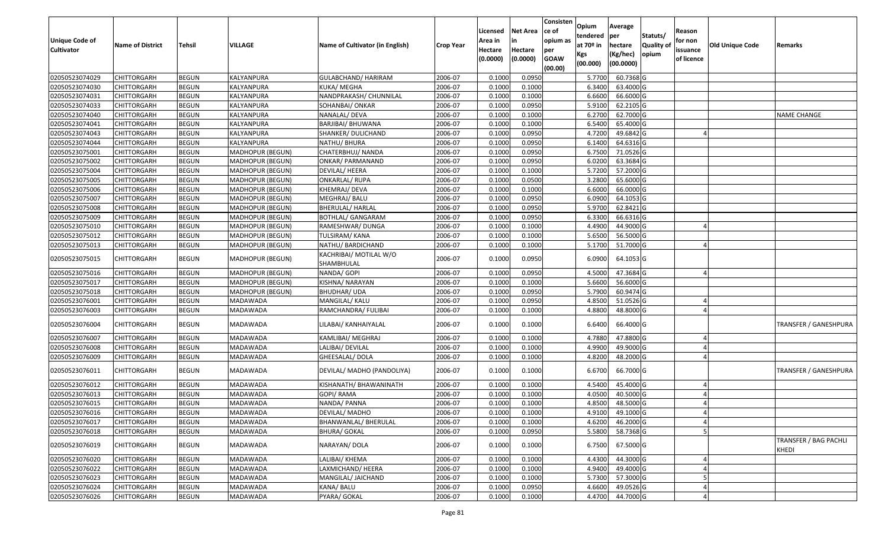| Unique Code of Cultivator | Name of District | Tehsil | VILLAGE | Name of Cultivator (in English) | Crop Year | Licensed Area in Hectare (0.0000) | Net Area in Hectare (0.0000) | Consistence of opium as per GOAW (00.00) | Opium tendered at 70º in Kgs (00.000) | Average per hectare (Kg/hec) (00.0000) | Statuts/ Quality of opium | Reason for non issuance of licence | Old Unique Code | Remarks |
|---|---|---|---|---|---|---|---|---|---|---|---|---|---|---|
| 02050523074029 | CHITTORGARH | BEGUN | KALYANPURA | GULABCHAND/ HARIRAM | 2006-07 | 0.1000 | 0.0950 | | 5.7700 | 60.7368 | G | | | |
| 02050523074030 | CHITTORGARH | BEGUN | KALYANPURA | KUKA/ MEGHA | 2006-07 | 0.1000 | 0.1000 | | 6.3400 | 63.4000 | G | | | |
| 02050523074031 | CHITTORGARH | BEGUN | KALYANPURA | NANDPRAKASH/ CHUNNILAL | 2006-07 | 0.1000 | 0.1000 | | 6.6600 | 66.6000 | G | | | |
| 02050523074033 | CHITTORGARH | BEGUN | KALYANPURA | SOHANBAI/ ONKAR | 2006-07 | 0.1000 | 0.0950 | | 5.9100 | 62.2105 | G | | | |
| 02050523074040 | CHITTORGARH | BEGUN | KALYANPURA | NANALAL/ DEVA | 2006-07 | 0.1000 | 0.1000 | | 6.2700 | 62.7000 | G | | | NAME CHANGE |
| 02050523074041 | CHITTORGARH | BEGUN | KALYANPURA | BARJIBAI/ BHUWANA | 2006-07 | 0.1000 | 0.1000 | | 6.5400 | 65.4000 | G | | | |
| 02050523074043 | CHITTORGARH | BEGUN | KALYANPURA | SHANKER/ DULICHAND | 2006-07 | 0.1000 | 0.0950 | | 4.7200 | 49.6842 | G | 4 | | |
| 02050523074044 | CHITTORGARH | BEGUN | KALYANPURA | NATHU/ BHURA | 2006-07 | 0.1000 | 0.0950 | | 6.1400 | 64.6316 | G | | | |
| 02050523075001 | CHITTORGARH | BEGUN | MADHOPUR (BEGUN) | CHATERBHUJ/ NANDA | 2006-07 | 0.1000 | 0.0950 | | 6.7500 | 71.0526 | G | | | |
| 02050523075002 | CHITTORGARH | BEGUN | MADHOPUR (BEGUN) | ONKAR/ PARMANAND | 2006-07 | 0.1000 | 0.0950 | | 6.0200 | 63.3684 | G | | | |
| 02050523075004 | CHITTORGARH | BEGUN | MADHOPUR (BEGUN) | DEVILAL/ HEERA | 2006-07 | 0.1000 | 0.1000 | | 5.7200 | 57.2000 | G | | | |
| 02050523075005 | CHITTORGARH | BEGUN | MADHOPUR (BEGUN) | ONKARLAL/ RUPA | 2006-07 | 0.1000 | 0.0500 | | 3.2800 | 65.6000 | G | | | |
| 02050523075006 | CHITTORGARH | BEGUN | MADHOPUR (BEGUN) | KHEMRAJ/ DEVA | 2006-07 | 0.1000 | 0.1000 | | 6.6000 | 66.0000 | G | | | |
| 02050523075007 | CHITTORGARH | BEGUN | MADHOPUR (BEGUN) | MEGHRAJ/ BALU | 2006-07 | 0.1000 | 0.0950 | | 6.0900 | 64.1053 | G | | | |
| 02050523075008 | CHITTORGARH | BEGUN | MADHOPUR (BEGUN) | BHERULAL/ HARLAL | 2006-07 | 0.1000 | 0.0950 | | 5.9700 | 62.8421 | G | | | |
| 02050523075009 | CHITTORGARH | BEGUN | MADHOPUR (BEGUN) | BOTHLAL/ GANGARAM | 2006-07 | 0.1000 | 0.0950 | | 6.3300 | 66.6316 | G | | | |
| 02050523075010 | CHITTORGARH | BEGUN | MADHOPUR (BEGUN) | RAMESHWAR/ DUNGA | 2006-07 | 0.1000 | 0.1000 | | 4.4900 | 44.9000 | G | 4 | | |
| 02050523075012 | CHITTORGARH | BEGUN | MADHOPUR (BEGUN) | TULSIRAM/ KANA | 2006-07 | 0.1000 | 0.1000 | | 5.6500 | 56.5000 | G | | | |
| 02050523075013 | CHITTORGARH | BEGUN | MADHOPUR (BEGUN) | NATHU/ BARDICHAND | 2006-07 | 0.1000 | 0.1000 | | 5.1700 | 51.7000 | G | 4 | | |
| 02050523075015 | CHITTORGARH | BEGUN | MADHOPUR (BEGUN) | KACHRIBAI/ MOTILAL W/O SHAMBHULAL | 2006-07 | 0.1000 | 0.0950 | | 6.0900 | 64.1053 | G | | | |
| 02050523075016 | CHITTORGARH | BEGUN | MADHOPUR (BEGUN) | NANDA/ GOPI | 2006-07 | 0.1000 | 0.0950 | | 4.5000 | 47.3684 | G | 4 | | |
| 02050523075017 | CHITTORGARH | BEGUN | MADHOPUR (BEGUN) | KISHNA/ NARAYAN | 2006-07 | 0.1000 | 0.1000 | | 5.6600 | 56.6000 | G | | | |
| 02050523075018 | CHITTORGARH | BEGUN | MADHOPUR (BEGUN) | BHUDHAR/ UDA | 2006-07 | 0.1000 | 0.0950 | | 5.7900 | 60.9474 | G | | | |
| 02050523076001 | CHITTORGARH | BEGUN | MADAWADA | MANGILAL/ KALU | 2006-07 | 0.1000 | 0.0950 | | 4.8500 | 51.0526 | G | 4 | | |
| 02050523076003 | CHITTORGARH | BEGUN | MADAWADA | RAMCHANDRA/ FULIBAI | 2006-07 | 0.1000 | 0.1000 | | 4.8800 | 48.8000 | G | 4 | | |
| 02050523076004 | CHITTORGARH | BEGUN | MADAWADA | LILABAI/ KANHAIYALAL | 2006-07 | 0.1000 | 0.1000 | | 6.6400 | 66.4000 | G | | | TRANSFER / GANESHPURA |
| 02050523076007 | CHITTORGARH | BEGUN | MADAWADA | KAMLIBAI/ MEGHRAJ | 2006-07 | 0.1000 | 0.1000 | | 4.7880 | 47.8800 | G | 4 | | |
| 02050523076008 | CHITTORGARH | BEGUN | MADAWADA | LALIBAI/ DEVILAL | 2006-07 | 0.1000 | 0.1000 | | 4.9900 | 49.9000 | G | 4 | | |
| 02050523076009 | CHITTORGARH | BEGUN | MADAWADA | GHEESALAL/ DOLA | 2006-07 | 0.1000 | 0.1000 | | 4.8200 | 48.2000 | G | 4 | | |
| 02050523076011 | CHITTORGARH | BEGUN | MADAWADA | DEVILAL/ MADHO (PANDOLIYA) | 2006-07 | 0.1000 | 0.1000 | | 6.6700 | 66.7000 | G | | | TRANSFER / GANESHPURA |
| 02050523076012 | CHITTORGARH | BEGUN | MADAWADA | KISHANATH/ BHAWANINATH | 2006-07 | 0.1000 | 0.1000 | | 4.5400 | 45.4000 | G | 4 | | |
| 02050523076013 | CHITTORGARH | BEGUN | MADAWADA | GOPI/ RAMA | 2006-07 | 0.1000 | 0.1000 | | 4.0500 | 40.5000 | G | 4 | | |
| 02050523076015 | CHITTORGARH | BEGUN | MADAWADA | NANDA/ PANNA | 2006-07 | 0.1000 | 0.1000 | | 4.8500 | 48.5000 | G | 4 | | |
| 02050523076016 | CHITTORGARH | BEGUN | MADAWADA | DEVILAL/ MADHO | 2006-07 | 0.1000 | 0.1000 | | 4.9100 | 49.1000 | G | 4 | | |
| 02050523076017 | CHITTORGARH | BEGUN | MADAWADA | BHANWANLAL/ BHERULAL | 2006-07 | 0.1000 | 0.1000 | | 4.6200 | 46.2000 | G | 4 | | |
| 02050523076018 | CHITTORGARH | BEGUN | MADAWADA | BHURA/ GOKAL | 2006-07 | 0.1000 | 0.0950 | | 5.5800 | 58.7368 | G | 5 | | |
| 02050523076019 | CHITTORGARH | BEGUN | MADAWADA | NARAYAN/ DOLA | 2006-07 | 0.1000 | 0.1000 | | 6.7500 | 67.5000 | G | | | TRANSFER / BAG PACHLI KHEDI |
| 02050523076020 | CHITTORGARH | BEGUN | MADAWADA | LALIBAI/ KHEMA | 2006-07 | 0.1000 | 0.1000 | | 4.4300 | 44.3000 | G | 4 | | |
| 02050523076022 | CHITTORGARH | BEGUN | MADAWADA | LAXMICHAND/ HEERA | 2006-07 | 0.1000 | 0.1000 | | 4.9400 | 49.4000 | G | 4 | | |
| 02050523076023 | CHITTORGARH | BEGUN | MADAWADA | MANGILAL/ JAICHAND | 2006-07 | 0.1000 | 0.1000 | | 5.7300 | 57.3000 | G | 5 | | |
| 02050523076024 | CHITTORGARH | BEGUN | MADAWADA | KANA/ BALU | 2006-07 | 0.1000 | 0.0950 | | 4.6600 | 49.0526 | G | 4 | | |
| 02050523076026 | CHITTORGARH | BEGUN | MADAWADA | PYARA/ GOKAL | 2006-07 | 0.1000 | 0.1000 | | 4.4700 | 44.7000 | G | 4 | | |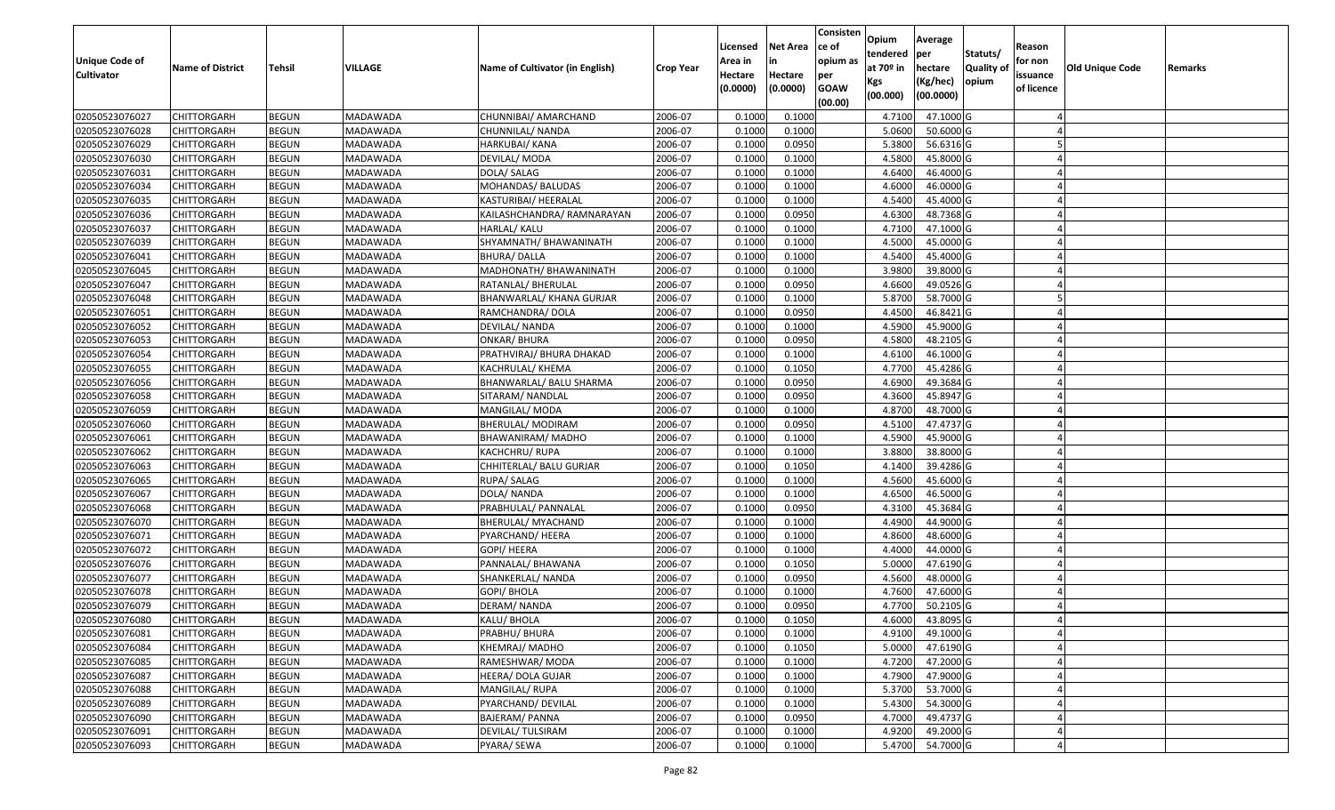| Unique Code of Cultivator | Name of District | Tehsil | VILLAGE | Name of Cultivator (in English) | Crop Year | Licensed Area in Hectare (0.0000) | Net Area in Hectare (0.0000) | Consistence of opium as per GOAW (00.00) | Opium tendered at 70º in Kgs (00.000) | Average per hectare (Kg/hec) (00.0000) | Statuts/ Quality of opium | Reason for non issuance of licence | Old Unique Code | Remarks |
|---|---|---|---|---|---|---|---|---|---|---|---|---|---|---|
| 02050523076027 | CHITTORGARH | BEGUN | MADAWADA | CHUNNIBAI/ AMARCHAND | 2006-07 | 0.1000 | 0.1000 | | 4.7100 | 47.1000 | G | 4 | | |
| 02050523076028 | CHITTORGARH | BEGUN | MADAWADA | CHUNNILAL/ NANDA | 2006-07 | 0.1000 | 0.1000 | | 5.0600 | 50.6000 | G | 4 | | |
| 02050523076029 | CHITTORGARH | BEGUN | MADAWADA | HARKUBAI/ KANA | 2006-07 | 0.1000 | 0.0950 | | 5.3800 | 56.6316 | G | 5 | | |
| 02050523076030 | CHITTORGARH | BEGUN | MADAWADA | DEVILAL/ MODA | 2006-07 | 0.1000 | 0.1000 | | 4.5800 | 45.8000 | G | 4 | | |
| 02050523076031 | CHITTORGARH | BEGUN | MADAWADA | DOLA/ SALAG | 2006-07 | 0.1000 | 0.1000 | | 4.6400 | 46.4000 | G | 4 | | |
| 02050523076034 | CHITTORGARH | BEGUN | MADAWADA | MOHANDAS/ BALUDAS | 2006-07 | 0.1000 | 0.1000 | | 4.6000 | 46.0000 | G | 4 | | |
| 02050523076035 | CHITTORGARH | BEGUN | MADAWADA | KASTURIBAI/ HEERALAL | 2006-07 | 0.1000 | 0.1000 | | 4.5400 | 45.4000 | G | 4 | | |
| 02050523076036 | CHITTORGARH | BEGUN | MADAWADA | KAILASHCHANDRA/ RAMNARAYAN | 2006-07 | 0.1000 | 0.0950 | | 4.6300 | 48.7368 | G | 4 | | |
| 02050523076037 | CHITTORGARH | BEGUN | MADAWADA | HARLAL/ KALU | 2006-07 | 0.1000 | 0.1000 | | 4.7100 | 47.1000 | G | 4 | | |
| 02050523076039 | CHITTORGARH | BEGUN | MADAWADA | SHYAMNATH/ BHAWANINATH | 2006-07 | 0.1000 | 0.1000 | | 4.5000 | 45.0000 | G | 4 | | |
| 02050523076041 | CHITTORGARH | BEGUN | MADAWADA | BHURA/ DALLA | 2006-07 | 0.1000 | 0.1000 | | 4.5400 | 45.4000 | G | 4 | | |
| 02050523076045 | CHITTORGARH | BEGUN | MADAWADA | MADHONATH/ BHAWANINATH | 2006-07 | 0.1000 | 0.1000 | | 3.9800 | 39.8000 | G | 4 | | |
| 02050523076047 | CHITTORGARH | BEGUN | MADAWADA | RATANLAL/ BHERULAL | 2006-07 | 0.1000 | 0.0950 | | 4.6600 | 49.0526 | G | 4 | | |
| 02050523076048 | CHITTORGARH | BEGUN | MADAWADA | BHANWARLAL/ KHANA GURJAR | 2006-07 | 0.1000 | 0.1000 | | 5.8700 | 58.7000 | G | 5 | | |
| 02050523076051 | CHITTORGARH | BEGUN | MADAWADA | RAMCHANDRA/ DOLA | 2006-07 | 0.1000 | 0.0950 | | 4.4500 | 46.8421 | G | 4 | | |
| 02050523076052 | CHITTORGARH | BEGUN | MADAWADA | DEVILAL/ NANDA | 2006-07 | 0.1000 | 0.1000 | | 4.5900 | 45.9000 | G | 4 | | |
| 02050523076053 | CHITTORGARH | BEGUN | MADAWADA | ONKAR/ BHURA | 2006-07 | 0.1000 | 0.0950 | | 4.5800 | 48.2105 | G | 4 | | |
| 02050523076054 | CHITTORGARH | BEGUN | MADAWADA | PRATHVIRAJ/ BHURA DHAKAD | 2006-07 | 0.1000 | 0.1000 | | 4.6100 | 46.1000 | G | 4 | | |
| 02050523076055 | CHITTORGARH | BEGUN | MADAWADA | KACHRULAL/ KHEMA | 2006-07 | 0.1000 | 0.1050 | | 4.7700 | 45.4286 | G | 4 | | |
| 02050523076056 | CHITTORGARH | BEGUN | MADAWADA | BHANWARLAL/ BALU SHARMA | 2006-07 | 0.1000 | 0.0950 | | 4.6900 | 49.3684 | G | 4 | | |
| 02050523076058 | CHITTORGARH | BEGUN | MADAWADA | SITARAM/ NANDLAL | 2006-07 | 0.1000 | 0.0950 | | 4.3600 | 45.8947 | G | 4 | | |
| 02050523076059 | CHITTORGARH | BEGUN | MADAWADA | MANGILAL/ MODA | 2006-07 | 0.1000 | 0.1000 | | 4.8700 | 48.7000 | G | 4 | | |
| 02050523076060 | CHITTORGARH | BEGUN | MADAWADA | BHERULAL/ MODIRAM | 2006-07 | 0.1000 | 0.0950 | | 4.5100 | 47.4737 | G | 4 | | |
| 02050523076061 | CHITTORGARH | BEGUN | MADAWADA | BHAWANIRAM/ MADHO | 2006-07 | 0.1000 | 0.1000 | | 4.5900 | 45.9000 | G | 4 | | |
| 02050523076062 | CHITTORGARH | BEGUN | MADAWADA | KACHCHRU/ RUPA | 2006-07 | 0.1000 | 0.1000 | | 3.8800 | 38.8000 | G | 4 | | |
| 02050523076063 | CHITTORGARH | BEGUN | MADAWADA | CHHITERLAL/ BALU GURJAR | 2006-07 | 0.1000 | 0.1050 | | 4.1400 | 39.4286 | G | 4 | | |
| 02050523076065 | CHITTORGARH | BEGUN | MADAWADA | RUPA/ SALAG | 2006-07 | 0.1000 | 0.1000 | | 4.5600 | 45.6000 | G | 4 | | |
| 02050523076067 | CHITTORGARH | BEGUN | MADAWADA | DOLA/ NANDA | 2006-07 | 0.1000 | 0.1000 | | 4.6500 | 46.5000 | G | 4 | | |
| 02050523076068 | CHITTORGARH | BEGUN | MADAWADA | PRABHULAL/ PANNALAL | 2006-07 | 0.1000 | 0.0950 | | 4.3100 | 45.3684 | G | 4 | | |
| 02050523076070 | CHITTORGARH | BEGUN | MADAWADA | BHERULAL/ MYACHAND | 2006-07 | 0.1000 | 0.1000 | | 4.4900 | 44.9000 | G | 4 | | |
| 02050523076071 | CHITTORGARH | BEGUN | MADAWADA | PYARCHAND/ HEERA | 2006-07 | 0.1000 | 0.1000 | | 4.8600 | 48.6000 | G | 4 | | |
| 02050523076072 | CHITTORGARH | BEGUN | MADAWADA | GOPI/ HEERA | 2006-07 | 0.1000 | 0.1000 | | 4.4000 | 44.0000 | G | 4 | | |
| 02050523076076 | CHITTORGARH | BEGUN | MADAWADA | PANNALAL/ BHAWANA | 2006-07 | 0.1000 | 0.1050 | | 5.0000 | 47.6190 | G | 4 | | |
| 02050523076077 | CHITTORGARH | BEGUN | MADAWADA | SHANKERLAL/ NANDA | 2006-07 | 0.1000 | 0.0950 | | 4.5600 | 48.0000 | G | 4 | | |
| 02050523076078 | CHITTORGARH | BEGUN | MADAWADA | GOPI/ BHOLA | 2006-07 | 0.1000 | 0.1000 | | 4.7600 | 47.6000 | G | 4 | | |
| 02050523076079 | CHITTORGARH | BEGUN | MADAWADA | DERAM/ NANDA | 2006-07 | 0.1000 | 0.0950 | | 4.7700 | 50.2105 | G | 4 | | |
| 02050523076080 | CHITTORGARH | BEGUN | MADAWADA | KALU/ BHOLA | 2006-07 | 0.1000 | 0.1050 | | 4.6000 | 43.8095 | G | 4 | | |
| 02050523076081 | CHITTORGARH | BEGUN | MADAWADA | PRABHU/ BHURA | 2006-07 | 0.1000 | 0.1000 | | 4.9100 | 49.1000 | G | 4 | | |
| 02050523076084 | CHITTORGARH | BEGUN | MADAWADA | KHEMRAJ/ MADHO | 2006-07 | 0.1000 | 0.1050 | | 5.0000 | 47.6190 | G | 4 | | |
| 02050523076085 | CHITTORGARH | BEGUN | MADAWADA | RAMESHWAR/ MODA | 2006-07 | 0.1000 | 0.1000 | | 4.7200 | 47.2000 | G | 4 | | |
| 02050523076087 | CHITTORGARH | BEGUN | MADAWADA | HEERA/ DOLA GUJAR | 2006-07 | 0.1000 | 0.1000 | | 4.7900 | 47.9000 | G | 4 | | |
| 02050523076088 | CHITTORGARH | BEGUN | MADAWADA | MANGILAL/ RUPA | 2006-07 | 0.1000 | 0.1000 | | 5.3700 | 53.7000 | G | 4 | | |
| 02050523076089 | CHITTORGARH | BEGUN | MADAWADA | PYARCHAND/ DEVILAL | 2006-07 | 0.1000 | 0.1000 | | 5.4300 | 54.3000 | G | 4 | | |
| 02050523076090 | CHITTORGARH | BEGUN | MADAWADA | BAJERAM/ PANNA | 2006-07 | 0.1000 | 0.0950 | | 4.7000 | 49.4737 | G | 4 | | |
| 02050523076091 | CHITTORGARH | BEGUN | MADAWADA | DEVILAL/ TULSIRAM | 2006-07 | 0.1000 | 0.1000 | | 4.9200 | 49.2000 | G | 4 | | |
| 02050523076093 | CHITTORGARH | BEGUN | MADAWADA | PYARA/ SEWA | 2006-07 | 0.1000 | 0.1000 | | 5.4700 | 54.7000 | G | 4 | | |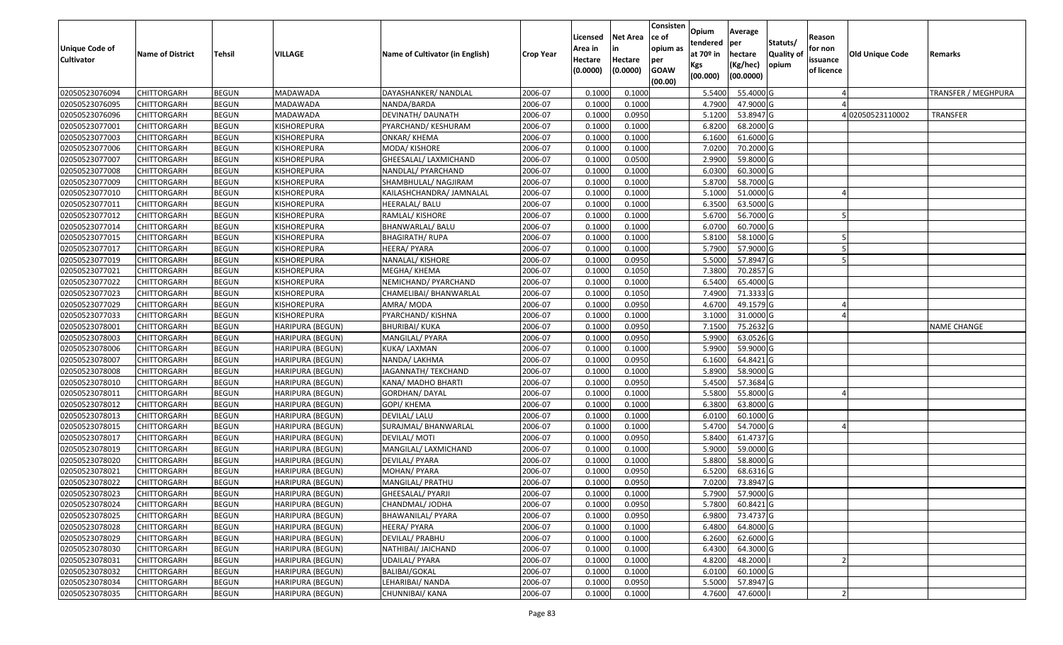| Unique Code of Cultivator | Name of District | Tehsil | VILLAGE | Name of Cultivator (in English) | Crop Year | Licensed Area in Hectare (0.0000) | Net Area in Hectare (0.0000) | Consistence of opium as per GOAW (00.00) | Opium tendered at 70º in Kgs (00.000) | Average per hectare (Kg/hec) (00.0000) | Statuts/ Quality of opium | Reason for non issuance of licence | Old Unique Code | Remarks |
|---|---|---|---|---|---|---|---|---|---|---|---|---|---|---|
| 02050523076094 | CHITTORGARH | BEGUN | MADAWADA | DAYASHANKER/ NANDLAL | 2006-07 | 0.1000 | 0.1000 | | 5.5400 | 55.4000 | G | 4 | | TRANSFER / MEGHPURA |
| 02050523076095 | CHITTORGARH | BEGUN | MADAWADA | NANDA/BARDA | 2006-07 | 0.1000 | 0.1000 | | 4.7900 | 47.9000 | G | 4 | | |
| 02050523076096 | CHITTORGARH | BEGUN | MADAWADA | DEVINATH/ DAUNATH | 2006-07 | 0.1000 | 0.0950 | | 5.1200 | 53.8947 | G | 4 | 02050523110002 | TRANSFER |
| 02050523077001 | CHITTORGARH | BEGUN | KISHOREPURA | PYARCHAND/ KESHURAM | 2006-07 | 0.1000 | 0.1000 | | 6.8200 | 68.2000 | G | | | |
| 02050523077003 | CHITTORGARH | BEGUN | KISHOREPURA | ONKAR/ KHEMA | 2006-07 | 0.1000 | 0.1000 | | 6.1600 | 61.6000 | G | | | |
| 02050523077006 | CHITTORGARH | BEGUN | KISHOREPURA | MODA/ KISHORE | 2006-07 | 0.1000 | 0.1000 | | 7.0200 | 70.2000 | G | | | |
| 02050523077007 | CHITTORGARH | BEGUN | KISHOREPURA | GHEESALAL/ LAXMICHAND | 2006-07 | 0.1000 | 0.0500 | | 2.9900 | 59.8000 | G | | | |
| 02050523077008 | CHITTORGARH | BEGUN | KISHOREPURA | NANDLAL/ PYARCHAND | 2006-07 | 0.1000 | 0.1000 | | 6.0300 | 60.3000 | G | | | |
| 02050523077009 | CHITTORGARH | BEGUN | KISHOREPURA | SHAMBHULAL/ NAGJIRAM | 2006-07 | 0.1000 | 0.1000 | | 5.8700 | 58.7000 | G | | | |
| 02050523077010 | CHITTORGARH | BEGUN | KISHOREPURA | KAILASHCHANDRA/ JAMNALAL | 2006-07 | 0.1000 | 0.1000 | | 5.1000 | 51.0000 | G | 4 | | |
| 02050523077011 | CHITTORGARH | BEGUN | KISHOREPURA | HEERALAL/ BALU | 2006-07 | 0.1000 | 0.1000 | | 6.3500 | 63.5000 | G | | | |
| 02050523077012 | CHITTORGARH | BEGUN | KISHOREPURA | RAMLAL/ KISHORE | 2006-07 | 0.1000 | 0.1000 | | 5.6700 | 56.7000 | G | 5 | | |
| 02050523077014 | CHITTORGARH | BEGUN | KISHOREPURA | BHANWARLAL/ BALU | 2006-07 | 0.1000 | 0.1000 | | 6.0700 | 60.7000 | G | | | |
| 02050523077015 | CHITTORGARH | BEGUN | KISHOREPURA | BHAGIRATH/ RUPA | 2006-07 | 0.1000 | 0.1000 | | 5.8100 | 58.1000 | G | 5 | | |
| 02050523077017 | CHITTORGARH | BEGUN | KISHOREPURA | HEERA/ PYARA | 2006-07 | 0.1000 | 0.1000 | | 5.7900 | 57.9000 | G | 5 | | |
| 02050523077019 | CHITTORGARH | BEGUN | KISHOREPURA | NANALAL/ KISHORE | 2006-07 | 0.1000 | 0.0950 | | 5.5000 | 57.8947 | G | 5 | | |
| 02050523077021 | CHITTORGARH | BEGUN | KISHOREPURA | MEGHA/ KHEMA | 2006-07 | 0.1000 | 0.1050 | | 7.3800 | 70.2857 | G | | | |
| 02050523077022 | CHITTORGARH | BEGUN | KISHOREPURA | NEMICHAND/ PYARCHAND | 2006-07 | 0.1000 | 0.1000 | | 6.5400 | 65.4000 | G | | | |
| 02050523077023 | CHITTORGARH | BEGUN | KISHOREPURA | CHAMELIBAI/ BHANWARLAL | 2006-07 | 0.1000 | 0.1050 | | 7.4900 | 71.3333 | G | | | |
| 02050523077029 | CHITTORGARH | BEGUN | KISHOREPURA | AMRA/ MODA | 2006-07 | 0.1000 | 0.0950 | | 4.6700 | 49.1579 | G | 4 | | |
| 02050523077033 | CHITTORGARH | BEGUN | KISHOREPURA | PYARCHAND/ KISHNA | 2006-07 | 0.1000 | 0.1000 | | 3.1000 | 31.0000 | G | 4 | | |
| 02050523078001 | CHITTORGARH | BEGUN | HARIPURA (BEGUN) | BHURIBAI/ KUKA | 2006-07 | 0.1000 | 0.0950 | | 7.1500 | 75.2632 | G | | | NAME CHANGE |
| 02050523078003 | CHITTORGARH | BEGUN | HARIPURA (BEGUN) | MANGILAL/ PYARA | 2006-07 | 0.1000 | 0.0950 | | 5.9900 | 63.0526 | G | | | |
| 02050523078006 | CHITTORGARH | BEGUN | HARIPURA (BEGUN) | KUKA/ LAXMAN | 2006-07 | 0.1000 | 0.1000 | | 5.9900 | 59.9000 | G | | | |
| 02050523078007 | CHITTORGARH | BEGUN | HARIPURA (BEGUN) | NANDA/ LAKHMA | 2006-07 | 0.1000 | 0.0950 | | 6.1600 | 64.8421 | G | | | |
| 02050523078008 | CHITTORGARH | BEGUN | HARIPURA (BEGUN) | JAGANNATH/ TEKCHAND | 2006-07 | 0.1000 | 0.1000 | | 5.8900 | 58.9000 | G | | | |
| 02050523078010 | CHITTORGARH | BEGUN | HARIPURA (BEGUN) | KANA/ MADHO BHARTI | 2006-07 | 0.1000 | 0.0950 | | 5.4500 | 57.3684 | G | | | |
| 02050523078011 | CHITTORGARH | BEGUN | HARIPURA (BEGUN) | GORDHAN/ DAYAL | 2006-07 | 0.1000 | 0.1000 | | 5.5800 | 55.8000 | G | 4 | | |
| 02050523078012 | CHITTORGARH | BEGUN | HARIPURA (BEGUN) | GOPI/ KHEMA | 2006-07 | 0.1000 | 0.1000 | | 6.3800 | 63.8000 | G | | | |
| 02050523078013 | CHITTORGARH | BEGUN | HARIPURA (BEGUN) | DEVILAL/ LALU | 2006-07 | 0.1000 | 0.1000 | | 6.0100 | 60.1000 | G | | | |
| 02050523078015 | CHITTORGARH | BEGUN | HARIPURA (BEGUN) | SURAJMAL/ BHANWARLAL | 2006-07 | 0.1000 | 0.1000 | | 5.4700 | 54.7000 | G | 4 | | |
| 02050523078017 | CHITTORGARH | BEGUN | HARIPURA (BEGUN) | DEVILAL/ MOTI | 2006-07 | 0.1000 | 0.0950 | | 5.8400 | 61.4737 | G | | | |
| 02050523078019 | CHITTORGARH | BEGUN | HARIPURA (BEGUN) | MANGILAL/ LAXMICHAND | 2006-07 | 0.1000 | 0.1000 | | 5.9000 | 59.0000 | G | | | |
| 02050523078020 | CHITTORGARH | BEGUN | HARIPURA (BEGUN) | DEVILAL/ PYARA | 2006-07 | 0.1000 | 0.1000 | | 5.8800 | 58.8000 | G | | | |
| 02050523078021 | CHITTORGARH | BEGUN | HARIPURA (BEGUN) | MOHAN/ PYARA | 2006-07 | 0.1000 | 0.0950 | | 6.5200 | 68.6316 | G | | | |
| 02050523078022 | CHITTORGARH | BEGUN | HARIPURA (BEGUN) | MANGILAL/ PRATHU | 2006-07 | 0.1000 | 0.0950 | | 7.0200 | 73.8947 | G | | | |
| 02050523078023 | CHITTORGARH | BEGUN | HARIPURA (BEGUN) | GHEESALAL/ PYARJI | 2006-07 | 0.1000 | 0.1000 | | 5.7900 | 57.9000 | G | | | |
| 02050523078024 | CHITTORGARH | BEGUN | HARIPURA (BEGUN) | CHANDMAL/ JODHA | 2006-07 | 0.1000 | 0.0950 | | 5.7800 | 60.8421 | G | | | |
| 02050523078025 | CHITTORGARH | BEGUN | HARIPURA (BEGUN) | BHAWANILAL/ PYARA | 2006-07 | 0.1000 | 0.0950 | | 6.9800 | 73.4737 | G | | | |
| 02050523078028 | CHITTORGARH | BEGUN | HARIPURA (BEGUN) | HEERA/ PYARA | 2006-07 | 0.1000 | 0.1000 | | 6.4800 | 64.8000 | G | | | |
| 02050523078029 | CHITTORGARH | BEGUN | HARIPURA (BEGUN) | DEVILAL/ PRABHU | 2006-07 | 0.1000 | 0.1000 | | 6.2600 | 62.6000 | G | | | |
| 02050523078030 | CHITTORGARH | BEGUN | HARIPURA (BEGUN) | NATHIBAI/ JAICHAND | 2006-07 | 0.1000 | 0.1000 | | 6.4300 | 64.3000 | G | | | |
| 02050523078031 | CHITTORGARH | BEGUN | HARIPURA (BEGUN) | UDAILAL/ PYARA | 2006-07 | 0.1000 | 0.1000 | | 4.8200 | 48.2000 | I | 2 | | |
| 02050523078032 | CHITTORGARH | BEGUN | HARIPURA (BEGUN) | BALIBAI/GOKAL | 2006-07 | 0.1000 | 0.1000 | | 6.0100 | 60.1000 | G | | | |
| 02050523078034 | CHITTORGARH | BEGUN | HARIPURA (BEGUN) | LEHARIBAI/ NANDA | 2006-07 | 0.1000 | 0.0950 | | 5.5000 | 57.8947 | G | | | |
| 02050523078035 | CHITTORGARH | BEGUN | HARIPURA (BEGUN) | CHUNNIBAI/ KANA | 2006-07 | 0.1000 | 0.1000 | | 4.7600 | 47.6000 | I | 2 | | |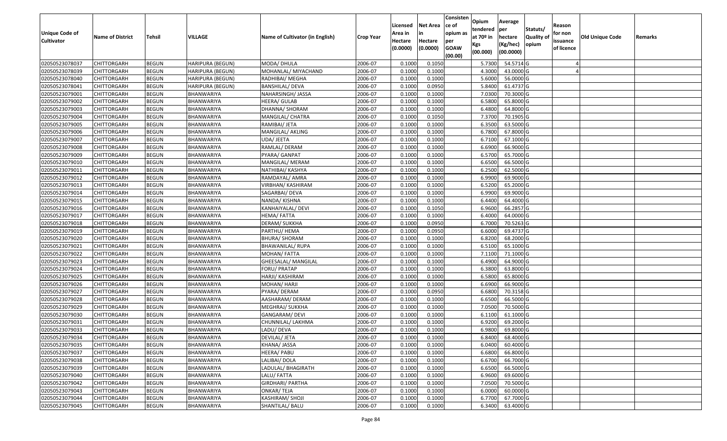| Unique Code of Cultivator | Name of District | Tehsil | VILLAGE | Name of Cultivator (in English) | Crop Year | Licensed Area in Hectare (0.0000) | Net Area in Hectare (0.0000) | Consistence of opium as per GOAW (00.00) | Opium tendered at 70º in Kgs (00.000) | Average per hectare (Kg/hec) (00.0000) | Statuts/ Quality of opium | Reason for non issuance of licence | Old Unique Code | Remarks |
|---|---|---|---|---|---|---|---|---|---|---|---|---|---|---|
| 02050523078037 | CHITTORGARH | BEGUN | HARIPURA (BEGUN) | MODA/ DHULA | 2006-07 | 0.1000 | 0.1050 | | 5.7300 | 54.5714 | G | 4 | | |
| 02050523078039 | CHITTORGARH | BEGUN | HARIPURA (BEGUN) | MOHANLAL/ MIYACHAND | 2006-07 | 0.1000 | 0.1000 | | 4.3000 | 43.0000 | G | 4 | | |
| 02050523078040 | CHITTORGARH | BEGUN | HARIPURA (BEGUN) | RADHIBAI/ MEGHA | 2006-07 | 0.1000 | 0.1000 | | 5.6000 | 56.0000 | G | | | |
| 02050523078041 | CHITTORGARH | BEGUN | HARIPURA (BEGUN) | BANSHILAL/ DEVA | 2006-07 | 0.1000 | 0.0950 | | 5.8400 | 61.4737 | G | | | |
| 02050523079001 | CHITTORGARH | BEGUN | BHANWARIYA | NAHARSINGH/ JASSA | 2006-07 | 0.1000 | 0.1000 | | 7.0300 | 70.3000 | G | | | |
| 02050523079002 | CHITTORGARH | BEGUN | BHANWARIYA | HEERA/ GULAB | 2006-07 | 0.1000 | 0.1000 | | 6.5800 | 65.8000 | G | | | |
| 02050523079003 | CHITTORGARH | BEGUN | BHANWARIYA | DHANNA/ SHORAM | 2006-07 | 0.1000 | 0.1000 | | 6.4800 | 64.8000 | G | | | |
| 02050523079004 | CHITTORGARH | BEGUN | BHANWARIYA | MANGILAL/ CHATRA | 2006-07 | 0.1000 | 0.1050 | | 7.3700 | 70.1905 | G | | | |
| 02050523079005 | CHITTORGARH | BEGUN | BHANWARIYA | RAMIBAI/ JETA | 2006-07 | 0.1000 | 0.1000 | | 6.3500 | 63.5000 | G | | | |
| 02050523079006 | CHITTORGARH | BEGUN | BHANWARIYA | MANGILAL/ AKLING | 2006-07 | 0.1000 | 0.1000 | | 6.7800 | 67.8000 | G | | | |
| 02050523079007 | CHITTORGARH | BEGUN | BHANWARIYA | UDA/ JEETA | 2006-07 | 0.1000 | 0.1000 | | 6.7100 | 67.1000 | G | | | |
| 02050523079008 | CHITTORGARH | BEGUN | BHANWARIYA | RAMLAL/ DERAM | 2006-07 | 0.1000 | 0.1000 | | 6.6900 | 66.9000 | G | | | |
| 02050523079009 | CHITTORGARH | BEGUN | BHANWARIYA | PYARA/ GANPAT | 2006-07 | 0.1000 | 0.1000 | | 6.5700 | 65.7000 | G | | | |
| 02050523079010 | CHITTORGARH | BEGUN | BHANWARIYA | MANGILAL/ MERAM | 2006-07 | 0.1000 | 0.1000 | | 6.6500 | 66.5000 | G | | | |
| 02050523079011 | CHITTORGARH | BEGUN | BHANWARIYA | NATHIBAI/ KASHYA | 2006-07 | 0.1000 | 0.1000 | | 6.2500 | 62.5000 | G | | | |
| 02050523079012 | CHITTORGARH | BEGUN | BHANWARIYA | RAMDAYAL/ AMRA | 2006-07 | 0.1000 | 0.1000 | | 6.9900 | 69.9000 | G | | | |
| 02050523079013 | CHITTORGARH | BEGUN | BHANWARIYA | VIRBHAN/ KASHIRAM | 2006-07 | 0.1000 | 0.1000 | | 6.5200 | 65.2000 | G | | | |
| 02050523079014 | CHITTORGARH | BEGUN | BHANWARIYA | SAGARBAI/ DEVA | 2006-07 | 0.1000 | 0.1000 | | 6.9900 | 69.9000 | G | | | |
| 02050523079015 | CHITTORGARH | BEGUN | BHANWARIYA | NANDA/ KISHNA | 2006-07 | 0.1000 | 0.1000 | | 6.4400 | 64.4000 | G | | | |
| 02050523079016 | CHITTORGARH | BEGUN | BHANWARIYA | KANHAIYALAL/ DEVI | 2006-07 | 0.1000 | 0.1050 | | 6.9600 | 66.2857 | G | | | |
| 02050523079017 | CHITTORGARH | BEGUN | BHANWARIYA | HEMA/ FATTA | 2006-07 | 0.1000 | 0.1000 | | 6.4000 | 64.0000 | G | | | |
| 02050523079018 | CHITTORGARH | BEGUN | BHANWARIYA | DERAM/ SUKKHA | 2006-07 | 0.1000 | 0.0950 | | 6.7000 | 70.5263 | G | | | |
| 02050523079019 | CHITTORGARH | BEGUN | BHANWARIYA | PARTHU/ HEMA | 2006-07 | 0.1000 | 0.0950 | | 6.6000 | 69.4737 | G | | | |
| 02050523079020 | CHITTORGARH | BEGUN | BHANWARIYA | BHURA/ SHORAM | 2006-07 | 0.1000 | 0.1000 | | 6.8200 | 68.2000 | G | | | |
| 02050523079021 | CHITTORGARH | BEGUN | BHANWARIYA | BHAWANILAL/ RUPA | 2006-07 | 0.1000 | 0.1000 | | 6.5100 | 65.1000 | G | | | |
| 02050523079022 | CHITTORGARH | BEGUN | BHANWARIYA | MOHAN/ FATTA | 2006-07 | 0.1000 | 0.1000 | | 7.1100 | 71.1000 | G | | | |
| 02050523079023 | CHITTORGARH | BEGUN | BHANWARIYA | GHEESALAL/ MANGILAL | 2006-07 | 0.1000 | 0.1000 | | 6.4900 | 64.9000 | G | | | |
| 02050523079024 | CHITTORGARH | BEGUN | BHANWARIYA | FORU/ PRATAP | 2006-07 | 0.1000 | 0.1000 | | 6.3800 | 63.8000 | G | | | |
| 02050523079025 | CHITTORGARH | BEGUN | BHANWARIYA | HARJI/ KASHIRAM | 2006-07 | 0.1000 | 0.1000 | | 6.5800 | 65.8000 | G | | | |
| 02050523079026 | CHITTORGARH | BEGUN | BHANWARIYA | MOHAN/ HARJI | 2006-07 | 0.1000 | 0.1000 | | 6.6900 | 66.9000 | G | | | |
| 02050523079027 | CHITTORGARH | BEGUN | BHANWARIYA | PYARA/ DERAM | 2006-07 | 0.1000 | 0.0950 | | 6.6800 | 70.3158 | G | | | |
| 02050523079028 | CHITTORGARH | BEGUN | BHANWARIYA | AASHARAM/ DERAM | 2006-07 | 0.1000 | 0.1000 | | 6.6500 | 66.5000 | G | | | |
| 02050523079029 | CHITTORGARH | BEGUN | BHANWARIYA | MEGHRAJ/ SUKKHA | 2006-07 | 0.1000 | 0.1000 | | 7.0500 | 70.5000 | G | | | |
| 02050523079030 | CHITTORGARH | BEGUN | BHANWARIYA | GANGARAM/ DEVI | 2006-07 | 0.1000 | 0.1000 | | 6.1100 | 61.1000 | G | | | |
| 02050523079031 | CHITTORGARH | BEGUN | BHANWARIYA | CHUNNILAL/ LAKHMA | 2006-07 | 0.1000 | 0.1000 | | 6.9200 | 69.2000 | G | | | |
| 02050523079033 | CHITTORGARH | BEGUN | BHANWARIYA | LADU/ DEVA | 2006-07 | 0.1000 | 0.1000 | | 6.9800 | 69.8000 | G | | | |
| 02050523079034 | CHITTORGARH | BEGUN | BHANWARIYA | DEVILAL/ JETA | 2006-07 | 0.1000 | 0.1000 | | 6.8400 | 68.4000 | G | | | |
| 02050523079035 | CHITTORGARH | BEGUN | BHANWARIYA | KHANA/ JASSA | 2006-07 | 0.1000 | 0.1000 | | 6.0400 | 60.4000 | G | | | |
| 02050523079037 | CHITTORGARH | BEGUN | BHANWARIYA | HEERA/ PABU | 2006-07 | 0.1000 | 0.1000 | | 6.6800 | 66.8000 | G | | | |
| 02050523079038 | CHITTORGARH | BEGUN | BHANWARIYA | LALIBAI/ DOLA | 2006-07 | 0.1000 | 0.1000 | | 6.6700 | 66.7000 | G | | | |
| 02050523079039 | CHITTORGARH | BEGUN | BHANWARIYA | LADULAL/ BHAGIRATH | 2006-07 | 0.1000 | 0.1000 | | 6.6500 | 66.5000 | G | | | |
| 02050523079040 | CHITTORGARH | BEGUN | BHANWARIYA | LALU/ FATTA | 2006-07 | 0.1000 | 0.1000 | | 6.9600 | 69.6000 | G | | | |
| 02050523079042 | CHITTORGARH | BEGUN | BHANWARIYA | GIRDHARI/ PARTHA | 2006-07 | 0.1000 | 0.1000 | | 7.0500 | 70.5000 | G | | | |
| 02050523079043 | CHITTORGARH | BEGUN | BHANWARIYA | ONKAR/ TEJA | 2006-07 | 0.1000 | 0.1000 | | 6.0000 | 60.0000 | G | | | |
| 02050523079044 | CHITTORGARH | BEGUN | BHANWARIYA | KASHIRAM/ SHOJI | 2006-07 | 0.1000 | 0.1000 | | 6.7700 | 67.7000 | G | | | |
| 02050523079045 | CHITTORGARH | BEGUN | BHANWARIYA | SHANTILAL/ BALU | 2006-07 | 0.1000 | 0.1000 | | 6.3400 | 63.4000 | G | | | |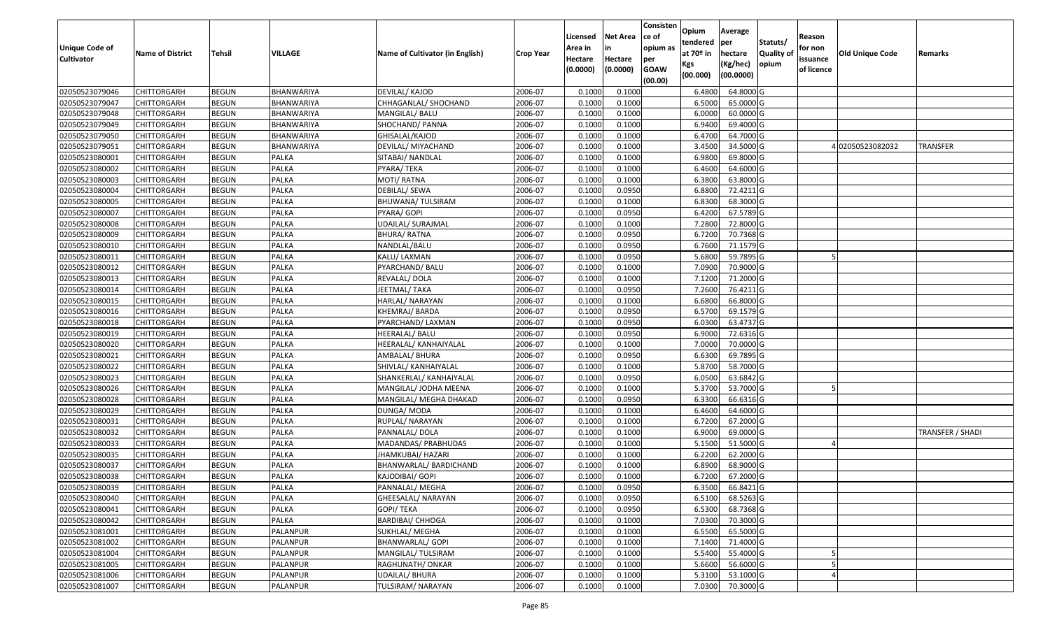| Unique Code of Cultivator | Name of District | Tehsil | VILLAGE | Name of Cultivator (in English) | Crop Year | Licensed Area in Hectare (0.0000) | Net Area in Hectare (0.0000) | Consistence of opium as per GOAW (00.00) | Opium tendered at 70º in Kgs (00.000) | Average per hectare (Kg/hec) (00.0000) | Statuts/ Quality of opium | Reason for non issuance of licence | Old Unique Code | Remarks |
|---|---|---|---|---|---|---|---|---|---|---|---|---|---|---|
| 02050523079046 | CHITTORGARH | BEGUN | BHANWARIYA | DEVILAL/ KAJOD | 2006-07 | 0.1000 | 0.1000 | | 6.4800 | 64.8000 | G | | | |
| 02050523079047 | CHITTORGARH | BEGUN | BHANWARIYA | CHHAGANLAL/ SHOCHAND | 2006-07 | 0.1000 | 0.1000 | | 6.5000 | 65.0000 | G | | | |
| 02050523079048 | CHITTORGARH | BEGUN | BHANWARIYA | MANGILAL/ BALU | 2006-07 | 0.1000 | 0.1000 | | 6.0000 | 60.0000 | G | | | |
| 02050523079049 | CHITTORGARH | BEGUN | BHANWARIYA | SHOCHAND/ PANNA | 2006-07 | 0.1000 | 0.1000 | | 6.9400 | 69.4000 | G | | | |
| 02050523079050 | CHITTORGARH | BEGUN | BHANWARIYA | GHISALAL/KAJOD | 2006-07 | 0.1000 | 0.1000 | | 6.4700 | 64.7000 | G | | | |
| 02050523079051 | CHITTORGARH | BEGUN | BHANWARIYA | DEVILAL/ MIYACHAND | 2006-07 | 0.1000 | 0.1000 | | 3.4500 | 34.5000 | G | 4 | 02050523082032 | TRANSFER |
| 02050523080001 | CHITTORGARH | BEGUN | PALKA | SITABAI/ NANDLAL | 2006-07 | 0.1000 | 0.1000 | | 6.9800 | 69.8000 | G | | | |
| 02050523080002 | CHITTORGARH | BEGUN | PALKA | PYARA/ TEKA | 2006-07 | 0.1000 | 0.1000 | | 6.4600 | 64.6000 | G | | | |
| 02050523080003 | CHITTORGARH | BEGUN | PALKA | MOTI/ RATNA | 2006-07 | 0.1000 | 0.1000 | | 6.3800 | 63.8000 | G | | | |
| 02050523080004 | CHITTORGARH | BEGUN | PALKA | DEBILAL/ SEWA | 2006-07 | 0.1000 | 0.0950 | | 6.8800 | 72.4211 | G | | | |
| 02050523080005 | CHITTORGARH | BEGUN | PALKA | BHUWANA/ TULSIRAM | 2006-07 | 0.1000 | 0.1000 | | 6.8300 | 68.3000 | G | | | |
| 02050523080007 | CHITTORGARH | BEGUN | PALKA | PYARA/ GOPI | 2006-07 | 0.1000 | 0.0950 | | 6.4200 | 67.5789 | G | | | |
| 02050523080008 | CHITTORGARH | BEGUN | PALKA | UDAILAL/ SURAJMAL | 2006-07 | 0.1000 | 0.1000 | | 7.2800 | 72.8000 | G | | | |
| 02050523080009 | CHITTORGARH | BEGUN | PALKA | BHURA/ RATNA | 2006-07 | 0.1000 | 0.0950 | | 6.7200 | 70.7368 | G | | | |
| 02050523080010 | CHITTORGARH | BEGUN | PALKA | NANDLAL/BALU | 2006-07 | 0.1000 | 0.0950 | | 6.7600 | 71.1579 | G | | | |
| 02050523080011 | CHITTORGARH | BEGUN | PALKA | KALU/ LAXMAN | 2006-07 | 0.1000 | 0.0950 | | 5.6800 | 59.7895 | G | 5 | | |
| 02050523080012 | CHITTORGARH | BEGUN | PALKA | PYARCHAND/ BALU | 2006-07 | 0.1000 | 0.1000 | | 7.0900 | 70.9000 | G | | | |
| 02050523080013 | CHITTORGARH | BEGUN | PALKA | REVALAL/ DOLA | 2006-07 | 0.1000 | 0.1000 | | 7.1200 | 71.2000 | G | | | |
| 02050523080014 | CHITTORGARH | BEGUN | PALKA | JEETMAL/ TAKA | 2006-07 | 0.1000 | 0.0950 | | 7.2600 | 76.4211 | G | | | |
| 02050523080015 | CHITTORGARH | BEGUN | PALKA | HARLAL/ NARAYAN | 2006-07 | 0.1000 | 0.1000 | | 6.6800 | 66.8000 | G | | | |
| 02050523080016 | CHITTORGARH | BEGUN | PALKA | KHEMRAJ/ BARDA | 2006-07 | 0.1000 | 0.0950 | | 6.5700 | 69.1579 | G | | | |
| 02050523080018 | CHITTORGARH | BEGUN | PALKA | PYARCHAND/ LAXMAN | 2006-07 | 0.1000 | 0.0950 | | 6.0300 | 63.4737 | G | | | |
| 02050523080019 | CHITTORGARH | BEGUN | PALKA | HEERALAL/ BALU | 2006-07 | 0.1000 | 0.0950 | | 6.9000 | 72.6316 | G | | | |
| 02050523080020 | CHITTORGARH | BEGUN | PALKA | HEERALAL/ KANHAIYALAL | 2006-07 | 0.1000 | 0.1000 | | 7.0000 | 70.0000 | G | | | |
| 02050523080021 | CHITTORGARH | BEGUN | PALKA | AMBALAL/ BHURA | 2006-07 | 0.1000 | 0.0950 | | 6.6300 | 69.7895 | G | | | |
| 02050523080022 | CHITTORGARH | BEGUN | PALKA | SHIVLAL/ KANHAIYALAL | 2006-07 | 0.1000 | 0.1000 | | 5.8700 | 58.7000 | G | | | |
| 02050523080023 | CHITTORGARH | BEGUN | PALKA | SHANKERLAL/ KANHAIYALAL | 2006-07 | 0.1000 | 0.0950 | | 6.0500 | 63.6842 | G | | | |
| 02050523080026 | CHITTORGARH | BEGUN | PALKA | MANGILAL/ JODHA MEENA | 2006-07 | 0.1000 | 0.1000 | | 5.3700 | 53.7000 | G | 5 | | |
| 02050523080028 | CHITTORGARH | BEGUN | PALKA | MANGILAL/ MEGHA DHAKAD | 2006-07 | 0.1000 | 0.0950 | | 6.3300 | 66.6316 | G | | | |
| 02050523080029 | CHITTORGARH | BEGUN | PALKA | DUNGA/ MODA | 2006-07 | 0.1000 | 0.1000 | | 6.4600 | 64.6000 | G | | | |
| 02050523080031 | CHITTORGARH | BEGUN | PALKA | RUPLAL/ NARAYAN | 2006-07 | 0.1000 | 0.1000 | | 6.7200 | 67.2000 | G | | | |
| 02050523080032 | CHITTORGARH | BEGUN | PALKA | PANNALAL/ DOLA | 2006-07 | 0.1000 | 0.1000 | | 6.9000 | 69.0000 | G | | | TRANSFER / SHADI |
| 02050523080033 | CHITTORGARH | BEGUN | PALKA | MADANDAS/ PRABHUDAS | 2006-07 | 0.1000 | 0.1000 | | 5.1500 | 51.5000 | G | 4 | | |
| 02050523080035 | CHITTORGARH | BEGUN | PALKA | JHAMKUBAI/ HAZARI | 2006-07 | 0.1000 | 0.1000 | | 6.2200 | 62.2000 | G | | | |
| 02050523080037 | CHITTORGARH | BEGUN | PALKA | BHANWARLAL/ BARDICHAND | 2006-07 | 0.1000 | 0.1000 | | 6.8900 | 68.9000 | G | | | |
| 02050523080038 | CHITTORGARH | BEGUN | PALKA | KAJODIBAI/ GOPI | 2006-07 | 0.1000 | 0.1000 | | 6.7200 | 67.2000 | G | | | |
| 02050523080039 | CHITTORGARH | BEGUN | PALKA | PANNALAL/ MEGHA | 2006-07 | 0.1000 | 0.0950 | | 6.3500 | 66.8421 | G | | | |
| 02050523080040 | CHITTORGARH | BEGUN | PALKA | GHEESALAL/ NARAYAN | 2006-07 | 0.1000 | 0.0950 | | 6.5100 | 68.5263 | G | | | |
| 02050523080041 | CHITTORGARH | BEGUN | PALKA | GOPI/ TEKA | 2006-07 | 0.1000 | 0.0950 | | 6.5300 | 68.7368 | G | | | |
| 02050523080042 | CHITTORGARH | BEGUN | PALKA | BARDIBAI/ CHHOGA | 2006-07 | 0.1000 | 0.1000 | | 7.0300 | 70.3000 | G | | | |
| 02050523081001 | CHITTORGARH | BEGUN | PALANPUR | SUKHLAL/ MEGHA | 2006-07 | 0.1000 | 0.1000 | | 6.5500 | 65.5000 | G | | | |
| 02050523081002 | CHITTORGARH | BEGUN | PALANPUR | BHANWARLAL/ GOPI | 2006-07 | 0.1000 | 0.1000 | | 7.1400 | 71.4000 | G | | | |
| 02050523081004 | CHITTORGARH | BEGUN | PALANPUR | MANGILAL/ TULSIRAM | 2006-07 | 0.1000 | 0.1000 | | 5.5400 | 55.4000 | G | 5 | | |
| 02050523081005 | CHITTORGARH | BEGUN | PALANPUR | RAGHUNATH/ ONKAR | 2006-07 | 0.1000 | 0.1000 | | 5.6600 | 56.6000 | G | 5 | | |
| 02050523081006 | CHITTORGARH | BEGUN | PALANPUR | UDAILAL/ BHURA | 2006-07 | 0.1000 | 0.1000 | | 5.3100 | 53.1000 | G | 4 | | |
| 02050523081007 | CHITTORGARH | BEGUN | PALANPUR | TULSIRAM/ NARAYAN | 2006-07 | 0.1000 | 0.1000 | | 7.0300 | 70.3000 | G | | | |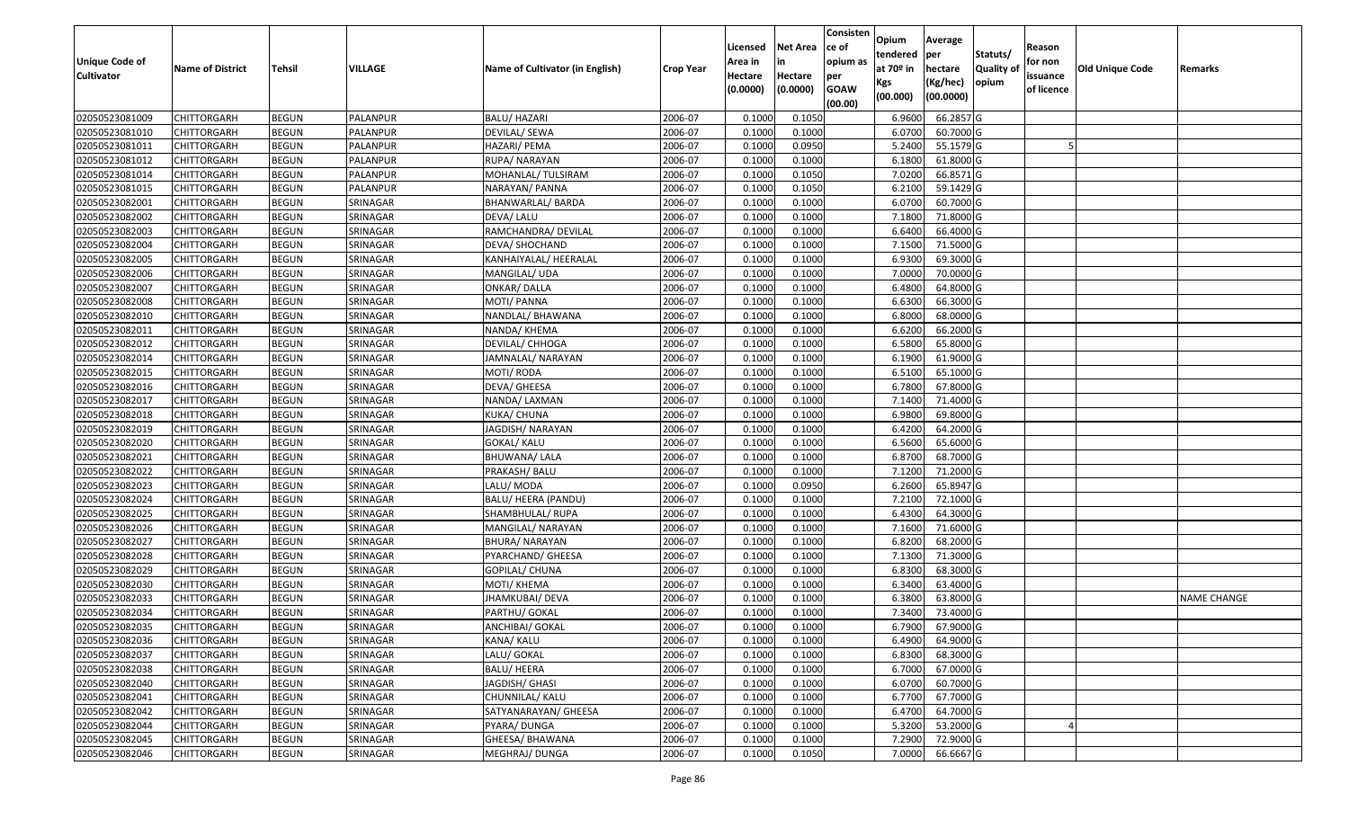| Unique Code of Cultivator | Name of District | Tehsil | VILLAGE | Name of Cultivator (in English) | Crop Year | Licensed Area in Hectare (0.0000) | Net Area in Hectare (0.0000) | Consistence of opium as per GOAW (00.00) | Opium tendered at 70º in Kgs (00.000) | Average per hectare (Kg/hec) (00.0000) | Statuts/ Quality of opium | Reason for non issuance of licence | Old Unique Code | Remarks |
|---|---|---|---|---|---|---|---|---|---|---|---|---|---|---|
| 02050523081009 | CHITTORGARH | BEGUN | PALANPUR | BALU/ HAZARI | 2006-07 | 0.1000 | 0.1050 | | 6.9600 | 66.2857 | G | | | |
| 02050523081010 | CHITTORGARH | BEGUN | PALANPUR | DEVILAL/ SEWA | 2006-07 | 0.1000 | 0.1000 | | 6.0700 | 60.7000 | G | | | |
| 02050523081011 | CHITTORGARH | BEGUN | PALANPUR | HAZARI/ PEMA | 2006-07 | 0.1000 | 0.0950 | | 5.2400 | 55.1579 | G | 5 | | |
| 02050523081012 | CHITTORGARH | BEGUN | PALANPUR | RUPA/ NARAYAN | 2006-07 | 0.1000 | 0.1000 | | 6.1800 | 61.8000 | G | | | |
| 02050523081014 | CHITTORGARH | BEGUN | PALANPUR | MOHANLAL/ TULSIRAM | 2006-07 | 0.1000 | 0.1050 | | 7.0200 | 66.8571 | G | | | |
| 02050523081015 | CHITTORGARH | BEGUN | PALANPUR | NARAYAN/ PANNA | 2006-07 | 0.1000 | 0.1050 | | 6.2100 | 59.1429 | G | | | |
| 02050523082001 | CHITTORGARH | BEGUN | SRINAGAR | BHANWARLAL/ BARDA | 2006-07 | 0.1000 | 0.1000 | | 6.0700 | 60.7000 | G | | | |
| 02050523082002 | CHITTORGARH | BEGUN | SRINAGAR | DEVA/ LALU | 2006-07 | 0.1000 | 0.1000 | | 7.1800 | 71.8000 | G | | | |
| 02050523082003 | CHITTORGARH | BEGUN | SRINAGAR | RAMCHANDRA/ DEVILAL | 2006-07 | 0.1000 | 0.1000 | | 6.6400 | 66.4000 | G | | | |
| 02050523082004 | CHITTORGARH | BEGUN | SRINAGAR | DEVA/ SHOCHAND | 2006-07 | 0.1000 | 0.1000 | | 7.1500 | 71.5000 | G | | | |
| 02050523082005 | CHITTORGARH | BEGUN | SRINAGAR | KANHAIYALAL/ HEERALAL | 2006-07 | 0.1000 | 0.1000 | | 6.9300 | 69.3000 | G | | | |
| 02050523082006 | CHITTORGARH | BEGUN | SRINAGAR | MANGILAL/ UDA | 2006-07 | 0.1000 | 0.1000 | | 7.0000 | 70.0000 | G | | | |
| 02050523082007 | CHITTORGARH | BEGUN | SRINAGAR | ONKAR/ DALLA | 2006-07 | 0.1000 | 0.1000 | | 6.4800 | 64.8000 | G | | | |
| 02050523082008 | CHITTORGARH | BEGUN | SRINAGAR | MOTI/ PANNA | 2006-07 | 0.1000 | 0.1000 | | 6.6300 | 66.3000 | G | | | |
| 02050523082010 | CHITTORGARH | BEGUN | SRINAGAR | NANDLAL/ BHAWANA | 2006-07 | 0.1000 | 0.1000 | | 6.8000 | 68.0000 | G | | | |
| 02050523082011 | CHITTORGARH | BEGUN | SRINAGAR | NANDA/ KHEMA | 2006-07 | 0.1000 | 0.1000 | | 6.6200 | 66.2000 | G | | | |
| 02050523082012 | CHITTORGARH | BEGUN | SRINAGAR | DEVILAL/ CHHOGA | 2006-07 | 0.1000 | 0.1000 | | 6.5800 | 65.8000 | G | | | |
| 02050523082014 | CHITTORGARH | BEGUN | SRINAGAR | JAMNALAL/ NARAYAN | 2006-07 | 0.1000 | 0.1000 | | 6.1900 | 61.9000 | G | | | |
| 02050523082015 | CHITTORGARH | BEGUN | SRINAGAR | MOTI/ RODA | 2006-07 | 0.1000 | 0.1000 | | 6.5100 | 65.1000 | G | | | |
| 02050523082016 | CHITTORGARH | BEGUN | SRINAGAR | DEVA/ GHEESA | 2006-07 | 0.1000 | 0.1000 | | 6.7800 | 67.8000 | G | | | |
| 02050523082017 | CHITTORGARH | BEGUN | SRINAGAR | NANDA/ LAXMAN | 2006-07 | 0.1000 | 0.1000 | | 7.1400 | 71.4000 | G | | | |
| 02050523082018 | CHITTORGARH | BEGUN | SRINAGAR | KUKA/ CHUNA | 2006-07 | 0.1000 | 0.1000 | | 6.9800 | 69.8000 | G | | | |
| 02050523082019 | CHITTORGARH | BEGUN | SRINAGAR | JAGDISH/ NARAYAN | 2006-07 | 0.1000 | 0.1000 | | 6.4200 | 64.2000 | G | | | |
| 02050523082020 | CHITTORGARH | BEGUN | SRINAGAR | GOKAL/ KALU | 2006-07 | 0.1000 | 0.1000 | | 6.5600 | 65.6000 | G | | | |
| 02050523082021 | CHITTORGARH | BEGUN | SRINAGAR | BHUWANA/ LALA | 2006-07 | 0.1000 | 0.1000 | | 6.8700 | 68.7000 | G | | | |
| 02050523082022 | CHITTORGARH | BEGUN | SRINAGAR | PRAKASH/ BALU | 2006-07 | 0.1000 | 0.1000 | | 7.1200 | 71.2000 | G | | | |
| 02050523082023 | CHITTORGARH | BEGUN | SRINAGAR | LALU/ MODA | 2006-07 | 0.1000 | 0.0950 | | 6.2600 | 65.8947 | G | | | |
| 02050523082024 | CHITTORGARH | BEGUN | SRINAGAR | BALU/ HEERA (PANDU) | 2006-07 | 0.1000 | 0.1000 | | 7.2100 | 72.1000 | G | | | |
| 02050523082025 | CHITTORGARH | BEGUN | SRINAGAR | SHAMBHULAL/ RUPA | 2006-07 | 0.1000 | 0.1000 | | 6.4300 | 64.3000 | G | | | |
| 02050523082026 | CHITTORGARH | BEGUN | SRINAGAR | MANGILAL/ NARAYAN | 2006-07 | 0.1000 | 0.1000 | | 7.1600 | 71.6000 | G | | | |
| 02050523082027 | CHITTORGARH | BEGUN | SRINAGAR | BHURA/ NARAYAN | 2006-07 | 0.1000 | 0.1000 | | 6.8200 | 68.2000 | G | | | |
| 02050523082028 | CHITTORGARH | BEGUN | SRINAGAR | PYARCHAND/ GHEESA | 2006-07 | 0.1000 | 0.1000 | | 7.1300 | 71.3000 | G | | | |
| 02050523082029 | CHITTORGARH | BEGUN | SRINAGAR | GOPILAL/ CHUNA | 2006-07 | 0.1000 | 0.1000 | | 6.8300 | 68.3000 | G | | | |
| 02050523082030 | CHITTORGARH | BEGUN | SRINAGAR | MOTI/ KHEMA | 2006-07 | 0.1000 | 0.1000 | | 6.3400 | 63.4000 | G | | | |
| 02050523082033 | CHITTORGARH | BEGUN | SRINAGAR | JHAMKUBAI/ DEVA | 2006-07 | 0.1000 | 0.1000 | | 6.3800 | 63.8000 | G | | | NAME CHANGE |
| 02050523082034 | CHITTORGARH | BEGUN | SRINAGAR | PARTHU/ GOKAL | 2006-07 | 0.1000 | 0.1000 | | 7.3400 | 73.4000 | G | | | |
| 02050523082035 | CHITTORGARH | BEGUN | SRINAGAR | ANCHIBAI/ GOKAL | 2006-07 | 0.1000 | 0.1000 | | 6.7900 | 67.9000 | G | | | |
| 02050523082036 | CHITTORGARH | BEGUN | SRINAGAR | KANA/ KALU | 2006-07 | 0.1000 | 0.1000 | | 6.4900 | 64.9000 | G | | | |
| 02050523082037 | CHITTORGARH | BEGUN | SRINAGAR | LALU/ GOKAL | 2006-07 | 0.1000 | 0.1000 | | 6.8300 | 68.3000 | G | | | |
| 02050523082038 | CHITTORGARH | BEGUN | SRINAGAR | BALU/ HEERA | 2006-07 | 0.1000 | 0.1000 | | 6.7000 | 67.0000 | G | | | |
| 02050523082040 | CHITTORGARH | BEGUN | SRINAGAR | JAGDISH/ GHASI | 2006-07 | 0.1000 | 0.1000 | | 6.0700 | 60.7000 | G | | | |
| 02050523082041 | CHITTORGARH | BEGUN | SRINAGAR | CHUNNILAL/ KALU | 2006-07 | 0.1000 | 0.1000 | | 6.7700 | 67.7000 | G | | | |
| 02050523082042 | CHITTORGARH | BEGUN | SRINAGAR | SATYANARAYAN/ GHEESA | 2006-07 | 0.1000 | 0.1000 | | 6.4700 | 64.7000 | G | | | |
| 02050523082044 | CHITTORGARH | BEGUN | SRINAGAR | PYARA/ DUNGA | 2006-07 | 0.1000 | 0.1000 | | 5.3200 | 53.2000 | G | 4 | | |
| 02050523082045 | CHITTORGARH | BEGUN | SRINAGAR | GHEESA/ BHAWANA | 2006-07 | 0.1000 | 0.1000 | | 7.2900 | 72.9000 | G | | | |
| 02050523082046 | CHITTORGARH | BEGUN | SRINAGAR | MEGHRAJ/ DUNGA | 2006-07 | 0.1000 | 0.1050 | | 7.0000 | 66.6667 | G | | | |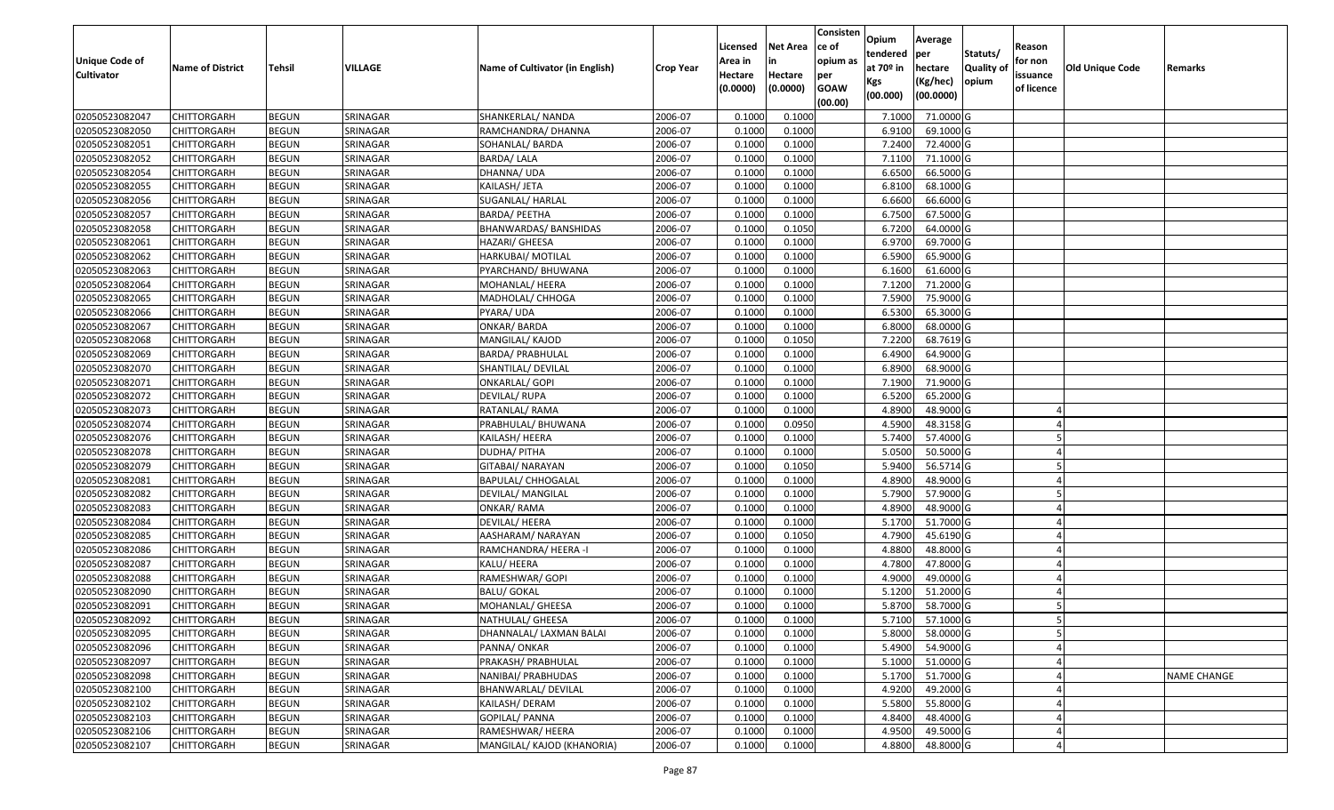| Unique Code of Cultivator | Name of District | Tehsil | VILLAGE | Name of Cultivator (in English) | Crop Year | Licensed Area in Hectare (0.0000) | Net Area in Hectare (0.0000) | Consistence of opium as per GOAW (00.00) | Opium tendered at 70º in Kgs (00.000) | Average per hectare (Kg/hec) (00.0000) | Statuts/ Quality of opium | Reason for non issuance of licence | Old Unique Code | Remarks |
|---|---|---|---|---|---|---|---|---|---|---|---|---|---|---|
| 02050523082047 | CHITTORGARH | BEGUN | SRINAGAR | SHANKERLAL/ NANDA | 2006-07 | 0.1000 | 0.1000 | | 7.1000 | 71.0000 | G | | | |
| 02050523082050 | CHITTORGARH | BEGUN | SRINAGAR | RAMCHANDRA/ DHANNA | 2006-07 | 0.1000 | 0.1000 | | 6.9100 | 69.1000 | G | | | |
| 02050523082051 | CHITTORGARH | BEGUN | SRINAGAR | SOHANLAL/ BARDA | 2006-07 | 0.1000 | 0.1000 | | 7.2400 | 72.4000 | G | | | |
| 02050523082052 | CHITTORGARH | BEGUN | SRINAGAR | BARDA/ LALA | 2006-07 | 0.1000 | 0.1000 | | 7.1100 | 71.1000 | G | | | |
| 02050523082054 | CHITTORGARH | BEGUN | SRINAGAR | DHANNA/ UDA | 2006-07 | 0.1000 | 0.1000 | | 6.6500 | 66.5000 | G | | | |
| 02050523082055 | CHITTORGARH | BEGUN | SRINAGAR | KAILASH/ JETA | 2006-07 | 0.1000 | 0.1000 | | 6.8100 | 68.1000 | G | | | |
| 02050523082056 | CHITTORGARH | BEGUN | SRINAGAR | SUGANLAL/ HARLAL | 2006-07 | 0.1000 | 0.1000 | | 6.6600 | 66.6000 | G | | | |
| 02050523082057 | CHITTORGARH | BEGUN | SRINAGAR | BARDA/ PEETHA | 2006-07 | 0.1000 | 0.1000 | | 6.7500 | 67.5000 | G | | | |
| 02050523082058 | CHITTORGARH | BEGUN | SRINAGAR | BHANWARDAS/ BANSHIDAS | 2006-07 | 0.1000 | 0.1050 | | 6.7200 | 64.0000 | G | | | |
| 02050523082061 | CHITTORGARH | BEGUN | SRINAGAR | HAZARI/ GHEESA | 2006-07 | 0.1000 | 0.1000 | | 6.9700 | 69.7000 | G | | | |
| 02050523082062 | CHITTORGARH | BEGUN | SRINAGAR | HARKUBAI/ MOTILAL | 2006-07 | 0.1000 | 0.1000 | | 6.5900 | 65.9000 | G | | | |
| 02050523082063 | CHITTORGARH | BEGUN | SRINAGAR | PYARCHAND/ BHUWANA | 2006-07 | 0.1000 | 0.1000 | | 6.1600 | 61.6000 | G | | | |
| 02050523082064 | CHITTORGARH | BEGUN | SRINAGAR | MOHANLAL/ HEERA | 2006-07 | 0.1000 | 0.1000 | | 7.1200 | 71.2000 | G | | | |
| 02050523082065 | CHITTORGARH | BEGUN | SRINAGAR | MADHOLAL/ CHHOGA | 2006-07 | 0.1000 | 0.1000 | | 7.5900 | 75.9000 | G | | | |
| 02050523082066 | CHITTORGARH | BEGUN | SRINAGAR | PYARA/ UDA | 2006-07 | 0.1000 | 0.1000 | | 6.5300 | 65.3000 | G | | | |
| 02050523082067 | CHITTORGARH | BEGUN | SRINAGAR | ONKAR/ BARDA | 2006-07 | 0.1000 | 0.1000 | | 6.8000 | 68.0000 | G | | | |
| 02050523082068 | CHITTORGARH | BEGUN | SRINAGAR | MANGILAL/ KAJOD | 2006-07 | 0.1000 | 0.1050 | | 7.2200 | 68.7619 | G | | | |
| 02050523082069 | CHITTORGARH | BEGUN | SRINAGAR | BARDA/ PRABHULAL | 2006-07 | 0.1000 | 0.1000 | | 6.4900 | 64.9000 | G | | | |
| 02050523082070 | CHITTORGARH | BEGUN | SRINAGAR | SHANTILAL/ DEVILAL | 2006-07 | 0.1000 | 0.1000 | | 6.8900 | 68.9000 | G | | | |
| 02050523082071 | CHITTORGARH | BEGUN | SRINAGAR | ONKARLAL/ GOPI | 2006-07 | 0.1000 | 0.1000 | | 7.1900 | 71.9000 | G | | | |
| 02050523082072 | CHITTORGARH | BEGUN | SRINAGAR | DEVILAL/ RUPA | 2006-07 | 0.1000 | 0.1000 | | 6.5200 | 65.2000 | G | | | |
| 02050523082073 | CHITTORGARH | BEGUN | SRINAGAR | RATANLAL/ RAMA | 2006-07 | 0.1000 | 0.1000 | | 4.8900 | 48.9000 | G | 4 | | |
| 02050523082074 | CHITTORGARH | BEGUN | SRINAGAR | PRABHULAL/ BHUWANA | 2006-07 | 0.1000 | 0.0950 | | 4.5900 | 48.3158 | G | 4 | | |
| 02050523082076 | CHITTORGARH | BEGUN | SRINAGAR | KAILASH/ HEERA | 2006-07 | 0.1000 | 0.1000 | | 5.7400 | 57.4000 | G | 5 | | |
| 02050523082078 | CHITTORGARH | BEGUN | SRINAGAR | DUDHA/ PITHA | 2006-07 | 0.1000 | 0.1000 | | 5.0500 | 50.5000 | G | 4 | | |
| 02050523082079 | CHITTORGARH | BEGUN | SRINAGAR | GITABAI/ NARAYAN | 2006-07 | 0.1000 | 0.1050 | | 5.9400 | 56.5714 | G | 5 | | |
| 02050523082081 | CHITTORGARH | BEGUN | SRINAGAR | BAPULAL/ CHHOGALAL | 2006-07 | 0.1000 | 0.1000 | | 4.8900 | 48.9000 | G | 4 | | |
| 02050523082082 | CHITTORGARH | BEGUN | SRINAGAR | DEVILAL/ MANGILAL | 2006-07 | 0.1000 | 0.1000 | | 5.7900 | 57.9000 | G | 5 | | |
| 02050523082083 | CHITTORGARH | BEGUN | SRINAGAR | ONKAR/ RAMA | 2006-07 | 0.1000 | 0.1000 | | 4.8900 | 48.9000 | G | 4 | | |
| 02050523082084 | CHITTORGARH | BEGUN | SRINAGAR | DEVILAL/ HEERA | 2006-07 | 0.1000 | 0.1000 | | 5.1700 | 51.7000 | G | 4 | | |
| 02050523082085 | CHITTORGARH | BEGUN | SRINAGAR | AASHARAM/ NARAYAN | 2006-07 | 0.1000 | 0.1050 | | 4.7900 | 45.6190 | G | 4 | | |
| 02050523082086 | CHITTORGARH | BEGUN | SRINAGAR | RAMCHANDRA/ HEERA -I | 2006-07 | 0.1000 | 0.1000 | | 4.8800 | 48.8000 | G | 4 | | |
| 02050523082087 | CHITTORGARH | BEGUN | SRINAGAR | KALU/ HEERA | 2006-07 | 0.1000 | 0.1000 | | 4.7800 | 47.8000 | G | 4 | | |
| 02050523082088 | CHITTORGARH | BEGUN | SRINAGAR | RAMESHWAR/ GOPI | 2006-07 | 0.1000 | 0.1000 | | 4.9000 | 49.0000 | G | 4 | | |
| 02050523082090 | CHITTORGARH | BEGUN | SRINAGAR | BALU/ GOKAL | 2006-07 | 0.1000 | 0.1000 | | 5.1200 | 51.2000 | G | 4 | | |
| 02050523082091 | CHITTORGARH | BEGUN | SRINAGAR | MOHANLAL/ GHEESA | 2006-07 | 0.1000 | 0.1000 | | 5.8700 | 58.7000 | G | 5 | | |
| 02050523082092 | CHITTORGARH | BEGUN | SRINAGAR | NATHULAL/ GHEESA | 2006-07 | 0.1000 | 0.1000 | | 5.7100 | 57.1000 | G | 5 | | |
| 02050523082095 | CHITTORGARH | BEGUN | SRINAGAR | DHANNALAL/ LAXMAN BALAI | 2006-07 | 0.1000 | 0.1000 | | 5.8000 | 58.0000 | G | 5 | | |
| 02050523082096 | CHITTORGARH | BEGUN | SRINAGAR | PANNA/ ONKAR | 2006-07 | 0.1000 | 0.1000 | | 5.4900 | 54.9000 | G | 4 | | |
| 02050523082097 | CHITTORGARH | BEGUN | SRINAGAR | PRAKASH/ PRABHULAL | 2006-07 | 0.1000 | 0.1000 | | 5.1000 | 51.0000 | G | 4 | | |
| 02050523082098 | CHITTORGARH | BEGUN | SRINAGAR | NANIBAI/ PRABHUDAS | 2006-07 | 0.1000 | 0.1000 | | 5.1700 | 51.7000 | G | 4 | | NAME CHANGE |
| 02050523082100 | CHITTORGARH | BEGUN | SRINAGAR | BHANWARLAL/ DEVILAL | 2006-07 | 0.1000 | 0.1000 | | 4.9200 | 49.2000 | G | 4 | | |
| 02050523082102 | CHITTORGARH | BEGUN | SRINAGAR | KAILASH/ DERAM | 2006-07 | 0.1000 | 0.1000 | | 5.5800 | 55.8000 | G | 4 | | |
| 02050523082103 | CHITTORGARH | BEGUN | SRINAGAR | GOPILAL/ PANNA | 2006-07 | 0.1000 | 0.1000 | | 4.8400 | 48.4000 | G | 4 | | |
| 02050523082106 | CHITTORGARH | BEGUN | SRINAGAR | RAMESHWAR/ HEERA | 2006-07 | 0.1000 | 0.1000 | | 4.9500 | 49.5000 | G | 4 | | |
| 02050523082107 | CHITTORGARH | BEGUN | SRINAGAR | MANGILAL/ KAJOD (KHANORIA) | 2006-07 | 0.1000 | 0.1000 | | 4.8800 | 48.8000 | G | 4 | | |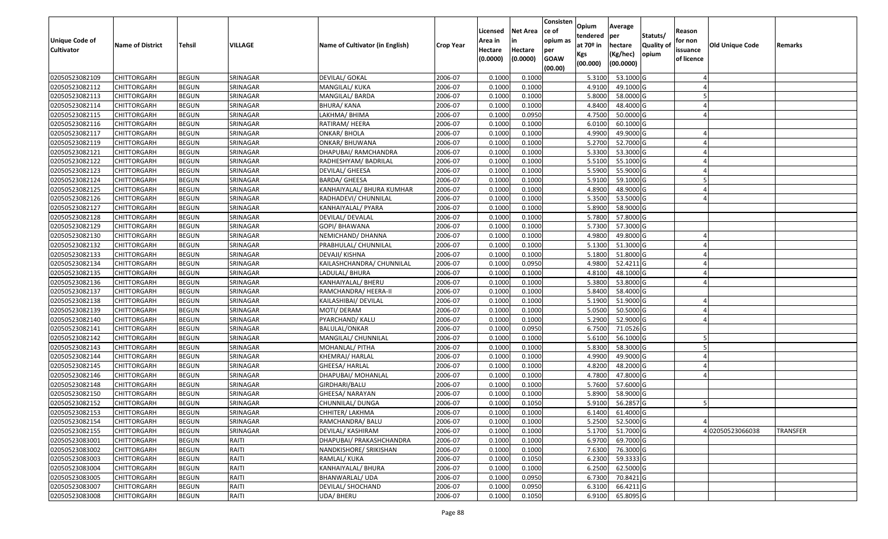| Unique Code of Cultivator | Name of District | Tehsil | VILLAGE | Name of Cultivator (in English) | Crop Year | Licensed Area in Hectare (0.0000) | Net Area in Hectare (0.0000) | Consistence of opium as per GOAW (00.00) | Opium tendered at 70º in Kgs (00.000) | Average per hectare (Kg/hec) (00.0000) | Statuts/ Quality of opium | Reason for non issuance of licence | Old Unique Code | Remarks |
|---|---|---|---|---|---|---|---|---|---|---|---|---|---|---|
| 02050523082109 | CHITTORGARH | BEGUN | SRINAGAR | DEVILAL/ GOKAL | 2006-07 | 0.1000 | 0.1000 | | 5.3100 | 53.1000 | G | 4 | | |
| 02050523082112 | CHITTORGARH | BEGUN | SRINAGAR | MANGILAL/ KUKA | 2006-07 | 0.1000 | 0.1000 | | 4.9100 | 49.1000 | G | 4 | | |
| 02050523082113 | CHITTORGARH | BEGUN | SRINAGAR | MANGILAL/ BARDA | 2006-07 | 0.1000 | 0.1000 | | 5.8000 | 58.0000 | G | 5 | | |
| 02050523082114 | CHITTORGARH | BEGUN | SRINAGAR | BHURA/ KANA | 2006-07 | 0.1000 | 0.1000 | | 4.8400 | 48.4000 | G | 4 | | |
| 02050523082115 | CHITTORGARH | BEGUN | SRINAGAR | LAKHMA/ BHIMA | 2006-07 | 0.1000 | 0.0950 | | 4.7500 | 50.0000 | G | 4 | | |
| 02050523082116 | CHITTORGARH | BEGUN | SRINAGAR | RATIRAM/ HEERA | 2006-07 | 0.1000 | 0.1000 | | 6.0100 | 60.1000 | G | | | |
| 02050523082117 | CHITTORGARH | BEGUN | SRINAGAR | ONKAR/ BHOLA | 2006-07 | 0.1000 | 0.1000 | | 4.9900 | 49.9000 | G | 4 | | |
| 02050523082119 | CHITTORGARH | BEGUN | SRINAGAR | ONKAR/ BHUWANA | 2006-07 | 0.1000 | 0.1000 | | 5.2700 | 52.7000 | G | 4 | | |
| 02050523082121 | CHITTORGARH | BEGUN | SRINAGAR | DHAPUBAI/ RAMCHANDRA | 2006-07 | 0.1000 | 0.1000 | | 5.3300 | 53.3000 | G | 4 | | |
| 02050523082122 | CHITTORGARH | BEGUN | SRINAGAR | RADHESHYAM/ BADRILAL | 2006-07 | 0.1000 | 0.1000 | | 5.5100 | 55.1000 | G | 4 | | |
| 02050523082123 | CHITTORGARH | BEGUN | SRINAGAR | DEVILAL/ GHEESA | 2006-07 | 0.1000 | 0.1000 | | 5.5900 | 55.9000 | G | 4 | | |
| 02050523082124 | CHITTORGARH | BEGUN | SRINAGAR | BARDA/ GHEESA | 2006-07 | 0.1000 | 0.1000 | | 5.9100 | 59.1000 | G | 5 | | |
| 02050523082125 | CHITTORGARH | BEGUN | SRINAGAR | KANHAIYALAL/ BHURA KUMHAR | 2006-07 | 0.1000 | 0.1000 | | 4.8900 | 48.9000 | G | 4 | | |
| 02050523082126 | CHITTORGARH | BEGUN | SRINAGAR | RADHADEVI/ CHUNNILAL | 2006-07 | 0.1000 | 0.1000 | | 5.3500 | 53.5000 | G | 4 | | |
| 02050523082127 | CHITTORGARH | BEGUN | SRINAGAR | KANHAIYALAL/ PYARA | 2006-07 | 0.1000 | 0.1000 | | 5.8900 | 58.9000 | G | | | |
| 02050523082128 | CHITTORGARH | BEGUN | SRINAGAR | DEVILAL/ DEVALAL | 2006-07 | 0.1000 | 0.1000 | | 5.7800 | 57.8000 | G | | | |
| 02050523082129 | CHITTORGARH | BEGUN | SRINAGAR | GOPI/ BHAWANA | 2006-07 | 0.1000 | 0.1000 | | 5.7300 | 57.3000 | G | | | |
| 02050523082130 | CHITTORGARH | BEGUN | SRINAGAR | NEMICHAND/ DHANNA | 2006-07 | 0.1000 | 0.1000 | | 4.9800 | 49.8000 | G | 4 | | |
| 02050523082132 | CHITTORGARH | BEGUN | SRINAGAR | PRABHULAL/ CHUNNILAL | 2006-07 | 0.1000 | 0.1000 | | 5.1300 | 51.3000 | G | 4 | | |
| 02050523082133 | CHITTORGARH | BEGUN | SRINAGAR | DEVAJI/ KISHNA | 2006-07 | 0.1000 | 0.1000 | | 5.1800 | 51.8000 | G | 4 | | |
| 02050523082134 | CHITTORGARH | BEGUN | SRINAGAR | KAILASHCHANDRA/ CHUNNILAL | 2006-07 | 0.1000 | 0.0950 | | 4.9800 | 52.4211 | G | 4 | | |
| 02050523082135 | CHITTORGARH | BEGUN | SRINAGAR | LADULAL/ BHURA | 2006-07 | 0.1000 | 0.1000 | | 4.8100 | 48.1000 | G | 4 | | |
| 02050523082136 | CHITTORGARH | BEGUN | SRINAGAR | KANHAIYALAL/ BHERU | 2006-07 | 0.1000 | 0.1000 | | 5.3800 | 53.8000 | G | 4 | | |
| 02050523082137 | CHITTORGARH | BEGUN | SRINAGAR | RAMCHANDRA/ HEERA-II | 2006-07 | 0.1000 | 0.1000 | | 5.8400 | 58.4000 | G | | | |
| 02050523082138 | CHITTORGARH | BEGUN | SRINAGAR | KAILASHIBAI/ DEVILAL | 2006-07 | 0.1000 | 0.1000 | | 5.1900 | 51.9000 | G | 4 | | |
| 02050523082139 | CHITTORGARH | BEGUN | SRINAGAR | MOTI/ DERAM | 2006-07 | 0.1000 | 0.1000 | | 5.0500 | 50.5000 | G | 4 | | |
| 02050523082140 | CHITTORGARH | BEGUN | SRINAGAR | PYARCHAND/ KALU | 2006-07 | 0.1000 | 0.1000 | | 5.2900 | 52.9000 | G | 4 | | |
| 02050523082141 | CHITTORGARH | BEGUN | SRINAGAR | BALULAL/ONKAR | 2006-07 | 0.1000 | 0.0950 | | 6.7500 | 71.0526 | G | | | |
| 02050523082142 | CHITTORGARH | BEGUN | SRINAGAR | MANGILAL/ CHUNNILAL | 2006-07 | 0.1000 | 0.1000 | | 5.6100 | 56.1000 | G | 5 | | |
| 02050523082143 | CHITTORGARH | BEGUN | SRINAGAR | MOHANLAL/ PITHA | 2006-07 | 0.1000 | 0.1000 | | 5.8300 | 58.3000 | G | 5 | | |
| 02050523082144 | CHITTORGARH | BEGUN | SRINAGAR | KHEMRAJ/ HARLAL | 2006-07 | 0.1000 | 0.1000 | | 4.9900 | 49.9000 | G | 4 | | |
| 02050523082145 | CHITTORGARH | BEGUN | SRINAGAR | GHEESA/ HARLAL | 2006-07 | 0.1000 | 0.1000 | | 4.8200 | 48.2000 | G | 4 | | |
| 02050523082146 | CHITTORGARH | BEGUN | SRINAGAR | DHAPUBAI/ MOHANLAL | 2006-07 | 0.1000 | 0.1000 | | 4.7800 | 47.8000 | G | 4 | | |
| 02050523082148 | CHITTORGARH | BEGUN | SRINAGAR | GIRDHARI/BALU | 2006-07 | 0.1000 | 0.1000 | | 5.7600 | 57.6000 | G | | | |
| 02050523082150 | CHITTORGARH | BEGUN | SRINAGAR | GHEESA/ NARAYAN | 2006-07 | 0.1000 | 0.1000 | | 5.8900 | 58.9000 | G | | | |
| 02050523082152 | CHITTORGARH | BEGUN | SRINAGAR | CHUNNILAL/ DUNGA | 2006-07 | 0.1000 | 0.1050 | | 5.9100 | 56.2857 | G | 5 | | |
| 02050523082153 | CHITTORGARH | BEGUN | SRINAGAR | CHHITER/ LAKHMA | 2006-07 | 0.1000 | 0.1000 | | 6.1400 | 61.4000 | G | | | |
| 02050523082154 | CHITTORGARH | BEGUN | SRINAGAR | RAMCHANDRA/ BALU | 2006-07 | 0.1000 | 0.1000 | | 5.2500 | 52.5000 | G | 4 | | |
| 02050523082155 | CHITTORGARH | BEGUN | SRINAGAR | DEVILAL/ KASHIRAM | 2006-07 | 0.1000 | 0.1000 | | 5.1700 | 51.7000 | G | 4 | 02050523066038 | TRANSFER |
| 02050523083001 | CHITTORGARH | BEGUN | RAITI | DHAPUBAI/ PRAKASHCHANDRA | 2006-07 | 0.1000 | 0.1000 | | 6.9700 | 69.7000 | G | | | |
| 02050523083002 | CHITTORGARH | BEGUN | RAITI | NANDKISHORE/ SRIKISHAN | 2006-07 | 0.1000 | 0.1000 | | 7.6300 | 76.3000 | G | | | |
| 02050523083003 | CHITTORGARH | BEGUN | RAITI | RAMLAL/ KUKA | 2006-07 | 0.1000 | 0.1050 | | 6.2300 | 59.3333 | G | | | |
| 02050523083004 | CHITTORGARH | BEGUN | RAITI | KANHAIYALAL/ BHURA | 2006-07 | 0.1000 | 0.1000 | | 6.2500 | 62.5000 | G | | | |
| 02050523083005 | CHITTORGARH | BEGUN | RAITI | BHANWARLAL/ UDA | 2006-07 | 0.1000 | 0.0950 | | 6.7300 | 70.8421 | G | | | |
| 02050523083007 | CHITTORGARH | BEGUN | RAITI | DEVILAL/ SHOCHAND | 2006-07 | 0.1000 | 0.0950 | | 6.3100 | 66.4211 | G | | | |
| 02050523083008 | CHITTORGARH | BEGUN | RAITI | UDA/ BHERU | 2006-07 | 0.1000 | 0.1050 | | 6.9100 | 65.8095 | G | | | |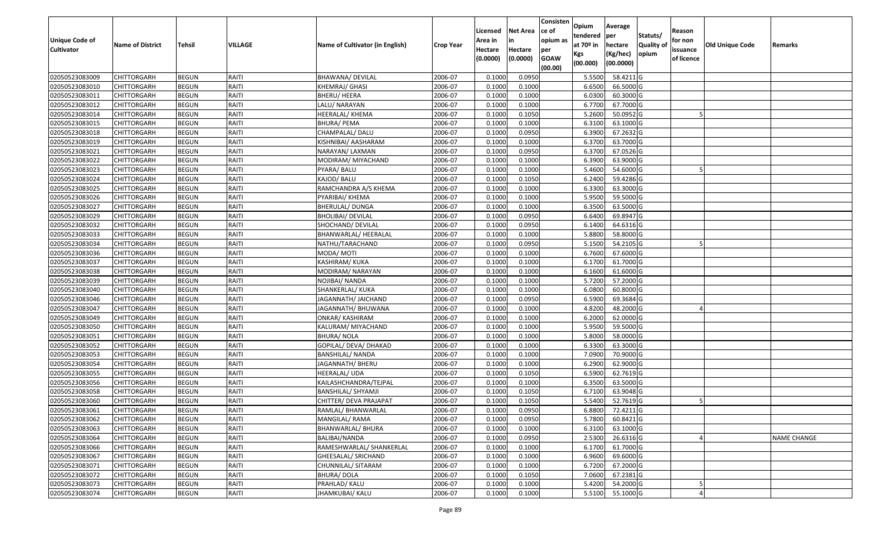| Unique Code of Cultivator | Name of District | Tehsil | VILLAGE | Name of Cultivator (in English) | Crop Year | Licensed Area in Hectare (0.0000) | Net Area in Hectare (0.0000) | Consistence of opium as per GOAW (00.00) | Opium tendered at 70º in Kgs (00.000) | Average per hectare (Kg/hec) (00.0000) | Statuts/ Quality of opium | Reason for non issuance of licence | Old Unique Code | Remarks |
|---|---|---|---|---|---|---|---|---|---|---|---|---|---|---|
| 02050523083009 | CHITTORGARH | BEGUN | RAITI | BHAWANA/ DEVILAL | 2006-07 | 0.1000 | 0.0950 | | 5.5500 | 58.4211 | G | | | |
| 02050523083010 | CHITTORGARH | BEGUN | RAITI | KHEMRAJ/ GHASI | 2006-07 | 0.1000 | 0.1000 | | 6.6500 | 66.5000 | G | | | |
| 02050523083011 | CHITTORGARH | BEGUN | RAITI | BHERU/ HEERA | 2006-07 | 0.1000 | 0.1000 | | 6.0300 | 60.3000 | G | | | |
| 02050523083012 | CHITTORGARH | BEGUN | RAITI | LALU/ NARAYAN | 2006-07 | 0.1000 | 0.1000 | | 6.7700 | 67.7000 | G | | | |
| 02050523083014 | CHITTORGARH | BEGUN | RAITI | HEERALAL/ KHEMA | 2006-07 | 0.1000 | 0.1050 | | 5.2600 | 50.0952 | G | 5 | | |
| 02050523083015 | CHITTORGARH | BEGUN | RAITI | BHURA/ PEMA | 2006-07 | 0.1000 | 0.1000 | | 6.3100 | 63.1000 | G | | | |
| 02050523083018 | CHITTORGARH | BEGUN | RAITI | CHAMPALAL/ DALU | 2006-07 | 0.1000 | 0.0950 | | 6.3900 | 67.2632 | G | | | |
| 02050523083019 | CHITTORGARH | BEGUN | RAITI | KISHNIBAI/ AASHARAM | 2006-07 | 0.1000 | 0.1000 | | 6.3700 | 63.7000 | G | | | |
| 02050523083021 | CHITTORGARH | BEGUN | RAITI | NARAYAN/ LAXMAN | 2006-07 | 0.1000 | 0.0950 | | 6.3700 | 67.0526 | G | | | |
| 02050523083022 | CHITTORGARH | BEGUN | RAITI | MODIRAM/ MIYACHAND | 2006-07 | 0.1000 | 0.1000 | | 6.3900 | 63.9000 | G | | | |
| 02050523083023 | CHITTORGARH | BEGUN | RAITI | PYARA/ BALU | 2006-07 | 0.1000 | 0.1000 | | 5.4600 | 54.6000 | G | 5 | | |
| 02050523083024 | CHITTORGARH | BEGUN | RAITI | KAJOD/ BALU | 2006-07 | 0.1000 | 0.1050 | | 6.2400 | 59.4286 | G | | | |
| 02050523083025 | CHITTORGARH | BEGUN | RAITI | RAMCHANDRA A/S KHEMA | 2006-07 | 0.1000 | 0.1000 | | 6.3300 | 63.3000 | G | | | |
| 02050523083026 | CHITTORGARH | BEGUN | RAITI | PYARIBAI/ KHEMA | 2006-07 | 0.1000 | 0.1000 | | 5.9500 | 59.5000 | G | | | |
| 02050523083027 | CHITTORGARH | BEGUN | RAITI | BHERULAL/ DUNGA | 2006-07 | 0.1000 | 0.1000 | | 6.3500 | 63.5000 | G | | | |
| 02050523083029 | CHITTORGARH | BEGUN | RAITI | BHOLIBAI/ DEVILAL | 2006-07 | 0.1000 | 0.0950 | | 6.6400 | 69.8947 | G | | | |
| 02050523083032 | CHITTORGARH | BEGUN | RAITI | SHOCHAND/ DEVILAL | 2006-07 | 0.1000 | 0.0950 | | 6.1400 | 64.6316 | G | | | |
| 02050523083033 | CHITTORGARH | BEGUN | RAITI | BHANWARLAL/ HEERALAL | 2006-07 | 0.1000 | 0.1000 | | 5.8800 | 58.8000 | G | | | |
| 02050523083034 | CHITTORGARH | BEGUN | RAITI | NATHU/TARACHAND | 2006-07 | 0.1000 | 0.0950 | | 5.1500 | 54.2105 | G | 5 | | |
| 02050523083036 | CHITTORGARH | BEGUN | RAITI | MODA/ MOTI | 2006-07 | 0.1000 | 0.1000 | | 6.7600 | 67.6000 | G | | | |
| 02050523083037 | CHITTORGARH | BEGUN | RAITI | KASHIRAM/ KUKA | 2006-07 | 0.1000 | 0.1000 | | 6.1700 | 61.7000 | G | | | |
| 02050523083038 | CHITTORGARH | BEGUN | RAITI | MODIRAM/ NARAYAN | 2006-07 | 0.1000 | 0.1000 | | 6.1600 | 61.6000 | G | | | |
| 02050523083039 | CHITTORGARH | BEGUN | RAITI | NOJIBAI/ NANDA | 2006-07 | 0.1000 | 0.1000 | | 5.7200 | 57.2000 | G | | | |
| 02050523083040 | CHITTORGARH | BEGUN | RAITI | SHANKERLAL/ KUKA | 2006-07 | 0.1000 | 0.1000 | | 6.0800 | 60.8000 | G | | | |
| 02050523083046 | CHITTORGARH | BEGUN | RAITI | JAGANNATH/ JAICHAND | 2006-07 | 0.1000 | 0.0950 | | 6.5900 | 69.3684 | G | | | |
| 02050523083047 | CHITTORGARH | BEGUN | RAITI | JAGANNATH/ BHUWANA | 2006-07 | 0.1000 | 0.1000 | | 4.8200 | 48.2000 | G | 4 | | |
| 02050523083049 | CHITTORGARH | BEGUN | RAITI | ONKAR/ KASHIRAM | 2006-07 | 0.1000 | 0.1000 | | 6.2000 | 62.0000 | G | | | |
| 02050523083050 | CHITTORGARH | BEGUN | RAITI | KALURAM/ MIYACHAND | 2006-07 | 0.1000 | 0.1000 | | 5.9500 | 59.5000 | G | | | |
| 02050523083051 | CHITTORGARH | BEGUN | RAITI | BHURA/ NOLA | 2006-07 | 0.1000 | 0.1000 | | 5.8000 | 58.0000 | G | | | |
| 02050523083052 | CHITTORGARH | BEGUN | RAITI | GOPILAL/ DEVA/ DHAKAD | 2006-07 | 0.1000 | 0.1000 | | 6.3300 | 63.3000 | G | | | |
| 02050523083053 | CHITTORGARH | BEGUN | RAITI | BANSHILAL/ NANDA | 2006-07 | 0.1000 | 0.1000 | | 7.0900 | 70.9000 | G | | | |
| 02050523083054 | CHITTORGARH | BEGUN | RAITI | JAGANNATH/ BHERU | 2006-07 | 0.1000 | 0.1000 | | 6.2900 | 62.9000 | G | | | |
| 02050523083055 | CHITTORGARH | BEGUN | RAITI | HEERALAL/ UDA | 2006-07 | 0.1000 | 0.1050 | | 6.5900 | 62.7619 | G | | | |
| 02050523083056 | CHITTORGARH | BEGUN | RAITI | KAILASHCHANDRA/TEJPAL | 2006-07 | 0.1000 | 0.1000 | | 6.3500 | 63.5000 | G | | | |
| 02050523083058 | CHITTORGARH | BEGUN | RAITI | BANSHILAL/ SHYAMJI | 2006-07 | 0.1000 | 0.1050 | | 6.7100 | 63.9048 | G | | | |
| 02050523083060 | CHITTORGARH | BEGUN | RAITI | CHITTER/ DEVA PRAJAPAT | 2006-07 | 0.1000 | 0.1050 | | 5.5400 | 52.7619 | G | 5 | | |
| 02050523083061 | CHITTORGARH | BEGUN | RAITI | RAMLAL/ BHANWARLAL | 2006-07 | 0.1000 | 0.0950 | | 6.8800 | 72.4211 | G | | | |
| 02050523083062 | CHITTORGARH | BEGUN | RAITI | MANGILAL/ RAMA | 2006-07 | 0.1000 | 0.0950 | | 5.7800 | 60.8421 | G | | | |
| 02050523083063 | CHITTORGARH | BEGUN | RAITI | BHANWARLAL/ BHURA | 2006-07 | 0.1000 | 0.1000 | | 6.3100 | 63.1000 | G | | | |
| 02050523083064 | CHITTORGARH | BEGUN | RAITI | BALIBAI/NANDA | 2006-07 | 0.1000 | 0.0950 | | 2.5300 | 26.6316 | G | 4 | | NAME CHANGE |
| 02050523083066 | CHITTORGARH | BEGUN | RAITI | RAMESHWARLAL/ SHANKERLAL | 2006-07 | 0.1000 | 0.1000 | | 6.1700 | 61.7000 | G | | | |
| 02050523083067 | CHITTORGARH | BEGUN | RAITI | GHEESALAL/ SRICHAND | 2006-07 | 0.1000 | 0.1000 | | 6.9600 | 69.6000 | G | | | |
| 02050523083071 | CHITTORGARH | BEGUN | RAITI | CHUNNILAL/ SITARAM | 2006-07 | 0.1000 | 0.1000 | | 6.7200 | 67.2000 | G | | | |
| 02050523083072 | CHITTORGARH | BEGUN | RAITI | BHURA/ DOLA | 2006-07 | 0.1000 | 0.1050 | | 7.0600 | 67.2381 | G | | | |
| 02050523083073 | CHITTORGARH | BEGUN | RAITI | PRAHLAD/ KALU | 2006-07 | 0.1000 | 0.1000 | | 5.4200 | 54.2000 | G | 5 | | |
| 02050523083074 | CHITTORGARH | BEGUN | RAITI | JHAMKUBAI/ KALU | 2006-07 | 0.1000 | 0.1000 | | 5.5100 | 55.1000 | G | 4 | | |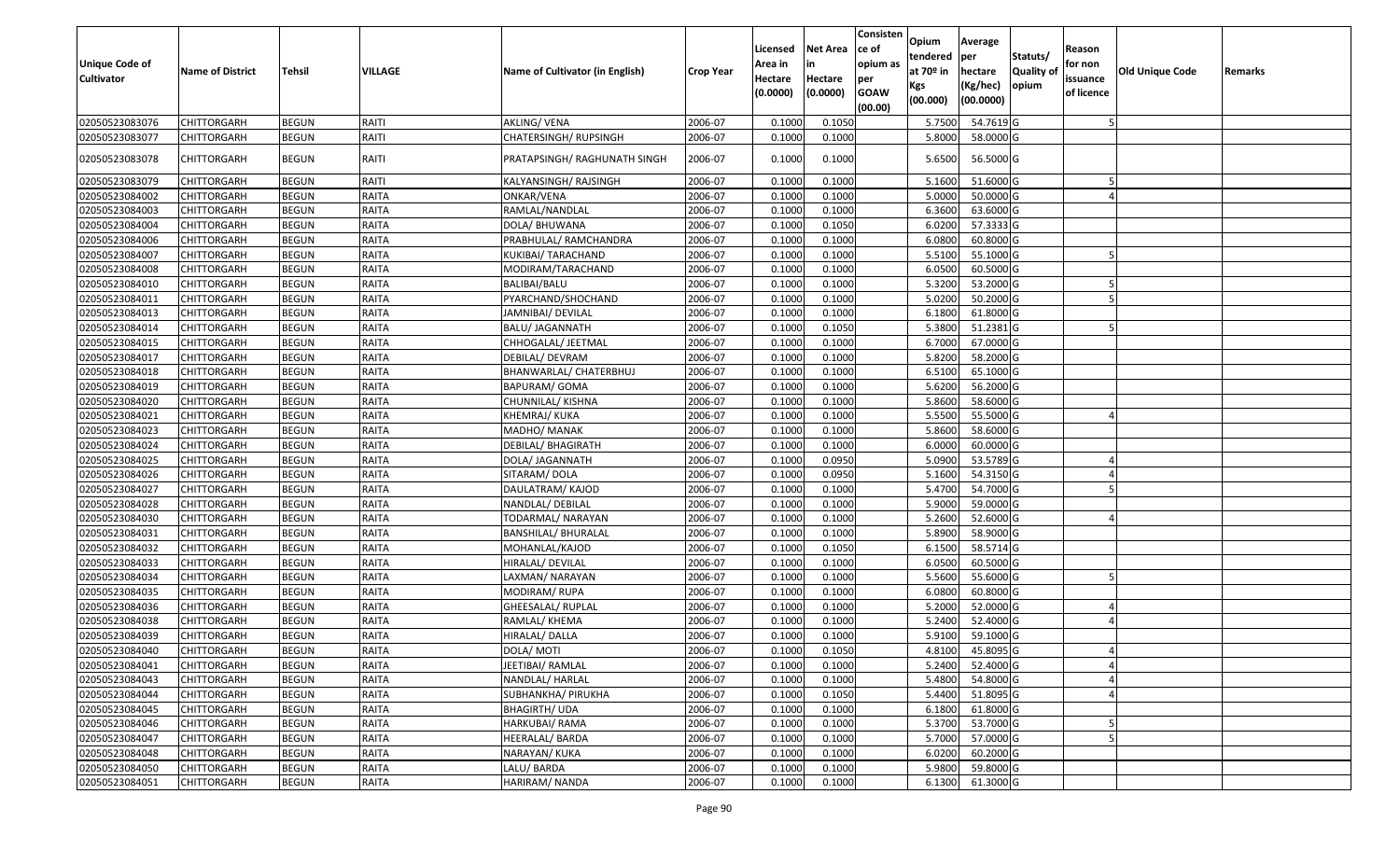| Unique Code of Cultivator | Name of District | Tehsil | VILLAGE | Name of Cultivator (in English) | Crop Year | Licensed Area in Hectare (0.0000) | Net Area in Hectare (0.0000) | Consistence of opium as per GOAW (00.00) | Opium tendered at 70º in Kgs (00.000) | Average per hectare (Kg/hec) (00.0000) | Statuts/ Quality of opium | Reason for non issuance of licence | Old Unique Code | Remarks |
|---|---|---|---|---|---|---|---|---|---|---|---|---|---|---|
| 02050523083076 | CHITTORGARH | BEGUN | RAITI | AKLING/ VENA | 2006-07 | 0.1000 | 0.1050 | | 5.7500 | 54.7619 | G | 5 | | |
| 02050523083077 | CHITTORGARH | BEGUN | RAITI | CHATERSINGH/ RUPSINGH | 2006-07 | 0.1000 | 0.1000 | | 5.8000 | 58.0000 | G | | | |
| 02050523083078 | CHITTORGARH | BEGUN | RAITI | PRATAPSINGH/ RAGHUNATH SINGH | 2006-07 | 0.1000 | 0.1000 | | 5.6500 | 56.5000 | G | | | |
| 02050523083079 | CHITTORGARH | BEGUN | RAITI | KALYANSINGH/ RAJSINGH | 2006-07 | 0.1000 | 0.1000 | | 5.1600 | 51.6000 | G | 5 | | |
| 02050523084002 | CHITTORGARH | BEGUN | RAITA | ONKAR/VENA | 2006-07 | 0.1000 | 0.1000 | | 5.0000 | 50.0000 | G | 4 | | |
| 02050523084003 | CHITTORGARH | BEGUN | RAITA | RAMLAL/NANDLAL | 2006-07 | 0.1000 | 0.1000 | | 6.3600 | 63.6000 | G | | | |
| 02050523084004 | CHITTORGARH | BEGUN | RAITA | DOLA/ BHUWANA | 2006-07 | 0.1000 | 0.1050 | | 6.0200 | 57.3333 | G | | | |
| 02050523084006 | CHITTORGARH | BEGUN | RAITA | PRABHULAL/ RAMCHANDRA | 2006-07 | 0.1000 | 0.1000 | | 6.0800 | 60.8000 | G | | | |
| 02050523084007 | CHITTORGARH | BEGUN | RAITA | KUKIBAI/ TARACHAND | 2006-07 | 0.1000 | 0.1000 | | 5.5100 | 55.1000 | G | 5 | | |
| 02050523084008 | CHITTORGARH | BEGUN | RAITA | MODIRAM/TARACHAND | 2006-07 | 0.1000 | 0.1000 | | 6.0500 | 60.5000 | G | | | |
| 02050523084010 | CHITTORGARH | BEGUN | RAITA | BALIBAI/BALU | 2006-07 | 0.1000 | 0.1000 | | 5.3200 | 53.2000 | G | 5 | | |
| 02050523084011 | CHITTORGARH | BEGUN | RAITA | PYARCHAND/SHOCHAND | 2006-07 | 0.1000 | 0.1000 | | 5.0200 | 50.2000 | G | 5 | | |
| 02050523084013 | CHITTORGARH | BEGUN | RAITA | JAMNIBAI/ DEVILAL | 2006-07 | 0.1000 | 0.1000 | | 6.1800 | 61.8000 | G | | | |
| 02050523084014 | CHITTORGARH | BEGUN | RAITA | BALU/ JAGANNATH | 2006-07 | 0.1000 | 0.1050 | | 5.3800 | 51.2381 | G | 5 | | |
| 02050523084015 | CHITTORGARH | BEGUN | RAITA | CHHOGALAL/ JEETMAL | 2006-07 | 0.1000 | 0.1000 | | 6.7000 | 67.0000 | G | | | |
| 02050523084017 | CHITTORGARH | BEGUN | RAITA | DEBILAL/ DEVRAM | 2006-07 | 0.1000 | 0.1000 | | 5.8200 | 58.2000 | G | | | |
| 02050523084018 | CHITTORGARH | BEGUN | RAITA | BHANWARLAL/ CHATERBHUJ | 2006-07 | 0.1000 | 0.1000 | | 6.5100 | 65.1000 | G | | | |
| 02050523084019 | CHITTORGARH | BEGUN | RAITA | BAPURAM/ GOMA | 2006-07 | 0.1000 | 0.1000 | | 5.6200 | 56.2000 | G | | | |
| 02050523084020 | CHITTORGARH | BEGUN | RAITA | CHUNNILAL/ KISHNA | 2006-07 | 0.1000 | 0.1000 | | 5.8600 | 58.6000 | G | | | |
| 02050523084021 | CHITTORGARH | BEGUN | RAITA | KHEMRAJ/ KUKA | 2006-07 | 0.1000 | 0.1000 | | 5.5500 | 55.5000 | G | 4 | | |
| 02050523084023 | CHITTORGARH | BEGUN | RAITA | MADHO/ MANAK | 2006-07 | 0.1000 | 0.1000 | | 5.8600 | 58.6000 | G | | | |
| 02050523084024 | CHITTORGARH | BEGUN | RAITA | DEBILAL/ BHAGIRATH | 2006-07 | 0.1000 | 0.1000 | | 6.0000 | 60.0000 | G | | | |
| 02050523084025 | CHITTORGARH | BEGUN | RAITA | DOLA/ JAGANNATH | 2006-07 | 0.1000 | 0.0950 | | 5.0900 | 53.5789 | G | 4 | | |
| 02050523084026 | CHITTORGARH | BEGUN | RAITA | SITARAM/ DOLA | 2006-07 | 0.1000 | 0.0950 | | 5.1600 | 54.3150 | G | 4 | | |
| 02050523084027 | CHITTORGARH | BEGUN | RAITA | DAULATRAM/ KAJOD | 2006-07 | 0.1000 | 0.1000 | | 5.4700 | 54.7000 | G | 5 | | |
| 02050523084028 | CHITTORGARH | BEGUN | RAITA | NANDLAL/ DEBILAL | 2006-07 | 0.1000 | 0.1000 | | 5.9000 | 59.0000 | G | | | |
| 02050523084030 | CHITTORGARH | BEGUN | RAITA | TODARMAL/ NARAYAN | 2006-07 | 0.1000 | 0.1000 | | 5.2600 | 52.6000 | G | 4 | | |
| 02050523084031 | CHITTORGARH | BEGUN | RAITA | BANSHILAL/ BHURALAL | 2006-07 | 0.1000 | 0.1000 | | 5.8900 | 58.9000 | G | | | |
| 02050523084032 | CHITTORGARH | BEGUN | RAITA | MOHANLAL/KAJOD | 2006-07 | 0.1000 | 0.1050 | | 6.1500 | 58.5714 | G | | | |
| 02050523084033 | CHITTORGARH | BEGUN | RAITA | HIRALAL/ DEVILAL | 2006-07 | 0.1000 | 0.1000 | | 6.0500 | 60.5000 | G | | | |
| 02050523084034 | CHITTORGARH | BEGUN | RAITA | LAXMAN/ NARAYAN | 2006-07 | 0.1000 | 0.1000 | | 5.5600 | 55.6000 | G | 5 | | |
| 02050523084035 | CHITTORGARH | BEGUN | RAITA | MODIRAM/ RUPA | 2006-07 | 0.1000 | 0.1000 | | 6.0800 | 60.8000 | G | | | |
| 02050523084036 | CHITTORGARH | BEGUN | RAITA | GHEESALAL/ RUPLAL | 2006-07 | 0.1000 | 0.1000 | | 5.2000 | 52.0000 | G | 4 | | |
| 02050523084038 | CHITTORGARH | BEGUN | RAITA | RAMLAL/ KHEMA | 2006-07 | 0.1000 | 0.1000 | | 5.2400 | 52.4000 | G | 4 | | |
| 02050523084039 | CHITTORGARH | BEGUN | RAITA | HIRALAL/ DALLA | 2006-07 | 0.1000 | 0.1000 | | 5.9100 | 59.1000 | G | | | |
| 02050523084040 | CHITTORGARH | BEGUN | RAITA | DOLA/ MOTI | 2006-07 | 0.1000 | 0.1050 | | 4.8100 | 45.8095 | G | 4 | | |
| 02050523084041 | CHITTORGARH | BEGUN | RAITA | JEETIBAI/ RAMLAL | 2006-07 | 0.1000 | 0.1000 | | 5.2400 | 52.4000 | G | 4 | | |
| 02050523084043 | CHITTORGARH | BEGUN | RAITA | NANDLAL/ HARLAL | 2006-07 | 0.1000 | 0.1000 | | 5.4800 | 54.8000 | G | 4 | | |
| 02050523084044 | CHITTORGARH | BEGUN | RAITA | SUBHANKHA/ PIRUKHA | 2006-07 | 0.1000 | 0.1050 | | 5.4400 | 51.8095 | G | 4 | | |
| 02050523084045 | CHITTORGARH | BEGUN | RAITA | BHAGIRTH/ UDA | 2006-07 | 0.1000 | 0.1000 | | 6.1800 | 61.8000 | G | | | |
| 02050523084046 | CHITTORGARH | BEGUN | RAITA | HARKUBAI/ RAMA | 2006-07 | 0.1000 | 0.1000 | | 5.3700 | 53.7000 | G | 5 | | |
| 02050523084047 | CHITTORGARH | BEGUN | RAITA | HEERALAL/ BARDA | 2006-07 | 0.1000 | 0.1000 | | 5.7000 | 57.0000 | G | 5 | | |
| 02050523084048 | CHITTORGARH | BEGUN | RAITA | NARAYAN/ KUKA | 2006-07 | 0.1000 | 0.1000 | | 6.0200 | 60.2000 | G | | | |
| 02050523084050 | CHITTORGARH | BEGUN | RAITA | LALU/ BARDA | 2006-07 | 0.1000 | 0.1000 | | 5.9800 | 59.8000 | G | | | |
| 02050523084051 | CHITTORGARH | BEGUN | RAITA | HARIRAM/ NANDA | 2006-07 | 0.1000 | 0.1000 | | 6.1300 | 61.3000 | G | | | |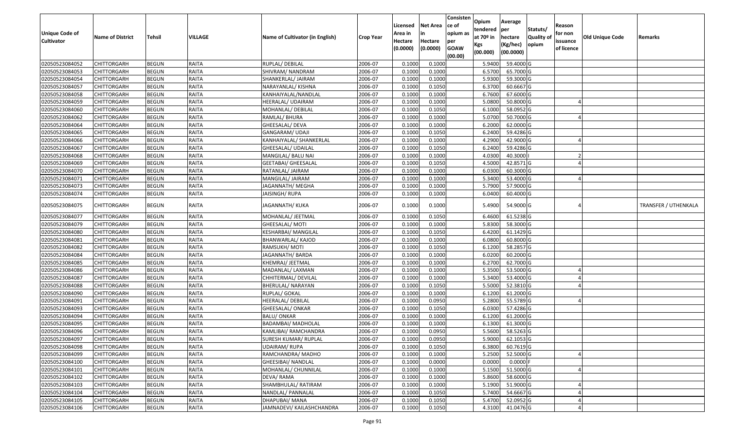| Unique Code of Cultivator | Name of District | Tehsil | VILLAGE | Name of Cultivator (in English) | Crop Year | Licensed Area in Hectare (0.0000) | Net Area in Hectare (0.0000) | Consistence of opium as per GOAW (00.00) | Opium tendered at 70º in Kgs (00.000) | Average per hectare (Kg/hec) (00.0000) | Statuts/ Quality of opium | Reason for non issuance of licence | Old Unique Code | Remarks |
|---|---|---|---|---|---|---|---|---|---|---|---|---|---|---|
| 02050523084052 | CHITTORGARH | BEGUN | RAITA | RUPLAL/ DEBILAL | 2006-07 | 0.1000 | 0.1000 | | 5.9400 | 59.4000 | G | | | |
| 02050523084053 | CHITTORGARH | BEGUN | RAITA | SHIVRAM/ NANDRAM | 2006-07 | 0.1000 | 0.1000 | | 6.5700 | 65.7000 | G | | | |
| 02050523084054 | CHITTORGARH | BEGUN | RAITA | SHANKERLAL/ JAIRAM | 2006-07 | 0.1000 | 0.1000 | | 5.9300 | 59.3000 | G | | | |
| 02050523084057 | CHITTORGARH | BEGUN | RAITA | NARAYANLAL/ KISHNA | 2006-07 | 0.1000 | 0.1050 | | 6.3700 | 60.6667 | G | | | |
| 02050523084058 | CHITTORGARH | BEGUN | RAITA | KANHAIYALAL/NANDLAL | 2006-07 | 0.1000 | 0.1000 | | 6.7600 | 67.6000 | G | | | |
| 02050523084059 | CHITTORGARH | BEGUN | RAITA | HEERALAL/ UDAIRAM | 2006-07 | 0.1000 | 0.1000 | | 5.0800 | 50.8000 | G | 4 | | |
| 02050523084060 | CHITTORGARH | BEGUN | RAITA | MOHANLAL/ DEBILAL | 2006-07 | 0.1000 | 0.1050 | | 6.1000 | 58.0952 | G | | | |
| 02050523084062 | CHITTORGARH | BEGUN | RAITA | RAMLAL/ BHURA | 2006-07 | 0.1000 | 0.1000 | | 5.0700 | 50.7000 | G | 4 | | |
| 02050523084064 | CHITTORGARH | BEGUN | RAITA | GHEESALAL/ DEVA | 2006-07 | 0.1000 | 0.1000 | | 6.2000 | 62.0000 | G | | | |
| 02050523084065 | CHITTORGARH | BEGUN | RAITA | GANGARAM/ UDAJI | 2006-07 | 0.1000 | 0.1050 | | 6.2400 | 59.4286 | G | | | |
| 02050523084066 | CHITTORGARH | BEGUN | RAITA | KANHAIYALAL/ SHANKERLAL | 2006-07 | 0.1000 | 0.1000 | | 4.2900 | 42.9000 | G | 4 | | |
| 02050523084067 | CHITTORGARH | BEGUN | RAITA | GHEESALAL/ UDAILAL | 2006-07 | 0.1000 | 0.1050 | | 6.2400 | 59.4286 | G | | | |
| 02050523084068 | CHITTORGARH | BEGUN | RAITA | MANGILAL/ BALU NAI | 2006-07 | 0.1000 | 0.1000 | | 4.0300 | 40.3000 | I | 2 | | |
| 02050523084069 | CHITTORGARH | BEGUN | RAITA | GEETABAI/ GHEESALAL | 2006-07 | 0.1000 | 0.1050 | | 4.5000 | 42.8571 | G | 4 | | |
| 02050523084070 | CHITTORGARH | BEGUN | RAITA | RATANLAL/ JAIRAM | 2006-07 | 0.1000 | 0.1000 | | 6.0300 | 60.3000 | G | | | |
| 02050523084071 | CHITTORGARH | BEGUN | RAITA | MANGILAL/ JAIRAM | 2006-07 | 0.1000 | 0.1000 | | 5.3400 | 53.4000 | G | 4 | | |
| 02050523084073 | CHITTORGARH | BEGUN | RAITA | JAGANNATH/ MEGHA | 2006-07 | 0.1000 | 0.1000 | | 5.7900 | 57.9000 | G | | | |
| 02050523084074 | CHITTORGARH | BEGUN | RAITA | JAISINGH/ RUPA | 2006-07 | 0.1000 | 0.1000 | | 6.0400 | 60.4000 | G | | | |
| 02050523084075 | CHITTORGARH | BEGUN | RAITA | JAGANNATH/ KUKA | 2006-07 | 0.1000 | 0.1000 | | 5.4900 | 54.9000 | G | 4 | | TRANSFER / UTHENKALA |
| 02050523084077 | CHITTORGARH | BEGUN | RAITA | MOHANLAL/ JEETMAL | 2006-07 | 0.1000 | 0.1050 | | 6.4600 | 61.5238 | G | | | |
| 02050523084079 | CHITTORGARH | BEGUN | RAITA | GHEESALAL/ MOTI | 2006-07 | 0.1000 | 0.1000 | | 5.8300 | 58.3000 | G | | | |
| 02050523084080 | CHITTORGARH | BEGUN | RAITA | KESHARBAI/ MANGILAL | 2006-07 | 0.1000 | 0.1050 | | 6.4200 | 61.1429 | G | | | |
| 02050523084081 | CHITTORGARH | BEGUN | RAITA | BHANWARLAL/ KAJOD | 2006-07 | 0.1000 | 0.1000 | | 6.0800 | 60.8000 | G | | | |
| 02050523084082 | CHITTORGARH | BEGUN | RAITA | RAMSUKH/ MOTI | 2006-07 | 0.1000 | 0.1050 | | 6.1200 | 58.2857 | G | | | |
| 02050523084084 | CHITTORGARH | BEGUN | RAITA | JAGANNATH/ BARDA | 2006-07 | 0.1000 | 0.1000 | | 6.0200 | 60.2000 | G | | | |
| 02050523084085 | CHITTORGARH | BEGUN | RAITA | KHEMRAJ/ JEETMAL | 2006-07 | 0.1000 | 0.1000 | | 6.2700 | 62.7000 | G | | | |
| 02050523084086 | CHITTORGARH | BEGUN | RAITA | MADANLAL/ LAXMAN | 2006-07 | 0.1000 | 0.1000 | | 5.3500 | 53.5000 | G | 4 | | |
| 02050523084087 | CHITTORGARH | BEGUN | RAITA | CHHITERMAL/ DEVILAL | 2006-07 | 0.1000 | 0.1000 | | 5.3400 | 53.4000 | G | 4 | | |
| 02050523084088 | CHITTORGARH | BEGUN | RAITA | BHERULAL/ NARAYAN | 2006-07 | 0.1000 | 0.1050 | | 5.5000 | 52.3810 | G | 4 | | |
| 02050523084090 | CHITTORGARH | BEGUN | RAITA | RUPLAL/ GOKAL | 2006-07 | 0.1000 | 0.1000 | | 6.1200 | 61.2000 | G | | | |
| 02050523084091 | CHITTORGARH | BEGUN | RAITA | HEERALAL/ DEBILAL | 2006-07 | 0.1000 | 0.0950 | | 5.2800 | 55.5789 | G | 4 | | |
| 02050523084093 | CHITTORGARH | BEGUN | RAITA | GHEESALAL/ ONKAR | 2006-07 | 0.1000 | 0.1050 | | 6.0300 | 57.4286 | G | | | |
| 02050523084094 | CHITTORGARH | BEGUN | RAITA | BALU/ ONKAR | 2006-07 | 0.1000 | 0.1000 | | 6.1200 | 61.2000 | G | | | |
| 02050523084095 | CHITTORGARH | BEGUN | RAITA | BADAMBAI/ MADHOLAL | 2006-07 | 0.1000 | 0.1000 | | 6.1300 | 61.3000 | G | | | |
| 02050523084096 | CHITTORGARH | BEGUN | RAITA | KAMLIBAI/ RAMCHANDRA | 2006-07 | 0.1000 | 0.0950 | | 5.5600 | 58.5263 | G | | | |
| 02050523084097 | CHITTORGARH | BEGUN | RAITA | SURESH KUMAR/ RUPLAL | 2006-07 | 0.1000 | 0.0950 | | 5.9000 | 62.1053 | G | | | |
| 02050523084098 | CHITTORGARH | BEGUN | RAITA | UDAIRAM/ RUPA | 2006-07 | 0.1000 | 0.1050 | | 6.3800 | 60.7619 | G | | | |
| 02050523084099 | CHITTORGARH | BEGUN | RAITA | RAMCHANDRA/ MADHO | 2006-07 | 0.1000 | 0.1000 | | 5.2500 | 52.5000 | G | 4 | | |
| 02050523084100 | CHITTORGARH | BEGUN | RAITA | GHEESIBAI/ NANDLAL | 2006-07 | 0.1000 | 0.0000 | | 0.0000 | 0.0000 | F | | | |
| 02050523084101 | CHITTORGARH | BEGUN | RAITA | MOHANLAL/ CHUNNILAL | 2006-07 | 0.1000 | 0.1000 | | 5.1500 | 51.5000 | G | 4 | | |
| 02050523084102 | CHITTORGARH | BEGUN | RAITA | DEVA/ RAMA | 2006-07 | 0.1000 | 0.1000 | | 5.8600 | 58.6000 | G | | | |
| 02050523084103 | CHITTORGARH | BEGUN | RAITA | SHAMBHULAL/ RATIRAM | 2006-07 | 0.1000 | 0.1000 | | 5.1900 | 51.9000 | G | 4 | | |
| 02050523084104 | CHITTORGARH | BEGUN | RAITA | NANDLAL/ PANNALAL | 2006-07 | 0.1000 | 0.1050 | | 5.7400 | 54.6667 | G | 4 | | |
| 02050523084105 | CHITTORGARH | BEGUN | RAITA | DHAPUBAI/ MANA | 2006-07 | 0.1000 | 0.1050 | | 5.4700 | 52.0952 | G | 4 | | |
| 02050523084106 | CHITTORGARH | BEGUN | RAITA | JAMNADEVI/ KAILASHCHANDRA | 2006-07 | 0.1000 | 0.1050 | | 4.3100 | 41.0476 | G | 4 | | |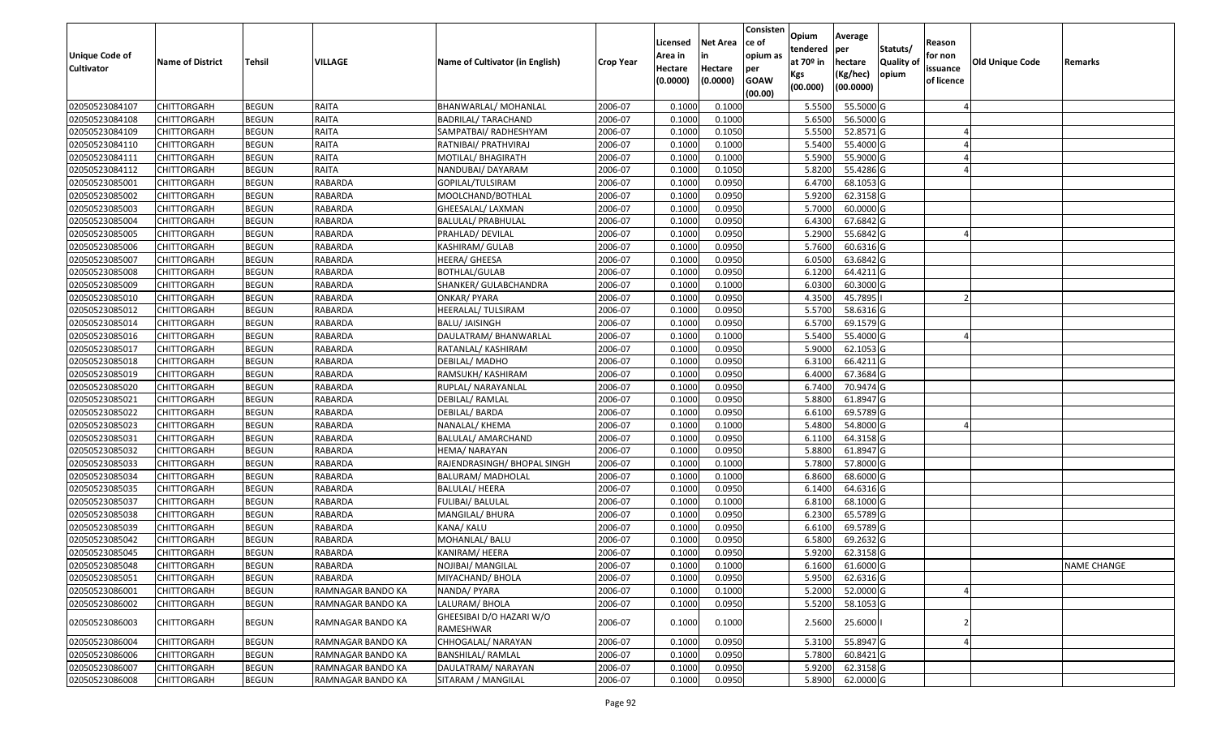| Unique Code of Cultivator | Name of District | Tehsil | VILLAGE | Name of Cultivator (in English) | Crop Year | Licensed Area in Hectare (0.0000) | Net Area in Hectare (0.0000) | Consistence of opium as per GOAW (00.00) | Opium tendered at 70º in Kgs (00.000) | Average per hectare (Kg/hec) (00.0000) | Statuts/ Quality of opium | Reason for non issuance of licence | Old Unique Code | Remarks |
|---|---|---|---|---|---|---|---|---|---|---|---|---|---|---|
| 02050523084107 | CHITTORGARH | BEGUN | RAITA | BHANWARLAL/ MOHANLAL | 2006-07 | 0.1000 | 0.1000 | | 5.5500 | 55.5000 | G | 4 | | |
| 02050523084108 | CHITTORGARH | BEGUN | RAITA | BADRILAL/ TARACHAND | 2006-07 | 0.1000 | 0.1000 | | 5.6500 | 56.5000 | G | | | |
| 02050523084109 | CHITTORGARH | BEGUN | RAITA | SAMPATBAI/ RADHESHYAM | 2006-07 | 0.1000 | 0.1050 | | 5.5500 | 52.8571 | G | 4 | | |
| 02050523084110 | CHITTORGARH | BEGUN | RAITA | RATNIBAI/ PRATHVIRAJ | 2006-07 | 0.1000 | 0.1000 | | 5.5400 | 55.4000 | G | 4 | | |
| 02050523084111 | CHITTORGARH | BEGUN | RAITA | MOTILAL/ BHAGIRATH | 2006-07 | 0.1000 | 0.1000 | | 5.5900 | 55.9000 | G | 4 | | |
| 02050523084112 | CHITTORGARH | BEGUN | RAITA | NANDUBAI/ DAYARAM | 2006-07 | 0.1000 | 0.1050 | | 5.8200 | 55.4286 | G | 4 | | |
| 02050523085001 | CHITTORGARH | BEGUN | RABARDA | GOPILAL/TULSIRAM | 2006-07 | 0.1000 | 0.0950 | | 6.4700 | 68.1053 | G | | | |
| 02050523085002 | CHITTORGARH | BEGUN | RABARDA | MOOLCHAND/BOTHLAL | 2006-07 | 0.1000 | 0.0950 | | 5.9200 | 62.3158 | G | | | |
| 02050523085003 | CHITTORGARH | BEGUN | RABARDA | GHEESALAL/ LAXMAN | 2006-07 | 0.1000 | 0.0950 | | 5.7000 | 60.0000 | G | | | |
| 02050523085004 | CHITTORGARH | BEGUN | RABARDA | BALULAL/ PRABHULAL | 2006-07 | 0.1000 | 0.0950 | | 6.4300 | 67.6842 | G | | | |
| 02050523085005 | CHITTORGARH | BEGUN | RABARDA | PRAHLAD/ DEVILAL | 2006-07 | 0.1000 | 0.0950 | | 5.2900 | 55.6842 | G | 4 | | |
| 02050523085006 | CHITTORGARH | BEGUN | RABARDA | KASHIRAM/ GULAB | 2006-07 | 0.1000 | 0.0950 | | 5.7600 | 60.6316 | G | | | |
| 02050523085007 | CHITTORGARH | BEGUN | RABARDA | HEERA/ GHEESA | 2006-07 | 0.1000 | 0.0950 | | 6.0500 | 63.6842 | G | | | |
| 02050523085008 | CHITTORGARH | BEGUN | RABARDA | BOTHLAL/GULAB | 2006-07 | 0.1000 | 0.0950 | | 6.1200 | 64.4211 | G | | | |
| 02050523085009 | CHITTORGARH | BEGUN | RABARDA | SHANKER/ GULABCHANDRA | 2006-07 | 0.1000 | 0.1000 | | 6.0300 | 60.3000 | G | | | |
| 02050523085010 | CHITTORGARH | BEGUN | RABARDA | ONKAR/ PYARA | 2006-07 | 0.1000 | 0.0950 | | 4.3500 | 45.7895 | I | 2 | | |
| 02050523085012 | CHITTORGARH | BEGUN | RABARDA | HEERALAL/ TULSIRAM | 2006-07 | 0.1000 | 0.0950 | | 5.5700 | 58.6316 | G | | | |
| 02050523085014 | CHITTORGARH | BEGUN | RABARDA | BALU/ JAISINGH | 2006-07 | 0.1000 | 0.0950 | | 6.5700 | 69.1579 | G | | | |
| 02050523085016 | CHITTORGARH | BEGUN | RABARDA | DAULATRAM/ BHANWARLAL | 2006-07 | 0.1000 | 0.1000 | | 5.5400 | 55.4000 | G | 4 | | |
| 02050523085017 | CHITTORGARH | BEGUN | RABARDA | RATANLAL/ KASHIRAM | 2006-07 | 0.1000 | 0.0950 | | 5.9000 | 62.1053 | G | | | |
| 02050523085018 | CHITTORGARH | BEGUN | RABARDA | DEBILAL/ MADHO | 2006-07 | 0.1000 | 0.0950 | | 6.3100 | 66.4211 | G | | | |
| 02050523085019 | CHITTORGARH | BEGUN | RABARDA | RAMSUKH/ KASHIRAM | 2006-07 | 0.1000 | 0.0950 | | 6.4000 | 67.3684 | G | | | |
| 02050523085020 | CHITTORGARH | BEGUN | RABARDA | RUPLAL/ NARAYANLAL | 2006-07 | 0.1000 | 0.0950 | | 6.7400 | 70.9474 | G | | | |
| 02050523085021 | CHITTORGARH | BEGUN | RABARDA | DEBILAL/ RAMLAL | 2006-07 | 0.1000 | 0.0950 | | 5.8800 | 61.8947 | G | | | |
| 02050523085022 | CHITTORGARH | BEGUN | RABARDA | DEBILAL/ BARDA | 2006-07 | 0.1000 | 0.0950 | | 6.6100 | 69.5789 | G | | | |
| 02050523085023 | CHITTORGARH | BEGUN | RABARDA | NANALAL/ KHEMA | 2006-07 | 0.1000 | 0.1000 | | 5.4800 | 54.8000 | G | 4 | | |
| 02050523085031 | CHITTORGARH | BEGUN | RABARDA | BALULAL/ AMARCHAND | 2006-07 | 0.1000 | 0.0950 | | 6.1100 | 64.3158 | G | | | |
| 02050523085032 | CHITTORGARH | BEGUN | RABARDA | HEMA/ NARAYAN | 2006-07 | 0.1000 | 0.0950 | | 5.8800 | 61.8947 | G | | | |
| 02050523085033 | CHITTORGARH | BEGUN | RABARDA | RAJENDRASINGH/ BHOPAL SINGH | 2006-07 | 0.1000 | 0.1000 | | 5.7800 | 57.8000 | G | | | |
| 02050523085034 | CHITTORGARH | BEGUN | RABARDA | BALURAM/ MADHOLAL | 2006-07 | 0.1000 | 0.1000 | | 6.8600 | 68.6000 | G | | | |
| 02050523085035 | CHITTORGARH | BEGUN | RABARDA | BALULAL/ HEERA | 2006-07 | 0.1000 | 0.0950 | | 6.1400 | 64.6316 | G | | | |
| 02050523085037 | CHITTORGARH | BEGUN | RABARDA | FULIBAI/ BALULAL | 2006-07 | 0.1000 | 0.1000 | | 6.8100 | 68.1000 | G | | | |
| 02050523085038 | CHITTORGARH | BEGUN | RABARDA | MANGILAL/ BHURA | 2006-07 | 0.1000 | 0.0950 | | 6.2300 | 65.5789 | G | | | |
| 02050523085039 | CHITTORGARH | BEGUN | RABARDA | KANA/ KALU | 2006-07 | 0.1000 | 0.0950 | | 6.6100 | 69.5789 | G | | | |
| 02050523085042 | CHITTORGARH | BEGUN | RABARDA | MOHANLAL/ BALU | 2006-07 | 0.1000 | 0.0950 | | 6.5800 | 69.2632 | G | | | |
| 02050523085045 | CHITTORGARH | BEGUN | RABARDA | KANIRAM/ HEERA | 2006-07 | 0.1000 | 0.0950 | | 5.9200 | 62.3158 | G | | | |
| 02050523085048 | CHITTORGARH | BEGUN | RABARDA | NOJIBAI/ MANGILAL | 2006-07 | 0.1000 | 0.1000 | | 6.1600 | 61.6000 | G | | | NAME CHANGE |
| 02050523085051 | CHITTORGARH | BEGUN | RABARDA | MIYACHAND/ BHOLA | 2006-07 | 0.1000 | 0.0950 | | 5.9500 | 62.6316 | G | | | |
| 02050523086001 | CHITTORGARH | BEGUN | RAMNAGAR BANDO KA | NANDA/ PYARA | 2006-07 | 0.1000 | 0.1000 | | 5.2000 | 52.0000 | G | 4 | | |
| 02050523086002 | CHITTORGARH | BEGUN | RAMNAGAR BANDO KA | LALURAM/ BHOLA | 2006-07 | 0.1000 | 0.0950 | | 5.5200 | 58.1053 | G | | | |
| 02050523086003 | CHITTORGARH | BEGUN | RAMNAGAR BANDO KA | GHEESIBAI D/O HAZARI W/O RAMESHWAR | 2006-07 | 0.1000 | 0.1000 | | 2.5600 | 25.6000 | I | 2 | | |
| 02050523086004 | CHITTORGARH | BEGUN | RAMNAGAR BANDO KA | CHHOGALAL/ NARAYAN | 2006-07 | 0.1000 | 0.0950 | | 5.3100 | 55.8947 | G | 4 | | |
| 02050523086006 | CHITTORGARH | BEGUN | RAMNAGAR BANDO KA | BANSHILAL/ RAMLAL | 2006-07 | 0.1000 | 0.0950 | | 5.7800 | 60.8421 | G | | | |
| 02050523086007 | CHITTORGARH | BEGUN | RAMNAGAR BANDO KA | DAULATRAM/ NARAYAN | 2006-07 | 0.1000 | 0.0950 | | 5.9200 | 62.3158 | G | | | |
| 02050523086008 | CHITTORGARH | BEGUN | RAMNAGAR BANDO KA | SITARAM / MANGILAL | 2006-07 | 0.1000 | 0.0950 | | 5.8900 | 62.0000 | G | | | |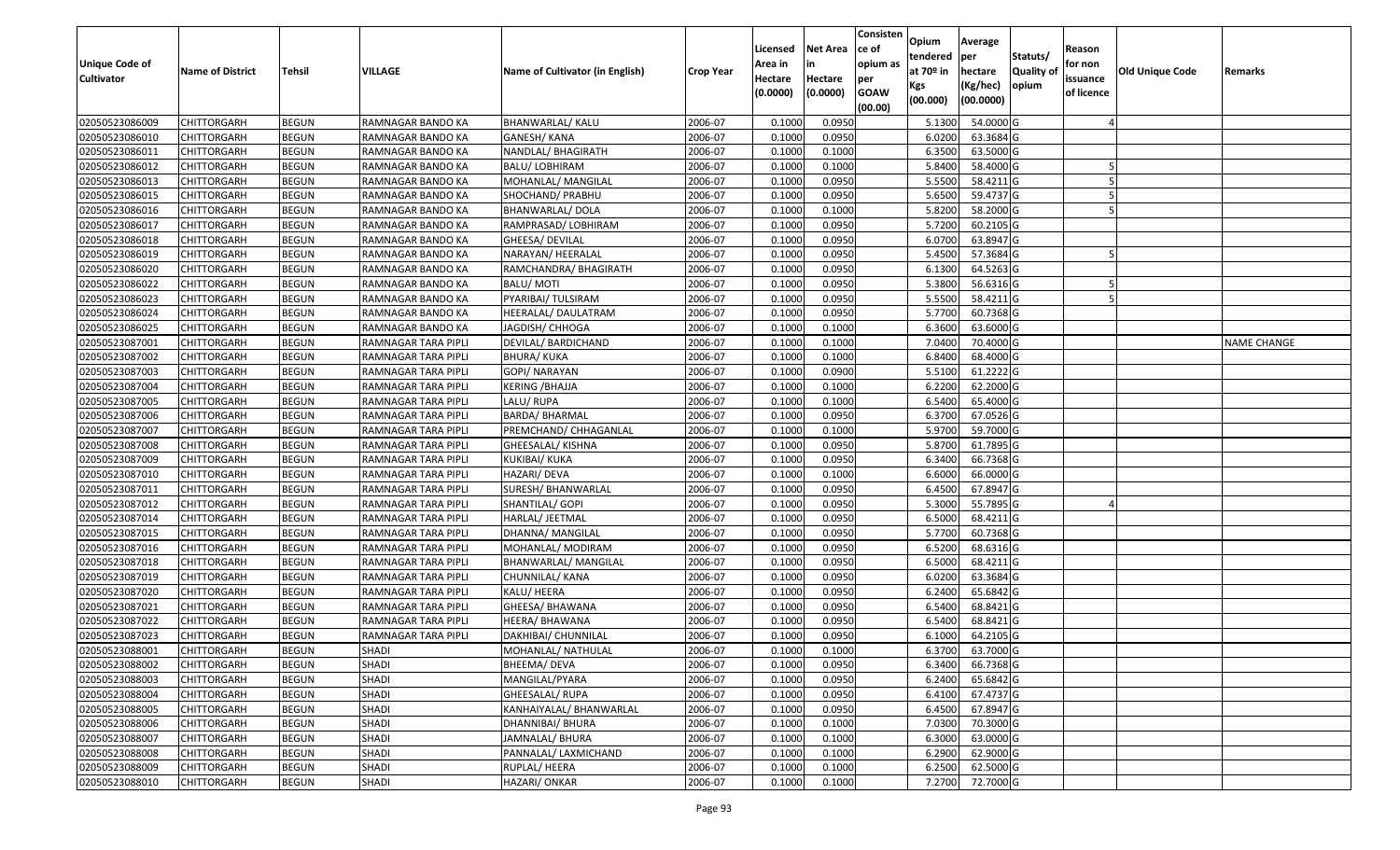| Unique Code of Cultivator | Name of District | Tehsil | VILLAGE | Name of Cultivator (in English) | Crop Year | Licensed Area in Hectare (0.0000) | Net Area in Hectare (0.0000) | Consistence of opium as per GOAW (00.00) | Opium tendered at 70º in Kgs (00.000) | Average per hectare (Kg/hec) (00.0000) | Statuts/ Quality of opium | Reason for non issuance of licence | Old Unique Code | Remarks |
|---|---|---|---|---|---|---|---|---|---|---|---|---|---|---|
| 02050523086009 | CHITTORGARH | BEGUN | RAMNAGAR BANDO KA | BHANWARLAL/ KALU | 2006-07 | 0.1000 | 0.0950 | | 5.1300 | 54.0000 | G | 4 | | |
| 02050523086010 | CHITTORGARH | BEGUN | RAMNAGAR BANDO KA | GANESH/ KANA | 2006-07 | 0.1000 | 0.0950 | | 6.0200 | 63.3684 | G | | | |
| 02050523086011 | CHITTORGARH | BEGUN | RAMNAGAR BANDO KA | NANDLAL/ BHAGIRATH | 2006-07 | 0.1000 | 0.1000 | | 6.3500 | 63.5000 | G | | | |
| 02050523086012 | CHITTORGARH | BEGUN | RAMNAGAR BANDO KA | BALU/ LOBHIRAM | 2006-07 | 0.1000 | 0.1000 | | 5.8400 | 58.4000 | G | 5 | | |
| 02050523086013 | CHITTORGARH | BEGUN | RAMNAGAR BANDO KA | MOHANLAL/ MANGILAL | 2006-07 | 0.1000 | 0.0950 | | 5.5500 | 58.4211 | G | 5 | | |
| 02050523086015 | CHITTORGARH | BEGUN | RAMNAGAR BANDO KA | SHOCHAND/ PRABHU | 2006-07 | 0.1000 | 0.0950 | | 5.6500 | 59.4737 | G | 5 | | |
| 02050523086016 | CHITTORGARH | BEGUN | RAMNAGAR BANDO KA | BHANWARLAL/ DOLA | 2006-07 | 0.1000 | 0.1000 | | 5.8200 | 58.2000 | G | 5 | | |
| 02050523086017 | CHITTORGARH | BEGUN | RAMNAGAR BANDO KA | RAMPRASAD/ LOBHIRAM | 2006-07 | 0.1000 | 0.0950 | | 5.7200 | 60.2105 | G | | | |
| 02050523086018 | CHITTORGARH | BEGUN | RAMNAGAR BANDO KA | GHEESA/ DEVILAL | 2006-07 | 0.1000 | 0.0950 | | 6.0700 | 63.8947 | G | | | |
| 02050523086019 | CHITTORGARH | BEGUN | RAMNAGAR BANDO KA | NARAYAN/ HEERALAL | 2006-07 | 0.1000 | 0.0950 | | 5.4500 | 57.3684 | G | 5 | | |
| 02050523086020 | CHITTORGARH | BEGUN | RAMNAGAR BANDO KA | RAMCHANDRA/ BHAGIRATH | 2006-07 | 0.1000 | 0.0950 | | 6.1300 | 64.5263 | G | | | |
| 02050523086022 | CHITTORGARH | BEGUN | RAMNAGAR BANDO KA | BALU/ MOTI | 2006-07 | 0.1000 | 0.0950 | | 5.3800 | 56.6316 | G | 5 | | |
| 02050523086023 | CHITTORGARH | BEGUN | RAMNAGAR BANDO KA | PYARIBAI/ TULSIRAM | 2006-07 | 0.1000 | 0.0950 | | 5.5500 | 58.4211 | G | 5 | | |
| 02050523086024 | CHITTORGARH | BEGUN | RAMNAGAR BANDO KA | HEERALAL/ DAULATRAM | 2006-07 | 0.1000 | 0.0950 | | 5.7700 | 60.7368 | G | | | |
| 02050523086025 | CHITTORGARH | BEGUN | RAMNAGAR BANDO KA | JAGDISH/ CHHOGA | 2006-07 | 0.1000 | 0.1000 | | 6.3600 | 63.6000 | G | | | |
| 02050523087001 | CHITTORGARH | BEGUN | RAMNAGAR TARA PIPLI | DEVILAL/ BARDICHAND | 2006-07 | 0.1000 | 0.1000 | | 7.0400 | 70.4000 | G | | | NAME CHANGE |
| 02050523087002 | CHITTORGARH | BEGUN | RAMNAGAR TARA PIPLI | BHURA/ KUKA | 2006-07 | 0.1000 | 0.1000 | | 6.8400 | 68.4000 | G | | | |
| 02050523087003 | CHITTORGARH | BEGUN | RAMNAGAR TARA PIPLI | GOPI/ NARAYAN | 2006-07 | 0.1000 | 0.0900 | | 5.5100 | 61.2222 | G | | | |
| 02050523087004 | CHITTORGARH | BEGUN | RAMNAGAR TARA PIPLI | KERING /BHAJJA | 2006-07 | 0.1000 | 0.1000 | | 6.2200 | 62.2000 | G | | | |
| 02050523087005 | CHITTORGARH | BEGUN | RAMNAGAR TARA PIPLI | LALU/ RUPA | 2006-07 | 0.1000 | 0.1000 | | 6.5400 | 65.4000 | G | | | |
| 02050523087006 | CHITTORGARH | BEGUN | RAMNAGAR TARA PIPLI | BARDA/ BHARMAL | 2006-07 | 0.1000 | 0.0950 | | 6.3700 | 67.0526 | G | | | |
| 02050523087007 | CHITTORGARH | BEGUN | RAMNAGAR TARA PIPLI | PREMCHAND/ CHHAGANLAL | 2006-07 | 0.1000 | 0.1000 | | 5.9700 | 59.7000 | G | | | |
| 02050523087008 | CHITTORGARH | BEGUN | RAMNAGAR TARA PIPLI | GHEESALAL/ KISHNA | 2006-07 | 0.1000 | 0.0950 | | 5.8700 | 61.7895 | G | | | |
| 02050523087009 | CHITTORGARH | BEGUN | RAMNAGAR TARA PIPLI | KUKIBAI/ KUKA | 2006-07 | 0.1000 | 0.0950 | | 6.3400 | 66.7368 | G | | | |
| 02050523087010 | CHITTORGARH | BEGUN | RAMNAGAR TARA PIPLI | HAZARI/ DEVA | 2006-07 | 0.1000 | 0.1000 | | 6.6000 | 66.0000 | G | | | |
| 02050523087011 | CHITTORGARH | BEGUN | RAMNAGAR TARA PIPLI | SURESH/ BHANWARLAL | 2006-07 | 0.1000 | 0.0950 | | 6.4500 | 67.8947 | G | | | |
| 02050523087012 | CHITTORGARH | BEGUN | RAMNAGAR TARA PIPLI | SHANTILAL/ GOPI | 2006-07 | 0.1000 | 0.0950 | | 5.3000 | 55.7895 | G | 4 | | |
| 02050523087014 | CHITTORGARH | BEGUN | RAMNAGAR TARA PIPLI | HARLAL/ JEETMAL | 2006-07 | 0.1000 | 0.0950 | | 6.5000 | 68.4211 | G | | | |
| 02050523087015 | CHITTORGARH | BEGUN | RAMNAGAR TARA PIPLI | DHANNA/ MANGILAL | 2006-07 | 0.1000 | 0.0950 | | 5.7700 | 60.7368 | G | | | |
| 02050523087016 | CHITTORGARH | BEGUN | RAMNAGAR TARA PIPLI | MOHANLAL/ MODIRAM | 2006-07 | 0.1000 | 0.0950 | | 6.5200 | 68.6316 | G | | | |
| 02050523087018 | CHITTORGARH | BEGUN | RAMNAGAR TARA PIPLI | BHANWARLAL/ MANGILAL | 2006-07 | 0.1000 | 0.0950 | | 6.5000 | 68.4211 | G | | | |
| 02050523087019 | CHITTORGARH | BEGUN | RAMNAGAR TARA PIPLI | CHUNNILAL/ KANA | 2006-07 | 0.1000 | 0.0950 | | 6.0200 | 63.3684 | G | | | |
| 02050523087020 | CHITTORGARH | BEGUN | RAMNAGAR TARA PIPLI | KALU/ HEERA | 2006-07 | 0.1000 | 0.0950 | | 6.2400 | 65.6842 | G | | | |
| 02050523087021 | CHITTORGARH | BEGUN | RAMNAGAR TARA PIPLI | GHEESA/ BHAWANA | 2006-07 | 0.1000 | 0.0950 | | 6.5400 | 68.8421 | G | | | |
| 02050523087022 | CHITTORGARH | BEGUN | RAMNAGAR TARA PIPLI | HEERA/ BHAWANA | 2006-07 | 0.1000 | 0.0950 | | 6.5400 | 68.8421 | G | | | |
| 02050523087023 | CHITTORGARH | BEGUN | RAMNAGAR TARA PIPLI | DAKHIBAI/ CHUNNILAL | 2006-07 | 0.1000 | 0.0950 | | 6.1000 | 64.2105 | G | | | |
| 02050523088001 | CHITTORGARH | BEGUN | SHADI | MOHANLAL/ NATHULAL | 2006-07 | 0.1000 | 0.1000 | | 6.3700 | 63.7000 | G | | | |
| 02050523088002 | CHITTORGARH | BEGUN | SHADI | BHEEMA/ DEVA | 2006-07 | 0.1000 | 0.0950 | | 6.3400 | 66.7368 | G | | | |
| 02050523088003 | CHITTORGARH | BEGUN | SHADI | MANGILAL/PYARA | 2006-07 | 0.1000 | 0.0950 | | 6.2400 | 65.6842 | G | | | |
| 02050523088004 | CHITTORGARH | BEGUN | SHADI | GHEESALAL/ RUPA | 2006-07 | 0.1000 | 0.0950 | | 6.4100 | 67.4737 | G | | | |
| 02050523088005 | CHITTORGARH | BEGUN | SHADI | KANHAIYALAL/ BHANWARLAL | 2006-07 | 0.1000 | 0.0950 | | 6.4500 | 67.8947 | G | | | |
| 02050523088006 | CHITTORGARH | BEGUN | SHADI | DHANNIBAI/ BHURA | 2006-07 | 0.1000 | 0.1000 | | 7.0300 | 70.3000 | G | | | |
| 02050523088007 | CHITTORGARH | BEGUN | SHADI | JAMNALAL/ BHURA | 2006-07 | 0.1000 | 0.1000 | | 6.3000 | 63.0000 | G | | | |
| 02050523088008 | CHITTORGARH | BEGUN | SHADI | PANNALAL/ LAXMICHAND | 2006-07 | 0.1000 | 0.1000 | | 6.2900 | 62.9000 | G | | | |
| 02050523088009 | CHITTORGARH | BEGUN | SHADI | RUPLAL/ HEERA | 2006-07 | 0.1000 | 0.1000 | | 6.2500 | 62.5000 | G | | | |
| 02050523088010 | CHITTORGARH | BEGUN | SHADI | HAZARI/ ONKAR | 2006-07 | 0.1000 | 0.1000 | | 7.2700 | 72.7000 | G | | | |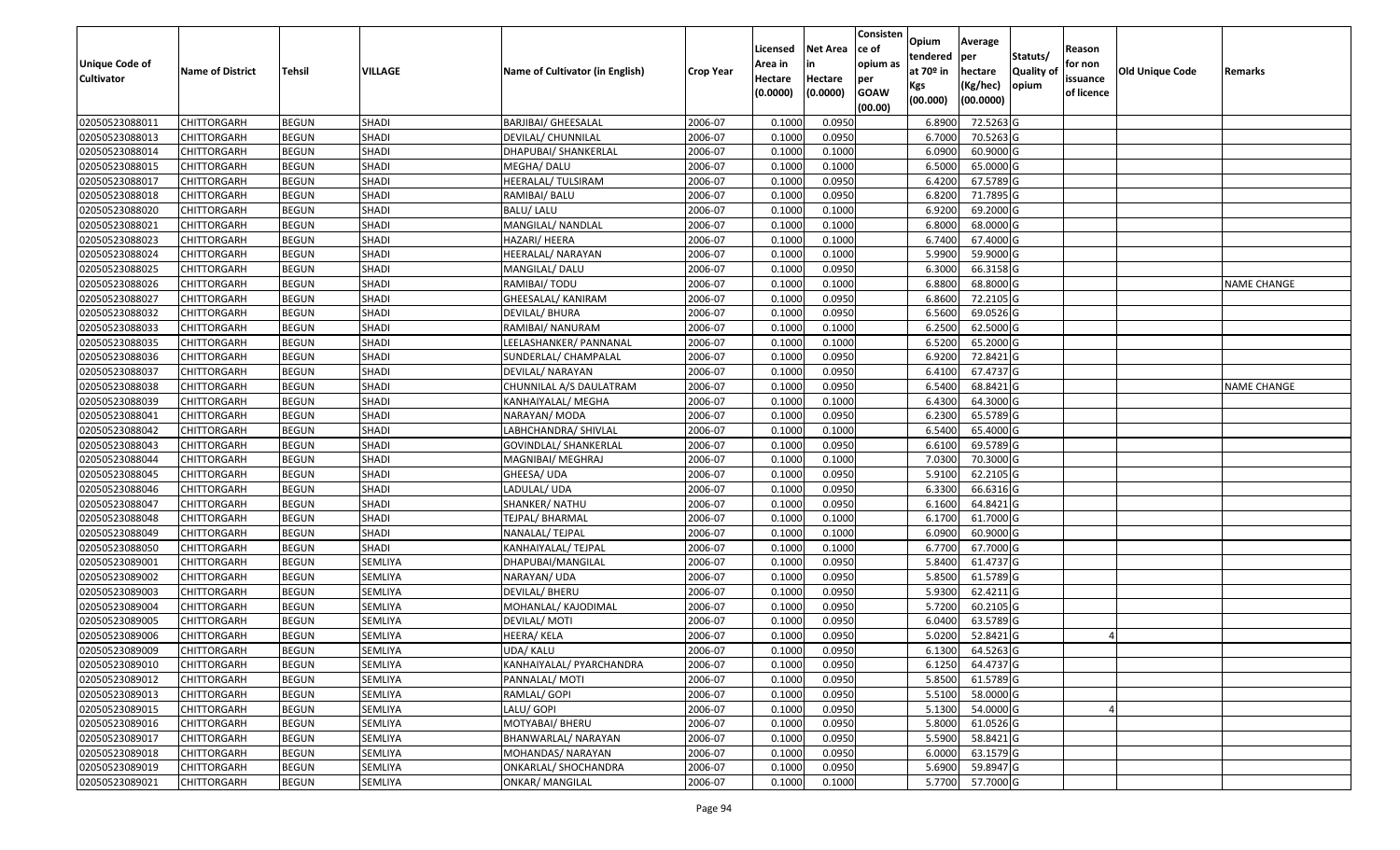| Unique Code of Cultivator | Name of District | Tehsil | VILLAGE | Name of Cultivator (in English) | Crop Year | Licensed Area in Hectare (0.0000) | Net Area in Hectare (0.0000) | Consistence of opium as per GOAW (00.00) | Opium tendered at 70º in Kgs (00.000) | Average per hectare (Kg/hec) (00.0000) | Statuts/ Quality of opium | Reason for non issuance of licence | Old Unique Code | Remarks |
|---|---|---|---|---|---|---|---|---|---|---|---|---|---|---|
| 02050523088011 | CHITTORGARH | BEGUN | SHADI | BARJIBAI/ GHEESALAL | 2006-07 | 0.1000 | 0.0950 | | 6.8900 | 72.5263 | G | | | |
| 02050523088013 | CHITTORGARH | BEGUN | SHADI | DEVILAL/ CHUNNILAL | 2006-07 | 0.1000 | 0.0950 | | 6.7000 | 70.5263 | G | | | |
| 02050523088014 | CHITTORGARH | BEGUN | SHADI | DHAPUBAI/ SHANKERLAL | 2006-07 | 0.1000 | 0.1000 | | 6.0900 | 60.9000 | G | | | |
| 02050523088015 | CHITTORGARH | BEGUN | SHADI | MEGHA/ DALU | 2006-07 | 0.1000 | 0.1000 | | 6.5000 | 65.0000 | G | | | |
| 02050523088017 | CHITTORGARH | BEGUN | SHADI | HEERALAL/ TULSIRAM | 2006-07 | 0.1000 | 0.0950 | | 6.4200 | 67.5789 | G | | | |
| 02050523088018 | CHITTORGARH | BEGUN | SHADI | RAMIBAI/ BALU | 2006-07 | 0.1000 | 0.0950 | | 6.8200 | 71.7895 | G | | | |
| 02050523088020 | CHITTORGARH | BEGUN | SHADI | BALU/ LALU | 2006-07 | 0.1000 | 0.1000 | | 6.9200 | 69.2000 | G | | | |
| 02050523088021 | CHITTORGARH | BEGUN | SHADI | MANGILAL/ NANDLAL | 2006-07 | 0.1000 | 0.1000 | | 6.8000 | 68.0000 | G | | | |
| 02050523088023 | CHITTORGARH | BEGUN | SHADI | HAZARI/ HEERA | 2006-07 | 0.1000 | 0.1000 | | 6.7400 | 67.4000 | G | | | |
| 02050523088024 | CHITTORGARH | BEGUN | SHADI | HEERALAL/ NARAYAN | 2006-07 | 0.1000 | 0.1000 | | 5.9900 | 59.9000 | G | | | |
| 02050523088025 | CHITTORGARH | BEGUN | SHADI | MANGILAL/ DALU | 2006-07 | 0.1000 | 0.0950 | | 6.3000 | 66.3158 | G | | | |
| 02050523088026 | CHITTORGARH | BEGUN | SHADI | RAMIBAI/ TODU | 2006-07 | 0.1000 | 0.1000 | | 6.8800 | 68.8000 | G | | | NAME CHANGE |
| 02050523088027 | CHITTORGARH | BEGUN | SHADI | GHEESALAL/ KANIRAM | 2006-07 | 0.1000 | 0.0950 | | 6.8600 | 72.2105 | G | | | |
| 02050523088032 | CHITTORGARH | BEGUN | SHADI | DEVILAL/ BHURA | 2006-07 | 0.1000 | 0.0950 | | 6.5600 | 69.0526 | G | | | |
| 02050523088033 | CHITTORGARH | BEGUN | SHADI | RAMIBAI/ NANURAM | 2006-07 | 0.1000 | 0.1000 | | 6.2500 | 62.5000 | G | | | |
| 02050523088035 | CHITTORGARH | BEGUN | SHADI | LEELASHANKER/ PANNANAL | 2006-07 | 0.1000 | 0.1000 | | 6.5200 | 65.2000 | G | | | |
| 02050523088036 | CHITTORGARH | BEGUN | SHADI | SUNDERLAL/ CHAMPALAL | 2006-07 | 0.1000 | 0.0950 | | 6.9200 | 72.8421 | G | | | |
| 02050523088037 | CHITTORGARH | BEGUN | SHADI | DEVILAL/ NARAYAN | 2006-07 | 0.1000 | 0.0950 | | 6.4100 | 67.4737 | G | | | |
| 02050523088038 | CHITTORGARH | BEGUN | SHADI | CHUNNILAL A/S DAULATRAM | 2006-07 | 0.1000 | 0.0950 | | 6.5400 | 68.8421 | G | | | NAME CHANGE |
| 02050523088039 | CHITTORGARH | BEGUN | SHADI | KANHAIYALAL/ MEGHA | 2006-07 | 0.1000 | 0.1000 | | 6.4300 | 64.3000 | G | | | |
| 02050523088041 | CHITTORGARH | BEGUN | SHADI | NARAYAN/ MODA | 2006-07 | 0.1000 | 0.0950 | | 6.2300 | 65.5789 | G | | | |
| 02050523088042 | CHITTORGARH | BEGUN | SHADI | LABHCHANDRA/ SHIVLAL | 2006-07 | 0.1000 | 0.1000 | | 6.5400 | 65.4000 | G | | | |
| 02050523088043 | CHITTORGARH | BEGUN | SHADI | GOVINDLAL/ SHANKERLAL | 2006-07 | 0.1000 | 0.0950 | | 6.6100 | 69.5789 | G | | | |
| 02050523088044 | CHITTORGARH | BEGUN | SHADI | MAGNIBAI/ MEGHRAJ | 2006-07 | 0.1000 | 0.1000 | | 7.0300 | 70.3000 | G | | | |
| 02050523088045 | CHITTORGARH | BEGUN | SHADI | GHEESA/ UDA | 2006-07 | 0.1000 | 0.0950 | | 5.9100 | 62.2105 | G | | | |
| 02050523088046 | CHITTORGARH | BEGUN | SHADI | LADULAL/ UDA | 2006-07 | 0.1000 | 0.0950 | | 6.3300 | 66.6316 | G | | | |
| 02050523088047 | CHITTORGARH | BEGUN | SHADI | SHANKER/ NATHU | 2006-07 | 0.1000 | 0.0950 | | 6.1600 | 64.8421 | G | | | |
| 02050523088048 | CHITTORGARH | BEGUN | SHADI | TEJPAL/ BHARMAL | 2006-07 | 0.1000 | 0.1000 | | 6.1700 | 61.7000 | G | | | |
| 02050523088049 | CHITTORGARH | BEGUN | SHADI | NANALAL/ TEJPAL | 2006-07 | 0.1000 | 0.1000 | | 6.0900 | 60.9000 | G | | | |
| 02050523088050 | CHITTORGARH | BEGUN | SHADI | KANHAIYALAL/ TEJPAL | 2006-07 | 0.1000 | 0.1000 | | 6.7700 | 67.7000 | G | | | |
| 02050523089001 | CHITTORGARH | BEGUN | SEMLIYA | DHAPUBAI/MANGILAL | 2006-07 | 0.1000 | 0.0950 | | 5.8400 | 61.4737 | G | | | |
| 02050523089002 | CHITTORGARH | BEGUN | SEMLIYA | NARAYAN/ UDA | 2006-07 | 0.1000 | 0.0950 | | 5.8500 | 61.5789 | G | | | |
| 02050523089003 | CHITTORGARH | BEGUN | SEMLIYA | DEVILAL/ BHERU | 2006-07 | 0.1000 | 0.0950 | | 5.9300 | 62.4211 | G | | | |
| 02050523089004 | CHITTORGARH | BEGUN | SEMLIYA | MOHANLAL/ KAJODIMAL | 2006-07 | 0.1000 | 0.0950 | | 5.7200 | 60.2105 | G | | | |
| 02050523089005 | CHITTORGARH | BEGUN | SEMLIYA | DEVILAL/ MOTI | 2006-07 | 0.1000 | 0.0950 | | 6.0400 | 63.5789 | G | | | |
| 02050523089006 | CHITTORGARH | BEGUN | SEMLIYA | HEERA/ KELA | 2006-07 | 0.1000 | 0.0950 | | 5.0200 | 52.8421 | G | 4 | | |
| 02050523089009 | CHITTORGARH | BEGUN | SEMLIYA | UDA/ KALU | 2006-07 | 0.1000 | 0.0950 | | 6.1300 | 64.5263 | G | | | |
| 02050523089010 | CHITTORGARH | BEGUN | SEMLIYA | KANHAIYALAL/ PYARCHANDRA | 2006-07 | 0.1000 | 0.0950 | | 6.1250 | 64.4737 | G | | | |
| 02050523089012 | CHITTORGARH | BEGUN | SEMLIYA | PANNALAL/ MOTI | 2006-07 | 0.1000 | 0.0950 | | 5.8500 | 61.5789 | G | | | |
| 02050523089013 | CHITTORGARH | BEGUN | SEMLIYA | RAMLAL/ GOPI | 2006-07 | 0.1000 | 0.0950 | | 5.5100 | 58.0000 | G | | | |
| 02050523089015 | CHITTORGARH | BEGUN | SEMLIYA | LALU/ GOPI | 2006-07 | 0.1000 | 0.0950 | | 5.1300 | 54.0000 | G | 4 | | |
| 02050523089016 | CHITTORGARH | BEGUN | SEMLIYA | MOTYABAI/ BHERU | 2006-07 | 0.1000 | 0.0950 | | 5.8000 | 61.0526 | G | | | |
| 02050523089017 | CHITTORGARH | BEGUN | SEMLIYA | BHANWARLAL/ NARAYAN | 2006-07 | 0.1000 | 0.0950 | | 5.5900 | 58.8421 | G | | | |
| 02050523089018 | CHITTORGARH | BEGUN | SEMLIYA | MOHANDAS/ NARAYAN | 2006-07 | 0.1000 | 0.0950 | | 6.0000 | 63.1579 | G | | | |
| 02050523089019 | CHITTORGARH | BEGUN | SEMLIYA | ONKARLAL/ SHOCHANDRA | 2006-07 | 0.1000 | 0.0950 | | 5.6900 | 59.8947 | G | | | |
| 02050523089021 | CHITTORGARH | BEGUN | SEMLIYA | ONKAR/ MANGILAL | 2006-07 | 0.1000 | 0.1000 | | 5.7700 | 57.7000 | G | | | |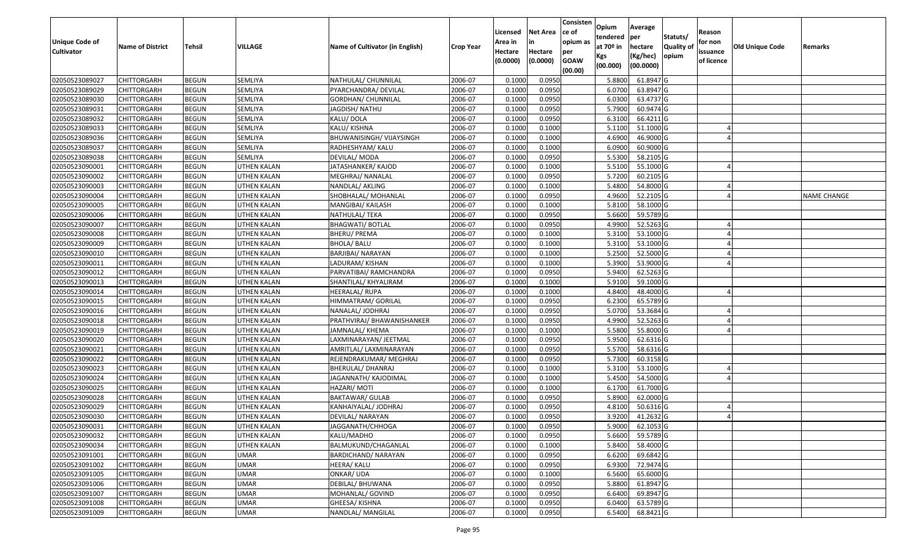| Unique Code of Cultivator | Name of District | Tehsil | VILLAGE | Name of Cultivator (in English) | Crop Year | Licensed Area in Hectare (0.0000) | Net Area in Hectare (0.0000) | Consistence of opium as per GOAW (00.00) | Opium tendered at 70º in Kgs (00.000) | Average per hectare (Kg/hec) (00.0000) | Statuts/ Quality of opium | Reason for non issuance of licence | Old Unique Code | Remarks |
|---|---|---|---|---|---|---|---|---|---|---|---|---|---|---|
| 02050523089027 | CHITTORGARH | BEGUN | SEMLIYA | NATHULAL/ CHUNNILAL | 2006-07 | 0.1000 | 0.0950 | | 5.8800 | 61.8947 | G | | | |
| 02050523089029 | CHITTORGARH | BEGUN | SEMLIYA | PYARCHANDRA/ DEVILAL | 2006-07 | 0.1000 | 0.0950 | | 6.0700 | 63.8947 | G | | | |
| 02050523089030 | CHITTORGARH | BEGUN | SEMLIYA | GORDHAN/ CHUNNILAL | 2006-07 | 0.1000 | 0.0950 | | 6.0300 | 63.4737 | G | | | |
| 02050523089031 | CHITTORGARH | BEGUN | SEMLIYA | JAGDISH/ NATHU | 2006-07 | 0.1000 | 0.0950 | | 5.7900 | 60.9474 | G | | | |
| 02050523089032 | CHITTORGARH | BEGUN | SEMLIYA | KALU/ DOLA | 2006-07 | 0.1000 | 0.0950 | | 6.3100 | 66.4211 | G | | | |
| 02050523089033 | CHITTORGARH | BEGUN | SEMLIYA | KALU/ KISHNA | 2006-07 | 0.1000 | 0.1000 | | 5.1100 | 51.1000 | G | 4 | | |
| 02050523089036 | CHITTORGARH | BEGUN | SEMLIYA | BHUWANISINGH/ VIJAYSINGH | 2006-07 | 0.1000 | 0.1000 | | 4.6900 | 46.9000 | G | 4 | | |
| 02050523089037 | CHITTORGARH | BEGUN | SEMLIYA | RADHESHYAM/ KALU | 2006-07 | 0.1000 | 0.1000 | | 6.0900 | 60.9000 | G | | | |
| 02050523089038 | CHITTORGARH | BEGUN | SEMLIYA | DEVILAL/ MODA | 2006-07 | 0.1000 | 0.0950 | | 5.5300 | 58.2105 | G | | | |
| 02050523090001 | CHITTORGARH | BEGUN | UTHEN KALAN | JATASHANKER/ KAJOD | 2006-07 | 0.1000 | 0.1000 | | 5.5100 | 55.1000 | G | 4 | | |
| 02050523090002 | CHITTORGARH | BEGUN | UTHEN KALAN | MEGHRAJ/ NANALAL | 2006-07 | 0.1000 | 0.0950 | | 5.7200 | 60.2105 | G | | | |
| 02050523090003 | CHITTORGARH | BEGUN | UTHEN KALAN | NANDLAL/ AKLING | 2006-07 | 0.1000 | 0.1000 | | 5.4800 | 54.8000 | G | 4 | | |
| 02050523090004 | CHITTORGARH | BEGUN | UTHEN KALAN | SHOBHALAL/ MOHANLAL | 2006-07 | 0.1000 | 0.0950 | | 4.9600 | 52.2105 | G | 4 | | NAME CHANGE |
| 02050523090005 | CHITTORGARH | BEGUN | UTHEN KALAN | MANGIBAI/ KAILASH | 2006-07 | 0.1000 | 0.1000 | | 5.8100 | 58.1000 | G | | | |
| 02050523090006 | CHITTORGARH | BEGUN | UTHEN KALAN | NATHULAL/ TEKA | 2006-07 | 0.1000 | 0.0950 | | 5.6600 | 59.5789 | G | | | |
| 02050523090007 | CHITTORGARH | BEGUN | UTHEN KALAN | BHAGWATI/ BOTLAL | 2006-07 | 0.1000 | 0.0950 | | 4.9900 | 52.5263 | G | 4 | | |
| 02050523090008 | CHITTORGARH | BEGUN | UTHEN KALAN | BHERU/ PREMA | 2006-07 | 0.1000 | 0.1000 | | 5.3100 | 53.1000 | G | 4 | | |
| 02050523090009 | CHITTORGARH | BEGUN | UTHEN KALAN | BHOLA/ BALU | 2006-07 | 0.1000 | 0.1000 | | 5.3100 | 53.1000 | G | 4 | | |
| 02050523090010 | CHITTORGARH | BEGUN | UTHEN KALAN | BARJIBAI/ NARAYAN | 2006-07 | 0.1000 | 0.1000 | | 5.2500 | 52.5000 | G | 4 | | |
| 02050523090011 | CHITTORGARH | BEGUN | UTHEN KALAN | LADURAM/ KISHAN | 2006-07 | 0.1000 | 0.1000 | | 5.3900 | 53.9000 | G | 4 | | |
| 02050523090012 | CHITTORGARH | BEGUN | UTHEN KALAN | PARVATIBAI/ RAMCHANDRA | 2006-07 | 0.1000 | 0.0950 | | 5.9400 | 62.5263 | G | | | |
| 02050523090013 | CHITTORGARH | BEGUN | UTHEN KALAN | SHANTILAL/ KHYALIRAM | 2006-07 | 0.1000 | 0.1000 | | 5.9100 | 59.1000 | G | | | |
| 02050523090014 | CHITTORGARH | BEGUN | UTHEN KALAN | HEERALAL/ RUPA | 2006-07 | 0.1000 | 0.1000 | | 4.8400 | 48.4000 | G | 4 | | |
| 02050523090015 | CHITTORGARH | BEGUN | UTHEN KALAN | HIMMATRAM/ GORILAL | 2006-07 | 0.1000 | 0.0950 | | 6.2300 | 65.5789 | G | | | |
| 02050523090016 | CHITTORGARH | BEGUN | UTHEN KALAN | NANALAL/ JODHRAJ | 2006-07 | 0.1000 | 0.0950 | | 5.0700 | 53.3684 | G | 4 | | |
| 02050523090018 | CHITTORGARH | BEGUN | UTHEN KALAN | PRATHVIRAJ/ BHAWANISHANKER | 2006-07 | 0.1000 | 0.0950 | | 4.9900 | 52.5263 | G | 4 | | |
| 02050523090019 | CHITTORGARH | BEGUN | UTHEN KALAN | JAMNALAL/ KHEMA | 2006-07 | 0.1000 | 0.1000 | | 5.5800 | 55.8000 | G | 4 | | |
| 02050523090020 | CHITTORGARH | BEGUN | UTHEN KALAN | LAXMINARAYAN/ JEETMAL | 2006-07 | 0.1000 | 0.0950 | | 5.9500 | 62.6316 | G | | | |
| 02050523090021 | CHITTORGARH | BEGUN | UTHEN KALAN | AMRITLAL/ LAXMINARAYAN | 2006-07 | 0.1000 | 0.0950 | | 5.5700 | 58.6316 | G | | | |
| 02050523090022 | CHITTORGARH | BEGUN | UTHEN KALAN | REJENDRAKUMAR/ MEGHRAJ | 2006-07 | 0.1000 | 0.0950 | | 5.7300 | 60.3158 | G | | | |
| 02050523090023 | CHITTORGARH | BEGUN | UTHEN KALAN | BHERULAL/ DHANRAJ | 2006-07 | 0.1000 | 0.1000 | | 5.3100 | 53.1000 | G | 4 | | |
| 02050523090024 | CHITTORGARH | BEGUN | UTHEN KALAN | JAGANNATH/ KAJODIMAL | 2006-07 | 0.1000 | 0.1000 | | 5.4500 | 54.5000 | G | 4 | | |
| 02050523090025 | CHITTORGARH | BEGUN | UTHEN KALAN | HAZARI/ MOTI | 2006-07 | 0.1000 | 0.1000 | | 6.1700 | 61.7000 | G | | | |
| 02050523090028 | CHITTORGARH | BEGUN | UTHEN KALAN | BAKTAWAR/ GULAB | 2006-07 | 0.1000 | 0.0950 | | 5.8900 | 62.0000 | G | | | |
| 02050523090029 | CHITTORGARH | BEGUN | UTHEN KALAN | KANHAIYALAL/ JODHRAJ | 2006-07 | 0.1000 | 0.0950 | | 4.8100 | 50.6316 | G | 4 | | |
| 02050523090030 | CHITTORGARH | BEGUN | UTHEN KALAN | DEVILAL/ NARAYAN | 2006-07 | 0.1000 | 0.0950 | | 3.9200 | 41.2632 | G | 4 | | |
| 02050523090031 | CHITTORGARH | BEGUN | UTHEN KALAN | JAGGANATH/CHHOGA | 2006-07 | 0.1000 | 0.0950 | | 5.9000 | 62.1053 | G | | | |
| 02050523090032 | CHITTORGARH | BEGUN | UTHEN KALAN | KALU/MADHO | 2006-07 | 0.1000 | 0.0950 | | 5.6600 | 59.5789 | G | | | |
| 02050523090034 | CHITTORGARH | BEGUN | UTHEN KALAN | BALMUKUND/CHAGANLAL | 2006-07 | 0.1000 | 0.1000 | | 5.8400 | 58.4000 | G | | | |
| 02050523091001 | CHITTORGARH | BEGUN | UMAR | BARDICHAND/ NARAYAN | 2006-07 | 0.1000 | 0.0950 | | 6.6200 | 69.6842 | G | | | |
| 02050523091002 | CHITTORGARH | BEGUN | UMAR | HEERA/ KALU | 2006-07 | 0.1000 | 0.0950 | | 6.9300 | 72.9474 | G | | | |
| 02050523091005 | CHITTORGARH | BEGUN | UMAR | ONKAR/ UDA | 2006-07 | 0.1000 | 0.1000 | | 6.5600 | 65.6000 | G | | | |
| 02050523091006 | CHITTORGARH | BEGUN | UMAR | DEBILAL/ BHUWANA | 2006-07 | 0.1000 | 0.0950 | | 5.8800 | 61.8947 | G | | | |
| 02050523091007 | CHITTORGARH | BEGUN | UMAR | MOHANLAL/ GOVIND | 2006-07 | 0.1000 | 0.0950 | | 6.6400 | 69.8947 | G | | | |
| 02050523091008 | CHITTORGARH | BEGUN | UMAR | GHEESA/ KISHNA | 2006-07 | 0.1000 | 0.0950 | | 6.0400 | 63.5789 | G | | | |
| 02050523091009 | CHITTORGARH | BEGUN | UMAR | NANDLAL/ MANGILAL | 2006-07 | 0.1000 | 0.0950 | | 6.5400 | 68.8421 | G | | | |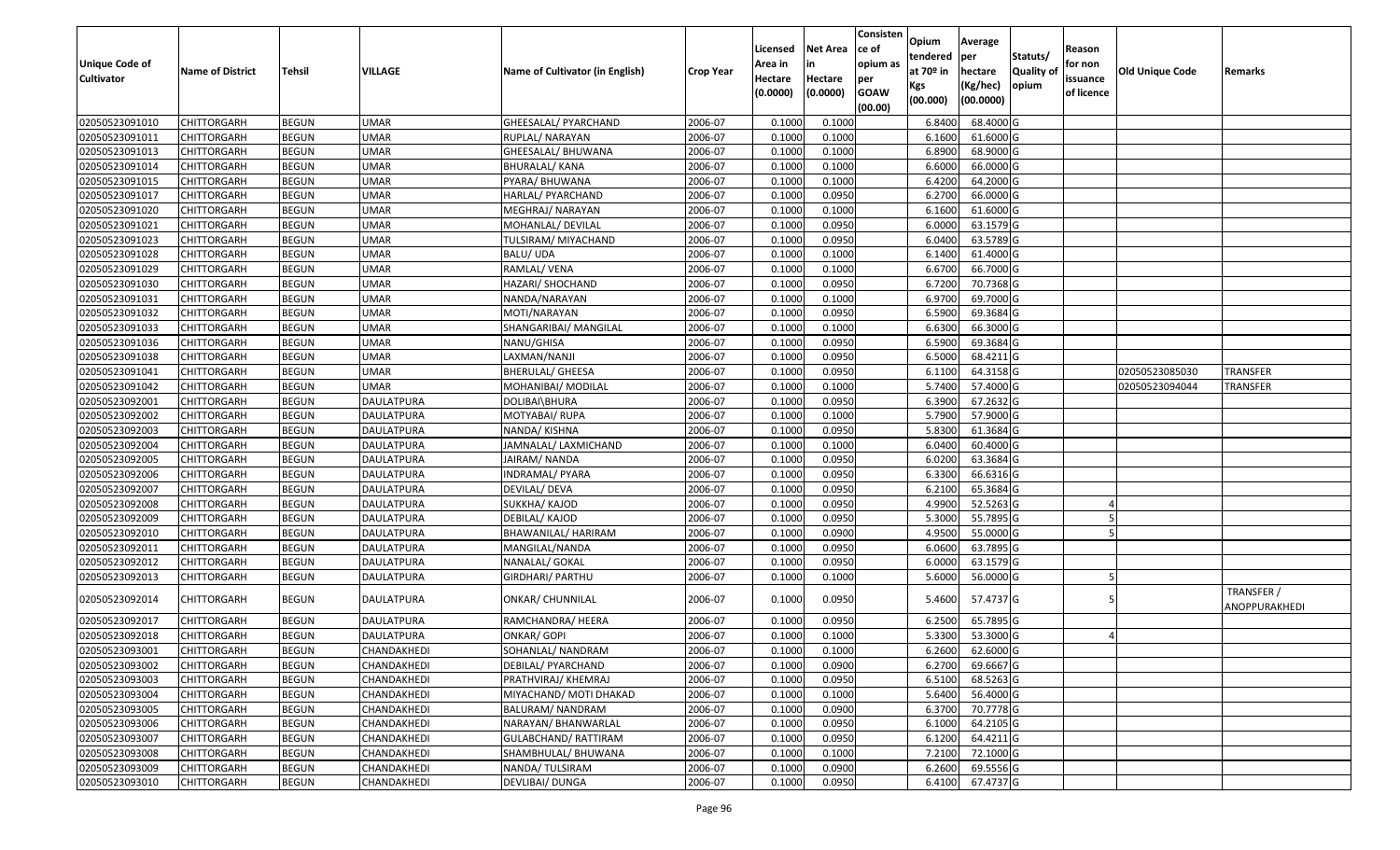| Unique Code of Cultivator | Name of District | Tehsil | VILLAGE | Name of Cultivator (in English) | Crop Year | Licensed Area in Hectare (0.0000) | Net Area in Hectare (0.0000) | Consistence of opium as per GOAW (00.00) | Opium tendered at 70º in Kgs (00.000) | Average per hectare (Kg/hec) (00.0000) | Statuts/ Quality of opium | Reason for non issuance of licence | Old Unique Code | Remarks |
|---|---|---|---|---|---|---|---|---|---|---|---|---|---|---|
| 02050523091010 | CHITTORGARH | BEGUN | UMAR | GHEESALAL/ PYARCHAND | 2006-07 | 0.1000 | 0.1000 | | 6.8400 | 68.4000 | G | | | |
| 02050523091011 | CHITTORGARH | BEGUN | UMAR | RUPLAL/ NARAYAN | 2006-07 | 0.1000 | 0.1000 | | 6.1600 | 61.6000 | G | | | |
| 02050523091013 | CHITTORGARH | BEGUN | UMAR | GHEESALAL/ BHUWANA | 2006-07 | 0.1000 | 0.1000 | | 6.8900 | 68.9000 | G | | | |
| 02050523091014 | CHITTORGARH | BEGUN | UMAR | BHURALAL/ KANA | 2006-07 | 0.1000 | 0.1000 | | 6.6000 | 66.0000 | G | | | |
| 02050523091015 | CHITTORGARH | BEGUN | UMAR | PYARA/ BHUWANA | 2006-07 | 0.1000 | 0.1000 | | 6.4200 | 64.2000 | G | | | |
| 02050523091017 | CHITTORGARH | BEGUN | UMAR | HARLAL/ PYARCHAND | 2006-07 | 0.1000 | 0.0950 | | 6.2700 | 66.0000 | G | | | |
| 02050523091020 | CHITTORGARH | BEGUN | UMAR | MEGHRAJ/ NARAYAN | 2006-07 | 0.1000 | 0.1000 | | 6.1600 | 61.6000 | G | | | |
| 02050523091021 | CHITTORGARH | BEGUN | UMAR | MOHANLAL/ DEVILAL | 2006-07 | 0.1000 | 0.0950 | | 6.0000 | 63.1579 | G | | | |
| 02050523091023 | CHITTORGARH | BEGUN | UMAR | TULSIRAM/ MIYACHAND | 2006-07 | 0.1000 | 0.0950 | | 6.0400 | 63.5789 | G | | | |
| 02050523091028 | CHITTORGARH | BEGUN | UMAR | BALU/ UDA | 2006-07 | 0.1000 | 0.1000 | | 6.1400 | 61.4000 | G | | | |
| 02050523091029 | CHITTORGARH | BEGUN | UMAR | RAMLAL/ VENA | 2006-07 | 0.1000 | 0.1000 | | 6.6700 | 66.7000 | G | | | |
| 02050523091030 | CHITTORGARH | BEGUN | UMAR | HAZARI/ SHOCHAND | 2006-07 | 0.1000 | 0.0950 | | 6.7200 | 70.7368 | G | | | |
| 02050523091031 | CHITTORGARH | BEGUN | UMAR | NANDA/NARAYAN | 2006-07 | 0.1000 | 0.1000 | | 6.9700 | 69.7000 | G | | | |
| 02050523091032 | CHITTORGARH | BEGUN | UMAR | MOTI/NARAYAN | 2006-07 | 0.1000 | 0.0950 | | 6.5900 | 69.3684 | G | | | |
| 02050523091033 | CHITTORGARH | BEGUN | UMAR | SHANGARIBAI/ MANGILAL | 2006-07 | 0.1000 | 0.1000 | | 6.6300 | 66.3000 | G | | | |
| 02050523091036 | CHITTORGARH | BEGUN | UMAR | NANU/GHISA | 2006-07 | 0.1000 | 0.0950 | | 6.5900 | 69.3684 | G | | | |
| 02050523091038 | CHITTORGARH | BEGUN | UMAR | LAXMAN/NANJI | 2006-07 | 0.1000 | 0.0950 | | 6.5000 | 68.4211 | G | | | |
| 02050523091041 | CHITTORGARH | BEGUN | UMAR | BHERULAL/ GHEESA | 2006-07 | 0.1000 | 0.0950 | | 6.1100 | 64.3158 | G | | 02050523085030 | TRANSFER |
| 02050523091042 | CHITTORGARH | BEGUN | UMAR | MOHANIBAI/ MODILAL | 2006-07 | 0.1000 | 0.1000 | | 5.7400 | 57.4000 | G | | 02050523094044 | TRANSFER |
| 02050523092001 | CHITTORGARH | BEGUN | DAULATPURA | DOLIBAI\BHURA | 2006-07 | 0.1000 | 0.0950 | | 6.3900 | 67.2632 | G | | | |
| 02050523092002 | CHITTORGARH | BEGUN | DAULATPURA | MOTYABAI/ RUPA | 2006-07 | 0.1000 | 0.1000 | | 5.7900 | 57.9000 | G | | | |
| 02050523092003 | CHITTORGARH | BEGUN | DAULATPURA | NANDA/ KISHNA | 2006-07 | 0.1000 | 0.0950 | | 5.8300 | 61.3684 | G | | | |
| 02050523092004 | CHITTORGARH | BEGUN | DAULATPURA | JAMNALAL/ LAXMICHAND | 2006-07 | 0.1000 | 0.1000 | | 6.0400 | 60.4000 | G | | | |
| 02050523092005 | CHITTORGARH | BEGUN | DAULATPURA | JAIRAM/ NANDA | 2006-07 | 0.1000 | 0.0950 | | 6.0200 | 63.3684 | G | | | |
| 02050523092006 | CHITTORGARH | BEGUN | DAULATPURA | INDRAMAL/ PYARA | 2006-07 | 0.1000 | 0.0950 | | 6.3300 | 66.6316 | G | | | |
| 02050523092007 | CHITTORGARH | BEGUN | DAULATPURA | DEVILAL/ DEVA | 2006-07 | 0.1000 | 0.0950 | | 6.2100 | 65.3684 | G | | | |
| 02050523092008 | CHITTORGARH | BEGUN | DAULATPURA | SUKKHA/ KAJOD | 2006-07 | 0.1000 | 0.0950 | | 4.9900 | 52.5263 | G | 4 | | |
| 02050523092009 | CHITTORGARH | BEGUN | DAULATPURA | DEBILAL/ KAJOD | 2006-07 | 0.1000 | 0.0950 | | 5.3000 | 55.7895 | G | 5 | | |
| 02050523092010 | CHITTORGARH | BEGUN | DAULATPURA | BHAWANILAL/ HARIRAM | 2006-07 | 0.1000 | 0.0900 | | 4.9500 | 55.0000 | G | 5 | | |
| 02050523092011 | CHITTORGARH | BEGUN | DAULATPURA | MANGILAL/NANDA | 2006-07 | 0.1000 | 0.0950 | | 6.0600 | 63.7895 | G | | | |
| 02050523092012 | CHITTORGARH | BEGUN | DAULATPURA | NANALAL/ GOKAL | 2006-07 | 0.1000 | 0.0950 | | 6.0000 | 63.1579 | G | | | |
| 02050523092013 | CHITTORGARH | BEGUN | DAULATPURA | GIRDHARI/ PARTHU | 2006-07 | 0.1000 | 0.1000 | | 5.6000 | 56.0000 | G | 5 | | |
| 02050523092014 | CHITTORGARH | BEGUN | DAULATPURA | ONKAR/ CHUNNILAL | 2006-07 | 0.1000 | 0.0950 | | 5.4600 | 57.4737 | G | 5 | | TRANSFER / ANOPPURAKHEDI |
| 02050523092017 | CHITTORGARH | BEGUN | DAULATPURA | RAMCHANDRA/ HEERA | 2006-07 | 0.1000 | 0.0950 | | 6.2500 | 65.7895 | G | | | |
| 02050523092018 | CHITTORGARH | BEGUN | DAULATPURA | ONKAR/ GOPI | 2006-07 | 0.1000 | 0.1000 | | 5.3300 | 53.3000 | G | 4 | | |
| 02050523093001 | CHITTORGARH | BEGUN | CHANDAKHEDI | SOHANLAL/ NANDRAM | 2006-07 | 0.1000 | 0.1000 | | 6.2600 | 62.6000 | G | | | |
| 02050523093002 | CHITTORGARH | BEGUN | CHANDAKHEDI | DEBILAL/ PYARCHAND | 2006-07 | 0.1000 | 0.0900 | | 6.2700 | 69.6667 | G | | | |
| 02050523093003 | CHITTORGARH | BEGUN | CHANDAKHEDI | PRATHVIRAJ/ KHEMRAJ | 2006-07 | 0.1000 | 0.0950 | | 6.5100 | 68.5263 | G | | | |
| 02050523093004 | CHITTORGARH | BEGUN | CHANDAKHEDI | MIYACHAND/ MOTI DHAKAD | 2006-07 | 0.1000 | 0.1000 | | 5.6400 | 56.4000 | G | | | |
| 02050523093005 | CHITTORGARH | BEGUN | CHANDAKHEDI | BALURAM/ NANDRAM | 2006-07 | 0.1000 | 0.0900 | | 6.3700 | 70.7778 | G | | | |
| 02050523093006 | CHITTORGARH | BEGUN | CHANDAKHEDI | NARAYAN/ BHANWARLAL | 2006-07 | 0.1000 | 0.0950 | | 6.1000 | 64.2105 | G | | | |
| 02050523093007 | CHITTORGARH | BEGUN | CHANDAKHEDI | GULABCHAND/ RATTIRAM | 2006-07 | 0.1000 | 0.0950 | | 6.1200 | 64.4211 | G | | | |
| 02050523093008 | CHITTORGARH | BEGUN | CHANDAKHEDI | SHAMBHULAL/ BHUWANA | 2006-07 | 0.1000 | 0.1000 | | 7.2100 | 72.1000 | G | | | |
| 02050523093009 | CHITTORGARH | BEGUN | CHANDAKHEDI | NANDA/ TULSIRAM | 2006-07 | 0.1000 | 0.0900 | | 6.2600 | 69.5556 | G | | | |
| 02050523093010 | CHITTORGARH | BEGUN | CHANDAKHEDI | DEVLIBAI/ DUNGA | 2006-07 | 0.1000 | 0.0950 | | 6.4100 | 67.4737 | G | | | |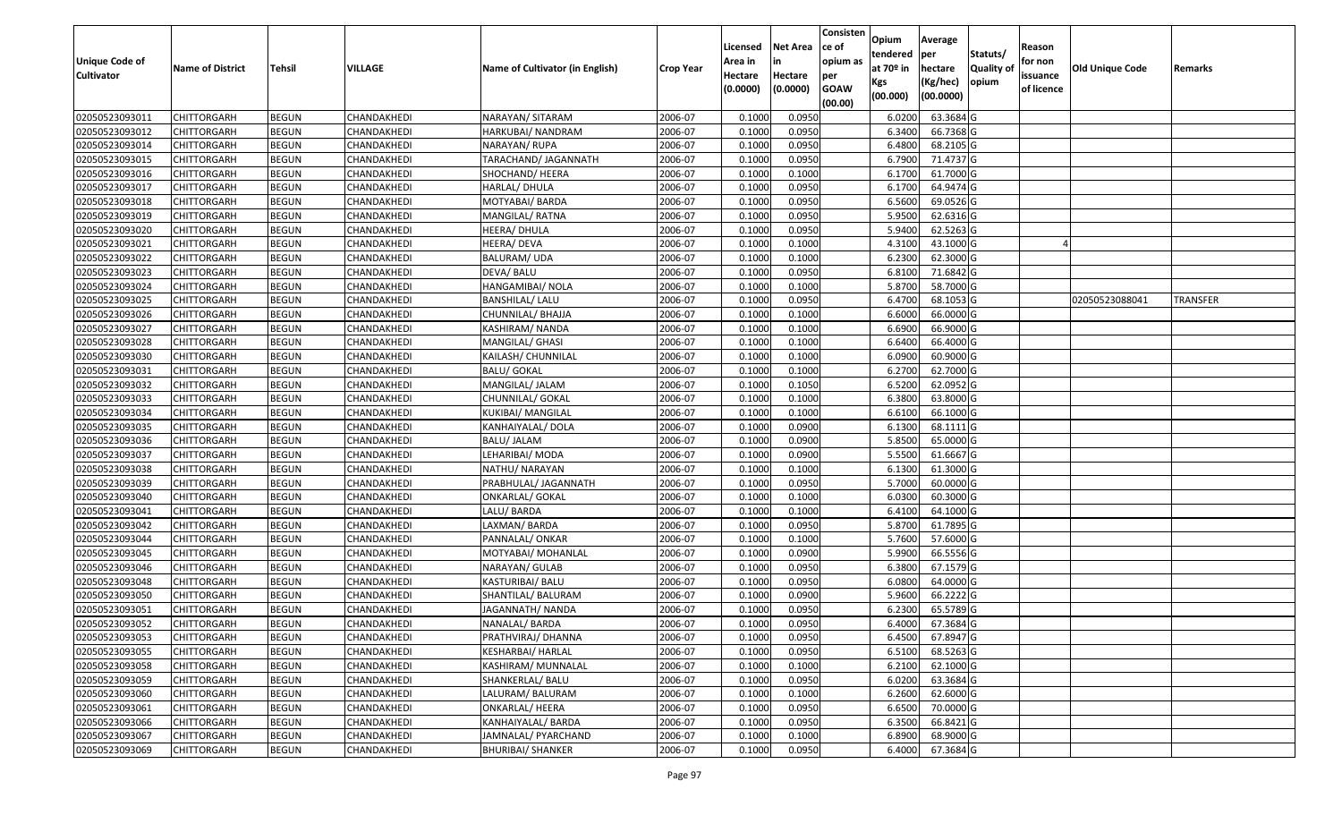| Unique Code of Cultivator | Name of District | Tehsil | VILLAGE | Name of Cultivator (in English) | Crop Year | Licensed Area in Hectare (0.0000) | Net Area in Hectare (0.0000) | Consistence of opium as per GOAW (00.00) | Opium tendered at 70º in Kgs (00.000) | Average per hectare (Kg/hec) (00.0000) | Statuts/ Quality of opium | Reason for non issuance of licence | Old Unique Code | Remarks |
|---|---|---|---|---|---|---|---|---|---|---|---|---|---|---|
| 02050523093011 | CHITTORGARH | BEGUN | CHANDAKHEDI | NARAYAN/ SITARAM | 2006-07 | 0.1000 | 0.0950 | | 6.0200 | 63.3684 | G | | | |
| 02050523093012 | CHITTORGARH | BEGUN | CHANDAKHEDI | HARKUBAI/ NANDRAM | 2006-07 | 0.1000 | 0.0950 | | 6.3400 | 66.7368 | G | | | |
| 02050523093014 | CHITTORGARH | BEGUN | CHANDAKHEDI | NARAYAN/ RUPA | 2006-07 | 0.1000 | 0.0950 | | 6.4800 | 68.2105 | G | | | |
| 02050523093015 | CHITTORGARH | BEGUN | CHANDAKHEDI | TARACHAND/ JAGANNATH | 2006-07 | 0.1000 | 0.0950 | | 6.7900 | 71.4737 | G | | | |
| 02050523093016 | CHITTORGARH | BEGUN | CHANDAKHEDI | SHOCHAND/ HEERA | 2006-07 | 0.1000 | 0.1000 | | 6.1700 | 61.7000 | G | | | |
| 02050523093017 | CHITTORGARH | BEGUN | CHANDAKHEDI | HARLAL/ DHULA | 2006-07 | 0.1000 | 0.0950 | | 6.1700 | 64.9474 | G | | | |
| 02050523093018 | CHITTORGARH | BEGUN | CHANDAKHEDI | MOTYABAI/ BARDA | 2006-07 | 0.1000 | 0.0950 | | 6.5600 | 69.0526 | G | | | |
| 02050523093019 | CHITTORGARH | BEGUN | CHANDAKHEDI | MANGILAL/ RATNA | 2006-07 | 0.1000 | 0.0950 | | 5.9500 | 62.6316 | G | | | |
| 02050523093020 | CHITTORGARH | BEGUN | CHANDAKHEDI | HEERA/ DHULA | 2006-07 | 0.1000 | 0.0950 | | 5.9400 | 62.5263 | G | | | |
| 02050523093021 | CHITTORGARH | BEGUN | CHANDAKHEDI | HEERA/ DEVA | 2006-07 | 0.1000 | 0.1000 | | 4.3100 | 43.1000 | G | 4 | | |
| 02050523093022 | CHITTORGARH | BEGUN | CHANDAKHEDI | BALURAM/ UDA | 2006-07 | 0.1000 | 0.1000 | | 6.2300 | 62.3000 | G | | | |
| 02050523093023 | CHITTORGARH | BEGUN | CHANDAKHEDI | DEVA/ BALU | 2006-07 | 0.1000 | 0.0950 | | 6.8100 | 71.6842 | G | | | |
| 02050523093024 | CHITTORGARH | BEGUN | CHANDAKHEDI | HANGAMIBAI/ NOLA | 2006-07 | 0.1000 | 0.1000 | | 5.8700 | 58.7000 | G | | | |
| 02050523093025 | CHITTORGARH | BEGUN | CHANDAKHEDI | BANSHILAL/ LALU | 2006-07 | 0.1000 | 0.0950 | | 6.4700 | 68.1053 | G | | 02050523088041 | TRANSFER |
| 02050523093026 | CHITTORGARH | BEGUN | CHANDAKHEDI | CHUNNILAL/ BHAJJA | 2006-07 | 0.1000 | 0.1000 | | 6.6000 | 66.0000 | G | | | |
| 02050523093027 | CHITTORGARH | BEGUN | CHANDAKHEDI | KASHIRAM/ NANDA | 2006-07 | 0.1000 | 0.1000 | | 6.6900 | 66.9000 | G | | | |
| 02050523093028 | CHITTORGARH | BEGUN | CHANDAKHEDI | MANGILAL/ GHASI | 2006-07 | 0.1000 | 0.1000 | | 6.6400 | 66.4000 | G | | | |
| 02050523093030 | CHITTORGARH | BEGUN | CHANDAKHEDI | KAILASH/ CHUNNILAL | 2006-07 | 0.1000 | 0.1000 | | 6.0900 | 60.9000 | G | | | |
| 02050523093031 | CHITTORGARH | BEGUN | CHANDAKHEDI | BALU/ GOKAL | 2006-07 | 0.1000 | 0.1000 | | 6.2700 | 62.7000 | G | | | |
| 02050523093032 | CHITTORGARH | BEGUN | CHANDAKHEDI | MANGILAL/ JALAM | 2006-07 | 0.1000 | 0.1050 | | 6.5200 | 62.0952 | G | | | |
| 02050523093033 | CHITTORGARH | BEGUN | CHANDAKHEDI | CHUNNILAL/ GOKAL | 2006-07 | 0.1000 | 0.1000 | | 6.3800 | 63.8000 | G | | | |
| 02050523093034 | CHITTORGARH | BEGUN | CHANDAKHEDI | KUKIBAI/ MANGILAL | 2006-07 | 0.1000 | 0.1000 | | 6.6100 | 66.1000 | G | | | |
| 02050523093035 | CHITTORGARH | BEGUN | CHANDAKHEDI | KANHAIYALAL/ DOLA | 2006-07 | 0.1000 | 0.0900 | | 6.1300 | 68.1111 | G | | | |
| 02050523093036 | CHITTORGARH | BEGUN | CHANDAKHEDI | BALU/ JALAM | 2006-07 | 0.1000 | 0.0900 | | 5.8500 | 65.0000 | G | | | |
| 02050523093037 | CHITTORGARH | BEGUN | CHANDAKHEDI | LEHARIBAI/ MODA | 2006-07 | 0.1000 | 0.0900 | | 5.5500 | 61.6667 | G | | | |
| 02050523093038 | CHITTORGARH | BEGUN | CHANDAKHEDI | NATHU/ NARAYAN | 2006-07 | 0.1000 | 0.1000 | | 6.1300 | 61.3000 | G | | | |
| 02050523093039 | CHITTORGARH | BEGUN | CHANDAKHEDI | PRABHULAL/ JAGANNATH | 2006-07 | 0.1000 | 0.0950 | | 5.7000 | 60.0000 | G | | | |
| 02050523093040 | CHITTORGARH | BEGUN | CHANDAKHEDI | ONKARLAL/ GOKAL | 2006-07 | 0.1000 | 0.1000 | | 6.0300 | 60.3000 | G | | | |
| 02050523093041 | CHITTORGARH | BEGUN | CHANDAKHEDI | LALU/ BARDA | 2006-07 | 0.1000 | 0.1000 | | 6.4100 | 64.1000 | G | | | |
| 02050523093042 | CHITTORGARH | BEGUN | CHANDAKHEDI | LAXMAN/ BARDA | 2006-07 | 0.1000 | 0.0950 | | 5.8700 | 61.7895 | G | | | |
| 02050523093044 | CHITTORGARH | BEGUN | CHANDAKHEDI | PANNALAL/ ONKAR | 2006-07 | 0.1000 | 0.1000 | | 5.7600 | 57.6000 | G | | | |
| 02050523093045 | CHITTORGARH | BEGUN | CHANDAKHEDI | MOTYABAI/ MOHANLAL | 2006-07 | 0.1000 | 0.0900 | | 5.9900 | 66.5556 | G | | | |
| 02050523093046 | CHITTORGARH | BEGUN | CHANDAKHEDI | NARAYAN/ GULAB | 2006-07 | 0.1000 | 0.0950 | | 6.3800 | 67.1579 | G | | | |
| 02050523093048 | CHITTORGARH | BEGUN | CHANDAKHEDI | KASTURIBAI/ BALU | 2006-07 | 0.1000 | 0.0950 | | 6.0800 | 64.0000 | G | | | |
| 02050523093050 | CHITTORGARH | BEGUN | CHANDAKHEDI | SHANTILAL/ BALURAM | 2006-07 | 0.1000 | 0.0900 | | 5.9600 | 66.2222 | G | | | |
| 02050523093051 | CHITTORGARH | BEGUN | CHANDAKHEDI | JAGANNATH/ NANDA | 2006-07 | 0.1000 | 0.0950 | | 6.2300 | 65.5789 | G | | | |
| 02050523093052 | CHITTORGARH | BEGUN | CHANDAKHEDI | NANALAL/ BARDA | 2006-07 | 0.1000 | 0.0950 | | 6.4000 | 67.3684 | G | | | |
| 02050523093053 | CHITTORGARH | BEGUN | CHANDAKHEDI | PRATHVIRAJ/ DHANNA | 2006-07 | 0.1000 | 0.0950 | | 6.4500 | 67.8947 | G | | | |
| 02050523093055 | CHITTORGARH | BEGUN | CHANDAKHEDI | KESHARBAI/ HARLAL | 2006-07 | 0.1000 | 0.0950 | | 6.5100 | 68.5263 | G | | | |
| 02050523093058 | CHITTORGARH | BEGUN | CHANDAKHEDI | KASHIRAM/ MUNNALAL | 2006-07 | 0.1000 | 0.1000 | | 6.2100 | 62.1000 | G | | | |
| 02050523093059 | CHITTORGARH | BEGUN | CHANDAKHEDI | SHANKERLAL/ BALU | 2006-07 | 0.1000 | 0.0950 | | 6.0200 | 63.3684 | G | | | |
| 02050523093060 | CHITTORGARH | BEGUN | CHANDAKHEDI | LALURAM/ BALURAM | 2006-07 | 0.1000 | 0.1000 | | 6.2600 | 62.6000 | G | | | |
| 02050523093061 | CHITTORGARH | BEGUN | CHANDAKHEDI | ONKARLAL/ HEERA | 2006-07 | 0.1000 | 0.0950 | | 6.6500 | 70.0000 | G | | | |
| 02050523093066 | CHITTORGARH | BEGUN | CHANDAKHEDI | KANHAIYALAL/ BARDA | 2006-07 | 0.1000 | 0.0950 | | 6.3500 | 66.8421 | G | | | |
| 02050523093067 | CHITTORGARH | BEGUN | CHANDAKHEDI | JAMNALAL/ PYARCHAND | 2006-07 | 0.1000 | 0.1000 | | 6.8900 | 68.9000 | G | | | |
| 02050523093069 | CHITTORGARH | BEGUN | CHANDAKHEDI | BHURIBAI/ SHANKER | 2006-07 | 0.1000 | 0.0950 | | 6.4000 | 67.3684 | G | | | |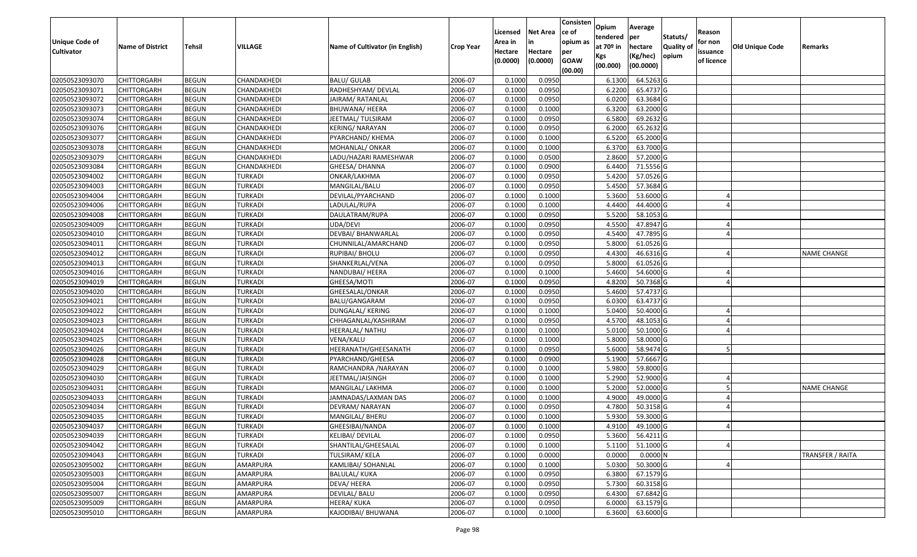| Unique Code of Cultivator | Name of District | Tehsil | VILLAGE | Name of Cultivator (in English) | Crop Year | Licensed Area in Hectare (0.0000) | Net Area in Hectare (0.0000) | Consistence of opium as per GOAW (00.00) | Opium tendered at 70º in Kgs (00.000) | Average per hectare (Kg/hec) (00.0000) | Statuts/ Quality of opium | Reason for non issuance of licence | Old Unique Code | Remarks |
|---|---|---|---|---|---|---|---|---|---|---|---|---|---|---|
| 02050523093070 | CHITTORGARH | BEGUN | CHANDAKHEDI | BALU/ GULAB | 2006-07 | 0.1000 | 0.0950 | | 6.1300 | 64.5263 | G | | | |
| 02050523093071 | CHITTORGARH | BEGUN | CHANDAKHEDI | RADHESHYAM/ DEVLAL | 2006-07 | 0.1000 | 0.0950 | | 6.2200 | 65.4737 | G | | | |
| 02050523093072 | CHITTORGARH | BEGUN | CHANDAKHEDI | JAIRAM/ RATANLAL | 2006-07 | 0.1000 | 0.0950 | | 6.0200 | 63.3684 | G | | | |
| 02050523093073 | CHITTORGARH | BEGUN | CHANDAKHEDI | BHUWANA/ HEERA | 2006-07 | 0.1000 | 0.1000 | | 6.3200 | 63.2000 | G | | | |
| 02050523093074 | CHITTORGARH | BEGUN | CHANDAKHEDI | JEETMAL/ TULSIRAM | 2006-07 | 0.1000 | 0.0950 | | 6.5800 | 69.2632 | G | | | |
| 02050523093076 | CHITTORGARH | BEGUN | CHANDAKHEDI | KERING/ NARAYAN | 2006-07 | 0.1000 | 0.0950 | | 6.2000 | 65.2632 | G | | | |
| 02050523093077 | CHITTORGARH | BEGUN | CHANDAKHEDI | PYARCHAND/ KHEMA | 2006-07 | 0.1000 | 0.1000 | | 6.5200 | 65.2000 | G | | | |
| 02050523093078 | CHITTORGARH | BEGUN | CHANDAKHEDI | MOHANLAL/ ONKAR | 2006-07 | 0.1000 | 0.1000 | | 6.3700 | 63.7000 | G | | | |
| 02050523093079 | CHITTORGARH | BEGUN | CHANDAKHEDI | LADU/HAZARI RAMESHWAR | 2006-07 | 0.1000 | 0.0500 | | 2.8600 | 57.2000 | G | | | |
| 02050523093084 | CHITTORGARH | BEGUN | CHANDAKHEDI | GHEESA/ DHANNA | 2006-07 | 0.1000 | 0.0900 | | 6.4400 | 71.5556 | G | | | |
| 02050523094002 | CHITTORGARH | BEGUN | TURKADI | ONKAR/LAKHMA | 2006-07 | 0.1000 | 0.0950 | | 5.4200 | 57.0526 | G | | | |
| 02050523094003 | CHITTORGARH | BEGUN | TURKADI | MANGILAL/BALU | 2006-07 | 0.1000 | 0.0950 | | 5.4500 | 57.3684 | G | | | |
| 02050523094004 | CHITTORGARH | BEGUN | TURKADI | DEVILAL/PYARCHAND | 2006-07 | 0.1000 | 0.1000 | | 5.3600 | 53.6000 | G | 4 | | |
| 02050523094006 | CHITTORGARH | BEGUN | TURKADI | LADULAL/RUPA | 2006-07 | 0.1000 | 0.1000 | | 4.4400 | 44.4000 | G | 4 | | |
| 02050523094008 | CHITTORGARH | BEGUN | TURKADI | DAULATRAM/RUPA | 2006-07 | 0.1000 | 0.0950 | | 5.5200 | 58.1053 | G | | | |
| 02050523094009 | CHITTORGARH | BEGUN | TURKADI | UDA/DEVI | 2006-07 | 0.1000 | 0.0950 | | 4.5500 | 47.8947 | G | 4 | | |
| 02050523094010 | CHITTORGARH | BEGUN | TURKADI | DEVBAI/ BHANWARLAL | 2006-07 | 0.1000 | 0.0950 | | 4.5400 | 47.7895 | G | 4 | | |
| 02050523094011 | CHITTORGARH | BEGUN | TURKADI | CHUNNILAL/AMARCHAND | 2006-07 | 0.1000 | 0.0950 | | 5.8000 | 61.0526 | G | | | |
| 02050523094012 | CHITTORGARH | BEGUN | TURKADI | RUPIBAI/ BHOLU | 2006-07 | 0.1000 | 0.0950 | | 4.4300 | 46.6316 | G | 4 | | NAME CHANGE |
| 02050523094013 | CHITTORGARH | BEGUN | TURKADI | SHANKERLAL/VENA | 2006-07 | 0.1000 | 0.0950 | | 5.8000 | 61.0526 | G | | | |
| 02050523094016 | CHITTORGARH | BEGUN | TURKADI | NANDUBAI/ HEERA | 2006-07 | 0.1000 | 0.1000 | | 5.4600 | 54.6000 | G | 4 | | |
| 02050523094019 | CHITTORGARH | BEGUN | TURKADI | GHEESA/MOTI | 2006-07 | 0.1000 | 0.0950 | | 4.8200 | 50.7368 | G | 4 | | |
| 02050523094020 | CHITTORGARH | BEGUN | TURKADI | GHEESALAL/ONKAR | 2006-07 | 0.1000 | 0.0950 | | 5.4600 | 57.4737 | G | | | |
| 02050523094021 | CHITTORGARH | BEGUN | TURKADI | BALU/GANGARAM | 2006-07 | 0.1000 | 0.0950 | | 6.0300 | 63.4737 | G | | | |
| 02050523094022 | CHITTORGARH | BEGUN | TURKADI | DUNGALAL/ KERING | 2006-07 | 0.1000 | 0.1000 | | 5.0400 | 50.4000 | G | 4 | | |
| 02050523094023 | CHITTORGARH | BEGUN | TURKADI | CHHAGANLAL/KASHIRAM | 2006-07 | 0.1000 | 0.0950 | | 4.5700 | 48.1053 | G | 4 | | |
| 02050523094024 | CHITTORGARH | BEGUN | TURKADI | HEERALAL/ NATHU | 2006-07 | 0.1000 | 0.1000 | | 5.0100 | 50.1000 | G | 4 | | |
| 02050523094025 | CHITTORGARH | BEGUN | TURKADI | VENA/KALU | 2006-07 | 0.1000 | 0.1000 | | 5.8000 | 58.0000 | G | | | |
| 02050523094026 | CHITTORGARH | BEGUN | TURKADI | HEERANATH/GHEESANATH | 2006-07 | 0.1000 | 0.0950 | | 5.6000 | 58.9474 | G | 5 | | |
| 02050523094028 | CHITTORGARH | BEGUN | TURKADI | PYARCHAND/GHEESA | 2006-07 | 0.1000 | 0.0900 | | 5.1900 | 57.6667 | G | | | |
| 02050523094029 | CHITTORGARH | BEGUN | TURKADI | RAMCHANDRA /NARAYAN | 2006-07 | 0.1000 | 0.1000 | | 5.9800 | 59.8000 | G | | | |
| 02050523094030 | CHITTORGARH | BEGUN | TURKADI | JEETMAL/JAISINGH | 2006-07 | 0.1000 | 0.1000 | | 5.2900 | 52.9000 | G | 4 | | |
| 02050523094031 | CHITTORGARH | BEGUN | TURKADI | MANGILAL/ LAKHMA | 2006-07 | 0.1000 | 0.1000 | | 5.2000 | 52.0000 | G | 5 | | NAME CHANGE |
| 02050523094033 | CHITTORGARH | BEGUN | TURKADI | JAMNADAS/LAXMAN DAS | 2006-07 | 0.1000 | 0.1000 | | 4.9000 | 49.0000 | G | 4 | | |
| 02050523094034 | CHITTORGARH | BEGUN | TURKADI | DEVRAM/ NARAYAN | 2006-07 | 0.1000 | 0.0950 | | 4.7800 | 50.3158 | G | 4 | | |
| 02050523094035 | CHITTORGARH | BEGUN | TURKADI | MANGILAL/ BHERU | 2006-07 | 0.1000 | 0.1000 | | 5.9300 | 59.3000 | G | | | |
| 02050523094037 | CHITTORGARH | BEGUN | TURKADI | GHEESIBAI/NANDA | 2006-07 | 0.1000 | 0.1000 | | 4.9100 | 49.1000 | G | 4 | | |
| 02050523094039 | CHITTORGARH | BEGUN | TURKADI | KELIBAI/ DEVILAL | 2006-07 | 0.1000 | 0.0950 | | 5.3600 | 56.4211 | G | | | |
| 02050523094042 | CHITTORGARH | BEGUN | TURKADI | SHANTILAL/GHEESALAL | 2006-07 | 0.1000 | 0.1000 | | 5.1100 | 51.1000 | G | 4 | | |
| 02050523094043 | CHITTORGARH | BEGUN | TURKADI | TULSIRAM/ KELA | 2006-07 | 0.1000 | 0.0000 | | 0.0000 | 0.0000 | N | | | TRANSFER / RAITA |
| 02050523095002 | CHITTORGARH | BEGUN | AMARPURA | KAMLIBAI/ SOHANLAL | 2006-07 | 0.1000 | 0.1000 | | 5.0300 | 50.3000 | G | 4 | | |
| 02050523095003 | CHITTORGARH | BEGUN | AMARPURA | BALULAL/ KUKA | 2006-07 | 0.1000 | 0.0950 | | 6.3800 | 67.1579 | G | | | |
| 02050523095004 | CHITTORGARH | BEGUN | AMARPURA | DEVA/ HEERA | 2006-07 | 0.1000 | 0.0950 | | 5.7300 | 60.3158 | G | | | |
| 02050523095007 | CHITTORGARH | BEGUN | AMARPURA | DEVILAL/ BALU | 2006-07 | 0.1000 | 0.0950 | | 6.4300 | 67.6842 | G | | | |
| 02050523095009 | CHITTORGARH | BEGUN | AMARPURA | HEERA/ KUKA | 2006-07 | 0.1000 | 0.0950 | | 6.0000 | 63.1579 | G | | | |
| 02050523095010 | CHITTORGARH | BEGUN | AMARPURA | KAJODIBAI/ BHUWANA | 2006-07 | 0.1000 | 0.1000 | | 6.3600 | 63.6000 | G | | | |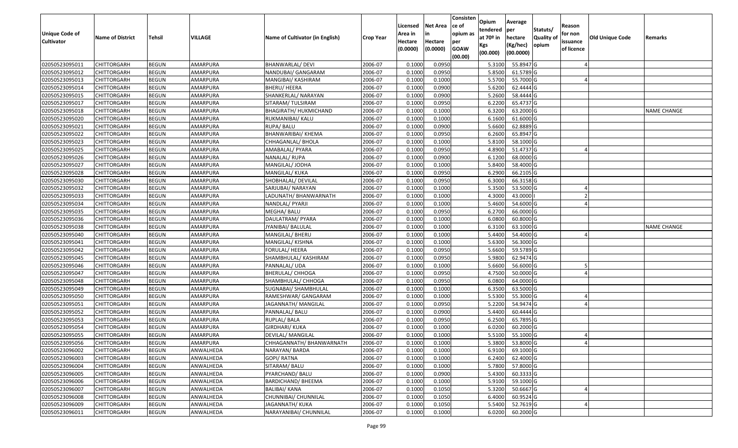| Unique Code of Cultivator | Name of District | Tehsil | VILLAGE | Name of Cultivator (in English) | Crop Year | Licensed Area in Hectare (0.0000) | Net Area in Hectare (0.0000) | Consistence of opium as per GOAW (00.00) | Opium tendered at 70º in Kgs (00.000) | Average per hectare (Kg/hec) (00.0000) | Statuts/ Quality of opium | Reason for non issuance of licence | Old Unique Code | Remarks |
|---|---|---|---|---|---|---|---|---|---|---|---|---|---|---|
| 02050523095011 | CHITTORGARH | BEGUN | AMARPURA | BHANWARLAL/ DEVI | 2006-07 | 0.1000 | 0.0950 | | 5.3100 | 55.8947 | G | 4 | | |
| 02050523095012 | CHITTORGARH | BEGUN | AMARPURA | NANDUBAI/ GANGARAM | 2006-07 | 0.1000 | 0.0950 | | 5.8500 | 61.5789 | G | | | |
| 02050523095013 | CHITTORGARH | BEGUN | AMARPURA | MANGIBAI/ KASHIRAM | 2006-07 | 0.1000 | 0.1000 | | 5.5700 | 55.7000 | G | 4 | | |
| 02050523095014 | CHITTORGARH | BEGUN | AMARPURA | BHERU/ HEERA | 2006-07 | 0.1000 | 0.0900 | | 5.6200 | 62.4444 | G | | | |
| 02050523095015 | CHITTORGARH | BEGUN | AMARPURA | SHANKERLAL/ NARAYAN | 2006-07 | 0.1000 | 0.0900 | | 5.2600 | 58.4444 | G | | | |
| 02050523095017 | CHITTORGARH | BEGUN | AMARPURA | SITARAM/ TULSIRAM | 2006-07 | 0.1000 | 0.0950 | | 6.2200 | 65.4737 | G | | | |
| 02050523095018 | CHITTORGARH | BEGUN | AMARPURA | BHAGIRATH/ HUKMICHAND | 2006-07 | 0.1000 | 0.1000 | | 6.3200 | 63.2000 | G | | | NAME CHANGE |
| 02050523095020 | CHITTORGARH | BEGUN | AMARPURA | RUKMANIBAI/ KALU | 2006-07 | 0.1000 | 0.1000 | | 6.1600 | 61.6000 | G | | | |
| 02050523095021 | CHITTORGARH | BEGUN | AMARPURA | RUPA/ BALU | 2006-07 | 0.1000 | 0.0900 | | 5.6600 | 62.8889 | G | | | |
| 02050523095022 | CHITTORGARH | BEGUN | AMARPURA | BHANWARIBAI/ KHEMA | 2006-07 | 0.1000 | 0.0950 | | 6.2600 | 65.8947 | G | | | |
| 02050523095023 | CHITTORGARH | BEGUN | AMARPURA | CHHAGANLAL/ BHOLA | 2006-07 | 0.1000 | 0.1000 | | 5.8100 | 58.1000 | G | | | |
| 02050523095025 | CHITTORGARH | BEGUN | AMARPURA | AMABALAL/ PYARA | 2006-07 | 0.1000 | 0.0950 | | 4.8900 | 51.4737 | G | 4 | | |
| 02050523095026 | CHITTORGARH | BEGUN | AMARPURA | NANALAL/ RUPA | 2006-07 | 0.1000 | 0.0900 | | 6.1200 | 68.0000 | G | | | |
| 02050523095027 | CHITTORGARH | BEGUN | AMARPURA | MANGILAL/ JODHA | 2006-07 | 0.1000 | 0.1000 | | 5.8400 | 58.4000 | G | | | |
| 02050523095028 | CHITTORGARH | BEGUN | AMARPURA | MANGILAL/ KUKA | 2006-07 | 0.1000 | 0.0950 | | 6.2900 | 66.2105 | G | | | |
| 02050523095030 | CHITTORGARH | BEGUN | AMARPURA | SHOBHALAL/ DEVILAL | 2006-07 | 0.1000 | 0.0950 | | 6.3000 | 66.3158 | G | | | |
| 02050523095032 | CHITTORGARH | BEGUN | AMARPURA | SARJUBAI/ NARAYAN | 2006-07 | 0.1000 | 0.1000 | | 5.3500 | 53.5000 | G | 4 | | |
| 02050523095033 | CHITTORGARH | BEGUN | AMARPURA | LADUNATH/ BHANWARNATH | 2006-07 | 0.1000 | 0.1000 | | 4.3000 | 43.0000 | I | 2 | | |
| 02050523095034 | CHITTORGARH | BEGUN | AMARPURA | NANDLAL/ PYARJI | 2006-07 | 0.1000 | 0.1000 | | 5.4600 | 54.6000 | G | 4 | | |
| 02050523095035 | CHITTORGARH | BEGUN | AMARPURA | MEGHA/ BALU | 2006-07 | 0.1000 | 0.0950 | | 6.2700 | 66.0000 | G | | | |
| 02050523095036 | CHITTORGARH | BEGUN | AMARPURA | DAULATRAM/ PYARA | 2006-07 | 0.1000 | 0.1000 | | 6.0800 | 60.8000 | G | | | |
| 02050523095038 | CHITTORGARH | BEGUN | AMARPURA | JYANIBAI/ BALULAL | 2006-07 | 0.1000 | 0.1000 | | 6.3100 | 63.1000 | G | | | NAME CHANGE |
| 02050523095040 | CHITTORGARH | BEGUN | AMARPURA | MANGILAL/ BHERU | 2006-07 | 0.1000 | 0.1000 | | 5.4400 | 54.4000 | G | 4 | | |
| 02050523095041 | CHITTORGARH | BEGUN | AMARPURA | MANGILAL/ KISHNA | 2006-07 | 0.1000 | 0.1000 | | 5.6300 | 56.3000 | G | | | |
| 02050523095042 | CHITTORGARH | BEGUN | AMARPURA | FORULAL/ HEERA | 2006-07 | 0.1000 | 0.0950 | | 5.6600 | 59.5789 | G | | | |
| 02050523095045 | CHITTORGARH | BEGUN | AMARPURA | SHAMBHULAL/ KASHIRAM | 2006-07 | 0.1000 | 0.0950 | | 5.9800 | 62.9474 | G | | | |
| 02050523095046 | CHITTORGARH | BEGUN | AMARPURA | PANNALAL/ UDA | 2006-07 | 0.1000 | 0.1000 | | 5.6600 | 56.6000 | G | 5 | | |
| 02050523095047 | CHITTORGARH | BEGUN | AMARPURA | BHERULAL/ CHHOGA | 2006-07 | 0.1000 | 0.0950 | | 4.7500 | 50.0000 | G | 4 | | |
| 02050523095048 | CHITTORGARH | BEGUN | AMARPURA | SHAMBHULAL/ CHHOGA | 2006-07 | 0.1000 | 0.0950 | | 6.0800 | 64.0000 | G | | | |
| 02050523095049 | CHITTORGARH | BEGUN | AMARPURA | SUGNABAI/ SHAMBHULAL | 2006-07 | 0.1000 | 0.1000 | | 6.3500 | 63.5000 | G | | | |
| 02050523095050 | CHITTORGARH | BEGUN | AMARPURA | RAMESHWAR/ GANGARAM | 2006-07 | 0.1000 | 0.1000 | | 5.5300 | 55.3000 | G | 4 | | |
| 02050523095051 | CHITTORGARH | BEGUN | AMARPURA | JAGANNATH/ MANGILAL | 2006-07 | 0.1000 | 0.0950 | | 5.2200 | 54.9474 | G | 4 | | |
| 02050523095052 | CHITTORGARH | BEGUN | AMARPURA | PANNALAL/ BALU | 2006-07 | 0.1000 | 0.0900 | | 5.4400 | 60.4444 | G | | | |
| 02050523095053 | CHITTORGARH | BEGUN | AMARPURA | RUPLAL/ BALA | 2006-07 | 0.1000 | 0.0950 | | 6.2500 | 65.7895 | G | | | |
| 02050523095054 | CHITTORGARH | BEGUN | AMARPURA | GIRDHARI/ KUKA | 2006-07 | 0.1000 | 0.1000 | | 6.0200 | 60.2000 | G | | | |
| 02050523095055 | CHITTORGARH | BEGUN | AMARPURA | DEVILAL/ MANGILAL | 2006-07 | 0.1000 | 0.1000 | | 5.5100 | 55.1000 | G | 4 | | |
| 02050523095056 | CHITTORGARH | BEGUN | AMARPURA | CHHAGANNATH/ BHANWARNATH | 2006-07 | 0.1000 | 0.1000 | | 5.3800 | 53.8000 | G | 4 | | |
| 02050523096002 | CHITTORGARH | BEGUN | ANWALHEDA | NARAYAN/ BARDA | 2006-07 | 0.1000 | 0.1000 | | 6.9100 | 69.1000 | G | | | |
| 02050523096003 | CHITTORGARH | BEGUN | ANWALHEDA | GOPI/ RATNA | 2006-07 | 0.1000 | 0.1000 | | 6.2400 | 62.4000 | G | | | |
| 02050523096004 | CHITTORGARH | BEGUN | ANWALHEDA | SITARAM/ BALU | 2006-07 | 0.1000 | 0.1000 | | 5.7800 | 57.8000 | G | | | |
| 02050523096005 | CHITTORGARH | BEGUN | ANWALHEDA | PYARCHAND/ BALU | 2006-07 | 0.1000 | 0.0900 | | 5.4300 | 60.3333 | G | | | |
| 02050523096006 | CHITTORGARH | BEGUN | ANWALHEDA | BARDICHAND/ BHEEMA | 2006-07 | 0.1000 | 0.1000 | | 5.9100 | 59.1000 | G | | | |
| 02050523096007 | CHITTORGARH | BEGUN | ANWALHEDA | BALIBAI/ KANA | 2006-07 | 0.1000 | 0.1050 | | 5.3200 | 50.6667 | G | 4 | | |
| 02050523096008 | CHITTORGARH | BEGUN | ANWALHEDA | CHUNNIBAI/ CHUNNILAL | 2006-07 | 0.1000 | 0.1050 | | 6.4000 | 60.9524 | G | | | |
| 02050523096009 | CHITTORGARH | BEGUN | ANWALHEDA | JAGANNATH/ KUKA | 2006-07 | 0.1000 | 0.1050 | | 5.5400 | 52.7619 | G | 4 | | |
| 02050523096011 | CHITTORGARH | BEGUN | ANWALHEDA | NARAYANIBAI/ CHUNNILAL | 2006-07 | 0.1000 | 0.1000 | | 6.0200 | 60.2000 | G | | | |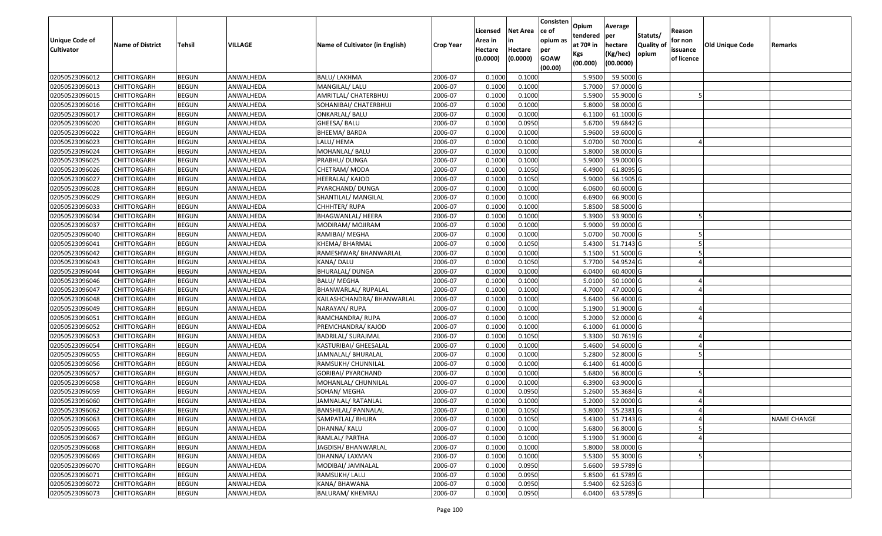| Unique Code of Cultivator | Name of District | Tehsil | VILLAGE | Name of Cultivator (in English) | Crop Year | Licensed Area in Hectare (0.0000) | Net Area in Hectare (0.0000) | Consistence of opium as per GOAW (00.00) | Opium tendered at 70º in Kgs (00.000) | Average per hectare (Kg/hec) (00.0000) | Statuts/ Quality of opium | Reason for non issuance of licence | Old Unique Code | Remarks |
|---|---|---|---|---|---|---|---|---|---|---|---|---|---|---|
| 02050523096012 | CHITTORGARH | BEGUN | ANWALHEDA | BALU/ LAKHMA | 2006-07 | 0.1000 | 0.1000 | | 5.9500 | 59.5000 | G | | | |
| 02050523096013 | CHITTORGARH | BEGUN | ANWALHEDA | MANGILAL/ LALU | 2006-07 | 0.1000 | 0.1000 | | 5.7000 | 57.0000 | G | | | |
| 02050523096015 | CHITTORGARH | BEGUN | ANWALHEDA | AMRITLAL/ CHATERBHUJ | 2006-07 | 0.1000 | 0.1000 | | 5.5900 | 55.9000 | G | 5 | | |
| 02050523096016 | CHITTORGARH | BEGUN | ANWALHEDA | SOHANIBAI/ CHATERBHUJ | 2006-07 | 0.1000 | 0.1000 | | 5.8000 | 58.0000 | G | | | |
| 02050523096017 | CHITTORGARH | BEGUN | ANWALHEDA | ONKARLAL/ BALU | 2006-07 | 0.1000 | 0.1000 | | 6.1100 | 61.1000 | G | | | |
| 02050523096020 | CHITTORGARH | BEGUN | ANWALHEDA | GHEESA/ BALU | 2006-07 | 0.1000 | 0.0950 | | 5.6700 | 59.6842 | G | | | |
| 02050523096022 | CHITTORGARH | BEGUN | ANWALHEDA | BHEEMA/ BARDA | 2006-07 | 0.1000 | 0.1000 | | 5.9600 | 59.6000 | G | | | |
| 02050523096023 | CHITTORGARH | BEGUN | ANWALHEDA | LALU/ HEMA | 2006-07 | 0.1000 | 0.1000 | | 5.0700 | 50.7000 | G | 4 | | |
| 02050523096024 | CHITTORGARH | BEGUN | ANWALHEDA | MOHANLAL/ BALU | 2006-07 | 0.1000 | 0.1000 | | 5.8000 | 58.0000 | G | | | |
| 02050523096025 | CHITTORGARH | BEGUN | ANWALHEDA | PRABHU/ DUNGA | 2006-07 | 0.1000 | 0.1000 | | 5.9000 | 59.0000 | G | | | |
| 02050523096026 | CHITTORGARH | BEGUN | ANWALHEDA | CHETRAM/ MODA | 2006-07 | 0.1000 | 0.1050 | | 6.4900 | 61.8095 | G | | | |
| 02050523096027 | CHITTORGARH | BEGUN | ANWALHEDA | HEERALAL/ KAJOD | 2006-07 | 0.1000 | 0.1050 | | 5.9000 | 56.1905 | G | | | |
| 02050523096028 | CHITTORGARH | BEGUN | ANWALHEDA | PYARCHAND/ DUNGA | 2006-07 | 0.1000 | 0.1000 | | 6.0600 | 60.6000 | G | | | |
| 02050523096029 | CHITTORGARH | BEGUN | ANWALHEDA | SHANTILAL/ MANGILAL | 2006-07 | 0.1000 | 0.1000 | | 6.6900 | 66.9000 | G | | | |
| 02050523096033 | CHITTORGARH | BEGUN | ANWALHEDA | CHHHTER/ RUPA | 2006-07 | 0.1000 | 0.1000 | | 5.8500 | 58.5000 | G | | | |
| 02050523096034 | CHITTORGARH | BEGUN | ANWALHEDA | BHAGWANLAL/ HEERA | 2006-07 | 0.1000 | 0.1000 | | 5.3900 | 53.9000 | G | 5 | | |
| 02050523096037 | CHITTORGARH | BEGUN | ANWALHEDA | MODIRAM/ MOJIRAM | 2006-07 | 0.1000 | 0.1000 | | 5.9000 | 59.0000 | G | | | |
| 02050523096040 | CHITTORGARH | BEGUN | ANWALHEDA | RAMIBAI/ MEGHA | 2006-07 | 0.1000 | 0.1000 | | 5.0700 | 50.7000 | G | 5 | | |
| 02050523096041 | CHITTORGARH | BEGUN | ANWALHEDA | KHEMA/ BHARMAL | 2006-07 | 0.1000 | 0.1050 | | 5.4300 | 51.7143 | G | 5 | | |
| 02050523096042 | CHITTORGARH | BEGUN | ANWALHEDA | RAMESHWAR/ BHANWARLAL | 2006-07 | 0.1000 | 0.1000 | | 5.1500 | 51.5000 | G | 5 | | |
| 02050523096043 | CHITTORGARH | BEGUN | ANWALHEDA | KANA/ DALU | 2006-07 | 0.1000 | 0.1050 | | 5.7700 | 54.9524 | G | 4 | | |
| 02050523096044 | CHITTORGARH | BEGUN | ANWALHEDA | BHURALAL/ DUNGA | 2006-07 | 0.1000 | 0.1000 | | 6.0400 | 60.4000 | G | | | |
| 02050523096046 | CHITTORGARH | BEGUN | ANWALHEDA | BALU/ MEGHA | 2006-07 | 0.1000 | 0.1000 | | 5.0100 | 50.1000 | G | 4 | | |
| 02050523096047 | CHITTORGARH | BEGUN | ANWALHEDA | BHANWARLAL/ RUPALAL | 2006-07 | 0.1000 | 0.1000 | | 4.7000 | 47.0000 | G | 4 | | |
| 02050523096048 | CHITTORGARH | BEGUN | ANWALHEDA | KAILASHCHANDRA/ BHANWARLAL | 2006-07 | 0.1000 | 0.1000 | | 5.6400 | 56.4000 | G | | | |
| 02050523096049 | CHITTORGARH | BEGUN | ANWALHEDA | NARAYAN/ RUPA | 2006-07 | 0.1000 | 0.1000 | | 5.1900 | 51.9000 | G | 4 | | |
| 02050523096051 | CHITTORGARH | BEGUN | ANWALHEDA | RAMCHANDRA/ RUPA | 2006-07 | 0.1000 | 0.1000 | | 5.2000 | 52.0000 | G | 4 | | |
| 02050523096052 | CHITTORGARH | BEGUN | ANWALHEDA | PREMCHANDRA/ KAJOD | 2006-07 | 0.1000 | 0.1000 | | 6.1000 | 61.0000 | G | | | |
| 02050523096053 | CHITTORGARH | BEGUN | ANWALHEDA | BADRILAL/ SURAJMAL | 2006-07 | 0.1000 | 0.1050 | | 5.3300 | 50.7619 | G | 4 | | |
| 02050523096054 | CHITTORGARH | BEGUN | ANWALHEDA | KASTURIBAI/ GHEESALAL | 2006-07 | 0.1000 | 0.1000 | | 5.4600 | 54.6000 | G | 4 | | |
| 02050523096055 | CHITTORGARH | BEGUN | ANWALHEDA | JAMNALAL/ BHURALAL | 2006-07 | 0.1000 | 0.1000 | | 5.2800 | 52.8000 | G | 5 | | |
| 02050523096056 | CHITTORGARH | BEGUN | ANWALHEDA | RAMSUKH/ CHUNNILAL | 2006-07 | 0.1000 | 0.1000 | | 6.1400 | 61.4000 | G | | | |
| 02050523096057 | CHITTORGARH | BEGUN | ANWALHEDA | GORIBAI/ PYARCHAND | 2006-07 | 0.1000 | 0.1000 | | 5.6800 | 56.8000 | G | 5 | | |
| 02050523096058 | CHITTORGARH | BEGUN | ANWALHEDA | MOHANLAL/ CHUNNILAL | 2006-07 | 0.1000 | 0.1000 | | 6.3900 | 63.9000 | G | | | |
| 02050523096059 | CHITTORGARH | BEGUN | ANWALHEDA | SOHAN/ MEGHA | 2006-07 | 0.1000 | 0.0950 | | 5.2600 | 55.3684 | G | 4 | | |
| 02050523096060 | CHITTORGARH | BEGUN | ANWALHEDA | JAMNALAL/ RATANLAL | 2006-07 | 0.1000 | 0.1000 | | 5.2000 | 52.0000 | G | 4 | | |
| 02050523096062 | CHITTORGARH | BEGUN | ANWALHEDA | BANSHILAL/ PANNALAL | 2006-07 | 0.1000 | 0.1050 | | 5.8000 | 55.2381 | G | 4 | | |
| 02050523096063 | CHITTORGARH | BEGUN | ANWALHEDA | SAMPATLAL/ BHURA | 2006-07 | 0.1000 | 0.1050 | | 5.4300 | 51.7143 | G | 4 | | NAME CHANGE |
| 02050523096065 | CHITTORGARH | BEGUN | ANWALHEDA | DHANNA/ KALU | 2006-07 | 0.1000 | 0.1000 | | 5.6800 | 56.8000 | G | 5 | | |
| 02050523096067 | CHITTORGARH | BEGUN | ANWALHEDA | RAMLAL/ PARTHA | 2006-07 | 0.1000 | 0.1000 | | 5.1900 | 51.9000 | G | 4 | | |
| 02050523096068 | CHITTORGARH | BEGUN | ANWALHEDA | JAGDISH/ BHANWARLAL | 2006-07 | 0.1000 | 0.1000 | | 5.8000 | 58.0000 | G | | | |
| 02050523096069 | CHITTORGARH | BEGUN | ANWALHEDA | DHANNA/ LAXMAN | 2006-07 | 0.1000 | 0.1000 | | 5.5300 | 55.3000 | G | 5 | | |
| 02050523096070 | CHITTORGARH | BEGUN | ANWALHEDA | MODIBAI/ JAMNALAL | 2006-07 | 0.1000 | 0.0950 | | 5.6600 | 59.5789 | G | | | |
| 02050523096071 | CHITTORGARH | BEGUN | ANWALHEDA | RAMSUKH/ LALU | 2006-07 | 0.1000 | 0.0950 | | 5.8500 | 61.5789 | G | | | |
| 02050523096072 | CHITTORGARH | BEGUN | ANWALHEDA | KANA/ BHAWANA | 2006-07 | 0.1000 | 0.0950 | | 5.9400 | 62.5263 | G | | | |
| 02050523096073 | CHITTORGARH | BEGUN | ANWALHEDA | BALURAM/ KHEMRAJ | 2006-07 | 0.1000 | 0.0950 | | 6.0400 | 63.5789 | G | | | |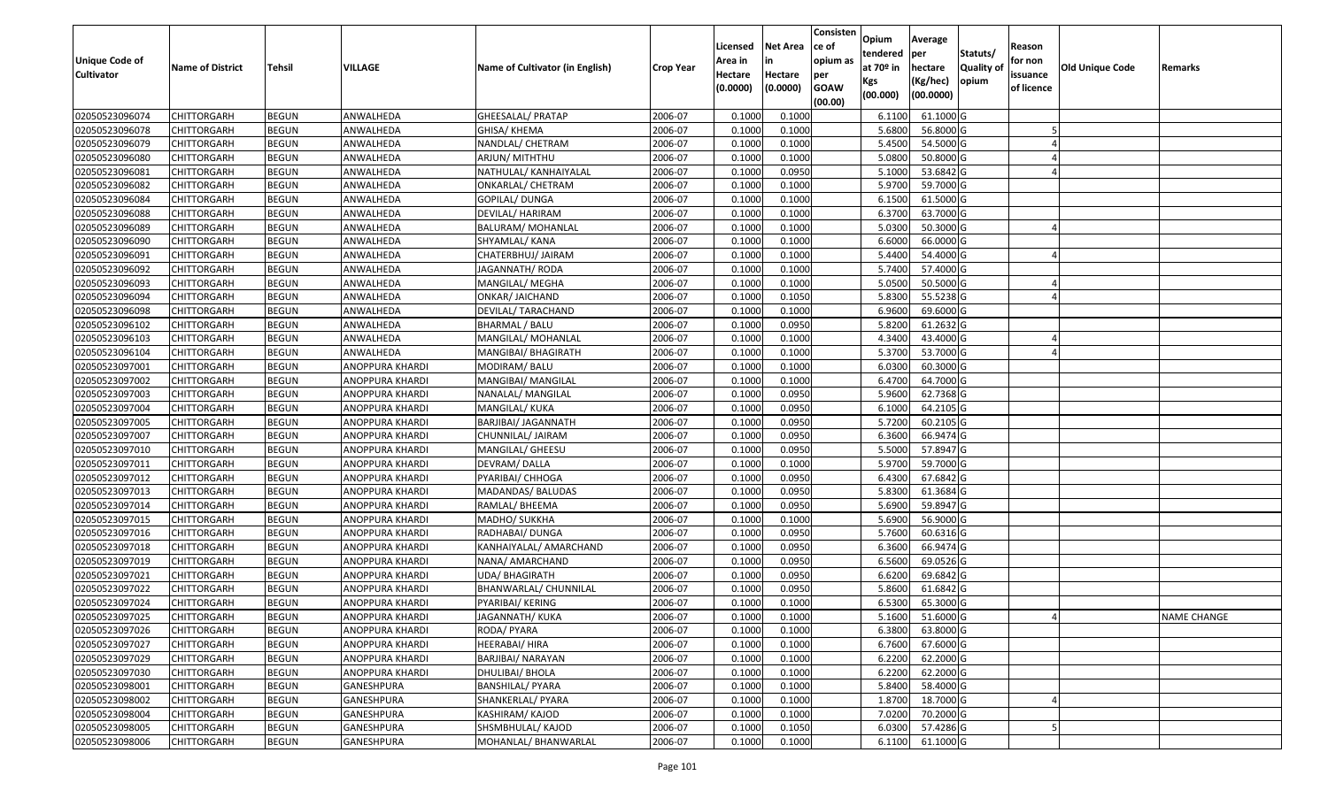| Unique Code of Cultivator | Name of District | Tehsil | VILLAGE | Name of Cultivator (in English) | Crop Year | Licensed Area in Hectare (0.0000) | Net Area in Hectare (0.0000) | Consisten ce of opium as per GOAW (00.00) | Opium tendered at 70º in Kgs (00.000) | Average per hectare (Kg/hec) (00.0000) | Statuts/ Quality of opium | Reason for non issuance of licence | Old Unique Code | Remarks |
|---|---|---|---|---|---|---|---|---|---|---|---|---|---|---|
| 02050523096074 | CHITTORGARH | BEGUN | ANWALHEDA | GHEESALAL/ PRATAP | 2006-07 | 0.1000 | 0.1000 | | 6.1100 | 61.1000 | G | | | |
| 02050523096078 | CHITTORGARH | BEGUN | ANWALHEDA | GHISA/ KHEMA | 2006-07 | 0.1000 | 0.1000 | | 5.6800 | 56.8000 | G | 5 | | |
| 02050523096079 | CHITTORGARH | BEGUN | ANWALHEDA | NANDLAL/ CHETRAM | 2006-07 | 0.1000 | 0.1000 | | 5.4500 | 54.5000 | G | 4 | | |
| 02050523096080 | CHITTORGARH | BEGUN | ANWALHEDA | ARJUN/ MITHTHU | 2006-07 | 0.1000 | 0.1000 | | 5.0800 | 50.8000 | G | 4 | | |
| 02050523096081 | CHITTORGARH | BEGUN | ANWALHEDA | NATHULAL/ KANHAIYALAL | 2006-07 | 0.1000 | 0.0950 | | 5.1000 | 53.6842 | G | 4 | | |
| 02050523096082 | CHITTORGARH | BEGUN | ANWALHEDA | ONKARLAL/ CHETRAM | 2006-07 | 0.1000 | 0.1000 | | 5.9700 | 59.7000 | G | | | |
| 02050523096084 | CHITTORGARH | BEGUN | ANWALHEDA | GOPILAL/ DUNGA | 2006-07 | 0.1000 | 0.1000 | | 6.1500 | 61.5000 | G | | | |
| 02050523096088 | CHITTORGARH | BEGUN | ANWALHEDA | DEVILAL/ HARIRAM | 2006-07 | 0.1000 | 0.1000 | | 6.3700 | 63.7000 | G | | | |
| 02050523096089 | CHITTORGARH | BEGUN | ANWALHEDA | BALURAM/ MOHANLAL | 2006-07 | 0.1000 | 0.1000 | | 5.0300 | 50.3000 | G | 4 | | |
| 02050523096090 | CHITTORGARH | BEGUN | ANWALHEDA | SHYAMLAL/ KANA | 2006-07 | 0.1000 | 0.1000 | | 6.6000 | 66.0000 | G | | | |
| 02050523096091 | CHITTORGARH | BEGUN | ANWALHEDA | CHATERBHUJ/ JAIRAM | 2006-07 | 0.1000 | 0.1000 | | 5.4400 | 54.4000 | G | 4 | | |
| 02050523096092 | CHITTORGARH | BEGUN | ANWALHEDA | JAGANNATH/ RODA | 2006-07 | 0.1000 | 0.1000 | | 5.7400 | 57.4000 | G | | | |
| 02050523096093 | CHITTORGARH | BEGUN | ANWALHEDA | MANGILAL/ MEGHA | 2006-07 | 0.1000 | 0.1000 | | 5.0500 | 50.5000 | G | 4 | | |
| 02050523096094 | CHITTORGARH | BEGUN | ANWALHEDA | ONKAR/ JAICHAND | 2006-07 | 0.1000 | 0.1050 | | 5.8300 | 55.5238 | G | 4 | | |
| 02050523096098 | CHITTORGARH | BEGUN | ANWALHEDA | DEVILAL/ TARACHAND | 2006-07 | 0.1000 | 0.1000 | | 6.9600 | 69.6000 | G | | | |
| 02050523096102 | CHITTORGARH | BEGUN | ANWALHEDA | BHARMAL / BALU | 2006-07 | 0.1000 | 0.0950 | | 5.8200 | 61.2632 | G | | | |
| 02050523096103 | CHITTORGARH | BEGUN | ANWALHEDA | MANGILAL/ MOHANLAL | 2006-07 | 0.1000 | 0.1000 | | 4.3400 | 43.4000 | G | 4 | | |
| 02050523096104 | CHITTORGARH | BEGUN | ANWALHEDA | MANGIBAI/ BHAGIRATH | 2006-07 | 0.1000 | 0.1000 | | 5.3700 | 53.7000 | G | 4 | | |
| 02050523097001 | CHITTORGARH | BEGUN | ANOPPURA KHARDI | MODIRAM/ BALU | 2006-07 | 0.1000 | 0.1000 | | 6.0300 | 60.3000 | G | | | |
| 02050523097002 | CHITTORGARH | BEGUN | ANOPPURA KHARDI | MANGIBAI/ MANGILAL | 2006-07 | 0.1000 | 0.1000 | | 6.4700 | 64.7000 | G | | | |
| 02050523097003 | CHITTORGARH | BEGUN | ANOPPURA KHARDI | NANALAL/ MANGILAL | 2006-07 | 0.1000 | 0.0950 | | 5.9600 | 62.7368 | G | | | |
| 02050523097004 | CHITTORGARH | BEGUN | ANOPPURA KHARDI | MANGILAL/ KUKA | 2006-07 | 0.1000 | 0.0950 | | 6.1000 | 64.2105 | G | | | |
| 02050523097005 | CHITTORGARH | BEGUN | ANOPPURA KHARDI | BARJIBAI/ JAGANNATH | 2006-07 | 0.1000 | 0.0950 | | 5.7200 | 60.2105 | G | | | |
| 02050523097007 | CHITTORGARH | BEGUN | ANOPPURA KHARDI | CHUNNILAL/ JAIRAM | 2006-07 | 0.1000 | 0.0950 | | 6.3600 | 66.9474 | G | | | |
| 02050523097010 | CHITTORGARH | BEGUN | ANOPPURA KHARDI | MANGILAL/ GHEESU | 2006-07 | 0.1000 | 0.0950 | | 5.5000 | 57.8947 | G | | | |
| 02050523097011 | CHITTORGARH | BEGUN | ANOPPURA KHARDI | DEVRAM/ DALLA | 2006-07 | 0.1000 | 0.1000 | | 5.9700 | 59.7000 | G | | | |
| 02050523097012 | CHITTORGARH | BEGUN | ANOPPURA KHARDI | PYARIBAI/ CHHOGA | 2006-07 | 0.1000 | 0.0950 | | 6.4300 | 67.6842 | G | | | |
| 02050523097013 | CHITTORGARH | BEGUN | ANOPPURA KHARDI | MADANDAS/ BALUDAS | 2006-07 | 0.1000 | 0.0950 | | 5.8300 | 61.3684 | G | | | |
| 02050523097014 | CHITTORGARH | BEGUN | ANOPPURA KHARDI | RAMLAL/ BHEEMA | 2006-07 | 0.1000 | 0.0950 | | 5.6900 | 59.8947 | G | | | |
| 02050523097015 | CHITTORGARH | BEGUN | ANOPPURA KHARDI | MADHO/ SUKKHA | 2006-07 | 0.1000 | 0.1000 | | 5.6900 | 56.9000 | G | | | |
| 02050523097016 | CHITTORGARH | BEGUN | ANOPPURA KHARDI | RADHABAI/ DUNGA | 2006-07 | 0.1000 | 0.0950 | | 5.7600 | 60.6316 | G | | | |
| 02050523097018 | CHITTORGARH | BEGUN | ANOPPURA KHARDI | KANHAIYALAL/ AMARCHAND | 2006-07 | 0.1000 | 0.0950 | | 6.3600 | 66.9474 | G | | | |
| 02050523097019 | CHITTORGARH | BEGUN | ANOPPURA KHARDI | NANA/ AMARCHAND | 2006-07 | 0.1000 | 0.0950 | | 6.5600 | 69.0526 | G | | | |
| 02050523097021 | CHITTORGARH | BEGUN | ANOPPURA KHARDI | UDA/ BHAGIRATH | 2006-07 | 0.1000 | 0.0950 | | 6.6200 | 69.6842 | G | | | |
| 02050523097022 | CHITTORGARH | BEGUN | ANOPPURA KHARDI | BHANWARLAL/ CHUNNILAL | 2006-07 | 0.1000 | 0.0950 | | 5.8600 | 61.6842 | G | | | |
| 02050523097024 | CHITTORGARH | BEGUN | ANOPPURA KHARDI | PYARIBAI/ KERING | 2006-07 | 0.1000 | 0.1000 | | 6.5300 | 65.3000 | G | | | |
| 02050523097025 | CHITTORGARH | BEGUN | ANOPPURA KHARDI | JAGANNATH/ KUKA | 2006-07 | 0.1000 | 0.1000 | | 5.1600 | 51.6000 | G | 4 | | NAME CHANGE |
| 02050523097026 | CHITTORGARH | BEGUN | ANOPPURA KHARDI | RODA/ PYARA | 2006-07 | 0.1000 | 0.1000 | | 6.3800 | 63.8000 | G | | | |
| 02050523097027 | CHITTORGARH | BEGUN | ANOPPURA KHARDI | HEERABAI/ HIRA | 2006-07 | 0.1000 | 0.1000 | | 6.7600 | 67.6000 | G | | | |
| 02050523097029 | CHITTORGARH | BEGUN | ANOPPURA KHARDI | BARJIBAI/ NARAYAN | 2006-07 | 0.1000 | 0.1000 | | 6.2200 | 62.2000 | G | | | |
| 02050523097030 | CHITTORGARH | BEGUN | ANOPPURA KHARDI | DHULIBAI/ BHOLA | 2006-07 | 0.1000 | 0.1000 | | 6.2200 | 62.2000 | G | | | |
| 02050523098001 | CHITTORGARH | BEGUN | GANESHPURA | BANSHILAL/ PYARA | 2006-07 | 0.1000 | 0.1000 | | 5.8400 | 58.4000 | G | | | |
| 02050523098002 | CHITTORGARH | BEGUN | GANESHPURA | SHANKERLAL/ PYARA | 2006-07 | 0.1000 | 0.1000 | | 1.8700 | 18.7000 | G | 4 | | |
| 02050523098004 | CHITTORGARH | BEGUN | GANESHPURA | KASHIRAM/ KAJOD | 2006-07 | 0.1000 | 0.1000 | | 7.0200 | 70.2000 | G | | | |
| 02050523098005 | CHITTORGARH | BEGUN | GANESHPURA | SHSMBHULAL/ KAJOD | 2006-07 | 0.1000 | 0.1050 | | 6.0300 | 57.4286 | G | 5 | | |
| 02050523098006 | CHITTORGARH | BEGUN | GANESHPURA | MOHANLAL/ BHANWARLAL | 2006-07 | 0.1000 | 0.1000 | | 6.1100 | 61.1000 | G | | | |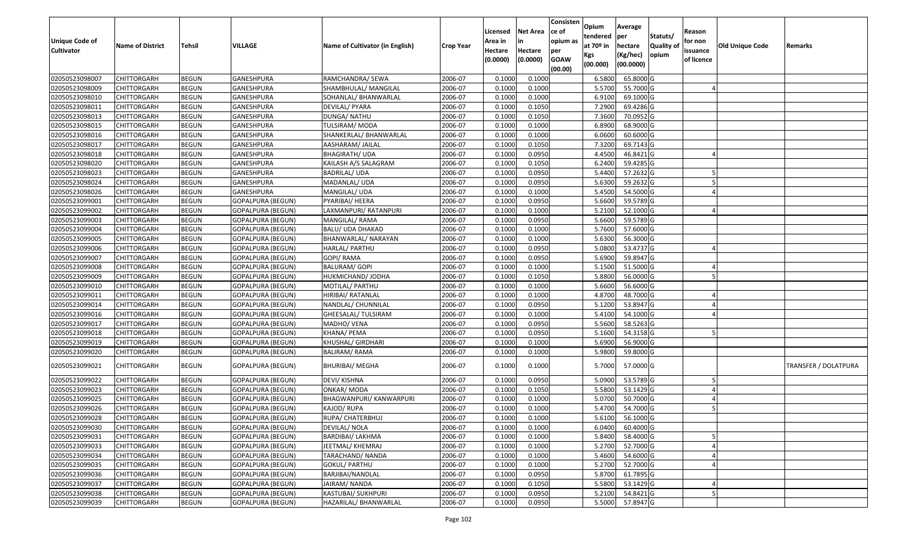| Unique Code of Cultivator | Name of District | Tehsil | VILLAGE | Name of Cultivator (in English) | Crop Year | Licensed Area in Hectare (0.0000) | Net Area in Hectare (0.0000) | Consistence of opium as per GOAW (00.00) | Opium tendered at 70º in Kgs (00.000) | Average per hectare (Kg/hec) (00.0000) | Statuts/ Quality of opium | Reason for non issuance of licence | Old Unique Code | Remarks |
|---|---|---|---|---|---|---|---|---|---|---|---|---|---|---|
| 02050523098007 | CHITTORGARH | BEGUN | GANESHPURA | RAMCHANDRA/ SEWA | 2006-07 | 0.1000 | 0.1000 | | 6.5800 | 65.8000 | G | | | |
| 02050523098009 | CHITTORGARH | BEGUN | GANESHPURA | SHAMBHULAL/ MANGILAL | 2006-07 | 0.1000 | 0.1000 | | 5.5700 | 55.7000 | G | 4 | | |
| 02050523098010 | CHITTORGARH | BEGUN | GANESHPURA | SOHANLAL/ BHANWARLAL | 2006-07 | 0.1000 | 0.1000 | | 6.9100 | 69.1000 | G | | | |
| 02050523098011 | CHITTORGARH | BEGUN | GANESHPURA | DEVILAL/ PYARA | 2006-07 | 0.1000 | 0.1050 | | 7.2900 | 69.4286 | G | | | |
| 02050523098013 | CHITTORGARH | BEGUN | GANESHPURA | DUNGA/ NATHU | 2006-07 | 0.1000 | 0.1050 | | 7.3600 | 70.0952 | G | | | |
| 02050523098015 | CHITTORGARH | BEGUN | GANESHPURA | TULSIRAM/ MODA | 2006-07 | 0.1000 | 0.1000 | | 6.8900 | 68.9000 | G | | | |
| 02050523098016 | CHITTORGARH | BEGUN | GANESHPURA | SHANKERLAL/ BHANWARLAL | 2006-07 | 0.1000 | 0.1000 | | 6.0600 | 60.6000 | G | | | |
| 02050523098017 | CHITTORGARH | BEGUN | GANESHPURA | AASHARAM/ JAILAL | 2006-07 | 0.1000 | 0.1050 | | 7.3200 | 69.7143 | G | | | |
| 02050523098018 | CHITTORGARH | BEGUN | GANESHPURA | BHAGIRATH/ UDA | 2006-07 | 0.1000 | 0.0950 | | 4.4500 | 46.8421 | G | 4 | | |
| 02050523098020 | CHITTORGARH | BEGUN | GANESHPURA | KAILASH A/S SALAGRAM | 2006-07 | 0.1000 | 0.1050 | | 6.2400 | 59.4285 | G | | | |
| 02050523098023 | CHITTORGARH | BEGUN | GANESHPURA | BADRILAL/ UDA | 2006-07 | 0.1000 | 0.0950 | | 5.4400 | 57.2632 | G | 5 | | |
| 02050523098024 | CHITTORGARH | BEGUN | GANESHPURA | MADANLAL/ UDA | 2006-07 | 0.1000 | 0.0950 | | 5.6300 | 59.2632 | G | 5 | | |
| 02050523098026 | CHITTORGARH | BEGUN | GANESHPURA | MANGILAL/ UDA | 2006-07 | 0.1000 | 0.1000 | | 5.4500 | 54.5000 | G | 4 | | |
| 02050523099001 | CHITTORGARH | BEGUN | GOPALPURA (BEGUN) | PYARIBAI/ HEERA | 2006-07 | 0.1000 | 0.0950 | | 5.6600 | 59.5789 | G | | | |
| 02050523099002 | CHITTORGARH | BEGUN | GOPALPURA (BEGUN) | LAXMANPURI/ RATANPURI | 2006-07 | 0.1000 | 0.1000 | | 5.2100 | 52.1000 | G | 4 | | |
| 02050523099003 | CHITTORGARH | BEGUN | GOPALPURA (BEGUN) | MANGILAL/ RAMA | 2006-07 | 0.1000 | 0.0950 | | 5.6600 | 59.5789 | G | | | |
| 02050523099004 | CHITTORGARH | BEGUN | GOPALPURA (BEGUN) | BALU/ UDA DHAKAD | 2006-07 | 0.1000 | 0.1000 | | 5.7600 | 57.6000 | G | | | |
| 02050523099005 | CHITTORGARH | BEGUN | GOPALPURA (BEGUN) | BHANWARLAL/ NARAYAN | 2006-07 | 0.1000 | 0.1000 | | 5.6300 | 56.3000 | G | | | |
| 02050523099006 | CHITTORGARH | BEGUN | GOPALPURA (BEGUN) | HARLAL/ PARTHU | 2006-07 | 0.1000 | 0.0950 | | 5.0800 | 53.4737 | G | 4 | | |
| 02050523099007 | CHITTORGARH | BEGUN | GOPALPURA (BEGUN) | GOPI/ RAMA | 2006-07 | 0.1000 | 0.0950 | | 5.6900 | 59.8947 | G | | | |
| 02050523099008 | CHITTORGARH | BEGUN | GOPALPURA (BEGUN) | BALURAM/ GOPI | 2006-07 | 0.1000 | 0.1000 | | 5.1500 | 51.5000 | G | 4 | | |
| 02050523099009 | CHITTORGARH | BEGUN | GOPALPURA (BEGUN) | HUKMICHAND/ JODHA | 2006-07 | 0.1000 | 0.1050 | | 5.8800 | 56.0000 | G | 5 | | |
| 02050523099010 | CHITTORGARH | BEGUN | GOPALPURA (BEGUN) | MOTILAL/ PARTHU | 2006-07 | 0.1000 | 0.1000 | | 5.6600 | 56.6000 | G | | | |
| 02050523099011 | CHITTORGARH | BEGUN | GOPALPURA (BEGUN) | HIRIBAI/ RATANLAL | 2006-07 | 0.1000 | 0.1000 | | 4.8700 | 48.7000 | G | 4 | | |
| 02050523099014 | CHITTORGARH | BEGUN | GOPALPURA (BEGUN) | NANDLAL/ CHUNNILAL | 2006-07 | 0.1000 | 0.0950 | | 5.1200 | 53.8947 | G | 4 | | |
| 02050523099016 | CHITTORGARH | BEGUN | GOPALPURA (BEGUN) | GHEESALAL/ TULSIRAM | 2006-07 | 0.1000 | 0.1000 | | 5.4100 | 54.1000 | G | 4 | | |
| 02050523099017 | CHITTORGARH | BEGUN | GOPALPURA (BEGUN) | MADHO/ VENA | 2006-07 | 0.1000 | 0.0950 | | 5.5600 | 58.5263 | G | | | |
| 02050523099018 | CHITTORGARH | BEGUN | GOPALPURA (BEGUN) | KHANA/ PEMA | 2006-07 | 0.1000 | 0.0950 | | 5.1600 | 54.3158 | G | 5 | | |
| 02050523099019 | CHITTORGARH | BEGUN | GOPALPURA (BEGUN) | KHUSHAL/ GIRDHARI | 2006-07 | 0.1000 | 0.1000 | | 5.6900 | 56.9000 | G | | | |
| 02050523099020 | CHITTORGARH | BEGUN | GOPALPURA (BEGUN) | BALIRAM/ RAMA | 2006-07 | 0.1000 | 0.1000 | | 5.9800 | 59.8000 | G | | | |
| 02050523099021 | CHITTORGARH | BEGUN | GOPALPURA (BEGUN) | BHURIBAI/ MEGHA | 2006-07 | 0.1000 | 0.1000 | | 5.7000 | 57.0000 | G | | | TRANSFER / DOLATPURA |
| 02050523099022 | CHITTORGARH | BEGUN | GOPALPURA (BEGUN) | DEVI/ KISHNA | 2006-07 | 0.1000 | 0.0950 | | 5.0900 | 53.5789 | G | 5 | | |
| 02050523099023 | CHITTORGARH | BEGUN | GOPALPURA (BEGUN) | ONKAR/ MODA | 2006-07 | 0.1000 | 0.1050 | | 5.5800 | 53.1429 | G | 4 | | |
| 02050523099025 | CHITTORGARH | BEGUN | GOPALPURA (BEGUN) | BHAGWANPURI/ KANWARPURI | 2006-07 | 0.1000 | 0.1000 | | 5.0700 | 50.7000 | G | 4 | | |
| 02050523099026 | CHITTORGARH | BEGUN | GOPALPURA (BEGUN) | KAJOD/ RUPA | 2006-07 | 0.1000 | 0.1000 | | 5.4700 | 54.7000 | G | 5 | | |
| 02050523099028 | CHITTORGARH | BEGUN | GOPALPURA (BEGUN) | RUPA/ CHATERBHUJ | 2006-07 | 0.1000 | 0.1000 | | 5.6100 | 56.1000 | G | | | |
| 02050523099030 | CHITTORGARH | BEGUN | GOPALPURA (BEGUN) | DEVILAL/ NOLA | 2006-07 | 0.1000 | 0.1000 | | 6.0400 | 60.4000 | G | | | |
| 02050523099031 | CHITTORGARH | BEGUN | GOPALPURA (BEGUN) | BARDIBAI/ LAKHMA | 2006-07 | 0.1000 | 0.1000 | | 5.8400 | 58.4000 | G | 5 | | |
| 02050523099033 | CHITTORGARH | BEGUN | GOPALPURA (BEGUN) | JEETMAL/ KHEMRAJ | 2006-07 | 0.1000 | 0.1000 | | 5.2700 | 52.7000 | G | 4 | | |
| 02050523099034 | CHITTORGARH | BEGUN | GOPALPURA (BEGUN) | TARACHAND/ NANDA | 2006-07 | 0.1000 | 0.1000 | | 5.4600 | 54.6000 | G | 4 | | |
| 02050523099035 | CHITTORGARH | BEGUN | GOPALPURA (BEGUN) | GOKUL/ PARTHU | 2006-07 | 0.1000 | 0.1000 | | 5.2700 | 52.7000 | G | 4 | | |
| 02050523099036 | CHITTORGARH | BEGUN | GOPALPURA (BEGUN) | BARJIBAI/NANDLAL | 2006-07 | 0.1000 | 0.0950 | | 5.8700 | 61.7895 | G | | | |
| 02050523099037 | CHITTORGARH | BEGUN | GOPALPURA (BEGUN) | JAIRAM/ NANDA | 2006-07 | 0.1000 | 0.1050 | | 5.5800 | 53.1429 | G | 4 | | |
| 02050523099038 | CHITTORGARH | BEGUN | GOPALPURA (BEGUN) | KASTUBAI/ SUKHPURI | 2006-07 | 0.1000 | 0.0950 | | 5.2100 | 54.8421 | G | 5 | | |
| 02050523099039 | CHITTORGARH | BEGUN | GOPALPURA (BEGUN) | HAZARILAL/ BHANWARLAL | 2006-07 | 0.1000 | 0.0950 | | 5.5000 | 57.8947 | G | | | |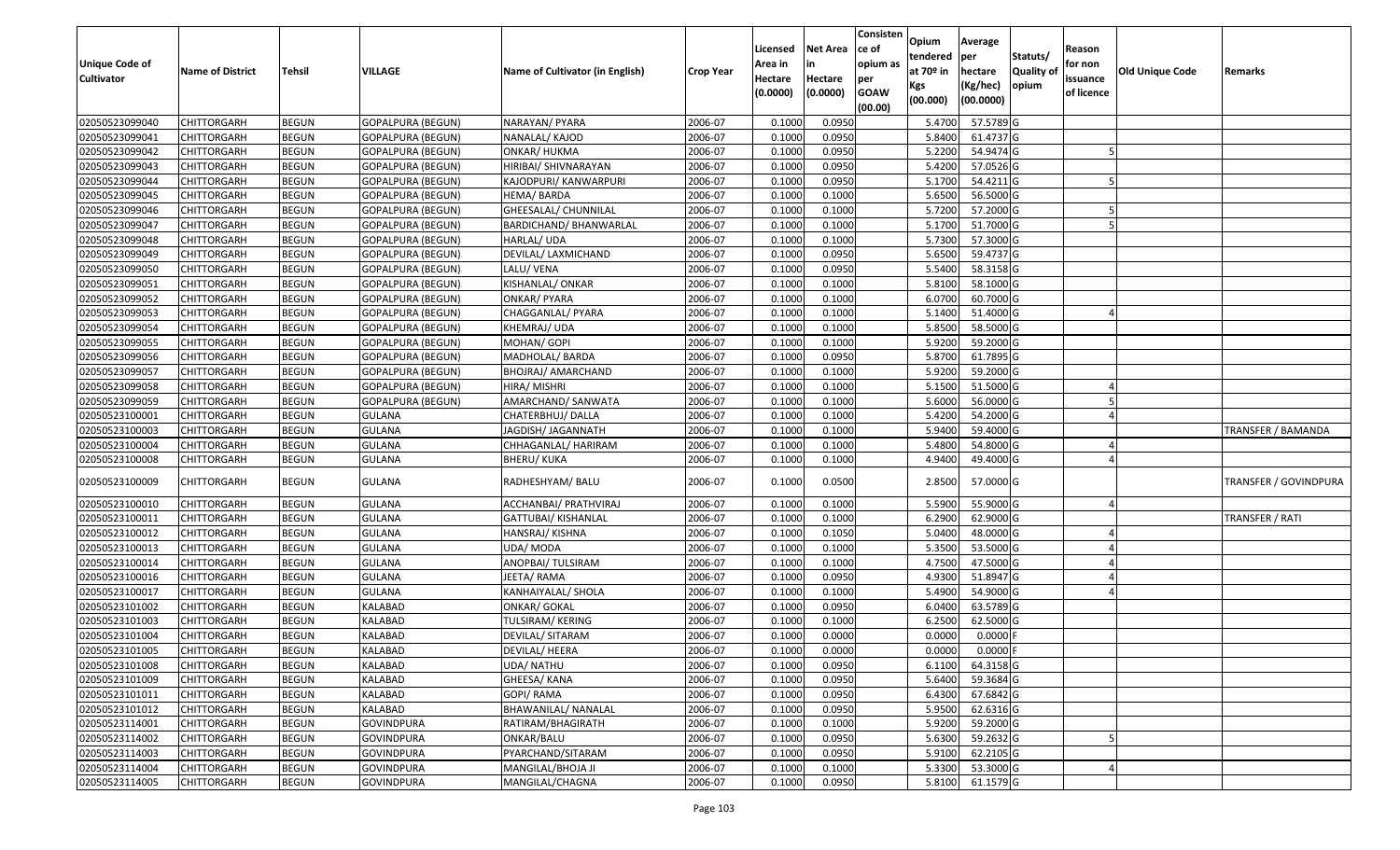| Unique Code of Cultivator | Name of District | Tehsil | VILLAGE | Name of Cultivator (in English) | Crop Year | Licensed Area in Hectare (0.0000) | Net Area in Hectare (0.0000) | Consistence of opium as per GOAW (00.00) | Opium tendered at 70º in Kgs (00.000) | Average per hectare (Kg/hec) (00.0000) | Statuts/ Quality of opium | Reason for non issuance of licence | Old Unique Code | Remarks |
|---|---|---|---|---|---|---|---|---|---|---|---|---|---|---|
| 02050523099040 | CHITTORGARH | BEGUN | GOPALPURA (BEGUN) | NARAYAN/ PYARA | 2006-07 | 0.1000 | 0.0950 | | 5.4700 | 57.5789 | G | | | |
| 02050523099041 | CHITTORGARH | BEGUN | GOPALPURA (BEGUN) | NANALAL/ KAJOD | 2006-07 | 0.1000 | 0.0950 | | 5.8400 | 61.4737 | G | | | |
| 02050523099042 | CHITTORGARH | BEGUN | GOPALPURA (BEGUN) | ONKAR/ HUKMA | 2006-07 | 0.1000 | 0.0950 | | 5.2200 | 54.9474 | G | 5 | | |
| 02050523099043 | CHITTORGARH | BEGUN | GOPALPURA (BEGUN) | HIRIBAI/ SHIVNARAYAN | 2006-07 | 0.1000 | 0.0950 | | 5.4200 | 57.0526 | G | | | |
| 02050523099044 | CHITTORGARH | BEGUN | GOPALPURA (BEGUN) | KAJODPURI/ KANWARPURI | 2006-07 | 0.1000 | 0.0950 | | 5.1700 | 54.4211 | G | 5 | | |
| 02050523099045 | CHITTORGARH | BEGUN | GOPALPURA (BEGUN) | HEMA/ BARDA | 2006-07 | 0.1000 | 0.1000 | | 5.6500 | 56.5000 | G | | | |
| 02050523099046 | CHITTORGARH | BEGUN | GOPALPURA (BEGUN) | GHEESALAL/ CHUNNILAL | 2006-07 | 0.1000 | 0.1000 | | 5.7200 | 57.2000 | G | 5 | | |
| 02050523099047 | CHITTORGARH | BEGUN | GOPALPURA (BEGUN) | BARDICHAND/ BHANWARLAL | 2006-07 | 0.1000 | 0.1000 | | 5.1700 | 51.7000 | G | 5 | | |
| 02050523099048 | CHITTORGARH | BEGUN | GOPALPURA (BEGUN) | HARLAL/ UDA | 2006-07 | 0.1000 | 0.1000 | | 5.7300 | 57.3000 | G | | | |
| 02050523099049 | CHITTORGARH | BEGUN | GOPALPURA (BEGUN) | DEVILAL/ LAXMICHAND | 2006-07 | 0.1000 | 0.0950 | | 5.6500 | 59.4737 | G | | | |
| 02050523099050 | CHITTORGARH | BEGUN | GOPALPURA (BEGUN) | LALU/ VENA | 2006-07 | 0.1000 | 0.0950 | | 5.5400 | 58.3158 | G | | | |
| 02050523099051 | CHITTORGARH | BEGUN | GOPALPURA (BEGUN) | KISHANLAL/ ONKAR | 2006-07 | 0.1000 | 0.1000 | | 5.8100 | 58.1000 | G | | | |
| 02050523099052 | CHITTORGARH | BEGUN | GOPALPURA (BEGUN) | ONKAR/ PYARA | 2006-07 | 0.1000 | 0.1000 | | 6.0700 | 60.7000 | G | | | |
| 02050523099053 | CHITTORGARH | BEGUN | GOPALPURA (BEGUN) | CHAGGANLAL/ PYARA | 2006-07 | 0.1000 | 0.1000 | | 5.1400 | 51.4000 | G | 4 | | |
| 02050523099054 | CHITTORGARH | BEGUN | GOPALPURA (BEGUN) | KHEMRAJ/ UDA | 2006-07 | 0.1000 | 0.1000 | | 5.8500 | 58.5000 | G | | | |
| 02050523099055 | CHITTORGARH | BEGUN | GOPALPURA (BEGUN) | MOHAN/ GOPI | 2006-07 | 0.1000 | 0.1000 | | 5.9200 | 59.2000 | G | | | |
| 02050523099056 | CHITTORGARH | BEGUN | GOPALPURA (BEGUN) | MADHOLAL/ BARDA | 2006-07 | 0.1000 | 0.0950 | | 5.8700 | 61.7895 | G | | | |
| 02050523099057 | CHITTORGARH | BEGUN | GOPALPURA (BEGUN) | BHOJRAJ/ AMARCHAND | 2006-07 | 0.1000 | 0.1000 | | 5.9200 | 59.2000 | G | | | |
| 02050523099058 | CHITTORGARH | BEGUN | GOPALPURA (BEGUN) | HIRA/ MISHRI | 2006-07 | 0.1000 | 0.1000 | | 5.1500 | 51.5000 | G | 4 | | |
| 02050523099059 | CHITTORGARH | BEGUN | GOPALPURA (BEGUN) | AMARCHAND/ SANWATA | 2006-07 | 0.1000 | 0.1000 | | 5.6000 | 56.0000 | G | 5 | | |
| 02050523100001 | CHITTORGARH | BEGUN | GULANA | CHATERBHUJ/ DALLA | 2006-07 | 0.1000 | 0.1000 | | 5.4200 | 54.2000 | G | 4 | | |
| 02050523100003 | CHITTORGARH | BEGUN | GULANA | JAGDISH/ JAGANNATH | 2006-07 | 0.1000 | 0.1000 | | 5.9400 | 59.4000 | G | | | TRANSFER / BAMANDA |
| 02050523100004 | CHITTORGARH | BEGUN | GULANA | CHHAGANLAL/ HARIRAM | 2006-07 | 0.1000 | 0.1000 | | 5.4800 | 54.8000 | G | 4 | | |
| 02050523100008 | CHITTORGARH | BEGUN | GULANA | BHERU/ KUKA | 2006-07 | 0.1000 | 0.1000 | | 4.9400 | 49.4000 | G | 4 | | |
| 02050523100009 | CHITTORGARH | BEGUN | GULANA | RADHESHYAM/ BALU | 2006-07 | 0.1000 | 0.0500 | | 2.8500 | 57.0000 | G | | | TRANSFER / GOVINDPURA |
| 02050523100010 | CHITTORGARH | BEGUN | GULANA | ACCHANBAI/ PRATHVIRAJ | 2006-07 | 0.1000 | 0.1000 | | 5.5900 | 55.9000 | G | 4 | | |
| 02050523100011 | CHITTORGARH | BEGUN | GULANA | GATTUBAI/ KISHANLAL | 2006-07 | 0.1000 | 0.1000 | | 6.2900 | 62.9000 | G | | | TRANSFER / RATI |
| 02050523100012 | CHITTORGARH | BEGUN | GULANA | HANSRAJ/ KISHNA | 2006-07 | 0.1000 | 0.1050 | | 5.0400 | 48.0000 | G | 4 | | |
| 02050523100013 | CHITTORGARH | BEGUN | GULANA | UDA/ MODA | 2006-07 | 0.1000 | 0.1000 | | 5.3500 | 53.5000 | G | 4 | | |
| 02050523100014 | CHITTORGARH | BEGUN | GULANA | ANOPBAI/ TULSIRAM | 2006-07 | 0.1000 | 0.1000 | | 4.7500 | 47.5000 | G | 4 | | |
| 02050523100016 | CHITTORGARH | BEGUN | GULANA | JEETA/ RAMA | 2006-07 | 0.1000 | 0.0950 | | 4.9300 | 51.8947 | G | 4 | | |
| 02050523100017 | CHITTORGARH | BEGUN | GULANA | KANHAIYALAL/ SHOLA | 2006-07 | 0.1000 | 0.1000 | | 5.4900 | 54.9000 | G | 4 | | |
| 02050523101002 | CHITTORGARH | BEGUN | KALABAD | ONKAR/ GOKAL | 2006-07 | 0.1000 | 0.0950 | | 6.0400 | 63.5789 | G | | | |
| 02050523101003 | CHITTORGARH | BEGUN | KALABAD | TULSIRAM/ KERING | 2006-07 | 0.1000 | 0.1000 | | 6.2500 | 62.5000 | G | | | |
| 02050523101004 | CHITTORGARH | BEGUN | KALABAD | DEVILAL/ SITARAM | 2006-07 | 0.1000 | 0.0000 | | 0.0000 | 0.0000 | F | | | |
| 02050523101005 | CHITTORGARH | BEGUN | KALABAD | DEVILAL/ HEERA | 2006-07 | 0.1000 | 0.0000 | | 0.0000 | 0.0000 | F | | | |
| 02050523101008 | CHITTORGARH | BEGUN | KALABAD | UDA/ NATHU | 2006-07 | 0.1000 | 0.0950 | | 6.1100 | 64.3158 | G | | | |
| 02050523101009 | CHITTORGARH | BEGUN | KALABAD | GHEESA/ KANA | 2006-07 | 0.1000 | 0.0950 | | 5.6400 | 59.3684 | G | | | |
| 02050523101011 | CHITTORGARH | BEGUN | KALABAD | GOPI/ RAMA | 2006-07 | 0.1000 | 0.0950 | | 6.4300 | 67.6842 | G | | | |
| 02050523101012 | CHITTORGARH | BEGUN | KALABAD | BHAWANILAL/ NANALAL | 2006-07 | 0.1000 | 0.0950 | | 5.9500 | 62.6316 | G | | | |
| 02050523114001 | CHITTORGARH | BEGUN | GOVINDPURA | RATIRAM/BHAGIRATH | 2006-07 | 0.1000 | 0.1000 | | 5.9200 | 59.2000 | G | | | |
| 02050523114002 | CHITTORGARH | BEGUN | GOVINDPURA | ONKAR/BALU | 2006-07 | 0.1000 | 0.0950 | | 5.6300 | 59.2632 | G | 5 | | |
| 02050523114003 | CHITTORGARH | BEGUN | GOVINDPURA | PYARCHAND/SITARAM | 2006-07 | 0.1000 | 0.0950 | | 5.9100 | 62.2105 | G | | | |
| 02050523114004 | CHITTORGARH | BEGUN | GOVINDPURA | MANGILAL/BHOJA JI | 2006-07 | 0.1000 | 0.1000 | | 5.3300 | 53.3000 | G | 4 | | |
| 02050523114005 | CHITTORGARH | BEGUN | GOVINDPURA | MANGILAL/CHAGNA | 2006-07 | 0.1000 | 0.0950 | | 5.8100 | 61.1579 | G | | | |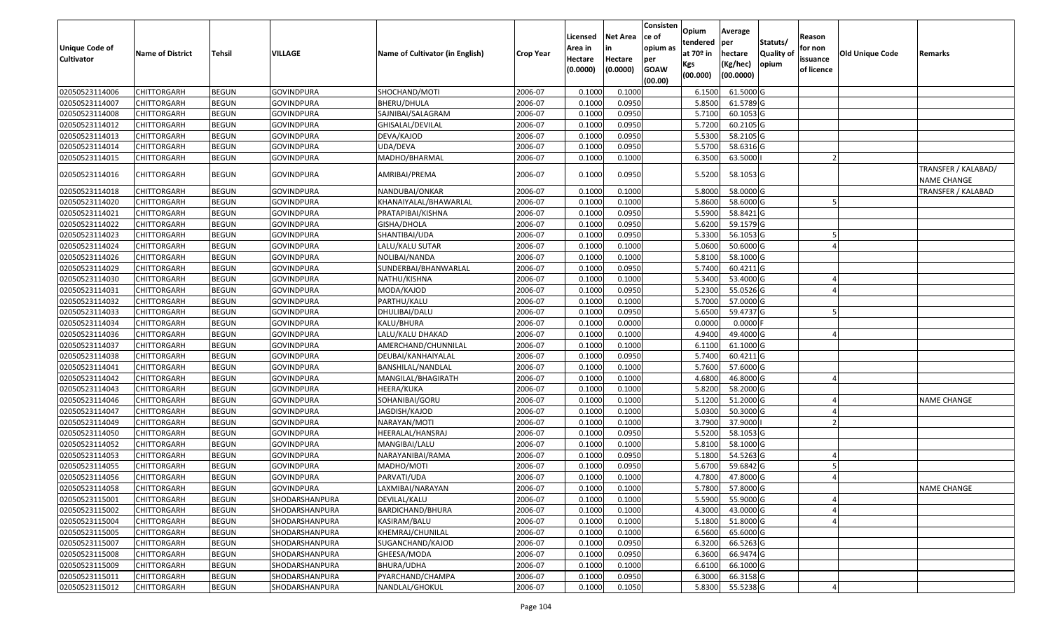| Unique Code of Cultivator | Name of District | Tehsil | VILLAGE | Name of Cultivator (in English) | Crop Year | Licensed Area in Hectare (0.0000) | Net Area in Hectare (0.0000) | Consistence of opium as per GOAW (00.00) | Opium tendered at 70º in Kgs (00.000) | Average per hectare (Kg/hec) (00.0000) | Statuts/ Quality of opium | Reason for non issuance of licence | Old Unique Code | Remarks |
|---|---|---|---|---|---|---|---|---|---|---|---|---|---|---|
| 02050523114006 | CHITTORGARH | BEGUN | GOVINDPURA | SHOCHAND/MOTI | 2006-07 | 0.1000 | 0.1000 | | 6.1500 | 61.5000 | G | | | |
| 02050523114007 | CHITTORGARH | BEGUN | GOVINDPURA | BHERU/DHULA | 2006-07 | 0.1000 | 0.0950 | | 5.8500 | 61.5789 | G | | | |
| 02050523114008 | CHITTORGARH | BEGUN | GOVINDPURA | SAJNIBAI/SALAGRAM | 2006-07 | 0.1000 | 0.0950 | | 5.7100 | 60.1053 | G | | | |
| 02050523114012 | CHITTORGARH | BEGUN | GOVINDPURA | GHISALAL/DEVILAL | 2006-07 | 0.1000 | 0.0950 | | 5.7200 | 60.2105 | G | | | |
| 02050523114013 | CHITTORGARH | BEGUN | GOVINDPURA | DEVA/KAJOD | 2006-07 | 0.1000 | 0.0950 | | 5.5300 | 58.2105 | G | | | |
| 02050523114014 | CHITTORGARH | BEGUN | GOVINDPURA | UDA/DEVA | 2006-07 | 0.1000 | 0.0950 | | 5.5700 | 58.6316 | G | | | |
| 02050523114015 | CHITTORGARH | BEGUN | GOVINDPURA | MADHO/BHARMAL | 2006-07 | 0.1000 | 0.1000 | | 6.3500 | 63.5000 | I | 2 | | |
| 02050523114016 | CHITTORGARH | BEGUN | GOVINDPURA | AMRIBAI/PREMA | 2006-07 | 0.1000 | 0.0950 | | 5.5200 | 58.1053 | G | | | TRANSFER / KALABAD/ NAME CHANGE |
| 02050523114018 | CHITTORGARH | BEGUN | GOVINDPURA | NANDUBAI/ONKAR | 2006-07 | 0.1000 | 0.1000 | | 5.8000 | 58.0000 | G | | | TRANSFER / KALABAD |
| 02050523114020 | CHITTORGARH | BEGUN | GOVINDPURA | KHANAIYALAL/BHAWARLAL | 2006-07 | 0.1000 | 0.1000 | | 5.8600 | 58.6000 | G | 5 | | |
| 02050523114021 | CHITTORGARH | BEGUN | GOVINDPURA | PRATAPIBAI/KISHNA | 2006-07 | 0.1000 | 0.0950 | | 5.5900 | 58.8421 | G | | | |
| 02050523114022 | CHITTORGARH | BEGUN | GOVINDPURA | GISHA/DHOLA | 2006-07 | 0.1000 | 0.0950 | | 5.6200 | 59.1579 | G | | | |
| 02050523114023 | CHITTORGARH | BEGUN | GOVINDPURA | SHANTIBAI/UDA | 2006-07 | 0.1000 | 0.0950 | | 5.3300 | 56.1053 | G | 5 | | |
| 02050523114024 | CHITTORGARH | BEGUN | GOVINDPURA | LALU/KALU SUTAR | 2006-07 | 0.1000 | 0.1000 | | 5.0600 | 50.6000 | G | 4 | | |
| 02050523114026 | CHITTORGARH | BEGUN | GOVINDPURA | NOLIBAI/NANDA | 2006-07 | 0.1000 | 0.1000 | | 5.8100 | 58.1000 | G | | | |
| 02050523114029 | CHITTORGARH | BEGUN | GOVINDPURA | SUNDERBAI/BHANWARLAL | 2006-07 | 0.1000 | 0.0950 | | 5.7400 | 60.4211 | G | | | |
| 02050523114030 | CHITTORGARH | BEGUN | GOVINDPURA | NATHU/KISHNA | 2006-07 | 0.1000 | 0.1000 | | 5.3400 | 53.4000 | G | 4 | | |
| 02050523114031 | CHITTORGARH | BEGUN | GOVINDPURA | MODA/KAJOD | 2006-07 | 0.1000 | 0.0950 | | 5.2300 | 55.0526 | G | 4 | | |
| 02050523114032 | CHITTORGARH | BEGUN | GOVINDPURA | PARTHU/KALU | 2006-07 | 0.1000 | 0.1000 | | 5.7000 | 57.0000 | G | | | |
| 02050523114033 | CHITTORGARH | BEGUN | GOVINDPURA | DHULIBAI/DALU | 2006-07 | 0.1000 | 0.0950 | | 5.6500 | 59.4737 | G | 5 | | |
| 02050523114034 | CHITTORGARH | BEGUN | GOVINDPURA | KALU/BHURA | 2006-07 | 0.1000 | 0.0000 | | 0.0000 | 0.0000 | F | | | |
| 02050523114036 | CHITTORGARH | BEGUN | GOVINDPURA | LALU/KALU DHAKAD | 2006-07 | 0.1000 | 0.1000 | | 4.9400 | 49.4000 | G | 4 | | |
| 02050523114037 | CHITTORGARH | BEGUN | GOVINDPURA | AMERCHAND/CHUNNILAL | 2006-07 | 0.1000 | 0.1000 | | 6.1100 | 61.1000 | G | | | |
| 02050523114038 | CHITTORGARH | BEGUN | GOVINDPURA | DEUBAI/KANHAIYALAL | 2006-07 | 0.1000 | 0.0950 | | 5.7400 | 60.4211 | G | | | |
| 02050523114041 | CHITTORGARH | BEGUN | GOVINDPURA | BANSHILAL/NANDLAL | 2006-07 | 0.1000 | 0.1000 | | 5.7600 | 57.6000 | G | | | |
| 02050523114042 | CHITTORGARH | BEGUN | GOVINDPURA | MANGILAL/BHAGIRATH | 2006-07 | 0.1000 | 0.1000 | | 4.6800 | 46.8000 | G | 4 | | |
| 02050523114043 | CHITTORGARH | BEGUN | GOVINDPURA | HEERA/KUKA | 2006-07 | 0.1000 | 0.1000 | | 5.8200 | 58.2000 | G | | | |
| 02050523114046 | CHITTORGARH | BEGUN | GOVINDPURA | SOHANIBAI/GORU | 2006-07 | 0.1000 | 0.1000 | | 5.1200 | 51.2000 | G | 4 | | NAME CHANGE |
| 02050523114047 | CHITTORGARH | BEGUN | GOVINDPURA | JAGDISH/KAJOD | 2006-07 | 0.1000 | 0.1000 | | 5.0300 | 50.3000 | G | 4 | | |
| 02050523114049 | CHITTORGARH | BEGUN | GOVINDPURA | NARAYAN/MOTI | 2006-07 | 0.1000 | 0.1000 | | 3.7900 | 37.9000 | I | 2 | | |
| 02050523114050 | CHITTORGARH | BEGUN | GOVINDPURA | HEERALAL/HANSRAJ | 2006-07 | 0.1000 | 0.0950 | | 5.5200 | 58.1053 | G | | | |
| 02050523114052 | CHITTORGARH | BEGUN | GOVINDPURA | MANGIBAI/LALU | 2006-07 | 0.1000 | 0.1000 | | 5.8100 | 58.1000 | G | | | |
| 02050523114053 | CHITTORGARH | BEGUN | GOVINDPURA | NARAYANIBAI/RAMA | 2006-07 | 0.1000 | 0.0950 | | 5.1800 | 54.5263 | G | 4 | | |
| 02050523114055 | CHITTORGARH | BEGUN | GOVINDPURA | MADHO/MOTI | 2006-07 | 0.1000 | 0.0950 | | 5.6700 | 59.6842 | G | 5 | | |
| 02050523114056 | CHITTORGARH | BEGUN | GOVINDPURA | PARVATI/UDA | 2006-07 | 0.1000 | 0.1000 | | 4.7800 | 47.8000 | G | 4 | | |
| 02050523114058 | CHITTORGARH | BEGUN | GOVINDPURA | LAXMIBAI/NARAYAN | 2006-07 | 0.1000 | 0.1000 | | 5.7800 | 57.8000 | G | | | NAME CHANGE |
| 02050523115001 | CHITTORGARH | BEGUN | SHODARSHANPURA | DEVILAL/KALU | 2006-07 | 0.1000 | 0.1000 | | 5.5900 | 55.9000 | G | 4 | | |
| 02050523115002 | CHITTORGARH | BEGUN | SHODARSHANPURA | BARDICHAND/BHURA | 2006-07 | 0.1000 | 0.1000 | | 4.3000 | 43.0000 | G | 4 | | |
| 02050523115004 | CHITTORGARH | BEGUN | SHODARSHANPURA | KASIRAM/BALU | 2006-07 | 0.1000 | 0.1000 | | 5.1800 | 51.8000 | G | 4 | | |
| 02050523115005 | CHITTORGARH | BEGUN | SHODARSHANPURA | KHEMRAJ/CHUNILAL | 2006-07 | 0.1000 | 0.1000 | | 6.5600 | 65.6000 | G | | | |
| 02050523115007 | CHITTORGARH | BEGUN | SHODARSHANPURA | SUGANCHAND/KAJOD | 2006-07 | 0.1000 | 0.0950 | | 6.3200 | 66.5263 | G | | | |
| 02050523115008 | CHITTORGARH | BEGUN | SHODARSHANPURA | GHEESA/MODA | 2006-07 | 0.1000 | 0.0950 | | 6.3600 | 66.9474 | G | | | |
| 02050523115009 | CHITTORGARH | BEGUN | SHODARSHANPURA | BHURA/UDHA | 2006-07 | 0.1000 | 0.1000 | | 6.6100 | 66.1000 | G | | | |
| 02050523115011 | CHITTORGARH | BEGUN | SHODARSHANPURA | PYARCHAND/CHAMPA | 2006-07 | 0.1000 | 0.0950 | | 6.3000 | 66.3158 | G | | | |
| 02050523115012 | CHITTORGARH | BEGUN | SHODARSHANPURA | NANDLAL/GHOKUL | 2006-07 | 0.1000 | 0.1050 | | 5.8300 | 55.5238 | G | 4 | | |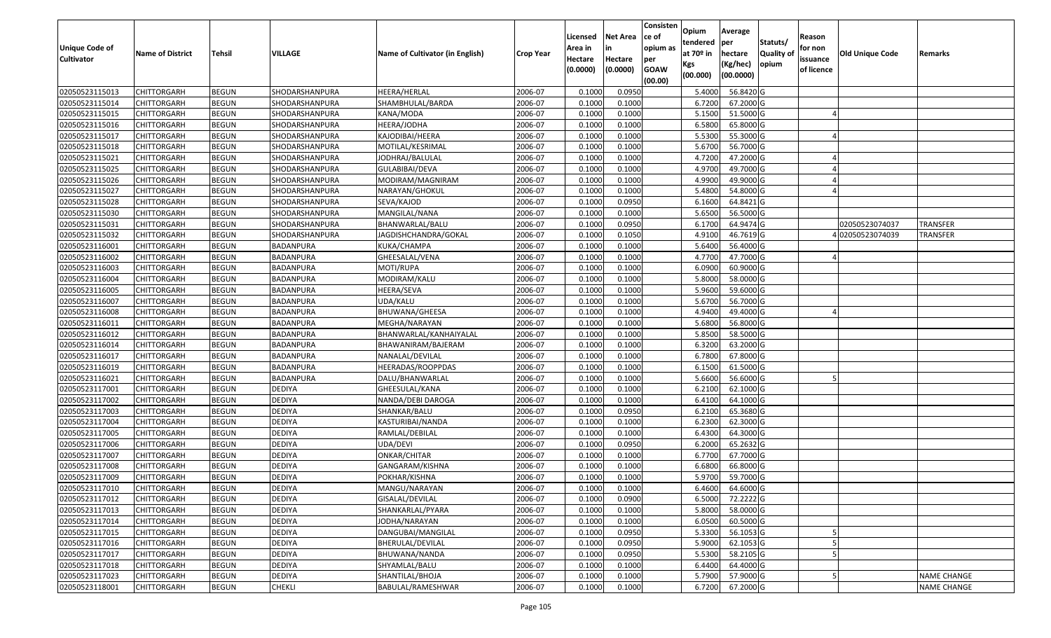| Unique Code of Cultivator | Name of District | Tehsil | VILLAGE | Name of Cultivator (in English) | Crop Year | Licensed Area in Hectare (0.0000) | Net Area in Hectare (0.0000) | Consistence of opium as per GOAW (00.00) | Opium tendered at 70º in Kgs (00.000) | Average per hectare (Kg/hec) (00.0000) | Statuts/ Quality of opium | Reason for non issuance of licence | Old Unique Code | Remarks |
|---|---|---|---|---|---|---|---|---|---|---|---|---|---|---|
| 02050523115013 | CHITTORGARH | BEGUN | SHODARSHANPURA | HEERA/HERLAL | 2006-07 | 0.1000 | 0.0950 | | 5.4000 | 56.8420 | G | | | |
| 02050523115014 | CHITTORGARH | BEGUN | SHODARSHANPURA | SHAMBHULAL/BARDA | 2006-07 | 0.1000 | 0.1000 | | 6.7200 | 67.2000 | G | | | |
| 02050523115015 | CHITTORGARH | BEGUN | SHODARSHANPURA | KANA/MODA | 2006-07 | 0.1000 | 0.1000 | | 5.1500 | 51.5000 | G | 4 | | |
| 02050523115016 | CHITTORGARH | BEGUN | SHODARSHANPURA | HEERA/JODHA | 2006-07 | 0.1000 | 0.1000 | | 6.5800 | 65.8000 | G | | | |
| 02050523115017 | CHITTORGARH | BEGUN | SHODARSHANPURA | KAJODIBAI/HEERA | 2006-07 | 0.1000 | 0.1000 | | 5.5300 | 55.3000 | G | 4 | | |
| 02050523115018 | CHITTORGARH | BEGUN | SHODARSHANPURA | MOTILAL/KESRIMAL | 2006-07 | 0.1000 | 0.1000 | | 5.6700 | 56.7000 | G | | | |
| 02050523115021 | CHITTORGARH | BEGUN | SHODARSHANPURA | JODHRAJ/BALULAL | 2006-07 | 0.1000 | 0.1000 | | 4.7200 | 47.2000 | G | 4 | | |
| 02050523115025 | CHITTORGARH | BEGUN | SHODARSHANPURA | GULABIBAI/DEVA | 2006-07 | 0.1000 | 0.1000 | | 4.9700 | 49.7000 | G | 4 | | |
| 02050523115026 | CHITTORGARH | BEGUN | SHODARSHANPURA | MODIRAM/MAGNIRAM | 2006-07 | 0.1000 | 0.1000 | | 4.9900 | 49.9000 | G | 4 | | |
| 02050523115027 | CHITTORGARH | BEGUN | SHODARSHANPURA | NARAYAN/GHOKUL | 2006-07 | 0.1000 | 0.1000 | | 5.4800 | 54.8000 | G | 4 | | |
| 02050523115028 | CHITTORGARH | BEGUN | SHODARSHANPURA | SEVA/KAJOD | 2006-07 | 0.1000 | 0.0950 | | 6.1600 | 64.8421 | G | | | |
| 02050523115030 | CHITTORGARH | BEGUN | SHODARSHANPURA | MANGILAL/NANA | 2006-07 | 0.1000 | 0.1000 | | 5.6500 | 56.5000 | G | | | |
| 02050523115031 | CHITTORGARH | BEGUN | SHODARSHANPURA | BHANWARLAL/BALU | 2006-07 | 0.1000 | 0.0950 | | 6.1700 | 64.9474 | G | | 02050523074037 | TRANSFER |
| 02050523115032 | CHITTORGARH | BEGUN | SHODARSHANPURA | JAGDISHCHANDRA/GOKAL | 2006-07 | 0.1000 | 0.1050 | | 4.9100 | 46.7619 | G | 4 | 02050523074039 | TRANSFER |
| 02050523116001 | CHITTORGARH | BEGUN | BADANPURA | KUKA/CHAMPA | 2006-07 | 0.1000 | 0.1000 | | 5.6400 | 56.4000 | G | | | |
| 02050523116002 | CHITTORGARH | BEGUN | BADANPURA | GHEESALAL/VENA | 2006-07 | 0.1000 | 0.1000 | | 4.7700 | 47.7000 | G | 4 | | |
| 02050523116003 | CHITTORGARH | BEGUN | BADANPURA | MOTI/RUPA | 2006-07 | 0.1000 | 0.1000 | | 6.0900 | 60.9000 | G | | | |
| 02050523116004 | CHITTORGARH | BEGUN | BADANPURA | MODIRAM/KALU | 2006-07 | 0.1000 | 0.1000 | | 5.8000 | 58.0000 | G | | | |
| 02050523116005 | CHITTORGARH | BEGUN | BADANPURA | HEERA/SEVA | 2006-07 | 0.1000 | 0.1000 | | 5.9600 | 59.6000 | G | | | |
| 02050523116007 | CHITTORGARH | BEGUN | BADANPURA | UDA/KALU | 2006-07 | 0.1000 | 0.1000 | | 5.6700 | 56.7000 | G | | | |
| 02050523116008 | CHITTORGARH | BEGUN | BADANPURA | BHUWANA/GHEESA | 2006-07 | 0.1000 | 0.1000 | | 4.9400 | 49.4000 | G | 4 | | |
| 02050523116011 | CHITTORGARH | BEGUN | BADANPURA | MEGHA/NARAYAN | 2006-07 | 0.1000 | 0.1000 | | 5.6800 | 56.8000 | G | | | |
| 02050523116012 | CHITTORGARH | BEGUN | BADANPURA | BHANWARLAL/KANHAIYALAL | 2006-07 | 0.1000 | 0.1000 | | 5.8500 | 58.5000 | G | | | |
| 02050523116014 | CHITTORGARH | BEGUN | BADANPURA | BHAWANIRAM/BAJERAM | 2006-07 | 0.1000 | 0.1000 | | 6.3200 | 63.2000 | G | | | |
| 02050523116017 | CHITTORGARH | BEGUN | BADANPURA | NANALAL/DEVILAL | 2006-07 | 0.1000 | 0.1000 | | 6.7800 | 67.8000 | G | | | |
| 02050523116019 | CHITTORGARH | BEGUN | BADANPURA | HEERADAS/ROOPPDAS | 2006-07 | 0.1000 | 0.1000 | | 6.1500 | 61.5000 | G | | | |
| 02050523116021 | CHITTORGARH | BEGUN | BADANPURA | DALU/BHANWARLAL | 2006-07 | 0.1000 | 0.1000 | | 5.6600 | 56.6000 | G | 5 | | |
| 02050523117001 | CHITTORGARH | BEGUN | DEDIYA | GHEESULAL/KANA | 2006-07 | 0.1000 | 0.1000 | | 6.2100 | 62.1000 | G | | | |
| 02050523117002 | CHITTORGARH | BEGUN | DEDIYA | NANDA/DEBI DAROGA | 2006-07 | 0.1000 | 0.1000 | | 6.4100 | 64.1000 | G | | | |
| 02050523117003 | CHITTORGARH | BEGUN | DEDIYA | SHANKAR/BALU | 2006-07 | 0.1000 | 0.0950 | | 6.2100 | 65.3680 | G | | | |
| 02050523117004 | CHITTORGARH | BEGUN | DEDIYA | KASTURIBAI/NANDA | 2006-07 | 0.1000 | 0.1000 | | 6.2300 | 62.3000 | G | | | |
| 02050523117005 | CHITTORGARH | BEGUN | DEDIYA | RAMLAL/DEBILAL | 2006-07 | 0.1000 | 0.1000 | | 6.4300 | 64.3000 | G | | | |
| 02050523117006 | CHITTORGARH | BEGUN | DEDIYA | UDA/DEVI | 2006-07 | 0.1000 | 0.0950 | | 6.2000 | 65.2632 | G | | | |
| 02050523117007 | CHITTORGARH | BEGUN | DEDIYA | ONKAR/CHITAR | 2006-07 | 0.1000 | 0.1000 | | 6.7700 | 67.7000 | G | | | |
| 02050523117008 | CHITTORGARH | BEGUN | DEDIYA | GANGARAM/KISHNA | 2006-07 | 0.1000 | 0.1000 | | 6.6800 | 66.8000 | G | | | |
| 02050523117009 | CHITTORGARH | BEGUN | DEDIYA | POKHAR/KISHNA | 2006-07 | 0.1000 | 0.1000 | | 5.9700 | 59.7000 | G | | | |
| 02050523117010 | CHITTORGARH | BEGUN | DEDIYA | MANGU/NARAYAN | 2006-07 | 0.1000 | 0.1000 | | 6.4600 | 64.6000 | G | | | |
| 02050523117012 | CHITTORGARH | BEGUN | DEDIYA | GISALAL/DEVILAL | 2006-07 | 0.1000 | 0.0900 | | 6.5000 | 72.2222 | G | | | |
| 02050523117013 | CHITTORGARH | BEGUN | DEDIYA | SHANKARLAL/PYARA | 2006-07 | 0.1000 | 0.1000 | | 5.8000 | 58.0000 | G | | | |
| 02050523117014 | CHITTORGARH | BEGUN | DEDIYA | JODHA/NARAYAN | 2006-07 | 0.1000 | 0.1000 | | 6.0500 | 60.5000 | G | | | |
| 02050523117015 | CHITTORGARH | BEGUN | DEDIYA | DANGUBAI/MANGILAL | 2006-07 | 0.1000 | 0.0950 | | 5.3300 | 56.1053 | G | 5 | | |
| 02050523117016 | CHITTORGARH | BEGUN | DEDIYA | BHERULAL/DEVILAL | 2006-07 | 0.1000 | 0.0950 | | 5.9000 | 62.1053 | G | 5 | | |
| 02050523117017 | CHITTORGARH | BEGUN | DEDIYA | BHUWANA/NANDA | 2006-07 | 0.1000 | 0.0950 | | 5.5300 | 58.2105 | G | 5 | | |
| 02050523117018 | CHITTORGARH | BEGUN | DEDIYA | SHYAMLAL/BALU | 2006-07 | 0.1000 | 0.1000 | | 6.4400 | 64.4000 | G | | | |
| 02050523117023 | CHITTORGARH | BEGUN | DEDIYA | SHANTILAL/BHOJA | 2006-07 | 0.1000 | 0.1000 | | 5.7900 | 57.9000 | G | 5 | | NAME CHANGE |
| 02050523118001 | CHITTORGARH | BEGUN | CHEKLI | BABULAL/RAMESHWAR | 2006-07 | 0.1000 | 0.1000 | | 6.7200 | 67.2000 | G | | | NAME CHANGE |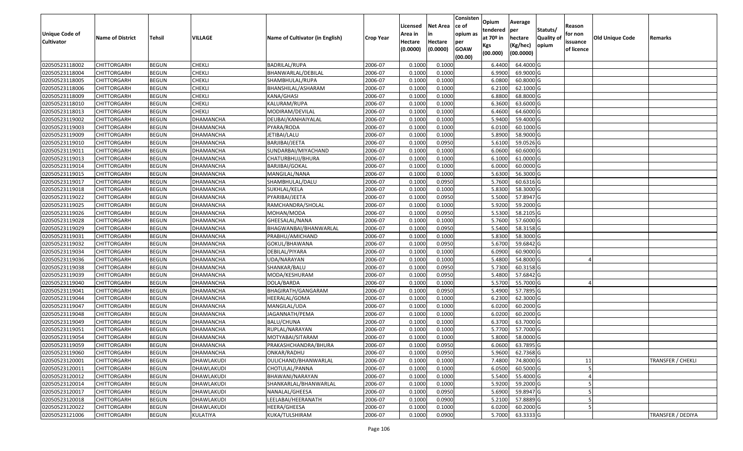| Unique Code of Cultivator | Name of District | Tehsil | VILLAGE | Name of Cultivator (in English) | Crop Year | Licensed Area in Hectare (0.0000) | Net Area in Hectare (0.0000) | Consistence of opium as per GOAW (00.00) | Opium tendered at 70º in Kgs (00.000) | Average per hectare (Kg/hec) (00.0000) | Statuts/ Quality of opium | Reason for non issuance of licence | Old Unique Code | Remarks |
|---|---|---|---|---|---|---|---|---|---|---|---|---|---|---|
| 02050523118002 | CHITTORGARH | BEGUN | CHEKLI | BADRILAL/RUPA | 2006-07 | 0.1000 | 0.1000 | | 6.4400 | 64.4000 | G | | | |
| 02050523118004 | CHITTORGARH | BEGUN | CHEKLI | BHANWARLAL/DEBILAL | 2006-07 | 0.1000 | 0.1000 | | 6.9900 | 69.9000 | G | | | |
| 02050523118005 | CHITTORGARH | BEGUN | CHEKLI | SHAMBHULAL/RUPA | 2006-07 | 0.1000 | 0.1000 | | 6.0800 | 60.8000 | G | | | |
| 02050523118006 | CHITTORGARH | BEGUN | CHEKLI | BHANSHILAL/ASHARAM | 2006-07 | 0.1000 | 0.1000 | | 6.2100 | 62.1000 | G | | | |
| 02050523118009 | CHITTORGARH | BEGUN | CHEKLI | KANA/GHASI | 2006-07 | 0.1000 | 0.1000 | | 6.8800 | 68.8000 | G | | | |
| 02050523118010 | CHITTORGARH | BEGUN | CHEKLI | KALURAM/RUPA | 2006-07 | 0.1000 | 0.1000 | | 6.3600 | 63.6000 | G | | | |
| 02050523118013 | CHITTORGARH | BEGUN | CHEKLI | MODIRAM/DEVILAL | 2006-07 | 0.1000 | 0.1000 | | 6.4600 | 64.6000 | G | | | |
| 02050523119002 | CHITTORGARH | BEGUN | DHAMANCHA | DEUBAI/KANHAIYALAL | 2006-07 | 0.1000 | 0.1000 | | 5.9400 | 59.4000 | G | | | |
| 02050523119003 | CHITTORGARH | BEGUN | DHAMANCHA | PYARA/RODA | 2006-07 | 0.1000 | 0.1000 | | 6.0100 | 60.1000 | G | | | |
| 02050523119009 | CHITTORGARH | BEGUN | DHAMANCHA | JETIBAI/LALU | 2006-07 | 0.1000 | 0.1000 | | 5.8900 | 58.9000 | G | | | |
| 02050523119010 | CHITTORGARH | BEGUN | DHAMANCHA | BARJIBAI/JEETA | 2006-07 | 0.1000 | 0.0950 | | 5.6100 | 59.0526 | G | | | |
| 02050523119011 | CHITTORGARH | BEGUN | DHAMANCHA | SUNDARBAI/MIYACHAND | 2006-07 | 0.1000 | 0.1000 | | 6.0600 | 60.6000 | G | | | |
| 02050523119013 | CHITTORGARH | BEGUN | DHAMANCHA | CHATURBHUJ/BHURA | 2006-07 | 0.1000 | 0.1000 | | 6.1000 | 61.0000 | G | | | |
| 02050523119014 | CHITTORGARH | BEGUN | DHAMANCHA | BARJIBAI/GOKAL | 2006-07 | 0.1000 | 0.1000 | | 6.0000 | 60.0000 | G | | | |
| 02050523119015 | CHITTORGARH | BEGUN | DHAMANCHA | MANGILAL/NANA | 2006-07 | 0.1000 | 0.1000 | | 5.6300 | 56.3000 | G | | | |
| 02050523119017 | CHITTORGARH | BEGUN | DHAMANCHA | SHAMBHULAL/DALU | 2006-07 | 0.1000 | 0.0950 | | 5.7600 | 60.6316 | G | | | |
| 02050523119018 | CHITTORGARH | BEGUN | DHAMANCHA | SUKHLAL/KELA | 2006-07 | 0.1000 | 0.1000 | | 5.8300 | 58.3000 | G | | | |
| 02050523119022 | CHITTORGARH | BEGUN | DHAMANCHA | PYARIBAI/JEETA | 2006-07 | 0.1000 | 0.0950 | | 5.5000 | 57.8947 | G | | | |
| 02050523119025 | CHITTORGARH | BEGUN | DHAMANCHA | RAMCHANDRA/SHOLAL | 2006-07 | 0.1000 | 0.1000 | | 5.9200 | 59.2000 | G | | | |
| 02050523119026 | CHITTORGARH | BEGUN | DHAMANCHA | MOHAN/MODA | 2006-07 | 0.1000 | 0.0950 | | 5.5300 | 58.2105 | G | | | |
| 02050523119028 | CHITTORGARH | BEGUN | DHAMANCHA | GHEESALAL/NANA | 2006-07 | 0.1000 | 0.1000 | | 5.7600 | 57.6000 | G | | | |
| 02050523119029 | CHITTORGARH | BEGUN | DHAMANCHA | BHAGWANBAI/BHANWARLAL | 2006-07 | 0.1000 | 0.0950 | | 5.5400 | 58.3158 | G | | | |
| 02050523119031 | CHITTORGARH | BEGUN | DHAMANCHA | PRABHU/AMICHAND | 2006-07 | 0.1000 | 0.1000 | | 5.8300 | 58.3000 | G | | | |
| 02050523119032 | CHITTORGARH | BEGUN | DHAMANCHA | GOKUL/BHAWANA | 2006-07 | 0.1000 | 0.0950 | | 5.6700 | 59.6842 | G | | | |
| 02050523119034 | CHITTORGARH | BEGUN | DHAMANCHA | DEBILAL/PIYARA | 2006-07 | 0.1000 | 0.1000 | | 6.0900 | 60.9000 | G | | | |
| 02050523119036 | CHITTORGARH | BEGUN | DHAMANCHA | UDA/NARAYAN | 2006-07 | 0.1000 | 0.1000 | | 5.4800 | 54.8000 | G | 4 | | |
| 02050523119038 | CHITTORGARH | BEGUN | DHAMANCHA | SHANKAR/BALU | 2006-07 | 0.1000 | 0.0950 | | 5.7300 | 60.3158 | G | | | |
| 02050523119039 | CHITTORGARH | BEGUN | DHAMANCHA | MODA/KESHURAM | 2006-07 | 0.1000 | 0.0950 | | 5.4800 | 57.6842 | G | | | |
| 02050523119040 | CHITTORGARH | BEGUN | DHAMANCHA | DOLA/BARDA | 2006-07 | 0.1000 | 0.1000 | | 5.5700 | 55.7000 | G | 4 | | |
| 02050523119041 | CHITTORGARH | BEGUN | DHAMANCHA | BHAGIRATH/GANGARAM | 2006-07 | 0.1000 | 0.0950 | | 5.4900 | 57.7895 | G | | | |
| 02050523119044 | CHITTORGARH | BEGUN | DHAMANCHA | HEERALAL/GOMA | 2006-07 | 0.1000 | 0.1000 | | 6.2300 | 62.3000 | G | | | |
| 02050523119047 | CHITTORGARH | BEGUN | DHAMANCHA | MANGILAL/UDA | 2006-07 | 0.1000 | 0.1000 | | 6.0200 | 60.2000 | G | | | |
| 02050523119048 | CHITTORGARH | BEGUN | DHAMANCHA | JAGANNATH/PEMA | 2006-07 | 0.1000 | 0.1000 | | 6.0200 | 60.2000 | G | | | |
| 02050523119049 | CHITTORGARH | BEGUN | DHAMANCHA | BALU/CHUNA | 2006-07 | 0.1000 | 0.1000 | | 6.3700 | 63.7000 | G | | | |
| 02050523119051 | CHITTORGARH | BEGUN | DHAMANCHA | RUPLAL/NARAYAN | 2006-07 | 0.1000 | 0.1000 | | 5.7700 | 57.7000 | G | | | |
| 02050523119054 | CHITTORGARH | BEGUN | DHAMANCHA | MOTYABAI/SITARAM | 2006-07 | 0.1000 | 0.1000 | | 5.8000 | 58.0000 | G | | | |
| 02050523119059 | CHITTORGARH | BEGUN | DHAMANCHA | PRAKASHCHANDRA/BHURA | 2006-07 | 0.1000 | 0.0950 | | 6.0600 | 63.7895 | G | | | |
| 02050523119060 | CHITTORGARH | BEGUN | DHAMANCHA | ONKAR/RADHU | 2006-07 | 0.1000 | 0.0950 | | 5.9600 | 62.7368 | G | | | |
| 02050523120001 | CHITTORGARH | BEGUN | DHAWLAKUDI | DULICHAND/BHANWARLAL | 2006-07 | 0.1000 | 0.1000 | | 7.4800 | 74.8000 | G | 11 | | TRANSFER / CHEKLI |
| 02050523120011 | CHITTORGARH | BEGUN | DHAWLAKUDI | CHOTULAL/PANNA | 2006-07 | 0.1000 | 0.1000 | | 6.0500 | 60.5000 | G | 5 | | |
| 02050523120012 | CHITTORGARH | BEGUN | DHAWLAKUDI | BHAWANI/NARAYAN | 2006-07 | 0.1000 | 0.1000 | | 5.5400 | 55.4000 | G | 4 | | |
| 02050523120014 | CHITTORGARH | BEGUN | DHAWLAKUDI | SHANKARLAL/BHANWARLAL | 2006-07 | 0.1000 | 0.1000 | | 5.9200 | 59.2000 | G | 5 | | |
| 02050523120017 | CHITTORGARH | BEGUN | DHAWLAKUDI | NANALAL/GHEESA | 2006-07 | 0.1000 | 0.0950 | | 5.6900 | 59.8947 | G | 5 | | |
| 02050523120018 | CHITTORGARH | BEGUN | DHAWLAKUDI | LEELABAI/HEERANATH | 2006-07 | 0.1000 | 0.0900 | | 5.2100 | 57.8889 | G | 5 | | |
| 02050523120022 | CHITTORGARH | BEGUN | DHAWLAKUDI | HEERA/GHEESA | 2006-07 | 0.1000 | 0.1000 | | 6.0200 | 60.2000 | G | 5 | | |
| 02050523121006 | CHITTORGARH | BEGUN | KULATIYA | KUKA/TULSHIRAM | 2006-07 | 0.1000 | 0.0900 | | 5.7000 | 63.3333 | G | | | TRANSFER / DEDIYA |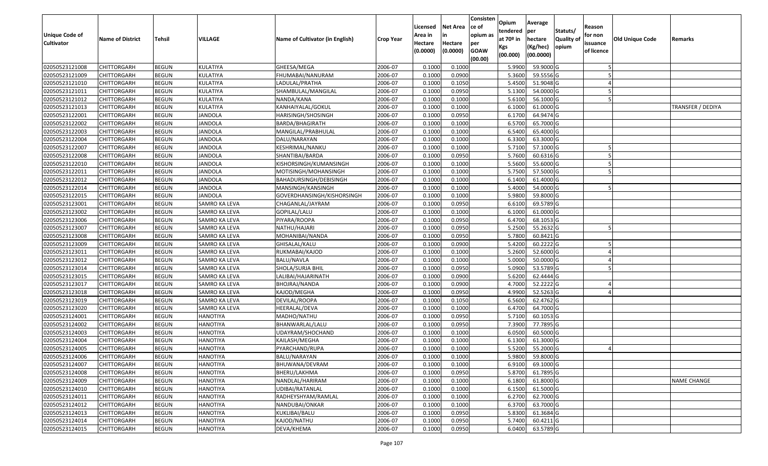| Unique Code of Cultivator | Name of District | Tehsil | VILLAGE | Name of Cultivator (in English) | Crop Year | Licensed Area in Hectare (0.0000) | Net Area in Hectare (0.0000) | Consistence of opium as per GOAW (00.00) | Opium tendered at 70º in Kgs (00.000) | Average per hectare (Kg/hec) (00.0000) | Statuts/ Quality of opium | Reason for non issuance of licence | Old Unique Code | Remarks |
|---|---|---|---|---|---|---|---|---|---|---|---|---|---|---|
| 02050523121008 | CHITTORGARH | BEGUN | KULATIYA | GHEESA/MEGA | 2006-07 | 0.1000 | 0.1000 | | 5.9900 | 59.9000 | G | 5 | | |
| 02050523121009 | CHITTORGARH | BEGUN | KULATIYA | FHUMABAI/NANURAM | 2006-07 | 0.1000 | 0.0900 | | 5.3600 | 59.5556 | G | 5 | | |
| 02050523121010 | CHITTORGARH | BEGUN | KULATIYA | LADULAL/PRATHA | 2006-07 | 0.1000 | 0.1050 | | 5.4500 | 51.9048 | G | 4 | | |
| 02050523121011 | CHITTORGARH | BEGUN | KULATIYA | SHAMBULAL/MANGILAL | 2006-07 | 0.1000 | 0.0950 | | 5.1300 | 54.0000 | G | 5 | | |
| 02050523121012 | CHITTORGARH | BEGUN | KULATIYA | NANDA/KANA | 2006-07 | 0.1000 | 0.1000 | | 5.6100 | 56.1000 | G | 5 | | |
| 02050523121013 | CHITTORGARH | BEGUN | KULATIYA | KANHAIYALAL/GOKUL | 2006-07 | 0.1000 | 0.1000 | | 6.1000 | 61.0000 | G | | | TRANSFER / DEDIYA |
| 02050523122001 | CHITTORGARH | BEGUN | JANDOLA | HARISINGH/SHOSINGH | 2006-07 | 0.1000 | 0.0950 | | 6.1700 | 64.9474 | G | | | |
| 02050523122002 | CHITTORGARH | BEGUN | JANDOLA | BARDA/BHAGIRATH | 2006-07 | 0.1000 | 0.1000 | | 6.5700 | 65.7000 | G | | | |
| 02050523122003 | CHITTORGARH | BEGUN | JANDOLA | MANGILAL/PRABHULAL | 2006-07 | 0.1000 | 0.1000 | | 6.5400 | 65.4000 | G | | | |
| 02050523122004 | CHITTORGARH | BEGUN | JANDOLA | DALU/NARAYAN | 2006-07 | 0.1000 | 0.1000 | | 6.3300 | 63.3000 | G | | | |
| 02050523122007 | CHITTORGARH | BEGUN | JANDOLA | KESHRIMAL/NANKU | 2006-07 | 0.1000 | 0.1000 | | 5.7100 | 57.1000 | G | 5 | | |
| 02050523122008 | CHITTORGARH | BEGUN | JANDOLA | SHANTIBAI/BARDA | 2006-07 | 0.1000 | 0.0950 | | 5.7600 | 60.6316 | G | 5 | | |
| 02050523122010 | CHITTORGARH | BEGUN | JANDOLA | KISHORSINGH/KUMANSINGH | 2006-07 | 0.1000 | 0.1000 | | 5.5600 | 55.6000 | G | 5 | | |
| 02050523122011 | CHITTORGARH | BEGUN | JANDOLA | MOTISINGH/MOHANSINGH | 2006-07 | 0.1000 | 0.1000 | | 5.7500 | 57.5000 | G | 5 | | |
| 02050523122012 | CHITTORGARH | BEGUN | JANDOLA | BAHADURSINGH/DEBISINGH | 2006-07 | 0.1000 | 0.1000 | | 6.1400 | 61.4000 | G | | | |
| 02050523122014 | CHITTORGARH | BEGUN | JANDOLA | MANSINGH/KANSINGH | 2006-07 | 0.1000 | 0.1000 | | 5.4000 | 54.0000 | G | 5 | | |
| 02050523122015 | CHITTORGARH | BEGUN | JANDOLA | GOVERDHANSINGH/KISHORSINGH | 2006-07 | 0.1000 | 0.1000 | | 5.9800 | 59.8000 | G | | | |
| 02050523123001 | CHITTORGARH | BEGUN | SAMRO KA LEVA | CHAGANLAL/JAYRAM | 2006-07 | 0.1000 | 0.0950 | | 6.6100 | 69.5789 | G | | | |
| 02050523123002 | CHITTORGARH | BEGUN | SAMRO KA LEVA | GOPILAL/LALU | 2006-07 | 0.1000 | 0.1000 | | 6.1000 | 61.0000 | G | | | |
| 02050523123006 | CHITTORGARH | BEGUN | SAMRO KA LEVA | PIYARA/ROOPA | 2006-07 | 0.1000 | 0.0950 | | 6.4700 | 68.1053 | G | | | |
| 02050523123007 | CHITTORGARH | BEGUN | SAMRO KA LEVA | NATHU/HAJARI | 2006-07 | 0.1000 | 0.0950 | | 5.2500 | 55.2632 | G | 5 | | |
| 02050523123008 | CHITTORGARH | BEGUN | SAMRO KA LEVA | MOHANIBAI/NANDA | 2006-07 | 0.1000 | 0.0950 | | 5.7800 | 60.8421 | G | | | |
| 02050523123009 | CHITTORGARH | BEGUN | SAMRO KA LEVA | GHISALAL/KALU | 2006-07 | 0.1000 | 0.0900 | | 5.4200 | 60.2222 | G | 5 | | |
| 02050523123011 | CHITTORGARH | BEGUN | SAMRO KA LEVA | RUKMABAI/KAJOD | 2006-07 | 0.1000 | 0.1000 | | 5.2600 | 52.6000 | G | 4 | | |
| 02050523123012 | CHITTORGARH | BEGUN | SAMRO KA LEVA | BALU/NAVLA | 2006-07 | 0.1000 | 0.1000 | | 5.0000 | 50.0000 | G | 4 | | |
| 02050523123014 | CHITTORGARH | BEGUN | SAMRO KA LEVA | SHOLA/SURJA BHIL | 2006-07 | 0.1000 | 0.0950 | | 5.0900 | 53.5789 | G | 5 | | |
| 02050523123015 | CHITTORGARH | BEGUN | SAMRO KA LEVA | LALIBAI/HAJARINATH | 2006-07 | 0.1000 | 0.0900 | | 5.6200 | 62.4444 | G | | | |
| 02050523123017 | CHITTORGARH | BEGUN | SAMRO KA LEVA | BHOJRAJ/NANDA | 2006-07 | 0.1000 | 0.0900 | | 4.7000 | 52.2222 | G | 4 | | |
| 02050523123018 | CHITTORGARH | BEGUN | SAMRO KA LEVA | KAJOD/MEGHA | 2006-07 | 0.1000 | 0.0950 | | 4.9900 | 52.5263 | G | 4 | | |
| 02050523123019 | CHITTORGARH | BEGUN | SAMRO KA LEVA | DEVILAL/ROOPA | 2006-07 | 0.1000 | 0.1050 | | 6.5600 | 62.4762 | G | | | |
| 02050523123020 | CHITTORGARH | BEGUN | SAMRO KA LEVA | HEERALAL/DEVA | 2006-07 | 0.1000 | 0.1000 | | 6.4700 | 64.7000 | G | | | |
| 02050523124001 | CHITTORGARH | BEGUN | HANOTIYA | MADHO/NATHU | 2006-07 | 0.1000 | 0.0950 | | 5.7100 | 60.1053 | G | | | |
| 02050523124002 | CHITTORGARH | BEGUN | HANOTIYA | BHANWARLAL/LALU | 2006-07 | 0.1000 | 0.0950 | | 7.3900 | 77.7895 | G | | | |
| 02050523124003 | CHITTORGARH | BEGUN | HANOTIYA | UDAYRAM/SHOCHAND | 2006-07 | 0.1000 | 0.1000 | | 6.0500 | 60.5000 | G | | | |
| 02050523124004 | CHITTORGARH | BEGUN | HANOTIYA | KAILASH/MEGHA | 2006-07 | 0.1000 | 0.1000 | | 6.1300 | 61.3000 | G | | | |
| 02050523124005 | CHITTORGARH | BEGUN | HANOTIYA | PYARCHAND/RUPA | 2006-07 | 0.1000 | 0.1000 | | 5.5200 | 55.2000 | G | 4 | | |
| 02050523124006 | CHITTORGARH | BEGUN | HANOTIYA | BALU/NARAYAN | 2006-07 | 0.1000 | 0.1000 | | 5.9800 | 59.8000 | G | | | |
| 02050523124007 | CHITTORGARH | BEGUN | HANOTIYA | BHUWANA/DEVRAM | 2006-07 | 0.1000 | 0.1000 | | 6.9100 | 69.1000 | G | | | |
| 02050523124008 | CHITTORGARH | BEGUN | HANOTIYA | BHERU/LAKHMA | 2006-07 | 0.1000 | 0.0950 | | 5.8700 | 61.7895 | G | | | |
| 02050523124009 | CHITTORGARH | BEGUN | HANOTIYA | NANDLAL/HARIRAM | 2006-07 | 0.1000 | 0.1000 | | 6.1800 | 61.8000 | G | | | NAME CHANGE |
| 02050523124010 | CHITTORGARH | BEGUN | HANOTIYA | UDIBAI/RATANLAL | 2006-07 | 0.1000 | 0.1000 | | 6.1500 | 61.5000 | G | | | |
| 02050523124011 | CHITTORGARH | BEGUN | HANOTIYA | RADHEYSHYAM/RAMLAL | 2006-07 | 0.1000 | 0.1000 | | 6.2700 | 62.7000 | G | | | |
| 02050523124012 | CHITTORGARH | BEGUN | HANOTIYA | NANDUBAI/ONKAR | 2006-07 | 0.1000 | 0.1000 | | 6.3700 | 63.7000 | G | | | |
| 02050523124013 | CHITTORGARH | BEGUN | HANOTIYA | KUKLIBAI/BALU | 2006-07 | 0.1000 | 0.0950 | | 5.8300 | 61.3684 | G | | | |
| 02050523124014 | CHITTORGARH | BEGUN | HANOTIYA | KAJOD/NATHU | 2006-07 | 0.1000 | 0.0950 | | 5.7400 | 60.4211 | G | | | |
| 02050523124015 | CHITTORGARH | BEGUN | HANOTIYA | DEVA/KHEMA | 2006-07 | 0.1000 | 0.0950 | | 6.0400 | 63.5789 | G | | | |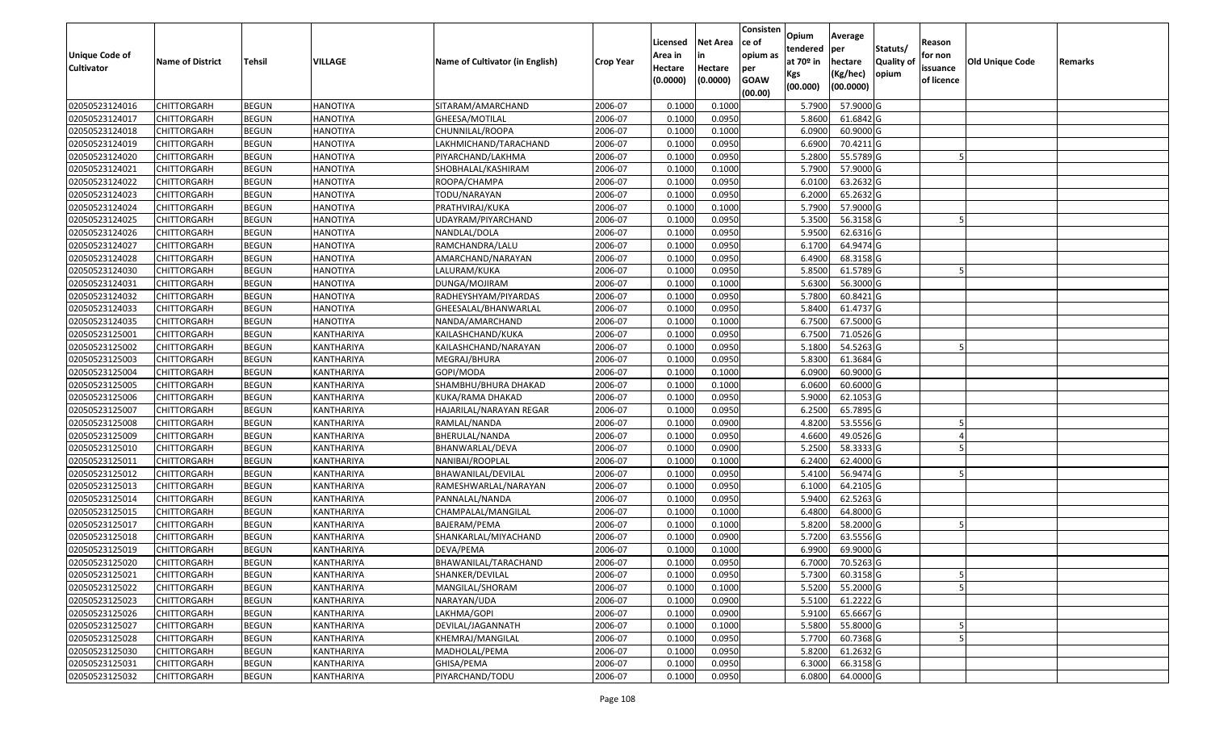| Unique Code of Cultivator | Name of District | Tehsil | VILLAGE | Name of Cultivator (in English) | Crop Year | Licensed Area in Hectare (0.0000) | Net Area in Hectare (0.0000) | Consistence of opium as per GOAW (00.00) | Opium tendered at 70º in Kgs (00.000) | Average per hectare (Kg/hec) (00.0000) | Statuts/ Quality of opium | Reason for non issuance of licence | Old Unique Code | Remarks |
|---|---|---|---|---|---|---|---|---|---|---|---|---|---|---|
| 02050523124016 | CHITTORGARH | BEGUN | HANOTIYA | SITARAM/AMARCHAND | 2006-07 | 0.1000 | 0.1000 | | 5.7900 | 57.9000 | G | | | |
| 02050523124017 | CHITTORGARH | BEGUN | HANOTIYA | GHEESA/MOTILAL | 2006-07 | 0.1000 | 0.0950 | | 5.8600 | 61.6842 | G | | | |
| 02050523124018 | CHITTORGARH | BEGUN | HANOTIYA | CHUNNILAL/ROOPA | 2006-07 | 0.1000 | 0.1000 | | 6.0900 | 60.9000 | G | | | |
| 02050523124019 | CHITTORGARH | BEGUN | HANOTIYA | LAKHMICHAND/TARACHAND | 2006-07 | 0.1000 | 0.0950 | | 6.6900 | 70.4211 | G | | | |
| 02050523124020 | CHITTORGARH | BEGUN | HANOTIYA | PIYARCHAND/LAKHMA | 2006-07 | 0.1000 | 0.0950 | | 5.2800 | 55.5789 | G | 5 | | |
| 02050523124021 | CHITTORGARH | BEGUN | HANOTIYA | SHOBHALAL/KASHIRAM | 2006-07 | 0.1000 | 0.1000 | | 5.7900 | 57.9000 | G | | | |
| 02050523124022 | CHITTORGARH | BEGUN | HANOTIYA | ROOPA/CHAMPA | 2006-07 | 0.1000 | 0.0950 | | 6.0100 | 63.2632 | G | | | |
| 02050523124023 | CHITTORGARH | BEGUN | HANOTIYA | TODU/NARAYAN | 2006-07 | 0.1000 | 0.0950 | | 6.2000 | 65.2632 | G | | | |
| 02050523124024 | CHITTORGARH | BEGUN | HANOTIYA | PRATHVIRAJ/KUKA | 2006-07 | 0.1000 | 0.1000 | | 5.7900 | 57.9000 | G | | | |
| 02050523124025 | CHITTORGARH | BEGUN | HANOTIYA | UDAYRAM/PIYARCHAND | 2006-07 | 0.1000 | 0.0950 | | 5.3500 | 56.3158 | G | 5 | | |
| 02050523124026 | CHITTORGARH | BEGUN | HANOTIYA | NANDLAL/DOLA | 2006-07 | 0.1000 | 0.0950 | | 5.9500 | 62.6316 | G | | | |
| 02050523124027 | CHITTORGARH | BEGUN | HANOTIYA | RAMCHANDRA/LALU | 2006-07 | 0.1000 | 0.0950 | | 6.1700 | 64.9474 | G | | | |
| 02050523124028 | CHITTORGARH | BEGUN | HANOTIYA | AMARCHAND/NARAYAN | 2006-07 | 0.1000 | 0.0950 | | 6.4900 | 68.3158 | G | | | |
| 02050523124030 | CHITTORGARH | BEGUN | HANOTIYA | LALURAM/KUKA | 2006-07 | 0.1000 | 0.0950 | | 5.8500 | 61.5789 | G | 5 | | |
| 02050523124031 | CHITTORGARH | BEGUN | HANOTIYA | DUNGA/MOJIRAM | 2006-07 | 0.1000 | 0.1000 | | 5.6300 | 56.3000 | G | | | |
| 02050523124032 | CHITTORGARH | BEGUN | HANOTIYA | RADHEYSHYAM/PIYARDAS | 2006-07 | 0.1000 | 0.0950 | | 5.7800 | 60.8421 | G | | | |
| 02050523124033 | CHITTORGARH | BEGUN | HANOTIYA | GHEESALAL/BHANWARLAL | 2006-07 | 0.1000 | 0.0950 | | 5.8400 | 61.4737 | G | | | |
| 02050523124035 | CHITTORGARH | BEGUN | HANOTIYA | NANDA/AMARCHAND | 2006-07 | 0.1000 | 0.1000 | | 6.7500 | 67.5000 | G | | | |
| 02050523125001 | CHITTORGARH | BEGUN | KANTHARIYA | KAILASHCHAND/KUKA | 2006-07 | 0.1000 | 0.0950 | | 6.7500 | 71.0526 | G | | | |
| 02050523125002 | CHITTORGARH | BEGUN | KANTHARIYA | KAILASHCHAND/NARAYAN | 2006-07 | 0.1000 | 0.0950 | | 5.1800 | 54.5263 | G | 5 | | |
| 02050523125003 | CHITTORGARH | BEGUN | KANTHARIYA | MEGRAJ/BHURA | 2006-07 | 0.1000 | 0.0950 | | 5.8300 | 61.3684 | G | | | |
| 02050523125004 | CHITTORGARH | BEGUN | KANTHARIYA | GOPI/MODA | 2006-07 | 0.1000 | 0.1000 | | 6.0900 | 60.9000 | G | | | |
| 02050523125005 | CHITTORGARH | BEGUN | KANTHARIYA | SHAMBHU/BHURA DHAKAD | 2006-07 | 0.1000 | 0.1000 | | 6.0600 | 60.6000 | G | | | |
| 02050523125006 | CHITTORGARH | BEGUN | KANTHARIYA | KUKA/RAMA DHAKAD | 2006-07 | 0.1000 | 0.0950 | | 5.9000 | 62.1053 | G | | | |
| 02050523125007 | CHITTORGARH | BEGUN | KANTHARIYA | HAJARILAL/NARAYAN REGAR | 2006-07 | 0.1000 | 0.0950 | | 6.2500 | 65.7895 | G | | | |
| 02050523125008 | CHITTORGARH | BEGUN | KANTHARIYA | RAMLAL/NANDA | 2006-07 | 0.1000 | 0.0900 | | 4.8200 | 53.5556 | G | 5 | | |
| 02050523125009 | CHITTORGARH | BEGUN | KANTHARIYA | BHERULAL/NANDA | 2006-07 | 0.1000 | 0.0950 | | 4.6600 | 49.0526 | G | 4 | | |
| 02050523125010 | CHITTORGARH | BEGUN | KANTHARIYA | BHANWARLAL/DEVA | 2006-07 | 0.1000 | 0.0900 | | 5.2500 | 58.3333 | G | 5 | | |
| 02050523125011 | CHITTORGARH | BEGUN | KANTHARIYA | NANIBAI/ROOPLAL | 2006-07 | 0.1000 | 0.1000 | | 6.2400 | 62.4000 | G | | | |
| 02050523125012 | CHITTORGARH | BEGUN | KANTHARIYA | BHAWANILAL/DEVILAL | 2006-07 | 0.1000 | 0.0950 | | 5.4100 | 56.9474 | G | 5 | | |
| 02050523125013 | CHITTORGARH | BEGUN | KANTHARIYA | RAMESHWARLAL/NARAYAN | 2006-07 | 0.1000 | 0.0950 | | 6.1000 | 64.2105 | G | | | |
| 02050523125014 | CHITTORGARH | BEGUN | KANTHARIYA | PANNALAL/NANDA | 2006-07 | 0.1000 | 0.0950 | | 5.9400 | 62.5263 | G | | | |
| 02050523125015 | CHITTORGARH | BEGUN | KANTHARIYA | CHAMPALAL/MANGILAL | 2006-07 | 0.1000 | 0.1000 | | 6.4800 | 64.8000 | G | | | |
| 02050523125017 | CHITTORGARH | BEGUN | KANTHARIYA | BAJERAM/PEMA | 2006-07 | 0.1000 | 0.1000 | | 5.8200 | 58.2000 | G | 5 | | |
| 02050523125018 | CHITTORGARH | BEGUN | KANTHARIYA | SHANKARLAL/MIYACHAND | 2006-07 | 0.1000 | 0.0900 | | 5.7200 | 63.5556 | G | | | |
| 02050523125019 | CHITTORGARH | BEGUN | KANTHARIYA | DEVA/PEMA | 2006-07 | 0.1000 | 0.1000 | | 6.9900 | 69.9000 | G | | | |
| 02050523125020 | CHITTORGARH | BEGUN | KANTHARIYA | BHAWANILAL/TARACHAND | 2006-07 | 0.1000 | 0.0950 | | 6.7000 | 70.5263 | G | | | |
| 02050523125021 | CHITTORGARH | BEGUN | KANTHARIYA | SHANKER/DEVILAL | 2006-07 | 0.1000 | 0.0950 | | 5.7300 | 60.3158 | G | 5 | | |
| 02050523125022 | CHITTORGARH | BEGUN | KANTHARIYA | MANGILAL/SHORAM | 2006-07 | 0.1000 | 0.1000 | | 5.5200 | 55.2000 | G | 5 | | |
| 02050523125023 | CHITTORGARH | BEGUN | KANTHARIYA | NARAYAN/UDA | 2006-07 | 0.1000 | 0.0900 | | 5.5100 | 61.2222 | G | | | |
| 02050523125026 | CHITTORGARH | BEGUN | KANTHARIYA | LAKHMA/GOPI | 2006-07 | 0.1000 | 0.0900 | | 5.9100 | 65.6667 | G | | | |
| 02050523125027 | CHITTORGARH | BEGUN | KANTHARIYA | DEVILAL/JAGANNATH | 2006-07 | 0.1000 | 0.1000 | | 5.5800 | 55.8000 | G | 5 | | |
| 02050523125028 | CHITTORGARH | BEGUN | KANTHARIYA | KHEMRAJ/MANGILAL | 2006-07 | 0.1000 | 0.0950 | | 5.7700 | 60.7368 | G | 5 | | |
| 02050523125030 | CHITTORGARH | BEGUN | KANTHARIYA | MADHOLAL/PEMA | 2006-07 | 0.1000 | 0.0950 | | 5.8200 | 61.2632 | G | | | |
| 02050523125031 | CHITTORGARH | BEGUN | KANTHARIYA | GHISA/PEMA | 2006-07 | 0.1000 | 0.0950 | | 6.3000 | 66.3158 | G | | | |
| 02050523125032 | CHITTORGARH | BEGUN | KANTHARIYA | PIYARCHAND/TODU | 2006-07 | 0.1000 | 0.0950 | | 6.0800 | 64.0000 | G | | | |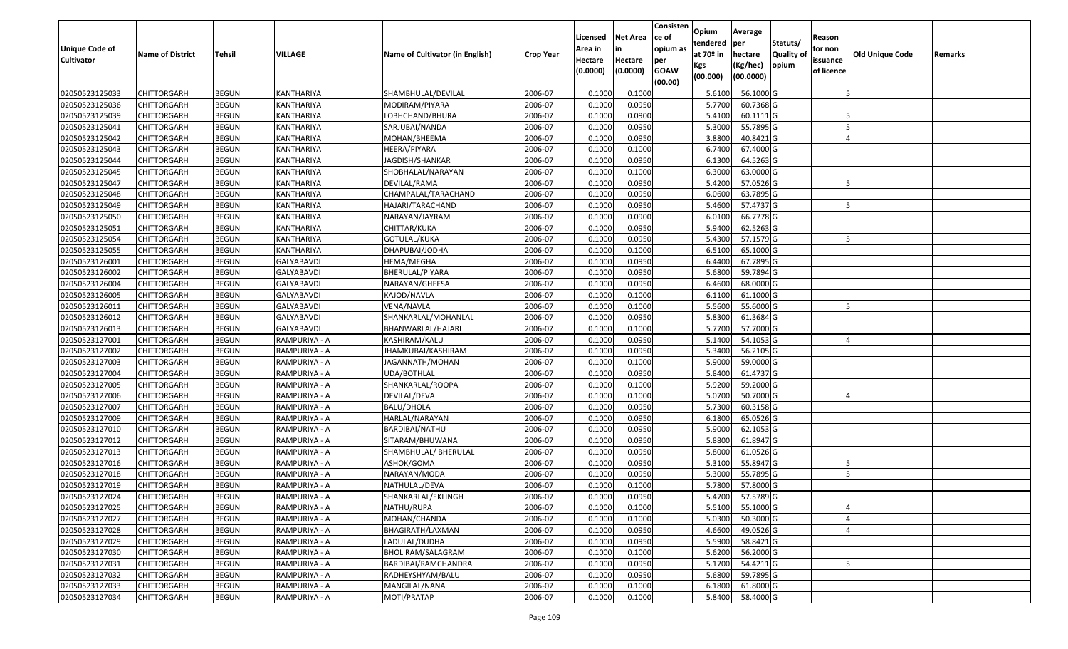| Unique Code of Cultivator | Name of District | Tehsil | VILLAGE | Name of Cultivator (in English) | Crop Year | Licensed Area in Hectare (0.0000) | Net Area in Hectare (0.0000) | Consistence of opium as per GOAW (00.00) | Opium tendered at 70º in Kgs (00.000) | Average per hectare (Kg/hec) (00.0000) | Statuts/ Quality of opium | Reason for non issuance of licence | Old Unique Code | Remarks |
|---|---|---|---|---|---|---|---|---|---|---|---|---|---|---|
| 02050523125033 | CHITTORGARH | BEGUN | KANTHARIYA | SHAMBHULAL/DEVILAL | 2006-07 | 0.1000 | 0.1000 | | 5.6100 | 56.1000 | G | 5 | | |
| 02050523125036 | CHITTORGARH | BEGUN | KANTHARIYA | MODIRAM/PIYARA | 2006-07 | 0.1000 | 0.0950 | | 5.7700 | 60.7368 | G | | | |
| 02050523125039 | CHITTORGARH | BEGUN | KANTHARIYA | LOBHCHAND/BHURA | 2006-07 | 0.1000 | 0.0900 | | 5.4100 | 60.1111 | G | 5 | | |
| 02050523125041 | CHITTORGARH | BEGUN | KANTHARIYA | SARJUBAI/NANDA | 2006-07 | 0.1000 | 0.0950 | | 5.3000 | 55.7895 | G | 5 | | |
| 02050523125042 | CHITTORGARH | BEGUN | KANTHARIYA | MOHAN/BHEEMA | 2006-07 | 0.1000 | 0.0950 | | 3.8800 | 40.8421 | G | 4 | | |
| 02050523125043 | CHITTORGARH | BEGUN | KANTHARIYA | HEERA/PIYARA | 2006-07 | 0.1000 | 0.1000 | | 6.7400 | 67.4000 | G | | | |
| 02050523125044 | CHITTORGARH | BEGUN | KANTHARIYA | JAGDISH/SHANKAR | 2006-07 | 0.1000 | 0.0950 | | 6.1300 | 64.5263 | G | | | |
| 02050523125045 | CHITTORGARH | BEGUN | KANTHARIYA | SHOBHALAL/NARAYAN | 2006-07 | 0.1000 | 0.1000 | | 6.3000 | 63.0000 | G | | | |
| 02050523125047 | CHITTORGARH | BEGUN | KANTHARIYA | DEVILAL/RAMA | 2006-07 | 0.1000 | 0.0950 | | 5.4200 | 57.0526 | G | 5 | | |
| 02050523125048 | CHITTORGARH | BEGUN | KANTHARIYA | CHAMPALAL/TARACHAND | 2006-07 | 0.1000 | 0.0950 | | 6.0600 | 63.7895 | G | | | |
| 02050523125049 | CHITTORGARH | BEGUN | KANTHARIYA | HAJARI/TARACHAND | 2006-07 | 0.1000 | 0.0950 | | 5.4600 | 57.4737 | G | 5 | | |
| 02050523125050 | CHITTORGARH | BEGUN | KANTHARIYA | NARAYAN/JAYRAM | 2006-07 | 0.1000 | 0.0900 | | 6.0100 | 66.7778 | G | | | |
| 02050523125051 | CHITTORGARH | BEGUN | KANTHARIYA | CHITTAR/KUKA | 2006-07 | 0.1000 | 0.0950 | | 5.9400 | 62.5263 | G | | | |
| 02050523125054 | CHITTORGARH | BEGUN | KANTHARIYA | GOTULAL/KUKA | 2006-07 | 0.1000 | 0.0950 | | 5.4300 | 57.1579 | G | 5 | | |
| 02050523125055 | CHITTORGARH | BEGUN | KANTHARIYA | DHAPUBAI/JODHA | 2006-07 | 0.1000 | 0.1000 | | 6.5100 | 65.1000 | G | | | |
| 02050523126001 | CHITTORGARH | BEGUN | GALYABAVDI | HEMA/MEGHA | 2006-07 | 0.1000 | 0.0950 | | 6.4400 | 67.7895 | G | | | |
| 02050523126002 | CHITTORGARH | BEGUN | GALYABAVDI | BHERULAL/PIYARA | 2006-07 | 0.1000 | 0.0950 | | 5.6800 | 59.7894 | G | | | |
| 02050523126004 | CHITTORGARH | BEGUN | GALYABAVDI | NARAYAN/GHEESA | 2006-07 | 0.1000 | 0.0950 | | 6.4600 | 68.0000 | G | | | |
| 02050523126005 | CHITTORGARH | BEGUN | GALYABAVDI | KAJOD/NAVLA | 2006-07 | 0.1000 | 0.1000 | | 6.1100 | 61.1000 | G | | | |
| 02050523126011 | CHITTORGARH | BEGUN | GALYABAVDI | VENA/NAVLA | 2006-07 | 0.1000 | 0.1000 | | 5.5600 | 55.6000 | G | 5 | | |
| 02050523126012 | CHITTORGARH | BEGUN | GALYABAVDI | SHANKARLAL/MOHANLAL | 2006-07 | 0.1000 | 0.0950 | | 5.8300 | 61.3684 | G | | | |
| 02050523126013 | CHITTORGARH | BEGUN | GALYABAVDI | BHANWARLAL/HAJARI | 2006-07 | 0.1000 | 0.1000 | | 5.7700 | 57.7000 | G | | | |
| 02050523127001 | CHITTORGARH | BEGUN | RAMPURIYA - A | KASHIRAM/KALU | 2006-07 | 0.1000 | 0.0950 | | 5.1400 | 54.1053 | G | 4 | | |
| 02050523127002 | CHITTORGARH | BEGUN | RAMPURIYA - A | JHAMKUBAI/KASHIRAM | 2006-07 | 0.1000 | 0.0950 | | 5.3400 | 56.2105 | G | | | |
| 02050523127003 | CHITTORGARH | BEGUN | RAMPURIYA - A | JAGANNATH/MOHAN | 2006-07 | 0.1000 | 0.1000 | | 5.9000 | 59.0000 | G | | | |
| 02050523127004 | CHITTORGARH | BEGUN | RAMPURIYA - A | UDA/BOTHLAL | 2006-07 | 0.1000 | 0.0950 | | 5.8400 | 61.4737 | G | | | |
| 02050523127005 | CHITTORGARH | BEGUN | RAMPURIYA - A | SHANKARLAL/ROOPA | 2006-07 | 0.1000 | 0.1000 | | 5.9200 | 59.2000 | G | | | |
| 02050523127006 | CHITTORGARH | BEGUN | RAMPURIYA - A | DEVILAL/DEVA | 2006-07 | 0.1000 | 0.1000 | | 5.0700 | 50.7000 | G | 4 | | |
| 02050523127007 | CHITTORGARH | BEGUN | RAMPURIYA - A | BALU/DHOLA | 2006-07 | 0.1000 | 0.0950 | | 5.7300 | 60.3158 | G | | | |
| 02050523127009 | CHITTORGARH | BEGUN | RAMPURIYA - A | HARLAL/NARAYAN | 2006-07 | 0.1000 | 0.0950 | | 6.1800 | 65.0526 | G | | | |
| 02050523127010 | CHITTORGARH | BEGUN | RAMPURIYA - A | BARDIBAI/NATHU | 2006-07 | 0.1000 | 0.0950 | | 5.9000 | 62.1053 | G | | | |
| 02050523127012 | CHITTORGARH | BEGUN | RAMPURIYA - A | SITARAM/BHUWANA | 2006-07 | 0.1000 | 0.0950 | | 5.8800 | 61.8947 | G | | | |
| 02050523127013 | CHITTORGARH | BEGUN | RAMPURIYA - A | SHAMBHULAL/ BHERULAL | 2006-07 | 0.1000 | 0.0950 | | 5.8000 | 61.0526 | G | | | |
| 02050523127016 | CHITTORGARH | BEGUN | RAMPURIYA - A | ASHOK/GOMA | 2006-07 | 0.1000 | 0.0950 | | 5.3100 | 55.8947 | G | 5 | | |
| 02050523127018 | CHITTORGARH | BEGUN | RAMPURIYA - A | NARAYAN/MODA | 2006-07 | 0.1000 | 0.0950 | | 5.3000 | 55.7895 | G | 5 | | |
| 02050523127019 | CHITTORGARH | BEGUN | RAMPURIYA - A | NATHULAL/DEVA | 2006-07 | 0.1000 | 0.1000 | | 5.7800 | 57.8000 | G | | | |
| 02050523127024 | CHITTORGARH | BEGUN | RAMPURIYA - A | SHANKARLAL/EKLINGH | 2006-07 | 0.1000 | 0.0950 | | 5.4700 | 57.5789 | G | | | |
| 02050523127025 | CHITTORGARH | BEGUN | RAMPURIYA - A | NATHU/RUPA | 2006-07 | 0.1000 | 0.1000 | | 5.5100 | 55.1000 | G | 4 | | |
| 02050523127027 | CHITTORGARH | BEGUN | RAMPURIYA - A | MOHAN/CHANDA | 2006-07 | 0.1000 | 0.1000 | | 5.0300 | 50.3000 | G | 4 | | |
| 02050523127028 | CHITTORGARH | BEGUN | RAMPURIYA - A | BHAGIRATH/LAXMAN | 2006-07 | 0.1000 | 0.0950 | | 4.6600 | 49.0526 | G | 4 | | |
| 02050523127029 | CHITTORGARH | BEGUN | RAMPURIYA - A | LADULAL/DUDHA | 2006-07 | 0.1000 | 0.0950 | | 5.5900 | 58.8421 | G | | | |
| 02050523127030 | CHITTORGARH | BEGUN | RAMPURIYA - A | BHOLIRAM/SALAGRAM | 2006-07 | 0.1000 | 0.1000 | | 5.6200 | 56.2000 | G | | | |
| 02050523127031 | CHITTORGARH | BEGUN | RAMPURIYA - A | BARDIBAI/RAMCHANDRA | 2006-07 | 0.1000 | 0.0950 | | 5.1700 | 54.4211 | G | 5 | | |
| 02050523127032 | CHITTORGARH | BEGUN | RAMPURIYA - A | RADHEYSHYAM/BALU | 2006-07 | 0.1000 | 0.0950 | | 5.6800 | 59.7895 | G | | | |
| 02050523127033 | CHITTORGARH | BEGUN | RAMPURIYA - A | MANGILAL/NANA | 2006-07 | 0.1000 | 0.1000 | | 6.1800 | 61.8000 | G | | | |
| 02050523127034 | CHITTORGARH | BEGUN | RAMPURIYA - A | MOTI/PRATAP | 2006-07 | 0.1000 | 0.1000 | | 5.8400 | 58.4000 | G | | | |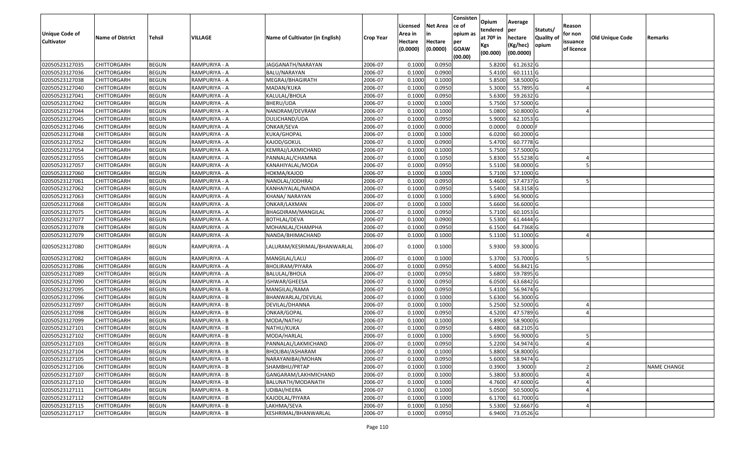| Unique Code of Cultivator | Name of District | Tehsil | VILLAGE | Name of Cultivator (in English) | Crop Year | Licensed Area in Hectare (0.0000) | Net Area in Hectare (0.0000) | Consistence of opium as per GOAW (00.00) | Opium tendered at 70º in Kgs (00.000) | Average per hectare (Kg/hec) (00.0000) | Statuts/ Quality of opium | Reason for non issuance of licence | Old Unique Code | Remarks |
|---|---|---|---|---|---|---|---|---|---|---|---|---|---|---|
| 02050523127035 | CHITTORGARH | BEGUN | RAMPURIYA - A | JAGGANATH/NARAYAN | 2006-07 | 0.1000 | 0.0950 | | 5.8200 | 61.2632 | G | | | |
| 02050523127036 | CHITTORGARH | BEGUN | RAMPURIYA - A | BALU/NARAYAN | 2006-07 | 0.1000 | 0.0900 | | 5.4100 | 60.1111 | G | | | |
| 02050523127038 | CHITTORGARH | BEGUN | RAMPURIYA - A | MEGRAJ/BHAGIRATH | 2006-07 | 0.1000 | 0.1000 | | 5.8500 | 58.5000 | G | | | |
| 02050523127040 | CHITTORGARH | BEGUN | RAMPURIYA - A | MADAN/KUKA | 2006-07 | 0.1000 | 0.0950 | | 5.3000 | 55.7895 | G | 4 | | |
| 02050523127041 | CHITTORGARH | BEGUN | RAMPURIYA - A | KALULAL/BHOLA | 2006-07 | 0.1000 | 0.0950 | | 5.6300 | 59.2632 | G | | | |
| 02050523127042 | CHITTORGARH | BEGUN | RAMPURIYA - A | BHERU/UDA | 2006-07 | 0.1000 | 0.1000 | | 5.7500 | 57.5000 | G | | | |
| 02050523127044 | CHITTORGARH | BEGUN | RAMPURIYA - A | NANDRAM/DEVRAM | 2006-07 | 0.1000 | 0.1000 | | 5.0800 | 50.8000 | G | 4 | | |
| 02050523127045 | CHITTORGARH | BEGUN | RAMPURIYA - A | DULICHAND/UDA | 2006-07 | 0.1000 | 0.0950 | | 5.9000 | 62.1053 | G | | | |
| 02050523127046 | CHITTORGARH | BEGUN | RAMPURIYA - A | ONKAR/SEVA | 2006-07 | 0.1000 | 0.0000 | | 0.0000 | 0.0000 | F | | | |
| 02050523127048 | CHITTORGARH | BEGUN | RAMPURIYA - A | KUKA/GHOPAL | 2006-07 | 0.1000 | 0.1000 | | 6.0200 | 60.2000 | G | | | |
| 02050523127052 | CHITTORGARH | BEGUN | RAMPURIYA - A | KAJOD/GOKUL | 2006-07 | 0.1000 | 0.0900 | | 5.4700 | 60.7778 | G | | | |
| 02050523127054 | CHITTORGARH | BEGUN | RAMPURIYA - A | KEMRAJ/LAXMICHAND | 2006-07 | 0.1000 | 0.1000 | | 5.7500 | 57.5000 | G | | | |
| 02050523127055 | CHITTORGARH | BEGUN | RAMPURIYA - A | PANNALAL/CHAMNA | 2006-07 | 0.1000 | 0.1050 | | 5.8300 | 55.5238 | G | 4 | | |
| 02050523127057 | CHITTORGARH | BEGUN | RAMPURIYA - A | KANAHIYALAL/MODA | 2006-07 | 0.1000 | 0.0950 | | 5.5100 | 58.0000 | G | 5 | | |
| 02050523127060 | CHITTORGARH | BEGUN | RAMPURIYA - A | HOKMA/KAJOD | 2006-07 | 0.1000 | 0.1000 | | 5.7100 | 57.1000 | G | | | |
| 02050523127061 | CHITTORGARH | BEGUN | RAMPURIYA - A | NANDLAL/JODHRAJ | 2006-07 | 0.1000 | 0.0950 | | 5.4600 | 57.4737 | G | 5 | | |
| 02050523127062 | CHITTORGARH | BEGUN | RAMPURIYA - A | KANHAIYALAL/NANDA | 2006-07 | 0.1000 | 0.0950 | | 5.5400 | 58.3158 | G | | | |
| 02050523127063 | CHITTORGARH | BEGUN | RAMPURIYA - A | KHANA/ NARAYAN | 2006-07 | 0.1000 | 0.1000 | | 5.6900 | 56.9000 | G | | | |
| 02050523127068 | CHITTORGARH | BEGUN | RAMPURIYA - A | ONKAR/LAXMAN | 2006-07 | 0.1000 | 0.1000 | | 5.6600 | 56.6000 | G | | | |
| 02050523127075 | CHITTORGARH | BEGUN | RAMPURIYA - A | BHAGDIRAM/MANGILAL | 2006-07 | 0.1000 | 0.0950 | | 5.7100 | 60.1053 | G | | | |
| 02050523127077 | CHITTORGARH | BEGUN | RAMPURIYA - A | BOTHLAL/DEVA | 2006-07 | 0.1000 | 0.0900 | | 5.5300 | 61.4444 | G | | | |
| 02050523127078 | CHITTORGARH | BEGUN | RAMPURIYA - A | MOHANLAL/CHAMPHA | 2006-07 | 0.1000 | 0.0950 | | 6.1500 | 64.7368 | G | | | |
| 02050523127079 | CHITTORGARH | BEGUN | RAMPURIYA - A | NANDA/BHIMACHAND | 2006-07 | 0.1000 | 0.1000 | | 5.1100 | 51.1000 | G | 4 | | |
| 02050523127080 | CHITTORGARH | BEGUN | RAMPURIYA - A | LALURAM/KESRIMAL/BHANWARLAL | 2006-07 | 0.1000 | 0.1000 | | 5.9300 | 59.3000 | G | | | |
| 02050523127082 | CHITTORGARH | BEGUN | RAMPURIYA - A | MANGILAL/LALU | 2006-07 | 0.1000 | 0.1000 | | 5.3700 | 53.7000 | G | 5 | | |
| 02050523127086 | CHITTORGARH | BEGUN | RAMPURIYA - A | BHOLIRAM/PIYARA | 2006-07 | 0.1000 | 0.0950 | | 5.4000 | 56.8421 | G | | | |
| 02050523127089 | CHITTORGARH | BEGUN | RAMPURIYA - A | BALULAL/BHOLA | 2006-07 | 0.1000 | 0.0950 | | 5.6800 | 59.7895 | G | | | |
| 02050523127090 | CHITTORGARH | BEGUN | RAMPURIYA - A | ISHWAR/GHEESA | 2006-07 | 0.1000 | 0.0950 | | 6.0500 | 63.6842 | G | | | |
| 02050523127095 | CHITTORGARH | BEGUN | RAMPURIYA - B | MANGILAL/RAMA | 2006-07 | 0.1000 | 0.0950 | | 5.4100 | 56.9474 | G | | | |
| 02050523127096 | CHITTORGARH | BEGUN | RAMPURIYA - B | BHANWARLAL/DEVILAL | 2006-07 | 0.1000 | 0.1000 | | 5.6300 | 56.3000 | G | | | |
| 02050523127097 | CHITTORGARH | BEGUN | RAMPURIYA - B | DEVILAL/DHANNA | 2006-07 | 0.1000 | 0.1000 | | 5.2500 | 52.5000 | G | 4 | | |
| 02050523127098 | CHITTORGARH | BEGUN | RAMPURIYA - B | ONKAR/GOPAL | 2006-07 | 0.1000 | 0.0950 | | 4.5200 | 47.5789 | G | 4 | | |
| 02050523127099 | CHITTORGARH | BEGUN | RAMPURIYA - B | MODA/NATHU | 2006-07 | 0.1000 | 0.1000 | | 5.8900 | 58.9000 | G | | | |
| 02050523127101 | CHITTORGARH | BEGUN | RAMPURIYA - B | NATHU/KUKA | 2006-07 | 0.1000 | 0.0950 | | 6.4800 | 68.2105 | G | | | |
| 02050523127102 | CHITTORGARH | BEGUN | RAMPURIYA - B | MODA/HARLAL | 2006-07 | 0.1000 | 0.1000 | | 5.6900 | 56.9000 | G | 5 | | |
| 02050523127103 | CHITTORGARH | BEGUN | RAMPURIYA - B | PANNALAL/LAKMICHAND | 2006-07 | 0.1000 | 0.0950 | | 5.2200 | 54.9474 | G | 4 | | |
| 02050523127104 | CHITTORGARH | BEGUN | RAMPURIYA - B | BHOLIBAI/ASHARAM | 2006-07 | 0.1000 | 0.1000 | | 5.8800 | 58.8000 | G | | | |
| 02050523127105 | CHITTORGARH | BEGUN | RAMPURIYA - B | NARAYANIBAI/MOHAN | 2006-07 | 0.1000 | 0.0950 | | 5.6000 | 58.9474 | G | | | |
| 02050523127106 | CHITTORGARH | BEGUN | RAMPURIYA - B | SHAMBHU/PRTAP | 2006-07 | 0.1000 | 0.1000 | | 0.3900 | 3.9000 | I | 2 | | NAME CHANGE |
| 02050523127107 | CHITTORGARH | BEGUN | RAMPURIYA - B | GANGARAM/LAKHMICHAND | 2006-07 | 0.1000 | 0.1000 | | 5.3800 | 53.8000 | G | 4 | | |
| 02050523127110 | CHITTORGARH | BEGUN | RAMPURIYA - B | BALUNATH/MODANATH | 2006-07 | 0.1000 | 0.1000 | | 4.7600 | 47.6000 | G | 4 | | |
| 02050523127111 | CHITTORGARH | BEGUN | RAMPURIYA - B | UDIBAI/HEERA | 2006-07 | 0.1000 | 0.1000 | | 5.0500 | 50.5000 | G | 4 | | |
| 02050523127112 | CHITTORGARH | BEGUN | RAMPURIYA - B | KAJODLAL/PIYARA | 2006-07 | 0.1000 | 0.1000 | | 6.1700 | 61.7000 | G | | | |
| 02050523127115 | CHITTORGARH | BEGUN | RAMPURIYA - B | LAKHMA/SEVA | 2006-07 | 0.1000 | 0.1050 | | 5.5300 | 52.6667 | G | 4 | | |
| 02050523127117 | CHITTORGARH | BEGUN | RAMPURIYA - B | KESHRIMAL/BHANWARLAL | 2006-07 | 0.1000 | 0.0950 | | 6.9400 | 73.0526 | G | | | |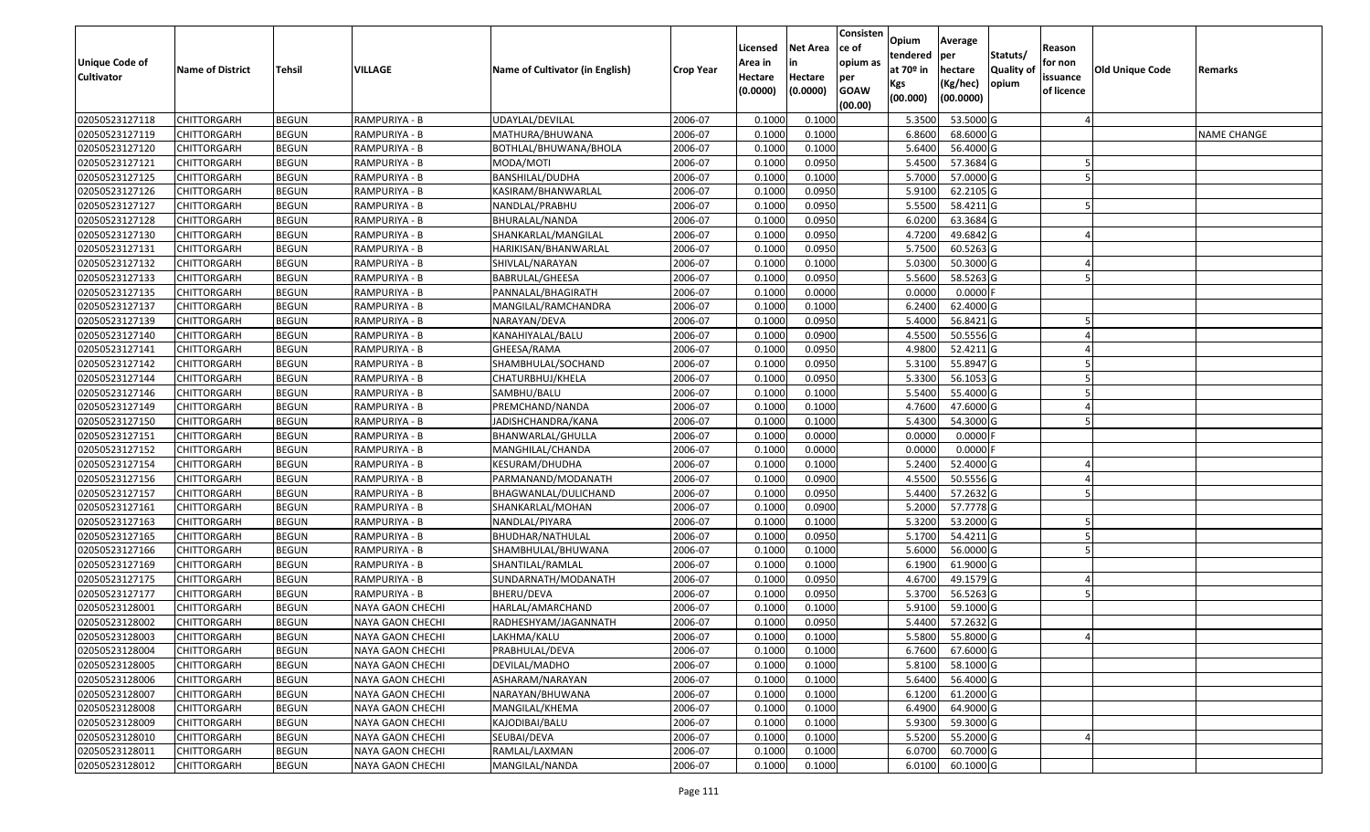| Unique Code of Cultivator | Name of District | Tehsil | VILLAGE | Name of Cultivator (in English) | Crop Year | Licensed Area in Hectare (0.0000) | Net Area in Hectare (0.0000) | Consistence of opium as per GOAW (00.00) | Opium tendered at 70º in Kgs (00.000) | Average per hectare (Kg/hec) (00.0000) | Statuts/ Quality of opium | Reason for non issuance of licence | Old Unique Code | Remarks |
|---|---|---|---|---|---|---|---|---|---|---|---|---|---|---|
| 02050523127118 | CHITTORGARH | BEGUN | RAMPURIYA - B | UDAYLAL/DEVILAL | 2006-07 | 0.1000 | 0.1000 | | 5.3500 | 53.5000 | G | 4 | | |
| 02050523127119 | CHITTORGARH | BEGUN | RAMPURIYA - B | MATHURA/BHUWANA | 2006-07 | 0.1000 | 0.1000 | | 6.8600 | 68.6000 | G | | | NAME CHANGE |
| 02050523127120 | CHITTORGARH | BEGUN | RAMPURIYA - B | BOTHLAL/BHUWANA/BHOLA | 2006-07 | 0.1000 | 0.1000 | | 5.6400 | 56.4000 | G | | | |
| 02050523127121 | CHITTORGARH | BEGUN | RAMPURIYA - B | MODA/MOTI | 2006-07 | 0.1000 | 0.0950 | | 5.4500 | 57.3684 | G | 5 | | |
| 02050523127125 | CHITTORGARH | BEGUN | RAMPURIYA - B | BANSHILAL/DUDHA | 2006-07 | 0.1000 | 0.1000 | | 5.7000 | 57.0000 | G | 5 | | |
| 02050523127126 | CHITTORGARH | BEGUN | RAMPURIYA - B | KASIRAM/BHANWARLAL | 2006-07 | 0.1000 | 0.0950 | | 5.9100 | 62.2105 | G | | | |
| 02050523127127 | CHITTORGARH | BEGUN | RAMPURIYA - B | NANDLAL/PRABHU | 2006-07 | 0.1000 | 0.0950 | | 5.5500 | 58.4211 | G | 5 | | |
| 02050523127128 | CHITTORGARH | BEGUN | RAMPURIYA - B | BHURALAL/NANDA | 2006-07 | 0.1000 | 0.0950 | | 6.0200 | 63.3684 | G | | | |
| 02050523127130 | CHITTORGARH | BEGUN | RAMPURIYA - B | SHANKARLAL/MANGILAL | 2006-07 | 0.1000 | 0.0950 | | 4.7200 | 49.6842 | G | 4 | | |
| 02050523127131 | CHITTORGARH | BEGUN | RAMPURIYA - B | HARIKISAN/BHANWARLAL | 2006-07 | 0.1000 | 0.0950 | | 5.7500 | 60.5263 | G | | | |
| 02050523127132 | CHITTORGARH | BEGUN | RAMPURIYA - B | SHIVLAL/NARAYAN | 2006-07 | 0.1000 | 0.1000 | | 5.0300 | 50.3000 | G | 4 | | |
| 02050523127133 | CHITTORGARH | BEGUN | RAMPURIYA - B | BABRULAL/GHEESA | 2006-07 | 0.1000 | 0.0950 | | 5.5600 | 58.5263 | G | 5 | | |
| 02050523127135 | CHITTORGARH | BEGUN | RAMPURIYA - B | PANNALAL/BHAGIRATH | 2006-07 | 0.1000 | 0.0000 | | 0.0000 | 0.0000 | F | | | |
| 02050523127137 | CHITTORGARH | BEGUN | RAMPURIYA - B | MANGILAL/RAMCHANDRA | 2006-07 | 0.1000 | 0.1000 | | 6.2400 | 62.4000 | G | | | |
| 02050523127139 | CHITTORGARH | BEGUN | RAMPURIYA - B | NARAYAN/DEVA | 2006-07 | 0.1000 | 0.0950 | | 5.4000 | 56.8421 | G | 5 | | |
| 02050523127140 | CHITTORGARH | BEGUN | RAMPURIYA - B | KANAHIYALAL/BALU | 2006-07 | 0.1000 | 0.0900 | | 4.5500 | 50.5556 | G | 4 | | |
| 02050523127141 | CHITTORGARH | BEGUN | RAMPURIYA - B | GHEESA/RAMA | 2006-07 | 0.1000 | 0.0950 | | 4.9800 | 52.4211 | G | 4 | | |
| 02050523127142 | CHITTORGARH | BEGUN | RAMPURIYA - B | SHAMBHULAL/SOCHAND | 2006-07 | 0.1000 | 0.0950 | | 5.3100 | 55.8947 | G | 5 | | |
| 02050523127144 | CHITTORGARH | BEGUN | RAMPURIYA - B | CHATURBHUJ/KHELA | 2006-07 | 0.1000 | 0.0950 | | 5.3300 | 56.1053 | G | 5 | | |
| 02050523127146 | CHITTORGARH | BEGUN | RAMPURIYA - B | SAMBHU/BALU | 2006-07 | 0.1000 | 0.1000 | | 5.5400 | 55.4000 | G | 5 | | |
| 02050523127149 | CHITTORGARH | BEGUN | RAMPURIYA - B | PREMCHAND/NANDA | 2006-07 | 0.1000 | 0.1000 | | 4.7600 | 47.6000 | G | 4 | | |
| 02050523127150 | CHITTORGARH | BEGUN | RAMPURIYA - B | JADISHCHANDRA/KANA | 2006-07 | 0.1000 | 0.1000 | | 5.4300 | 54.3000 | G | 5 | | |
| 02050523127151 | CHITTORGARH | BEGUN | RAMPURIYA - B | BHANWARLAL/GHULLA | 2006-07 | 0.1000 | 0.0000 | | 0.0000 | 0.0000 | F | | | |
| 02050523127152 | CHITTORGARH | BEGUN | RAMPURIYA - B | MANGHILAL/CHANDA | 2006-07 | 0.1000 | 0.0000 | | 0.0000 | 0.0000 | F | | | |
| 02050523127154 | CHITTORGARH | BEGUN | RAMPURIYA - B | KESURAM/DHUDHA | 2006-07 | 0.1000 | 0.1000 | | 5.2400 | 52.4000 | G | 4 | | |
| 02050523127156 | CHITTORGARH | BEGUN | RAMPURIYA - B | PARMANAND/MODANATH | 2006-07 | 0.1000 | 0.0900 | | 4.5500 | 50.5556 | G | 4 | | |
| 02050523127157 | CHITTORGARH | BEGUN | RAMPURIYA - B | BHAGWANLAL/DULICHAND | 2006-07 | 0.1000 | 0.0950 | | 5.4400 | 57.2632 | G | 5 | | |
| 02050523127161 | CHITTORGARH | BEGUN | RAMPURIYA - B | SHANKARLAL/MOHAN | 2006-07 | 0.1000 | 0.0900 | | 5.2000 | 57.7778 | G | | | |
| 02050523127163 | CHITTORGARH | BEGUN | RAMPURIYA - B | NANDLAL/PIYARA | 2006-07 | 0.1000 | 0.1000 | | 5.3200 | 53.2000 | G | 5 | | |
| 02050523127165 | CHITTORGARH | BEGUN | RAMPURIYA - B | BHUDHAR/NATHULAL | 2006-07 | 0.1000 | 0.0950 | | 5.1700 | 54.4211 | G | 5 | | |
| 02050523127166 | CHITTORGARH | BEGUN | RAMPURIYA - B | SHAMBHULAL/BHUWANA | 2006-07 | 0.1000 | 0.1000 | | 5.6000 | 56.0000 | G | 5 | | |
| 02050523127169 | CHITTORGARH | BEGUN | RAMPURIYA - B | SHANTILAL/RAMLAL | 2006-07 | 0.1000 | 0.1000 | | 6.1900 | 61.9000 | G | | | |
| 02050523127175 | CHITTORGARH | BEGUN | RAMPURIYA - B | SUNDARNATH/MODANATH | 2006-07 | 0.1000 | 0.0950 | | 4.6700 | 49.1579 | G | 4 | | |
| 02050523127177 | CHITTORGARH | BEGUN | RAMPURIYA - B | BHERU/DEVA | 2006-07 | 0.1000 | 0.0950 | | 5.3700 | 56.5263 | G | 5 | | |
| 02050523128001 | CHITTORGARH | BEGUN | NAYA GAON CHECHI | HARLAL/AMARCHAND | 2006-07 | 0.1000 | 0.1000 | | 5.9100 | 59.1000 | G | | | |
| 02050523128002 | CHITTORGARH | BEGUN | NAYA GAON CHECHI | RADHESHYAM/JAGANNATH | 2006-07 | 0.1000 | 0.0950 | | 5.4400 | 57.2632 | G | | | |
| 02050523128003 | CHITTORGARH | BEGUN | NAYA GAON CHECHI | LAKHMA/KALU | 2006-07 | 0.1000 | 0.1000 | | 5.5800 | 55.8000 | G | 4 | | |
| 02050523128004 | CHITTORGARH | BEGUN | NAYA GAON CHECHI | PRABHULAL/DEVA | 2006-07 | 0.1000 | 0.1000 | | 6.7600 | 67.6000 | G | | | |
| 02050523128005 | CHITTORGARH | BEGUN | NAYA GAON CHECHI | DEVILAL/MADHO | 2006-07 | 0.1000 | 0.1000 | | 5.8100 | 58.1000 | G | | | |
| 02050523128006 | CHITTORGARH | BEGUN | NAYA GAON CHECHI | ASHARAM/NARAYAN | 2006-07 | 0.1000 | 0.1000 | | 5.6400 | 56.4000 | G | | | |
| 02050523128007 | CHITTORGARH | BEGUN | NAYA GAON CHECHI | NARAYAN/BHUWANA | 2006-07 | 0.1000 | 0.1000 | | 6.1200 | 61.2000 | G | | | |
| 02050523128008 | CHITTORGARH | BEGUN | NAYA GAON CHECHI | MANGILAL/KHEMA | 2006-07 | 0.1000 | 0.1000 | | 6.4900 | 64.9000 | G | | | |
| 02050523128009 | CHITTORGARH | BEGUN | NAYA GAON CHECHI | KAJODIBAI/BALU | 2006-07 | 0.1000 | 0.1000 | | 5.9300 | 59.3000 | G | | | |
| 02050523128010 | CHITTORGARH | BEGUN | NAYA GAON CHECHI | SEUBAI/DEVA | 2006-07 | 0.1000 | 0.1000 | | 5.5200 | 55.2000 | G | 4 | | |
| 02050523128011 | CHITTORGARH | BEGUN | NAYA GAON CHECHI | RAMLAL/LAXMAN | 2006-07 | 0.1000 | 0.1000 | | 6.0700 | 60.7000 | G | | | |
| 02050523128012 | CHITTORGARH | BEGUN | NAYA GAON CHECHI | MANGILAL/NANDA | 2006-07 | 0.1000 | 0.1000 | | 6.0100 | 60.1000 | G | | | |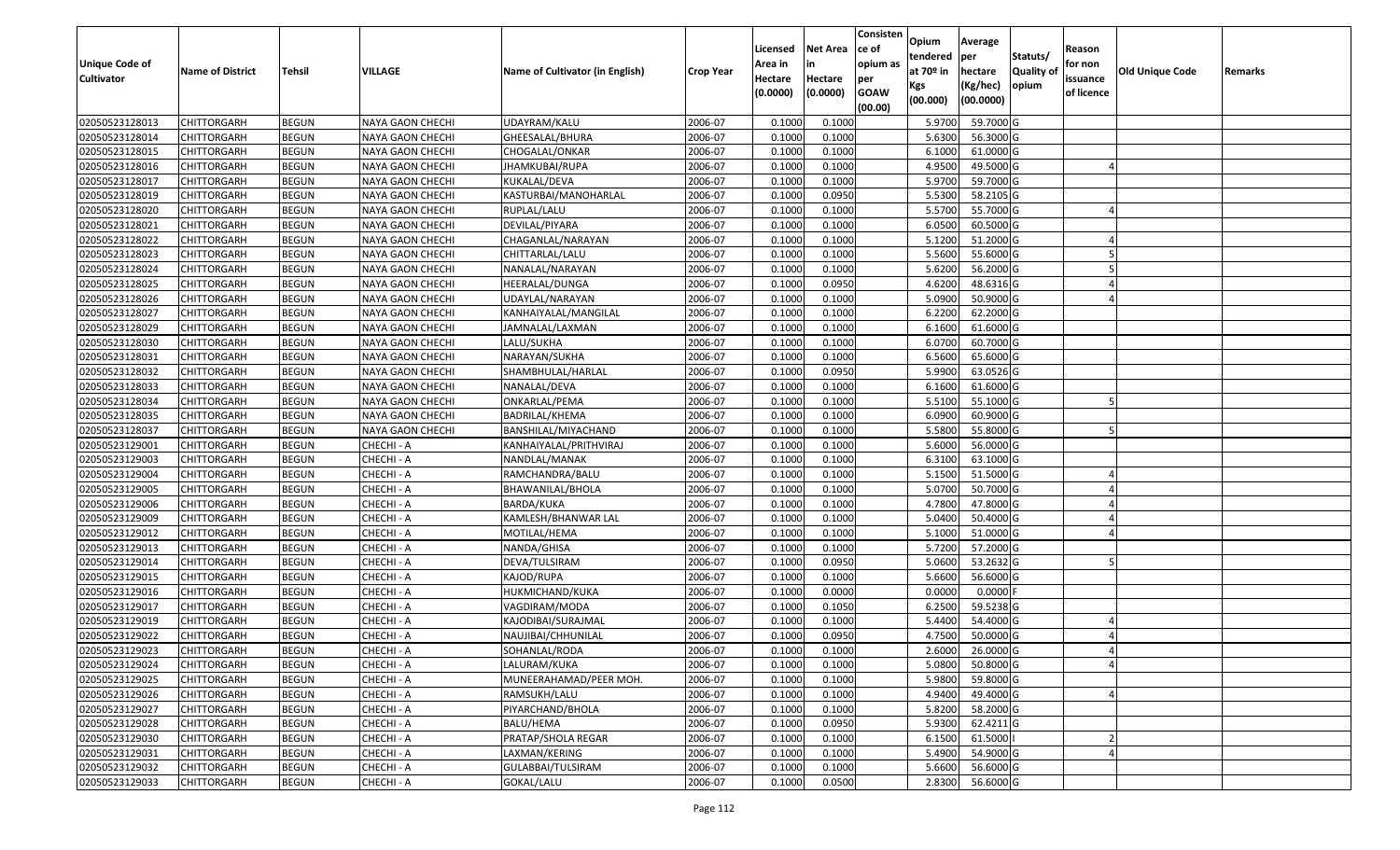| Unique Code of Cultivator | Name of District | Tehsil | VILLAGE | Name of Cultivator (in English) | Crop Year | Licensed Area in Hectare (0.0000) | Net Area in Hectare (0.0000) | Consistence of opium as per GOAW (00.00) | Opium tendered at 70º in Kgs (00.000) | Average per hectare (Kg/hec) (00.0000) | Statuts/ Quality of opium | Reason for non issuance of licence | Old Unique Code | Remarks |
|---|---|---|---|---|---|---|---|---|---|---|---|---|---|---|
| 02050523128013 | CHITTORGARH | BEGUN | NAYA GAON CHECHI | UDAYRAM/KALU | 2006-07 | 0.1000 | 0.1000 | | 5.9700 | 59.7000 | G | | | |
| 02050523128014 | CHITTORGARH | BEGUN | NAYA GAON CHECHI | GHEESALAL/BHURA | 2006-07 | 0.1000 | 0.1000 | | 5.6300 | 56.3000 | G | | | |
| 02050523128015 | CHITTORGARH | BEGUN | NAYA GAON CHECHI | CHOGALAL/ONKAR | 2006-07 | 0.1000 | 0.1000 | | 6.1000 | 61.0000 | G | | | |
| 02050523128016 | CHITTORGARH | BEGUN | NAYA GAON CHECHI | JHAMKUBAI/RUPA | 2006-07 | 0.1000 | 0.1000 | | 4.9500 | 49.5000 | G | 4 | | |
| 02050523128017 | CHITTORGARH | BEGUN | NAYA GAON CHECHI | KUKALAL/DEVA | 2006-07 | 0.1000 | 0.1000 | | 5.9700 | 59.7000 | G | | | |
| 02050523128019 | CHITTORGARH | BEGUN | NAYA GAON CHECHI | KASTURBAI/MANOHARLAL | 2006-07 | 0.1000 | 0.0950 | | 5.5300 | 58.2105 | G | | | |
| 02050523128020 | CHITTORGARH | BEGUN | NAYA GAON CHECHI | RUPLAL/LALU | 2006-07 | 0.1000 | 0.1000 | | 5.5700 | 55.7000 | G | 4 | | |
| 02050523128021 | CHITTORGARH | BEGUN | NAYA GAON CHECHI | DEVILAL/PIYARA | 2006-07 | 0.1000 | 0.1000 | | 6.0500 | 60.5000 | G | | | |
| 02050523128022 | CHITTORGARH | BEGUN | NAYA GAON CHECHI | CHAGANLAL/NARAYAN | 2006-07 | 0.1000 | 0.1000 | | 5.1200 | 51.2000 | G | 4 | | |
| 02050523128023 | CHITTORGARH | BEGUN | NAYA GAON CHECHI | CHITTARLAL/LALU | 2006-07 | 0.1000 | 0.1000 | | 5.5600 | 55.6000 | G | 5 | | |
| 02050523128024 | CHITTORGARH | BEGUN | NAYA GAON CHECHI | NANALAL/NARAYAN | 2006-07 | 0.1000 | 0.1000 | | 5.6200 | 56.2000 | G | 5 | | |
| 02050523128025 | CHITTORGARH | BEGUN | NAYA GAON CHECHI | HEERALAL/DUNGA | 2006-07 | 0.1000 | 0.0950 | | 4.6200 | 48.6316 | G | 4 | | |
| 02050523128026 | CHITTORGARH | BEGUN | NAYA GAON CHECHI | UDAYLAL/NARAYAN | 2006-07 | 0.1000 | 0.1000 | | 5.0900 | 50.9000 | G | 4 | | |
| 02050523128027 | CHITTORGARH | BEGUN | NAYA GAON CHECHI | KANHAIYALAL/MANGILAL | 2006-07 | 0.1000 | 0.1000 | | 6.2200 | 62.2000 | G | | | |
| 02050523128029 | CHITTORGARH | BEGUN | NAYA GAON CHECHI | JAMNALAL/LAXMAN | 2006-07 | 0.1000 | 0.1000 | | 6.1600 | 61.6000 | G | | | |
| 02050523128030 | CHITTORGARH | BEGUN | NAYA GAON CHECHI | LALU/SUKHA | 2006-07 | 0.1000 | 0.1000 | | 6.0700 | 60.7000 | G | | | |
| 02050523128031 | CHITTORGARH | BEGUN | NAYA GAON CHECHI | NARAYAN/SUKHA | 2006-07 | 0.1000 | 0.1000 | | 6.5600 | 65.6000 | G | | | |
| 02050523128032 | CHITTORGARH | BEGUN | NAYA GAON CHECHI | SHAMBHULAL/HARLAL | 2006-07 | 0.1000 | 0.0950 | | 5.9900 | 63.0526 | G | | | |
| 02050523128033 | CHITTORGARH | BEGUN | NAYA GAON CHECHI | NANALAL/DEVA | 2006-07 | 0.1000 | 0.1000 | | 6.1600 | 61.6000 | G | | | |
| 02050523128034 | CHITTORGARH | BEGUN | NAYA GAON CHECHI | ONKARLAL/PEMA | 2006-07 | 0.1000 | 0.1000 | | 5.5100 | 55.1000 | G | 5 | | |
| 02050523128035 | CHITTORGARH | BEGUN | NAYA GAON CHECHI | BADRILAL/KHEMA | 2006-07 | 0.1000 | 0.1000 | | 6.0900 | 60.9000 | G | | | |
| 02050523128037 | CHITTORGARH | BEGUN | NAYA GAON CHECHI | BANSHILAL/MIYACHAND | 2006-07 | 0.1000 | 0.1000 | | 5.5800 | 55.8000 | G | 5 | | |
| 02050523129001 | CHITTORGARH | BEGUN | CHECHI - A | KANHAIYALAL/PRITHVIRAJ | 2006-07 | 0.1000 | 0.1000 | | 5.6000 | 56.0000 | G | | | |
| 02050523129003 | CHITTORGARH | BEGUN | CHECHI - A | NANDLAL/MANAK | 2006-07 | 0.1000 | 0.1000 | | 6.3100 | 63.1000 | G | | | |
| 02050523129004 | CHITTORGARH | BEGUN | CHECHI - A | RAMCHANDRA/BALU | 2006-07 | 0.1000 | 0.1000 | | 5.1500 | 51.5000 | G | 4 | | |
| 02050523129005 | CHITTORGARH | BEGUN | CHECHI - A | BHAWANILAL/BHOLA | 2006-07 | 0.1000 | 0.1000 | | 5.0700 | 50.7000 | G | 4 | | |
| 02050523129006 | CHITTORGARH | BEGUN | CHECHI - A | BARDA/KUKA | 2006-07 | 0.1000 | 0.1000 | | 4.7800 | 47.8000 | G | 4 | | |
| 02050523129009 | CHITTORGARH | BEGUN | CHECHI - A | KAMLESH/BHANWAR LAL | 2006-07 | 0.1000 | 0.1000 | | 5.0400 | 50.4000 | G | 4 | | |
| 02050523129012 | CHITTORGARH | BEGUN | CHECHI - A | MOTILAL/HEMA | 2006-07 | 0.1000 | 0.1000 | | 5.1000 | 51.0000 | G | 4 | | |
| 02050523129013 | CHITTORGARH | BEGUN | CHECHI - A | NANDA/GHISA | 2006-07 | 0.1000 | 0.1000 | | 5.7200 | 57.2000 | G | | | |
| 02050523129014 | CHITTORGARH | BEGUN | CHECHI - A | DEVA/TULSIRAM | 2006-07 | 0.1000 | 0.0950 | | 5.0600 | 53.2632 | G | 5 | | |
| 02050523129015 | CHITTORGARH | BEGUN | CHECHI - A | KAJOD/RUPA | 2006-07 | 0.1000 | 0.1000 | | 5.6600 | 56.6000 | G | | | |
| 02050523129016 | CHITTORGARH | BEGUN | CHECHI - A | HUKMICHAND/KUKA | 2006-07 | 0.1000 | 0.0000 | | 0.0000 | 0.0000 | F | | | |
| 02050523129017 | CHITTORGARH | BEGUN | CHECHI - A | VAGDIRAM/MODA | 2006-07 | 0.1000 | 0.1050 | | 6.2500 | 59.5238 | G | | | |
| 02050523129019 | CHITTORGARH | BEGUN | CHECHI - A | KAJODIBAI/SURAJMAL | 2006-07 | 0.1000 | 0.1000 | | 5.4400 | 54.4000 | G | 4 | | |
| 02050523129022 | CHITTORGARH | BEGUN | CHECHI - A | NAUJIBAI/CHHUNILAL | 2006-07 | 0.1000 | 0.0950 | | 4.7500 | 50.0000 | G | 4 | | |
| 02050523129023 | CHITTORGARH | BEGUN | CHECHI - A | SOHANLAL/RODA | 2006-07 | 0.1000 | 0.1000 | | 2.6000 | 26.0000 | G | 4 | | |
| 02050523129024 | CHITTORGARH | BEGUN | CHECHI - A | LALURAM/KUKA | 2006-07 | 0.1000 | 0.1000 | | 5.0800 | 50.8000 | G | 4 | | |
| 02050523129025 | CHITTORGARH | BEGUN | CHECHI - A | MUNEERAHAMAD/PEER MOH. | 2006-07 | 0.1000 | 0.1000 | | 5.9800 | 59.8000 | G | | | |
| 02050523129026 | CHITTORGARH | BEGUN | CHECHI - A | RAMSUKH/LALU | 2006-07 | 0.1000 | 0.1000 | | 4.9400 | 49.4000 | G | 4 | | |
| 02050523129027 | CHITTORGARH | BEGUN | CHECHI - A | PIYARCHAND/BHOLA | 2006-07 | 0.1000 | 0.1000 | | 5.8200 | 58.2000 | G | | | |
| 02050523129028 | CHITTORGARH | BEGUN | CHECHI - A | BALU/HEMA | 2006-07 | 0.1000 | 0.0950 | | 5.9300 | 62.4211 | G | | | |
| 02050523129030 | CHITTORGARH | BEGUN | CHECHI - A | PRATAP/SHOLA REGAR | 2006-07 | 0.1000 | 0.1000 | | 6.1500 | 61.5000 | I | 2 | | |
| 02050523129031 | CHITTORGARH | BEGUN | CHECHI - A | LAXMAN/KERING | 2006-07 | 0.1000 | 0.1000 | | 5.4900 | 54.9000 | G | 4 | | |
| 02050523129032 | CHITTORGARH | BEGUN | CHECHI - A | GULABBAI/TULSIRAM | 2006-07 | 0.1000 | 0.1000 | | 5.6600 | 56.6000 | G | | | |
| 02050523129033 | CHITTORGARH | BEGUN | CHECHI - A | GOKAL/LALU | 2006-07 | 0.1000 | 0.0500 | | 2.8300 | 56.6000 | G | | | |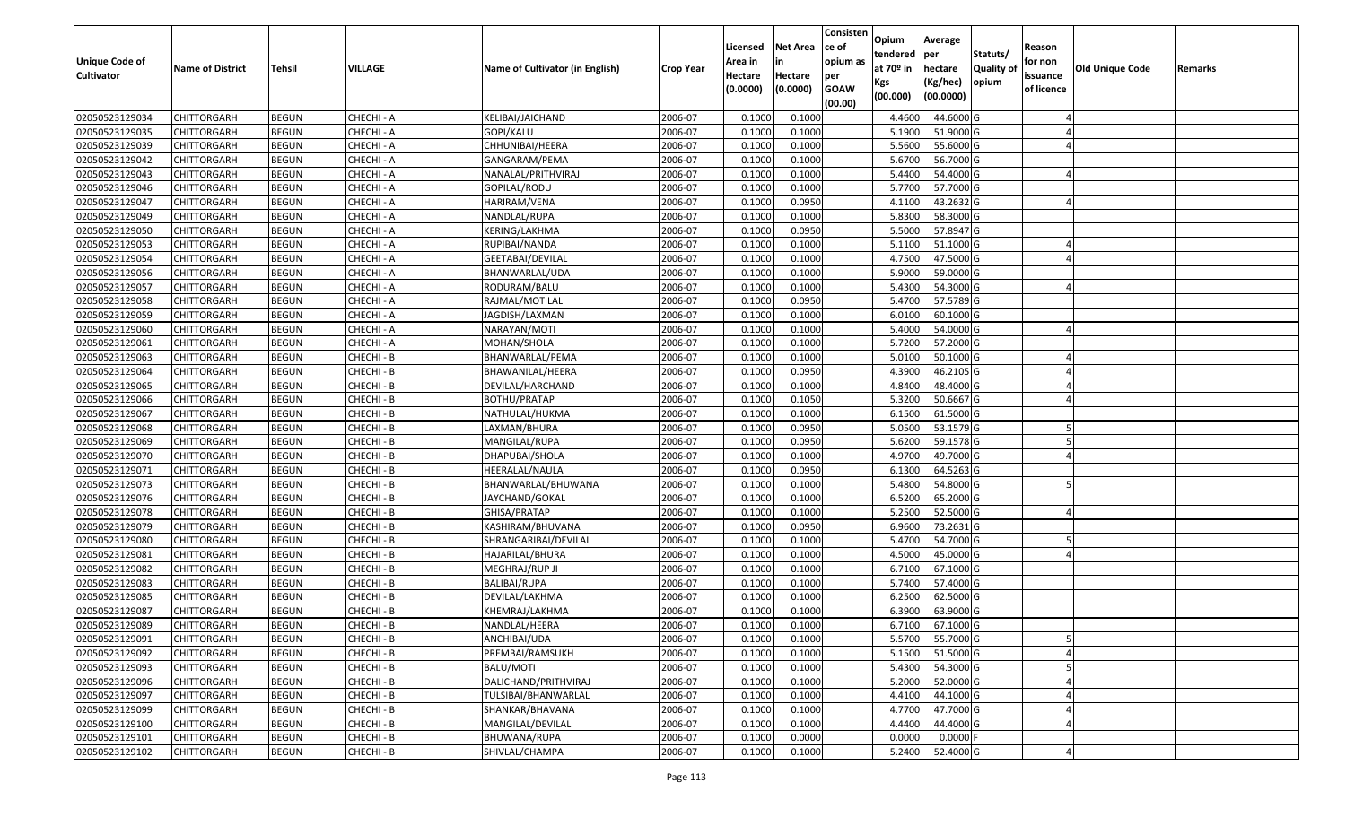| Unique Code of Cultivator | Name of District | Tehsil | VILLAGE | Name of Cultivator (in English) | Crop Year | Licensed Area in Hectare (0.0000) | Net Area in Hectare (0.0000) | Consistence of opium as per GOAW (00.00) | Opium tendered at 70º in Kgs (00.000) | Average per hectare (Kg/hec) (00.0000) | Statuts/ Quality of opium | Reason for non issuance of licence | Old Unique Code | Remarks |
|---|---|---|---|---|---|---|---|---|---|---|---|---|---|---|
| 02050523129034 | CHITTORGARH | BEGUN | CHECHI - A | KELIBAI/JAICHAND | 2006-07 | 0.1000 | 0.1000 | | 4.4600 | 44.6000 | G | 4 | | |
| 02050523129035 | CHITTORGARH | BEGUN | CHECHI - A | GOPI/KALU | 2006-07 | 0.1000 | 0.1000 | | 5.1900 | 51.9000 | G | 4 | | |
| 02050523129039 | CHITTORGARH | BEGUN | CHECHI - A | CHHUNIBAI/HEERA | 2006-07 | 0.1000 | 0.1000 | | 5.5600 | 55.6000 | G | 4 | | |
| 02050523129042 | CHITTORGARH | BEGUN | CHECHI - A | GANGARAM/PEMA | 2006-07 | 0.1000 | 0.1000 | | 5.6700 | 56.7000 | G | | | |
| 02050523129043 | CHITTORGARH | BEGUN | CHECHI - A | NANALAL/PRITHVIRAJ | 2006-07 | 0.1000 | 0.1000 | | 5.4400 | 54.4000 | G | 4 | | |
| 02050523129046 | CHITTORGARH | BEGUN | CHECHI - A | GOPILAL/RODU | 2006-07 | 0.1000 | 0.1000 | | 5.7700 | 57.7000 | G | | | |
| 02050523129047 | CHITTORGARH | BEGUN | CHECHI - A | HARIRAM/VENA | 2006-07 | 0.1000 | 0.0950 | | 4.1100 | 43.2632 | G | 4 | | |
| 02050523129049 | CHITTORGARH | BEGUN | CHECHI - A | NANDLAL/RUPA | 2006-07 | 0.1000 | 0.1000 | | 5.8300 | 58.3000 | G | | | |
| 02050523129050 | CHITTORGARH | BEGUN | CHECHI - A | KERING/LAKHMA | 2006-07 | 0.1000 | 0.0950 | | 5.5000 | 57.8947 | G | | | |
| 02050523129053 | CHITTORGARH | BEGUN | CHECHI - A | RUPIBAI/NANDA | 2006-07 | 0.1000 | 0.1000 | | 5.1100 | 51.1000 | G | 4 | | |
| 02050523129054 | CHITTORGARH | BEGUN | CHECHI - A | GEETABAI/DEVILAL | 2006-07 | 0.1000 | 0.1000 | | 4.7500 | 47.5000 | G | 4 | | |
| 02050523129056 | CHITTORGARH | BEGUN | CHECHI - A | BHANWARLAL/UDA | 2006-07 | 0.1000 | 0.1000 | | 5.9000 | 59.0000 | G | | | |
| 02050523129057 | CHITTORGARH | BEGUN | CHECHI - A | RODURAM/BALU | 2006-07 | 0.1000 | 0.1000 | | 5.4300 | 54.3000 | G | 4 | | |
| 02050523129058 | CHITTORGARH | BEGUN | CHECHI - A | RAJMAL/MOTILAL | 2006-07 | 0.1000 | 0.0950 | | 5.4700 | 57.5789 | G | | | |
| 02050523129059 | CHITTORGARH | BEGUN | CHECHI - A | JAGDISH/LAXMAN | 2006-07 | 0.1000 | 0.1000 | | 6.0100 | 60.1000 | G | | | |
| 02050523129060 | CHITTORGARH | BEGUN | CHECHI - A | NARAYAN/MOTI | 2006-07 | 0.1000 | 0.1000 | | 5.4000 | 54.0000 | G | 4 | | |
| 02050523129061 | CHITTORGARH | BEGUN | CHECHI - A | MOHAN/SHOLA | 2006-07 | 0.1000 | 0.1000 | | 5.7200 | 57.2000 | G | | | |
| 02050523129063 | CHITTORGARH | BEGUN | CHECHI - B | BHANWARLAL/PEMA | 2006-07 | 0.1000 | 0.1000 | | 5.0100 | 50.1000 | G | 4 | | |
| 02050523129064 | CHITTORGARH | BEGUN | CHECHI - B | BHAWANILAL/HEERA | 2006-07 | 0.1000 | 0.0950 | | 4.3900 | 46.2105 | G | 4 | | |
| 02050523129065 | CHITTORGARH | BEGUN | CHECHI - B | DEVILAL/HARCHAND | 2006-07 | 0.1000 | 0.1000 | | 4.8400 | 48.4000 | G | 4 | | |
| 02050523129066 | CHITTORGARH | BEGUN | CHECHI - B | BOTHU/PRATAP | 2006-07 | 0.1000 | 0.1050 | | 5.3200 | 50.6667 | G | 4 | | |
| 02050523129067 | CHITTORGARH | BEGUN | CHECHI - B | NATHULAL/HUKMA | 2006-07 | 0.1000 | 0.1000 | | 6.1500 | 61.5000 | G | | | |
| 02050523129068 | CHITTORGARH | BEGUN | CHECHI - B | LAXMAN/BHURA | 2006-07 | 0.1000 | 0.0950 | | 5.0500 | 53.1579 | G | 5 | | |
| 02050523129069 | CHITTORGARH | BEGUN | CHECHI - B | MANGILAL/RUPA | 2006-07 | 0.1000 | 0.0950 | | 5.6200 | 59.1578 | G | 5 | | |
| 02050523129070 | CHITTORGARH | BEGUN | CHECHI - B | DHAPUBAI/SHOLA | 2006-07 | 0.1000 | 0.1000 | | 4.9700 | 49.7000 | G | 4 | | |
| 02050523129071 | CHITTORGARH | BEGUN | CHECHI - B | HEERALAL/NAULA | 2006-07 | 0.1000 | 0.0950 | | 6.1300 | 64.5263 | G | | | |
| 02050523129073 | CHITTORGARH | BEGUN | CHECHI - B | BHANWARLAL/BHUWANA | 2006-07 | 0.1000 | 0.1000 | | 5.4800 | 54.8000 | G | 5 | | |
| 02050523129076 | CHITTORGARH | BEGUN | CHECHI - B | JAYCHAND/GOKAL | 2006-07 | 0.1000 | 0.1000 | | 6.5200 | 65.2000 | G | | | |
| 02050523129078 | CHITTORGARH | BEGUN | CHECHI - B | GHISA/PRATAP | 2006-07 | 0.1000 | 0.1000 | | 5.2500 | 52.5000 | G | 4 | | |
| 02050523129079 | CHITTORGARH | BEGUN | CHECHI - B | KASHIRAM/BHUVANA | 2006-07 | 0.1000 | 0.0950 | | 6.9600 | 73.2631 | G | | | |
| 02050523129080 | CHITTORGARH | BEGUN | CHECHI - B | SHRANGARIBAI/DEVILAL | 2006-07 | 0.1000 | 0.1000 | | 5.4700 | 54.7000 | G | 5 | | |
| 02050523129081 | CHITTORGARH | BEGUN | CHECHI - B | HAJARILAL/BHURA | 2006-07 | 0.1000 | 0.1000 | | 4.5000 | 45.0000 | G | 4 | | |
| 02050523129082 | CHITTORGARH | BEGUN | CHECHI - B | MEGHRAJ/RUP JI | 2006-07 | 0.1000 | 0.1000 | | 6.7100 | 67.1000 | G | | | |
| 02050523129083 | CHITTORGARH | BEGUN | CHECHI - B | BALIBAI/RUPA | 2006-07 | 0.1000 | 0.1000 | | 5.7400 | 57.4000 | G | | | |
| 02050523129085 | CHITTORGARH | BEGUN | CHECHI - B | DEVILAL/LAKHMA | 2006-07 | 0.1000 | 0.1000 | | 6.2500 | 62.5000 | G | | | |
| 02050523129087 | CHITTORGARH | BEGUN | CHECHI - B | KHEMRAJ/LAKHMA | 2006-07 | 0.1000 | 0.1000 | | 6.3900 | 63.9000 | G | | | |
| 02050523129089 | CHITTORGARH | BEGUN | CHECHI - B | NANDLAL/HEERA | 2006-07 | 0.1000 | 0.1000 | | 6.7100 | 67.1000 | G | | | |
| 02050523129091 | CHITTORGARH | BEGUN | CHECHI - B | ANCHIBAI/UDA | 2006-07 | 0.1000 | 0.1000 | | 5.5700 | 55.7000 | G | 5 | | |
| 02050523129092 | CHITTORGARH | BEGUN | CHECHI - B | PREMBAI/RAMSUKH | 2006-07 | 0.1000 | 0.1000 | | 5.1500 | 51.5000 | G | 4 | | |
| 02050523129093 | CHITTORGARH | BEGUN | CHECHI - B | BALU/MOTI | 2006-07 | 0.1000 | 0.1000 | | 5.4300 | 54.3000 | G | 5 | | |
| 02050523129096 | CHITTORGARH | BEGUN | CHECHI - B | DALICHAND/PRITHVIRAJ | 2006-07 | 0.1000 | 0.1000 | | 5.2000 | 52.0000 | G | 4 | | |
| 02050523129097 | CHITTORGARH | BEGUN | CHECHI - B | TULSIBAI/BHANWARLAL | 2006-07 | 0.1000 | 0.1000 | | 4.4100 | 44.1000 | G | 4 | | |
| 02050523129099 | CHITTORGARH | BEGUN | CHECHI - B | SHANKAR/BHAVANA | 2006-07 | 0.1000 | 0.1000 | | 4.7700 | 47.7000 | G | 4 | | |
| 02050523129100 | CHITTORGARH | BEGUN | CHECHI - B | MANGILAL/DEVILAL | 2006-07 | 0.1000 | 0.1000 | | 4.4400 | 44.4000 | G | 4 | | |
| 02050523129101 | CHITTORGARH | BEGUN | CHECHI - B | BHUWANA/RUPA | 2006-07 | 0.1000 | 0.0000 | | 0.0000 | 0.0000 | F | | | |
| 02050523129102 | CHITTORGARH | BEGUN | CHECHI - B | SHIVLAL/CHAMPA | 2006-07 | 0.1000 | 0.1000 | | 5.2400 | 52.4000 | G | 4 | | |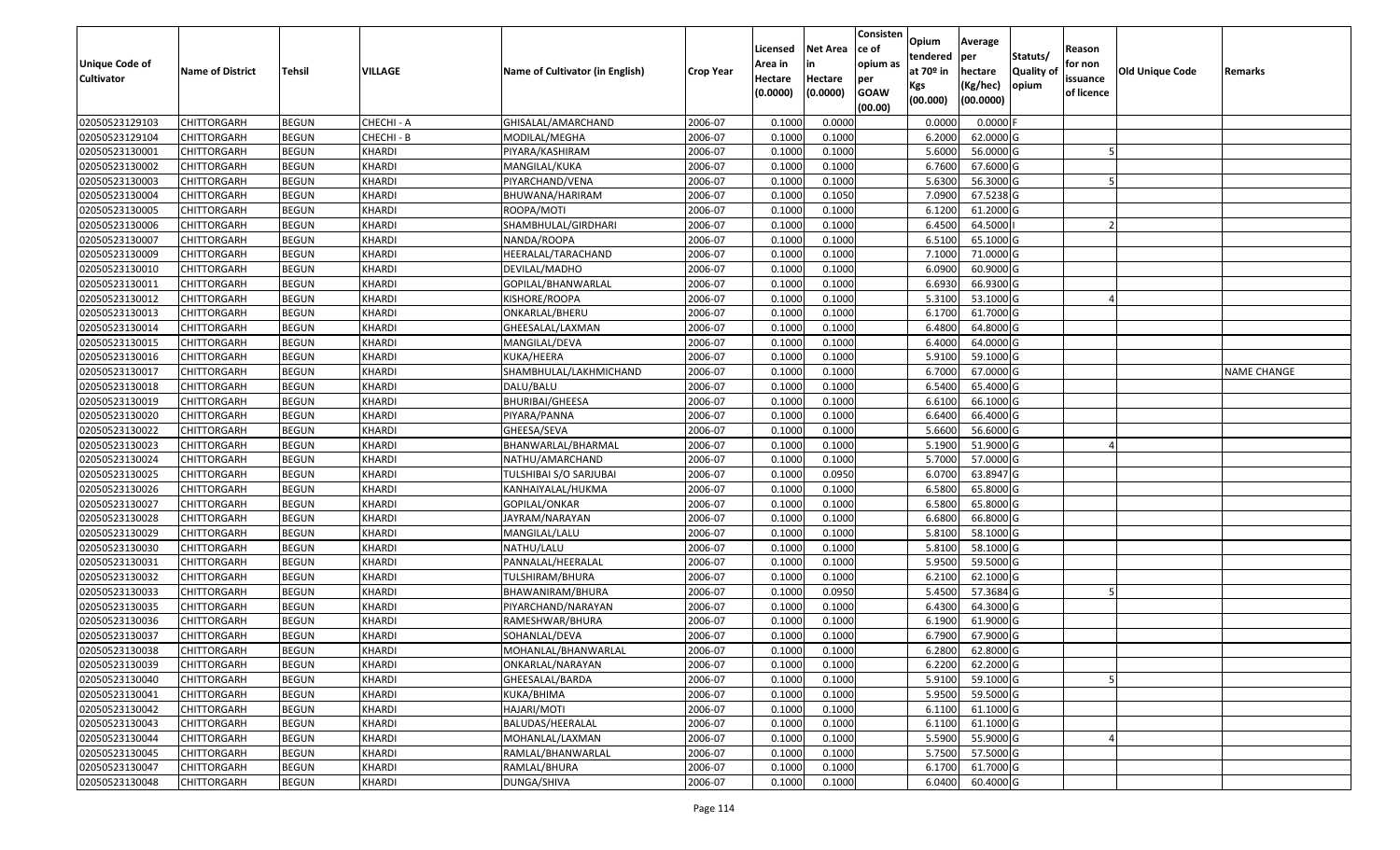| Unique Code of Cultivator | Name of District | Tehsil | VILLAGE | Name of Cultivator (in English) | Crop Year | Licensed Area in Hectare (0.0000) | Net Area in Hectare (0.0000) | Consistence of opium as per GOAW (00.00) | Opium tendered at 70º in Kgs (00.000) | Average per hectare (Kg/hec) (00.0000) | Statuts/ Quality of opium | Reason for non issuance of licence | Old Unique Code | Remarks |
|---|---|---|---|---|---|---|---|---|---|---|---|---|---|---|
| 02050523129103 | CHITTORGARH | BEGUN | CHECHI - A | GHISALAL/AMARCHAND | 2006-07 | 0.1000 | 0.0000 | | 0.0000 | 0.0000 | F | | | |
| 02050523129104 | CHITTORGARH | BEGUN | CHECHI - B | MODILAL/MEGHA | 2006-07 | 0.1000 | 0.1000 | | 6.2000 | 62.0000 | G | | | |
| 02050523130001 | CHITTORGARH | BEGUN | KHARDI | PIYARA/KASHIRAM | 2006-07 | 0.1000 | 0.1000 | | 5.6000 | 56.0000 | G | 5 | | |
| 02050523130002 | CHITTORGARH | BEGUN | KHARDI | MANGILAL/KUKA | 2006-07 | 0.1000 | 0.1000 | | 6.7600 | 67.6000 | G | | | |
| 02050523130003 | CHITTORGARH | BEGUN | KHARDI | PIYARCHAND/VENA | 2006-07 | 0.1000 | 0.1000 | | 5.6300 | 56.3000 | G | 5 | | |
| 02050523130004 | CHITTORGARH | BEGUN | KHARDI | BHUWANA/HARIRAM | 2006-07 | 0.1000 | 0.1050 | | 7.0900 | 67.5238 | G | | | |
| 02050523130005 | CHITTORGARH | BEGUN | KHARDI | ROOPA/MOTI | 2006-07 | 0.1000 | 0.1000 | | 6.1200 | 61.2000 | G | | | |
| 02050523130006 | CHITTORGARH | BEGUN | KHARDI | SHAMBHULAL/GIRDHARI | 2006-07 | 0.1000 | 0.1000 | | 6.4500 | 64.5000 | I | 2 | | |
| 02050523130007 | CHITTORGARH | BEGUN | KHARDI | NANDA/ROOPA | 2006-07 | 0.1000 | 0.1000 | | 6.5100 | 65.1000 | G | | | |
| 02050523130009 | CHITTORGARH | BEGUN | KHARDI | HEERALAL/TARACHAND | 2006-07 | 0.1000 | 0.1000 | | 7.1000 | 71.0000 | G | | | |
| 02050523130010 | CHITTORGARH | BEGUN | KHARDI | DEVILAL/MADHO | 2006-07 | 0.1000 | 0.1000 | | 6.0900 | 60.9000 | G | | | |
| 02050523130011 | CHITTORGARH | BEGUN | KHARDI | GOPILAL/BHANWARLAL | 2006-07 | 0.1000 | 0.1000 | | 6.6930 | 66.9300 | G | | | |
| 02050523130012 | CHITTORGARH | BEGUN | KHARDI | KISHORE/ROOPA | 2006-07 | 0.1000 | 0.1000 | | 5.3100 | 53.1000 | G | 4 | | |
| 02050523130013 | CHITTORGARH | BEGUN | KHARDI | ONKARLAL/BHERU | 2006-07 | 0.1000 | 0.1000 | | 6.1700 | 61.7000 | G | | | |
| 02050523130014 | CHITTORGARH | BEGUN | KHARDI | GHEESALAL/LAXMAN | 2006-07 | 0.1000 | 0.1000 | | 6.4800 | 64.8000 | G | | | |
| 02050523130015 | CHITTORGARH | BEGUN | KHARDI | MANGILAL/DEVA | 2006-07 | 0.1000 | 0.1000 | | 6.4000 | 64.0000 | G | | | |
| 02050523130016 | CHITTORGARH | BEGUN | KHARDI | KUKA/HEERA | 2006-07 | 0.1000 | 0.1000 | | 5.9100 | 59.1000 | G | | | |
| 02050523130017 | CHITTORGARH | BEGUN | KHARDI | SHAMBHULAL/LAKHMICHAND | 2006-07 | 0.1000 | 0.1000 | | 6.7000 | 67.0000 | G | | | NAME CHANGE |
| 02050523130018 | CHITTORGARH | BEGUN | KHARDI | DALU/BALU | 2006-07 | 0.1000 | 0.1000 | | 6.5400 | 65.4000 | G | | | |
| 02050523130019 | CHITTORGARH | BEGUN | KHARDI | BHURIBAI/GHEESA | 2006-07 | 0.1000 | 0.1000 | | 6.6100 | 66.1000 | G | | | |
| 02050523130020 | CHITTORGARH | BEGUN | KHARDI | PIYARA/PANNA | 2006-07 | 0.1000 | 0.1000 | | 6.6400 | 66.4000 | G | | | |
| 02050523130022 | CHITTORGARH | BEGUN | KHARDI | GHEESA/SEVA | 2006-07 | 0.1000 | 0.1000 | | 5.6600 | 56.6000 | G | | | |
| 02050523130023 | CHITTORGARH | BEGUN | KHARDI | BHANWARLAL/BHARMAL | 2006-07 | 0.1000 | 0.1000 | | 5.1900 | 51.9000 | G | 4 | | |
| 02050523130024 | CHITTORGARH | BEGUN | KHARDI | NATHU/AMARCHAND | 2006-07 | 0.1000 | 0.1000 | | 5.7000 | 57.0000 | G | | | |
| 02050523130025 | CHITTORGARH | BEGUN | KHARDI | TULSHIBAI S/O SARJUBAI | 2006-07 | 0.1000 | 0.0950 | | 6.0700 | 63.8947 | G | | | |
| 02050523130026 | CHITTORGARH | BEGUN | KHARDI | KANHAIYALAL/HUKMA | 2006-07 | 0.1000 | 0.1000 | | 6.5800 | 65.8000 | G | | | |
| 02050523130027 | CHITTORGARH | BEGUN | KHARDI | GOPILAL/ONKAR | 2006-07 | 0.1000 | 0.1000 | | 6.5800 | 65.8000 | G | | | |
| 02050523130028 | CHITTORGARH | BEGUN | KHARDI | JAYRAM/NARAYAN | 2006-07 | 0.1000 | 0.1000 | | 6.6800 | 66.8000 | G | | | |
| 02050523130029 | CHITTORGARH | BEGUN | KHARDI | MANGILAL/LALU | 2006-07 | 0.1000 | 0.1000 | | 5.8100 | 58.1000 | G | | | |
| 02050523130030 | CHITTORGARH | BEGUN | KHARDI | NATHU/LALU | 2006-07 | 0.1000 | 0.1000 | | 5.8100 | 58.1000 | G | | | |
| 02050523130031 | CHITTORGARH | BEGUN | KHARDI | PANNALAL/HEERALAL | 2006-07 | 0.1000 | 0.1000 | | 5.9500 | 59.5000 | G | | | |
| 02050523130032 | CHITTORGARH | BEGUN | KHARDI | TULSHIRAM/BHURA | 2006-07 | 0.1000 | 0.1000 | | 6.2100 | 62.1000 | G | | | |
| 02050523130033 | CHITTORGARH | BEGUN | KHARDI | BHAWANIRAM/BHURA | 2006-07 | 0.1000 | 0.0950 | | 5.4500 | 57.3684 | G | 5 | | |
| 02050523130035 | CHITTORGARH | BEGUN | KHARDI | PIYARCHAND/NARAYAN | 2006-07 | 0.1000 | 0.1000 | | 6.4300 | 64.3000 | G | | | |
| 02050523130036 | CHITTORGARH | BEGUN | KHARDI | RAMESHWAR/BHURA | 2006-07 | 0.1000 | 0.1000 | | 6.1900 | 61.9000 | G | | | |
| 02050523130037 | CHITTORGARH | BEGUN | KHARDI | SOHANLAL/DEVA | 2006-07 | 0.1000 | 0.1000 | | 6.7900 | 67.9000 | G | | | |
| 02050523130038 | CHITTORGARH | BEGUN | KHARDI | MOHANLAL/BHANWARLAL | 2006-07 | 0.1000 | 0.1000 | | 6.2800 | 62.8000 | G | | | |
| 02050523130039 | CHITTORGARH | BEGUN | KHARDI | ONKARLAL/NARAYAN | 2006-07 | 0.1000 | 0.1000 | | 6.2200 | 62.2000 | G | | | |
| 02050523130040 | CHITTORGARH | BEGUN | KHARDI | GHEESALAL/BARDA | 2006-07 | 0.1000 | 0.1000 | | 5.9100 | 59.1000 | G | 5 | | |
| 02050523130041 | CHITTORGARH | BEGUN | KHARDI | KUKA/BHIMA | 2006-07 | 0.1000 | 0.1000 | | 5.9500 | 59.5000 | G | | | |
| 02050523130042 | CHITTORGARH | BEGUN | KHARDI | HAJARI/MOTI | 2006-07 | 0.1000 | 0.1000 | | 6.1100 | 61.1000 | G | | | |
| 02050523130043 | CHITTORGARH | BEGUN | KHARDI | BALUDAS/HEERALAL | 2006-07 | 0.1000 | 0.1000 | | 6.1100 | 61.1000 | G | | | |
| 02050523130044 | CHITTORGARH | BEGUN | KHARDI | MOHANLAL/LAXMAN | 2006-07 | 0.1000 | 0.1000 | | 5.5900 | 55.9000 | G | 4 | | |
| 02050523130045 | CHITTORGARH | BEGUN | KHARDI | RAMLAL/BHANWARLAL | 2006-07 | 0.1000 | 0.1000 | | 5.7500 | 57.5000 | G | | | |
| 02050523130047 | CHITTORGARH | BEGUN | KHARDI | RAMLAL/BHURA | 2006-07 | 0.1000 | 0.1000 | | 6.1700 | 61.7000 | G | | | |
| 02050523130048 | CHITTORGARH | BEGUN | KHARDI | DUNGA/SHIVA | 2006-07 | 0.1000 | 0.1000 | | 6.0400 | 60.4000 | G | | | |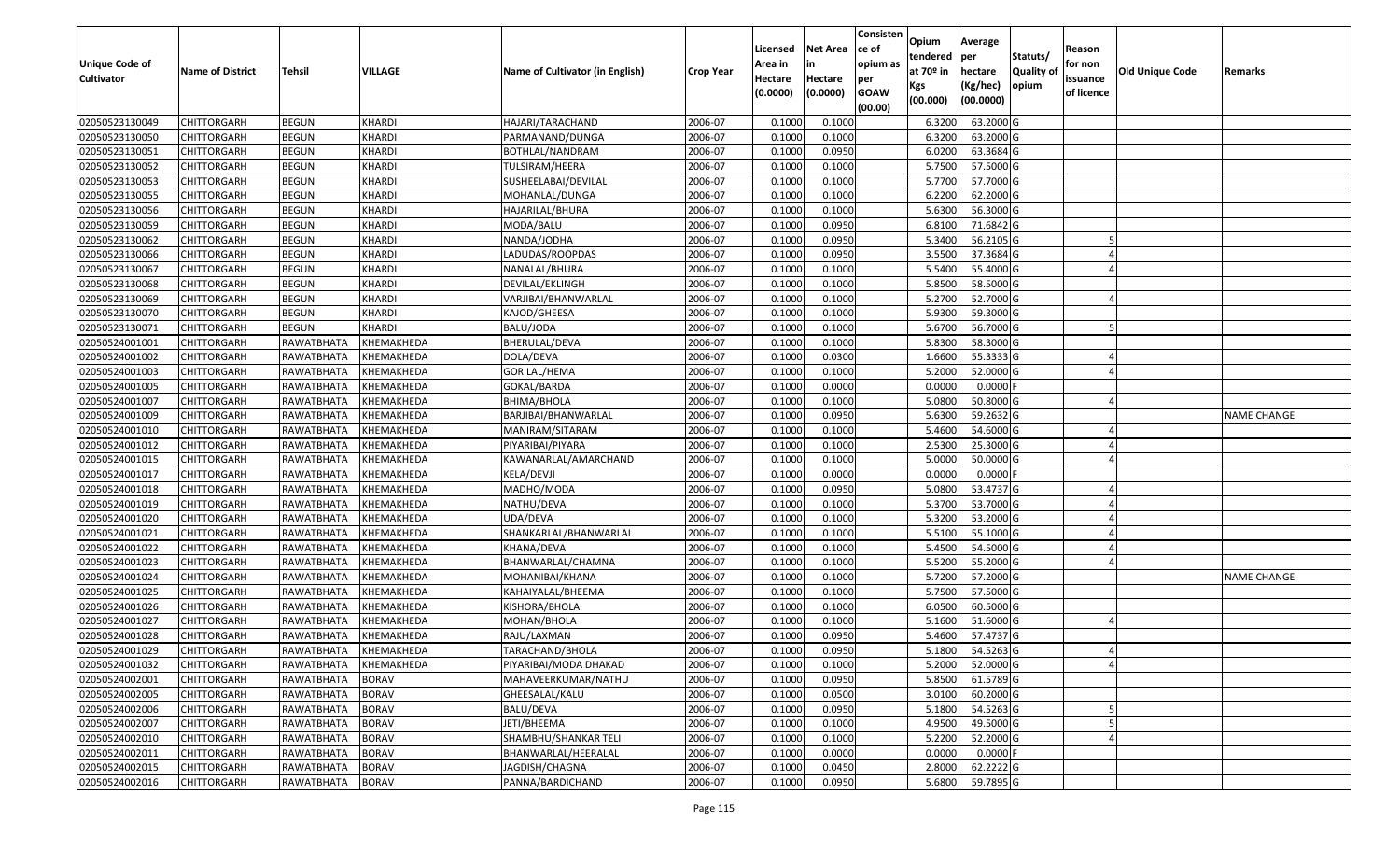| Unique Code of Cultivator | Name of District | Tehsil | VILLAGE | Name of Cultivator (in English) | Crop Year | Licensed Area in Hectare (0.0000) | Net Area in Hectare (0.0000) | Consistence of opium as per GOAW (00.00) | Opium tendered at 70º in Kgs (00.000) | Average per hectare (Kg/hec) (00.0000) | Statuts/ Quality of opium | Reason for non issuance of licence | Old Unique Code | Remarks |
|---|---|---|---|---|---|---|---|---|---|---|---|---|---|---|
| 02050523130049 | CHITTORGARH | BEGUN | KHARDI | HAJARI/TARACHAND | 2006-07 | 0.1000 | 0.1000 | | 6.3200 | 63.2000 | G | | | |
| 02050523130050 | CHITTORGARH | BEGUN | KHARDI | PARMANAND/DUNGA | 2006-07 | 0.1000 | 0.1000 | | 6.3200 | 63.2000 | G | | | |
| 02050523130051 | CHITTORGARH | BEGUN | KHARDI | BOTHLAL/NANDRAM | 2006-07 | 0.1000 | 0.0950 | | 6.0200 | 63.3684 | G | | | |
| 02050523130052 | CHITTORGARH | BEGUN | KHARDI | TULSIRAM/HEERA | 2006-07 | 0.1000 | 0.1000 | | 5.7500 | 57.5000 | G | | | |
| 02050523130053 | CHITTORGARH | BEGUN | KHARDI | SUSHEELABAI/DEVILAL | 2006-07 | 0.1000 | 0.1000 | | 5.7700 | 57.7000 | G | | | |
| 02050523130055 | CHITTORGARH | BEGUN | KHARDI | MOHANLAL/DUNGA | 2006-07 | 0.1000 | 0.1000 | | 6.2200 | 62.2000 | G | | | |
| 02050523130056 | CHITTORGARH | BEGUN | KHARDI | HAJARILAL/BHURA | 2006-07 | 0.1000 | 0.1000 | | 5.6300 | 56.3000 | G | | | |
| 02050523130059 | CHITTORGARH | BEGUN | KHARDI | MODA/BALU | 2006-07 | 0.1000 | 0.0950 | | 6.8100 | 71.6842 | G | | | |
| 02050523130062 | CHITTORGARH | BEGUN | KHARDI | NANDA/JODHA | 2006-07 | 0.1000 | 0.0950 | | 5.3400 | 56.2105 | G | 5 | | |
| 02050523130066 | CHITTORGARH | BEGUN | KHARDI | LADUDAS/ROOPDAS | 2006-07 | 0.1000 | 0.0950 | | 3.5500 | 37.3684 | G | 4 | | |
| 02050523130067 | CHITTORGARH | BEGUN | KHARDI | NANALAL/BHURA | 2006-07 | 0.1000 | 0.1000 | | 5.5400 | 55.4000 | G | 4 | | |
| 02050523130068 | CHITTORGARH | BEGUN | KHARDI | DEVILAL/EKLINGH | 2006-07 | 0.1000 | 0.1000 | | 5.8500 | 58.5000 | G | | | |
| 02050523130069 | CHITTORGARH | BEGUN | KHARDI | VARJIBAI/BHANWARLAL | 2006-07 | 0.1000 | 0.1000 | | 5.2700 | 52.7000 | G | 4 | | |
| 02050523130070 | CHITTORGARH | BEGUN | KHARDI | KAJOD/GHEESA | 2006-07 | 0.1000 | 0.1000 | | 5.9300 | 59.3000 | G | | | |
| 02050523130071 | CHITTORGARH | BEGUN | KHARDI | BALU/JODA | 2006-07 | 0.1000 | 0.1000 | | 5.6700 | 56.7000 | G | 5 | | |
| 02050524001001 | CHITTORGARH | RAWATBHATA | KHEMAKHEDA | BHERULAL/DEVA | 2006-07 | 0.1000 | 0.1000 | | 5.8300 | 58.3000 | G | | | |
| 02050524001002 | CHITTORGARH | RAWATBHATA | KHEMAKHEDA | DOLA/DEVA | 2006-07 | 0.1000 | 0.0300 | | 1.6600 | 55.3333 | G | 4 | | |
| 02050524001003 | CHITTORGARH | RAWATBHATA | KHEMAKHEDA | GORILAL/HEMA | 2006-07 | 0.1000 | 0.1000 | | 5.2000 | 52.0000 | G | 4 | | |
| 02050524001005 | CHITTORGARH | RAWATBHATA | KHEMAKHEDA | GOKAL/BARDA | 2006-07 | 0.1000 | 0.0000 | | 0.0000 | 0.0000 | F | | | |
| 02050524001007 | CHITTORGARH | RAWATBHATA | KHEMAKHEDA | BHIMA/BHOLA | 2006-07 | 0.1000 | 0.1000 | | 5.0800 | 50.8000 | G | 4 | | |
| 02050524001009 | CHITTORGARH | RAWATBHATA | KHEMAKHEDA | BARJIBAI/BHANWARLAL | 2006-07 | 0.1000 | 0.0950 | | 5.6300 | 59.2632 | G | | | NAME CHANGE |
| 02050524001010 | CHITTORGARH | RAWATBHATA | KHEMAKHEDA | MANIRAM/SITARAM | 2006-07 | 0.1000 | 0.1000 | | 5.4600 | 54.6000 | G | 4 | | |
| 02050524001012 | CHITTORGARH | RAWATBHATA | KHEMAKHEDA | PIYARIBAI/PIYARA | 2006-07 | 0.1000 | 0.1000 | | 2.5300 | 25.3000 | G | 4 | | |
| 02050524001015 | CHITTORGARH | RAWATBHATA | KHEMAKHEDA | KAWANARLAL/AMARCHAND | 2006-07 | 0.1000 | 0.1000 | | 5.0000 | 50.0000 | G | 4 | | |
| 02050524001017 | CHITTORGARH | RAWATBHATA | KHEMAKHEDA | KELA/DEVJI | 2006-07 | 0.1000 | 0.0000 | | 0.0000 | 0.0000 | F | | | |
| 02050524001018 | CHITTORGARH | RAWATBHATA | KHEMAKHEDA | MADHO/MODA | 2006-07 | 0.1000 | 0.0950 | | 5.0800 | 53.4737 | G | 4 | | |
| 02050524001019 | CHITTORGARH | RAWATBHATA | KHEMAKHEDA | NATHU/DEVA | 2006-07 | 0.1000 | 0.1000 | | 5.3700 | 53.7000 | G | 4 | | |
| 02050524001020 | CHITTORGARH | RAWATBHATA | KHEMAKHEDA | UDA/DEVA | 2006-07 | 0.1000 | 0.1000 | | 5.3200 | 53.2000 | G | 4 | | |
| 02050524001021 | CHITTORGARH | RAWATBHATA | KHEMAKHEDA | SHANKARLAL/BHANWARLAL | 2006-07 | 0.1000 | 0.1000 | | 5.5100 | 55.1000 | G | 4 | | |
| 02050524001022 | CHITTORGARH | RAWATBHATA | KHEMAKHEDA | KHANA/DEVA | 2006-07 | 0.1000 | 0.1000 | | 5.4500 | 54.5000 | G | 4 | | |
| 02050524001023 | CHITTORGARH | RAWATBHATA | KHEMAKHEDA | BHANWARLAL/CHAMNA | 2006-07 | 0.1000 | 0.1000 | | 5.5200 | 55.2000 | G | 4 | | |
| 02050524001024 | CHITTORGARH | RAWATBHATA | KHEMAKHEDA | MOHANIBAI/KHANA | 2006-07 | 0.1000 | 0.1000 | | 5.7200 | 57.2000 | G | | | NAME CHANGE |
| 02050524001025 | CHITTORGARH | RAWATBHATA | KHEMAKHEDA | KAHAIYALAL/BHEEMA | 2006-07 | 0.1000 | 0.1000 | | 5.7500 | 57.5000 | G | | | |
| 02050524001026 | CHITTORGARH | RAWATBHATA | KHEMAKHEDA | KISHORA/BHOLA | 2006-07 | 0.1000 | 0.1000 | | 6.0500 | 60.5000 | G | | | |
| 02050524001027 | CHITTORGARH | RAWATBHATA | KHEMAKHEDA | MOHAN/BHOLA | 2006-07 | 0.1000 | 0.1000 | | 5.1600 | 51.6000 | G | 4 | | |
| 02050524001028 | CHITTORGARH | RAWATBHATA | KHEMAKHEDA | RAJU/LAXMAN | 2006-07 | 0.1000 | 0.0950 | | 5.4600 | 57.4737 | G | | | |
| 02050524001029 | CHITTORGARH | RAWATBHATA | KHEMAKHEDA | TARACHAND/BHOLA | 2006-07 | 0.1000 | 0.0950 | | 5.1800 | 54.5263 | G | 4 | | |
| 02050524001032 | CHITTORGARH | RAWATBHATA | KHEMAKHEDA | PIYARIBAI/MODA DHAKAD | 2006-07 | 0.1000 | 0.1000 | | 5.2000 | 52.0000 | G | 4 | | |
| 02050524002001 | CHITTORGARH | RAWATBHATA | BORAV | MAHAVEERKUMAR/NATHU | 2006-07 | 0.1000 | 0.0950 | | 5.8500 | 61.5789 | G | | | |
| 02050524002005 | CHITTORGARH | RAWATBHATA | BORAV | GHEESALAL/KALU | 2006-07 | 0.1000 | 0.0500 | | 3.0100 | 60.2000 | G | | | |
| 02050524002006 | CHITTORGARH | RAWATBHATA | BORAV | BALU/DEVA | 2006-07 | 0.1000 | 0.0950 | | 5.1800 | 54.5263 | G | 5 | | |
| 02050524002007 | CHITTORGARH | RAWATBHATA | BORAV | JETI/BHEEMA | 2006-07 | 0.1000 | 0.1000 | | 4.9500 | 49.5000 | G | 5 | | |
| 02050524002010 | CHITTORGARH | RAWATBHATA | BORAV | SHAMBHU/SHANKAR TELI | 2006-07 | 0.1000 | 0.1000 | | 5.2200 | 52.2000 | G | 4 | | |
| 02050524002011 | CHITTORGARH | RAWATBHATA | BORAV | BHANWARLAL/HEERALAL | 2006-07 | 0.1000 | 0.0000 | | 0.0000 | 0.0000 | F | | | |
| 02050524002015 | CHITTORGARH | RAWATBHATA | BORAV | JAGDISH/CHAGNA | 2006-07 | 0.1000 | 0.0450 | | 2.8000 | 62.2222 | G | | | |
| 02050524002016 | CHITTORGARH | RAWATBHATA | BORAV | PANNA/BARDICHAND | 2006-07 | 0.1000 | 0.0950 | | 5.6800 | 59.7895 | G | | | |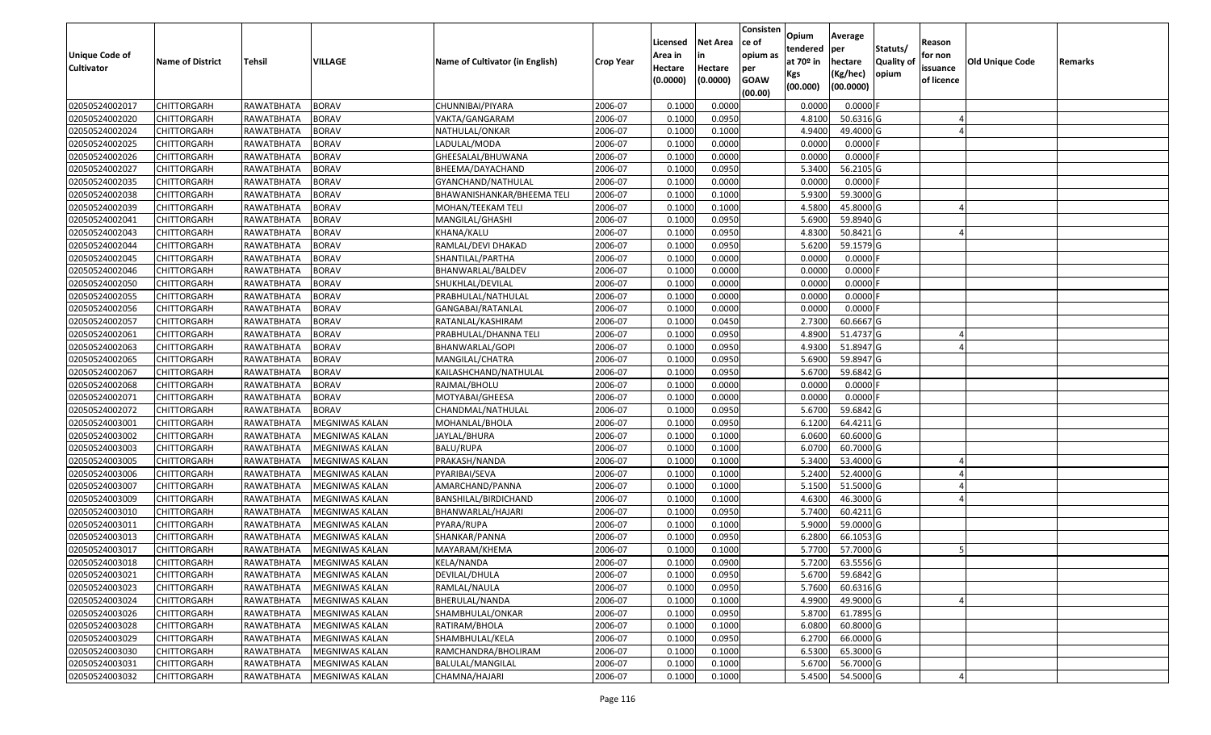| Unique Code of Cultivator | Name of District | Tehsil | VILLAGE | Name of Cultivator (in English) | Crop Year | Licensed Area in Hectare (0.0000) | Net Area in Hectare (0.0000) | Consistence of opium as per GOAW (00.00) | Opium tendered at 70º in Kgs (00.000) | Average per hectare (Kg/hec) (00.0000) | Statuts/ Quality of opium | Reason for non issuance of licence | Old Unique Code | Remarks |
|---|---|---|---|---|---|---|---|---|---|---|---|---|---|---|
| 02050524002017 | CHITTORGARH | RAWATBHATA | BORAV | CHUNNIBAI/PIYARA | 2006-07 | 0.1000 | 0.0000 | | 0.0000 | 0.0000 | F | | | |
| 02050524002020 | CHITTORGARH | RAWATBHATA | BORAV | VAKTA/GANGARAM | 2006-07 | 0.1000 | 0.0950 | | 4.8100 | 50.6316 | G | 4 | | |
| 02050524002024 | CHITTORGARH | RAWATBHATA | BORAV | NATHULAL/ONKAR | 2006-07 | 0.1000 | 0.1000 | | 4.9400 | 49.4000 | G | 4 | | |
| 02050524002025 | CHITTORGARH | RAWATBHATA | BORAV | LADULAL/MODA | 2006-07 | 0.1000 | 0.0000 | | 0.0000 | 0.0000 | F | | | |
| 02050524002026 | CHITTORGARH | RAWATBHATA | BORAV | GHEESALAL/BHUWANA | 2006-07 | 0.1000 | 0.0000 | | 0.0000 | 0.0000 | F | | | |
| 02050524002027 | CHITTORGARH | RAWATBHATA | BORAV | BHEEMA/DAYACHAND | 2006-07 | 0.1000 | 0.0950 | | 5.3400 | 56.2105 | G | | | |
| 02050524002035 | CHITTORGARH | RAWATBHATA | BORAV | GYANCHAND/NATHULAL | 2006-07 | 0.1000 | 0.0000 | | 0.0000 | 0.0000 | F | | | |
| 02050524002038 | CHITTORGARH | RAWATBHATA | BORAV | BHAWANISHANKAR/BHEEMA TELI | 2006-07 | 0.1000 | 0.1000 | | 5.9300 | 59.3000 | G | | | |
| 02050524002039 | CHITTORGARH | RAWATBHATA | BORAV | MOHAN/TEEKAM TELI | 2006-07 | 0.1000 | 0.1000 | | 4.5800 | 45.8000 | G | 4 | | |
| 02050524002041 | CHITTORGARH | RAWATBHATA | BORAV | MANGILAL/GHASHI | 2006-07 | 0.1000 | 0.0950 | | 5.6900 | 59.8940 | G | | | |
| 02050524002043 | CHITTORGARH | RAWATBHATA | BORAV | KHANA/KALU | 2006-07 | 0.1000 | 0.0950 | | 4.8300 | 50.8421 | G | 4 | | |
| 02050524002044 | CHITTORGARH | RAWATBHATA | BORAV | RAMLAL/DEVI DHAKAD | 2006-07 | 0.1000 | 0.0950 | | 5.6200 | 59.1579 | G | | | |
| 02050524002045 | CHITTORGARH | RAWATBHATA | BORAV | SHANTILAL/PARTHA | 2006-07 | 0.1000 | 0.0000 | | 0.0000 | 0.0000 | F | | | |
| 02050524002046 | CHITTORGARH | RAWATBHATA | BORAV | BHANWARLAL/BALDEV | 2006-07 | 0.1000 | 0.0000 | | 0.0000 | 0.0000 | F | | | |
| 02050524002050 | CHITTORGARH | RAWATBHATA | BORAV | SHUKHLAL/DEVILAL | 2006-07 | 0.1000 | 0.0000 | | 0.0000 | 0.0000 | F | | | |
| 02050524002055 | CHITTORGARH | RAWATBHATA | BORAV | PRABHULAL/NATHULAL | 2006-07 | 0.1000 | 0.0000 | | 0.0000 | 0.0000 | F | | | |
| 02050524002056 | CHITTORGARH | RAWATBHATA | BORAV | GANGABAI/RATANLAL | 2006-07 | 0.1000 | 0.0000 | | 0.0000 | 0.0000 | F | | | |
| 02050524002057 | CHITTORGARH | RAWATBHATA | BORAV | RATANLAL/KASHIRAM | 2006-07 | 0.1000 | 0.0450 | | 2.7300 | 60.6667 | G | | | |
| 02050524002061 | CHITTORGARH | RAWATBHATA | BORAV | PRABHULAL/DHANNA TELI | 2006-07 | 0.1000 | 0.0950 | | 4.8900 | 51.4737 | G | 4 | | |
| 02050524002063 | CHITTORGARH | RAWATBHATA | BORAV | BHANWARLAL/GOPI | 2006-07 | 0.1000 | 0.0950 | | 4.9300 | 51.8947 | G | 4 | | |
| 02050524002065 | CHITTORGARH | RAWATBHATA | BORAV | MANGILAL/CHATRA | 2006-07 | 0.1000 | 0.0950 | | 5.6900 | 59.8947 | G | | | |
| 02050524002067 | CHITTORGARH | RAWATBHATA | BORAV | KAILASHCHAND/NATHULAL | 2006-07 | 0.1000 | 0.0950 | | 5.6700 | 59.6842 | G | | | |
| 02050524002068 | CHITTORGARH | RAWATBHATA | BORAV | RAJMAL/BHOLU | 2006-07 | 0.1000 | 0.0000 | | 0.0000 | 0.0000 | F | | | |
| 02050524002071 | CHITTORGARH | RAWATBHATA | BORAV | MOTYABAI/GHEESA | 2006-07 | 0.1000 | 0.0000 | | 0.0000 | 0.0000 | F | | | |
| 02050524002072 | CHITTORGARH | RAWATBHATA | BORAV | CHANDMAL/NATHULAL | 2006-07 | 0.1000 | 0.0950 | | 5.6700 | 59.6842 | G | | | |
| 02050524003001 | CHITTORGARH | RAWATBHATA | MEGNIWAS KALAN | MOHANLAL/BHOLA | 2006-07 | 0.1000 | 0.0950 | | 6.1200 | 64.4211 | G | | | |
| 02050524003002 | CHITTORGARH | RAWATBHATA | MEGNIWAS KALAN | JAYLAL/BHURA | 2006-07 | 0.1000 | 0.1000 | | 6.0600 | 60.6000 | G | | | |
| 02050524003003 | CHITTORGARH | RAWATBHATA | MEGNIWAS KALAN | BALU/RUPA | 2006-07 | 0.1000 | 0.1000 | | 6.0700 | 60.7000 | G | | | |
| 02050524003005 | CHITTORGARH | RAWATBHATA | MEGNIWAS KALAN | PRAKASH/NANDA | 2006-07 | 0.1000 | 0.1000 | | 5.3400 | 53.4000 | G | 4 | | |
| 02050524003006 | CHITTORGARH | RAWATBHATA | MEGNIWAS KALAN | PYARIBAI/SEVA | 2006-07 | 0.1000 | 0.1000 | | 5.2400 | 52.4000 | G | 4 | | |
| 02050524003007 | CHITTORGARH | RAWATBHATA | MEGNIWAS KALAN | AMARCHAND/PANNA | 2006-07 | 0.1000 | 0.1000 | | 5.1500 | 51.5000 | G | 4 | | |
| 02050524003009 | CHITTORGARH | RAWATBHATA | MEGNIWAS KALAN | BANSHILAL/BIRDICHAND | 2006-07 | 0.1000 | 0.1000 | | 4.6300 | 46.3000 | G | 4 | | |
| 02050524003010 | CHITTORGARH | RAWATBHATA | MEGNIWAS KALAN | BHANWARLAL/HAJARI | 2006-07 | 0.1000 | 0.0950 | | 5.7400 | 60.4211 | G | | | |
| 02050524003011 | CHITTORGARH | RAWATBHATA | MEGNIWAS KALAN | PYARA/RUPA | 2006-07 | 0.1000 | 0.1000 | | 5.9000 | 59.0000 | G | | | |
| 02050524003013 | CHITTORGARH | RAWATBHATA | MEGNIWAS KALAN | SHANKAR/PANNA | 2006-07 | 0.1000 | 0.0950 | | 6.2800 | 66.1053 | G | | | |
| 02050524003017 | CHITTORGARH | RAWATBHATA | MEGNIWAS KALAN | MAYARAM/KHEMA | 2006-07 | 0.1000 | 0.1000 | | 5.7700 | 57.7000 | G | 5 | | |
| 02050524003018 | CHITTORGARH | RAWATBHATA | MEGNIWAS KALAN | KELA/NANDA | 2006-07 | 0.1000 | 0.0900 | | 5.7200 | 63.5556 | G | | | |
| 02050524003021 | CHITTORGARH | RAWATBHATA | MEGNIWAS KALAN | DEVILAL/DHULA | 2006-07 | 0.1000 | 0.0950 | | 5.6700 | 59.6842 | G | | | |
| 02050524003023 | CHITTORGARH | RAWATBHATA | MEGNIWAS KALAN | RAMLAL/NAULA | 2006-07 | 0.1000 | 0.0950 | | 5.7600 | 60.6316 | G | | | |
| 02050524003024 | CHITTORGARH | RAWATBHATA | MEGNIWAS KALAN | BHERULAL/NANDA | 2006-07 | 0.1000 | 0.1000 | | 4.9900 | 49.9000 | G | 4 | | |
| 02050524003026 | CHITTORGARH | RAWATBHATA | MEGNIWAS KALAN | SHAMBHULAL/ONKAR | 2006-07 | 0.1000 | 0.0950 | | 5.8700 | 61.7895 | G | | | |
| 02050524003028 | CHITTORGARH | RAWATBHATA | MEGNIWAS KALAN | RATIRAM/BHOLA | 2006-07 | 0.1000 | 0.1000 | | 6.0800 | 60.8000 | G | | | |
| 02050524003029 | CHITTORGARH | RAWATBHATA | MEGNIWAS KALAN | SHAMBHULAL/KELA | 2006-07 | 0.1000 | 0.0950 | | 6.2700 | 66.0000 | G | | | |
| 02050524003030 | CHITTORGARH | RAWATBHATA | MEGNIWAS KALAN | RAMCHANDRA/BHOLIRAM | 2006-07 | 0.1000 | 0.1000 | | 6.5300 | 65.3000 | G | | | |
| 02050524003031 | CHITTORGARH | RAWATBHATA | MEGNIWAS KALAN | BALULAL/MANGILAL | 2006-07 | 0.1000 | 0.1000 | | 5.6700 | 56.7000 | G | | | |
| 02050524003032 | CHITTORGARH | RAWATBHATA | MEGNIWAS KALAN | CHAMNA/HAJARI | 2006-07 | 0.1000 | 0.1000 | | 5.4500 | 54.5000 | G | 4 | | |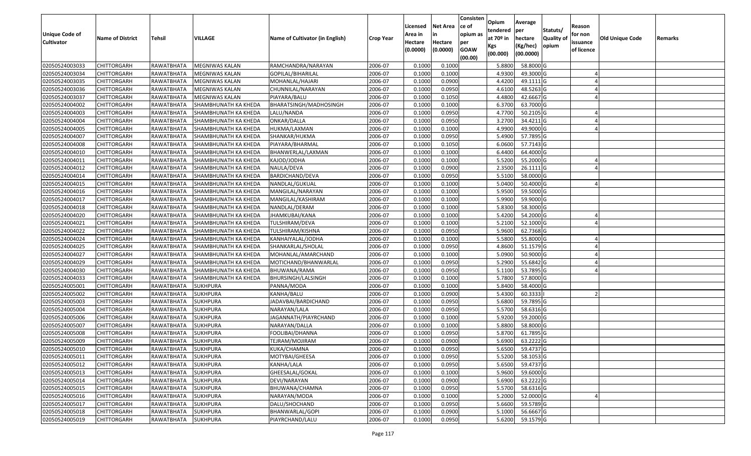| Unique Code of Cultivator | Name of District | Tehsil | VILLAGE | Name of Cultivator (in English) | Crop Year | Licensed Area in Hectare (0.0000) | Net Area in Hectare (0.0000) | Consistence of opium as per GOAW (00.00) | Opium tendered at 70º in Kgs (00.000) | Average per hectare (Kg/hec) (00.0000) | Statuts/ Quality of opium | Reason for non issuance of licence | Old Unique Code | Remarks |
|---|---|---|---|---|---|---|---|---|---|---|---|---|---|---|
| 02050524003033 | CHITTORGARH | RAWATBHATA | MEGNIWAS KALAN | RAMCHANDRA/NARAYAN | 2006-07 | 0.1000 | 0.1000 | | 5.8800 | 58.8000 | G | | | |
| 02050524003034 | CHITTORGARH | RAWATBHATA | MEGNIWAS KALAN | GOPILAL/BIHARILAL | 2006-07 | 0.1000 | 0.1000 | | 4.9300 | 49.3000 | G | 4 | | |
| 02050524003035 | CHITTORGARH | RAWATBHATA | MEGNIWAS KALAN | MOHANLAL/HAJARI | 2006-07 | 0.1000 | 0.0900 | | 4.4200 | 49.1111 | G | 4 | | |
| 02050524003036 | CHITTORGARH | RAWATBHATA | MEGNIWAS KALAN | CHUNNILAL/NARAYAN | 2006-07 | 0.1000 | 0.0950 | | 4.6100 | 48.5263 | G | 4 | | |
| 02050524003037 | CHITTORGARH | RAWATBHATA | MEGNIWAS KALAN | PIAYARA/BALU | 2006-07 | 0.1000 | 0.1050 | | 4.4800 | 42.6667 | G | 4 | | |
| 02050524004002 | CHITTORGARH | RAWATBHATA | SHAMBHUNATH KA KHEDA | BHARATSINGH/MADHOSINGH | 2006-07 | 0.1000 | 0.1000 | | 6.3700 | 63.7000 | G | | | |
| 02050524004003 | CHITTORGARH | RAWATBHATA | SHAMBHUNATH KA KHEDA | LALU/NANDA | 2006-07 | 0.1000 | 0.0950 | | 4.7700 | 50.2105 | G | 4 | | |
| 02050524004004 | CHITTORGARH | RAWATBHATA | SHAMBHUNATH KA KHEDA | ONKAR/DALLA | 2006-07 | 0.1000 | 0.0950 | | 3.2700 | 34.4211 | G | 4 | | |
| 02050524004005 | CHITTORGARH | RAWATBHATA | SHAMBHUNATH KA KHEDA | HUKMA/LAXMAN | 2006-07 | 0.1000 | 0.1000 | | 4.9900 | 49.9000 | G | 4 | | |
| 02050524004007 | CHITTORGARH | RAWATBHATA | SHAMBHUNATH KA KHEDA | SHANKAR/HUKMA | 2006-07 | 0.1000 | 0.0950 | | 5.4900 | 57.7895 | G | | | |
| 02050524004008 | CHITTORGARH | RAWATBHATA | SHAMBHUNATH KA KHEDA | PIAYARA/BHARMAL | 2006-07 | 0.1000 | 0.1050 | | 6.0600 | 57.7143 | G | | | |
| 02050524004010 | CHITTORGARH | RAWATBHATA | SHAMBHUNATH KA KHEDA | BHANWERLAL/LAXMAN | 2006-07 | 0.1000 | 0.1000 | | 6.4400 | 64.4000 | G | | | |
| 02050524004011 | CHITTORGARH | RAWATBHATA | SHAMBHUNATH KA KHEDA | KAJOD/JODHA | 2006-07 | 0.1000 | 0.1000 | | 5.5200 | 55.2000 | G | 4 | | |
| 02050524004012 | CHITTORGARH | RAWATBHATA | SHAMBHUNATH KA KHEDA | NAULA/DEVA | 2006-07 | 0.1000 | 0.0900 | | 2.3500 | 26.1111 | G | 4 | | |
| 02050524004014 | CHITTORGARH | RAWATBHATA | SHAMBHUNATH KA KHEDA | BARDICHAND/DEVA | 2006-07 | 0.1000 | 0.0950 | | 5.5100 | 58.0000 | G | | | |
| 02050524004015 | CHITTORGARH | RAWATBHATA | SHAMBHUNATH KA KHEDA | NANDLAL/GUKUAL | 2006-07 | 0.1000 | 0.1000 | | 5.0400 | 50.4000 | G | 4 | | |
| 02050524004016 | CHITTORGARH | RAWATBHATA | SHAMBHUNATH KA KHEDA | MANGILAL/NARAYAN | 2006-07 | 0.1000 | 0.1000 | | 5.9500 | 59.5000 | G | | | |
| 02050524004017 | CHITTORGARH | RAWATBHATA | SHAMBHUNATH KA KHEDA | MANGILAL/KASHIRAM | 2006-07 | 0.1000 | 0.1000 | | 5.9900 | 59.9000 | G | | | |
| 02050524004018 | CHITTORGARH | RAWATBHATA | SHAMBHUNATH KA KHEDA | NANDLAL/DERAM | 2006-07 | 0.1000 | 0.1000 | | 5.8300 | 58.3000 | G | | | |
| 02050524004020 | CHITTORGARH | RAWATBHATA | SHAMBHUNATH KA KHEDA | JHAMKUBAI/KANA | 2006-07 | 0.1000 | 0.1000 | | 5.4200 | 54.2000 | G | 4 | | |
| 02050524004021 | CHITTORGARH | RAWATBHATA | SHAMBHUNATH KA KHEDA | TULSHIRAM/DEVA | 2006-07 | 0.1000 | 0.1000 | | 5.2100 | 52.1000 | G | 4 | | |
| 02050524004022 | CHITTORGARH | RAWATBHATA | SHAMBHUNATH KA KHEDA | TULSHIRAM/KISHNA | 2006-07 | 0.1000 | 0.0950 | | 5.9600 | 62.7368 | G | | | |
| 02050524004024 | CHITTORGARH | RAWATBHATA | SHAMBHUNATH KA KHEDA | KANHAIYALAL/JODHA | 2006-07 | 0.1000 | 0.1000 | | 5.5800 | 55.8000 | G | 4 | | |
| 02050524004025 | CHITTORGARH | RAWATBHATA | SHAMBHUNATH KA KHEDA | SHANKARLAL/SHOLAL | 2006-07 | 0.1000 | 0.0950 | | 4.8600 | 51.1579 | G | 4 | | |
| 02050524004027 | CHITTORGARH | RAWATBHATA | SHAMBHUNATH KA KHEDA | MOHANLAL/AMARCHAND | 2006-07 | 0.1000 | 0.1000 | | 5.0900 | 50.9000 | G | 4 | | |
| 02050524004029 | CHITTORGARH | RAWATBHATA | SHAMBHUNATH KA KHEDA | MOTICHAND/BHANWARLAL | 2006-07 | 0.1000 | 0.0950 | | 5.2900 | 55.6842 | G | 4 | | |
| 02050524004030 | CHITTORGARH | RAWATBHATA | SHAMBHUNATH KA KHEDA | BHUWANA/RAMA | 2006-07 | 0.1000 | 0.0950 | | 5.1100 | 53.7895 | G | 4 | | |
| 02050524004033 | CHITTORGARH | RAWATBHATA | SHAMBHUNATH KA KHEDA | BHURSINGH/LALSINGH | 2006-07 | 0.1000 | 0.1000 | | 5.7800 | 57.8000 | G | | | |
| 02050524005001 | CHITTORGARH | RAWATBHATA | SUKHPURA | PANNA/MODA | 2006-07 | 0.1000 | 0.1000 | | 5.8400 | 58.4000 | G | | | |
| 02050524005002 | CHITTORGARH | RAWATBHATA | SUKHPURA | KANHA/BALU | 2006-07 | 0.1000 | 0.0900 | | 5.4300 | 60.3333 | I | 2 | | |
| 02050524005003 | CHITTORGARH | RAWATBHATA | SUKHPURA | JADAVBAI/BARDICHAND | 2006-07 | 0.1000 | 0.0950 | | 5.6800 | 59.7895 | G | | | |
| 02050524005004 | CHITTORGARH | RAWATBHATA | SUKHPURA | NARAYAN/LALA | 2006-07 | 0.1000 | 0.0950 | | 5.5700 | 58.6316 | G | | | |
| 02050524005006 | CHITTORGARH | RAWATBHATA | SUKHPURA | JAGANNATH/PIAYRCHAND | 2006-07 | 0.1000 | 0.1000 | | 5.9200 | 59.2000 | G | | | |
| 02050524005007 | CHITTORGARH | RAWATBHATA | SUKHPURA | NARAYAN/DALLA | 2006-07 | 0.1000 | 0.1000 | | 5.8800 | 58.8000 | G | | | |
| 02050524005008 | CHITTORGARH | RAWATBHATA | SUKHPURA | FOOLIBAI/DHANNA | 2006-07 | 0.1000 | 0.0950 | | 5.8700 | 61.7895 | G | | | |
| 02050524005009 | CHITTORGARH | RAWATBHATA | SUKHPURA | TEJRAM/MOJIRAM | 2006-07 | 0.1000 | 0.0900 | | 5.6900 | 63.2222 | G | | | |
| 02050524005010 | CHITTORGARH | RAWATBHATA | SUKHPURA | KUKA/CHAMNA | 2006-07 | 0.1000 | 0.0950 | | 5.6500 | 59.4737 | G | | | |
| 02050524005011 | CHITTORGARH | RAWATBHATA | SUKHPURA | MOTYBAI/GHEESA | 2006-07 | 0.1000 | 0.0950 | | 5.5200 | 58.1053 | G | | | |
| 02050524005012 | CHITTORGARH | RAWATBHATA | SUKHPURA | KANHA/LALA | 2006-07 | 0.1000 | 0.0950 | | 5.6500 | 59.4737 | G | | | |
| 02050524005013 | CHITTORGARH | RAWATBHATA | SUKHPURA | GHEESALAL/GOKAL | 2006-07 | 0.1000 | 0.1000 | | 5.9600 | 59.6000 | G | | | |
| 02050524005014 | CHITTORGARH | RAWATBHATA | SUKHPURA | DEVI/NARAYAN | 2006-07 | 0.1000 | 0.0900 | | 5.6900 | 63.2222 | G | | | |
| 02050524005015 | CHITTORGARH | RAWATBHATA | SUKHPURA | BHUWANA/CHAMNA | 2006-07 | 0.1000 | 0.0950 | | 5.5700 | 58.6316 | G | | | |
| 02050524005016 | CHITTORGARH | RAWATBHATA | SUKHPURA | NARAYAN/MODA | 2006-07 | 0.1000 | 0.1000 | | 5.2000 | 52.0000 | G | 4 | | |
| 02050524005017 | CHITTORGARH | RAWATBHATA | SUKHPURA | DALU/SHOCHAND | 2006-07 | 0.1000 | 0.0950 | | 5.6600 | 59.5789 | G | | | |
| 02050524005018 | CHITTORGARH | RAWATBHATA | SUKHPURA | BHANWARLAL/GOPI | 2006-07 | 0.1000 | 0.0900 | | 5.1000 | 56.6667 | G | | | |
| 02050524005019 | CHITTORGARH | RAWATBHATA | SUKHPURA | PIAYRCHAND/LALU | 2006-07 | 0.1000 | 0.0950 | | 5.6200 | 59.1579 | G | | | |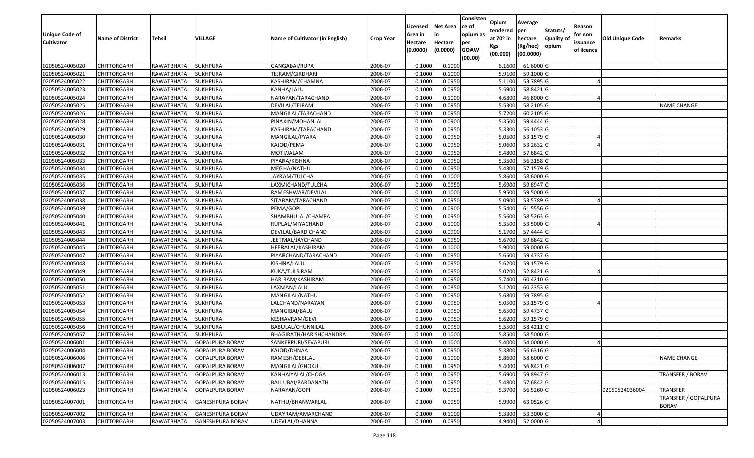| Unique Code of Cultivator | Name of District | Tehsil | VILLAGE | Name of Cultivator (in English) | Crop Year | Licensed Area in Hectare (0.0000) | Net Area in Hectare (0.0000) | Consistence of opium as per GOAW (00.00) | Opium tendered at 70º in Kgs (00.000) | Average per hectare (Kg/hec) (00.0000) | Statuts/ Quality of opium | Reason for non issuance of licence | Old Unique Code | Remarks |
|---|---|---|---|---|---|---|---|---|---|---|---|---|---|---|
| 02050524005020 | CHITTORGARH | RAWATBHATA | SUKHPURA | GANGABAI/RUPA | 2006-07 | 0.1000 | 0.1000 | | 6.1600 | 61.6000 | G | | | |
| 02050524005021 | CHITTORGARH | RAWATBHATA | SUKHPURA | TEJRAM/GIRDHARI | 2006-07 | 0.1000 | 0.1000 | | 5.9100 | 59.1000 | G | | | |
| 02050524005022 | CHITTORGARH | RAWATBHATA | SUKHPURA | KASHIRAM/CHAMNA | 2006-07 | 0.1000 | 0.0950 | | 5.1100 | 53.7895 | G | 4 | | |
| 02050524005023 | CHITTORGARH | RAWATBHATA | SUKHPURA | KANHA/LALU | 2006-07 | 0.1000 | 0.0950 | | 5.5900 | 58.8421 | G | | | |
| 02050524005024 | CHITTORGARH | RAWATBHATA | SUKHPURA | NARAYAN/TARACHAND | 2006-07 | 0.1000 | 0.1000 | | 4.6800 | 46.8000 | G | 4 | | |
| 02050524005025 | CHITTORGARH | RAWATBHATA | SUKHPURA | DEVILAL/TEJRAM | 2006-07 | 0.1000 | 0.0950 | | 5.5300 | 58.2105 | G | | | NAME CHANGE |
| 02050524005026 | CHITTORGARH | RAWATBHATA | SUKHPURA | MANGILAL/TARACHAND | 2006-07 | 0.1000 | 0.0950 | | 5.7200 | 60.2105 | G | | | |
| 02050524005028 | CHITTORGARH | RAWATBHATA | SUKHPURA | PINAKIN/MOHANLAL | 2006-07 | 0.1000 | 0.0900 | | 5.3500 | 59.4444 | G | | | |
| 02050524005029 | CHITTORGARH | RAWATBHATA | SUKHPURA | KASHIRAM/TARACHAND | 2006-07 | 0.1000 | 0.0950 | | 5.3300 | 56.1053 | G | | | |
| 02050524005030 | CHITTORGARH | RAWATBHATA | SUKHPURA | MANGILAL/PYARA | 2006-07 | 0.1000 | 0.0950 | | 5.0500 | 53.1579 | G | 4 | | |
| 02050524005031 | CHITTORGARH | RAWATBHATA | SUKHPURA | KAJOD/PEMA | 2006-07 | 0.1000 | 0.0950 | | 5.0600 | 53.2632 | G | 4 | | |
| 02050524005032 | CHITTORGARH | RAWATBHATA | SUKHPURA | MOTI/JALAM | 2006-07 | 0.1000 | 0.0950 | | 5.4800 | 57.6842 | G | | | |
| 02050524005033 | CHITTORGARH | RAWATBHATA | SUKHPURA | PIYARA/KISHNA | 2006-07 | 0.1000 | 0.0950 | | 5.3500 | 56.3158 | G | | | |
| 02050524005034 | CHITTORGARH | RAWATBHATA | SUKHPURA | MEGHA/NATHU | 2006-07 | 0.1000 | 0.0950 | | 5.4300 | 57.1579 | G | | | |
| 02050524005035 | CHITTORGARH | RAWATBHATA | SUKHPURA | JAYRAM/TULCHA | 2006-07 | 0.1000 | 0.1000 | | 5.8600 | 58.6000 | G | | | |
| 02050524005036 | CHITTORGARH | RAWATBHATA | SUKHPURA | LAXMICHAND/TULCHA | 2006-07 | 0.1000 | 0.0950 | | 5.6900 | 59.8947 | G | | | |
| 02050524005037 | CHITTORGARH | RAWATBHATA | SUKHPURA | RAMESHWAR/DEVILAL | 2006-07 | 0.1000 | 0.1000 | | 5.9500 | 59.5000 | G | | | |
| 02050524005038 | CHITTORGARH | RAWATBHATA | SUKHPURA | SITARAM/TARACHAND | 2006-07 | 0.1000 | 0.0950 | | 5.0900 | 53.5789 | G | 4 | | |
| 02050524005039 | CHITTORGARH | RAWATBHATA | SUKHPURA | PEMA/GOPI | 2006-07 | 0.1000 | 0.0900 | | 5.5400 | 61.5556 | G | | | |
| 02050524005040 | CHITTORGARH | RAWATBHATA | SUKHPURA | SHAMBHULAL/CHAMPA | 2006-07 | 0.1000 | 0.0950 | | 5.5600 | 58.5263 | G | | | |
| 02050524005041 | CHITTORGARH | RAWATBHATA | SUKHPURA | RUPLAL/MIYACHAND | 2006-07 | 0.1000 | 0.1000 | | 5.3500 | 53.5000 | G | 4 | | |
| 02050524005043 | CHITTORGARH | RAWATBHATA | SUKHPURA | DEVILAL/BARDICHAND | 2006-07 | 0.1000 | 0.0900 | | 5.1700 | 57.4444 | G | | | |
| 02050524005044 | CHITTORGARH | RAWATBHATA | SUKHPURA | JEETMAL/JAYCHAND | 2006-07 | 0.1000 | 0.0950 | | 5.6700 | 59.6842 | G | | | |
| 02050524005045 | CHITTORGARH | RAWATBHATA | SUKHPURA | HEERALAL/KASHIRAM | 2006-07 | 0.1000 | 0.1000 | | 5.9000 | 59.0000 | G | | | |
| 02050524005047 | CHITTORGARH | RAWATBHATA | SUKHPURA | PIYARCHAND/TARACHAND | 2006-07 | 0.1000 | 0.0950 | | 5.6500 | 59.4737 | G | | | |
| 02050524005048 | CHITTORGARH | RAWATBHATA | SUKHPURA | KISHNA/LALU | 2006-07 | 0.1000 | 0.0950 | | 5.6200 | 59.1579 | G | | | |
| 02050524005049 | CHITTORGARH | RAWATBHATA | SUKHPURA | KUKA/TULSIRAM | 2006-07 | 0.1000 | 0.0950 | | 5.0200 | 52.8421 | G | 4 | | |
| 02050524005050 | CHITTORGARH | RAWATBHATA | SUKHPURA | HARIRAM/KASHIRAM | 2006-07 | 0.1000 | 0.0950 | | 5.7400 | 60.4210 | G | | | |
| 02050524005051 | CHITTORGARH | RAWATBHATA | SUKHPURA | LAXMAN/LALU | 2006-07 | 0.1000 | 0.0850 | | 5.1200 | 60.2353 | G | | | |
| 02050524005052 | CHITTORGARH | RAWATBHATA | SUKHPURA | MANGILAL/NATHU | 2006-07 | 0.1000 | 0.0950 | | 5.6800 | 59.7895 | G | | | |
| 02050524005053 | CHITTORGARH | RAWATBHATA | SUKHPURA | LALCHAND/NARAYAN | 2006-07 | 0.1000 | 0.0950 | | 5.0500 | 53.1579 | G | 4 | | |
| 02050524005054 | CHITTORGARH | RAWATBHATA | SUKHPURA | MANGIBAI/BALU | 2006-07 | 0.1000 | 0.0950 | | 5.6500 | 59.4737 | G | | | |
| 02050524005055 | CHITTORGARH | RAWATBHATA | SUKHPURA | KESHAVRAM/DEVI | 2006-07 | 0.1000 | 0.0950 | | 5.6200 | 59.1579 | G | | | |
| 02050524005056 | CHITTORGARH | RAWATBHATA | SUKHPURA | BABULAL/CHUNNILAL | 2006-07 | 0.1000 | 0.0950 | | 5.5500 | 58.4211 | G | | | |
| 02050524005057 | CHITTORGARH | RAWATBHATA | SUKHPURA | BHAGIRATH/HARISHCHANDRA | 2006-07 | 0.1000 | 0.1000 | | 5.8500 | 58.5000 | G | | | |
| 02050524006001 | CHITTORGARH | RAWATBHATA | GOPALPURA BORAV | SANKERPURI/SEVAPURL | 2006-07 | 0.1000 | 0.1000 | | 5.4000 | 54.0000 | G | 4 | | |
| 02050524006004 | CHITTORGARH | RAWATBHATA | GOPALPURA BORAV | KAJOD/DHNAA | 2006-07 | 0.1000 | 0.0950 | | 5.3800 | 56.6316 | G | | | |
| 02050524006006 | CHITTORGARH | RAWATBHATA | GOPALPURA BORAV | RAMESH/DEBILAL | 2006-07 | 0.1000 | 0.1000 | | 5.8600 | 58.6000 | G | | | NAME CHANGE |
| 02050524006007 | CHITTORGARH | RAWATBHATA | GOPALPURA BORAV | MANGILAL/GHOKUL | 2006-07 | 0.1000 | 0.0950 | | 5.4000 | 56.8421 | G | | | |
| 02050524006013 | CHITTORGARH | RAWATBHATA | GOPALPURA BORAV | KANHAIYALAL/CHOGA | 2006-07 | 0.1000 | 0.0950 | | 5.6900 | 59.8947 | G | | | TRANSFER / BORAV |
| 02050524006015 | CHITTORGARH | RAWATBHATA | GOPALPURA BORAV | BALLUBAI/BARDANATH | 2006-07 | 0.1000 | 0.0950 | | 5.4800 | 57.6842 | G | | | |
| 02050524006023 | CHITTORGARH | RAWATBHATA | GOPALPURA BORAV | NARAYAN/GOPI | 2006-07 | 0.1000 | 0.0950 | | 5.3700 | 56.5260 | G | | 02050524036004 | TRANSFER |
| 02050524007001 | CHITTORGARH | RAWATBHATA | GANESHPURA BORAV | NATHU/BHANWARLAL | 2006-07 | 0.1000 | 0.0950 | | 5.9900 | 63.0526 | G | | | TRANSFER / GOPALPURA BORAV |
| 02050524007002 | CHITTORGARH | RAWATBHATA | GANESHPURA BORAV | UDAYRAM/AMARCHAND | 2006-07 | 0.1000 | 0.1000 | | 5.3300 | 53.3000 | G | 4 | | |
| 02050524007003 | CHITTORGARH | RAWATBHATA | GANESHPURA BORAV | UDEYLAL/DHANNA | 2006-07 | 0.1000 | 0.0950 | | 4.9400 | 52.0000 | G | 4 | | |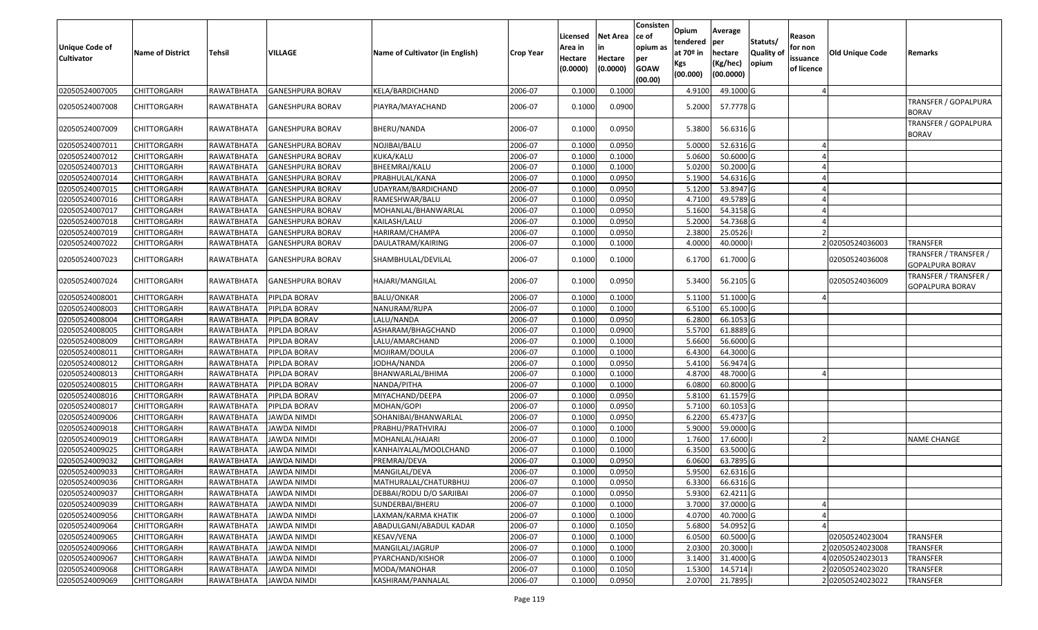| Unique Code of Cultivator | Name of District | Tehsil | VILLAGE | Name of Cultivator (in English) | Crop Year | Licensed Area in Hectare (0.0000) | Net Area in Hectare (0.0000) | Consistence of opium as per GOAW (00.00) | Opium tendered at 70º in Kgs (00.000) | Average per hectare (Kg/hec) (00.0000) | Statuts/ Quality of opium | Reason for non issuance of licence | Old Unique Code | Remarks |
|---|---|---|---|---|---|---|---|---|---|---|---|---|---|---|
| 02050524007005 | CHITTORGARH | RAWATBHATA | GANESHPURA BORAV | KELA/BARDICHAND | 2006-07 | 0.1000 | 0.1000 | | 4.9100 | 49.1000 | G | 4 | | |
| 02050524007008 | CHITTORGARH | RAWATBHATA | GANESHPURA BORAV | PIAYRA/MAYACHAND | 2006-07 | 0.1000 | 0.0900 | | 5.2000 | 57.7778 | G | | | TRANSFER / GOPALPURA BORAV |
| 02050524007009 | CHITTORGARH | RAWATBHATA | GANESHPURA BORAV | BHERU/NANDA | 2006-07 | 0.1000 | 0.0950 | | 5.3800 | 56.6316 | G | | | TRANSFER / GOPALPURA BORAV |
| 02050524007011 | CHITTORGARH | RAWATBHATA | GANESHPURA BORAV | NOJIBAI/BALU | 2006-07 | 0.1000 | 0.0950 | | 5.0000 | 52.6316 | G | 4 | | |
| 02050524007012 | CHITTORGARH | RAWATBHATA | GANESHPURA BORAV | KUKA/KALU | 2006-07 | 0.1000 | 0.1000 | | 5.0600 | 50.6000 | G | 4 | | |
| 02050524007013 | CHITTORGARH | RAWATBHATA | GANESHPURA BORAV | BHEEMRAJ/KALU | 2006-07 | 0.1000 | 0.1000 | | 5.0200 | 50.2000 | G | 4 | | |
| 02050524007014 | CHITTORGARH | RAWATBHATA | GANESHPURA BORAV | PRABHULAL/KANA | 2006-07 | 0.1000 | 0.0950 | | 5.1900 | 54.6316 | G | 4 | | |
| 02050524007015 | CHITTORGARH | RAWATBHATA | GANESHPURA BORAV | UDAYRAM/BARDICHAND | 2006-07 | 0.1000 | 0.0950 | | 5.1200 | 53.8947 | G | 4 | | |
| 02050524007016 | CHITTORGARH | RAWATBHATA | GANESHPURA BORAV | RAMESHWAR/BALU | 2006-07 | 0.1000 | 0.0950 | | 4.7100 | 49.5789 | G | 4 | | |
| 02050524007017 | CHITTORGARH | RAWATBHATA | GANESHPURA BORAV | MOHANLAL/BHANWARLAL | 2006-07 | 0.1000 | 0.0950 | | 5.1600 | 54.3158 | G | 4 | | |
| 02050524007018 | CHITTORGARH | RAWATBHATA | GANESHPURA BORAV | KAILASH/LALU | 2006-07 | 0.1000 | 0.0950 | | 5.2000 | 54.7368 | G | 4 | | |
| 02050524007019 | CHITTORGARH | RAWATBHATA | GANESHPURA BORAV | HARIRAM/CHAMPA | 2006-07 | 0.1000 | 0.0950 | | 2.3800 | 25.0526 | I | 2 | | |
| 02050524007022 | CHITTORGARH | RAWATBHATA | GANESHPURA BORAV | DAULATRAM/KAIRING | 2006-07 | 0.1000 | 0.1000 | | 4.0000 | 40.0000 | I | 2 | 02050524036003 | TRANSFER |
| 02050524007023 | CHITTORGARH | RAWATBHATA | GANESHPURA BORAV | SHAMBHULAL/DEVILAL | 2006-07 | 0.1000 | 0.1000 | | 6.1700 | 61.7000 | G | | 02050524036008 | TRANSFER / TRANSFER / GOPALPURA BORAV |
| 02050524007024 | CHITTORGARH | RAWATBHATA | GANESHPURA BORAV | HAJARI/MANGILAL | 2006-07 | 0.1000 | 0.0950 | | 5.3400 | 56.2105 | G | | 02050524036009 | TRANSFER / TRANSFER / GOPALPURA BORAV |
| 02050524008001 | CHITTORGARH | RAWATBHATA | PIPLDA BORAV | BALU/ONKAR | 2006-07 | 0.1000 | 0.1000 | | 5.1100 | 51.1000 | G | 4 | | |
| 02050524008003 | CHITTORGARH | RAWATBHATA | PIPLDA BORAV | NANURAM/RUPA | 2006-07 | 0.1000 | 0.1000 | | 6.5100 | 65.1000 | G | | | |
| 02050524008004 | CHITTORGARH | RAWATBHATA | PIPLDA BORAV | LALU/NANDA | 2006-07 | 0.1000 | 0.0950 | | 6.2800 | 66.1053 | G | | | |
| 02050524008005 | CHITTORGARH | RAWATBHATA | PIPLDA BORAV | ASHARAM/BHAGCHAND | 2006-07 | 0.1000 | 0.0900 | | 5.5700 | 61.8889 | G | | | |
| 02050524008009 | CHITTORGARH | RAWATBHATA | PIPLDA BORAV | LALU/AMARCHAND | 2006-07 | 0.1000 | 0.1000 | | 5.6600 | 56.6000 | G | | | |
| 02050524008011 | CHITTORGARH | RAWATBHATA | PIPLDA BORAV | MOJIRAM/DOULA | 2006-07 | 0.1000 | 0.1000 | | 6.4300 | 64.3000 | G | | | |
| 02050524008012 | CHITTORGARH | RAWATBHATA | PIPLDA BORAV | JODHA/NANDA | 2006-07 | 0.1000 | 0.0950 | | 5.4100 | 56.9474 | G | | | |
| 02050524008013 | CHITTORGARH | RAWATBHATA | PIPLDA BORAV | BHANWARLAL/BHIMA | 2006-07 | 0.1000 | 0.1000 | | 4.8700 | 48.7000 | G | 4 | | |
| 02050524008015 | CHITTORGARH | RAWATBHATA | PIPLDA BORAV | NANDA/PITHA | 2006-07 | 0.1000 | 0.1000 | | 6.0800 | 60.8000 | G | | | |
| 02050524008016 | CHITTORGARH | RAWATBHATA | PIPLDA BORAV | MIYACHAND/DEEPA | 2006-07 | 0.1000 | 0.0950 | | 5.8100 | 61.1579 | G | | | |
| 02050524008017 | CHITTORGARH | RAWATBHATA | PIPLDA BORAV | MOHAN/GOPI | 2006-07 | 0.1000 | 0.0950 | | 5.7100 | 60.1053 | G | | | |
| 02050524009006 | CHITTORGARH | RAWATBHATA | JAWDA NIMDI | SOHANIBAI/BHANWARLAL | 2006-07 | 0.1000 | 0.0950 | | 6.2200 | 65.4737 | G | | | |
| 02050524009018 | CHITTORGARH | RAWATBHATA | JAWDA NIMDI | PRABHU/PRATHVIRAJ | 2006-07 | 0.1000 | 0.1000 | | 5.9000 | 59.0000 | G | | | |
| 02050524009019 | CHITTORGARH | RAWATBHATA | JAWDA NIMDI | MOHANLAL/HAJARI | 2006-07 | 0.1000 | 0.1000 | | 1.7600 | 17.6000 | I | 2 | | NAME CHANGE |
| 02050524009025 | CHITTORGARH | RAWATBHATA | JAWDA NIMDI | KANHAIYALAL/MOOLCHAND | 2006-07 | 0.1000 | 0.1000 | | 6.3500 | 63.5000 | G | | | |
| 02050524009032 | CHITTORGARH | RAWATBHATA | JAWDA NIMDI | PREMRAJ/DEVA | 2006-07 | 0.1000 | 0.0950 | | 6.0600 | 63.7895 | G | | | |
| 02050524009033 | CHITTORGARH | RAWATBHATA | JAWDA NIMDI | MANGILAL/DEVA | 2006-07 | 0.1000 | 0.0950 | | 5.9500 | 62.6316 | G | | | |
| 02050524009036 | CHITTORGARH | RAWATBHATA | JAWDA NIMDI | MATHURALAL/CHATURBHUJ | 2006-07 | 0.1000 | 0.0950 | | 6.3300 | 66.6316 | G | | | |
| 02050524009037 | CHITTORGARH | RAWATBHATA | JAWDA NIMDI | DEBBAI/RODU D/O SARJIBAI | 2006-07 | 0.1000 | 0.0950 | | 5.9300 | 62.4211 | G | | | |
| 02050524009039 | CHITTORGARH | RAWATBHATA | JAWDA NIMDI | SUNDERBAI/BHERU | 2006-07 | 0.1000 | 0.1000 | | 3.7000 | 37.0000 | G | 4 | | |
| 02050524009056 | CHITTORGARH | RAWATBHATA | JAWDA NIMDI | LAXMAN/KARMA KHATIK | 2006-07 | 0.1000 | 0.1000 | | 4.0700 | 40.7000 | G | 4 | | |
| 02050524009064 | CHITTORGARH | RAWATBHATA | JAWDA NIMDI | ABADULGANI/ABADUL KADAR | 2006-07 | 0.1000 | 0.1050 | | 5.6800 | 54.0952 | G | 4 | | |
| 02050524009065 | CHITTORGARH | RAWATBHATA | JAWDA NIMDI | KESAV/VENA | 2006-07 | 0.1000 | 0.1000 | | 6.0500 | 60.5000 | G | | 02050524023004 | TRANSFER |
| 02050524009066 | CHITTORGARH | RAWATBHATA | JAWDA NIMDI | MANGILAL/JAGRUP | 2006-07 | 0.1000 | 0.1000 | | 2.0300 | 20.3000 | I | 2 | 02050524023008 | TRANSFER |
| 02050524009067 | CHITTORGARH | RAWATBHATA | JAWDA NIMDI | PYARCHAND/KISHOR | 2006-07 | 0.1000 | 0.1000 | | 3.1400 | 31.4000 | G | 4 | 02050524023013 | TRANSFER |
| 02050524009068 | CHITTORGARH | RAWATBHATA | JAWDA NIMDI | MODA/MANOHAR | 2006-07 | 0.1000 | 0.1050 | | 1.5300 | 14.5714 | I | 2 | 02050524023020 | TRANSFER |
| 02050524009069 | CHITTORGARH | RAWATBHATA | JAWDA NIMDI | KASHIRAM/PANNALAL | 2006-07 | 0.1000 | 0.0950 | | 2.0700 | 21.7895 | I | 2 | 02050524023022 | TRANSFER |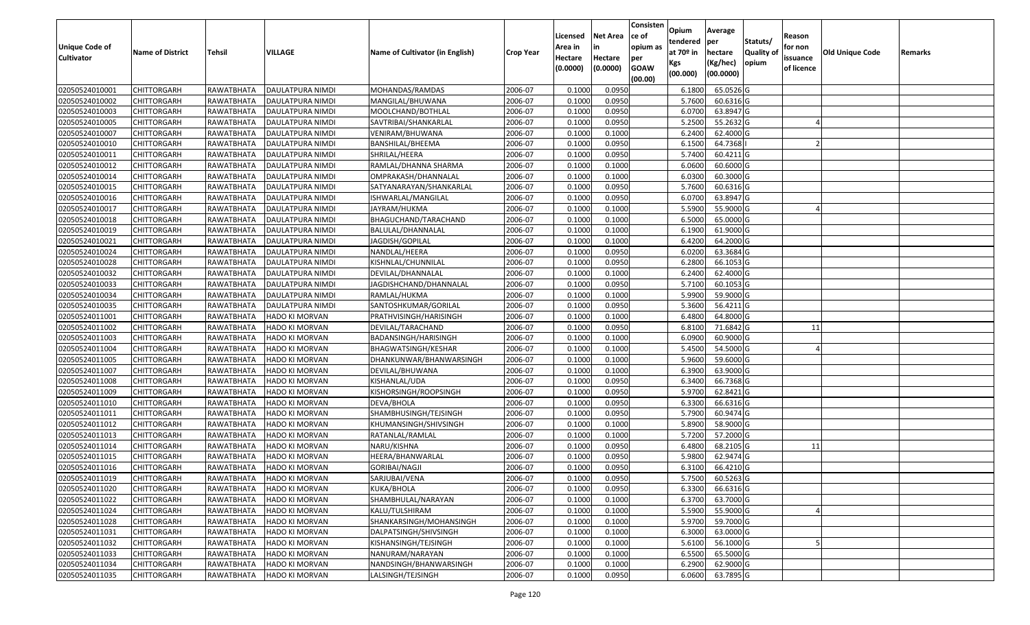| Unique Code of Cultivator | Name of District | Tehsil | VILLAGE | Name of Cultivator (in English) | Crop Year | Licensed Area in Hectare (0.0000) | Net Area in Hectare (0.0000) | Consistence of opium as per GOAW (00.00) | Opium tendered at 70º in Kgs (00.000) | Average per hectare (Kg/hec) (00.0000) | Statuts/ Quality of opium | Reason for non issuance of licence | Old Unique Code | Remarks |
|---|---|---|---|---|---|---|---|---|---|---|---|---|---|---|
| 02050524010001 | CHITTORGARH | RAWATBHATA | DAULATPURA NIMDI | MOHANDAS/RAMDAS | 2006-07 | 0.1000 | 0.0950 | | 6.1800 | 65.0526 | G | | | |
| 02050524010002 | CHITTORGARH | RAWATBHATA | DAULATPURA NIMDI | MANGILAL/BHUWANA | 2006-07 | 0.1000 | 0.0950 | | 5.7600 | 60.6316 | G | | | |
| 02050524010003 | CHITTORGARH | RAWATBHATA | DAULATPURA NIMDI | MOOLCHAND/BOTHLAL | 2006-07 | 0.1000 | 0.0950 | | 6.0700 | 63.8947 | G | | | |
| 02050524010005 | CHITTORGARH | RAWATBHATA | DAULATPURA NIMDI | SAVTRIBAI/SHANKARLAL | 2006-07 | 0.1000 | 0.0950 | | 5.2500 | 55.2632 | G | 4 | | |
| 02050524010007 | CHITTORGARH | RAWATBHATA | DAULATPURA NIMDI | VENIRAM/BHUWANA | 2006-07 | 0.1000 | 0.1000 | | 6.2400 | 62.4000 | G | | | |
| 02050524010010 | CHITTORGARH | RAWATBHATA | DAULATPURA NIMDI | BANSHILAL/BHEEMA | 2006-07 | 0.1000 | 0.0950 | | 6.1500 | 64.7368 | I | 2 | | |
| 02050524010011 | CHITTORGARH | RAWATBHATA | DAULATPURA NIMDI | SHRILAL/HEERA | 2006-07 | 0.1000 | 0.0950 | | 5.7400 | 60.4211 | G | | | |
| 02050524010012 | CHITTORGARH | RAWATBHATA | DAULATPURA NIMDI | RAMLAL/DHANNA SHARMA | 2006-07 | 0.1000 | 0.1000 | | 6.0600 | 60.6000 | G | | | |
| 02050524010014 | CHITTORGARH | RAWATBHATA | DAULATPURA NIMDI | OMPRAKASH/DHANNALAL | 2006-07 | 0.1000 | 0.1000 | | 6.0300 | 60.3000 | G | | | |
| 02050524010015 | CHITTORGARH | RAWATBHATA | DAULATPURA NIMDI | SATYANARAYAN/SHANKARLAL | 2006-07 | 0.1000 | 0.0950 | | 5.7600 | 60.6316 | G | | | |
| 02050524010016 | CHITTORGARH | RAWATBHATA | DAULATPURA NIMDI | ISHWARLAL/MANGILAL | 2006-07 | 0.1000 | 0.0950 | | 6.0700 | 63.8947 | G | | | |
| 02050524010017 | CHITTORGARH | RAWATBHATA | DAULATPURA NIMDI | JAYRAM/HUKMA | 2006-07 | 0.1000 | 0.1000 | | 5.5900 | 55.9000 | G | 4 | | |
| 02050524010018 | CHITTORGARH | RAWATBHATA | DAULATPURA NIMDI | BHAGUCHAND/TARACHAND | 2006-07 | 0.1000 | 0.1000 | | 6.5000 | 65.0000 | G | | | |
| 02050524010019 | CHITTORGARH | RAWATBHATA | DAULATPURA NIMDI | BALULAL/DHANNALAL | 2006-07 | 0.1000 | 0.1000 | | 6.1900 | 61.9000 | G | | | |
| 02050524010021 | CHITTORGARH | RAWATBHATA | DAULATPURA NIMDI | JAGDISH/GOPILAL | 2006-07 | 0.1000 | 0.1000 | | 6.4200 | 64.2000 | G | | | |
| 02050524010024 | CHITTORGARH | RAWATBHATA | DAULATPURA NIMDI | NANDLAL/HEERA | 2006-07 | 0.1000 | 0.0950 | | 6.0200 | 63.3684 | G | | | |
| 02050524010028 | CHITTORGARH | RAWATBHATA | DAULATPURA NIMDI | KISHNLAL/CHUNNILAL | 2006-07 | 0.1000 | 0.0950 | | 6.2800 | 66.1053 | G | | | |
| 02050524010032 | CHITTORGARH | RAWATBHATA | DAULATPURA NIMDI | DEVILAL/DHANNALAL | 2006-07 | 0.1000 | 0.1000 | | 6.2400 | 62.4000 | G | | | |
| 02050524010033 | CHITTORGARH | RAWATBHATA | DAULATPURA NIMDI | JAGDISHCHAND/DHANNALAL | 2006-07 | 0.1000 | 0.0950 | | 5.7100 | 60.1053 | G | | | |
| 02050524010034 | CHITTORGARH | RAWATBHATA | DAULATPURA NIMDI | RAMLAL/HUKMA | 2006-07 | 0.1000 | 0.1000 | | 5.9900 | 59.9000 | G | | | |
| 02050524010035 | CHITTORGARH | RAWATBHATA | DAULATPURA NIMDI | SANTOSHKUMAR/GORILAL | 2006-07 | 0.1000 | 0.0950 | | 5.3600 | 56.4211 | G | | | |
| 02050524011001 | CHITTORGARH | RAWATBHATA | HADO KI MORVAN | PRATHVISINGH/HARISINGH | 2006-07 | 0.1000 | 0.1000 | | 6.4800 | 64.8000 | G | | | |
| 02050524011002 | CHITTORGARH | RAWATBHATA | HADO KI MORVAN | DEVILAL/TARACHAND | 2006-07 | 0.1000 | 0.0950 | | 6.8100 | 71.6842 | G | 11 | | |
| 02050524011003 | CHITTORGARH | RAWATBHATA | HADO KI MORVAN | BADANSINGH/HARISINGH | 2006-07 | 0.1000 | 0.1000 | | 6.0900 | 60.9000 | G | | | |
| 02050524011004 | CHITTORGARH | RAWATBHATA | HADO KI MORVAN | BHAGWATSINGH/KESHAR | 2006-07 | 0.1000 | 0.1000 | | 5.4500 | 54.5000 | G | 4 | | |
| 02050524011005 | CHITTORGARH | RAWATBHATA | HADO KI MORVAN | DHANKUNWAR/BHANWARSINGH | 2006-07 | 0.1000 | 0.1000 | | 5.9600 | 59.6000 | G | | | |
| 02050524011007 | CHITTORGARH | RAWATBHATA | HADO KI MORVAN | DEVILAL/BHUWANA | 2006-07 | 0.1000 | 0.1000 | | 6.3900 | 63.9000 | G | | | |
| 02050524011008 | CHITTORGARH | RAWATBHATA | HADO KI MORVAN | KISHANLAL/UDA | 2006-07 | 0.1000 | 0.0950 | | 6.3400 | 66.7368 | G | | | |
| 02050524011009 | CHITTORGARH | RAWATBHATA | HADO KI MORVAN | KISHORSINGH/ROOPSINGH | 2006-07 | 0.1000 | 0.0950 | | 5.9700 | 62.8421 | G | | | |
| 02050524011010 | CHITTORGARH | RAWATBHATA | HADO KI MORVAN | DEVA/BHOLA | 2006-07 | 0.1000 | 0.0950 | | 6.3300 | 66.6316 | G | | | |
| 02050524011011 | CHITTORGARH | RAWATBHATA | HADO KI MORVAN | SHAMBHUSINGH/TEJSINGH | 2006-07 | 0.1000 | 0.0950 | | 5.7900 | 60.9474 | G | | | |
| 02050524011012 | CHITTORGARH | RAWATBHATA | HADO KI MORVAN | KHUMANSINGH/SHIVSINGH | 2006-07 | 0.1000 | 0.1000 | | 5.8900 | 58.9000 | G | | | |
| 02050524011013 | CHITTORGARH | RAWATBHATA | HADO KI MORVAN | RATANLAL/RAMLAL | 2006-07 | 0.1000 | 0.1000 | | 5.7200 | 57.2000 | G | | | |
| 02050524011014 | CHITTORGARH | RAWATBHATA | HADO KI MORVAN | NARU/KISHNA | 2006-07 | 0.1000 | 0.0950 | | 6.4800 | 68.2105 | G | 11 | | |
| 02050524011015 | CHITTORGARH | RAWATBHATA | HADO KI MORVAN | HEERA/BHANWARLAL | 2006-07 | 0.1000 | 0.0950 | | 5.9800 | 62.9474 | G | | | |
| 02050524011016 | CHITTORGARH | RAWATBHATA | HADO KI MORVAN | GORIBAI/NAGJI | 2006-07 | 0.1000 | 0.0950 | | 6.3100 | 66.4210 | G | | | |
| 02050524011019 | CHITTORGARH | RAWATBHATA | HADO KI MORVAN | SARJUBAI/VENA | 2006-07 | 0.1000 | 0.0950 | | 5.7500 | 60.5263 | G | | | |
| 02050524011020 | CHITTORGARH | RAWATBHATA | HADO KI MORVAN | KUKA/BHOLA | 2006-07 | 0.1000 | 0.0950 | | 6.3300 | 66.6316 | G | | | |
| 02050524011022 | CHITTORGARH | RAWATBHATA | HADO KI MORVAN | SHAMBHULAL/NARAYAN | 2006-07 | 0.1000 | 0.1000 | | 6.3700 | 63.7000 | G | | | |
| 02050524011024 | CHITTORGARH | RAWATBHATA | HADO KI MORVAN | KALU/TULSHIRAM | 2006-07 | 0.1000 | 0.1000 | | 5.5900 | 55.9000 | G | 4 | | |
| 02050524011028 | CHITTORGARH | RAWATBHATA | HADO KI MORVAN | SHANKARSINGH/MOHANSINGH | 2006-07 | 0.1000 | 0.1000 | | 5.9700 | 59.7000 | G | | | |
| 02050524011031 | CHITTORGARH | RAWATBHATA | HADO KI MORVAN | DALPATSINGH/SHIVSINGH | 2006-07 | 0.1000 | 0.1000 | | 6.3000 | 63.0000 | G | | | |
| 02050524011032 | CHITTORGARH | RAWATBHATA | HADO KI MORVAN | KISHANSINGH/TEJSINGH | 2006-07 | 0.1000 | 0.1000 | | 5.6100 | 56.1000 | G | 5 | | |
| 02050524011033 | CHITTORGARH | RAWATBHATA | HADO KI MORVAN | NANURAM/NARAYAN | 2006-07 | 0.1000 | 0.1000 | | 6.5500 | 65.5000 | G | | | |
| 02050524011034 | CHITTORGARH | RAWATBHATA | HADO KI MORVAN | NANDSINGH/BHANWARSINGH | 2006-07 | 0.1000 | 0.1000 | | 6.2900 | 62.9000 | G | | | |
| 02050524011035 | CHITTORGARH | RAWATBHATA | HADO KI MORVAN | LALSINGH/TEJSINGH | 2006-07 | 0.1000 | 0.0950 | | 6.0600 | 63.7895 | G | | | |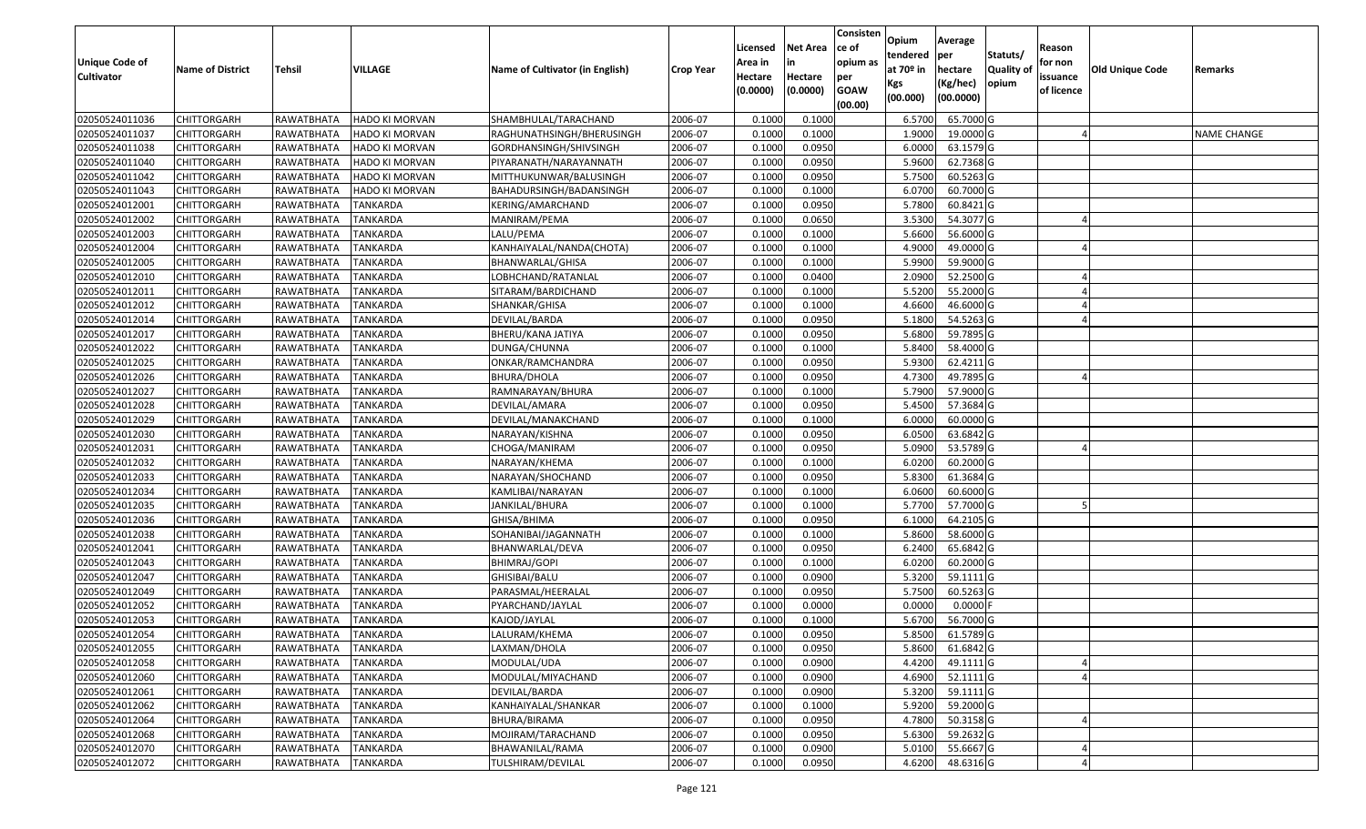| Unique Code of Cultivator | Name of District | Tehsil | VILLAGE | Name of Cultivator (in English) | Crop Year | Licensed Area in Hectare (0.0000) | Net Area in Hectare (0.0000) | Consistence of opium as per GOAW (00.00) | Opium tendered at 70º in Kgs (00.000) | Average per hectare (Kg/hec) (00.0000) | Statuts/ Quality of opium | Reason for non issuance of licence | Old Unique Code | Remarks |
|---|---|---|---|---|---|---|---|---|---|---|---|---|---|---|
| 02050524011036 | CHITTORGARH | RAWATBHATA | HADO KI MORVAN | SHAMBHULAL/TARACHAND | 2006-07 | 0.1000 | 0.1000 | | 6.5700 | 65.7000 | G | | | |
| 02050524011037 | CHITTORGARH | RAWATBHATA | HADO KI MORVAN | RAGHUNATHSINGH/BHERUSINGH | 2006-07 | 0.1000 | 0.1000 | | 1.9000 | 19.0000 | G | 4 | | NAME CHANGE |
| 02050524011038 | CHITTORGARH | RAWATBHATA | HADO KI MORVAN | GORDHANSINGH/SHIVSINGH | 2006-07 | 0.1000 | 0.0950 | | 6.0000 | 63.1579 | G | | | |
| 02050524011040 | CHITTORGARH | RAWATBHATA | HADO KI MORVAN | PIYARANATH/NARAYANNATH | 2006-07 | 0.1000 | 0.0950 | | 5.9600 | 62.7368 | G | | | |
| 02050524011042 | CHITTORGARH | RAWATBHATA | HADO KI MORVAN | MITTHUKUNWAR/BALUSINGH | 2006-07 | 0.1000 | 0.0950 | | 5.7500 | 60.5263 | G | | | |
| 02050524011043 | CHITTORGARH | RAWATBHATA | HADO KI MORVAN | BAHADURSINGH/BADANSINGH | 2006-07 | 0.1000 | 0.1000 | | 6.0700 | 60.7000 | G | | | |
| 02050524012001 | CHITTORGARH | RAWATBHATA | TANKARDA | KERING/AMARCHAND | 2006-07 | 0.1000 | 0.0950 | | 5.7800 | 60.8421 | G | | | |
| 02050524012002 | CHITTORGARH | RAWATBHATA | TANKARDA | MANIRAM/PEMA | 2006-07 | 0.1000 | 0.0650 | | 3.5300 | 54.3077 | G | 4 | | |
| 02050524012003 | CHITTORGARH | RAWATBHATA | TANKARDA | LALU/PEMA | 2006-07 | 0.1000 | 0.1000 | | 5.6600 | 56.6000 | G | | | |
| 02050524012004 | CHITTORGARH | RAWATBHATA | TANKARDA | KANHAIYALAL/NANDA(CHOTA) | 2006-07 | 0.1000 | 0.1000 | | 4.9000 | 49.0000 | G | 4 | | |
| 02050524012005 | CHITTORGARH | RAWATBHATA | TANKARDA | BHANWARLAL/GHISA | 2006-07 | 0.1000 | 0.1000 | | 5.9900 | 59.9000 | G | | | |
| 02050524012010 | CHITTORGARH | RAWATBHATA | TANKARDA | LOBHCHAND/RATANLAL | 2006-07 | 0.1000 | 0.0400 | | 2.0900 | 52.2500 | G | 4 | | |
| 02050524012011 | CHITTORGARH | RAWATBHATA | TANKARDA | SITARAM/BARDICHAND | 2006-07 | 0.1000 | 0.1000 | | 5.5200 | 55.2000 | G | 4 | | |
| 02050524012012 | CHITTORGARH | RAWATBHATA | TANKARDA | SHANKAR/GHISA | 2006-07 | 0.1000 | 0.1000 | | 4.6600 | 46.6000 | G | 4 | | |
| 02050524012014 | CHITTORGARH | RAWATBHATA | TANKARDA | DEVILAL/BARDA | 2006-07 | 0.1000 | 0.0950 | | 5.1800 | 54.5263 | G | 4 | | |
| 02050524012017 | CHITTORGARH | RAWATBHATA | TANKARDA | BHERU/KANA JATIYA | 2006-07 | 0.1000 | 0.0950 | | 5.6800 | 59.7895 | G | | | |
| 02050524012022 | CHITTORGARH | RAWATBHATA | TANKARDA | DUNGA/CHUNNA | 2006-07 | 0.1000 | 0.1000 | | 5.8400 | 58.4000 | G | | | |
| 02050524012025 | CHITTORGARH | RAWATBHATA | TANKARDA | ONKAR/RAMCHANDRA | 2006-07 | 0.1000 | 0.0950 | | 5.9300 | 62.4211 | G | | | |
| 02050524012026 | CHITTORGARH | RAWATBHATA | TANKARDA | BHURA/DHOLA | 2006-07 | 0.1000 | 0.0950 | | 4.7300 | 49.7895 | G | 4 | | |
| 02050524012027 | CHITTORGARH | RAWATBHATA | TANKARDA | RAMNARAYAN/BHURA | 2006-07 | 0.1000 | 0.1000 | | 5.7900 | 57.9000 | G | | | |
| 02050524012028 | CHITTORGARH | RAWATBHATA | TANKARDA | DEVILAL/AMARA | 2006-07 | 0.1000 | 0.0950 | | 5.4500 | 57.3684 | G | | | |
| 02050524012029 | CHITTORGARH | RAWATBHATA | TANKARDA | DEVILAL/MANAKCHAND | 2006-07 | 0.1000 | 0.1000 | | 6.0000 | 60.0000 | G | | | |
| 02050524012030 | CHITTORGARH | RAWATBHATA | TANKARDA | NARAYAN/KISHNA | 2006-07 | 0.1000 | 0.0950 | | 6.0500 | 63.6842 | G | | | |
| 02050524012031 | CHITTORGARH | RAWATBHATA | TANKARDA | CHOGA/MANIRAM | 2006-07 | 0.1000 | 0.0950 | | 5.0900 | 53.5789 | G | 4 | | |
| 02050524012032 | CHITTORGARH | RAWATBHATA | TANKARDA | NARAYAN/KHEMA | 2006-07 | 0.1000 | 0.1000 | | 6.0200 | 60.2000 | G | | | |
| 02050524012033 | CHITTORGARH | RAWATBHATA | TANKARDA | NARAYAN/SHOCHAND | 2006-07 | 0.1000 | 0.0950 | | 5.8300 | 61.3684 | G | | | |
| 02050524012034 | CHITTORGARH | RAWATBHATA | TANKARDA | KAMLIBAI/NARAYAN | 2006-07 | 0.1000 | 0.1000 | | 6.0600 | 60.6000 | G | | | |
| 02050524012035 | CHITTORGARH | RAWATBHATA | TANKARDA | JANKILAL/BHURA | 2006-07 | 0.1000 | 0.1000 | | 5.7700 | 57.7000 | G | 5 | | |
| 02050524012036 | CHITTORGARH | RAWATBHATA | TANKARDA | GHISA/BHIMA | 2006-07 | 0.1000 | 0.0950 | | 6.1000 | 64.2105 | G | | | |
| 02050524012038 | CHITTORGARH | RAWATBHATA | TANKARDA | SOHANIBAI/JAGANNATH | 2006-07 | 0.1000 | 0.1000 | | 5.8600 | 58.6000 | G | | | |
| 02050524012041 | CHITTORGARH | RAWATBHATA | TANKARDA | BHANWARLAL/DEVA | 2006-07 | 0.1000 | 0.0950 | | 6.2400 | 65.6842 | G | | | |
| 02050524012043 | CHITTORGARH | RAWATBHATA | TANKARDA | BHIMRAJ/GOPI | 2006-07 | 0.1000 | 0.1000 | | 6.0200 | 60.2000 | G | | | |
| 02050524012047 | CHITTORGARH | RAWATBHATA | TANKARDA | GHISIBAI/BALU | 2006-07 | 0.1000 | 0.0900 | | 5.3200 | 59.1111 | G | | | |
| 02050524012049 | CHITTORGARH | RAWATBHATA | TANKARDA | PARASMAL/HEERALAL | 2006-07 | 0.1000 | 0.0950 | | 5.7500 | 60.5263 | G | | | |
| 02050524012052 | CHITTORGARH | RAWATBHATA | TANKARDA | PYARCHAND/JAYLAL | 2006-07 | 0.1000 | 0.0000 | | 0.0000 | 0.0000 | F | | | |
| 02050524012053 | CHITTORGARH | RAWATBHATA | TANKARDA | KAJOD/JAYLAL | 2006-07 | 0.1000 | 0.1000 | | 5.6700 | 56.7000 | G | | | |
| 02050524012054 | CHITTORGARH | RAWATBHATA | TANKARDA | LALURAM/KHEMA | 2006-07 | 0.1000 | 0.0950 | | 5.8500 | 61.5789 | G | | | |
| 02050524012055 | CHITTORGARH | RAWATBHATA | TANKARDA | LAXMAN/DHOLA | 2006-07 | 0.1000 | 0.0950 | | 5.8600 | 61.6842 | G | | | |
| 02050524012058 | CHITTORGARH | RAWATBHATA | TANKARDA | MODULAL/UDA | 2006-07 | 0.1000 | 0.0900 | | 4.4200 | 49.1111 | G | 4 | | |
| 02050524012060 | CHITTORGARH | RAWATBHATA | TANKARDA | MODULAL/MIYACHAND | 2006-07 | 0.1000 | 0.0900 | | 4.6900 | 52.1111 | G | 4 | | |
| 02050524012061 | CHITTORGARH | RAWATBHATA | TANKARDA | DEVILAL/BARDA | 2006-07 | 0.1000 | 0.0900 | | 5.3200 | 59.1111 | G | | | |
| 02050524012062 | CHITTORGARH | RAWATBHATA | TANKARDA | KANHAIYALAL/SHANKAR | 2006-07 | 0.1000 | 0.1000 | | 5.9200 | 59.2000 | G | | | |
| 02050524012064 | CHITTORGARH | RAWATBHATA | TANKARDA | BHURA/BIRAMA | 2006-07 | 0.1000 | 0.0950 | | 4.7800 | 50.3158 | G | 4 | | |
| 02050524012068 | CHITTORGARH | RAWATBHATA | TANKARDA | MOJIRAM/TARACHAND | 2006-07 | 0.1000 | 0.0950 | | 5.6300 | 59.2632 | G | | | |
| 02050524012070 | CHITTORGARH | RAWATBHATA | TANKARDA | BHAWANILAL/RAMA | 2006-07 | 0.1000 | 0.0900 | | 5.0100 | 55.6667 | G | 4 | | |
| 02050524012072 | CHITTORGARH | RAWATBHATA | TANKARDA | TULSHIRAM/DEVILAL | 2006-07 | 0.1000 | 0.0950 | | 4.6200 | 48.6316 | G | 4 | | |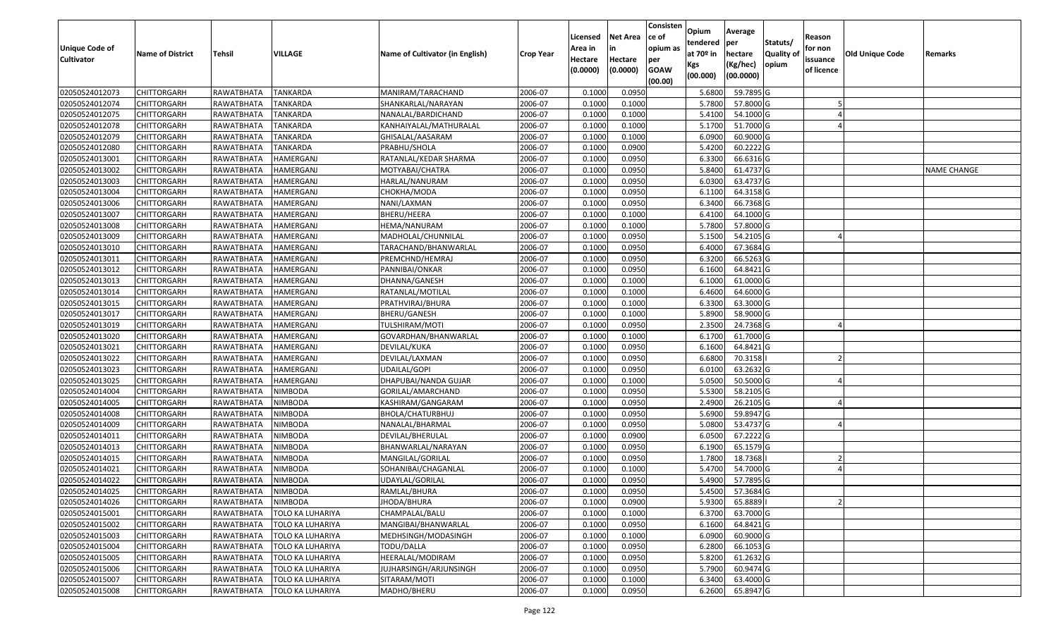| Unique Code of Cultivator | Name of District | Tehsil | VILLAGE | Name of Cultivator (in English) | Crop Year | Licensed Area in Hectare (0.0000) | Net Area in Hectare (0.0000) | Consistence of opium as per GOAW (00.00) | Opium tendered at 70º in Kgs (00.000) | Average per hectare (Kg/hec) (00.0000) | Statuts/ Quality of opium | Reason for non issuance of licence | Old Unique Code | Remarks |
|---|---|---|---|---|---|---|---|---|---|---|---|---|---|---|
| 02050524012073 | CHITTORGARH | RAWATBHATA | TANKARDA | MANIRAM/TARACHAND | 2006-07 | 0.1000 | 0.0950 | | 5.6800 | 59.7895 | G | | | |
| 02050524012074 | CHITTORGARH | RAWATBHATA | TANKARDA | SHANKARLAL/NARAYAN | 2006-07 | 0.1000 | 0.1000 | | 5.7800 | 57.8000 | G | 5 | | |
| 02050524012075 | CHITTORGARH | RAWATBHATA | TANKARDA | NANALAL/BARDICHAND | 2006-07 | 0.1000 | 0.1000 | | 5.4100 | 54.1000 | G | 4 | | |
| 02050524012078 | CHITTORGARH | RAWATBHATA | TANKARDA | KANHAIYALAL/MATHURALAL | 2006-07 | 0.1000 | 0.1000 | | 5.1700 | 51.7000 | G | 4 | | |
| 02050524012079 | CHITTORGARH | RAWATBHATA | TANKARDA | GHISALAL/AASARAM | 2006-07 | 0.1000 | 0.1000 | | 6.0900 | 60.9000 | G | | | |
| 02050524012080 | CHITTORGARH | RAWATBHATA | TANKARDA | PRABHU/SHOLA | 2006-07 | 0.1000 | 0.0900 | | 5.4200 | 60.2222 | G | | | |
| 02050524013001 | CHITTORGARH | RAWATBHATA | HAMERGANJ | RATANLAL/KEDAR SHARMA | 2006-07 | 0.1000 | 0.0950 | | 6.3300 | 66.6316 | G | | | |
| 02050524013002 | CHITTORGARH | RAWATBHATA | HAMERGANJ | MOTYABAI/CHATRA | 2006-07 | 0.1000 | 0.0950 | | 5.8400 | 61.4737 | G | | | NAME CHANGE |
| 02050524013003 | CHITTORGARH | RAWATBHATA | HAMERGANJ | HARLAL/NANURAM | 2006-07 | 0.1000 | 0.0950 | | 6.0300 | 63.4737 | G | | | |
| 02050524013004 | CHITTORGARH | RAWATBHATA | HAMERGANJ | CHOKHA/MODA | 2006-07 | 0.1000 | 0.0950 | | 6.1100 | 64.3158 | G | | | |
| 02050524013006 | CHITTORGARH | RAWATBHATA | HAMERGANJ | NANI/LAXMAN | 2006-07 | 0.1000 | 0.0950 | | 6.3400 | 66.7368 | G | | | |
| 02050524013007 | CHITTORGARH | RAWATBHATA | HAMERGANJ | BHERU/HEERA | 2006-07 | 0.1000 | 0.1000 | | 6.4100 | 64.1000 | G | | | |
| 02050524013008 | CHITTORGARH | RAWATBHATA | HAMERGANJ | HEMA/NANURAM | 2006-07 | 0.1000 | 0.1000 | | 5.7800 | 57.8000 | G | | | |
| 02050524013009 | CHITTORGARH | RAWATBHATA | HAMERGANJ | MADHOLAL/CHUNNILAL | 2006-07 | 0.1000 | 0.0950 | | 5.1500 | 54.2105 | G | 4 | | |
| 02050524013010 | CHITTORGARH | RAWATBHATA | HAMERGANJ | TARACHAND/BHANWARLAL | 2006-07 | 0.1000 | 0.0950 | | 6.4000 | 67.3684 | G | | | |
| 02050524013011 | CHITTORGARH | RAWATBHATA | HAMERGANJ | PREMCHND/HEMRAJ | 2006-07 | 0.1000 | 0.0950 | | 6.3200 | 66.5263 | G | | | |
| 02050524013012 | CHITTORGARH | RAWATBHATA | HAMERGANJ | PANNIBAI/ONKAR | 2006-07 | 0.1000 | 0.0950 | | 6.1600 | 64.8421 | G | | | |
| 02050524013013 | CHITTORGARH | RAWATBHATA | HAMERGANJ | DHANNA/GANESH | 2006-07 | 0.1000 | 0.1000 | | 6.1000 | 61.0000 | G | | | |
| 02050524013014 | CHITTORGARH | RAWATBHATA | HAMERGANJ | RATANLAL/MOTILAL | 2006-07 | 0.1000 | 0.1000 | | 6.4600 | 64.6000 | G | | | |
| 02050524013015 | CHITTORGARH | RAWATBHATA | HAMERGANJ | PRATHVIRAJ/BHURA | 2006-07 | 0.1000 | 0.1000 | | 6.3300 | 63.3000 | G | | | |
| 02050524013017 | CHITTORGARH | RAWATBHATA | HAMERGANJ | BHERU/GANESH | 2006-07 | 0.1000 | 0.1000 | | 5.8900 | 58.9000 | G | | | |
| 02050524013019 | CHITTORGARH | RAWATBHATA | HAMERGANJ | TULSHIRAM/MOTI | 2006-07 | 0.1000 | 0.0950 | | 2.3500 | 24.7368 | G | 4 | | |
| 02050524013020 | CHITTORGARH | RAWATBHATA | HAMERGANJ | GOVARDHAN/BHANWARLAL | 2006-07 | 0.1000 | 0.1000 | | 6.1700 | 61.7000 | G | | | |
| 02050524013021 | CHITTORGARH | RAWATBHATA | HAMERGANJ | DEVILAL/KUKA | 2006-07 | 0.1000 | 0.0950 | | 6.1600 | 64.8421 | G | | | |
| 02050524013022 | CHITTORGARH | RAWATBHATA | HAMERGANJ | DEVILAL/LAXMAN | 2006-07 | 0.1000 | 0.0950 | | 6.6800 | 70.3158 | I | 2 | | |
| 02050524013023 | CHITTORGARH | RAWATBHATA | HAMERGANJ | UDAILAL/GOPI | 2006-07 | 0.1000 | 0.0950 | | 6.0100 | 63.2632 | G | | | |
| 02050524013025 | CHITTORGARH | RAWATBHATA | HAMERGANJ | DHAPUBAI/NANDA GUJAR | 2006-07 | 0.1000 | 0.1000 | | 5.0500 | 50.5000 | G | 4 | | |
| 02050524014004 | CHITTORGARH | RAWATBHATA | NIMBODA | GORILAL/AMARCHAND | 2006-07 | 0.1000 | 0.0950 | | 5.5300 | 58.2105 | G | | | |
| 02050524014005 | CHITTORGARH | RAWATBHATA | NIMBODA | KASHIRAM/GANGARAM | 2006-07 | 0.1000 | 0.0950 | | 2.4900 | 26.2105 | G | 4 | | |
| 02050524014008 | CHITTORGARH | RAWATBHATA | NIMBODA | BHOLA/CHATURBHUJ | 2006-07 | 0.1000 | 0.0950 | | 5.6900 | 59.8947 | G | | | |
| 02050524014009 | CHITTORGARH | RAWATBHATA | NIMBODA | NANALAL/BHARMAL | 2006-07 | 0.1000 | 0.0950 | | 5.0800 | 53.4737 | G | 4 | | |
| 02050524014011 | CHITTORGARH | RAWATBHATA | NIMBODA | DEVILAL/BHERULAL | 2006-07 | 0.1000 | 0.0900 | | 6.0500 | 67.2222 | G | | | |
| 02050524014013 | CHITTORGARH | RAWATBHATA | NIMBODA | BHANWARLAL/NARAYAN | 2006-07 | 0.1000 | 0.0950 | | 6.1900 | 65.1579 | G | | | |
| 02050524014015 | CHITTORGARH | RAWATBHATA | NIMBODA | MANGILAL/GORILAL | 2006-07 | 0.1000 | 0.0950 | | 1.7800 | 18.7368 | I | 2 | | |
| 02050524014021 | CHITTORGARH | RAWATBHATA | NIMBODA | SOHANIBAI/CHAGANLAL | 2006-07 | 0.1000 | 0.1000 | | 5.4700 | 54.7000 | G | 4 | | |
| 02050524014022 | CHITTORGARH | RAWATBHATA | NIMBODA | UDAYLAL/GORILAL | 2006-07 | 0.1000 | 0.0950 | | 5.4900 | 57.7895 | G | | | |
| 02050524014025 | CHITTORGARH | RAWATBHATA | NIMBODA | RAMLAL/BHURA | 2006-07 | 0.1000 | 0.0950 | | 5.4500 | 57.3684 | G | | | |
| 02050524014026 | CHITTORGARH | RAWATBHATA | NIMBODA | JHODA/BHURA | 2006-07 | 0.1000 | 0.0900 | | 5.9300 | 65.8889 | I | 2 | | |
| 02050524015001 | CHITTORGARH | RAWATBHATA | TOLO KA LUHARIYA | CHAMPALAL/BALU | 2006-07 | 0.1000 | 0.1000 | | 6.3700 | 63.7000 | G | | | |
| 02050524015002 | CHITTORGARH | RAWATBHATA | TOLO KA LUHARIYA | MANGIBAI/BHANWARLAL | 2006-07 | 0.1000 | 0.0950 | | 6.1600 | 64.8421 | G | | | |
| 02050524015003 | CHITTORGARH | RAWATBHATA | TOLO KA LUHARIYA | MEDHSINGH/MODASINGH | 2006-07 | 0.1000 | 0.1000 | | 6.0900 | 60.9000 | G | | | |
| 02050524015004 | CHITTORGARH | RAWATBHATA | TOLO KA LUHARIYA | TODU/DALLA | 2006-07 | 0.1000 | 0.0950 | | 6.2800 | 66.1053 | G | | | |
| 02050524015005 | CHITTORGARH | RAWATBHATA | TOLO KA LUHARIYA | HEERALAL/MODIRAM | 2006-07 | 0.1000 | 0.0950 | | 5.8200 | 61.2632 | G | | | |
| 02050524015006 | CHITTORGARH | RAWATBHATA | TOLO KA LUHARIYA | JUJHARSINGH/ARJUNSINGH | 2006-07 | 0.1000 | 0.0950 | | 5.7900 | 60.9474 | G | | | |
| 02050524015007 | CHITTORGARH | RAWATBHATA | TOLO KA LUHARIYA | SITARAM/MOTI | 2006-07 | 0.1000 | 0.1000 | | 6.3400 | 63.4000 | G | | | |
| 02050524015008 | CHITTORGARH | RAWATBHATA | TOLO KA LUHARIYA | MADHO/BHERU | 2006-07 | 0.1000 | 0.0950 | | 6.2600 | 65.8947 | G | | | |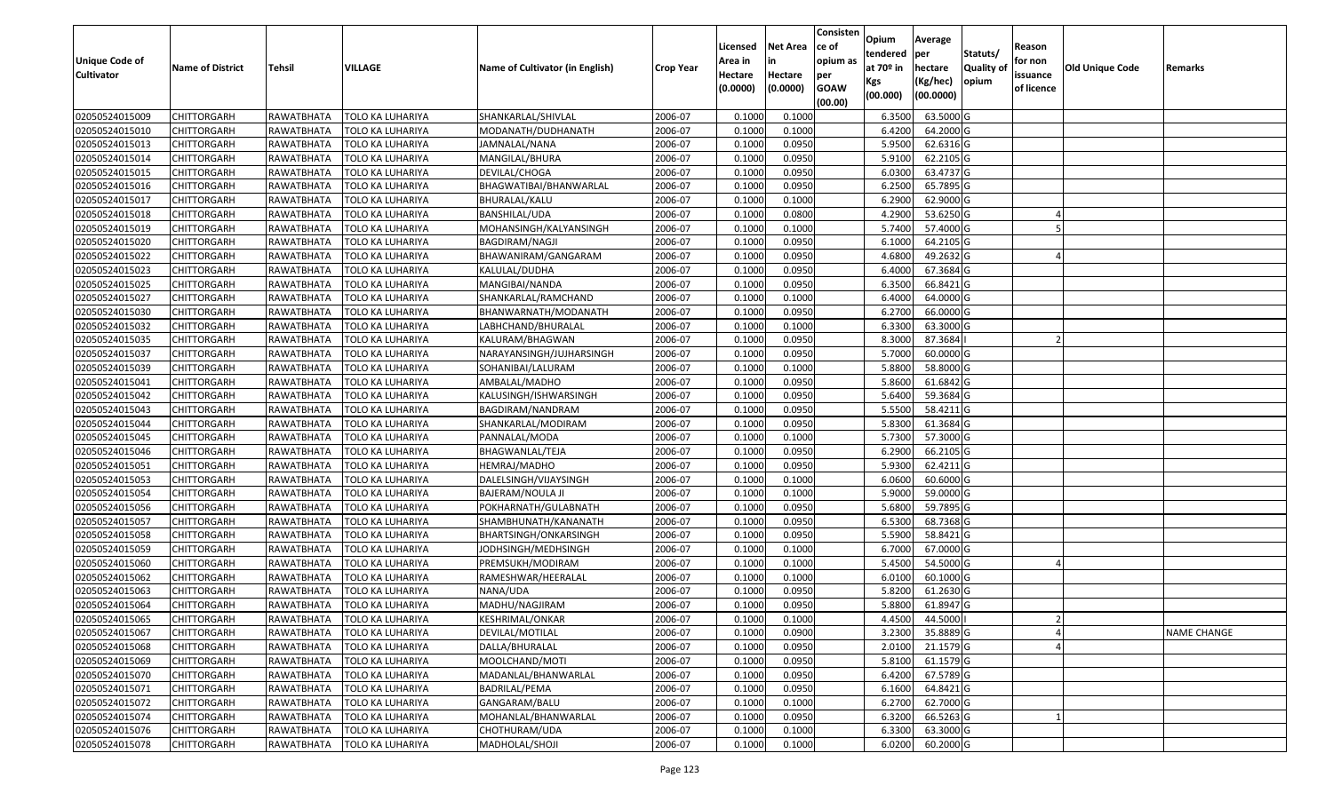| Unique Code of Cultivator | Name of District | Tehsil | VILLAGE | Name of Cultivator (in English) | Crop Year | Licensed Area in Hectare (0.0000) | Net Area in Hectare (0.0000) | Consistence of opium as per GOAW (00.00) | Opium tendered at 70º in Kgs (00.000) | Average per hectare (Kg/hec) (00.0000) | Statuts/ Quality of opium | Reason for non issuance of licence | Old Unique Code | Remarks |
|---|---|---|---|---|---|---|---|---|---|---|---|---|---|---|
| 02050524015009 | CHITTORGARH | RAWATBHATA | TOLO KA LUHARIYA | SHANKARLAL/SHIVLAL | 2006-07 | 0.1000 | 0.1000 | | 6.3500 | 63.5000 | G | | | |
| 02050524015010 | CHITTORGARH | RAWATBHATA | TOLO KA LUHARIYA | MODANATH/DUDHANATH | 2006-07 | 0.1000 | 0.1000 | | 6.4200 | 64.2000 | G | | | |
| 02050524015013 | CHITTORGARH | RAWATBHATA | TOLO KA LUHARIYA | JAMNALAL/NANA | 2006-07 | 0.1000 | 0.0950 | | 5.9500 | 62.6316 | G | | | |
| 02050524015014 | CHITTORGARH | RAWATBHATA | TOLO KA LUHARIYA | MANGILAL/BHURA | 2006-07 | 0.1000 | 0.0950 | | 5.9100 | 62.2105 | G | | | |
| 02050524015015 | CHITTORGARH | RAWATBHATA | TOLO KA LUHARIYA | DEVILAL/CHOGA | 2006-07 | 0.1000 | 0.0950 | | 6.0300 | 63.4737 | G | | | |
| 02050524015016 | CHITTORGARH | RAWATBHATA | TOLO KA LUHARIYA | BHAGWATIBAI/BHANWARLAL | 2006-07 | 0.1000 | 0.0950 | | 6.2500 | 65.7895 | G | | | |
| 02050524015017 | CHITTORGARH | RAWATBHATA | TOLO KA LUHARIYA | BHURALAL/KALU | 2006-07 | 0.1000 | 0.1000 | | 6.2900 | 62.9000 | G | | | |
| 02050524015018 | CHITTORGARH | RAWATBHATA | TOLO KA LUHARIYA | BANSHILAL/UDA | 2006-07 | 0.1000 | 0.0800 | | 4.2900 | 53.6250 | G | 4 | | |
| 02050524015019 | CHITTORGARH | RAWATBHATA | TOLO KA LUHARIYA | MOHANSINGH/KALYANSINGH | 2006-07 | 0.1000 | 0.1000 | | 5.7400 | 57.4000 | G | 5 | | |
| 02050524015020 | CHITTORGARH | RAWATBHATA | TOLO KA LUHARIYA | BAGDIRAM/NAGJI | 2006-07 | 0.1000 | 0.0950 | | 6.1000 | 64.2105 | G | | | |
| 02050524015022 | CHITTORGARH | RAWATBHATA | TOLO KA LUHARIYA | BHAWANIRAM/GANGARAM | 2006-07 | 0.1000 | 0.0950 | | 4.6800 | 49.2632 | G | 4 | | |
| 02050524015023 | CHITTORGARH | RAWATBHATA | TOLO KA LUHARIYA | KALULAL/DUDHA | 2006-07 | 0.1000 | 0.0950 | | 6.4000 | 67.3684 | G | | | |
| 02050524015025 | CHITTORGARH | RAWATBHATA | TOLO KA LUHARIYA | MANGIBAI/NANDA | 2006-07 | 0.1000 | 0.0950 | | 6.3500 | 66.8421 | G | | | |
| 02050524015027 | CHITTORGARH | RAWATBHATA | TOLO KA LUHARIYA | SHANKARLAL/RAMCHAND | 2006-07 | 0.1000 | 0.1000 | | 6.4000 | 64.0000 | G | | | |
| 02050524015030 | CHITTORGARH | RAWATBHATA | TOLO KA LUHARIYA | BHANWARNATH/MODANATH | 2006-07 | 0.1000 | 0.0950 | | 6.2700 | 66.0000 | G | | | |
| 02050524015032 | CHITTORGARH | RAWATBHATA | TOLO KA LUHARIYA | LABHCHAND/BHURALAL | 2006-07 | 0.1000 | 0.1000 | | 6.3300 | 63.3000 | G | | | |
| 02050524015035 | CHITTORGARH | RAWATBHATA | TOLO KA LUHARIYA | KALURAM/BHAGWAN | 2006-07 | 0.1000 | 0.0950 | | 8.3000 | 87.3684 | I | 2 | | |
| 02050524015037 | CHITTORGARH | RAWATBHATA | TOLO KA LUHARIYA | NARAYANSINGH/JUJHARSINGH | 2006-07 | 0.1000 | 0.0950 | | 5.7000 | 60.0000 | G | | | |
| 02050524015039 | CHITTORGARH | RAWATBHATA | TOLO KA LUHARIYA | SOHANIBAI/LALURAM | 2006-07 | 0.1000 | 0.1000 | | 5.8800 | 58.8000 | G | | | |
| 02050524015041 | CHITTORGARH | RAWATBHATA | TOLO KA LUHARIYA | AMBALAL/MADHO | 2006-07 | 0.1000 | 0.0950 | | 5.8600 | 61.6842 | G | | | |
| 02050524015042 | CHITTORGARH | RAWATBHATA | TOLO KA LUHARIYA | KALUSINGH/ISHWARSINGH | 2006-07 | 0.1000 | 0.0950 | | 5.6400 | 59.3684 | G | | | |
| 02050524015043 | CHITTORGARH | RAWATBHATA | TOLO KA LUHARIYA | BAGDIRAM/NANDRAM | 2006-07 | 0.1000 | 0.0950 | | 5.5500 | 58.4211 | G | | | |
| 02050524015044 | CHITTORGARH | RAWATBHATA | TOLO KA LUHARIYA | SHANKARLAL/MODIRAM | 2006-07 | 0.1000 | 0.0950 | | 5.8300 | 61.3684 | G | | | |
| 02050524015045 | CHITTORGARH | RAWATBHATA | TOLO KA LUHARIYA | PANNALAL/MODA | 2006-07 | 0.1000 | 0.1000 | | 5.7300 | 57.3000 | G | | | |
| 02050524015046 | CHITTORGARH | RAWATBHATA | TOLO KA LUHARIYA | BHAGWANLAL/TEJA | 2006-07 | 0.1000 | 0.0950 | | 6.2900 | 66.2105 | G | | | |
| 02050524015051 | CHITTORGARH | RAWATBHATA | TOLO KA LUHARIYA | HEMRAJ/MADHO | 2006-07 | 0.1000 | 0.0950 | | 5.9300 | 62.4211 | G | | | |
| 02050524015053 | CHITTORGARH | RAWATBHATA | TOLO KA LUHARIYA | DALELSINGH/VIJAYSINGH | 2006-07 | 0.1000 | 0.1000 | | 6.0600 | 60.6000 | G | | | |
| 02050524015054 | CHITTORGARH | RAWATBHATA | TOLO KA LUHARIYA | BAJERAM/NOULA JI | 2006-07 | 0.1000 | 0.1000 | | 5.9000 | 59.0000 | G | | | |
| 02050524015056 | CHITTORGARH | RAWATBHATA | TOLO KA LUHARIYA | POKHARNATH/GULABNATH | 2006-07 | 0.1000 | 0.0950 | | 5.6800 | 59.7895 | G | | | |
| 02050524015057 | CHITTORGARH | RAWATBHATA | TOLO KA LUHARIYA | SHAMBHUNATH/KANANATH | 2006-07 | 0.1000 | 0.0950 | | 6.5300 | 68.7368 | G | | | |
| 02050524015058 | CHITTORGARH | RAWATBHATA | TOLO KA LUHARIYA | BHARTSINGH/ONKARSINGH | 2006-07 | 0.1000 | 0.0950 | | 5.5900 | 58.8421 | G | | | |
| 02050524015059 | CHITTORGARH | RAWATBHATA | TOLO KA LUHARIYA | JODHSINGH/MEDHSINGH | 2006-07 | 0.1000 | 0.1000 | | 6.7000 | 67.0000 | G | | | |
| 02050524015060 | CHITTORGARH | RAWATBHATA | TOLO KA LUHARIYA | PREMSUKH/MODIRAM | 2006-07 | 0.1000 | 0.1000 | | 5.4500 | 54.5000 | G | 4 | | |
| 02050524015062 | CHITTORGARH | RAWATBHATA | TOLO KA LUHARIYA | RAMESHWAR/HEERALAL | 2006-07 | 0.1000 | 0.1000 | | 6.0100 | 60.1000 | G | | | |
| 02050524015063 | CHITTORGARH | RAWATBHATA | TOLO KA LUHARIYA | NANA/UDA | 2006-07 | 0.1000 | 0.0950 | | 5.8200 | 61.2630 | G | | | |
| 02050524015064 | CHITTORGARH | RAWATBHATA | TOLO KA LUHARIYA | MADHU/NAGJIRAM | 2006-07 | 0.1000 | 0.0950 | | 5.8800 | 61.8947 | G | | | |
| 02050524015065 | CHITTORGARH | RAWATBHATA | TOLO KA LUHARIYA | KESHRIMAL/ONKAR | 2006-07 | 0.1000 | 0.1000 | | 4.4500 | 44.5000 | I | 2 | | |
| 02050524015067 | CHITTORGARH | RAWATBHATA | TOLO KA LUHARIYA | DEVILAL/MOTILAL | 2006-07 | 0.1000 | 0.0900 | | 3.2300 | 35.8889 | G | 4 | | NAME CHANGE |
| 02050524015068 | CHITTORGARH | RAWATBHATA | TOLO KA LUHARIYA | DALLA/BHURALAL | 2006-07 | 0.1000 | 0.0950 | | 2.0100 | 21.1579 | G | 4 | | |
| 02050524015069 | CHITTORGARH | RAWATBHATA | TOLO KA LUHARIYA | MOOLCHAND/MOTI | 2006-07 | 0.1000 | 0.0950 | | 5.8100 | 61.1579 | G | | | |
| 02050524015070 | CHITTORGARH | RAWATBHATA | TOLO KA LUHARIYA | MADANLAL/BHANWARLAL | 2006-07 | 0.1000 | 0.0950 | | 6.4200 | 67.5789 | G | | | |
| 02050524015071 | CHITTORGARH | RAWATBHATA | TOLO KA LUHARIYA | BADRILAL/PEMA | 2006-07 | 0.1000 | 0.0950 | | 6.1600 | 64.8421 | G | | | |
| 02050524015072 | CHITTORGARH | RAWATBHATA | TOLO KA LUHARIYA | GANGARAM/BALU | 2006-07 | 0.1000 | 0.1000 | | 6.2700 | 62.7000 | G | | | |
| 02050524015074 | CHITTORGARH | RAWATBHATA | TOLO KA LUHARIYA | MOHANLAL/BHANWARLAL | 2006-07 | 0.1000 | 0.0950 | | 6.3200 | 66.5263 | G | 1 | | |
| 02050524015076 | CHITTORGARH | RAWATBHATA | TOLO KA LUHARIYA | CHOTHURAM/UDA | 2006-07 | 0.1000 | 0.1000 | | 6.3300 | 63.3000 | G | | | |
| 02050524015078 | CHITTORGARH | RAWATBHATA | TOLO KA LUHARIYA | MADHOLAL/SHOJI | 2006-07 | 0.1000 | 0.1000 | | 6.0200 | 60.2000 | G | | | |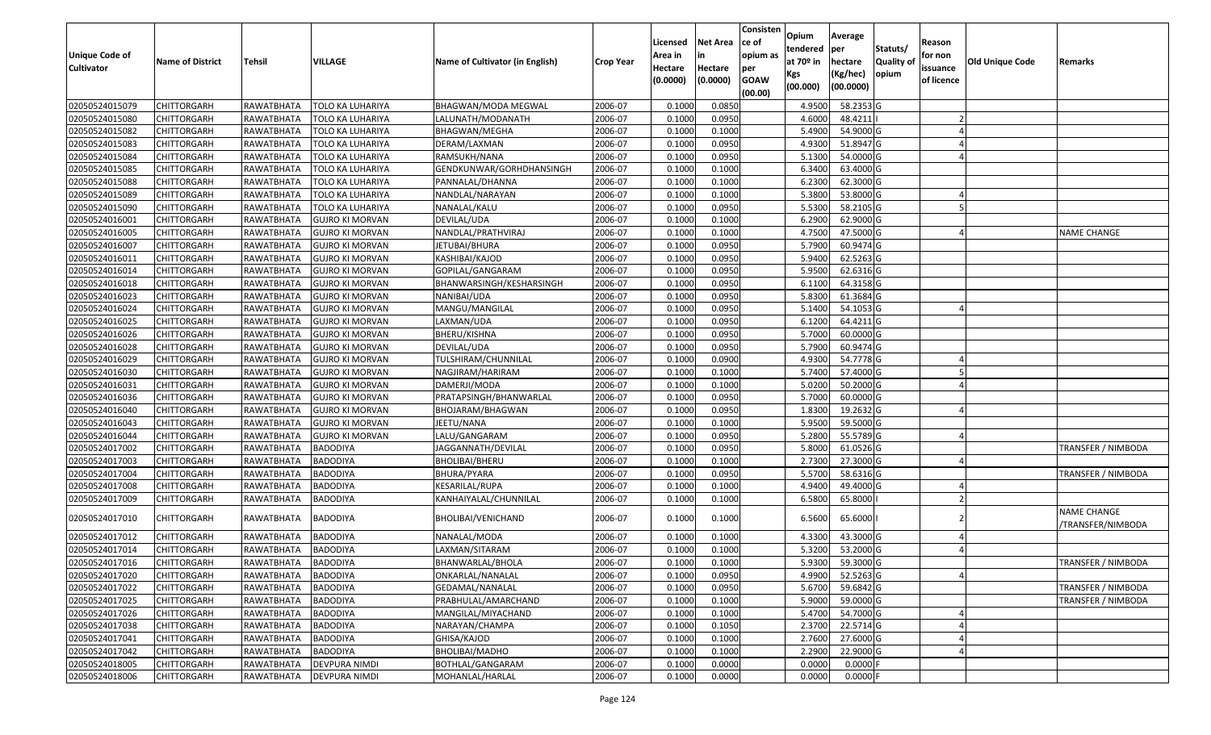| Unique Code of Cultivator | Name of District | Tehsil | VILLAGE | Name of Cultivator (in English) | Crop Year | Licensed Area in Hectare (0.0000) | Net Area in Hectare (0.0000) | Consistence of opium as per GOAW (00.00) | Opium tendered at 70º in Kgs (00.000) | Average per hectare (Kg/hec) (00.0000) | Statuts/ Quality of opium | Reason for non issuance of licence | Old Unique Code | Remarks |
|---|---|---|---|---|---|---|---|---|---|---|---|---|---|---|
| 02050524015079 | CHITTORGARH | RAWATBHATA | TOLO KA LUHARIYA | BHAGWAN/MODA MEGWAL | 2006-07 | 0.1000 | 0.0850 | | 4.9500 | 58.2353 | G | | | |
| 02050524015080 | CHITTORGARH | RAWATBHATA | TOLO KA LUHARIYA | LALUNATH/MODANATH | 2006-07 | 0.1000 | 0.0950 | | 4.6000 | 48.4211 | I | 2 | | |
| 02050524015082 | CHITTORGARH | RAWATBHATA | TOLO KA LUHARIYA | BHAGWAN/MEGHA | 2006-07 | 0.1000 | 0.1000 | | 5.4900 | 54.9000 | G | 4 | | |
| 02050524015083 | CHITTORGARH | RAWATBHATA | TOLO KA LUHARIYA | DERAM/LAXMAN | 2006-07 | 0.1000 | 0.0950 | | 4.9300 | 51.8947 | G | 4 | | |
| 02050524015084 | CHITTORGARH | RAWATBHATA | TOLO KA LUHARIYA | RAMSUKH/NANA | 2006-07 | 0.1000 | 0.0950 | | 5.1300 | 54.0000 | G | 4 | | |
| 02050524015085 | CHITTORGARH | RAWATBHATA | TOLO KA LUHARIYA | GENDKUNWAR/GORHDHANSINGH | 2006-07 | 0.1000 | 0.1000 | | 6.3400 | 63.4000 | G | | | |
| 02050524015088 | CHITTORGARH | RAWATBHATA | TOLO KA LUHARIYA | PANNALAL/DHANNA | 2006-07 | 0.1000 | 0.1000 | | 6.2300 | 62.3000 | G | | | |
| 02050524015089 | CHITTORGARH | RAWATBHATA | TOLO KA LUHARIYA | NANDLAL/NARAYAN | 2006-07 | 0.1000 | 0.1000 | | 5.3800 | 53.8000 | G | 4 | | |
| 02050524015090 | CHITTORGARH | RAWATBHATA | TOLO KA LUHARIYA | NANALAL/KALU | 2006-07 | 0.1000 | 0.0950 | | 5.5300 | 58.2105 | G | 5 | | |
| 02050524016001 | CHITTORGARH | RAWATBHATA | GUJRO KI MORVAN | DEVILAL/UDA | 2006-07 | 0.1000 | 0.1000 | | 6.2900 | 62.9000 | G | | | |
| 02050524016005 | CHITTORGARH | RAWATBHATA | GUJRO KI MORVAN | NANDLAL/PRATHVIRAJ | 2006-07 | 0.1000 | 0.1000 | | 4.7500 | 47.5000 | G | 4 | | NAME CHANGE |
| 02050524016007 | CHITTORGARH | RAWATBHATA | GUJRO KI MORVAN | JETUBAI/BHURA | 2006-07 | 0.1000 | 0.0950 | | 5.7900 | 60.9474 | G | | | |
| 02050524016011 | CHITTORGARH | RAWATBHATA | GUJRO KI MORVAN | KASHIBAI/KAJOD | 2006-07 | 0.1000 | 0.0950 | | 5.9400 | 62.5263 | G | | | |
| 02050524016014 | CHITTORGARH | RAWATBHATA | GUJRO KI MORVAN | GOPILAL/GANGARAM | 2006-07 | 0.1000 | 0.0950 | | 5.9500 | 62.6316 | G | | | |
| 02050524016018 | CHITTORGARH | RAWATBHATA | GUJRO KI MORVAN | BHANWARSINGH/KESHARSINGH | 2006-07 | 0.1000 | 0.0950 | | 6.1100 | 64.3158 | G | | | |
| 02050524016023 | CHITTORGARH | RAWATBHATA | GUJRO KI MORVAN | NANIBAI/UDA | 2006-07 | 0.1000 | 0.0950 | | 5.8300 | 61.3684 | G | | | |
| 02050524016024 | CHITTORGARH | RAWATBHATA | GUJRO KI MORVAN | MANGU/MANGILAL | 2006-07 | 0.1000 | 0.0950 | | 5.1400 | 54.1053 | G | 4 | | |
| 02050524016025 | CHITTORGARH | RAWATBHATA | GUJRO KI MORVAN | LAXMAN/UDA | 2006-07 | 0.1000 | 0.0950 | | 6.1200 | 64.4211 | G | | | |
| 02050524016026 | CHITTORGARH | RAWATBHATA | GUJRO KI MORVAN | BHERU/KISHNA | 2006-07 | 0.1000 | 0.0950 | | 5.7000 | 60.0000 | G | | | |
| 02050524016028 | CHITTORGARH | RAWATBHATA | GUJRO KI MORVAN | DEVILAL/UDA | 2006-07 | 0.1000 | 0.0950 | | 5.7900 | 60.9474 | G | | | |
| 02050524016029 | CHITTORGARH | RAWATBHATA | GUJRO KI MORVAN | TULSHIRAM/CHUNNILAL | 2006-07 | 0.1000 | 0.0900 | | 4.9300 | 54.7778 | G | 4 | | |
| 02050524016030 | CHITTORGARH | RAWATBHATA | GUJRO KI MORVAN | NAGJIRAM/HARIRAM | 2006-07 | 0.1000 | 0.1000 | | 5.7400 | 57.4000 | G | 5 | | |
| 02050524016031 | CHITTORGARH | RAWATBHATA | GUJRO KI MORVAN | DAMERJI/MODA | 2006-07 | 0.1000 | 0.1000 | | 5.0200 | 50.2000 | G | 4 | | |
| 02050524016036 | CHITTORGARH | RAWATBHATA | GUJRO KI MORVAN | PRATAPSINGH/BHANWARLAL | 2006-07 | 0.1000 | 0.0950 | | 5.7000 | 60.0000 | G | | | |
| 02050524016040 | CHITTORGARH | RAWATBHATA | GUJRO KI MORVAN | BHOJARAM/BHAGWAN | 2006-07 | 0.1000 | 0.0950 | | 1.8300 | 19.2632 | G | 4 | | |
| 02050524016043 | CHITTORGARH | RAWATBHATA | GUJRO KI MORVAN | JEETU/NANA | 2006-07 | 0.1000 | 0.1000 | | 5.9500 | 59.5000 | G | | | |
| 02050524016044 | CHITTORGARH | RAWATBHATA | GUJRO KI MORVAN | LALU/GANGARAM | 2006-07 | 0.1000 | 0.0950 | | 5.2800 | 55.5789 | G | 4 | | |
| 02050524017002 | CHITTORGARH | RAWATBHATA | BADODIYA | JAGGANNATH/DEVILAL | 2006-07 | 0.1000 | 0.0950 | | 5.8000 | 61.0526 | G | | | TRANSFER / NIMBODA |
| 02050524017003 | CHITTORGARH | RAWATBHATA | BADODIYA | BHOLIBAI/BHERU | 2006-07 | 0.1000 | 0.1000 | | 2.7300 | 27.3000 | G | 4 | | |
| 02050524017004 | CHITTORGARH | RAWATBHATA | BADODIYA | BHURA/PYARA | 2006-07 | 0.1000 | 0.0950 | | 5.5700 | 58.6316 | G | | | TRANSFER / NIMBODA |
| 02050524017008 | CHITTORGARH | RAWATBHATA | BADODIYA | KESARILAL/RUPA | 2006-07 | 0.1000 | 0.1000 | | 4.9400 | 49.4000 | G | 4 | | |
| 02050524017009 | CHITTORGARH | RAWATBHATA | BADODIYA | KANHAIYALAL/CHUNNILAL | 2006-07 | 0.1000 | 0.1000 | | 6.5800 | 65.8000 | I | 2 | | |
| 02050524017010 | CHITTORGARH | RAWATBHATA | BADODIYA | BHOLIBAI/VENICHAND | 2006-07 | 0.1000 | 0.1000 | | 6.5600 | 65.6000 | I | 2 | | NAME CHANGE /TRANSFER/NIMBODA |
| 02050524017012 | CHITTORGARH | RAWATBHATA | BADODIYA | NANALAL/MODA | 2006-07 | 0.1000 | 0.1000 | | 4.3300 | 43.3000 | G | 4 | | |
| 02050524017014 | CHITTORGARH | RAWATBHATA | BADODIYA | LAXMAN/SITARAM | 2006-07 | 0.1000 | 0.1000 | | 5.3200 | 53.2000 | G | 4 | | |
| 02050524017016 | CHITTORGARH | RAWATBHATA | BADODIYA | BHANWARLAL/BHOLA | 2006-07 | 0.1000 | 0.1000 | | 5.9300 | 59.3000 | G | | | TRANSFER / NIMBODA |
| 02050524017020 | CHITTORGARH | RAWATBHATA | BADODIYA | ONKARLAL/NANALAL | 2006-07 | 0.1000 | 0.0950 | | 4.9900 | 52.5263 | G | 4 | | |
| 02050524017022 | CHITTORGARH | RAWATBHATA | BADODIYA | GEDAMAL/NANALAL | 2006-07 | 0.1000 | 0.0950 | | 5.6700 | 59.6842 | G | | | TRANSFER / NIMBODA |
| 02050524017025 | CHITTORGARH | RAWATBHATA | BADODIYA | PRABHULAL/AMARCHAND | 2006-07 | 0.1000 | 0.1000 | | 5.9000 | 59.0000 | G | | | TRANSFER / NIMBODA |
| 02050524017026 | CHITTORGARH | RAWATBHATA | BADODIYA | MANGILAL/MIYACHAND | 2006-07 | 0.1000 | 0.1000 | | 5.4700 | 54.7000 | G | 4 | | |
| 02050524017038 | CHITTORGARH | RAWATBHATA | BADODIYA | NARAYAN/CHAMPA | 2006-07 | 0.1000 | 0.1050 | | 2.3700 | 22.5714 | G | 4 | | |
| 02050524017041 | CHITTORGARH | RAWATBHATA | BADODIYA | GHISA/KAJOD | 2006-07 | 0.1000 | 0.1000 | | 2.7600 | 27.6000 | G | 4 | | |
| 02050524017042 | CHITTORGARH | RAWATBHATA | BADODIYA | BHOLIBAI/MADHO | 2006-07 | 0.1000 | 0.1000 | | 2.2900 | 22.9000 | G | 4 | | |
| 02050524018005 | CHITTORGARH | RAWATBHATA | DEVPURA NIMDI | BOTHLAL/GANGARAM | 2006-07 | 0.1000 | 0.0000 | | 0.0000 | 0.0000 | F | | | |
| 02050524018006 | CHITTORGARH | RAWATBHATA | DEVPURA NIMDI | MOHANLAL/HARLAL | 2006-07 | 0.1000 | 0.0000 | | 0.0000 | 0.0000 | F | | | |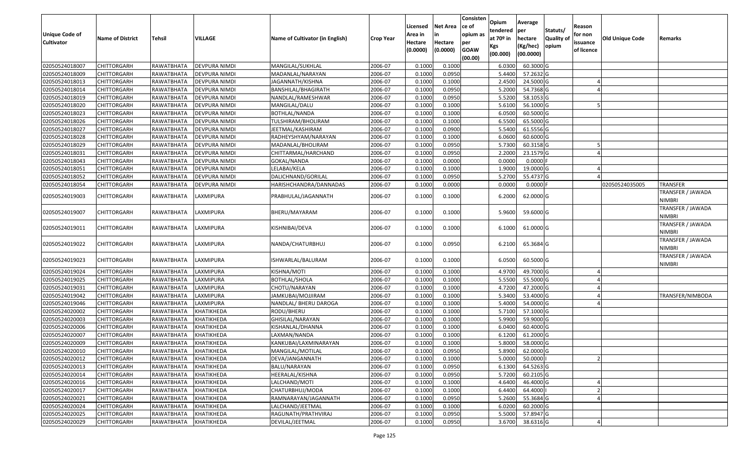| Unique Code of Cultivator | Name of District | Tehsil | VILLAGE | Name of Cultivator (in English) | Crop Year | Licensed Area in Hectare (0.0000) | Net Area in Hectare (0.0000) | Consistence of opium as per GOAW (00.00) | Opium tendered at 70º in Kgs (00.000) | Average per hectare (Kg/hec) (00.0000) | Statuts/ Quality of opium | Reason for non issuance of licence | Old Unique Code | Remarks |
|---|---|---|---|---|---|---|---|---|---|---|---|---|---|---|
| 02050524018007 | CHITTORGARH | RAWATBHATA | DEVPURA NIMDI | MANGILAL/SUKHLAL | 2006-07 | 0.1000 | 0.1000 | | 6.0300 | 60.3000 | G | | | |
| 02050524018009 | CHITTORGARH | RAWATBHATA | DEVPURA NIMDI | MADANLAL/NARAYAN | 2006-07 | 0.1000 | 0.0950 | | 5.4400 | 57.2632 | G | | | |
| 02050524018013 | CHITTORGARH | RAWATBHATA | DEVPURA NIMDI | JAGANNATH/KISHNA | 2006-07 | 0.1000 | 0.1000 | | 2.4500 | 24.5000 | G | 4 | | |
| 02050524018014 | CHITTORGARH | RAWATBHATA | DEVPURA NIMDI | BANSHILAL/BHAGIRATH | 2006-07 | 0.1000 | 0.0950 | | 5.2000 | 54.7368 | G | 4 | | |
| 02050524018019 | CHITTORGARH | RAWATBHATA | DEVPURA NIMDI | NANDLAL/RAMESHWAR | 2006-07 | 0.1000 | 0.0950 | | 5.5200 | 58.1053 | G | | | |
| 02050524018020 | CHITTORGARH | RAWATBHATA | DEVPURA NIMDI | MANGILAL/DALU | 2006-07 | 0.1000 | 0.1000 | | 5.6100 | 56.1000 | G | 5 | | |
| 02050524018023 | CHITTORGARH | RAWATBHATA | DEVPURA NIMDI | BOTHLAL/NANDA | 2006-07 | 0.1000 | 0.1000 | | 6.0500 | 60.5000 | G | | | |
| 02050524018026 | CHITTORGARH | RAWATBHATA | DEVPURA NIMDI | TULSHIRAM/BHOLIRAM | 2006-07 | 0.1000 | 0.1000 | | 6.5500 | 65.5000 | G | | | |
| 02050524018027 | CHITTORGARH | RAWATBHATA | DEVPURA NIMDI | JEETMAL/KASHIRAM | 2006-07 | 0.1000 | 0.0900 | | 5.5400 | 61.5556 | G | | | |
| 02050524018028 | CHITTORGARH | RAWATBHATA | DEVPURA NIMDI | RADHEYSHYAM/NARAYAN | 2006-07 | 0.1000 | 0.1000 | | 6.0600 | 60.6000 | G | | | |
| 02050524018029 | CHITTORGARH | RAWATBHATA | DEVPURA NIMDI | MADANLAL/BHOLIRAM | 2006-07 | 0.1000 | 0.0950 | | 5.7300 | 60.3158 | G | 5 | | |
| 02050524018031 | CHITTORGARH | RAWATBHATA | DEVPURA NIMDI | CHITTARMAL/HARCHAND | 2006-07 | 0.1000 | 0.0950 | | 2.2000 | 23.1579 | G | 4 | | |
| 02050524018043 | CHITTORGARH | RAWATBHATA | DEVPURA NIMDI | GOKAL/NANDA | 2006-07 | 0.1000 | 0.0000 | | 0.0000 | 0.0000 | F | | | |
| 02050524018051 | CHITTORGARH | RAWATBHATA | DEVPURA NIMDI | LELABAI/KELA | 2006-07 | 0.1000 | 0.1000 | | 1.9000 | 19.0000 | G | 4 | | |
| 02050524018052 | CHITTORGARH | RAWATBHATA | DEVPURA NIMDI | DALICHNAND/GORILAL | 2006-07 | 0.1000 | 0.0950 | | 5.2700 | 55.4737 | G | 4 | | |
| 02050524018054 | CHITTORGARH | RAWATBHATA | DEVPURA NIMDI | HARISHCHANDRA/DANNADAS | 2006-07 | 0.1000 | 0.0000 | | 0.0000 | 0.0000 | F | | 02050524035005 | TRANSFER |
| 02050524019003 | CHITTORGARH | RAWATBHATA | LAXMIPURA | PRABHULAL/JAGANNATH | 2006-07 | 0.1000 | 0.1000 | | 6.2000 | 62.0000 | G | | | TRANSFER / JAWADA NIMBRI |
| 02050524019007 | CHITTORGARH | RAWATBHATA | LAXMIPURA | BHERU/MAYARAM | 2006-07 | 0.1000 | 0.1000 | | 5.9600 | 59.6000 | G | | | TRANSFER / JAWADA NIMBRI |
| 02050524019011 | CHITTORGARH | RAWATBHATA | LAXMIPURA | KISHNIBAI/DEVA | 2006-07 | 0.1000 | 0.1000 | | 6.1000 | 61.0000 | G | | | TRANSFER / JAWADA NIMBRI |
| 02050524019022 | CHITTORGARH | RAWATBHATA | LAXMIPURA | NANDA/CHATURBHUJ | 2006-07 | 0.1000 | 0.0950 | | 6.2100 | 65.3684 | G | | | TRANSFER / JAWADA NIMBRI |
| 02050524019023 | CHITTORGARH | RAWATBHATA | LAXMIPURA | ISHWARLAL/BALURAM | 2006-07 | 0.1000 | 0.1000 | | 6.0500 | 60.5000 | G | | | TRANSFER / JAWADA NIMBRI |
| 02050524019024 | CHITTORGARH | RAWATBHATA | LAXMIPURA | KISHNA/MOTI | 2006-07 | 0.1000 | 0.1000 | | 4.9700 | 49.7000 | G | 4 | | |
| 02050524019025 | CHITTORGARH | RAWATBHATA | LAXMIPURA | BOTHLAL/SHOLA | 2006-07 | 0.1000 | 0.1000 | | 5.5500 | 55.5000 | G | 4 | | |
| 02050524019031 | CHITTORGARH | RAWATBHATA | LAXMIPURA | CHOTU/NARAYAN | 2006-07 | 0.1000 | 0.1000 | | 4.7200 | 47.2000 | G | 4 | | |
| 02050524019042 | CHITTORGARH | RAWATBHATA | LAXMIPURA | JAMKUBAI/MOJJIRAM | 2006-07 | 0.1000 | 0.1000 | | 5.3400 | 53.4000 | G | 4 | | TRANSFER/NIMBODA |
| 02050524019046 | CHITTORGARH | RAWATBHATA | LAXMIPURA | NANDLAL/ BHERU DAROGA | 2006-07 | 0.1000 | 0.1000 | | 5.4000 | 54.0000 | G | 4 | | |
| 02050524020002 | CHITTORGARH | RAWATBHATA | KHATIKHEDA | RODU/BHERU | 2006-07 | 0.1000 | 0.1000 | | 5.7100 | 57.1000 | G | | | |
| 02050524020003 | CHITTORGARH | RAWATBHATA | KHATIKHEDA | GHISILAL/NARAYAN | 2006-07 | 0.1000 | 0.1000 | | 5.9900 | 59.9000 | G | | | |
| 02050524020006 | CHITTORGARH | RAWATBHATA | KHATIKHEDA | KISHANLAL/DHANNA | 2006-07 | 0.1000 | 0.1000 | | 6.0400 | 60.4000 | G | | | |
| 02050524020007 | CHITTORGARH | RAWATBHATA | KHATIKHEDA | LAXMAN/NANDA | 2006-07 | 0.1000 | 0.1000 | | 6.1200 | 61.2000 | G | | | |
| 02050524020009 | CHITTORGARH | RAWATBHATA | KHATIKHEDA | KANKUBAI/LAXMINARAYAN | 2006-07 | 0.1000 | 0.1000 | | 5.8000 | 58.0000 | G | | | |
| 02050524020010 | CHITTORGARH | RAWATBHATA | KHATIKHEDA | MANGILAL/MOTILAL | 2006-07 | 0.1000 | 0.0950 | | 5.8900 | 62.0000 | G | | | |
| 02050524020012 | CHITTORGARH | RAWATBHATA | KHATIKHEDA | DEVA/JANGANNATH | 2006-07 | 0.1000 | 0.1000 | | 5.0000 | 50.0000 | I | 2 | | |
| 02050524020013 | CHITTORGARH | RAWATBHATA | KHATIKHEDA | BALU/NARAYAN | 2006-07 | 0.1000 | 0.0950 | | 6.1300 | 64.5263 | G | | | |
| 02050524020014 | CHITTORGARH | RAWATBHATA | KHATIKHEDA | HEERALAL/KISHNA | 2006-07 | 0.1000 | 0.0950 | | 5.7200 | 60.2105 | G | | | |
| 02050524020016 | CHITTORGARH | RAWATBHATA | KHATIKHEDA | LALCHAND/MOTI | 2006-07 | 0.1000 | 0.1000 | | 4.6400 | 46.4000 | G | 4 | | |
| 02050524020017 | CHITTORGARH | RAWATBHATA | KHATIKHEDA | CHATURBHUJ/MODA | 2006-07 | 0.1000 | 0.1000 | | 6.4400 | 64.4000 | I | 2 | | |
| 02050524020021 | CHITTORGARH | RAWATBHATA | KHATIKHEDA | RAMNARAYAN/JAGANNATH | 2006-07 | 0.1000 | 0.0950 | | 5.2600 | 55.3684 | G | 4 | | |
| 02050524020024 | CHITTORGARH | RAWATBHATA | KHATIKHEDA | LALCHAND/JEETMAL | 2006-07 | 0.1000 | 0.1000 | | 6.0200 | 60.2000 | G | | | |
| 02050524020025 | CHITTORGARH | RAWATBHATA | KHATIKHEDA | RAGUNATH/PRATHVIRAJ | 2006-07 | 0.1000 | 0.0950 | | 5.5000 | 57.8947 | G | | | |
| 02050524020029 | CHITTORGARH | RAWATBHATA | KHATIKHEDA | DEVILAL/JEETMAL | 2006-07 | 0.1000 | 0.0950 | | 3.6700 | 38.6316 | G | 4 | | |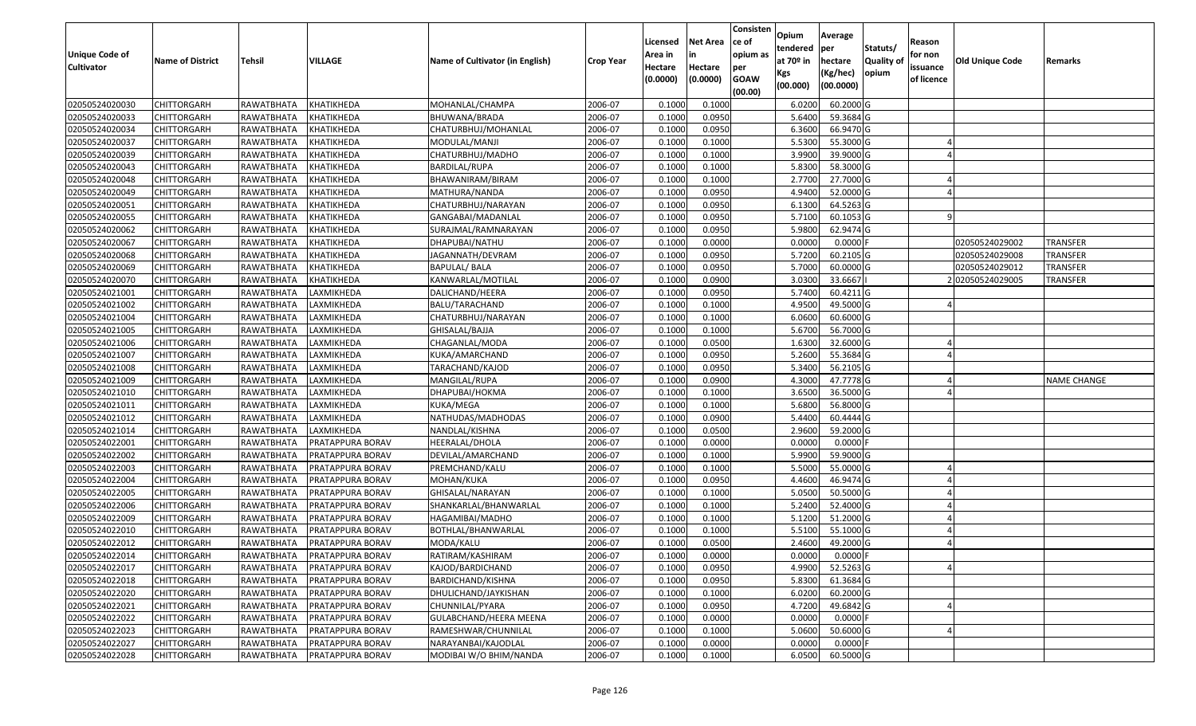| Unique Code of Cultivator | Name of District | Tehsil | VILLAGE | Name of Cultivator (in English) | Crop Year | Licensed Area in Hectare (0.0000) | Net Area in Hectare (0.0000) | Consistence of opium as per GOAW (00.00) | Opium tendered at 70º in Kgs (00.000) | Average per hectare (Kg/hec) (00.0000) | Statuts/ Quality of opium | Reason for non issuance of licence | Old Unique Code | Remarks |
|---|---|---|---|---|---|---|---|---|---|---|---|---|---|---|
| 02050524020030 | CHITTORGARH | RAWATBHATA | KHATIKHEDA | MOHANLAL/CHAMPA | 2006-07 | 0.1000 | 0.1000 | | 6.0200 | 60.2000 | G | | | |
| 02050524020033 | CHITTORGARH | RAWATBHATA | KHATIKHEDA | BHUWANA/BRADA | 2006-07 | 0.1000 | 0.0950 | | 5.6400 | 59.3684 | G | | | |
| 02050524020034 | CHITTORGARH | RAWATBHATA | KHATIKHEDA | CHATURBHUJ/MOHANLAL | 2006-07 | 0.1000 | 0.0950 | | 6.3600 | 66.9470 | G | | | |
| 02050524020037 | CHITTORGARH | RAWATBHATA | KHATIKHEDA | MODULAL/MANJI | 2006-07 | 0.1000 | 0.1000 | | 5.5300 | 55.3000 | G | 4 | | |
| 02050524020039 | CHITTORGARH | RAWATBHATA | KHATIKHEDA | CHATURBHUJ/MADHO | 2006-07 | 0.1000 | 0.1000 | | 3.9900 | 39.9000 | G | 4 | | |
| 02050524020043 | CHITTORGARH | RAWATBHATA | KHATIKHEDA | BARDILAL/RUPA | 2006-07 | 0.1000 | 0.1000 | | 5.8300 | 58.3000 | G | | | |
| 02050524020048 | CHITTORGARH | RAWATBHATA | KHATIKHEDA | BHAWANIRAM/BIRAM | 2006-07 | 0.1000 | 0.1000 | | 2.7700 | 27.7000 | G | 4 | | |
| 02050524020049 | CHITTORGARH | RAWATBHATA | KHATIKHEDA | MATHURA/NANDA | 2006-07 | 0.1000 | 0.0950 | | 4.9400 | 52.0000 | G | 4 | | |
| 02050524020051 | CHITTORGARH | RAWATBHATA | KHATIKHEDA | CHATURBHUJ/NARAYAN | 2006-07 | 0.1000 | 0.0950 | | 6.1300 | 64.5263 | G | | | |
| 02050524020055 | CHITTORGARH | RAWATBHATA | KHATIKHEDA | GANGABAI/MADANLAL | 2006-07 | 0.1000 | 0.0950 | | 5.7100 | 60.1053 | G | 9 | | |
| 02050524020062 | CHITTORGARH | RAWATBHATA | KHATIKHEDA | SURAJMAL/RAMNARAYAN | 2006-07 | 0.1000 | 0.0950 | | 5.9800 | 62.9474 | G | | | |
| 02050524020067 | CHITTORGARH | RAWATBHATA | KHATIKHEDA | DHAPUBAI/NATHU | 2006-07 | 0.1000 | 0.0000 | | 0.0000 | 0.0000 | F | | 02050524029002 | TRANSFER |
| 02050524020068 | CHITTORGARH | RAWATBHATA | KHATIKHEDA | JAGANNATH/DEVRAM | 2006-07 | 0.1000 | 0.0950 | | 5.7200 | 60.2105 | G | | 02050524029008 | TRANSFER |
| 02050524020069 | CHITTORGARH | RAWATBHATA | KHATIKHEDA | BAPULAL/ BALA | 2006-07 | 0.1000 | 0.0950 | | 5.7000 | 60.0000 | G | | 02050524029012 | TRANSFER |
| 02050524020070 | CHITTORGARH | RAWATBHATA | KHATIKHEDA | KANWARLAL/MOTILAL | 2006-07 | 0.1000 | 0.0900 | | 3.0300 | 33.6667 | I | 2 | 02050524029005 | TRANSFER |
| 02050524021001 | CHITTORGARH | RAWATBHATA | LAXMIKHEDA | DALICHAND/HEERA | 2006-07 | 0.1000 | 0.0950 | | 5.7400 | 60.4211 | G | | | |
| 02050524021002 | CHITTORGARH | RAWATBHATA | LAXMIKHEDA | BALU/TARACHAND | 2006-07 | 0.1000 | 0.1000 | | 4.9500 | 49.5000 | G | 4 | | |
| 02050524021004 | CHITTORGARH | RAWATBHATA | LAXMIKHEDA | CHATURBHUJ/NARAYAN | 2006-07 | 0.1000 | 0.1000 | | 6.0600 | 60.6000 | G | | | |
| 02050524021005 | CHITTORGARH | RAWATBHATA | LAXMIKHEDA | GHISALAL/BAJJA | 2006-07 | 0.1000 | 0.1000 | | 5.6700 | 56.7000 | G | | | |
| 02050524021006 | CHITTORGARH | RAWATBHATA | LAXMIKHEDA | CHAGANLAL/MODA | 2006-07 | 0.1000 | 0.0500 | | 1.6300 | 32.6000 | G | 4 | | |
| 02050524021007 | CHITTORGARH | RAWATBHATA | LAXMIKHEDA | KUKA/AMARCHAND | 2006-07 | 0.1000 | 0.0950 | | 5.2600 | 55.3684 | G | 4 | | |
| 02050524021008 | CHITTORGARH | RAWATBHATA | LAXMIKHEDA | TARACHAND/KAJOD | 2006-07 | 0.1000 | 0.0950 | | 5.3400 | 56.2105 | G | | | |
| 02050524021009 | CHITTORGARH | RAWATBHATA | LAXMIKHEDA | MANGILAL/RUPA | 2006-07 | 0.1000 | 0.0900 | | 4.3000 | 47.7778 | G | 4 | | NAME CHANGE |
| 02050524021010 | CHITTORGARH | RAWATBHATA | LAXMIKHEDA | DHAPUBAI/HOKMA | 2006-07 | 0.1000 | 0.1000 | | 3.6500 | 36.5000 | G | 4 | | |
| 02050524021011 | CHITTORGARH | RAWATBHATA | LAXMIKHEDA | KUKA/MEGA | 2006-07 | 0.1000 | 0.1000 | | 5.6800 | 56.8000 | G | | | |
| 02050524021012 | CHITTORGARH | RAWATBHATA | LAXMIKHEDA | NATHUDAS/MADHODAS | 2006-07 | 0.1000 | 0.0900 | | 5.4400 | 60.4444 | G | | | |
| 02050524021014 | CHITTORGARH | RAWATBHATA | LAXMIKHEDA | NANDLAL/KISHNA | 2006-07 | 0.1000 | 0.0500 | | 2.9600 | 59.2000 | G | | | |
| 02050524022001 | CHITTORGARH | RAWATBHATA | PRATAPPURA BORAV | HEERALAL/DHOLA | 2006-07 | 0.1000 | 0.0000 | | 0.0000 | 0.0000 | F | | | |
| 02050524022002 | CHITTORGARH | RAWATBHATA | PRATAPPURA BORAV | DEVILAL/AMARCHAND | 2006-07 | 0.1000 | 0.1000 | | 5.9900 | 59.9000 | G | | | |
| 02050524022003 | CHITTORGARH | RAWATBHATA | PRATAPPURA BORAV | PREMCHAND/KALU | 2006-07 | 0.1000 | 0.1000 | | 5.5000 | 55.0000 | G | 4 | | |
| 02050524022004 | CHITTORGARH | RAWATBHATA | PRATAPPURA BORAV | MOHAN/KUKA | 2006-07 | 0.1000 | 0.0950 | | 4.4600 | 46.9474 | G | 4 | | |
| 02050524022005 | CHITTORGARH | RAWATBHATA | PRATAPPURA BORAV | GHISALAL/NARAYAN | 2006-07 | 0.1000 | 0.1000 | | 5.0500 | 50.5000 | G | 4 | | |
| 02050524022006 | CHITTORGARH | RAWATBHATA | PRATAPPURA BORAV | SHANKARLAL/BHANWARLAL | 2006-07 | 0.1000 | 0.1000 | | 5.2400 | 52.4000 | G | 4 | | |
| 02050524022009 | CHITTORGARH | RAWATBHATA | PRATAPPURA BORAV | HAGAMIBAI/MADHO | 2006-07 | 0.1000 | 0.1000 | | 5.1200 | 51.2000 | G | 4 | | |
| 02050524022010 | CHITTORGARH | RAWATBHATA | PRATAPPURA BORAV | BOTHLAL/BHANWARLAL | 2006-07 | 0.1000 | 0.1000 | | 5.5100 | 55.1000 | G | 4 | | |
| 02050524022012 | CHITTORGARH | RAWATBHATA | PRATAPPURA BORAV | MODA/KALU | 2006-07 | 0.1000 | 0.0500 | | 2.4600 | 49.2000 | G | 4 | | |
| 02050524022014 | CHITTORGARH | RAWATBHATA | PRATAPPURA BORAV | RATIRAM/KASHIRAM | 2006-07 | 0.1000 | 0.0000 | | 0.0000 | 0.0000 | F | | | |
| 02050524022017 | CHITTORGARH | RAWATBHATA | PRATAPPURA BORAV | KAJOD/BARDICHAND | 2006-07 | 0.1000 | 0.0950 | | 4.9900 | 52.5263 | G | 4 | | |
| 02050524022018 | CHITTORGARH | RAWATBHATA | PRATAPPURA BORAV | BARDICHAND/KISHNA | 2006-07 | 0.1000 | 0.0950 | | 5.8300 | 61.3684 | G | | | |
| 02050524022020 | CHITTORGARH | RAWATBHATA | PRATAPPURA BORAV | DHULICHAND/JAYKISHAN | 2006-07 | 0.1000 | 0.1000 | | 6.0200 | 60.2000 | G | | | |
| 02050524022021 | CHITTORGARH | RAWATBHATA | PRATAPPURA BORAV | CHUNNILAL/PYARA | 2006-07 | 0.1000 | 0.0950 | | 4.7200 | 49.6842 | G | 4 | | |
| 02050524022022 | CHITTORGARH | RAWATBHATA | PRATAPPURA BORAV | GULABCHAND/HEERA MEENA | 2006-07 | 0.1000 | 0.0000 | | 0.0000 | 0.0000 | F | | | |
| 02050524022023 | CHITTORGARH | RAWATBHATA | PRATAPPURA BORAV | RAMESHWAR/CHUNNILAL | 2006-07 | 0.1000 | 0.1000 | | 5.0600 | 50.6000 | G | 4 | | |
| 02050524022027 | CHITTORGARH | RAWATBHATA | PRATAPPURA BORAV | NARAYANBAI/KAJODLAL | 2006-07 | 0.1000 | 0.0000 | | 0.0000 | 0.0000 | F | | | |
| 02050524022028 | CHITTORGARH | RAWATBHATA | PRATAPPURA BORAV | MODIBAI W/O BHIM/NANDA | 2006-07 | 0.1000 | 0.1000 | | 6.0500 | 60.5000 | G | | | |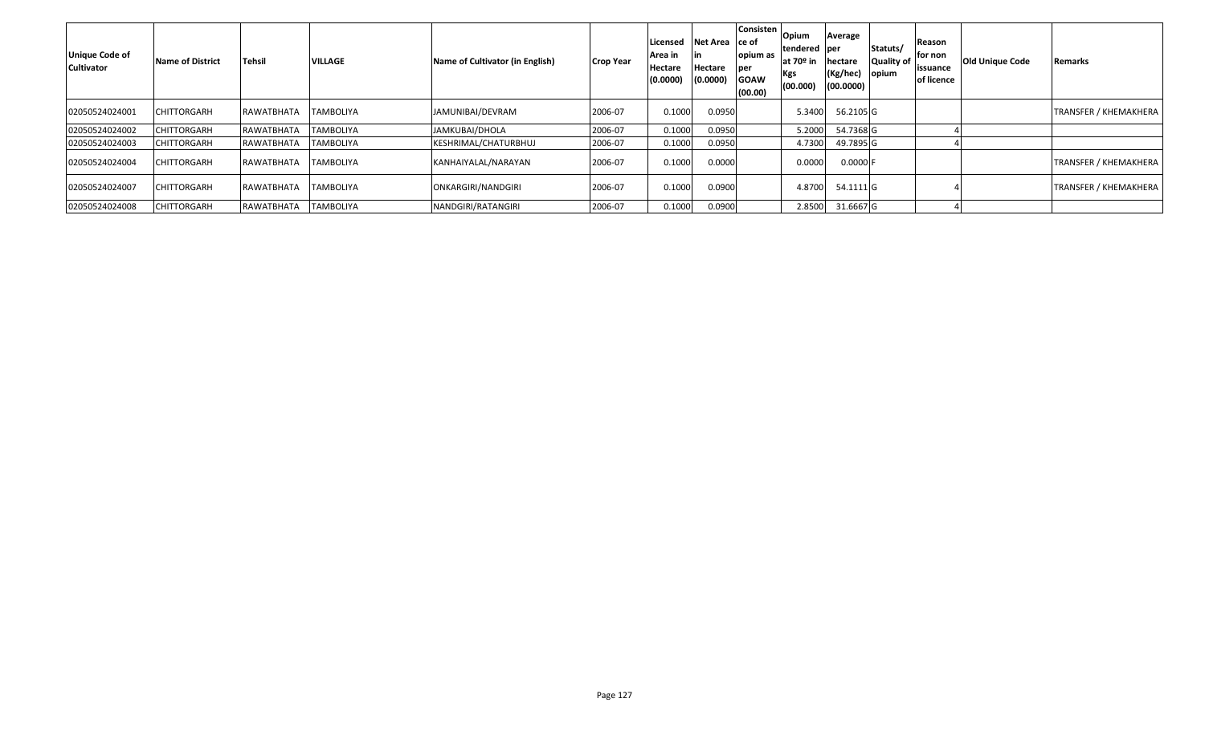| Unique Code of Cultivator | Name of District | Tehsil | VILLAGE | Name of Cultivator (in English) | Crop Year | Licensed Area in Hectare (0.0000) | Net Area in Hectare (0.0000) | Consistence of opium as per GOAW (00.00) | Opium tendered at 70º in Kgs (00.000) | Average per hectare (Kg/hec) (00.0000) | Statuts/ Quality of opium | Reason for non issuance of licence | Old Unique Code | Remarks |
|---|---|---|---|---|---|---|---|---|---|---|---|---|---|---|
| 02050524024001 | CHITTORGARH | RAWATBHATA | TAMBOLIYA | JAMUNIBAI/DEVRAM | 2006-07 | 0.1000 | 0.0950 | | 5.3400 | 56.2105 | G | | | TRANSFER / KHEMAKHERA |
| 02050524024002 | CHITTORGARH | RAWATBHATA | TAMBOLIYA | JAMKUBAI/DHOLA | 2006-07 | 0.1000 | 0.0950 | | 5.2000 | 54.7368 | G | 4 | | |
| 02050524024003 | CHITTORGARH | RAWATBHATA | TAMBOLIYA | KESHRIMAL/CHATURBHUJ | 2006-07 | 0.1000 | 0.0950 | | 4.7300 | 49.7895 | G | 4 | | |
| 02050524024004 | CHITTORGARH | RAWATBHATA | TAMBOLIYA | KANHAIYALAL/NARAYAN | 2006-07 | 0.1000 | 0.0000 | | 0.0000 | 0.0000 | F | | | TRANSFER / KHEMAKHERA |
| 02050524024007 | CHITTORGARH | RAWATBHATA | TAMBOLIYA | ONKARGIRI/NANDGIRI | 2006-07 | 0.1000 | 0.0900 | | 4.8700 | 54.1111 | G | 4 | | TRANSFER / KHEMAKHERA |
| 02050524024008 | CHITTORGARH | RAWATBHATA | TAMBOLIYA | NANDGIRI/RATANGIRI | 2006-07 | 0.1000 | 0.0900 | | 2.8500 | 31.6667 | G | 4 | | |